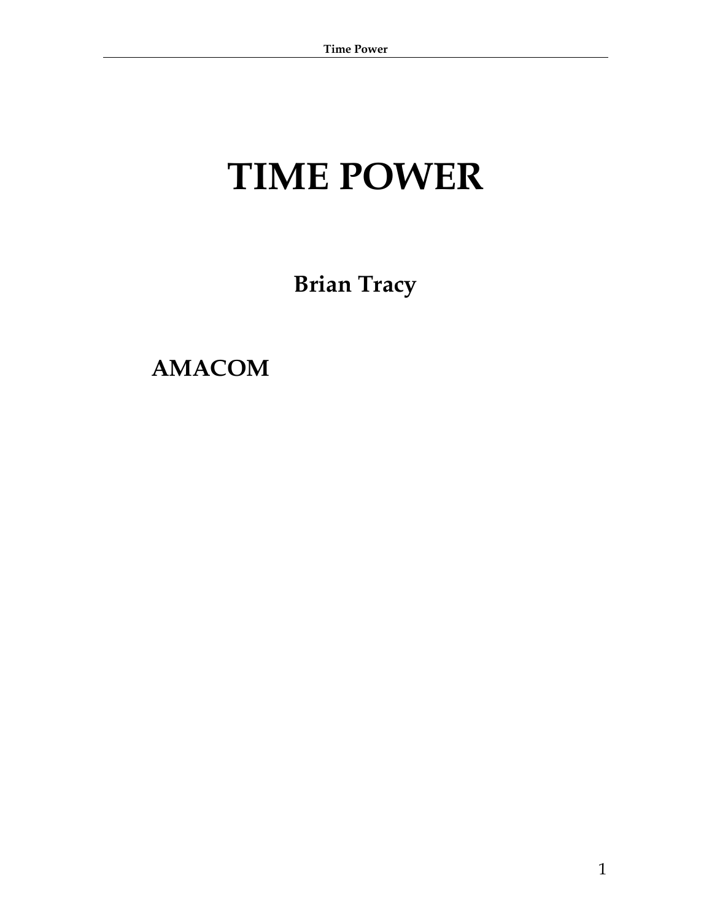# TIME POWER

**Brian Tracy**

**AMACOM**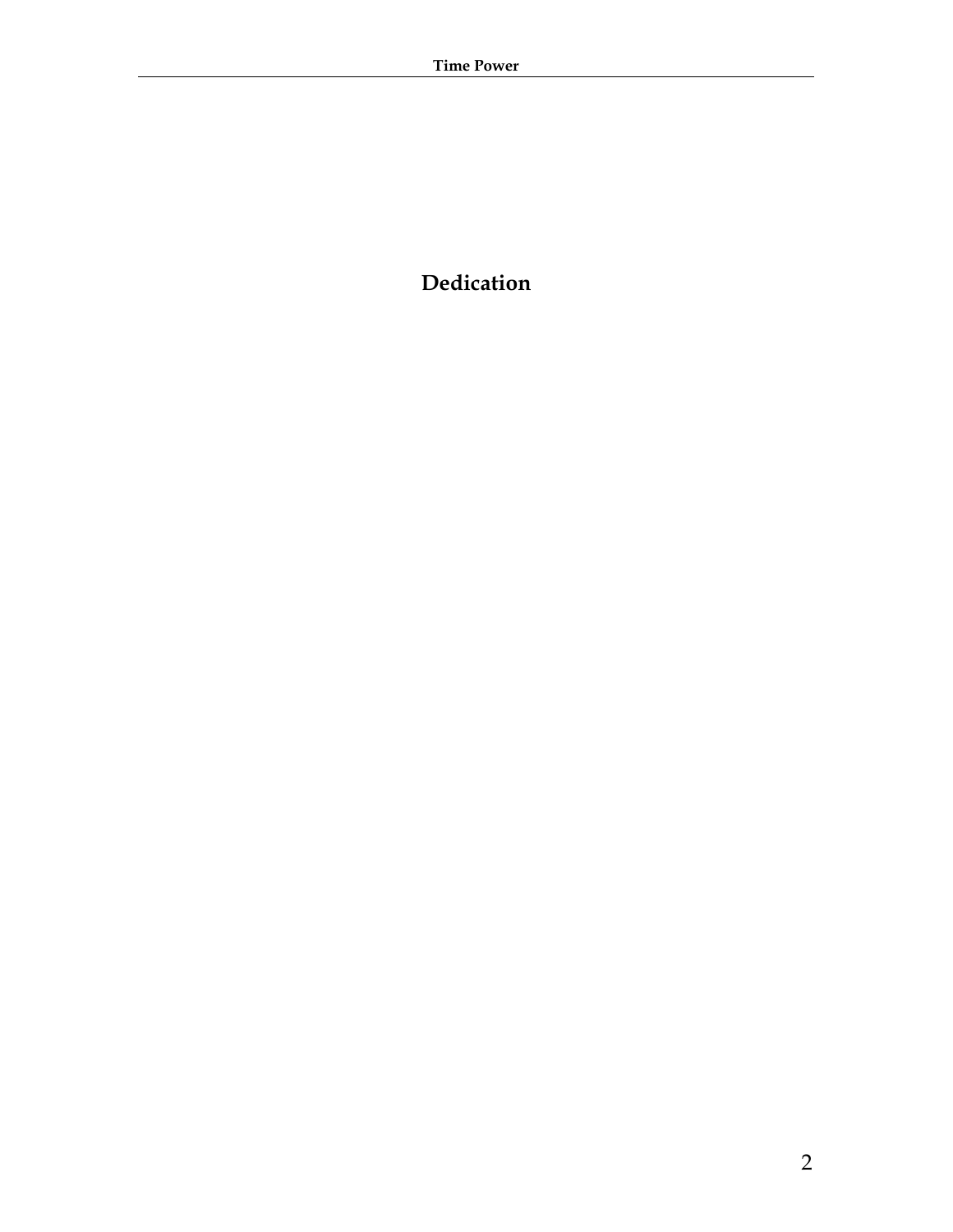# Dedication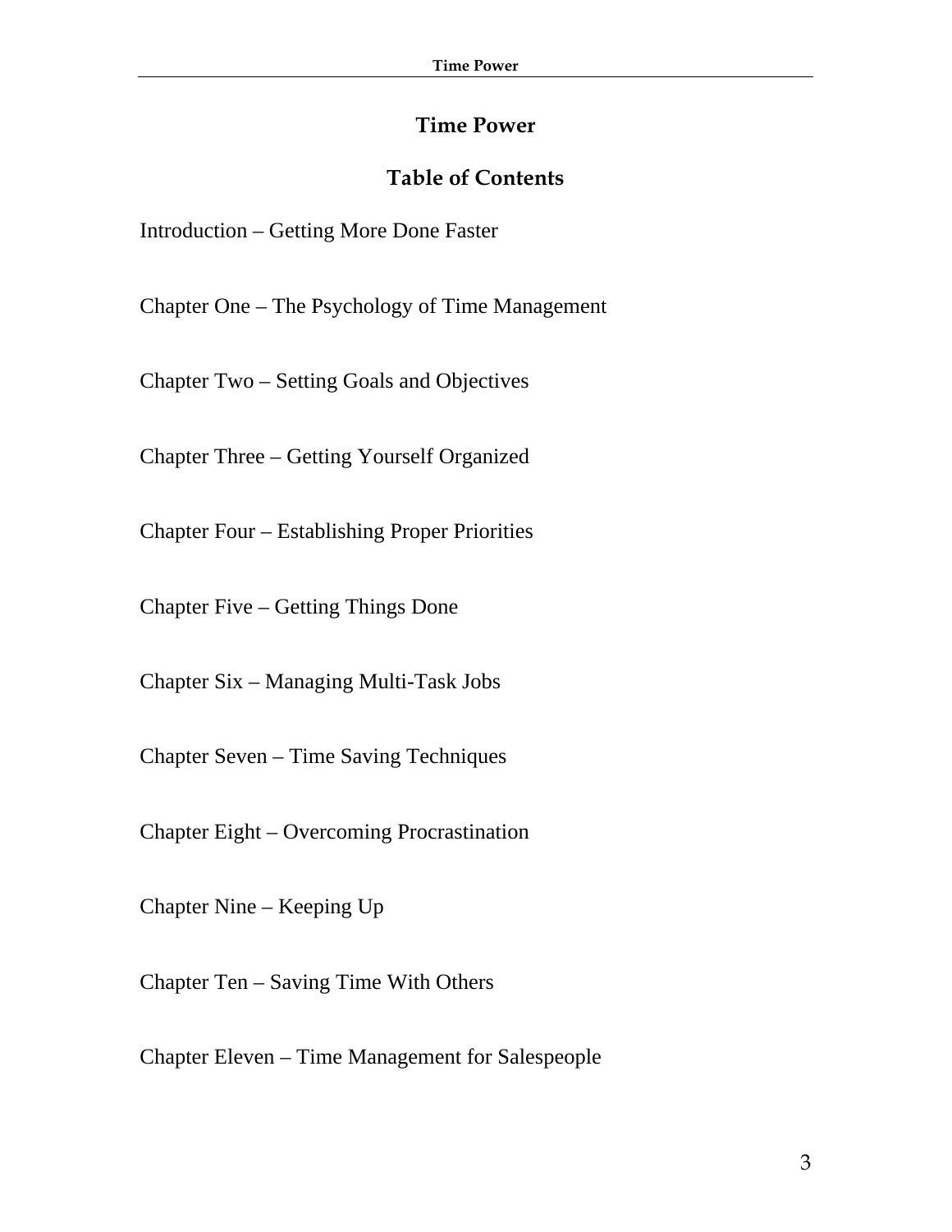# Time Power

## Table of Contents

Introduction – Getting More Done Faster

Chapter One – The Psychology of Time Management

Chapter Two – Setting Goals and Objectives

Chapter Three – Getting Yourself Organized

Chapter Four – Establishing Proper Priorities

Chapter Five – Getting Things Done

Chapter Six – Managing Multi-Task Jobs

Chapter Seven – Time Saving Techniques

Chapter Eight – Overcoming Procrastination

Chapter Nine – Keeping Up

Chapter Ten – Saving Time With Others

Chapter Eleven – Time Management for Salespeople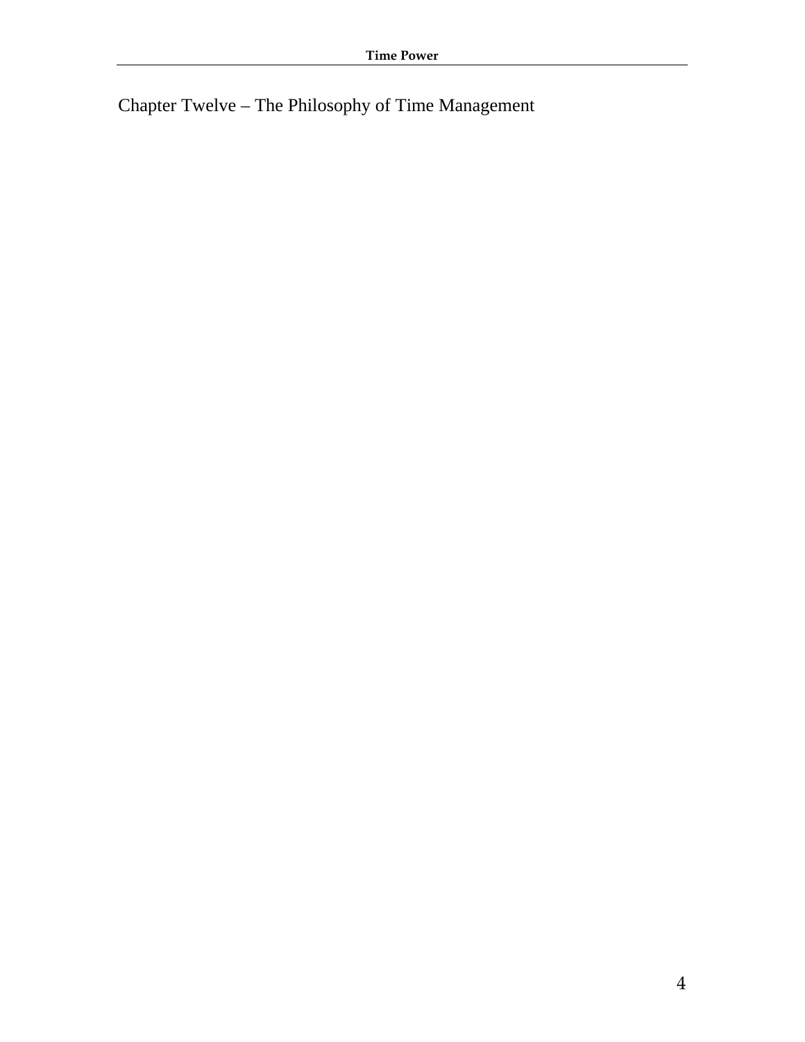Chapter Twelve – The Philosophy of Time Management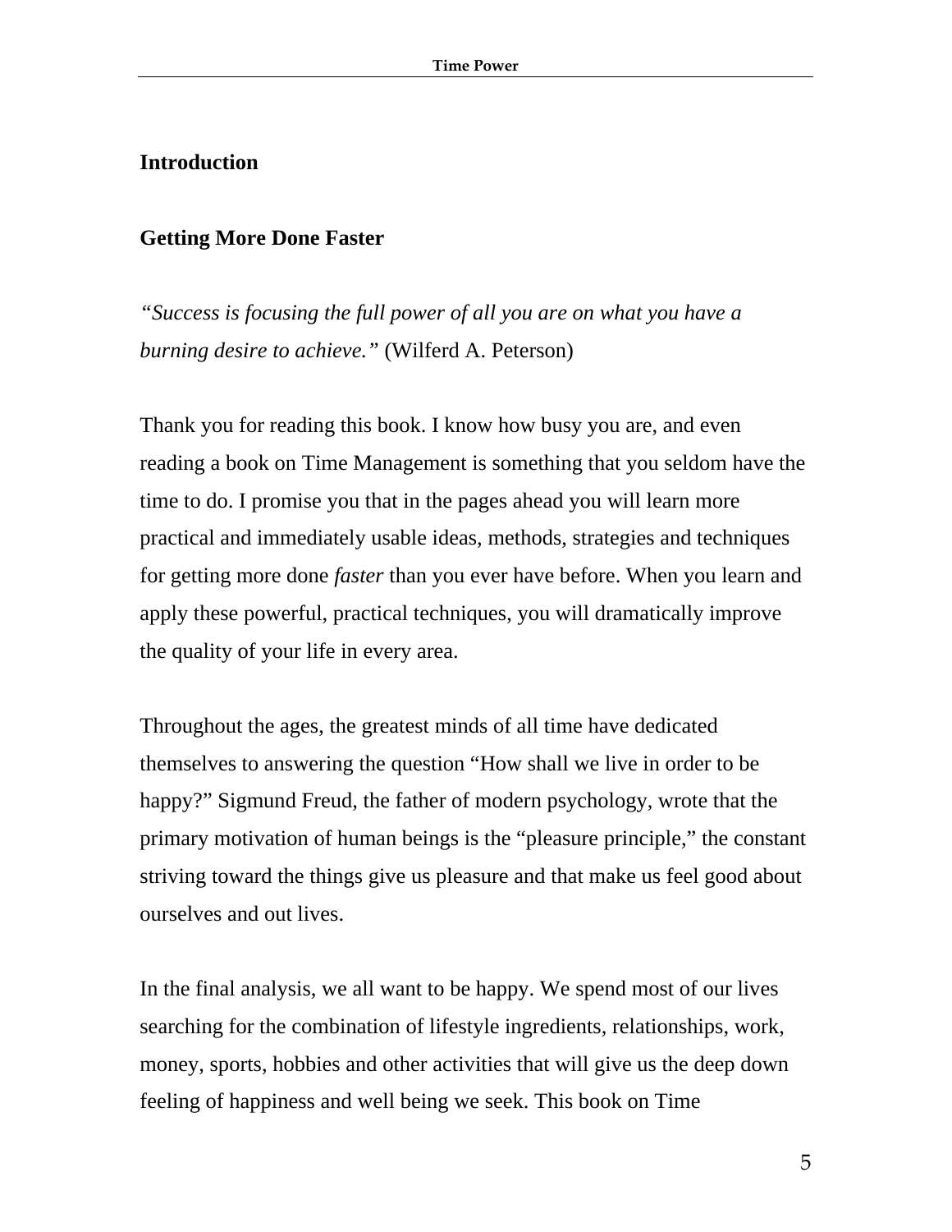## Introduction

### Getting More Done Faster

*"Success is focusing the full power of all you are on what you have a burning desire to achieve."* (Wilferd A. Peterson)

Thank you for reading this book. I know how busy you are, and even reading a book on Time Management is something that you seldom have the time to do. I promise you that in the pages ahead you will learn more practical and immediately usable ideas, methods, strategies and techniques for getting more done *faster* than you ever have before. When you learn and apply these powerful, practical techniques, you will dramatically improve the quality of your life in every area.

Throughout the ages, the greatest minds of all time have dedicated themselves to answering the question "How shall we live in order to be happy?" Sigmund Freud, the father of modern psychology, wrote that the primary motivation of human beings is the "pleasure principle," the constant striving toward the things give us pleasure and that make us feel good about ourselves and out lives.

In the final analysis, we all want to be happy. We spend most of our lives searching for the combination of lifestyle ingredients, relationships, work, money, sports, hobbies and other activities that will give us the deep down feeling of happiness and well being we seek. This book on Time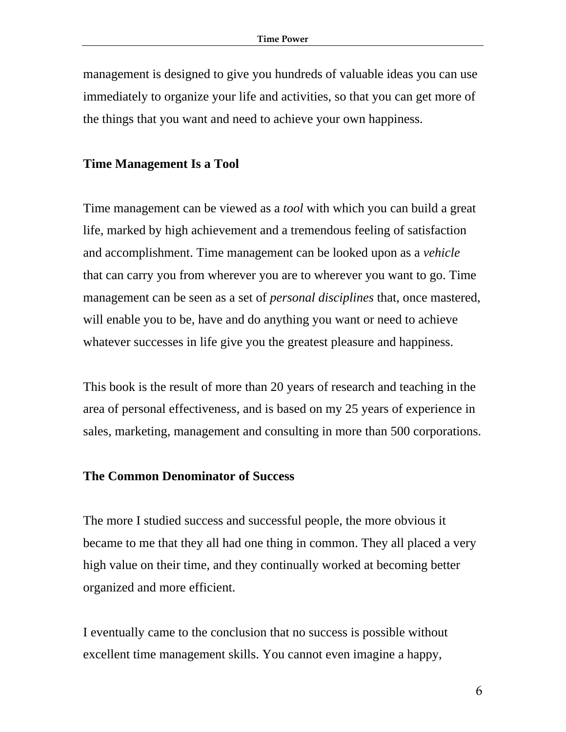management is designed to give you hundreds of valuable ideas you can use immediately to organize your life and activities, so that you can get more of the things that you want and need to achieve your own happiness.

## Time Management Is a Tool

Time management can be viewed as a *tool* with which you can build a great life, marked by high achievement and a tremendous feeling of satisfaction and accomplishment. Time management can be looked upon as a *vehicle* that can carry you from wherever you are to wherever you want to go. Time management can be seen as a set of *personal disciplines* that, once mastered, will enable you to be, have and do anything you want or need to achieve whatever successes in life give you the greatest pleasure and happiness.

This book is the result of more than 20 years of research and teaching in the area of personal effectiveness, and is based on my 25 years of experience in sales, marketing, management and consulting in more than 500 corporations.

## The Common Denominator of Success

The more I studied success and successful people, the more obvious it became to me that they all had one thing in common. They all placed a very high value on their time, and they continually worked at becoming better organized and more efficient.

I eventually came to the conclusion that no success is possible without excellent time management skills. You cannot even imagine a happy,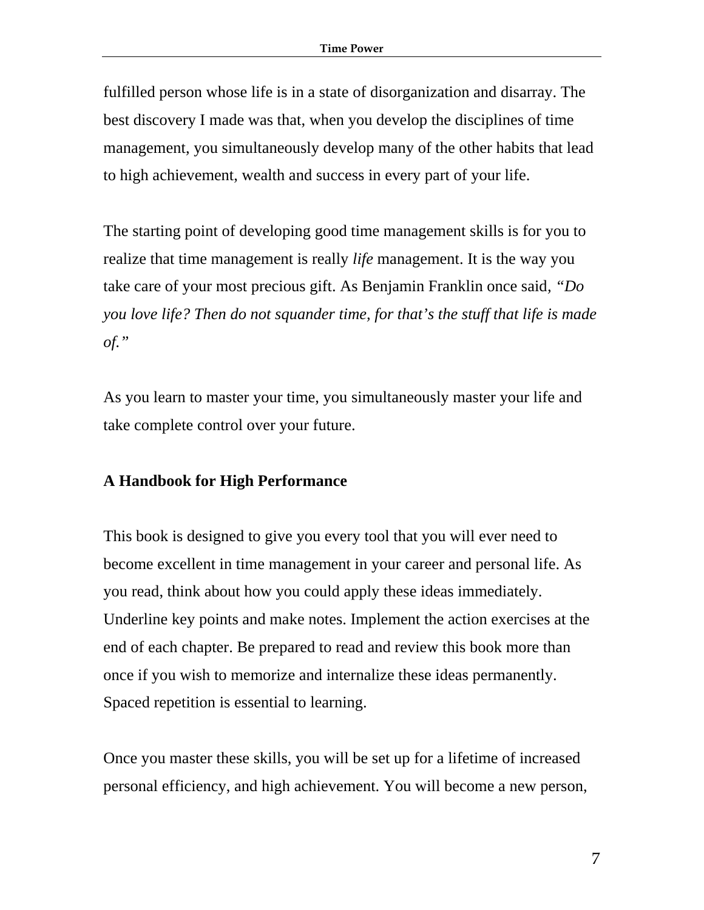fulfilled person whose life is in a state of disorganization and disarray. The best discovery I made was that, when you develop the disciplines of time management, you simultaneously develop many of the other habits that lead to high achievement, wealth and success in every part of your life.

The starting point of developing good time management skills is for you to realize that time management is really *life* management. It is the way you take care of your most precious gift. As Benjamin Franklin once said, *"Do you love life? Then do not squander time, for that's the stuff that life is made of."*

As you learn to master your time, you simultaneously master your life and take complete control over your future.

**A Handbook for High Performance**

This book is designed to give you every tool that you will ever need to become excellent in time management in your career and personal life. As you read, think about how you could apply these ideas immediately. Underline key points and make notes. Implement the action exercises at the end of each chapter. Be prepared to read and review this book more than once if you wish to memorize and internalize these ideas permanently. Spaced repetition is essential to learning.

Once you master these skills, you will be set up for a lifetime of increased personal efficiency, and high achievement. You will become a new person,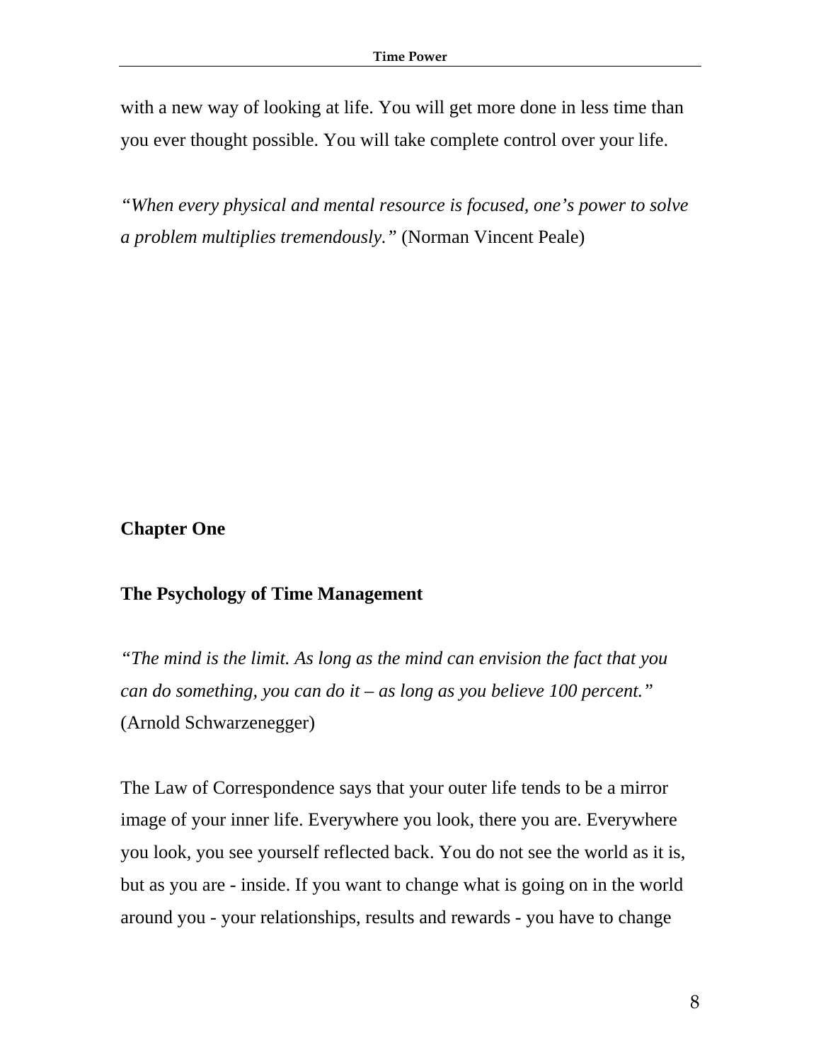with a new way of looking at life. You will get more done in less time than you ever thought possible. You will take complete control over your life.

*"When every physical and mental resource is focused, one's power to solve a problem multiplies tremendously."* (Norman Vincent Peale)

# Chapter One

## The Psychology of Time Management

*"The mind is the limit. As long as the mind can envision the fact that you can do something, you can do it – as long as you believe 100 percent."* (Arnold Schwarzenegger)

The Law of Correspondence says that your outer life tends to be a mirror image of your inner life. Everywhere you look, there you are. Everywhere you look, you see yourself reflected back. You do not see the world as it is, but as you are - inside. If you want to change what is going on in the world around you - your relationships, results and rewards - you have to change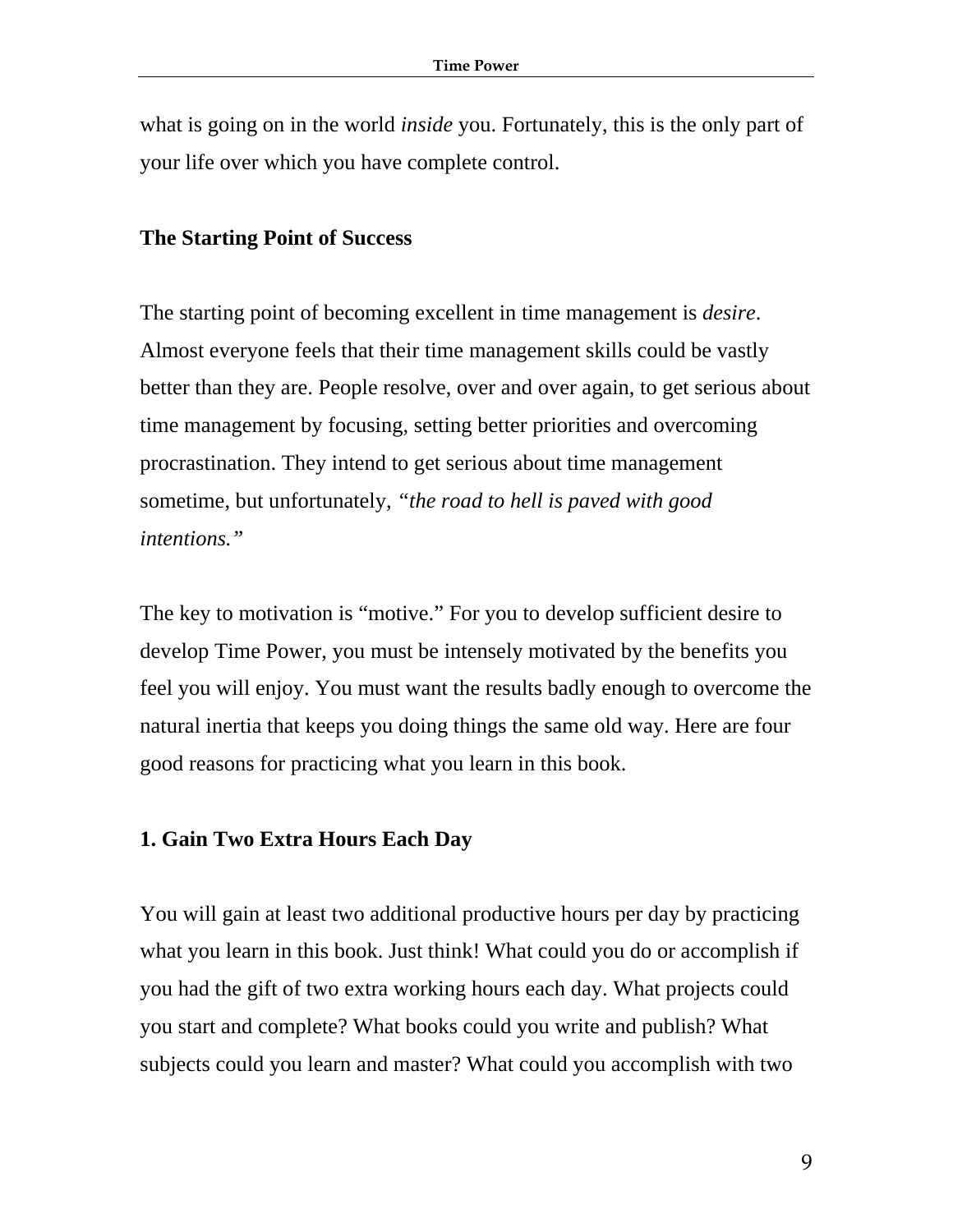what is going on in the world *inside* you. Fortunately, this is the only part of your life over which you have complete control.

## The Starting Point of Success

The starting point of becoming excellent in time management is *desire*. Almost everyone feels that their time management skills could be vastly better than they are. People resolve, over and over again, to get serious about time management by focusing, setting better priorities and overcoming procrastination. They intend to get serious about time management sometime, but unfortunately, *"the road to hell is paved with good intentions."*

The key to motivation is "motive." For you to develop sufficient desire to develop Time Power, you must be intensely motivated by the benefits you feel you will enjoy. You must want the results badly enough to overcome the natural inertia that keeps you doing things the same old way. Here are four good reasons for practicing what you learn in this book.

### 1. Gain Two Extra Hours Each Day

You will gain at least two additional productive hours per day by practicing what you learn in this book. Just think! What could you do or accomplish if you had the gift of two extra working hours each day. What projects could you start and complete? What books could you write and publish? What subjects could you learn and master? What could you accomplish with two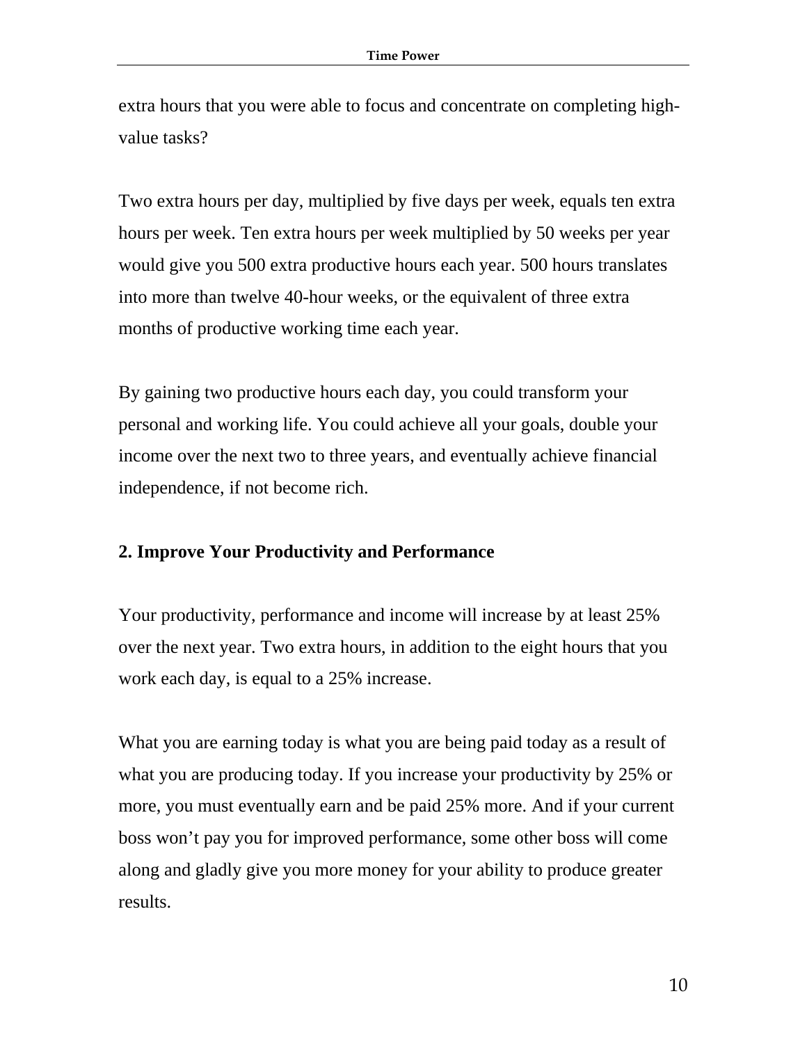extra hours that you were able to focus and concentrate on completing high-value tasks?

Two extra hours per day, multiplied by five days per week, equals ten extra hours per week. Ten extra hours per week multiplied by 50 weeks per year would give you 500 extra productive hours each year. 500 hours translates into more than twelve 40-hour weeks, or the equivalent of three extra months of productive working time each year.

By gaining two productive hours each day, you could transform your personal and working life. You could achieve all your goals, double your income over the next two to three years, and eventually achieve financial independence, if not become rich.

## 2. Improve Your Productivity and Performance

Your productivity, performance and income will increase by at least 25% over the next year. Two extra hours, in addition to the eight hours that you work each day, is equal to a 25% increase.

What you are earning today is what you are being paid today as a result of what you are producing today. If you increase your productivity by 25% or more, you must eventually earn and be paid 25% more. And if your current boss won't pay you for improved performance, some other boss will come along and gladly give you more money for your ability to produce greater results.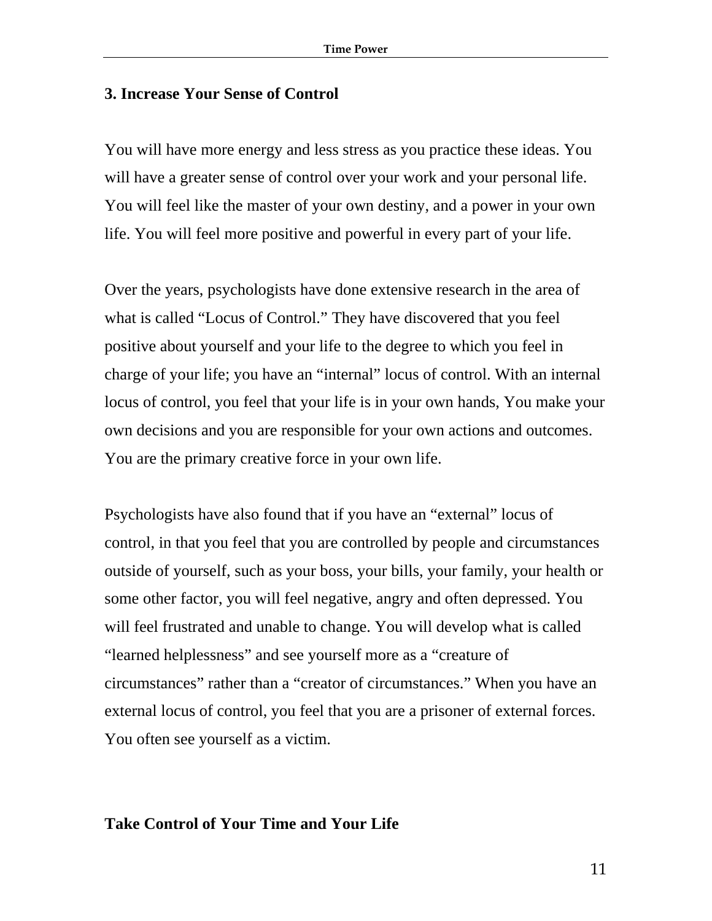### 3. Increase Your Sense of Control

You will have more energy and less stress as you practice these ideas. You will have a greater sense of control over your work and your personal life. You will feel like the master of your own destiny, and a power in your own life. You will feel more positive and powerful in every part of your life.

Over the years, psychologists have done extensive research in the area of what is called “Locus of Control.” They have discovered that you feel positive about yourself and your life to the degree to which you feel in charge of your life; you have an “internal” locus of control. With an internal locus of control, you feel that your life is in your own hands, You make your own decisions and you are responsible for your own actions and outcomes. You are the primary creative force in your own life.

Psychologists have also found that if you have an “external” locus of control, in that you feel that you are controlled by people and circumstances outside of yourself, such as your boss, your bills, your family, your health or some other factor, you will feel negative, angry and often depressed. You will feel frustrated and unable to change. You will develop what is called “learned helplessness” and see yourself more as a “creature of circumstances” rather than a “creator of circumstances.” When you have an external locus of control, you feel that you are a prisoner of external forces. You often see yourself as a victim.

### Take Control of Your Time and Your Life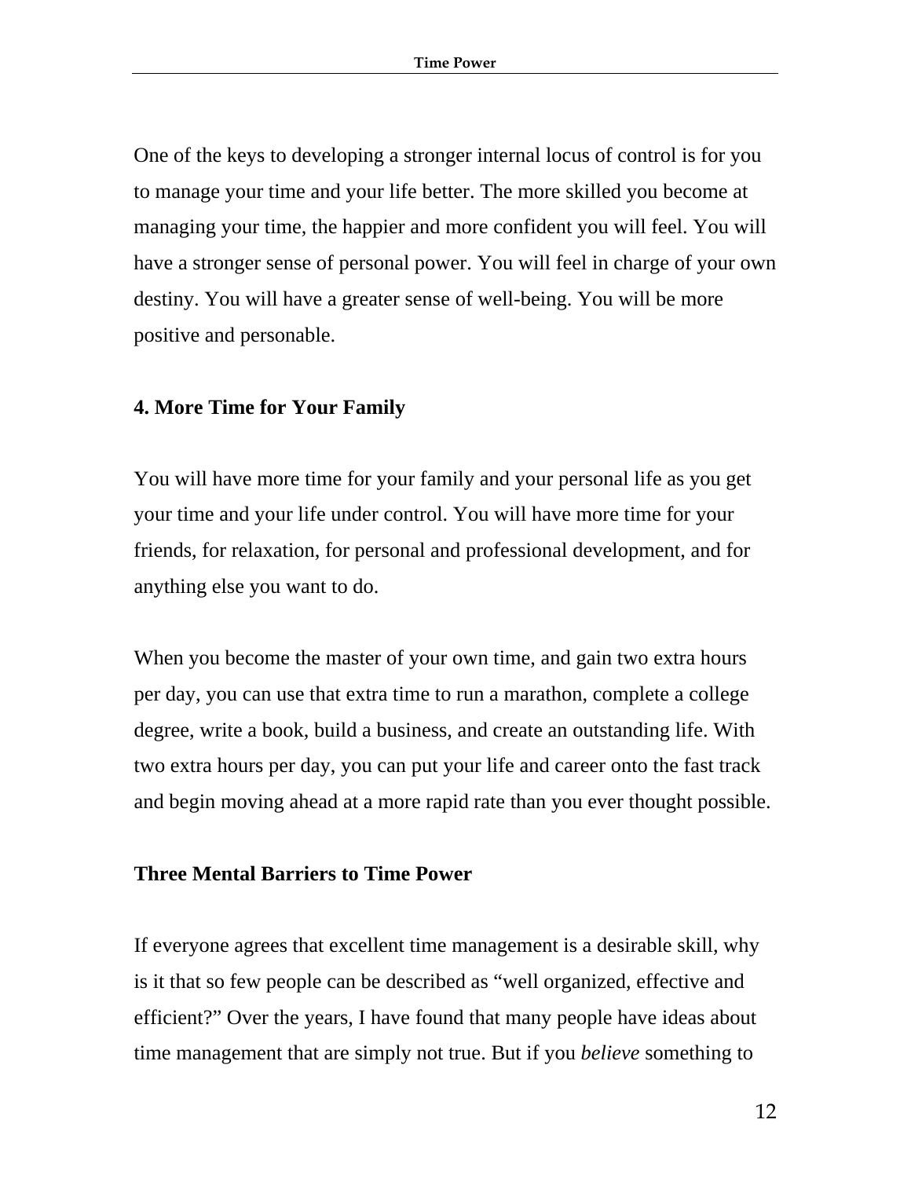One of the keys to developing a stronger internal locus of control is for you to manage your time and your life better. The more skilled you become at managing your time, the happier and more confident you will feel. You will have a stronger sense of personal power. You will feel in charge of your own destiny. You will have a greater sense of well-being. You will be more positive and personable.

### 4. More Time for Your Family

You will have more time for your family and your personal life as you get your time and your life under control. You will have more time for your friends, for relaxation, for personal and professional development, and for anything else you want to do.

When you become the master of your own time, and gain two extra hours per day, you can use that extra time to run a marathon, complete a college degree, write a book, build a business, and create an outstanding life. With two extra hours per day, you can put your life and career onto the fast track and begin moving ahead at a more rapid rate than you ever thought possible.

## Three Mental Barriers to Time Power

If everyone agrees that excellent time management is a desirable skill, why is it that so few people can be described as "well organized, effective and efficient?" Over the years, I have found that many people have ideas about time management that are simply not true. But if you *believe* something to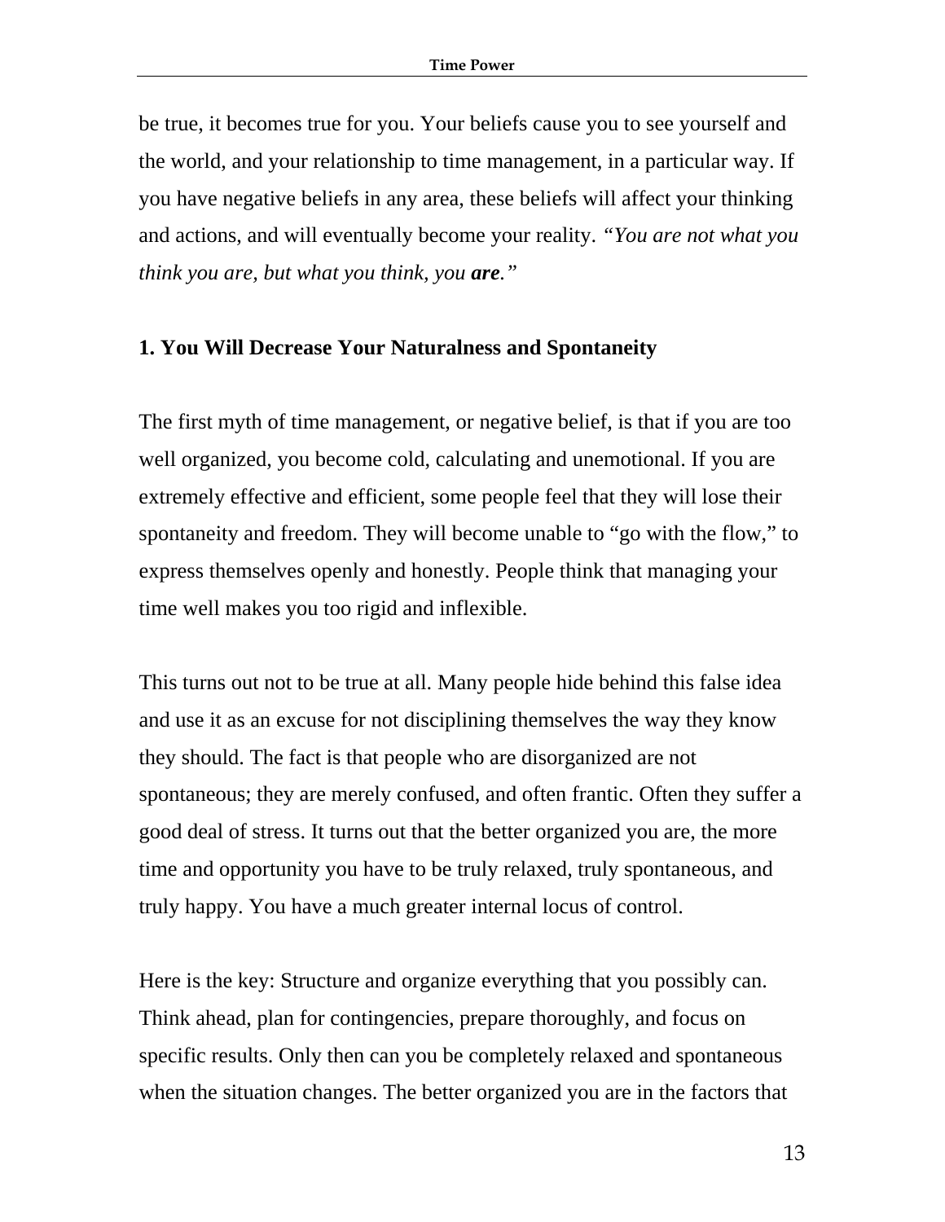be true, it becomes true for you. Your beliefs cause you to see yourself and the world, and your relationship to time management, in a particular way. If you have negative beliefs in any area, these beliefs will affect your thinking and actions, and will eventually become your reality. *"You are not what you think you are, but what you think, you **are**."*

### 1. You Will Decrease Your Naturalness and Spontaneity

The first myth of time management, or negative belief, is that if you are too well organized, you become cold, calculating and unemotional. If you are extremely effective and efficient, some people feel that they will lose their spontaneity and freedom. They will become unable to "go with the flow," to express themselves openly and honestly. People think that managing your time well makes you too rigid and inflexible.

This turns out not to be true at all. Many people hide behind this false idea and use it as an excuse for not disciplining themselves the way they know they should. The fact is that people who are disorganized are not spontaneous; they are merely confused, and often frantic. Often they suffer a good deal of stress. It turns out that the better organized you are, the more time and opportunity you have to be truly relaxed, truly spontaneous, and truly happy. You have a much greater internal locus of control.

Here is the key: Structure and organize everything that you possibly can. Think ahead, plan for contingencies, prepare thoroughly, and focus on specific results. Only then can you be completely relaxed and spontaneous when the situation changes. The better organized you are in the factors that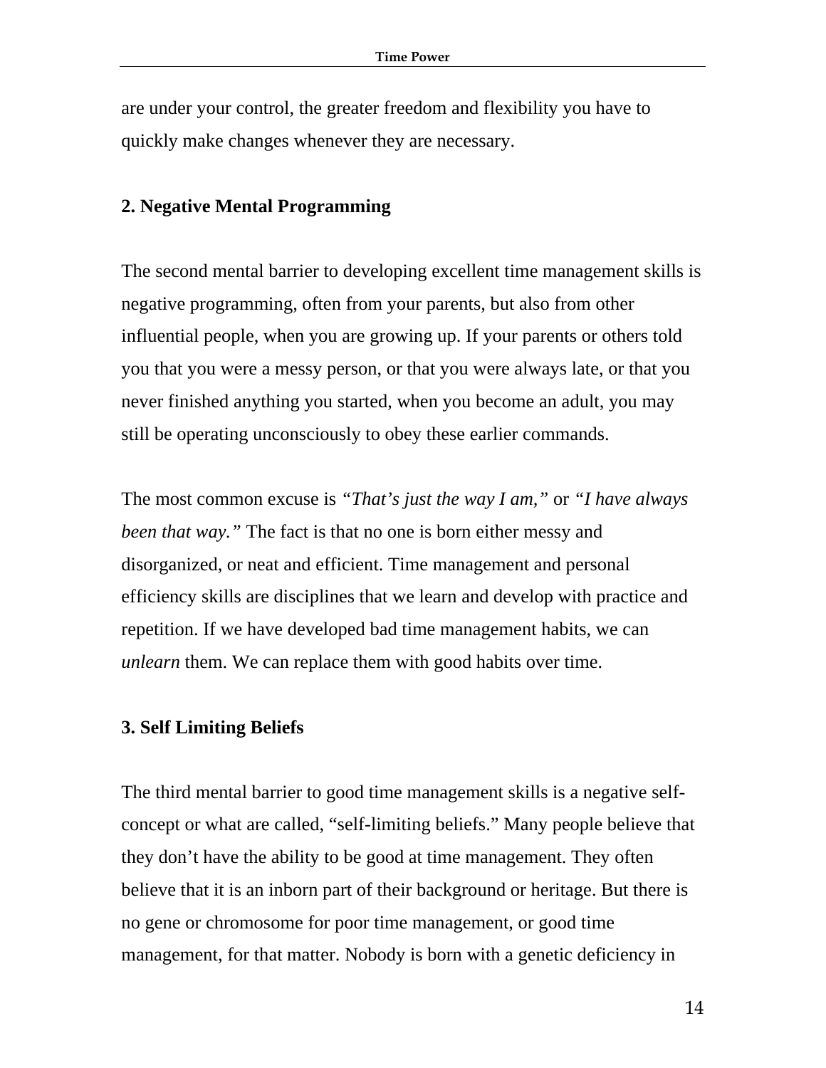are under your control, the greater freedom and flexibility you have to quickly make changes whenever they are necessary.

**2. Negative Mental Programming**

The second mental barrier to developing excellent time management skills is negative programming, often from your parents, but also from other influential people, when you are growing up. If your parents or others told you that you were a messy person, or that you were always late, or that you never finished anything you started, when you become an adult, you may still be operating unconsciously to obey these earlier commands.

The most common excuse is *"That's just the way I am,"* or *"I have always been that way."* The fact is that no one is born either messy and disorganized, or neat and efficient. Time management and personal efficiency skills are disciplines that we learn and develop with practice and repetition. If we have developed bad time management habits, we can *unlearn* them. We can replace them with good habits over time.

**3. Self Limiting Beliefs**

The third mental barrier to good time management skills is a negative self-concept or what are called, "self-limiting beliefs." Many people believe that they don't have the ability to be good at time management. They often believe that it is an inborn part of their background or heritage. But there is no gene or chromosome for poor time management, or good time management, for that matter. Nobody is born with a genetic deficiency in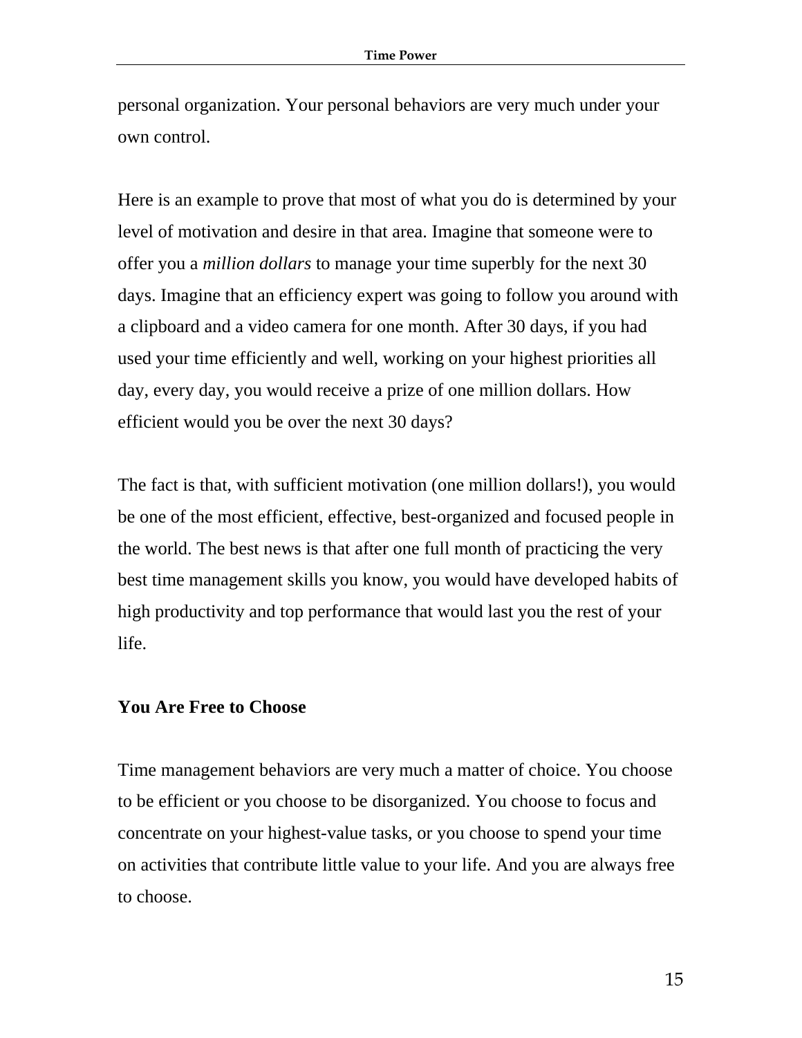personal organization. Your personal behaviors are very much under your own control.

Here is an example to prove that most of what you do is determined by your level of motivation and desire in that area. Imagine that someone were to offer you a *million dollars* to manage your time superbly for the next 30 days. Imagine that an efficiency expert was going to follow you around with a clipboard and a video camera for one month. After 30 days, if you had used your time efficiently and well, working on your highest priorities all day, every day, you would receive a prize of one million dollars. How efficient would you be over the next 30 days?

The fact is that, with sufficient motivation (one million dollars!), you would be one of the most efficient, effective, best-organized and focused people in the world. The best news is that after one full month of practicing the very best time management skills you know, you would have developed habits of high productivity and top performance that would last you the rest of your life.

## You Are Free to Choose

Time management behaviors are very much a matter of choice. You choose to be efficient or you choose to be disorganized. You choose to focus and concentrate on your highest-value tasks, or you choose to spend your time on activities that contribute little value to your life. And you are always free to choose.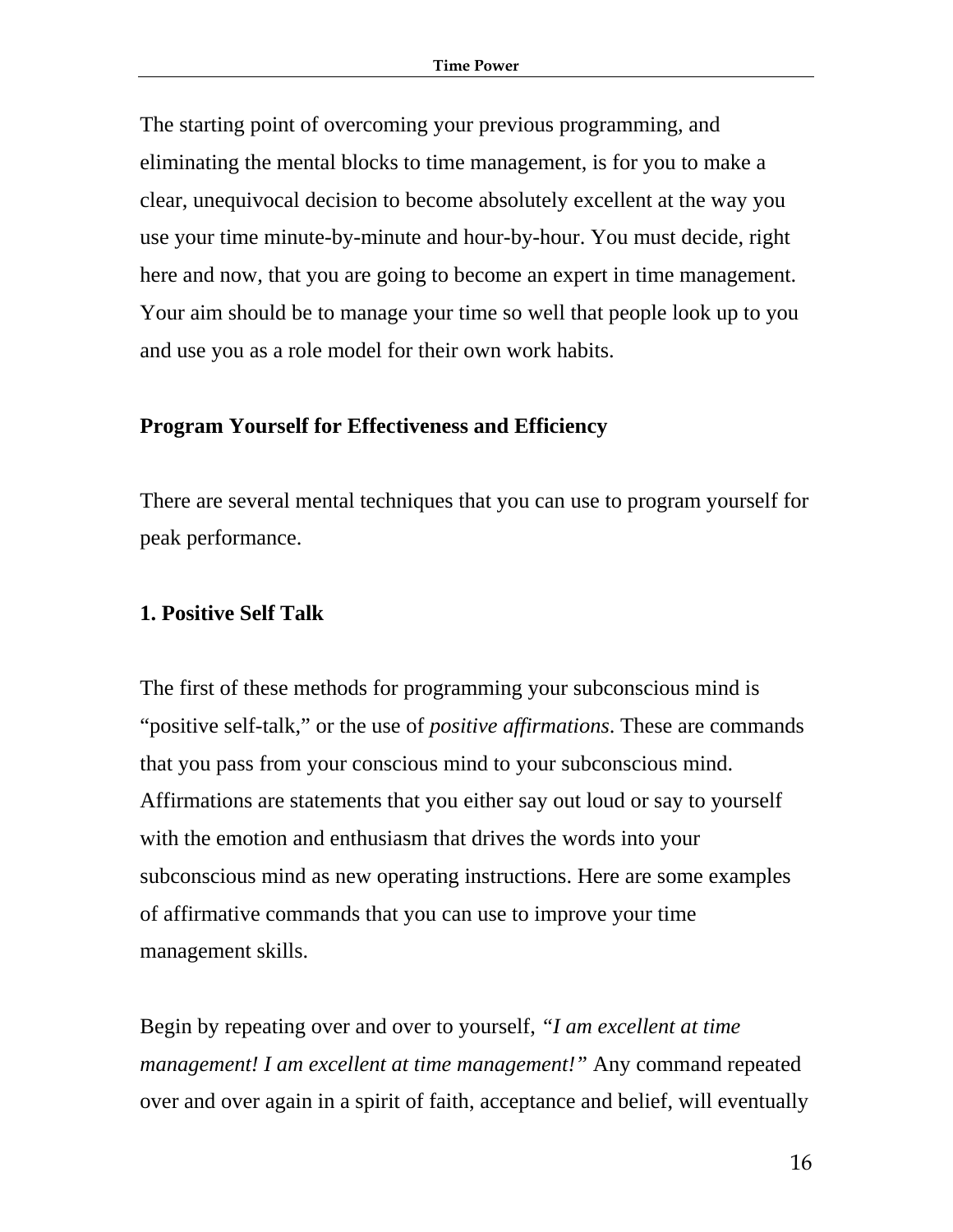The starting point of overcoming your previous programming, and eliminating the mental blocks to time management, is for you to make a clear, unequivocal decision to become absolutely excellent at the way you use your time minute-by-minute and hour-by-hour. You must decide, right here and now, that you are going to become an expert in time management. Your aim should be to manage your time so well that people look up to you and use you as a role model for their own work habits.

## Program Yourself for Effectiveness and Efficiency

There are several mental techniques that you can use to program yourself for peak performance.

### 1. Positive Self Talk

The first of these methods for programming your subconscious mind is "positive self-talk," or the use of *positive affirmations*. These are commands that you pass from your conscious mind to your subconscious mind. Affirmations are statements that you either say out loud or say to yourself with the emotion and enthusiasm that drives the words into your subconscious mind as new operating instructions. Here are some examples of affirmative commands that you can use to improve your time management skills.

Begin by repeating over and over to yourself, *"I am excellent at time management! I am excellent at time management!"* Any command repeated over and over again in a spirit of faith, acceptance and belief, will eventually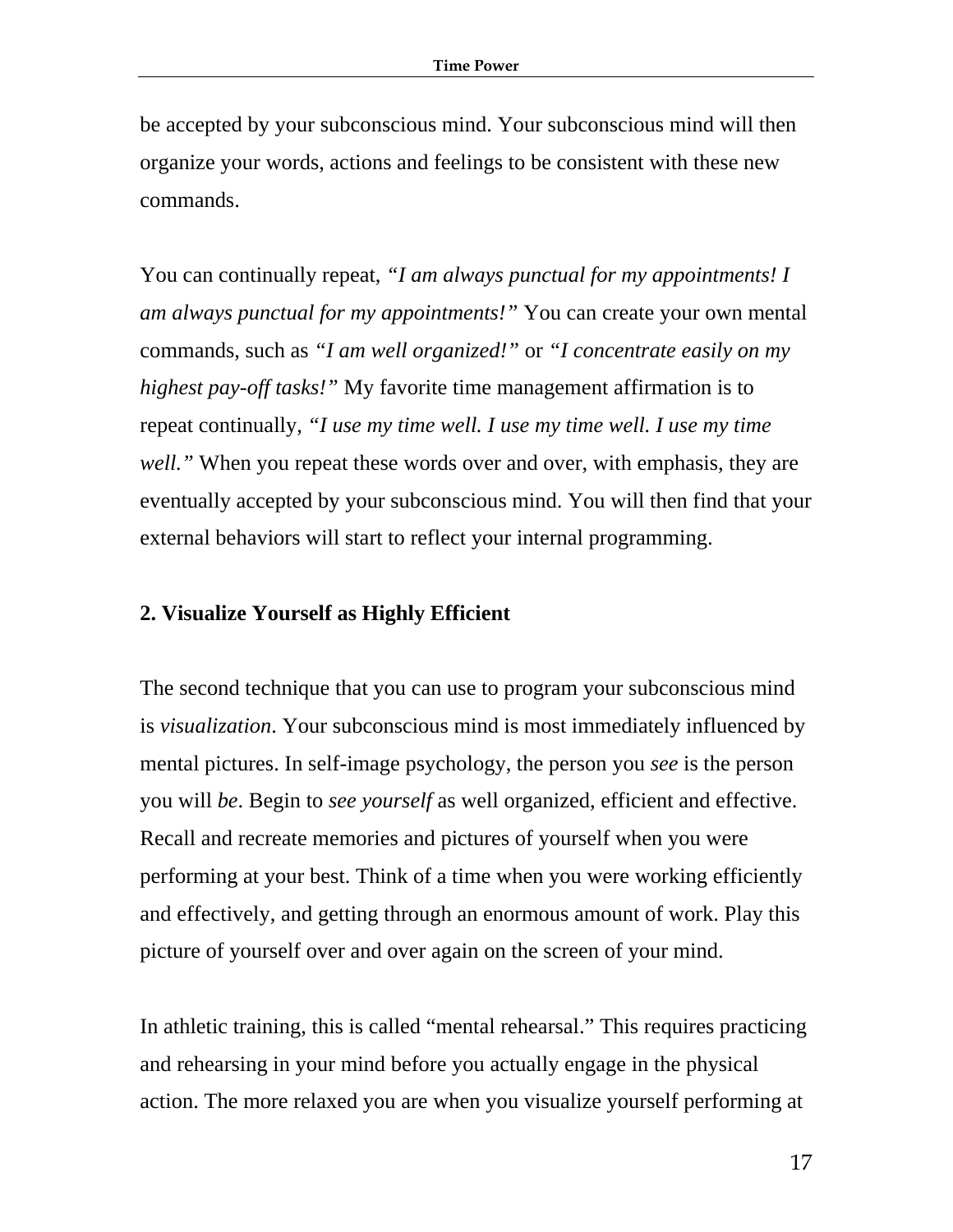be accepted by your subconscious mind. Your subconscious mind will then organize your words, actions and feelings to be consistent with these new commands.

You can continually repeat, *"I am always punctual for my appointments! I am always punctual for my appointments!"* You can create your own mental commands, such as *"I am well organized!"* or *"I concentrate easily on my highest pay-off tasks!"* My favorite time management affirmation is to repeat continually, *"I use my time well. I use my time well. I use my time well."* When you repeat these words over and over, with emphasis, they are eventually accepted by your subconscious mind. You will then find that your external behaviors will start to reflect your internal programming.

**2. Visualize Yourself as Highly Efficient**

The second technique that you can use to program your subconscious mind is *visualization*. Your subconscious mind is most immediately influenced by mental pictures. In self-image psychology, the person you *see* is the person you will *be*. Begin to *see yourself* as well organized, efficient and effective. Recall and recreate memories and pictures of yourself when you were performing at your best. Think of a time when you were working efficiently and effectively, and getting through an enormous amount of work. Play this picture of yourself over and over again on the screen of your mind.

In athletic training, this is called "mental rehearsal." This requires practicing and rehearsing in your mind before you actually engage in the physical action. The more relaxed you are when you visualize yourself performing at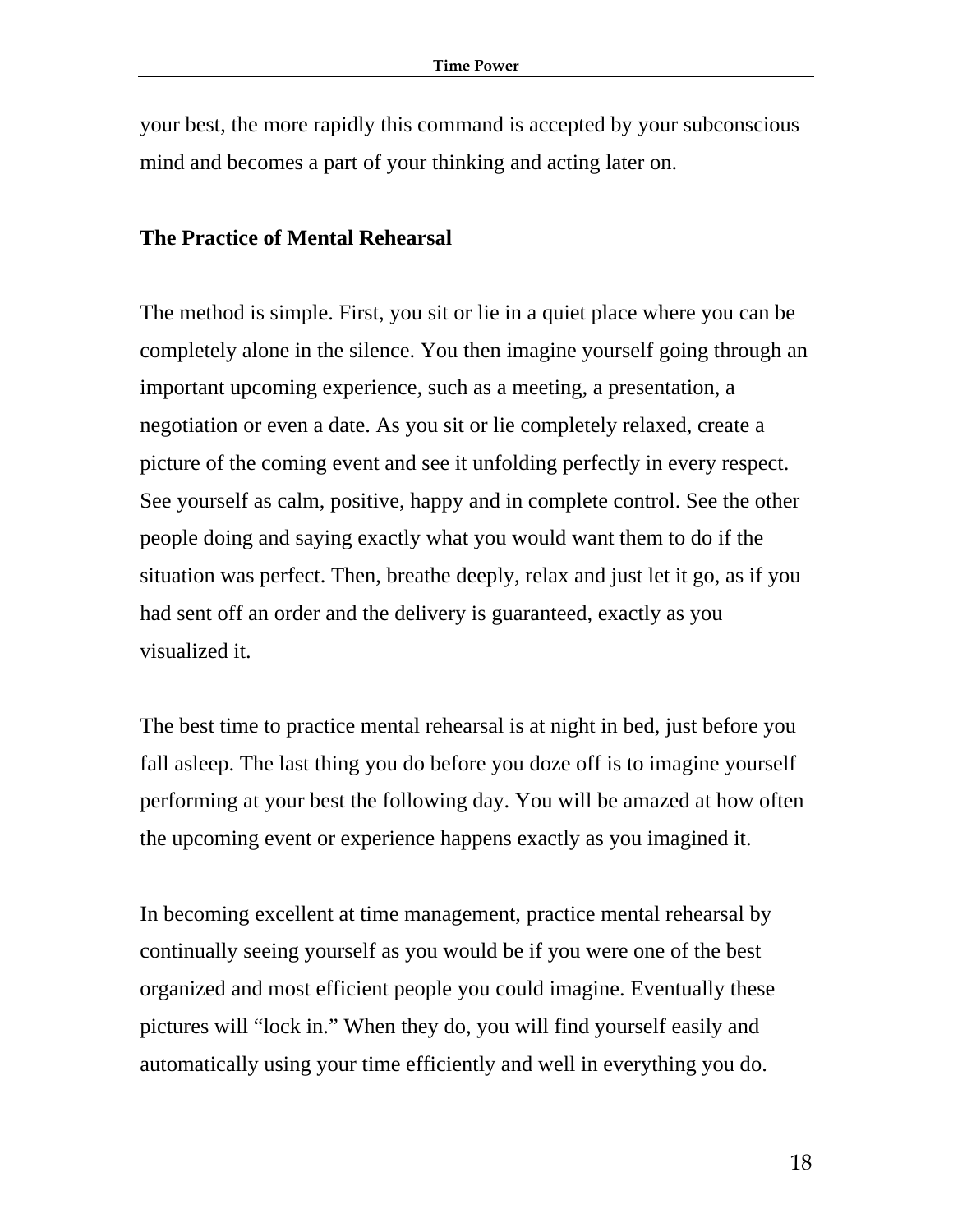your best, the more rapidly this command is accepted by your subconscious mind and becomes a part of your thinking and acting later on.

**The Practice of Mental Rehearsal**

The method is simple. First, you sit or lie in a quiet place where you can be completely alone in the silence. You then imagine yourself going through an important upcoming experience, such as a meeting, a presentation, a negotiation or even a date. As you sit or lie completely relaxed, create a picture of the coming event and see it unfolding perfectly in every respect. See yourself as calm, positive, happy and in complete control. See the other people doing and saying exactly what you would want them to do if the situation was perfect. Then, breathe deeply, relax and just let it go, as if you had sent off an order and the delivery is guaranteed, exactly as you visualized it.

The best time to practice mental rehearsal is at night in bed, just before you fall asleep. The last thing you do before you doze off is to imagine yourself performing at your best the following day. You will be amazed at how often the upcoming event or experience happens exactly as you imagined it.

In becoming excellent at time management, practice mental rehearsal by continually seeing yourself as you would be if you were one of the best organized and most efficient people you could imagine. Eventually these pictures will "lock in." When they do, you will find yourself easily and automatically using your time efficiently and well in everything you do.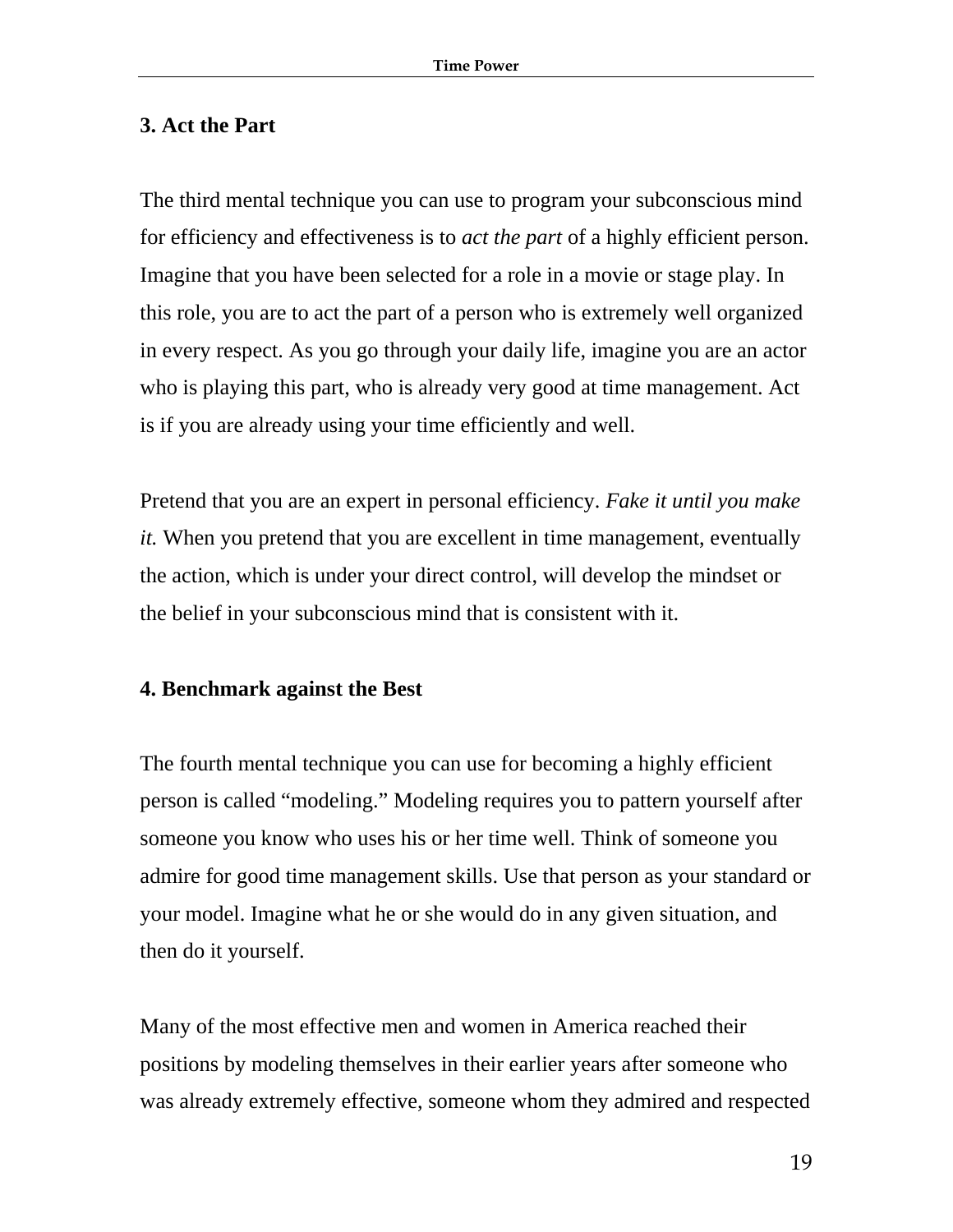**3. Act the Part**

The third mental technique you can use to program your subconscious mind for efficiency and effectiveness is to *act the part* of a highly efficient person. Imagine that you have been selected for a role in a movie or stage play. In this role, you are to act the part of a person who is extremely well organized in every respect. As you go through your daily life, imagine you are an actor who is playing this part, who is already very good at time management. Act is if you are already using your time efficiently and well.

Pretend that you are an expert in personal efficiency. *Fake it until you make it.* When you pretend that you are excellent in time management, eventually the action, which is under your direct control, will develop the mindset or the belief in your subconscious mind that is consistent with it.

**4. Benchmark against the Best**

The fourth mental technique you can use for becoming a highly efficient person is called "modeling." Modeling requires you to pattern yourself after someone you know who uses his or her time well. Think of someone you admire for good time management skills. Use that person as your standard or your model. Imagine what he or she would do in any given situation, and then do it yourself.

Many of the most effective men and women in America reached their positions by modeling themselves in their earlier years after someone who was already extremely effective, someone whom they admired and respected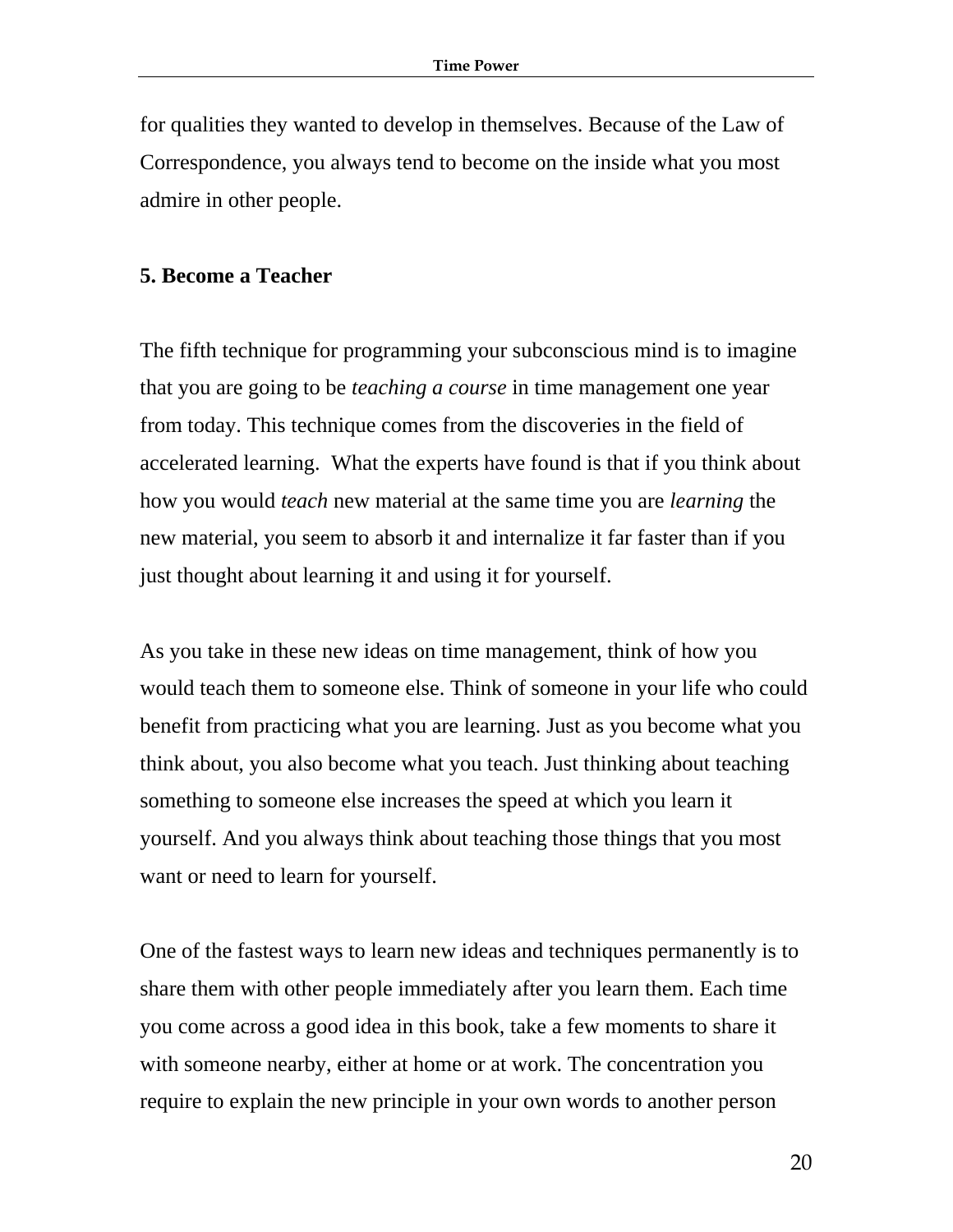for qualities they wanted to develop in themselves. Because of the Law of Correspondence, you always tend to become on the inside what you most admire in other people.

**5. Become a Teacher**

The fifth technique for programming your subconscious mind is to imagine that you are going to be *teaching a course* in time management one year from today. This technique comes from the discoveries in the field of accelerated learning.  What the experts have found is that if you think about how you would *teach* new material at the same time you are *learning* the new material, you seem to absorb it and internalize it far faster than if you just thought about learning it and using it for yourself.

As you take in these new ideas on time management, think of how you would teach them to someone else. Think of someone in your life who could benefit from practicing what you are learning. Just as you become what you think about, you also become what you teach. Just thinking about teaching something to someone else increases the speed at which you learn it yourself. And you always think about teaching those things that you most want or need to learn for yourself.

One of the fastest ways to learn new ideas and techniques permanently is to share them with other people immediately after you learn them. Each time you come across a good idea in this book, take a few moments to share it with someone nearby, either at home or at work. The concentration you require to explain the new principle in your own words to another person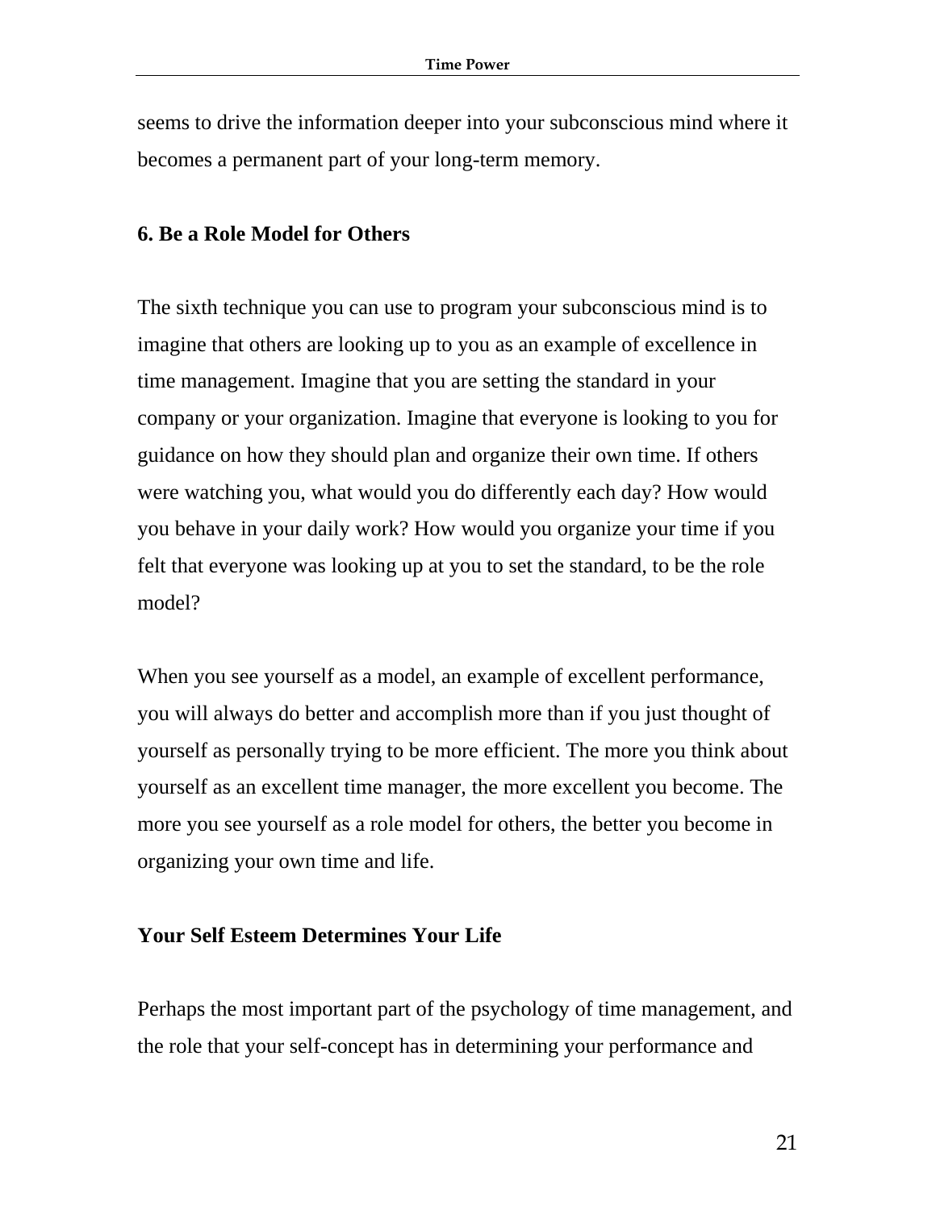seems to drive the information deeper into your subconscious mind where it becomes a permanent part of your long-term memory.

### 6. Be a Role Model for Others

The sixth technique you can use to program your subconscious mind is to imagine that others are looking up to you as an example of excellence in time management. Imagine that you are setting the standard in your company or your organization. Imagine that everyone is looking to you for guidance on how they should plan and organize their own time. If others were watching you, what would you do differently each day? How would you behave in your daily work? How would you organize your time if you felt that everyone was looking up at you to set the standard, to be the role model?

When you see yourself as a model, an example of excellent performance, you will always do better and accomplish more than if you just thought of yourself as personally trying to be more efficient. The more you think about yourself as an excellent time manager, the more excellent you become. The more you see yourself as a role model for others, the better you become in organizing your own time and life.

### Your Self Esteem Determines Your Life

Perhaps the most important part of the psychology of time management, and the role that your self-concept has in determining your performance and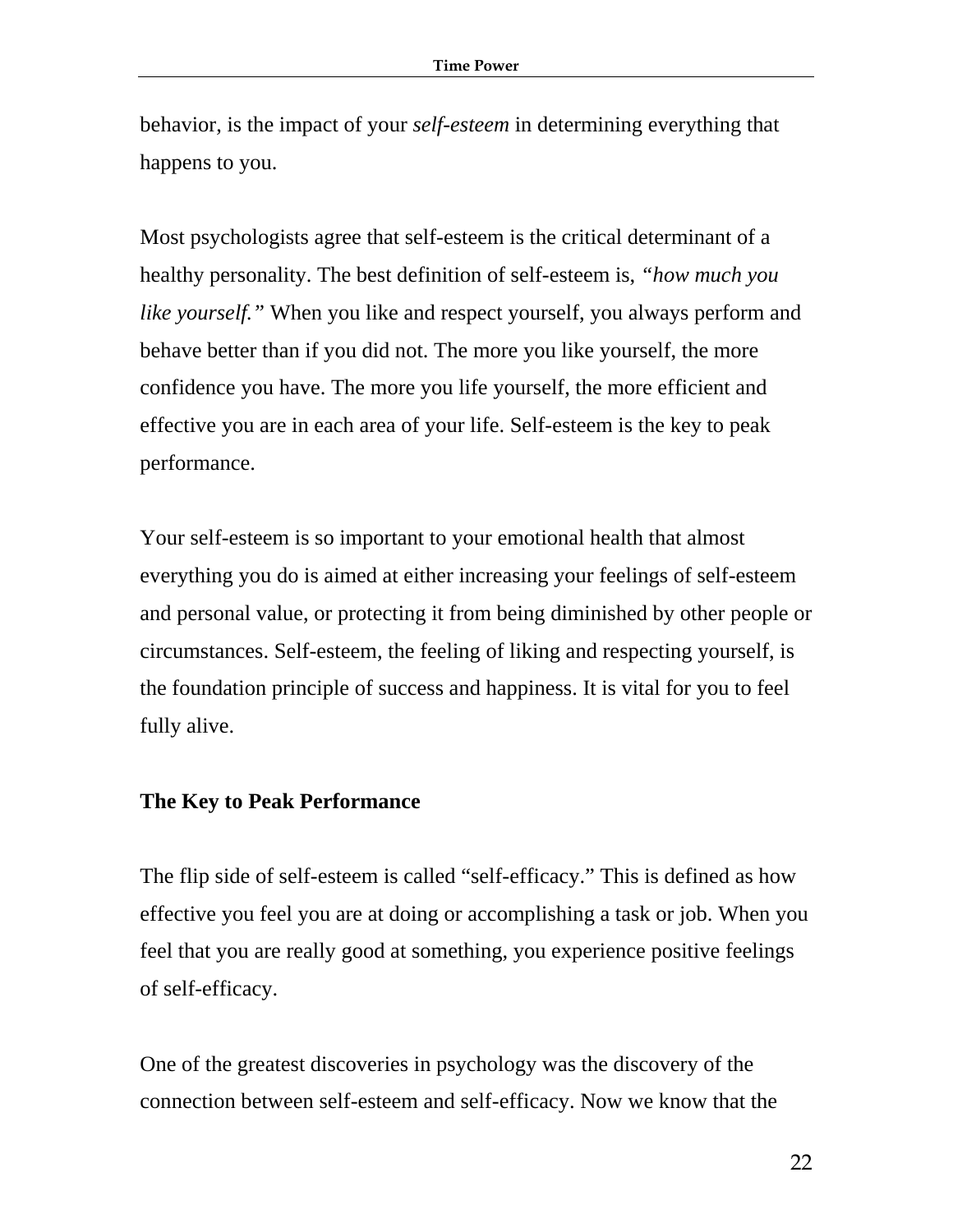behavior, is the impact of your *self-esteem* in determining everything that happens to you.

Most psychologists agree that self-esteem is the critical determinant of a healthy personality. The best definition of self-esteem is, *"how much you like yourself."* When you like and respect yourself, you always perform and behave better than if you did not. The more you like yourself, the more confidence you have. The more you life yourself, the more efficient and effective you are in each area of your life. Self-esteem is the key to peak performance.

Your self-esteem is so important to your emotional health that almost everything you do is aimed at either increasing your feelings of self-esteem and personal value, or protecting it from being diminished by other people or circumstances. Self-esteem, the feeling of liking and respecting yourself, is the foundation principle of success and happiness. It is vital for you to feel fully alive.

**The Key to Peak Performance**

The flip side of self-esteem is called "self-efficacy." This is defined as how effective you feel you are at doing or accomplishing a task or job. When you feel that you are really good at something, you experience positive feelings of self-efficacy.

One of the greatest discoveries in psychology was the discovery of the connection between self-esteem and self-efficacy. Now we know that the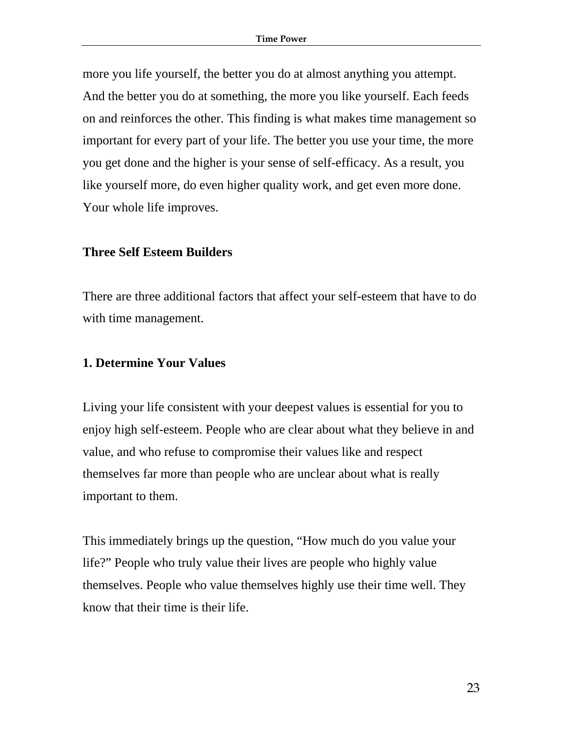more you life yourself, the better you do at almost anything you attempt. And the better you do at something, the more you like yourself. Each feeds on and reinforces the other. This finding is what makes time management so important for every part of your life. The better you use your time, the more you get done and the higher is your sense of self-efficacy. As a result, you like yourself more, do even higher quality work, and get even more done. Your whole life improves.

## Three Self Esteem Builders

There are three additional factors that affect your self-esteem that have to do with time management.

### 1. Determine Your Values

Living your life consistent with your deepest values is essential for you to enjoy high self-esteem. People who are clear about what they believe in and value, and who refuse to compromise their values like and respect themselves far more than people who are unclear about what is really important to them.

This immediately brings up the question, “How much do you value your life?” People who truly value their lives are people who highly value themselves. People who value themselves highly use their time well. They know that their time is their life.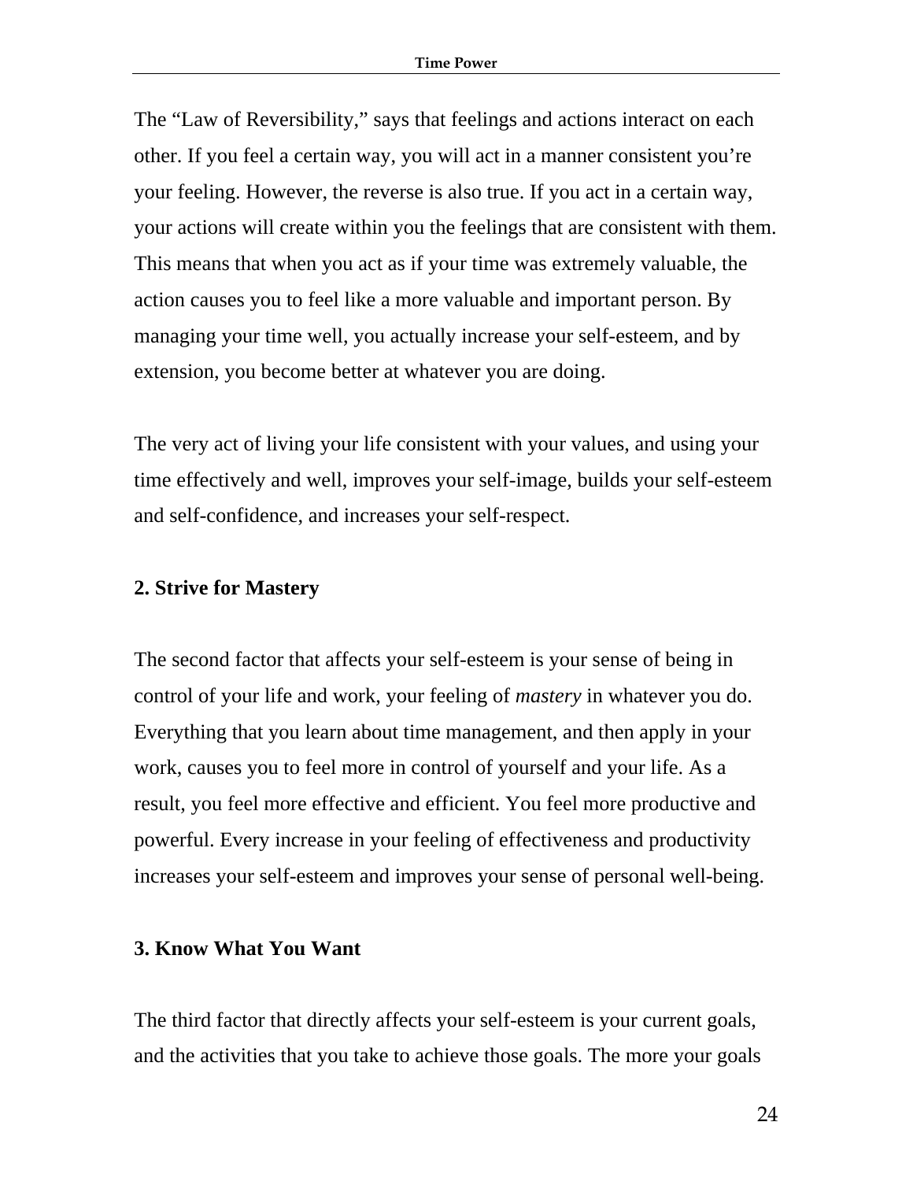The "Law of Reversibility," says that feelings and actions interact on each other. If you feel a certain way, you will act in a manner consistent you're your feeling. However, the reverse is also true. If you act in a certain way, your actions will create within you the feelings that are consistent with them. This means that when you act as if your time was extremely valuable, the action causes you to feel like a more valuable and important person. By managing your time well, you actually increase your self-esteem, and by extension, you become better at whatever you are doing.

The very act of living your life consistent with your values, and using your time effectively and well, improves your self-image, builds your self-esteem and self-confidence, and increases your self-respect.

**2. Strive for Mastery**

The second factor that affects your self-esteem is your sense of being in control of your life and work, your feeling of *mastery* in whatever you do. Everything that you learn about time management, and then apply in your work, causes you to feel more in control of yourself and your life. As a result, you feel more effective and efficient. You feel more productive and powerful. Every increase in your feeling of effectiveness and productivity increases your self-esteem and improves your sense of personal well-being.

**3. Know What You Want**

The third factor that directly affects your self-esteem is your current goals, and the activities that you take to achieve those goals. The more your goals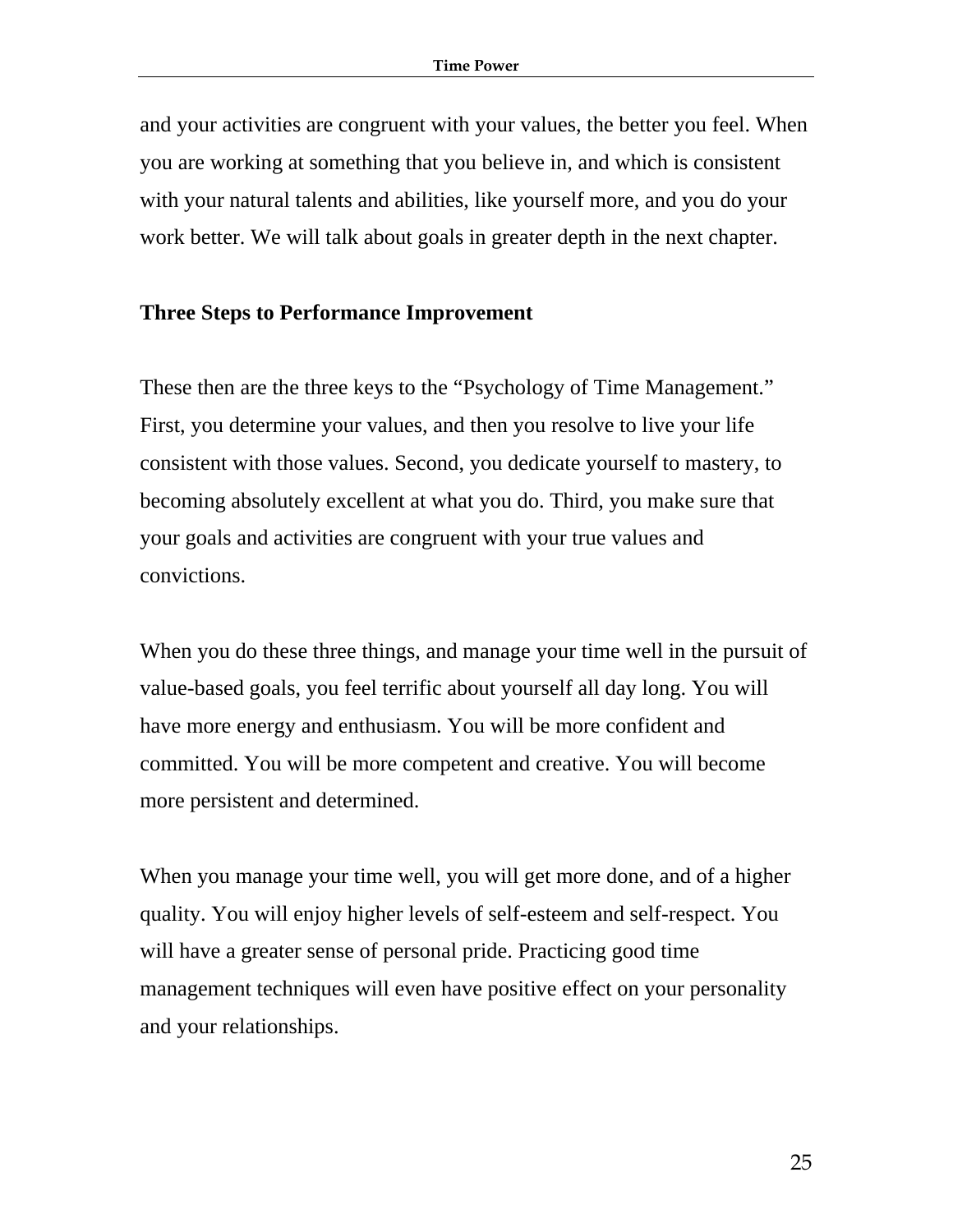and your activities are congruent with your values, the better you feel. When you are working at something that you believe in, and which is consistent with your natural talents and abilities, like yourself more, and you do your work better. We will talk about goals in greater depth in the next chapter.

**Three Steps to Performance Improvement**

These then are the three keys to the "Psychology of Time Management." First, you determine your values, and then you resolve to live your life consistent with those values. Second, you dedicate yourself to mastery, to becoming absolutely excellent at what you do. Third, you make sure that your goals and activities are congruent with your true values and convictions.

When you do these three things, and manage your time well in the pursuit of value-based goals, you feel terrific about yourself all day long. You will have more energy and enthusiasm. You will be more confident and committed. You will be more competent and creative. You will become more persistent and determined.

When you manage your time well, you will get more done, and of a higher quality. You will enjoy higher levels of self-esteem and self-respect. You will have a greater sense of personal pride. Practicing good time management techniques will even have positive effect on your personality and your relationships.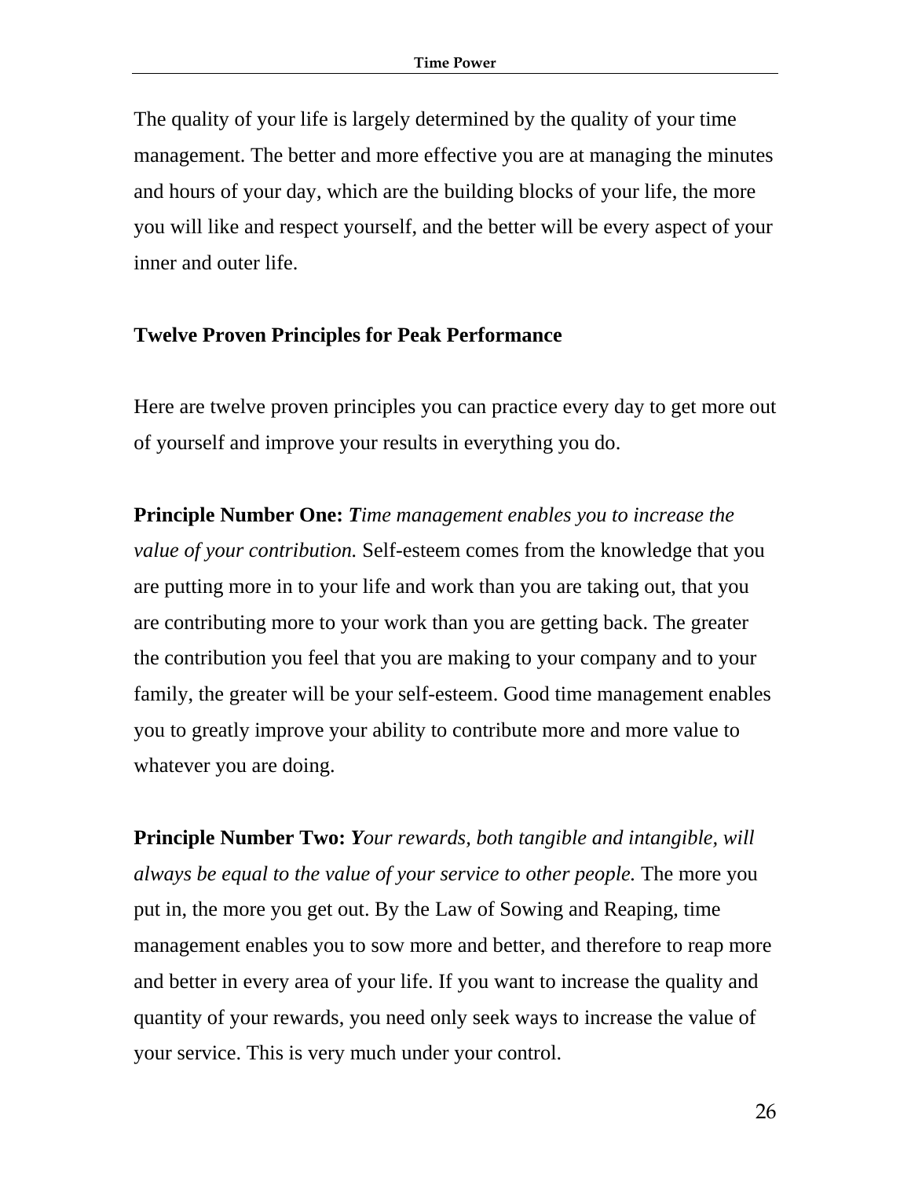The quality of your life is largely determined by the quality of your time management. The better and more effective you are at managing the minutes and hours of your day, which are the building blocks of your life, the more you will like and respect yourself, and the better will be every aspect of your inner and outer life.

## Twelve Proven Principles for Peak Performance

Here are twelve proven principles you can practice every day to get more out of yourself and improve your results in everything you do.

**Principle Number One:** ***T**ime management enables you to increase the value of your contribution.* Self-esteem comes from the knowledge that you are putting more in to your life and work than you are taking out, that you are contributing more to your work than you are getting back. The greater the contribution you feel that you are making to your company and to your family, the greater will be your self-esteem. Good time management enables you to greatly improve your ability to contribute more and more value to whatever you are doing.

**Principle Number Two:** ***Y**our rewards, both tangible and intangible, will always be equal to the value of your service to other people.* The more you put in, the more you get out. By the Law of Sowing and Reaping, time management enables you to sow more and better, and therefore to reap more and better in every area of your life. If you want to increase the quality and quantity of your rewards, you need only seek ways to increase the value of your service. This is very much under your control.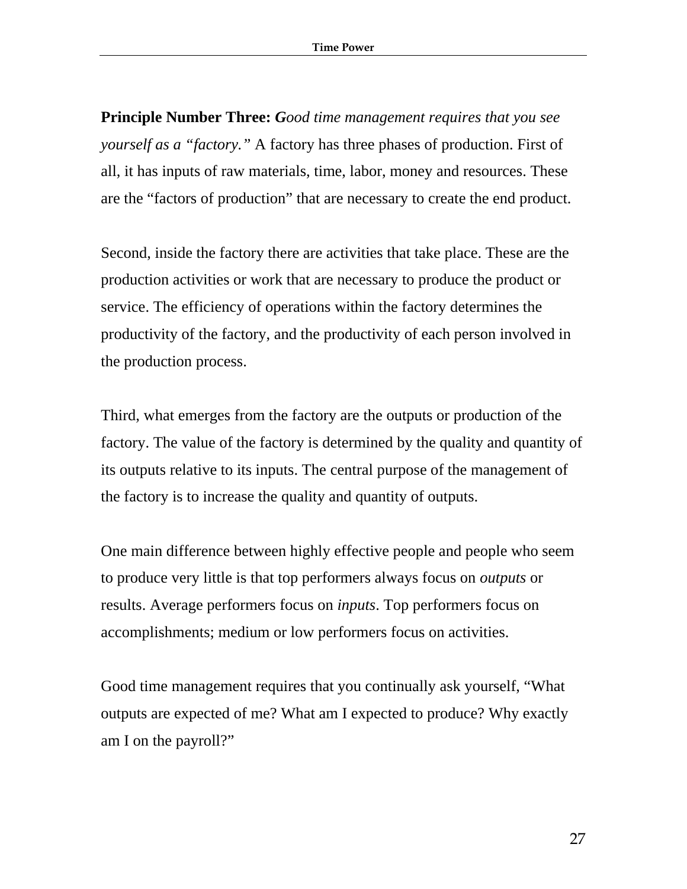**Principle Number Three:** ***G****ood time management requires that you see yourself as a "factory."* A factory has three phases of production. First of all, it has inputs of raw materials, time, labor, money and resources. These are the "factors of production" that are necessary to create the end product.

Second, inside the factory there are activities that take place. These are the production activities or work that are necessary to produce the product or service. The efficiency of operations within the factory determines the productivity of the factory, and the productivity of each person involved in the production process.

Third, what emerges from the factory are the outputs or production of the factory. The value of the factory is determined by the quality and quantity of its outputs relative to its inputs. The central purpose of the management of the factory is to increase the quality and quantity of outputs.

One main difference between highly effective people and people who seem to produce very little is that top performers always focus on *outputs* or results. Average performers focus on *inputs*. Top performers focus on accomplishments; medium or low performers focus on activities.

Good time management requires that you continually ask yourself, "What outputs are expected of me? What am I expected to produce? Why exactly am I on the payroll?"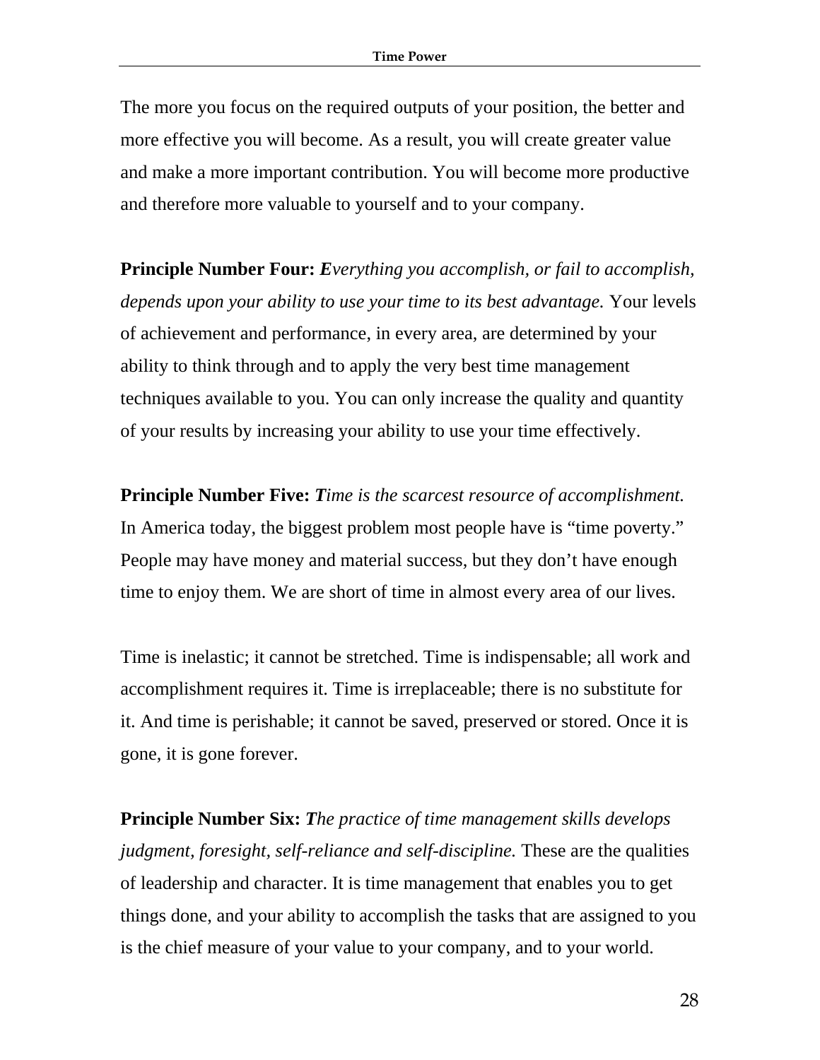The more you focus on the required outputs of your position, the better and more effective you will become. As a result, you will create greater value and make a more important contribution. You will become more productive and therefore more valuable to yourself and to your company.

**Principle Number Four:** ***E****verything you accomplish, or fail to accomplish, depends upon your ability to use your time to its best advantage.* Your levels of achievement and performance, in every area, are determined by your ability to think through and to apply the very best time management techniques available to you. You can only increase the quality and quantity of your results by increasing your ability to use your time effectively.

**Principle Number Five:** ***T****ime is the scarcest resource of accomplishment.* In America today, the biggest problem most people have is "time poverty." People may have money and material success, but they don't have enough time to enjoy them. We are short of time in almost every area of our lives.

Time is inelastic; it cannot be stretched. Time is indispensable; all work and accomplishment requires it. Time is irreplaceable; there is no substitute for it. And time is perishable; it cannot be saved, preserved or stored. Once it is gone, it is gone forever.

**Principle Number Six:** ***T****he practice of time management skills develops judgment, foresight, self-reliance and self-discipline.* These are the qualities of leadership and character. It is time management that enables you to get things done, and your ability to accomplish the tasks that are assigned to you is the chief measure of your value to your company, and to your world.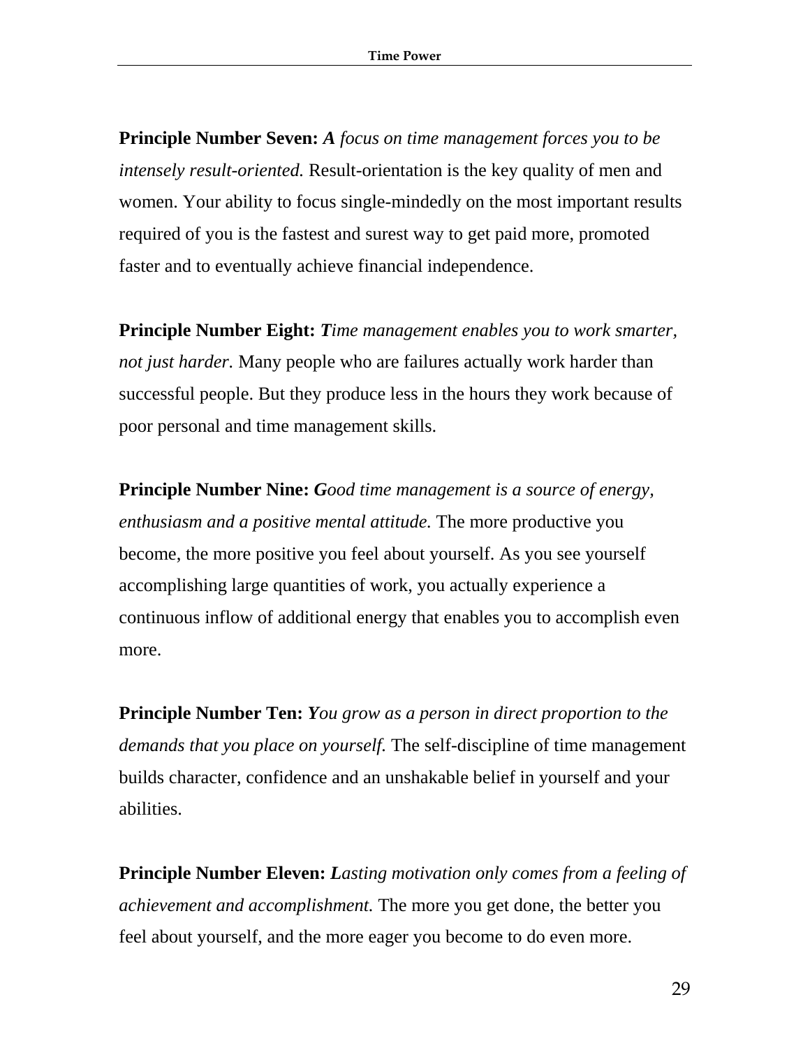**Principle Number Seven:** ***A** focus on time management forces you to be intensely result-oriented.* Result-orientation is the key quality of men and women. Your ability to focus single-mindedly on the most important results required of you is the fastest and surest way to get paid more, promoted faster and to eventually achieve financial independence.

**Principle Number Eight:** ***T**ime management enables you to work smarter, not just harder.* Many people who are failures actually work harder than successful people. But they produce less in the hours they work because of poor personal and time management skills.

**Principle Number Nine:** ***G**ood time management is a source of energy, enthusiasm and a positive mental attitude.* The more productive you become, the more positive you feel about yourself. As you see yourself accomplishing large quantities of work, you actually experience a continuous inflow of additional energy that enables you to accomplish even more.

**Principle Number Ten:** ***Y**ou grow as a person in direct proportion to the demands that you place on yourself.* The self-discipline of time management builds character, confidence and an unshakable belief in yourself and your abilities.

**Principle Number Eleven:** ***L**asting motivation only comes from a feeling of achievement and accomplishment.* The more you get done, the better you feel about yourself, and the more eager you become to do even more.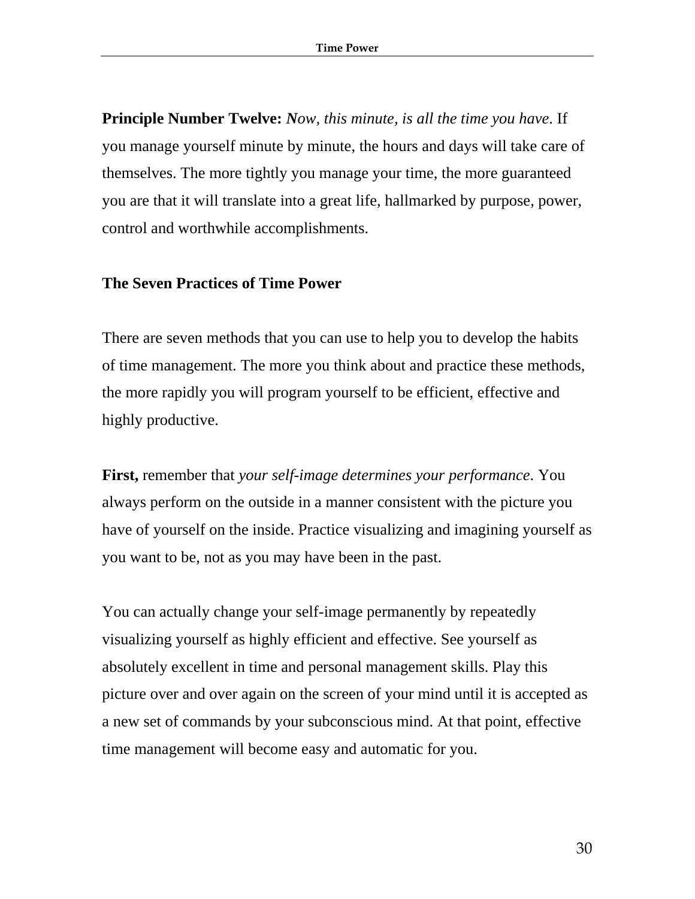**Principle Number Twelve:** ***N****ow, this minute, is all the time you have*. If you manage yourself minute by minute, the hours and days will take care of themselves. The more tightly you manage your time, the more guaranteed you are that it will translate into a great life, hallmarked by purpose, power, control and worthwhile accomplishments.

**The Seven Practices of Time Power**

There are seven methods that you can use to help you to develop the habits of time management. The more you think about and practice these methods, the more rapidly you will program yourself to be efficient, effective and highly productive.

**First,** remember that *your self-image determines your performance*. You always perform on the outside in a manner consistent with the picture you have of yourself on the inside. Practice visualizing and imagining yourself as you want to be, not as you may have been in the past.

You can actually change your self-image permanently by repeatedly visualizing yourself as highly efficient and effective. See yourself as absolutely excellent in time and personal management skills. Play this picture over and over again on the screen of your mind until it is accepted as a new set of commands by your subconscious mind. At that point, effective time management will become easy and automatic for you.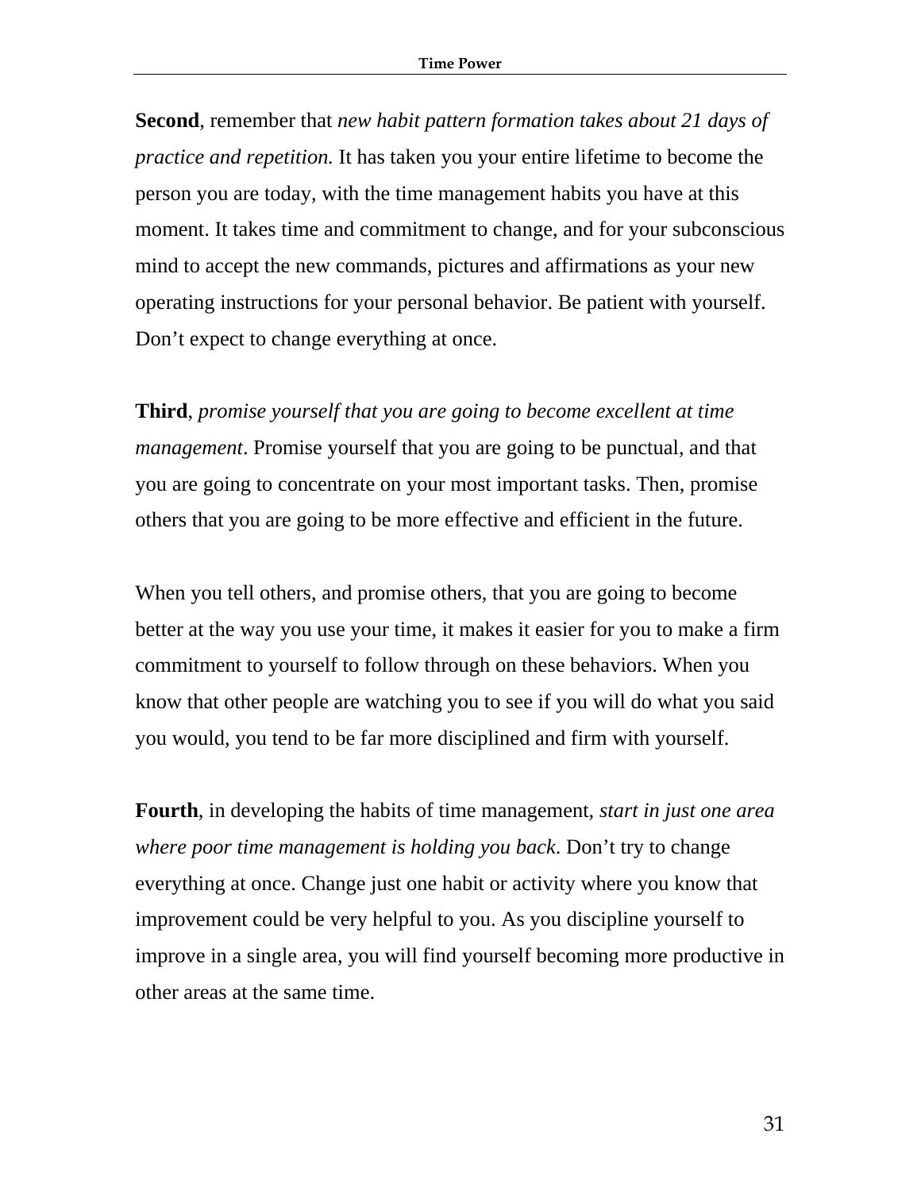**Second**, remember that *new habit pattern formation takes about 21 days of practice and repetition.* It has taken you your entire lifetime to become the person you are today, with the time management habits you have at this moment. It takes time and commitment to change, and for your subconscious mind to accept the new commands, pictures and affirmations as your new operating instructions for your personal behavior. Be patient with yourself. Don't expect to change everything at once.

**Third**, *promise yourself that you are going to become excellent at time management*. Promise yourself that you are going to be punctual, and that you are going to concentrate on your most important tasks. Then, promise others that you are going to be more effective and efficient in the future.

When you tell others, and promise others, that you are going to become better at the way you use your time, it makes it easier for you to make a firm commitment to yourself to follow through on these behaviors. When you know that other people are watching you to see if you will do what you said you would, you tend to be far more disciplined and firm with yourself.

**Fourth**, in developing the habits of time management, *start in just one area where poor time management is holding you back*. Don't try to change everything at once. Change just one habit or activity where you know that improvement could be very helpful to you. As you discipline yourself to improve in a single area, you will find yourself becoming more productive in other areas at the same time.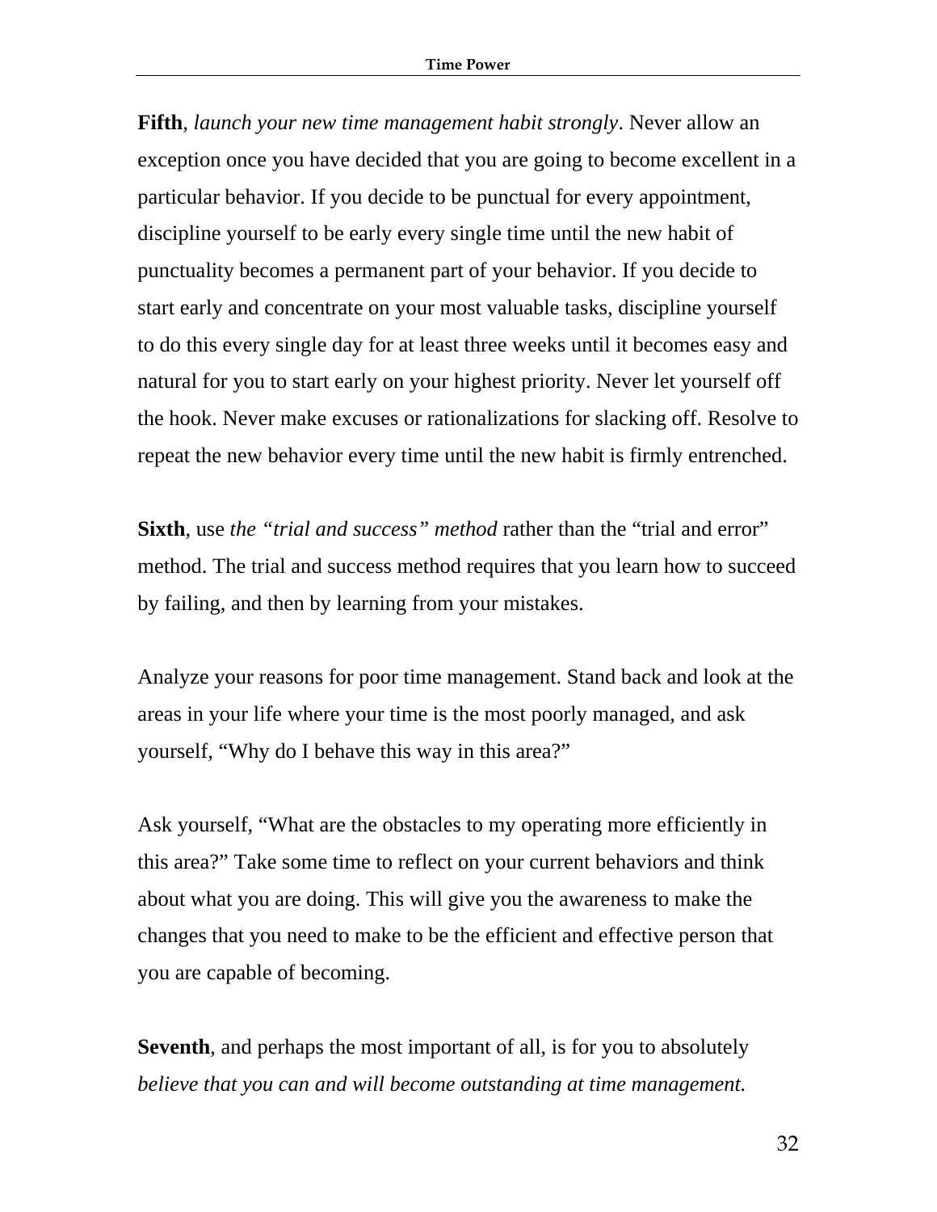**Fifth**, *launch your new time management habit strongly*. Never allow an exception once you have decided that you are going to become excellent in a particular behavior. If you decide to be punctual for every appointment, discipline yourself to be early every single time until the new habit of punctuality becomes a permanent part of your behavior. If you decide to start early and concentrate on your most valuable tasks, discipline yourself to do this every single day for at least three weeks until it becomes easy and natural for you to start early on your highest priority. Never let yourself off the hook. Never make excuses or rationalizations for slacking off. Resolve to repeat the new behavior every time until the new habit is firmly entrenched.

**Sixth**, use *the "trial and success" method* rather than the "trial and error" method. The trial and success method requires that you learn how to succeed by failing, and then by learning from your mistakes.

Analyze your reasons for poor time management. Stand back and look at the areas in your life where your time is the most poorly managed, and ask yourself, "Why do I behave this way in this area?"

Ask yourself, "What are the obstacles to my operating more efficiently in this area?" Take some time to reflect on your current behaviors and think about what you are doing. This will give you the awareness to make the changes that you need to make to be the efficient and effective person that you are capable of becoming.

**Seventh**, and perhaps the most important of all, is for you to absolutely *believe that you can and will become outstanding at time management.*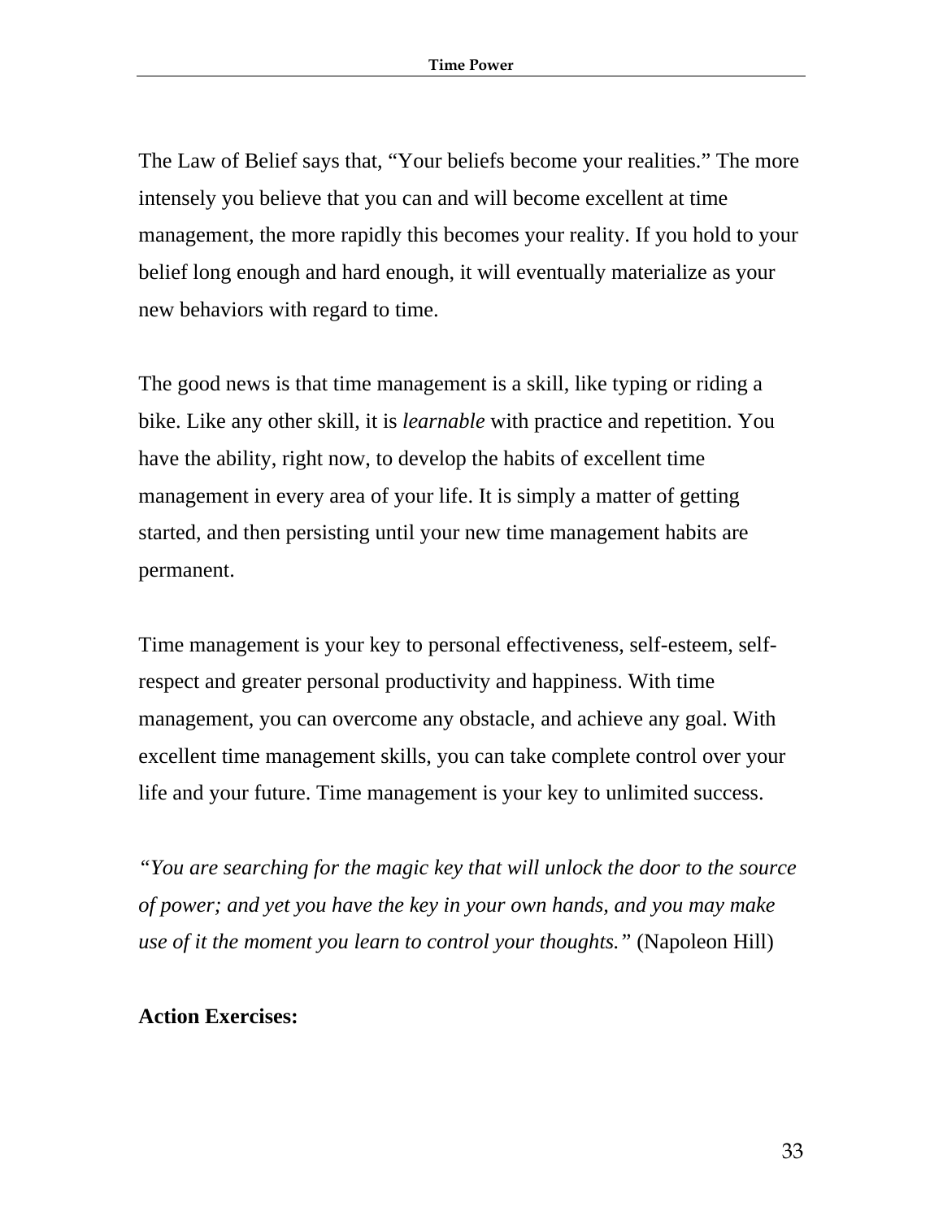The Law of Belief says that, “Your beliefs become your realities.” The more intensely you believe that you can and will become excellent at time management, the more rapidly this becomes your reality. If you hold to your belief long enough and hard enough, it will eventually materialize as your new behaviors with regard to time.

The good news is that time management is a skill, like typing or riding a bike. Like any other skill, it is *learnable* with practice and repetition. You have the ability, right now, to develop the habits of excellent time management in every area of your life. It is simply a matter of getting started, and then persisting until your new time management habits are permanent.

Time management is your key to personal effectiveness, self-esteem, self-respect and greater personal productivity and happiness. With time management, you can overcome any obstacle, and achieve any goal. With excellent time management skills, you can take complete control over your life and your future. Time management is your key to unlimited success.

*“You are searching for the magic key that will unlock the door to the source of power; and yet you have the key in your own hands, and you may make use of it the moment you learn to control your thoughts.”* (Napoleon Hill)

**Action Exercises:**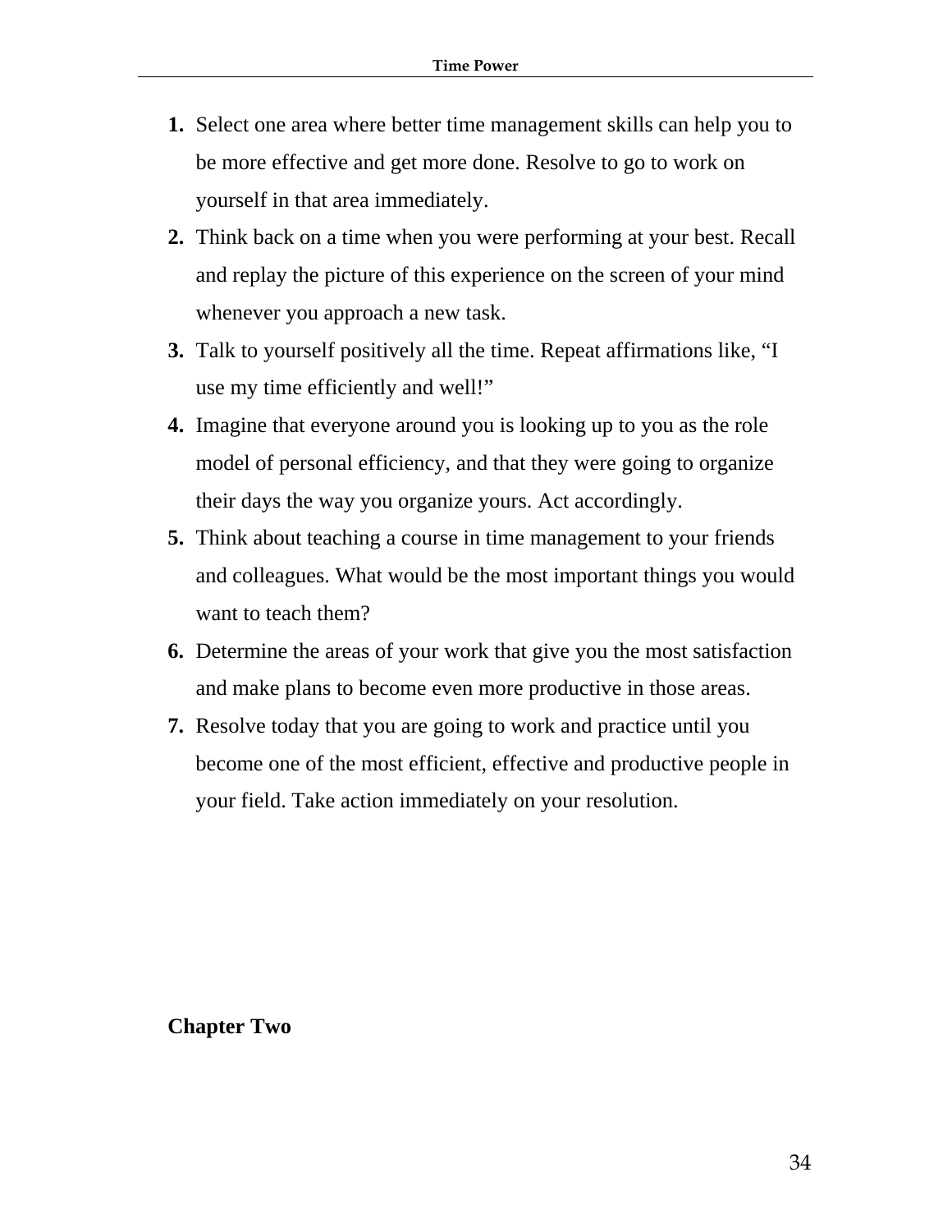1. Select one area where better time management skills can help you to be more effective and get more done. Resolve to go to work on yourself in that area immediately.
2. Think back on a time when you were performing at your best. Recall and replay the picture of this experience on the screen of your mind whenever you approach a new task.
3. Talk to yourself positively all the time. Repeat affirmations like, "I use my time efficiently and well!"
4. Imagine that everyone around you is looking up to you as the role model of personal efficiency, and that they were going to organize their days the way you organize yours. Act accordingly.
5. Think about teaching a course in time management to your friends and colleagues. What would be the most important things you would want to teach them?
6. Determine the areas of your work that give you the most satisfaction and make plans to become even more productive in those areas.
7. Resolve today that you are going to work and practice until you become one of the most efficient, effective and productive people in your field. Take action immediately on your resolution.

## Chapter Two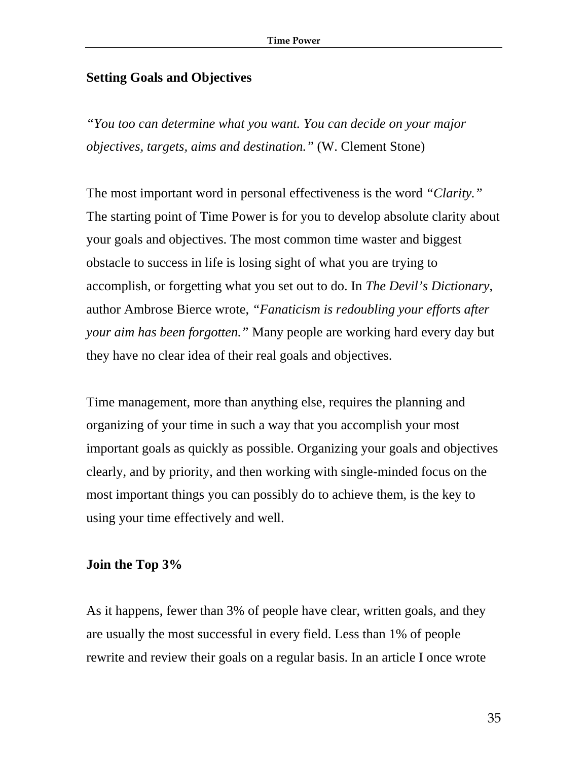## Setting Goals and Objectives

*"You too can determine what you want. You can decide on your major objectives, targets, aims and destination."* (W. Clement Stone)

The most important word in personal effectiveness is the word *"Clarity."* The starting point of Time Power is for you to develop absolute clarity about your goals and objectives. The most common time waster and biggest obstacle to success in life is losing sight of what you are trying to accomplish, or forgetting what you set out to do. In *The Devil's Dictionary*, author Ambrose Bierce wrote, *"Fanaticism is redoubling your efforts after your aim has been forgotten."* Many people are working hard every day but they have no clear idea of their real goals and objectives.

Time management, more than anything else, requires the planning and organizing of your time in such a way that you accomplish your most important goals as quickly as possible. Organizing your goals and objectives clearly, and by priority, and then working with single-minded focus on the most important things you can possibly do to achieve them, is the key to using your time effectively and well.

## Join the Top 3%

As it happens, fewer than 3% of people have clear, written goals, and they are usually the most successful in every field. Less than 1% of people rewrite and review their goals on a regular basis. In an article I once wrote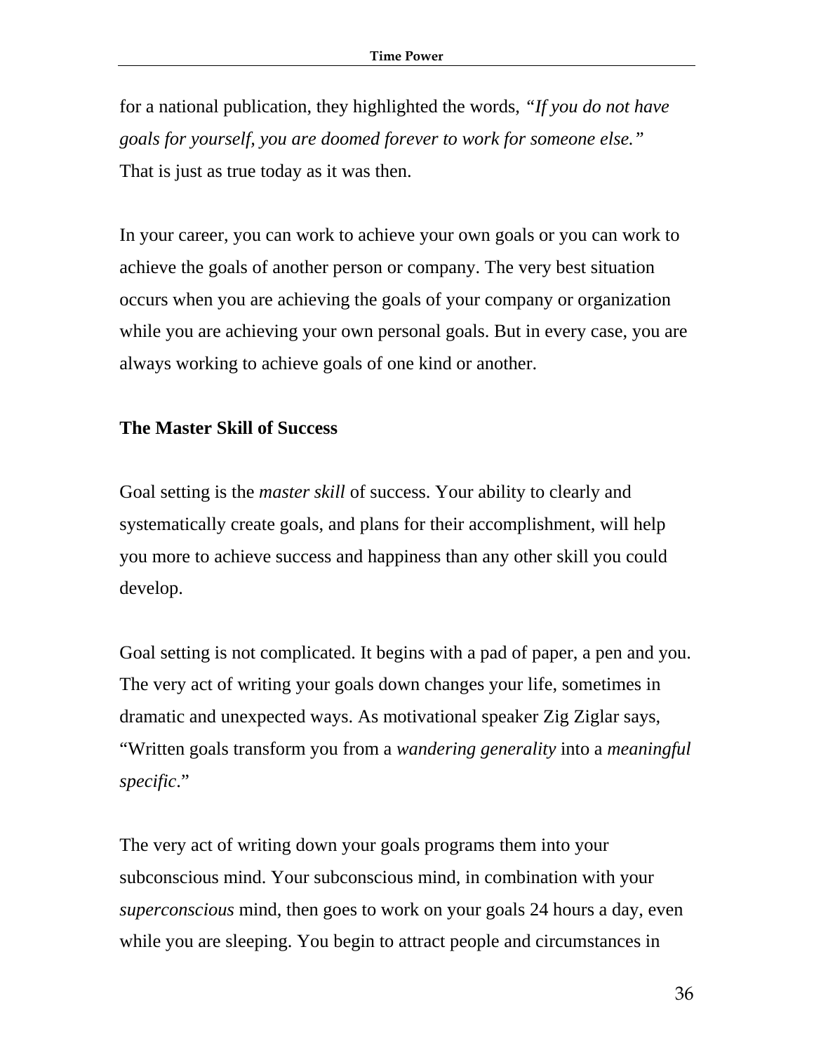for a national publication, they highlighted the words, *"If you do not have goals for yourself, you are doomed forever to work for someone else."* That is just as true today as it was then.

In your career, you can work to achieve your own goals or you can work to achieve the goals of another person or company. The very best situation occurs when you are achieving the goals of your company or organization while you are achieving your own personal goals. But in every case, you are always working to achieve goals of one kind or another.

**The Master Skill of Success**

Goal setting is the *master skill* of success. Your ability to clearly and systematically create goals, and plans for their accomplishment, will help you more to achieve success and happiness than any other skill you could develop.

Goal setting is not complicated. It begins with a pad of paper, a pen and you. The very act of writing your goals down changes your life, sometimes in dramatic and unexpected ways. As motivational speaker Zig Ziglar says, "Written goals transform you from a *wandering generality* into a *meaningful specific*."

The very act of writing down your goals programs them into your subconscious mind. Your subconscious mind, in combination with your *superconscious* mind, then goes to work on your goals 24 hours a day, even while you are sleeping. You begin to attract people and circumstances in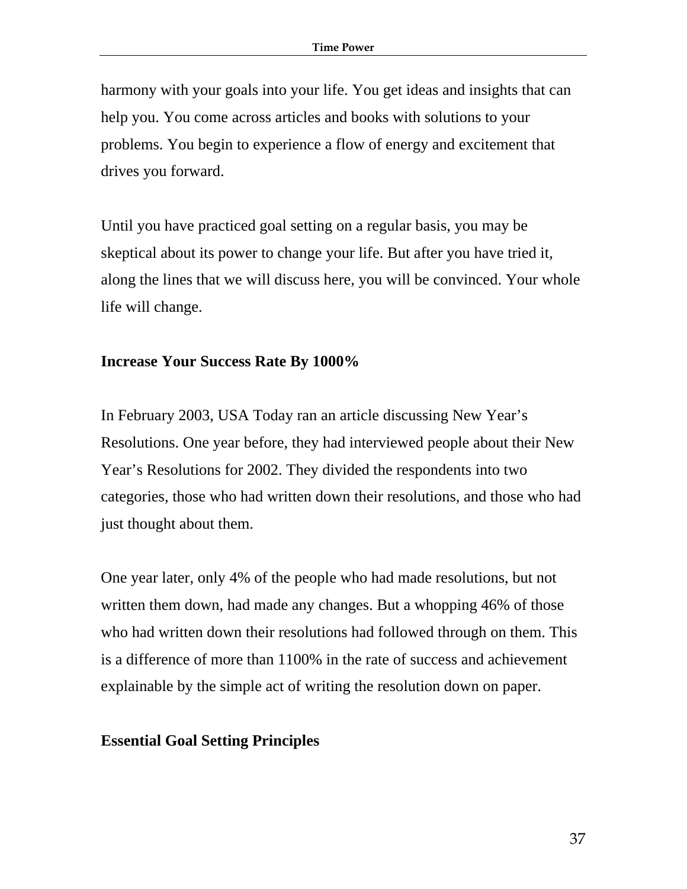harmony with your goals into your life. You get ideas and insights that can help you. You come across articles and books with solutions to your problems. You begin to experience a flow of energy and excitement that drives you forward.

Until you have practiced goal setting on a regular basis, you may be skeptical about its power to change your life. But after you have tried it, along the lines that we will discuss here, you will be convinced. Your whole life will change.

**Increase Your Success Rate By 1000%**

In February 2003, USA Today ran an article discussing New Year's Resolutions. One year before, they had interviewed people about their New Year's Resolutions for 2002. They divided the respondents into two categories, those who had written down their resolutions, and those who had just thought about them.

One year later, only 4% of the people who had made resolutions, but not written them down, had made any changes. But a whopping 46% of those who had written down their resolutions had followed through on them. This is a difference of more than 1100% in the rate of success and achievement explainable by the simple act of writing the resolution down on paper.

**Essential Goal Setting Principles**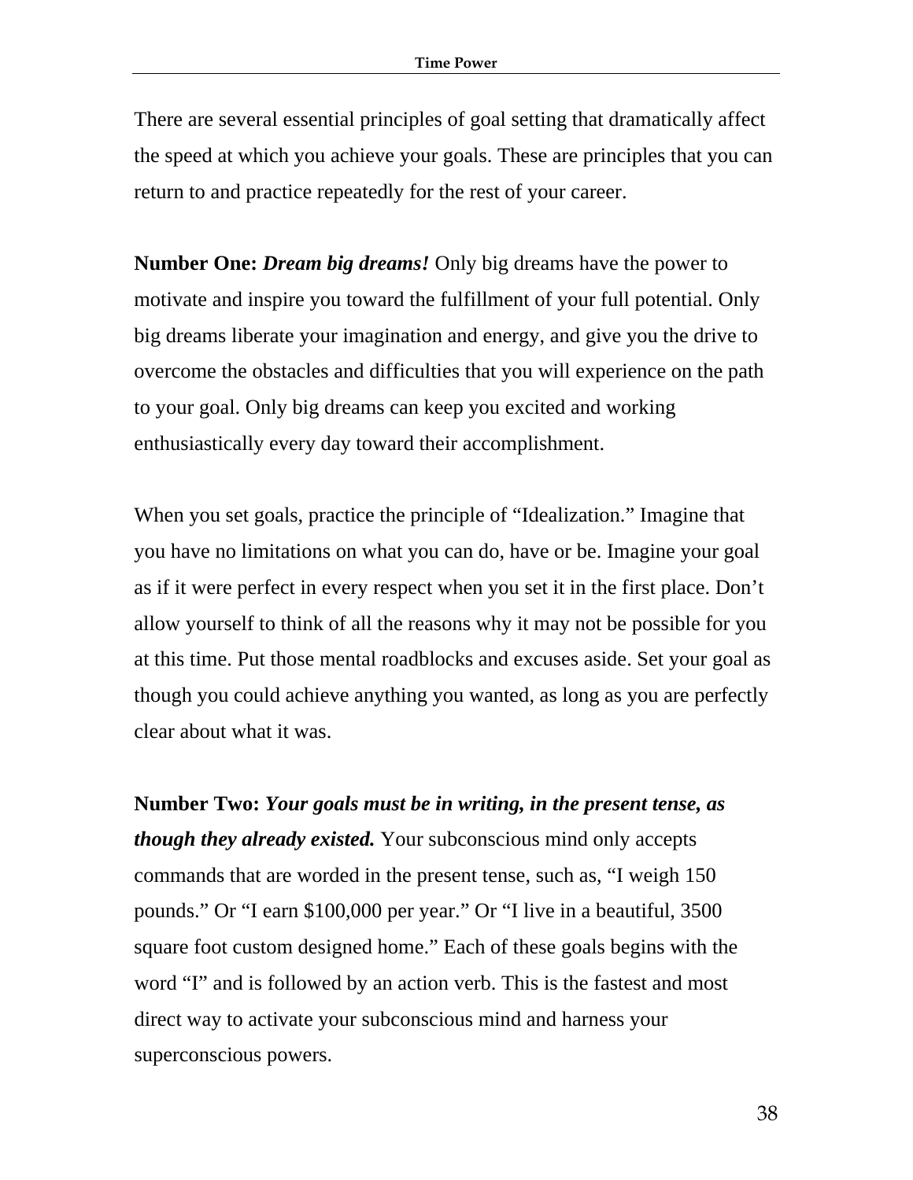There are several essential principles of goal setting that dramatically affect the speed at which you achieve your goals. These are principles that you can return to and practice repeatedly for the rest of your career.

**Number One:** ***Dream big dreams!*** Only big dreams have the power to motivate and inspire you toward the fulfillment of your full potential. Only big dreams liberate your imagination and energy, and give you the drive to overcome the obstacles and difficulties that you will experience on the path to your goal. Only big dreams can keep you excited and working enthusiastically every day toward their accomplishment.

When you set goals, practice the principle of "Idealization." Imagine that you have no limitations on what you can do, have or be. Imagine your goal as if it were perfect in every respect when you set it in the first place. Don't allow yourself to think of all the reasons why it may not be possible for you at this time. Put those mental roadblocks and excuses aside. Set your goal as though you could achieve anything you wanted, as long as you are perfectly clear about what it was.

**Number Two:** ***Your goals must be in writing, in the present tense, as though they already existed.*** Your subconscious mind only accepts commands that are worded in the present tense, such as, "I weigh 150 pounds." Or "I earn $100,000 per year." Or "I live in a beautiful, 3500 square foot custom designed home." Each of these goals begins with the word "I" and is followed by an action verb. This is the fastest and most direct way to activate your subconscious mind and harness your superconscious powers.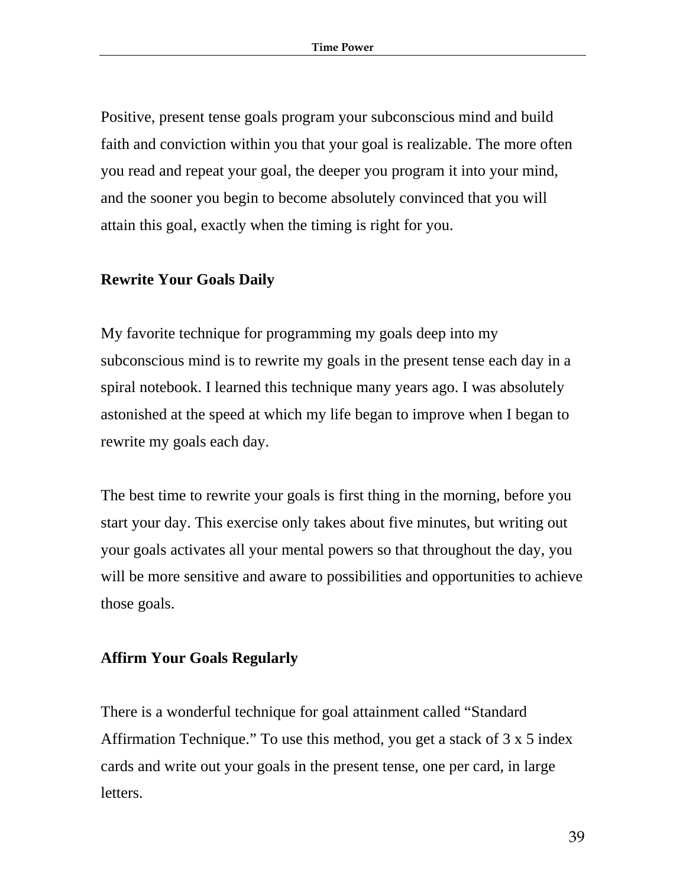Positive, present tense goals program your subconscious mind and build faith and conviction within you that your goal is realizable. The more often you read and repeat your goal, the deeper you program it into your mind, and the sooner you begin to become absolutely convinced that you will attain this goal, exactly when the timing is right for you.

### Rewrite Your Goals Daily

My favorite technique for programming my goals deep into my subconscious mind is to rewrite my goals in the present tense each day in a spiral notebook. I learned this technique many years ago. I was absolutely astonished at the speed at which my life began to improve when I began to rewrite my goals each day.

The best time to rewrite your goals is first thing in the morning, before you start your day. This exercise only takes about five minutes, but writing out your goals activates all your mental powers so that throughout the day, you will be more sensitive and aware to possibilities and opportunities to achieve those goals.

### Affirm Your Goals Regularly

There is a wonderful technique for goal attainment called "Standard Affirmation Technique." To use this method, you get a stack of 3 x 5 index cards and write out your goals in the present tense, one per card, in large letters.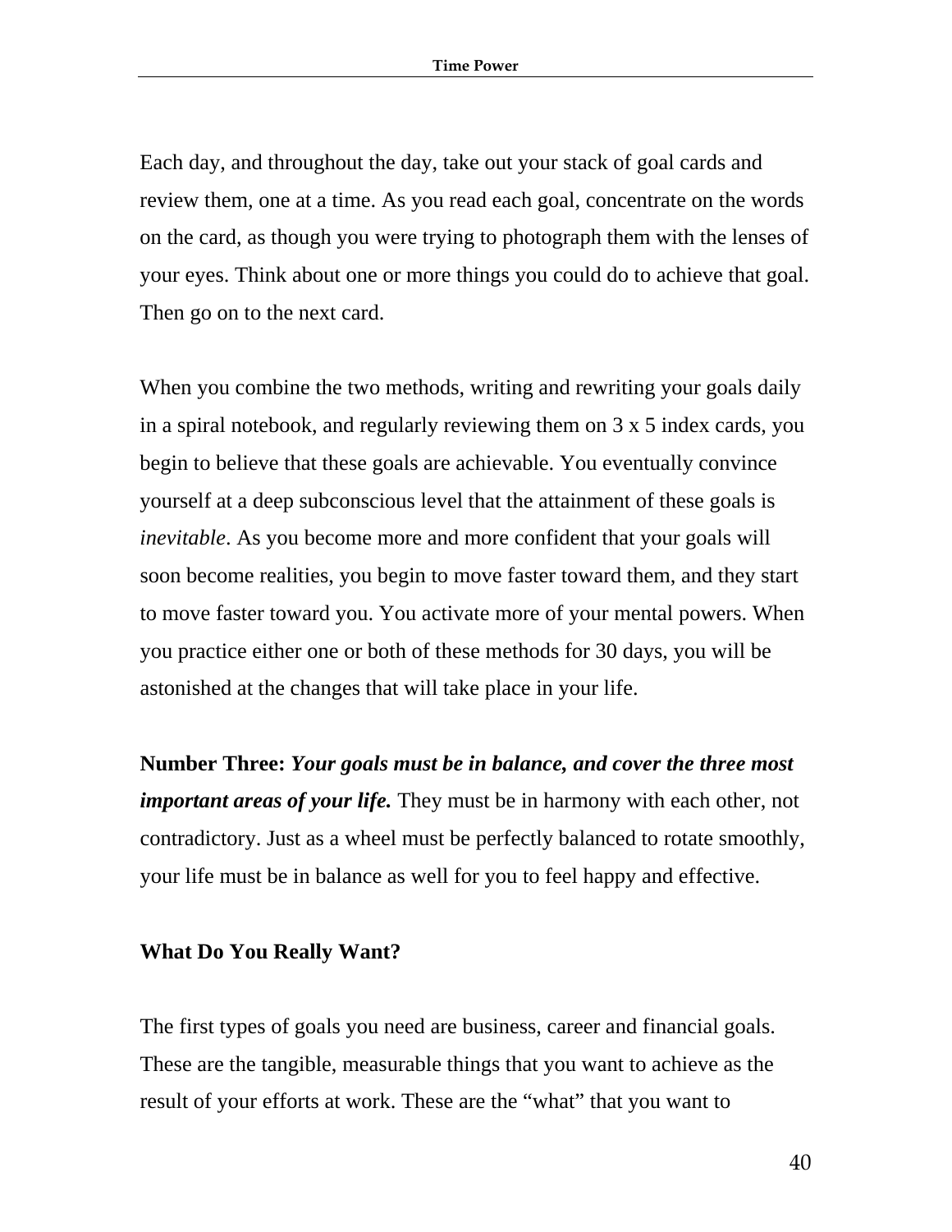Each day, and throughout the day, take out your stack of goal cards and review them, one at a time. As you read each goal, concentrate on the words on the card, as though you were trying to photograph them with the lenses of your eyes. Think about one or more things you could do to achieve that goal. Then go on to the next card.

When you combine the two methods, writing and rewriting your goals daily in a spiral notebook, and regularly reviewing them on 3 x 5 index cards, you begin to believe that these goals are achievable. You eventually convince yourself at a deep subconscious level that the attainment of these goals is *inevitable*. As you become more and more confident that your goals will soon become realities, you begin to move faster toward them, and they start to move faster toward you. You activate more of your mental powers. When you practice either one or both of these methods for 30 days, you will be astonished at the changes that will take place in your life.

**Number Three:** ***Your goals must be in balance, and cover the three most important areas of your life.*** They must be in harmony with each other, not contradictory. Just as a wheel must be perfectly balanced to rotate smoothly, your life must be in balance as well for you to feel happy and effective.

**What Do You Really Want?**

The first types of goals you need are business, career and financial goals. These are the tangible, measurable things that you want to achieve as the result of your efforts at work. These are the “what” that you want to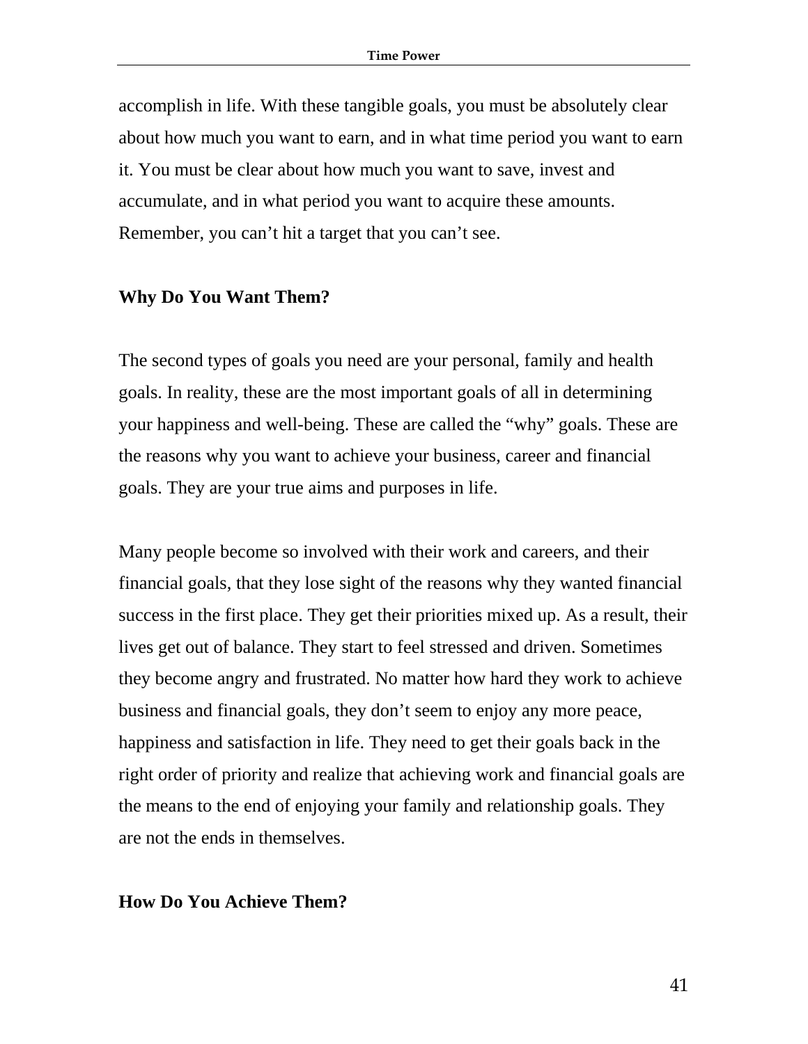accomplish in life. With these tangible goals, you must be absolutely clear about how much you want to earn, and in what time period you want to earn it. You must be clear about how much you want to save, invest and accumulate, and in what period you want to acquire these amounts. Remember, you can't hit a target that you can't see.

**Why Do You Want Them?**

The second types of goals you need are your personal, family and health goals. In reality, these are the most important goals of all in determining your happiness and well-being. These are called the "why" goals. These are the reasons why you want to achieve your business, career and financial goals. They are your true aims and purposes in life.

Many people become so involved with their work and careers, and their financial goals, that they lose sight of the reasons why they wanted financial success in the first place. They get their priorities mixed up. As a result, their lives get out of balance. They start to feel stressed and driven. Sometimes they become angry and frustrated. No matter how hard they work to achieve business and financial goals, they don't seem to enjoy any more peace, happiness and satisfaction in life. They need to get their goals back in the right order of priority and realize that achieving work and financial goals are the means to the end of enjoying your family and relationship goals. They are not the ends in themselves.

**How Do You Achieve Them?**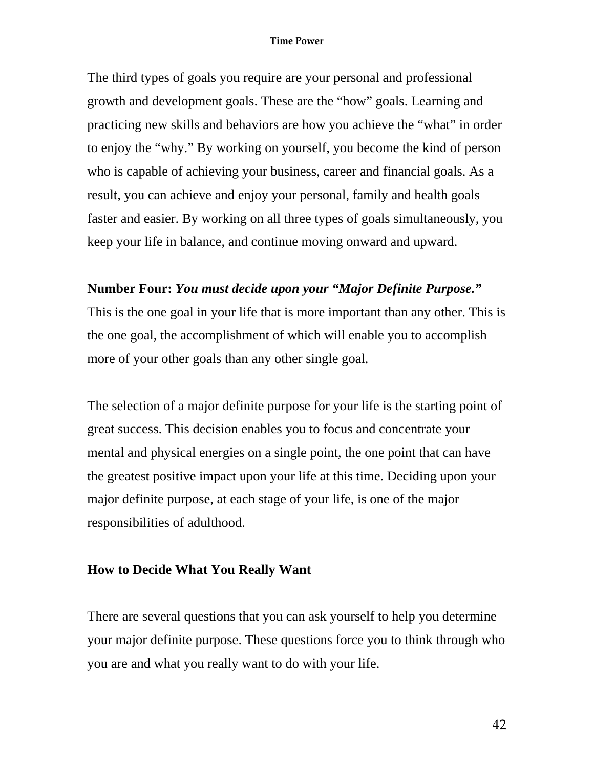The third types of goals you require are your personal and professional growth and development goals. These are the “how” goals. Learning and practicing new skills and behaviors are how you achieve the “what” in order to enjoy the “why.” By working on yourself, you become the kind of person who is capable of achieving your business, career and financial goals. As a result, you can achieve and enjoy your personal, family and health goals faster and easier. By working on all three types of goals simultaneously, you keep your life in balance, and continue moving onward and upward.

**Number Four:** ***You must decide upon your “Major Definite Purpose.”*** This is the one goal in your life that is more important than any other. This is the one goal, the accomplishment of which will enable you to accomplish more of your other goals than any other single goal.

The selection of a major definite purpose for your life is the starting point of great success. This decision enables you to focus and concentrate your mental and physical energies on a single point, the one point that can have the greatest positive impact upon your life at this time. Deciding upon your major definite purpose, at each stage of your life, is one of the major responsibilities of adulthood.

## How to Decide What You Really Want

There are several questions that you can ask yourself to help you determine your major definite purpose. These questions force you to think through who you are and what you really want to do with your life.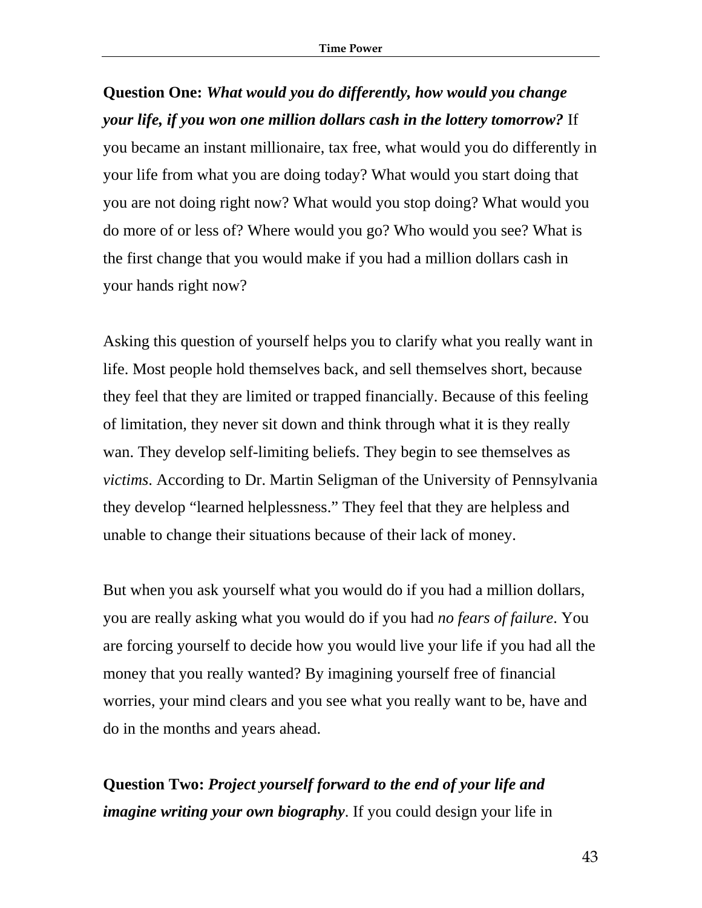**Question One:** ***What would you do differently, how would you change your life, if you won one million dollars cash in the lottery tomorrow?*** If you became an instant millionaire, tax free, what would you do differently in your life from what you are doing today? What would you start doing that you are not doing right now? What would you stop doing? What would you do more of or less of? Where would you go? Who would you see? What is the first change that you would make if you had a million dollars cash in your hands right now?

Asking this question of yourself helps you to clarify what you really want in life. Most people hold themselves back, and sell themselves short, because they feel that they are limited or trapped financially. Because of this feeling of limitation, they never sit down and think through what it is they really wan. They develop self-limiting beliefs. They begin to see themselves as *victims*. According to Dr. Martin Seligman of the University of Pennsylvania they develop "learned helplessness." They feel that they are helpless and unable to change their situations because of their lack of money.

But when you ask yourself what you would do if you had a million dollars, you are really asking what you would do if you had *no fears of failure*. You are forcing yourself to decide how you would live your life if you had all the money that you really wanted? By imagining yourself free of financial worries, your mind clears and you see what you really want to be, have and do in the months and years ahead.

**Question Two:** ***Project yourself forward to the end of your life and imagine writing your own biography***. If you could design your life in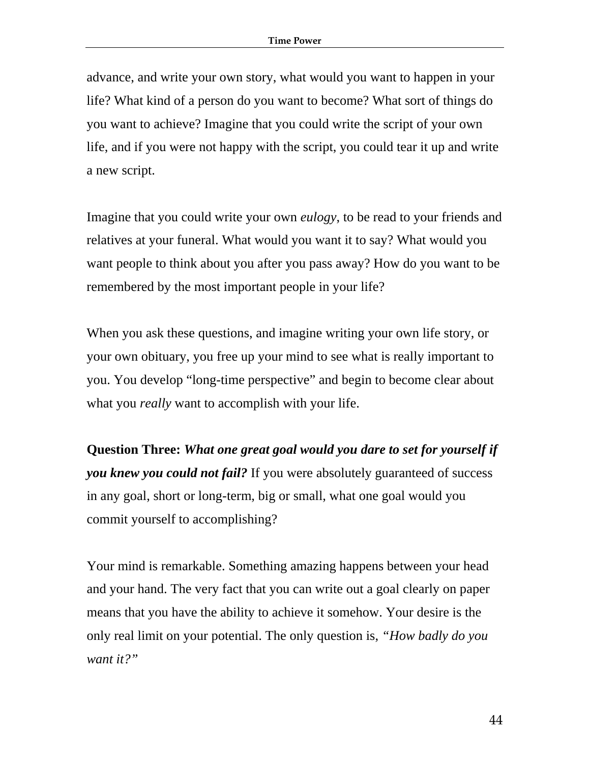advance, and write your own story, what would you want to happen in your life? What kind of a person do you want to become? What sort of things do you want to achieve? Imagine that you could write the script of your own life, and if you were not happy with the script, you could tear it up and write a new script.

Imagine that you could write your own *eulogy*, to be read to your friends and relatives at your funeral. What would you want it to say? What would you want people to think about you after you pass away? How do you want to be remembered by the most important people in your life?

When you ask these questions, and imagine writing your own life story, or your own obituary, you free up your mind to see what is really important to you. You develop "long-time perspective" and begin to become clear about what you *really* want to accomplish with your life.

**Question Three:** ***What one great goal would you dare to set for yourself if you knew you could not fail?*** If you were absolutely guaranteed of success in any goal, short or long-term, big or small, what one goal would you commit yourself to accomplishing?

Your mind is remarkable. Something amazing happens between your head and your hand. The very fact that you can write out a goal clearly on paper means that you have the ability to achieve it somehow. Your desire is the only real limit on your potential. The only question is, *"How badly do you want it?"*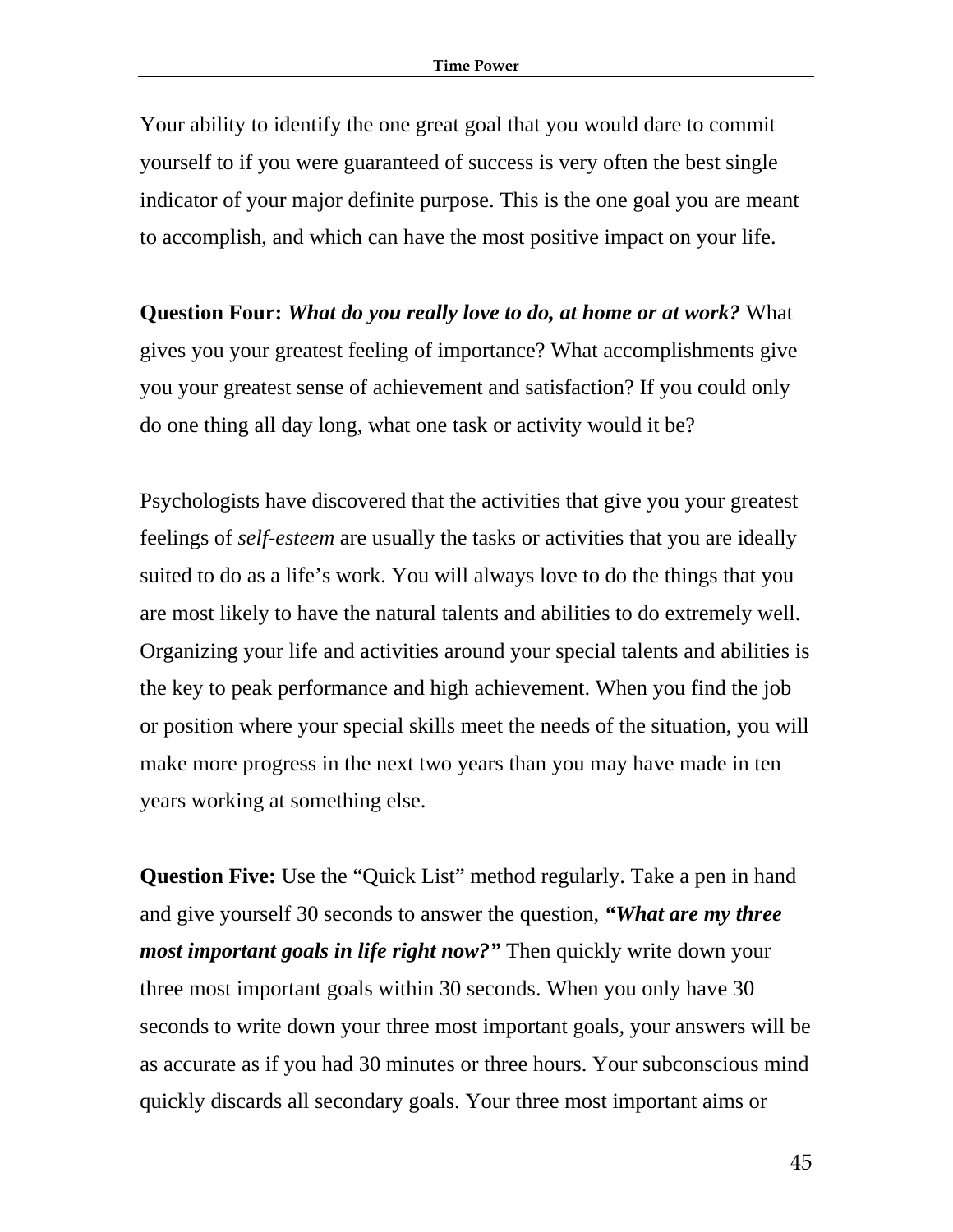Your ability to identify the one great goal that you would dare to commit yourself to if you were guaranteed of success is very often the best single indicator of your major definite purpose. This is the one goal you are meant to accomplish, and which can have the most positive impact on your life.

**Question Four:** ***What do you really love to do, at home or at work?*** What gives you your greatest feeling of importance? What accomplishments give you your greatest sense of achievement and satisfaction? If you could only do one thing all day long, what one task or activity would it be?

Psychologists have discovered that the activities that give you your greatest feelings of *self-esteem* are usually the tasks or activities that you are ideally suited to do as a life's work. You will always love to do the things that you are most likely to have the natural talents and abilities to do extremely well. Organizing your life and activities around your special talents and abilities is the key to peak performance and high achievement. When you find the job or position where your special skills meet the needs of the situation, you will make more progress in the next two years than you may have made in ten years working at something else.

**Question Five:** Use the "Quick List" method regularly. Take a pen in hand and give yourself 30 seconds to answer the question, ***"What are my three most important goals in life right now?"*** Then quickly write down your three most important goals within 30 seconds. When you only have 30 seconds to write down your three most important goals, your answers will be as accurate as if you had 30 minutes or three hours. Your subconscious mind quickly discards all secondary goals. Your three most important aims or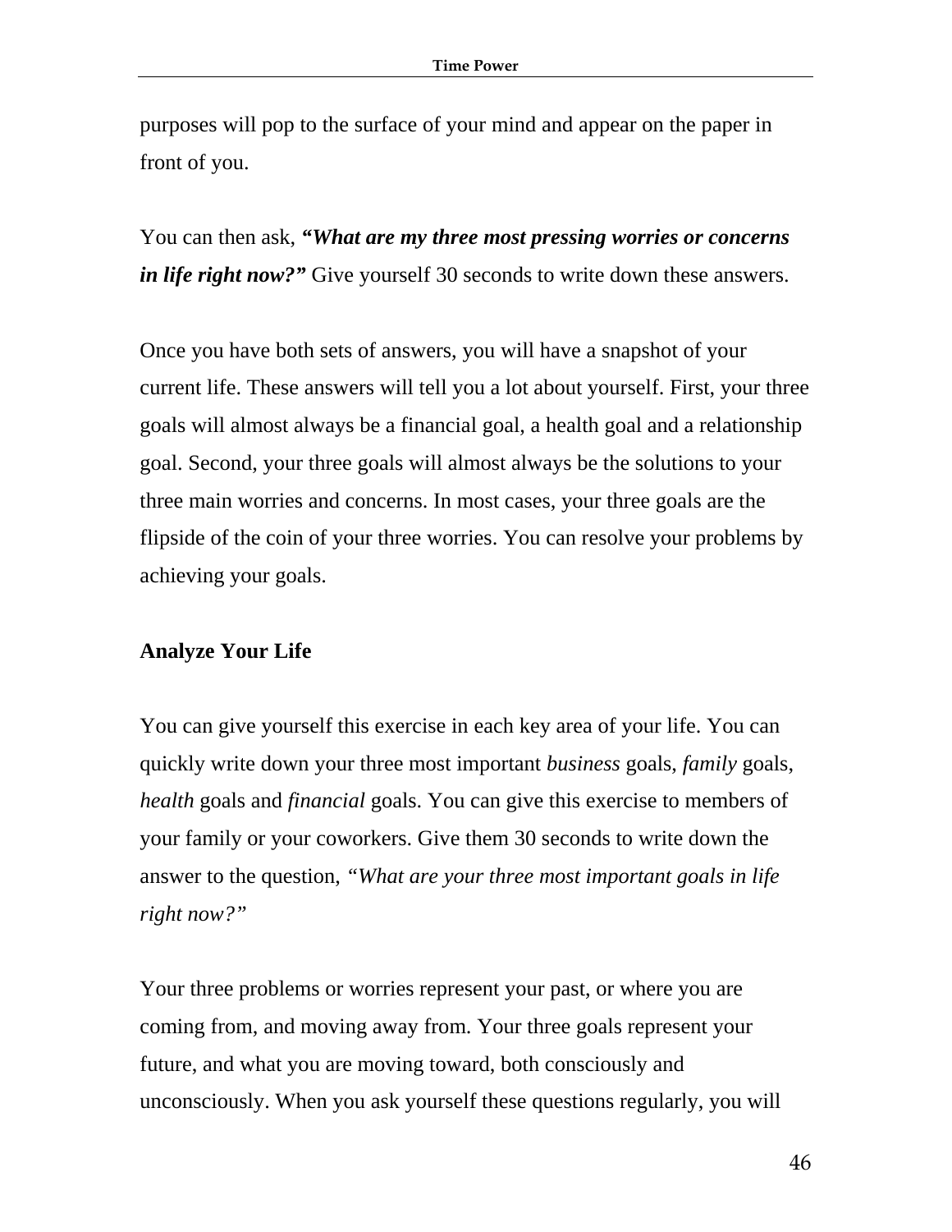purposes will pop to the surface of your mind and appear on the paper in front of you.

You can then ask, ***"What are my three most pressing worries or concerns in life right now?"*** Give yourself 30 seconds to write down these answers.

Once you have both sets of answers, you will have a snapshot of your current life. These answers will tell you a lot about yourself. First, your three goals will almost always be a financial goal, a health goal and a relationship goal. Second, your three goals will almost always be the solutions to your three main worries and concerns. In most cases, your three goals are the flipside of the coin of your three worries. You can resolve your problems by achieving your goals.

**Analyze Your Life**

You can give yourself this exercise in each key area of your life. You can quickly write down your three most important *business* goals, *family* goals, *health* goals and *financial* goals. You can give this exercise to members of your family or your coworkers. Give them 30 seconds to write down the answer to the question, *"What are your three most important goals in life right now?"*

Your three problems or worries represent your past, or where you are coming from, and moving away from. Your three goals represent your future, and what you are moving toward, both consciously and unconsciously. When you ask yourself these questions regularly, you will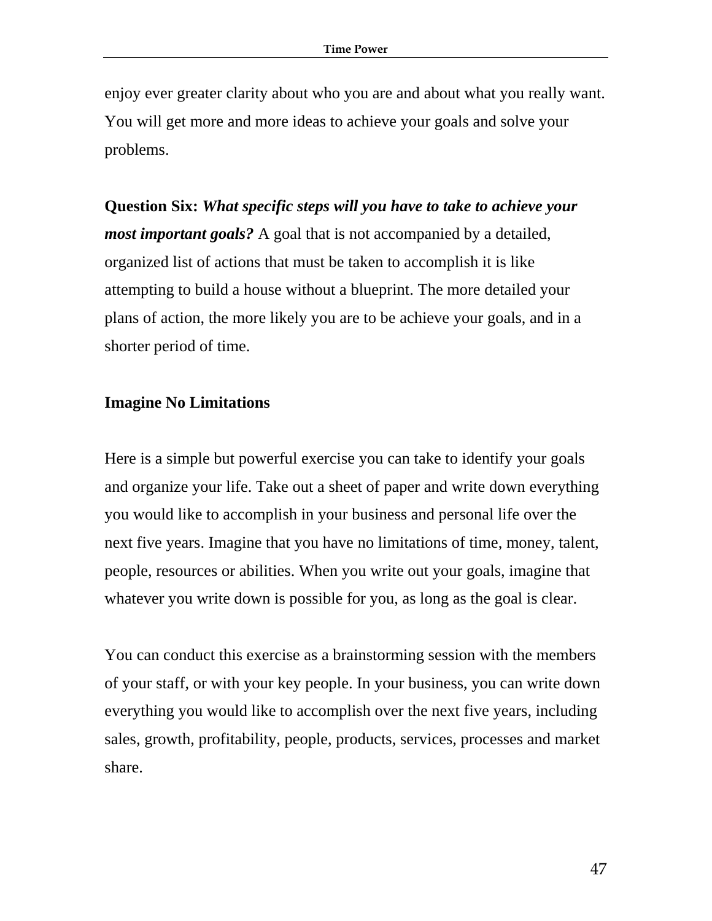enjoy ever greater clarity about who you are and about what you really want. You will get more and more ideas to achieve your goals and solve your problems.

**Question Six:** ***What specific steps will you have to take to achieve your most important goals?*** A goal that is not accompanied by a detailed, organized list of actions that must be taken to accomplish it is like attempting to build a house without a blueprint. The more detailed your plans of action, the more likely you are to be achieve your goals, and in a shorter period of time.

## Imagine No Limitations

Here is a simple but powerful exercise you can take to identify your goals and organize your life. Take out a sheet of paper and write down everything you would like to accomplish in your business and personal life over the next five years. Imagine that you have no limitations of time, money, talent, people, resources or abilities. When you write out your goals, imagine that whatever you write down is possible for you, as long as the goal is clear.

You can conduct this exercise as a brainstorming session with the members of your staff, or with your key people. In your business, you can write down everything you would like to accomplish over the next five years, including sales, growth, profitability, people, products, services, processes and market share.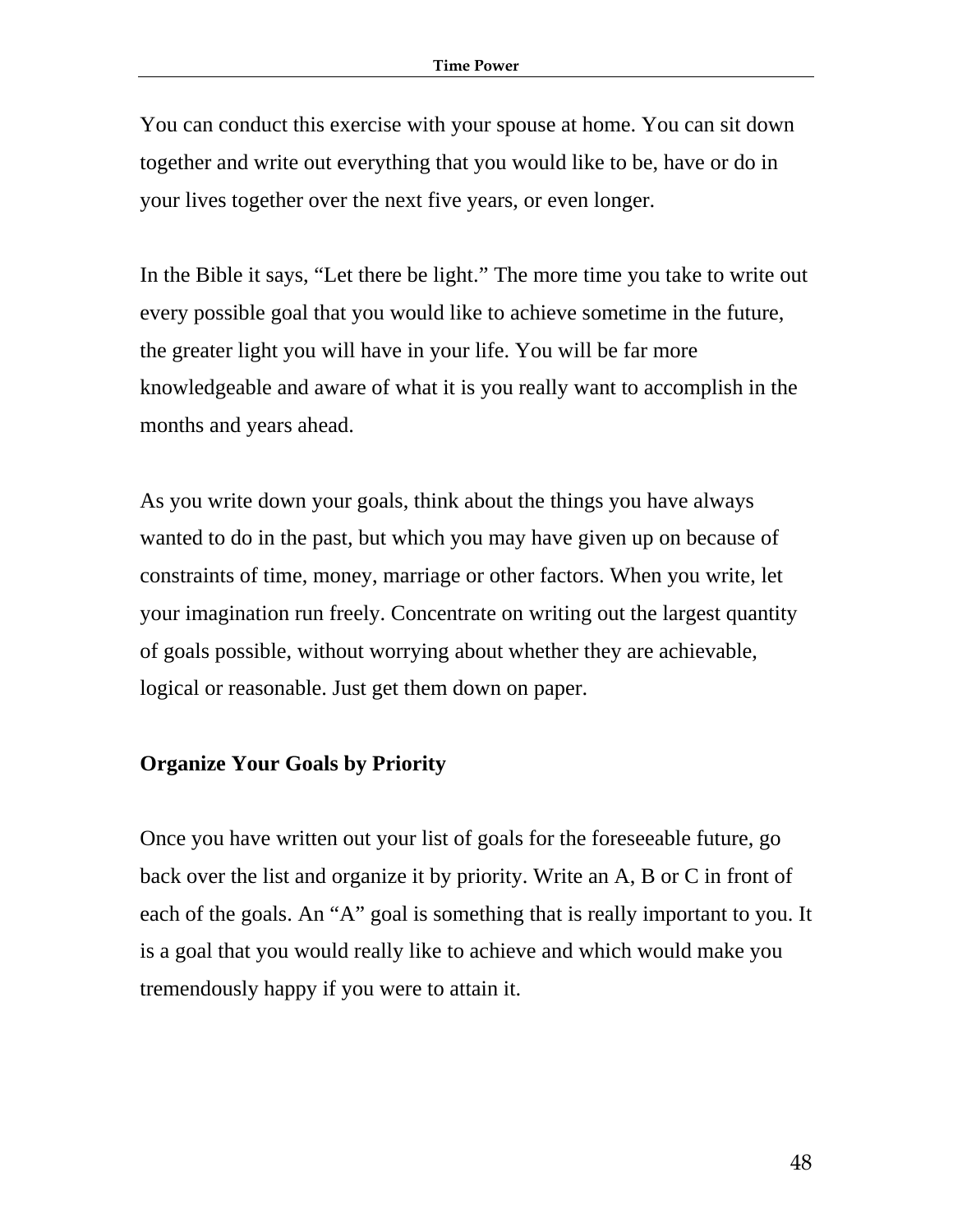You can conduct this exercise with your spouse at home. You can sit down together and write out everything that you would like to be, have or do in your lives together over the next five years, or even longer.

In the Bible it says, “Let there be light.” The more time you take to write out every possible goal that you would like to achieve sometime in the future, the greater light you will have in your life. You will be far more knowledgeable and aware of what it is you really want to accomplish in the months and years ahead.

As you write down your goals, think about the things you have always wanted to do in the past, but which you may have given up on because of constraints of time, money, marriage or other factors. When you write, let your imagination run freely. Concentrate on writing out the largest quantity of goals possible, without worrying about whether they are achievable, logical or reasonable. Just get them down on paper.

## Organize Your Goals by Priority

Once you have written out your list of goals for the foreseeable future, go back over the list and organize it by priority. Write an A, B or C in front of each of the goals. An “A” goal is something that is really important to you. It is a goal that you would really like to achieve and which would make you tremendously happy if you were to attain it.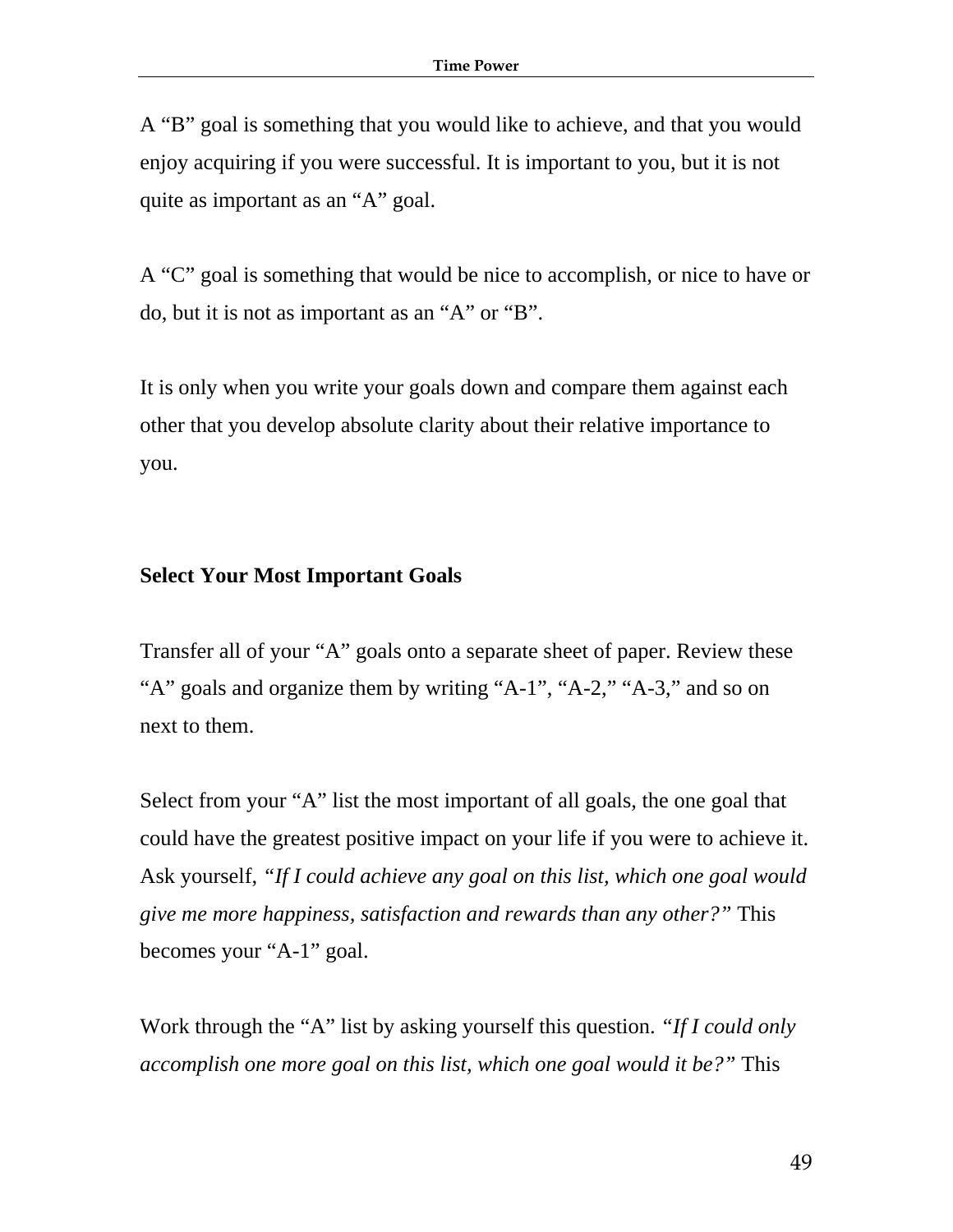A “B” goal is something that you would like to achieve, and that you would enjoy acquiring if you were successful. It is important to you, but it is not quite as important as an “A” goal.

A “C” goal is something that would be nice to accomplish, or nice to have or do, but it is not as important as an “A” or “B”.

It is only when you write your goals down and compare them against each other that you develop absolute clarity about their relative importance to you.

## Select Your Most Important Goals

Transfer all of your “A” goals onto a separate sheet of paper. Review these “A” goals and organize them by writing “A-1”, “A-2,” “A-3,” and so on next to them.

Select from your “A” list the most important of all goals, the one goal that could have the greatest positive impact on your life if you were to achieve it. Ask yourself, *“If I could achieve any goal on this list, which one goal would give me more happiness, satisfaction and rewards than any other?”* This becomes your “A-1” goal.

Work through the “A” list by asking yourself this question. *“If I could only accomplish one more goal on this list, which one goal would it be?”* This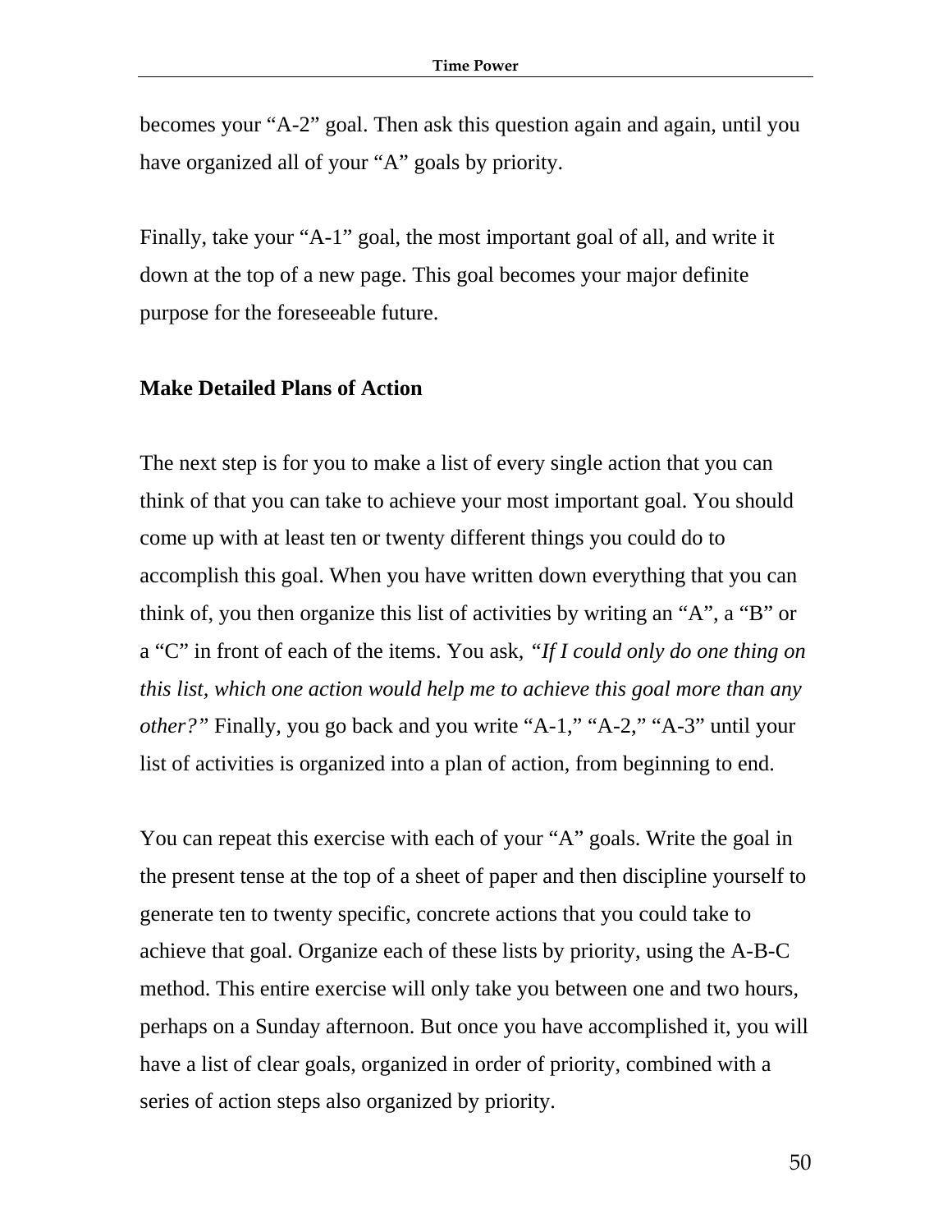becomes your "A-2" goal. Then ask this question again and again, until you have organized all of your "A" goals by priority.

Finally, take your "A-1" goal, the most important goal of all, and write it down at the top of a new page. This goal becomes your major definite purpose for the foreseeable future.

### Make Detailed Plans of Action

The next step is for you to make a list of every single action that you can think of that you can take to achieve your most important goal. You should come up with at least ten or twenty different things you could do to accomplish this goal. When you have written down everything that you can think of, you then organize this list of activities by writing an "A", a "B" or a "C" in front of each of the items. You ask, *"If I could only do one thing on this list, which one action would help me to achieve this goal more than any other?"* Finally, you go back and you write "A-1," "A-2," "A-3" until your list of activities is organized into a plan of action, from beginning to end.

You can repeat this exercise with each of your "A" goals. Write the goal in the present tense at the top of a sheet of paper and then discipline yourself to generate ten to twenty specific, concrete actions that you could take to achieve that goal. Organize each of these lists by priority, using the A-B-C method. This entire exercise will only take you between one and two hours, perhaps on a Sunday afternoon. But once you have accomplished it, you will have a list of clear goals, organized in order of priority, combined with a series of action steps also organized by priority.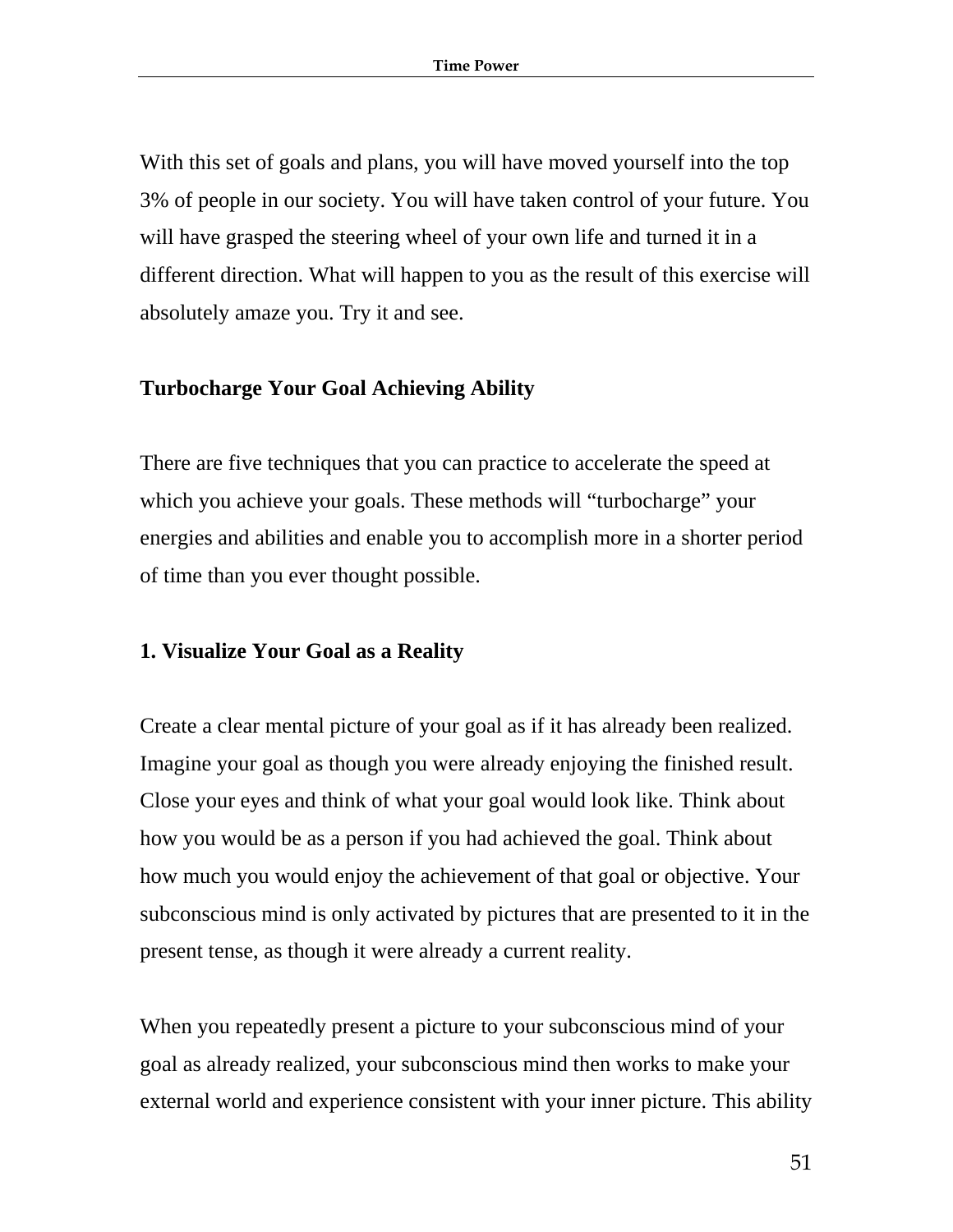With this set of goals and plans, you will have moved yourself into the top 3% of people in our society. You will have taken control of your future. You will have grasped the steering wheel of your own life and turned it in a different direction. What will happen to you as the result of this exercise will absolutely amaze you. Try it and see.

## Turbocharge Your Goal Achieving Ability

There are five techniques that you can practice to accelerate the speed at which you achieve your goals. These methods will "turbocharge" your energies and abilities and enable you to accomplish more in a shorter period of time than you ever thought possible.

### 1. Visualize Your Goal as a Reality

Create a clear mental picture of your goal as if it has already been realized. Imagine your goal as though you were already enjoying the finished result. Close your eyes and think of what your goal would look like. Think about how you would be as a person if you had achieved the goal. Think about how much you would enjoy the achievement of that goal or objective. Your subconscious mind is only activated by pictures that are presented to it in the present tense, as though it were already a current reality.

When you repeatedly present a picture to your subconscious mind of your goal as already realized, your subconscious mind then works to make your external world and experience consistent with your inner picture. This ability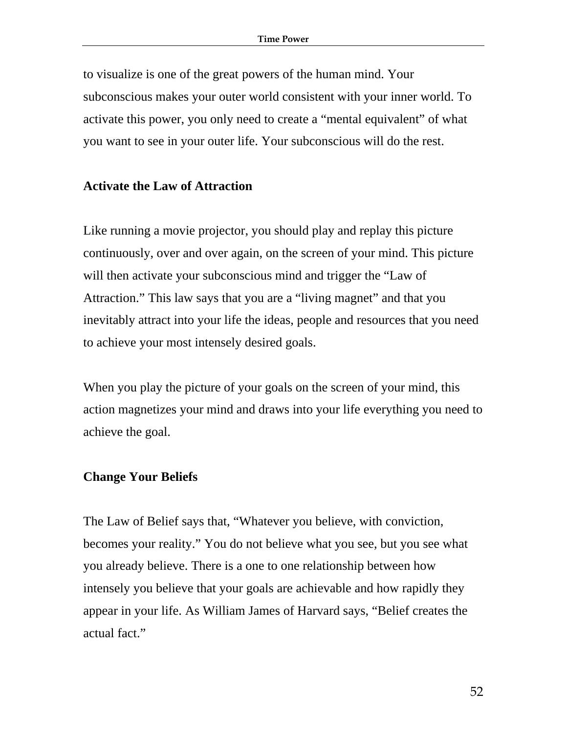to visualize is one of the great powers of the human mind. Your subconscious makes your outer world consistent with your inner world. To activate this power, you only need to create a "mental equivalent" of what you want to see in your outer life. Your subconscious will do the rest.

### Activate the Law of Attraction

Like running a movie projector, you should play and replay this picture continuously, over and over again, on the screen of your mind. This picture will then activate your subconscious mind and trigger the "Law of Attraction." This law says that you are a "living magnet" and that you inevitably attract into your life the ideas, people and resources that you need to achieve your most intensely desired goals.

When you play the picture of your goals on the screen of your mind, this action magnetizes your mind and draws into your life everything you need to achieve the goal.

### Change Your Beliefs

The Law of Belief says that, "Whatever you believe, with conviction, becomes your reality." You do not believe what you see, but you see what you already believe. There is a one to one relationship between how intensely you believe that your goals are achievable and how rapidly they appear in your life. As William James of Harvard says, "Belief creates the actual fact."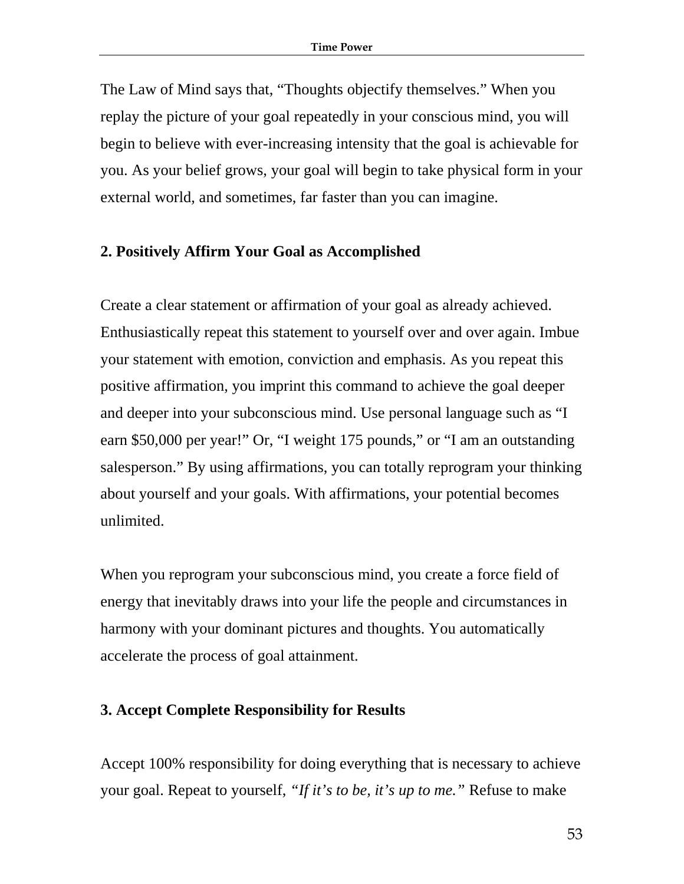The Law of Mind says that, "Thoughts objectify themselves." When you replay the picture of your goal repeatedly in your conscious mind, you will begin to believe with ever-increasing intensity that the goal is achievable for you. As your belief grows, your goal will begin to take physical form in your external world, and sometimes, far faster than you can imagine.

**2. Positively Affirm Your Goal as Accomplished**

Create a clear statement or affirmation of your goal as already achieved. Enthusiastically repeat this statement to yourself over and over again. Imbue your statement with emotion, conviction and emphasis. As you repeat this positive affirmation, you imprint this command to achieve the goal deeper and deeper into your subconscious mind. Use personal language such as "I earn $50,000 per year!" Or, "I weight 175 pounds," or "I am an outstanding salesperson." By using affirmations, you can totally reprogram your thinking about yourself and your goals. With affirmations, your potential becomes unlimited.

When you reprogram your subconscious mind, you create a force field of energy that inevitably draws into your life the people and circumstances in harmony with your dominant pictures and thoughts. You automatically accelerate the process of goal attainment.

**3. Accept Complete Responsibility for Results**

Accept 100% responsibility for doing everything that is necessary to achieve your goal. Repeat to yourself, *"If it's to be, it's up to me."* Refuse to make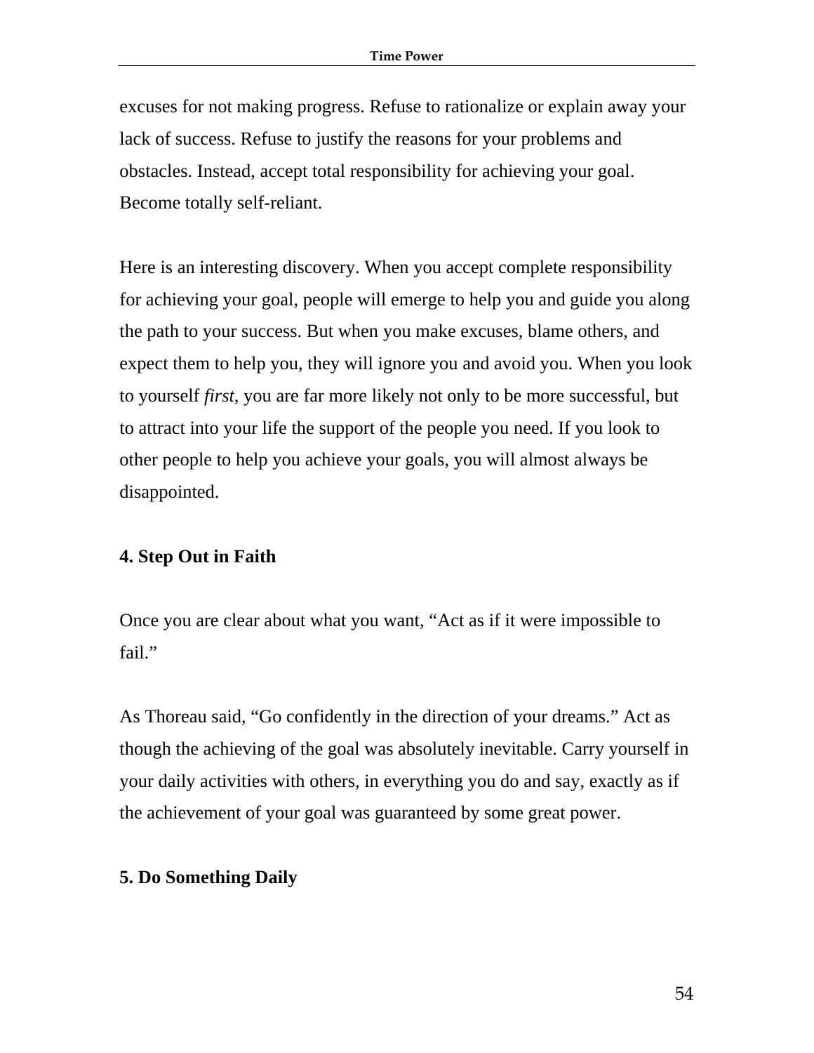excuses for not making progress. Refuse to rationalize or explain away your lack of success. Refuse to justify the reasons for your problems and obstacles. Instead, accept total responsibility for achieving your goal. Become totally self-reliant.

Here is an interesting discovery. When you accept complete responsibility for achieving your goal, people will emerge to help you and guide you along the path to your success. But when you make excuses, blame others, and expect them to help you, they will ignore you and avoid you. When you look to yourself *first*, you are far more likely not only to be more successful, but to attract into your life the support of the people you need. If you look to other people to help you achieve your goals, you will almost always be disappointed.

**4. Step Out in Faith**

Once you are clear about what you want, "Act as if it were impossible to fail."

As Thoreau said, "Go confidently in the direction of your dreams." Act as though the achieving of the goal was absolutely inevitable. Carry yourself in your daily activities with others, in everything you do and say, exactly as if the achievement of your goal was guaranteed by some great power.

**5. Do Something Daily**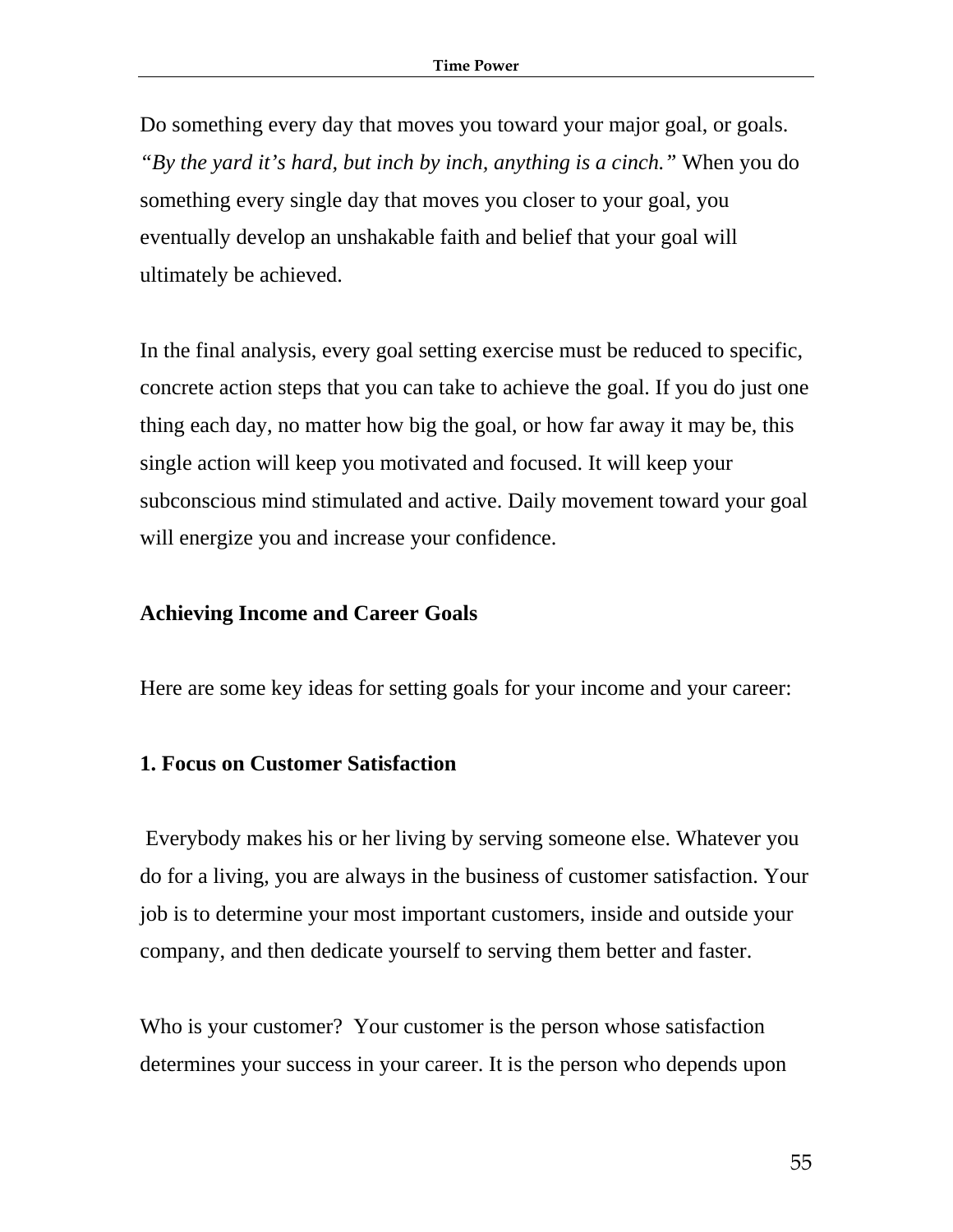Do something every day that moves you toward your major goal, or goals. *"By the yard it's hard, but inch by inch, anything is a cinch."* When you do something every single day that moves you closer to your goal, you eventually develop an unshakable faith and belief that your goal will ultimately be achieved.

In the final analysis, every goal setting exercise must be reduced to specific, concrete action steps that you can take to achieve the goal. If you do just one thing each day, no matter how big the goal, or how far away it may be, this single action will keep you motivated and focused. It will keep your subconscious mind stimulated and active. Daily movement toward your goal will energize you and increase your confidence.

## Achieving Income and Career Goals

Here are some key ideas for setting goals for your income and your career:

### 1. Focus on Customer Satisfaction

Everybody makes his or her living by serving someone else. Whatever you do for a living, you are always in the business of customer satisfaction. Your job is to determine your most important customers, inside and outside your company, and then dedicate yourself to serving them better and faster.

Who is your customer? Your customer is the person whose satisfaction determines your success in your career. It is the person who depends upon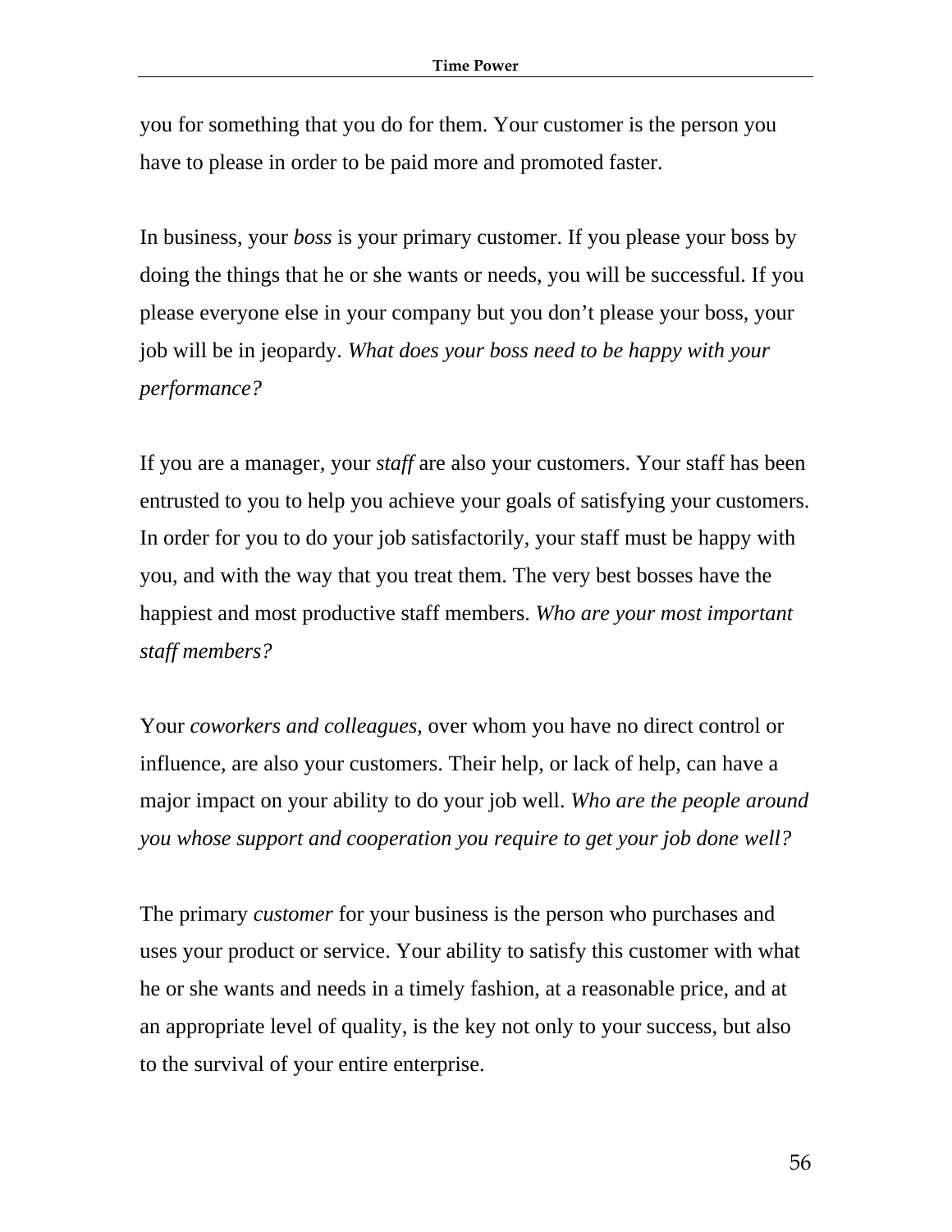you for something that you do for them. Your customer is the person you have to please in order to be paid more and promoted faster.

In business, your *boss* is your primary customer. If you please your boss by doing the things that he or she wants or needs, you will be successful. If you please everyone else in your company but you don't please your boss, your job will be in jeopardy. *What does your boss need to be happy with your performance?*

If you are a manager, your *staff* are also your customers. Your staff has been entrusted to you to help you achieve your goals of satisfying your customers. In order for you to do your job satisfactorily, your staff must be happy with you, and with the way that you treat them. The very best bosses have the happiest and most productive staff members. *Who are your most important staff members?*

Your *coworkers and colleagues*, over whom you have no direct control or influence, are also your customers. Their help, or lack of help, can have a major impact on your ability to do your job well. *Who are the people around you whose support and cooperation you require to get your job done well?*

The primary *customer* for your business is the person who purchases and uses your product or service. Your ability to satisfy this customer with what he or she wants and needs in a timely fashion, at a reasonable price, and at an appropriate level of quality, is the key not only to your success, but also to the survival of your entire enterprise.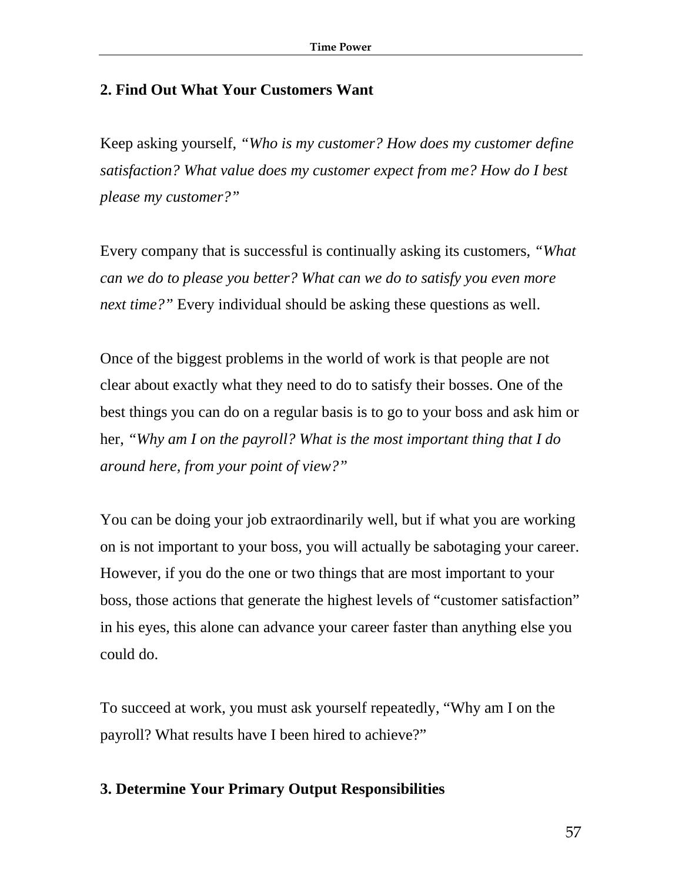### 2. Find Out What Your Customers Want

Keep asking yourself, *"Who is my customer? How does my customer define satisfaction? What value does my customer expect from me? How do I best please my customer?"*

Every company that is successful is continually asking its customers, *"What can we do to please you better? What can we do to satisfy you even more next time?"* Every individual should be asking these questions as well.

Once of the biggest problems in the world of work is that people are not clear about exactly what they need to do to satisfy their bosses. One of the best things you can do on a regular basis is to go to your boss and ask him or her, *"Why am I on the payroll? What is the most important thing that I do around here, from your point of view?"*

You can be doing your job extraordinarily well, but if what you are working on is not important to your boss, you will actually be sabotaging your career. However, if you do the one or two things that are most important to your boss, those actions that generate the highest levels of "customer satisfaction" in his eyes, this alone can advance your career faster than anything else you could do.

To succeed at work, you must ask yourself repeatedly, "Why am I on the payroll? What results have I been hired to achieve?"

### 3. Determine Your Primary Output Responsibilities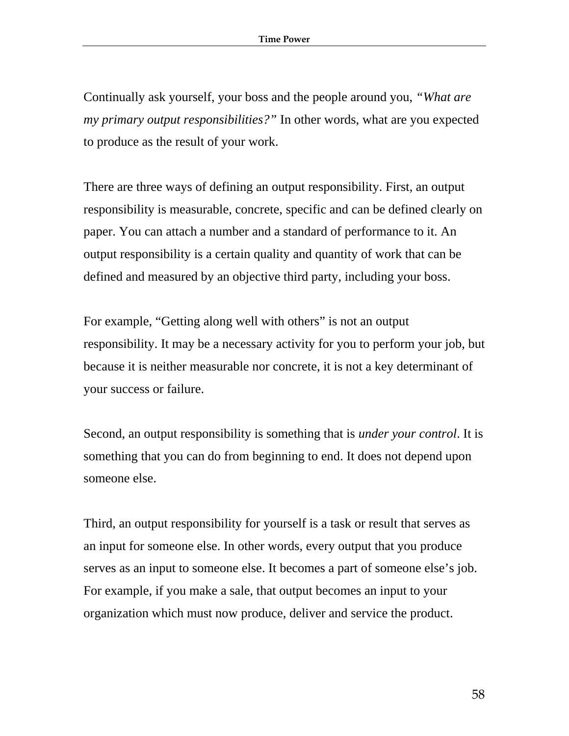Continually ask yourself, your boss and the people around you, *"What are my primary output responsibilities?"* In other words, what are you expected to produce as the result of your work.

There are three ways of defining an output responsibility. First, an output responsibility is measurable, concrete, specific and can be defined clearly on paper. You can attach a number and a standard of performance to it. An output responsibility is a certain quality and quantity of work that can be defined and measured by an objective third party, including your boss.

For example, "Getting along well with others" is not an output responsibility. It may be a necessary activity for you to perform your job, but because it is neither measurable nor concrete, it is not a key determinant of your success or failure.

Second, an output responsibility is something that is *under your control*. It is something that you can do from beginning to end. It does not depend upon someone else.

Third, an output responsibility for yourself is a task or result that serves as an input for someone else. In other words, every output that you produce serves as an input to someone else. It becomes a part of someone else's job. For example, if you make a sale, that output becomes an input to your organization which must now produce, deliver and service the product.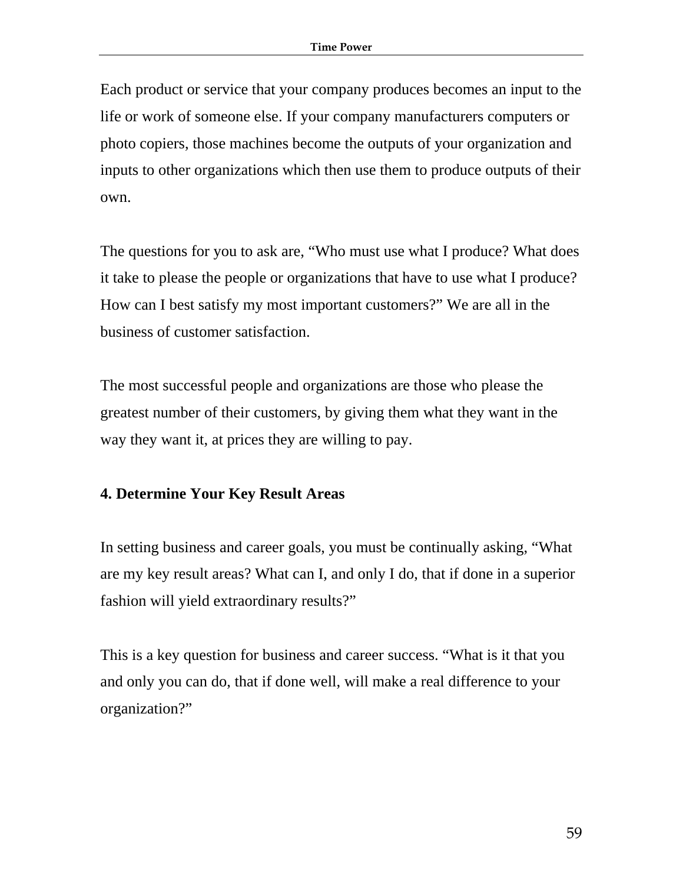Each product or service that your company produces becomes an input to the life or work of someone else. If your company manufacturers computers or photo copiers, those machines become the outputs of your organization and inputs to other organizations which then use them to produce outputs of their own.

The questions for you to ask are, “Who must use what I produce? What does it take to please the people or organizations that have to use what I produce? How can I best satisfy my most important customers?” We are all in the business of customer satisfaction.

The most successful people and organizations are those who please the greatest number of their customers, by giving them what they want in the way they want it, at prices they are willing to pay.

### 4. Determine Your Key Result Areas

In setting business and career goals, you must be continually asking, “What are my key result areas? What can I, and only I do, that if done in a superior fashion will yield extraordinary results?”

This is a key question for business and career success. “What is it that you and only you can do, that if done well, will make a real difference to your organization?”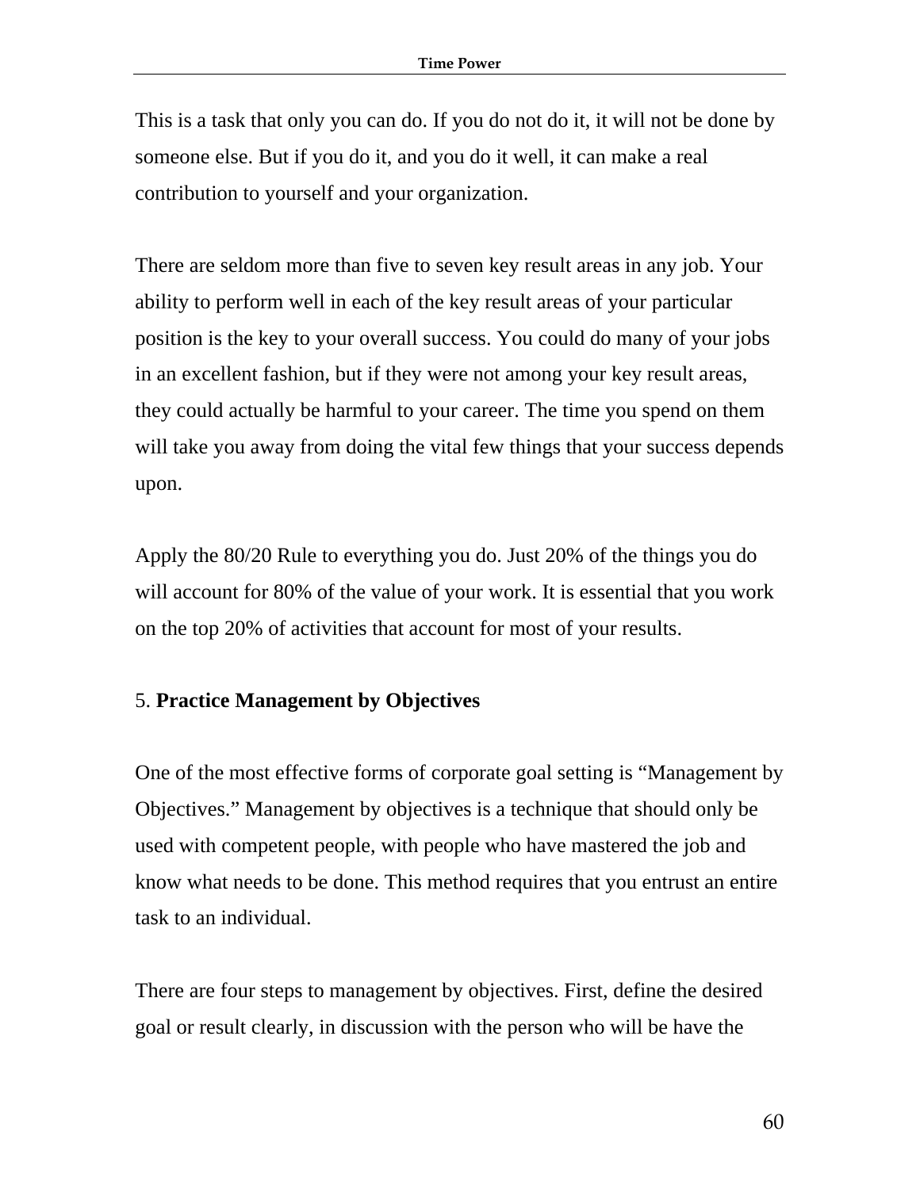This is a task that only you can do. If you do not do it, it will not be done by someone else. But if you do it, and you do it well, it can make a real contribution to yourself and your organization.

There are seldom more than five to seven key result areas in any job. Your ability to perform well in each of the key result areas of your particular position is the key to your overall success. You could do many of your jobs in an excellent fashion, but if they were not among your key result areas, they could actually be harmful to your career. The time you spend on them will take you away from doing the vital few things that your success depends upon.

Apply the 80/20 Rule to everything you do. Just 20% of the things you do will account for 80% of the value of your work. It is essential that you work on the top 20% of activities that account for most of your results.

5. **Practice Management by Objectives**

One of the most effective forms of corporate goal setting is "Management by Objectives." Management by objectives is a technique that should only be used with competent people, with people who have mastered the job and know what needs to be done. This method requires that you entrust an entire task to an individual.

There are four steps to management by objectives. First, define the desired goal or result clearly, in discussion with the person who will be have the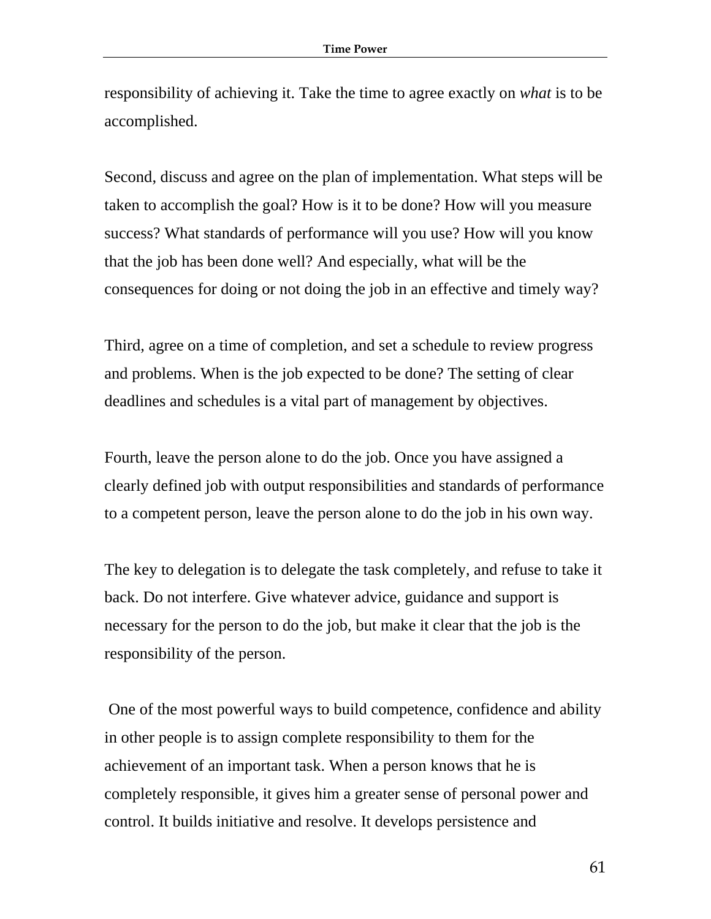responsibility of achieving it. Take the time to agree exactly on *what* is to be accomplished.

Second, discuss and agree on the plan of implementation. What steps will be taken to accomplish the goal? How is it to be done? How will you measure success? What standards of performance will you use? How will you know that the job has been done well? And especially, what will be the consequences for doing or not doing the job in an effective and timely way?

Third, agree on a time of completion, and set a schedule to review progress and problems. When is the job expected to be done? The setting of clear deadlines and schedules is a vital part of management by objectives.

Fourth, leave the person alone to do the job. Once you have assigned a clearly defined job with output responsibilities and standards of performance to a competent person, leave the person alone to do the job in his own way.

The key to delegation is to delegate the task completely, and refuse to take it back. Do not interfere. Give whatever advice, guidance and support is necessary for the person to do the job, but make it clear that the job is the responsibility of the person.

One of the most powerful ways to build competence, confidence and ability in other people is to assign complete responsibility to them for the achievement of an important task. When a person knows that he is completely responsible, it gives him a greater sense of personal power and control. It builds initiative and resolve. It develops persistence and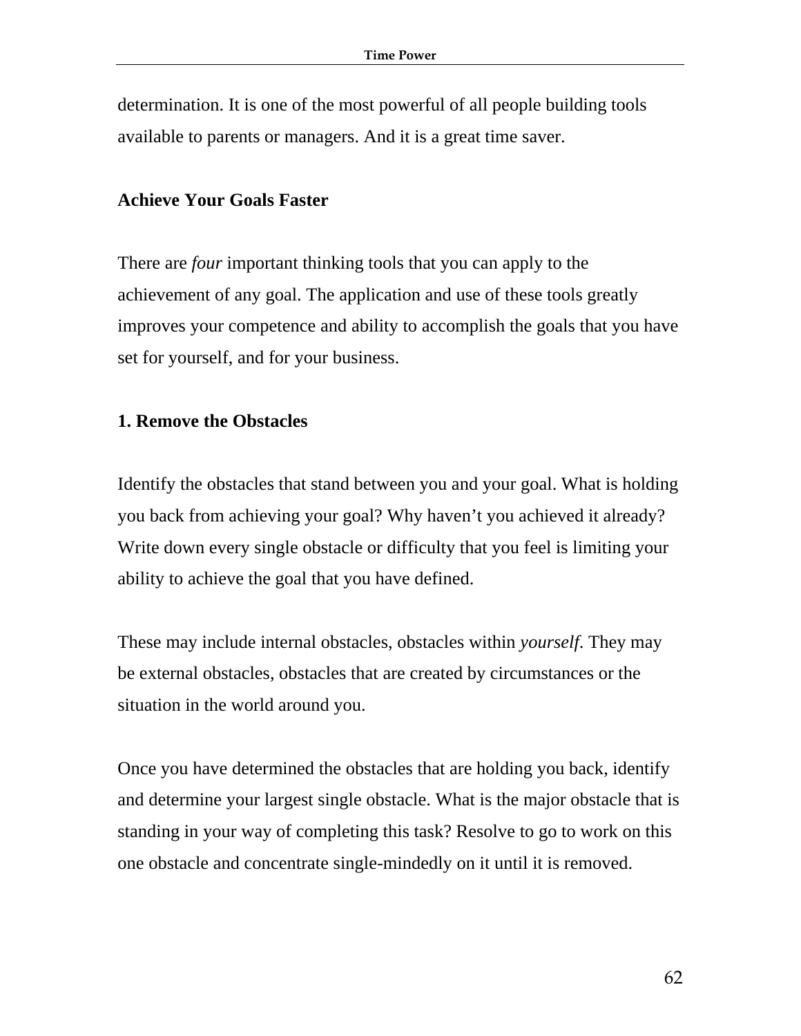determination. It is one of the most powerful of all people building tools available to parents or managers. And it is a great time saver.

### Achieve Your Goals Faster

There are *four* important thinking tools that you can apply to the achievement of any goal. The application and use of these tools greatly improves your competence and ability to accomplish the goals that you have set for yourself, and for your business.

#### 1. Remove the Obstacles

Identify the obstacles that stand between you and your goal. What is holding you back from achieving your goal? Why haven't you achieved it already? Write down every single obstacle or difficulty that you feel is limiting your ability to achieve the goal that you have defined.

These may include internal obstacles, obstacles within *yourself*. They may be external obstacles, obstacles that are created by circumstances or the situation in the world around you.

Once you have determined the obstacles that are holding you back, identify and determine your largest single obstacle. What is the major obstacle that is standing in your way of completing this task? Resolve to go to work on this one obstacle and concentrate single-mindedly on it until it is removed.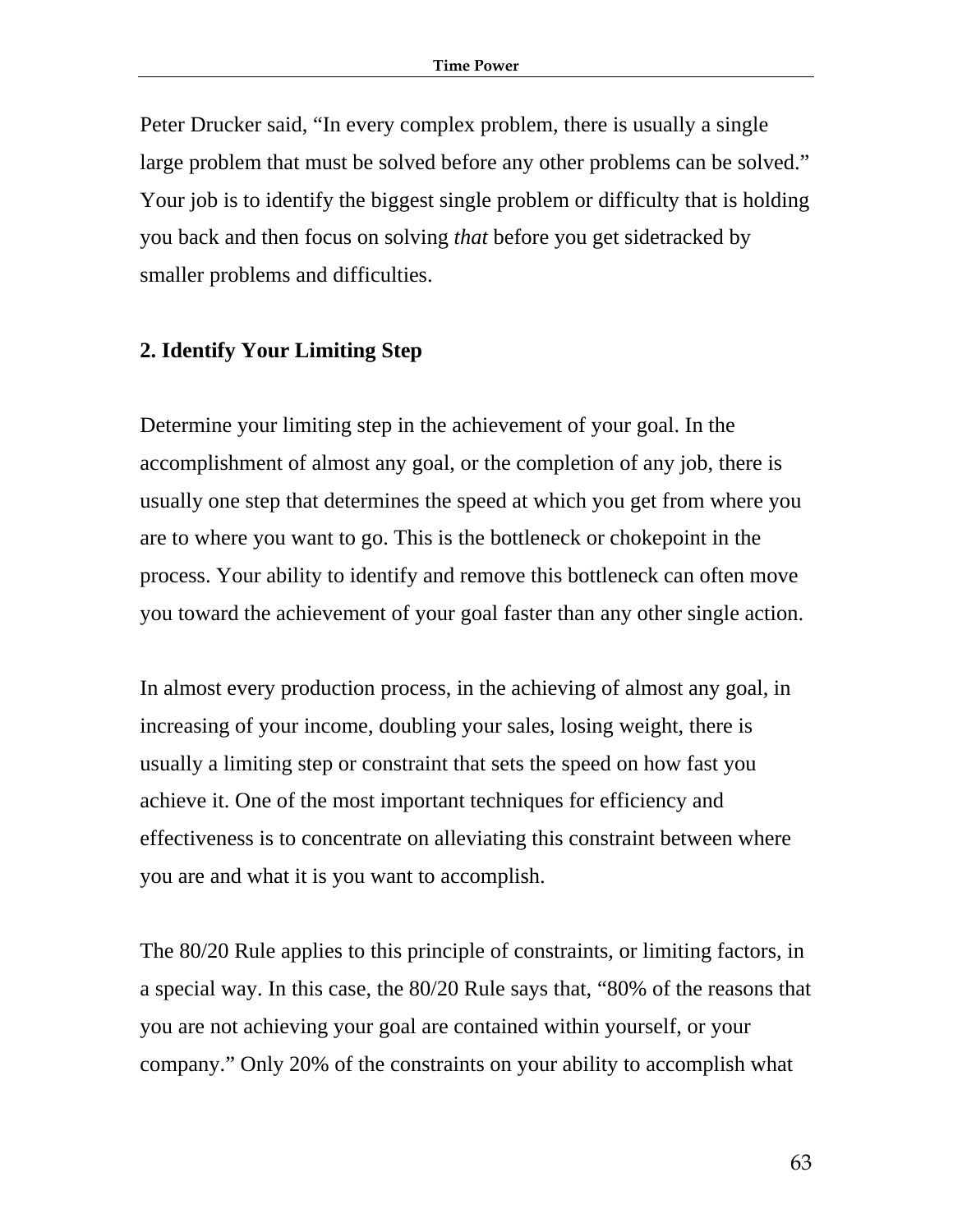Peter Drucker said, "In every complex problem, there is usually a single large problem that must be solved before any other problems can be solved." Your job is to identify the biggest single problem or difficulty that is holding you back and then focus on solving *that* before you get sidetracked by smaller problems and difficulties.

### 2. Identify Your Limiting Step

Determine your limiting step in the achievement of your goal. In the accomplishment of almost any goal, or the completion of any job, there is usually one step that determines the speed at which you get from where you are to where you want to go. This is the bottleneck or chokepoint in the process. Your ability to identify and remove this bottleneck can often move you toward the achievement of your goal faster than any other single action.

In almost every production process, in the achieving of almost any goal, in increasing of your income, doubling your sales, losing weight, there is usually a limiting step or constraint that sets the speed on how fast you achieve it. One of the most important techniques for efficiency and effectiveness is to concentrate on alleviating this constraint between where you are and what it is you want to accomplish.

The 80/20 Rule applies to this principle of constraints, or limiting factors, in a special way. In this case, the 80/20 Rule says that, "80% of the reasons that you are not achieving your goal are contained within yourself, or your company." Only 20% of the constraints on your ability to accomplish what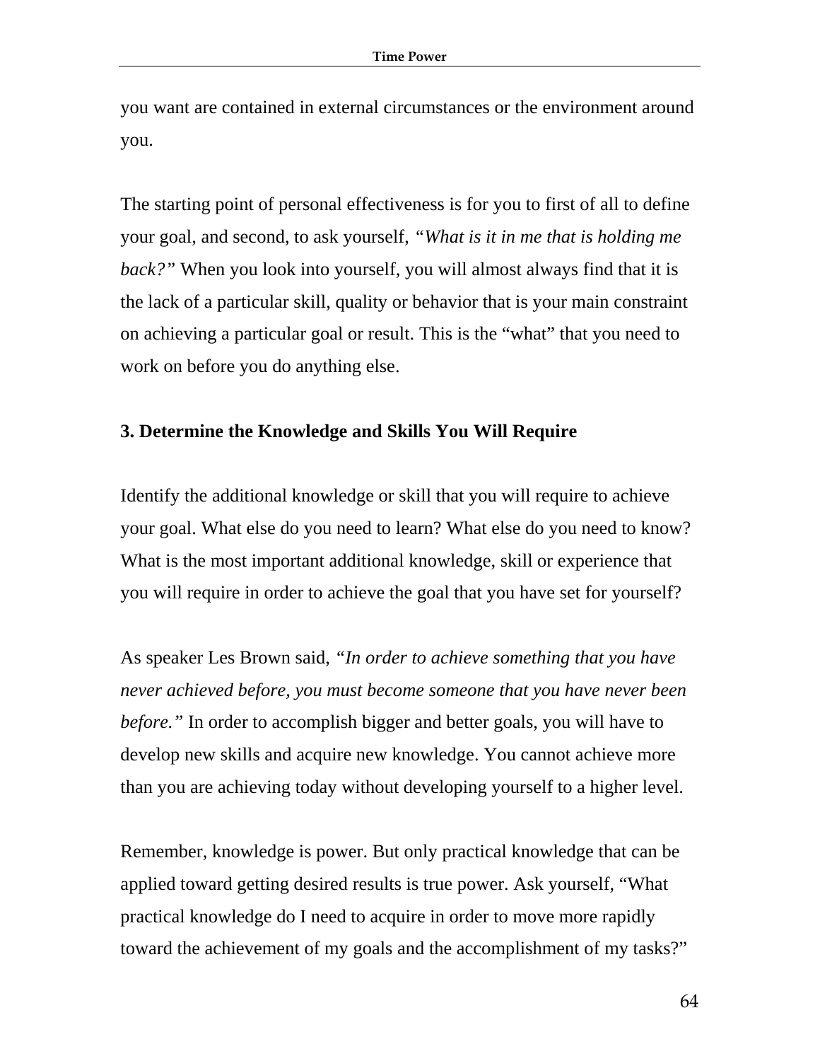you want are contained in external circumstances or the environment around you.

The starting point of personal effectiveness is for you to first of all to define your goal, and second, to ask yourself, *"What is it in me that is holding me back?"* When you look into yourself, you will almost always find that it is the lack of a particular skill, quality or behavior that is your main constraint on achieving a particular goal or result. This is the "what" that you need to work on before you do anything else.

**3. Determine the Knowledge and Skills You Will Require**

Identify the additional knowledge or skill that you will require to achieve your goal. What else do you need to learn? What else do you need to know? What is the most important additional knowledge, skill or experience that you will require in order to achieve the goal that you have set for yourself?

As speaker Les Brown said, *"In order to achieve something that you have never achieved before, you must become someone that you have never been before."* In order to accomplish bigger and better goals, you will have to develop new skills and acquire new knowledge. You cannot achieve more than you are achieving today without developing yourself to a higher level.

Remember, knowledge is power. But only practical knowledge that can be applied toward getting desired results is true power. Ask yourself, "What practical knowledge do I need to acquire in order to move more rapidly toward the achievement of my goals and the accomplishment of my tasks?"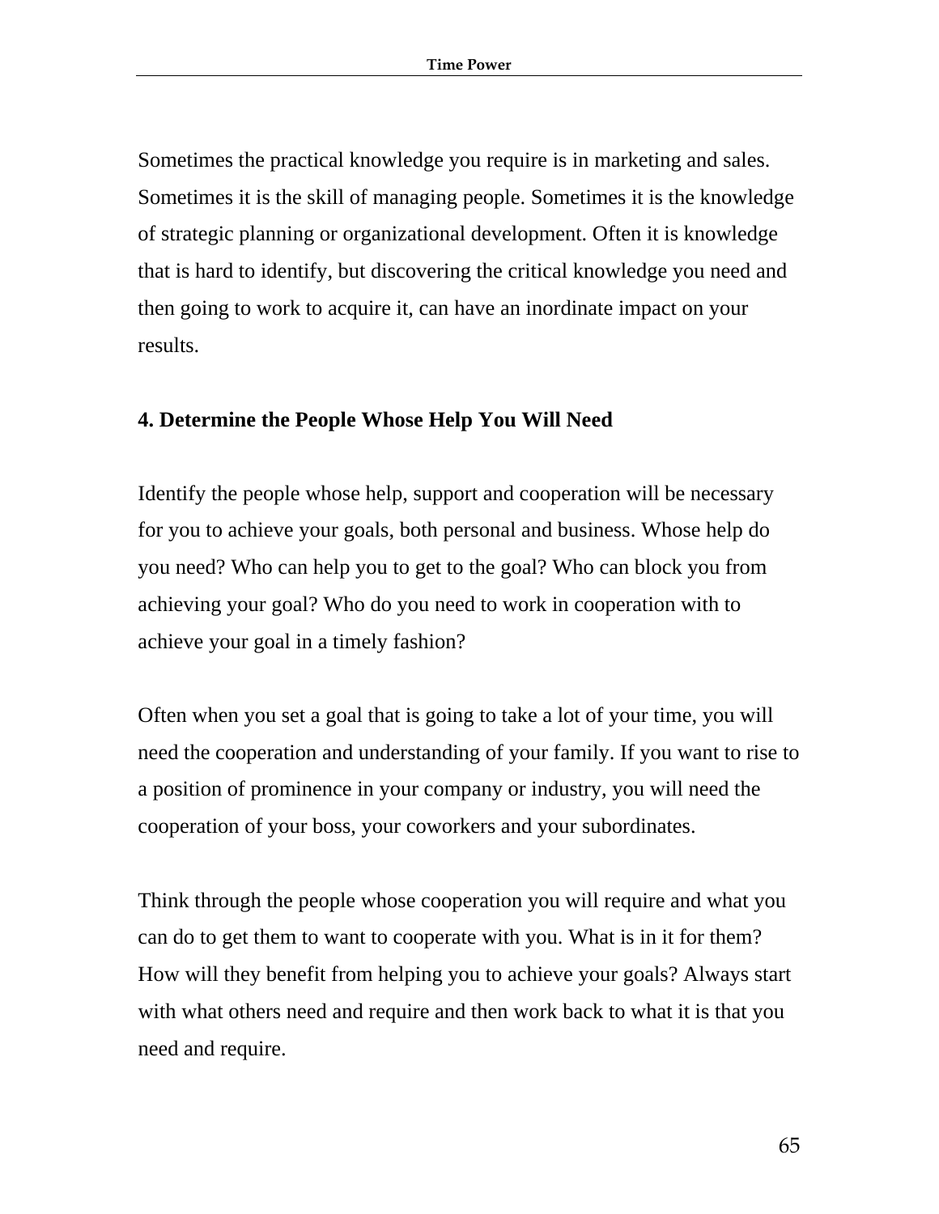Sometimes the practical knowledge you require is in marketing and sales. Sometimes it is the skill of managing people. Sometimes it is the knowledge of strategic planning or organizational development. Often it is knowledge that is hard to identify, but discovering the critical knowledge you need and then going to work to acquire it, can have an inordinate impact on your results.

### 4. Determine the People Whose Help You Will Need

Identify the people whose help, support and cooperation will be necessary for you to achieve your goals, both personal and business. Whose help do you need? Who can help you to get to the goal? Who can block you from achieving your goal? Who do you need to work in cooperation with to achieve your goal in a timely fashion?

Often when you set a goal that is going to take a lot of your time, you will need the cooperation and understanding of your family. If you want to rise to a position of prominence in your company or industry, you will need the cooperation of your boss, your coworkers and your subordinates.

Think through the people whose cooperation you will require and what you can do to get them to want to cooperate with you. What is in it for them? How will they benefit from helping you to achieve your goals? Always start with what others need and require and then work back to what it is that you need and require.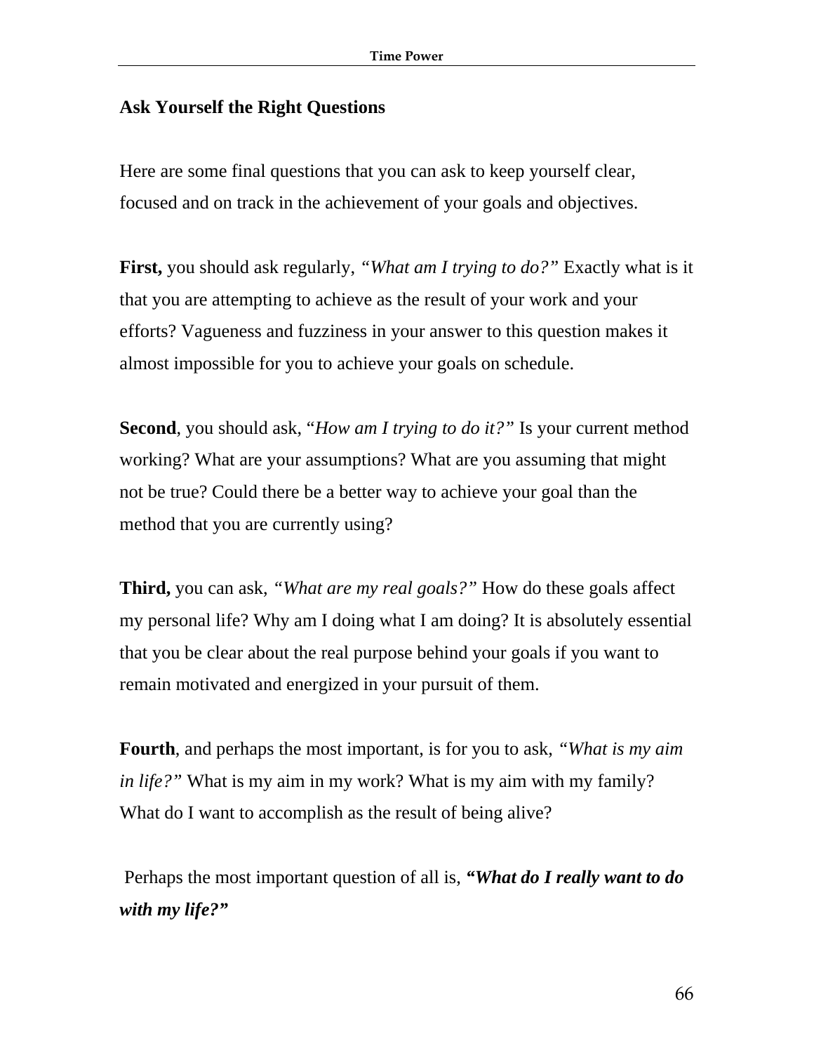## Ask Yourself the Right Questions

Here are some final questions that you can ask to keep yourself clear, focused and on track in the achievement of your goals and objectives.

**First,** you should ask regularly, *"What am I trying to do?"* Exactly what is it that you are attempting to achieve as the result of your work and your efforts? Vagueness and fuzziness in your answer to this question makes it almost impossible for you to achieve your goals on schedule.

**Second**, you should ask, "*How am I trying to do it?"* Is your current method working? What are your assumptions? What are you assuming that might not be true? Could there be a better way to achieve your goal than the method that you are currently using?

**Third,** you can ask, *"What are my real goals?"* How do these goals affect my personal life? Why am I doing what I am doing? It is absolutely essential that you be clear about the real purpose behind your goals if you want to remain motivated and energized in your pursuit of them.

**Fourth**, and perhaps the most important, is for you to ask, *"What is my aim in life?"* What is my aim in my work? What is my aim with my family? What do I want to accomplish as the result of being alive?

Perhaps the most important question of all is, ***"What do I really want to do with my life?"***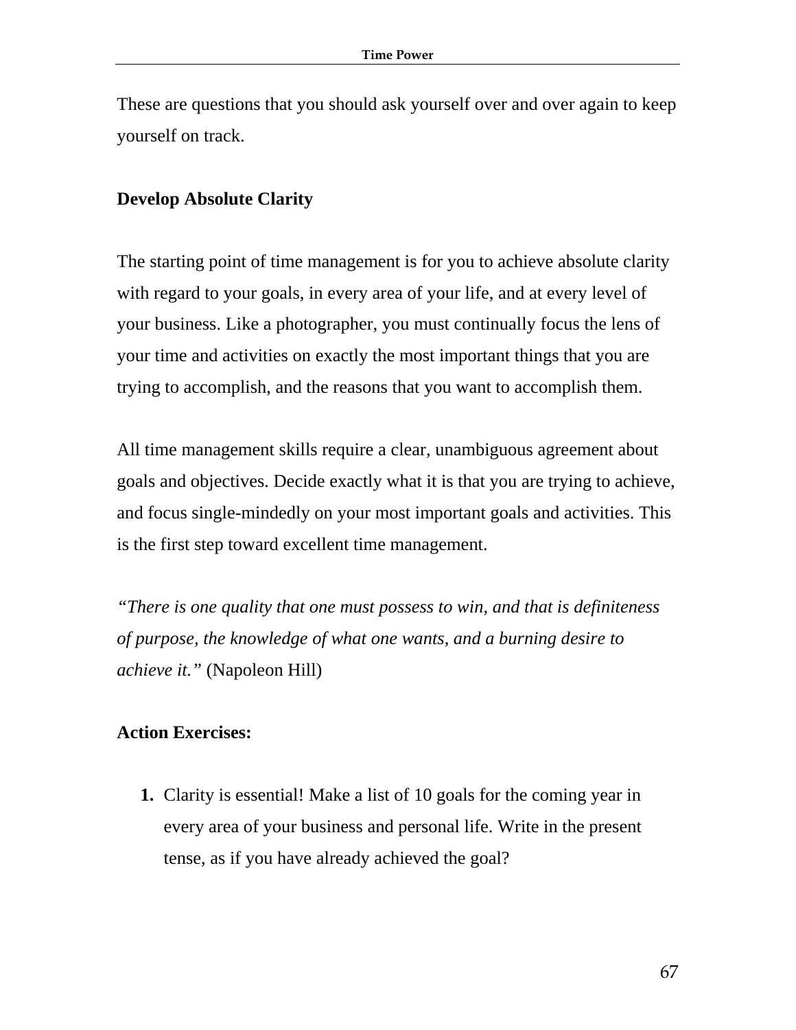These are questions that you should ask yourself over and over again to keep yourself on track.

**Develop Absolute Clarity**

The starting point of time management is for you to achieve absolute clarity with regard to your goals, in every area of your life, and at every level of your business. Like a photographer, you must continually focus the lens of your time and activities on exactly the most important things that you are trying to accomplish, and the reasons that you want to accomplish them.

All time management skills require a clear, unambiguous agreement about goals and objectives. Decide exactly what it is that you are trying to achieve, and focus single-mindedly on your most important goals and activities. This is the first step toward excellent time management.

*"There is one quality that one must possess to win, and that is definiteness of purpose, the knowledge of what one wants, and a burning desire to achieve it."* (Napoleon Hill)

**Action Exercises:**

1. Clarity is essential! Make a list of 10 goals for the coming year in every area of your business and personal life. Write in the present tense, as if you have already achieved the goal?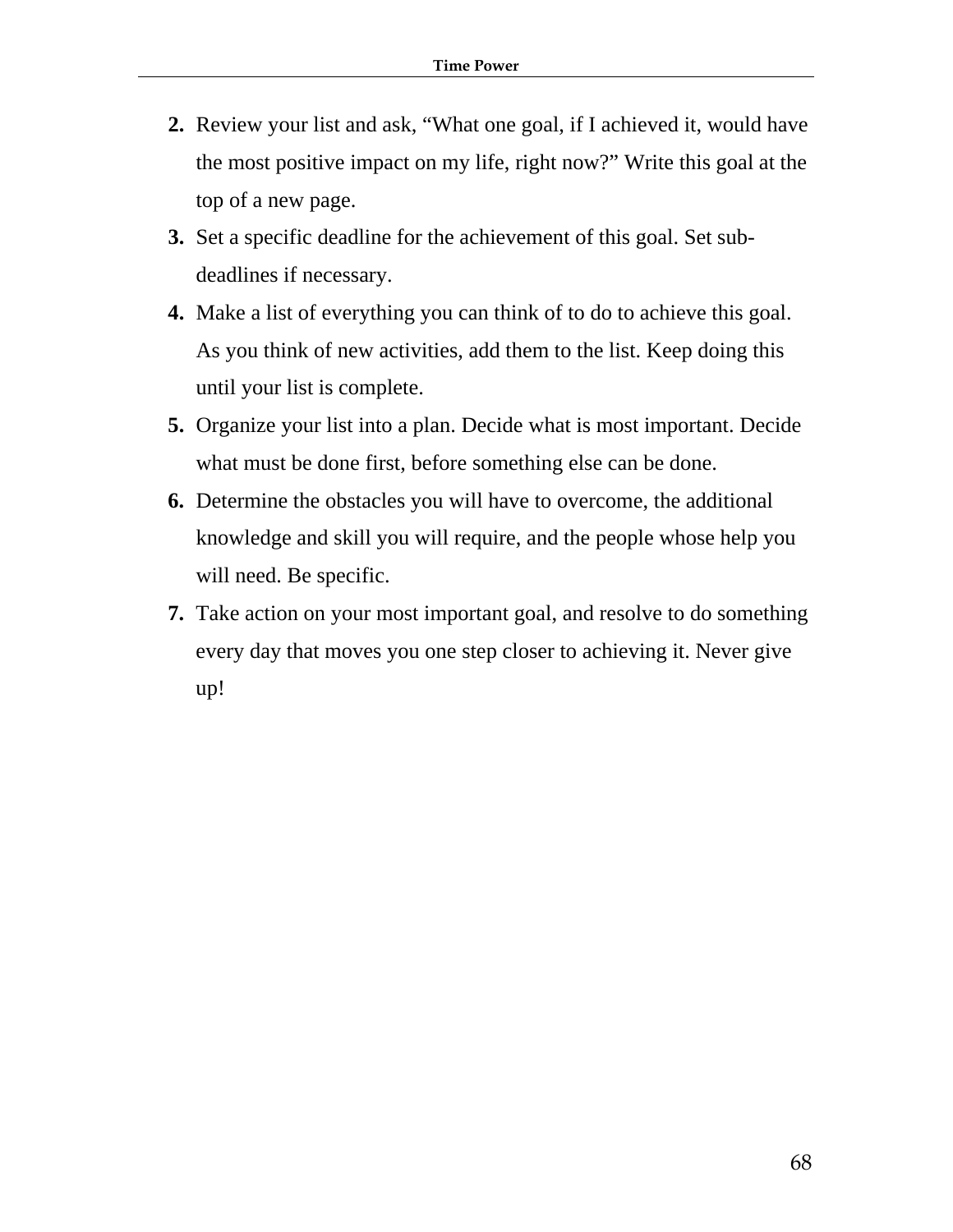2. Review your list and ask, "What one goal, if I achieved it, would have the most positive impact on my life, right now?" Write this goal at the top of a new page.
3. Set a specific deadline for the achievement of this goal. Set sub-deadlines if necessary.
4. Make a list of everything you can think of to do to achieve this goal. As you think of new activities, add them to the list. Keep doing this until your list is complete.
5. Organize your list into a plan. Decide what is most important. Decide what must be done first, before something else can be done.
6. Determine the obstacles you will have to overcome, the additional knowledge and skill you will require, and the people whose help you will need. Be specific.
7. Take action on your most important goal, and resolve to do something every day that moves you one step closer to achieving it. Never give up!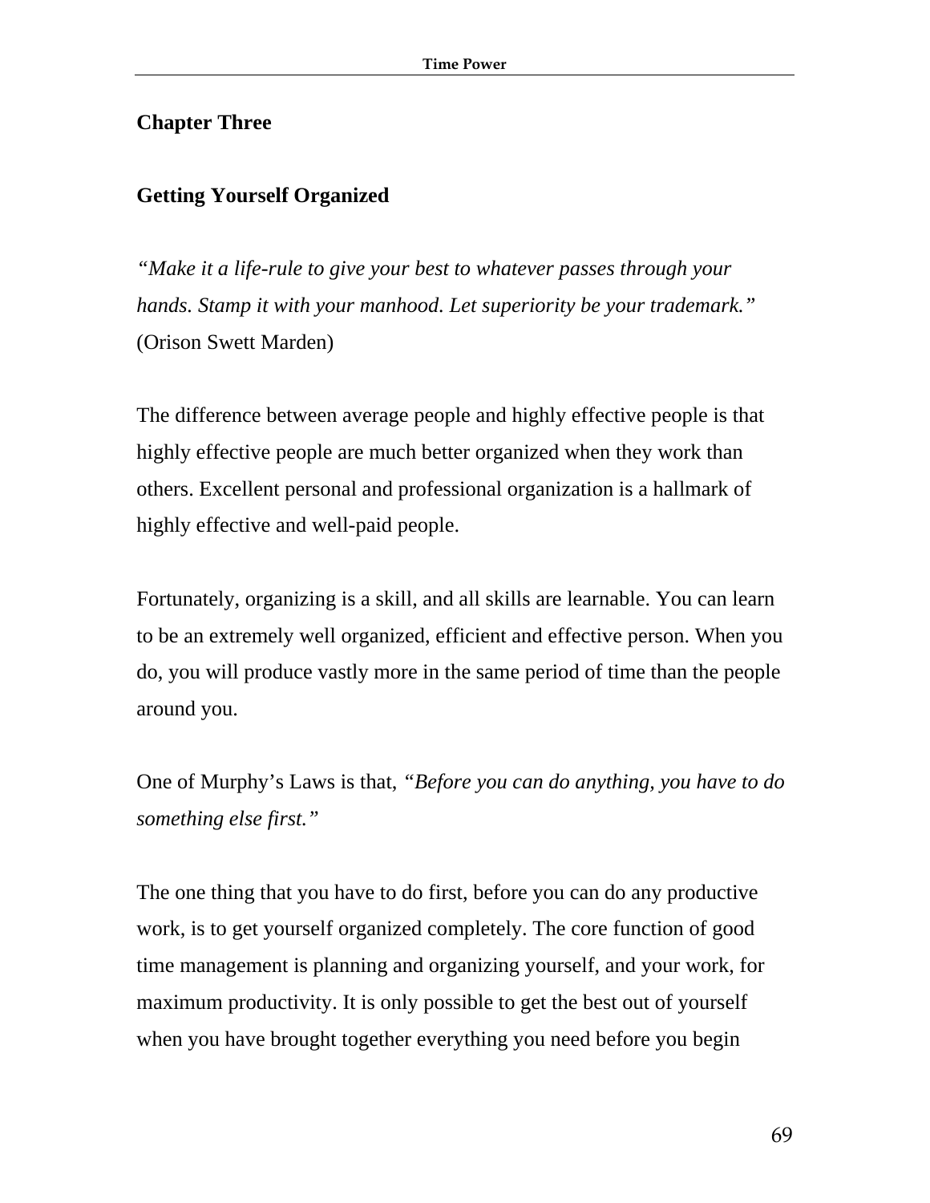# Chapter Three

## Getting Yourself Organized

*"Make it a life-rule to give your best to whatever passes through your hands. Stamp it with your manhood. Let superiority be your trademark."* (Orison Swett Marden)

The difference between average people and highly effective people is that highly effective people are much better organized when they work than others. Excellent personal and professional organization is a hallmark of highly effective and well-paid people.

Fortunately, organizing is a skill, and all skills are learnable. You can learn to be an extremely well organized, efficient and effective person. When you do, you will produce vastly more in the same period of time than the people around you.

One of Murphy's Laws is that, *"Before you can do anything, you have to do something else first."*

The one thing that you have to do first, before you can do any productive work, is to get yourself organized completely. The core function of good time management is planning and organizing yourself, and your work, for maximum productivity. It is only possible to get the best out of yourself when you have brought together everything you need before you begin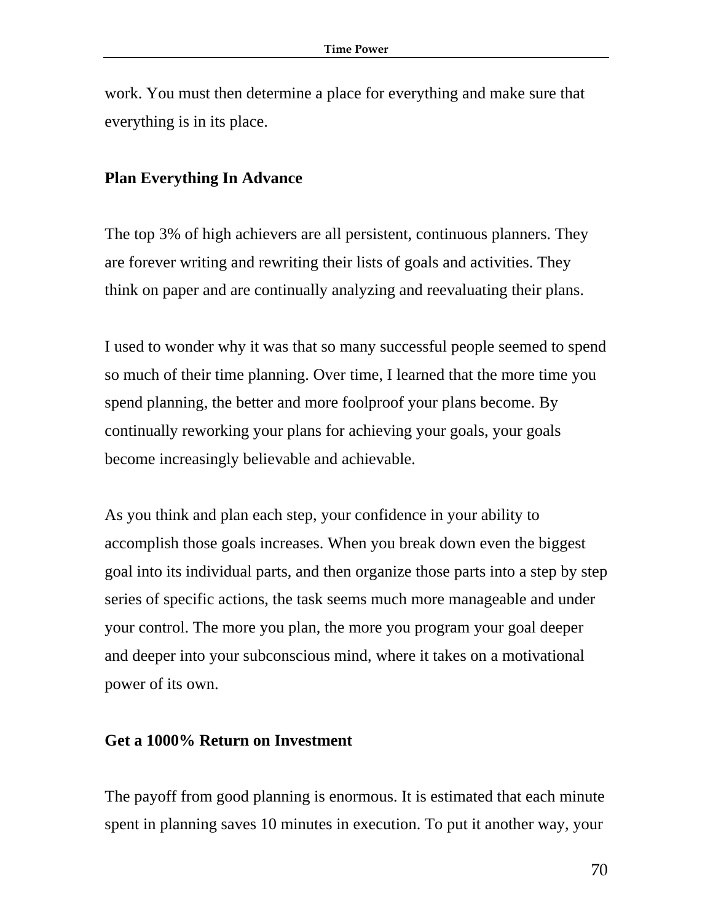work. You must then determine a place for everything and make sure that everything is in its place.

## Plan Everything In Advance

The top 3% of high achievers are all persistent, continuous planners. They are forever writing and rewriting their lists of goals and activities. They think on paper and are continually analyzing and reevaluating their plans.

I used to wonder why it was that so many successful people seemed to spend so much of their time planning. Over time, I learned that the more time you spend planning, the better and more foolproof your plans become. By continually reworking your plans for achieving your goals, your goals become increasingly believable and achievable.

As you think and plan each step, your confidence in your ability to accomplish those goals increases. When you break down even the biggest goal into its individual parts, and then organize those parts into a step by step series of specific actions, the task seems much more manageable and under your control. The more you plan, the more you program your goal deeper and deeper into your subconscious mind, where it takes on a motivational power of its own.

## Get a 1000% Return on Investment

The payoff from good planning is enormous. It is estimated that each minute spent in planning saves 10 minutes in execution. To put it another way, your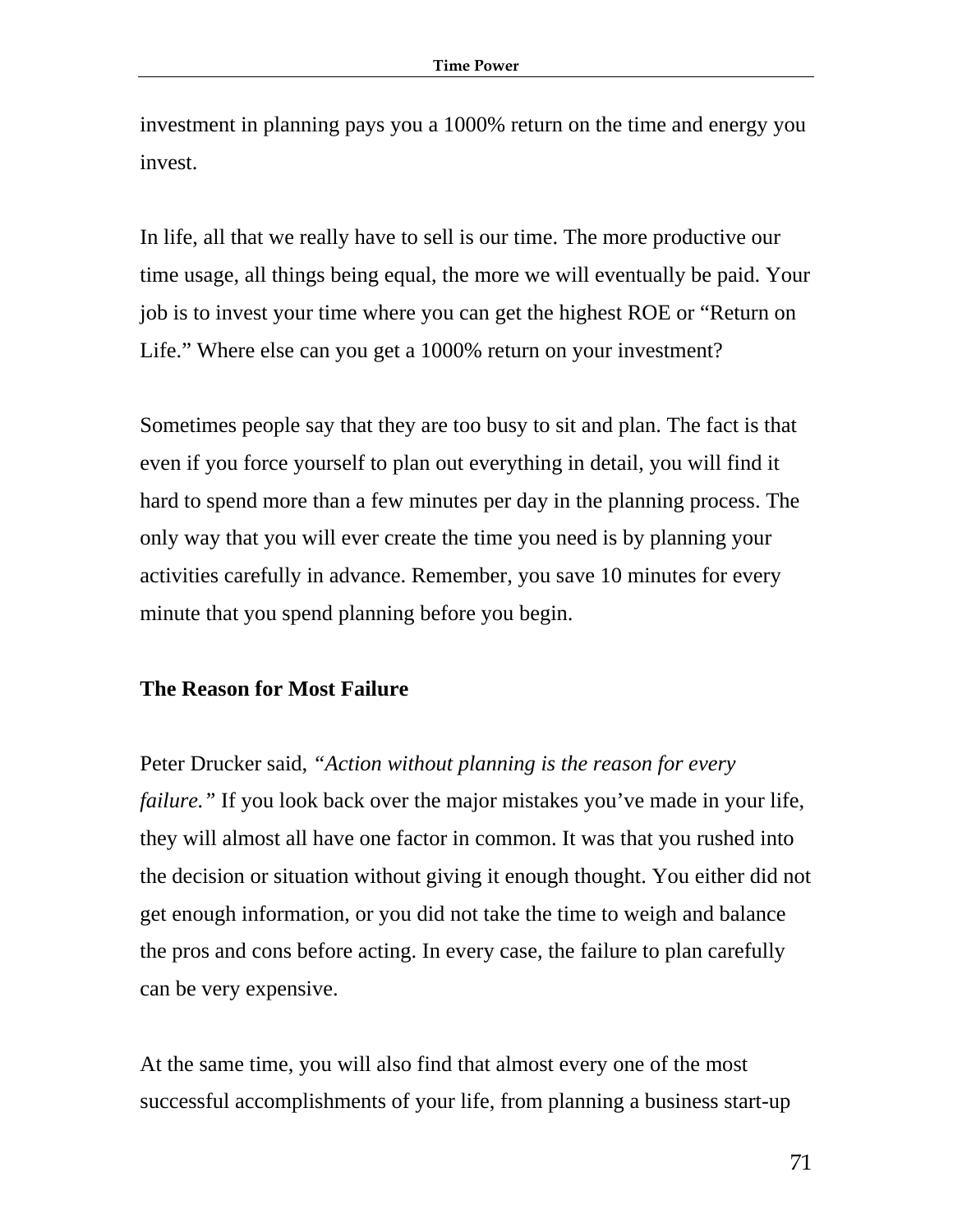investment in planning pays you a 1000% return on the time and energy you invest.

In life, all that we really have to sell is our time. The more productive our time usage, all things being equal, the more we will eventually be paid. Your job is to invest your time where you can get the highest ROE or "Return on Life." Where else can you get a 1000% return on your investment?

Sometimes people say that they are too busy to sit and plan. The fact is that even if you force yourself to plan out everything in detail, you will find it hard to spend more than a few minutes per day in the planning process. The only way that you will ever create the time you need is by planning your activities carefully in advance. Remember, you save 10 minutes for every minute that you spend planning before you begin.

## The Reason for Most Failure

Peter Drucker said, *"Action without planning is the reason for every failure."* If you look back over the major mistakes you've made in your life, they will almost all have one factor in common. It was that you rushed into the decision or situation without giving it enough thought. You either did not get enough information, or you did not take the time to weigh and balance the pros and cons before acting. In every case, the failure to plan carefully can be very expensive.

At the same time, you will also find that almost every one of the most successful accomplishments of your life, from planning a business start-up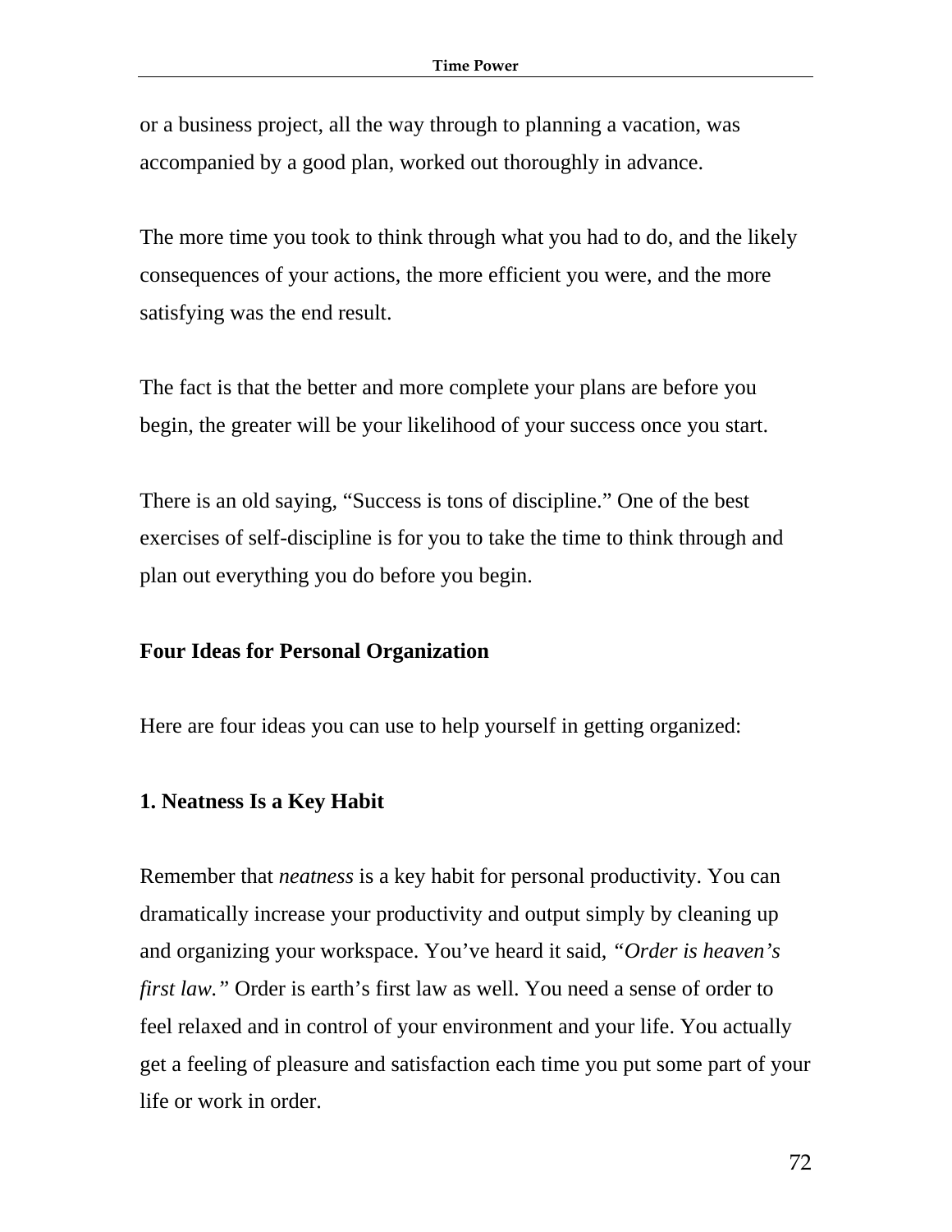or a business project, all the way through to planning a vacation, was accompanied by a good plan, worked out thoroughly in advance.

The more time you took to think through what you had to do, and the likely consequences of your actions, the more efficient you were, and the more satisfying was the end result.

The fact is that the better and more complete your plans are before you begin, the greater will be your likelihood of your success once you start.

There is an old saying, "Success is tons of discipline." One of the best exercises of self-discipline is for you to take the time to think through and plan out everything you do before you begin.

### Four Ideas for Personal Organization

Here are four ideas you can use to help yourself in getting organized:

#### 1. Neatness Is a Key Habit

Remember that *neatness* is a key habit for personal productivity. You can dramatically increase your productivity and output simply by cleaning up and organizing your workspace. You've heard it said, *"Order is heaven's first law."* Order is earth's first law as well. You need a sense of order to feel relaxed and in control of your environment and your life. You actually get a feeling of pleasure and satisfaction each time you put some part of your life or work in order.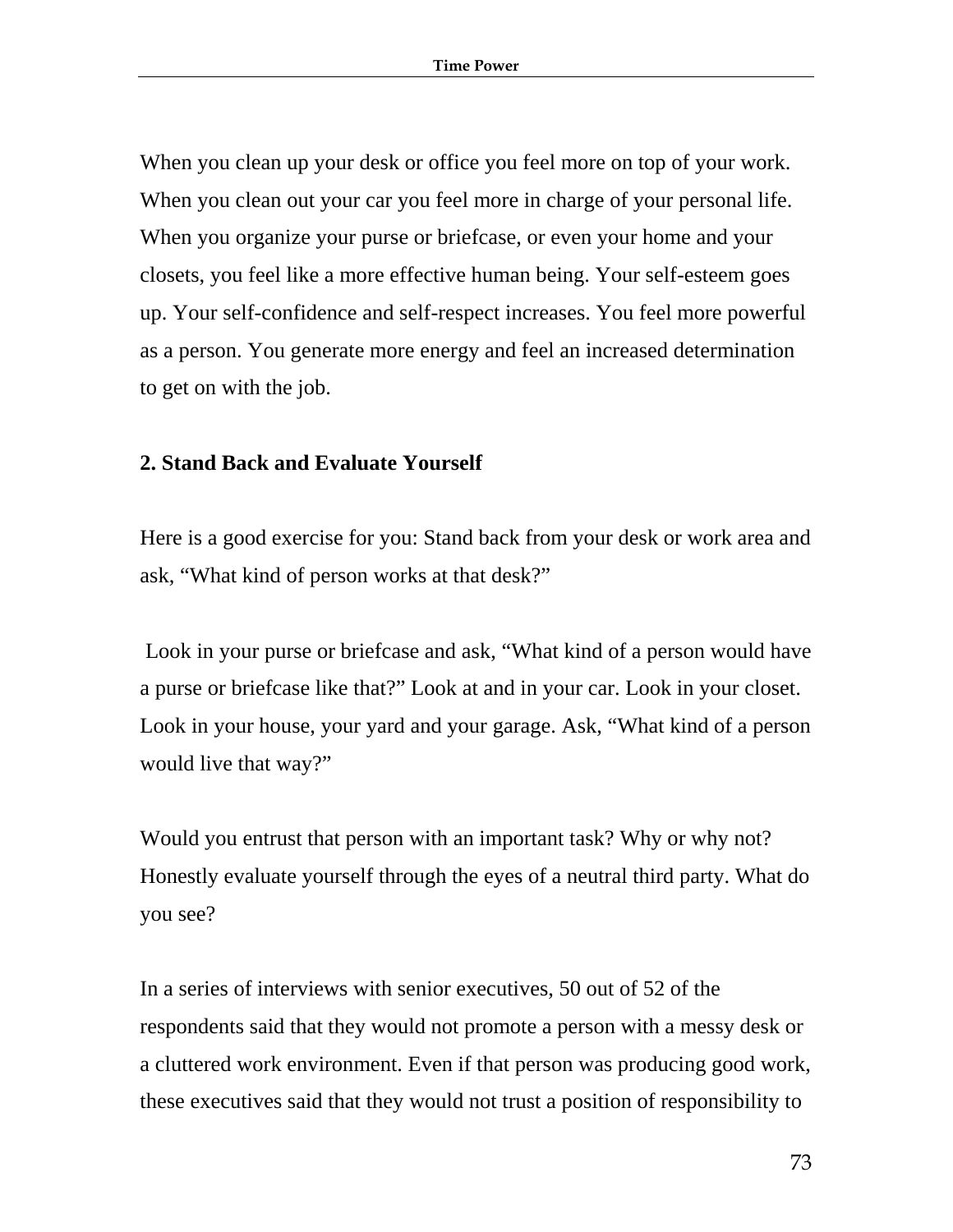When you clean up your desk or office you feel more on top of your work. When you clean out your car you feel more in charge of your personal life. When you organize your purse or briefcase, or even your home and your closets, you feel like a more effective human being. Your self-esteem goes up. Your self-confidence and self-respect increases. You feel more powerful as a person. You generate more energy and feel an increased determination to get on with the job.

## 2. Stand Back and Evaluate Yourself

Here is a good exercise for you: Stand back from your desk or work area and ask, "What kind of person works at that desk?"

Look in your purse or briefcase and ask, "What kind of a person would have a purse or briefcase like that?" Look at and in your car. Look in your closet. Look in your house, your yard and your garage. Ask, "What kind of a person would live that way?"

Would you entrust that person with an important task? Why or why not? Honestly evaluate yourself through the eyes of a neutral third party. What do you see?

In a series of interviews with senior executives, 50 out of 52 of the respondents said that they would not promote a person with a messy desk or a cluttered work environment. Even if that person was producing good work, these executives said that they would not trust a position of responsibility to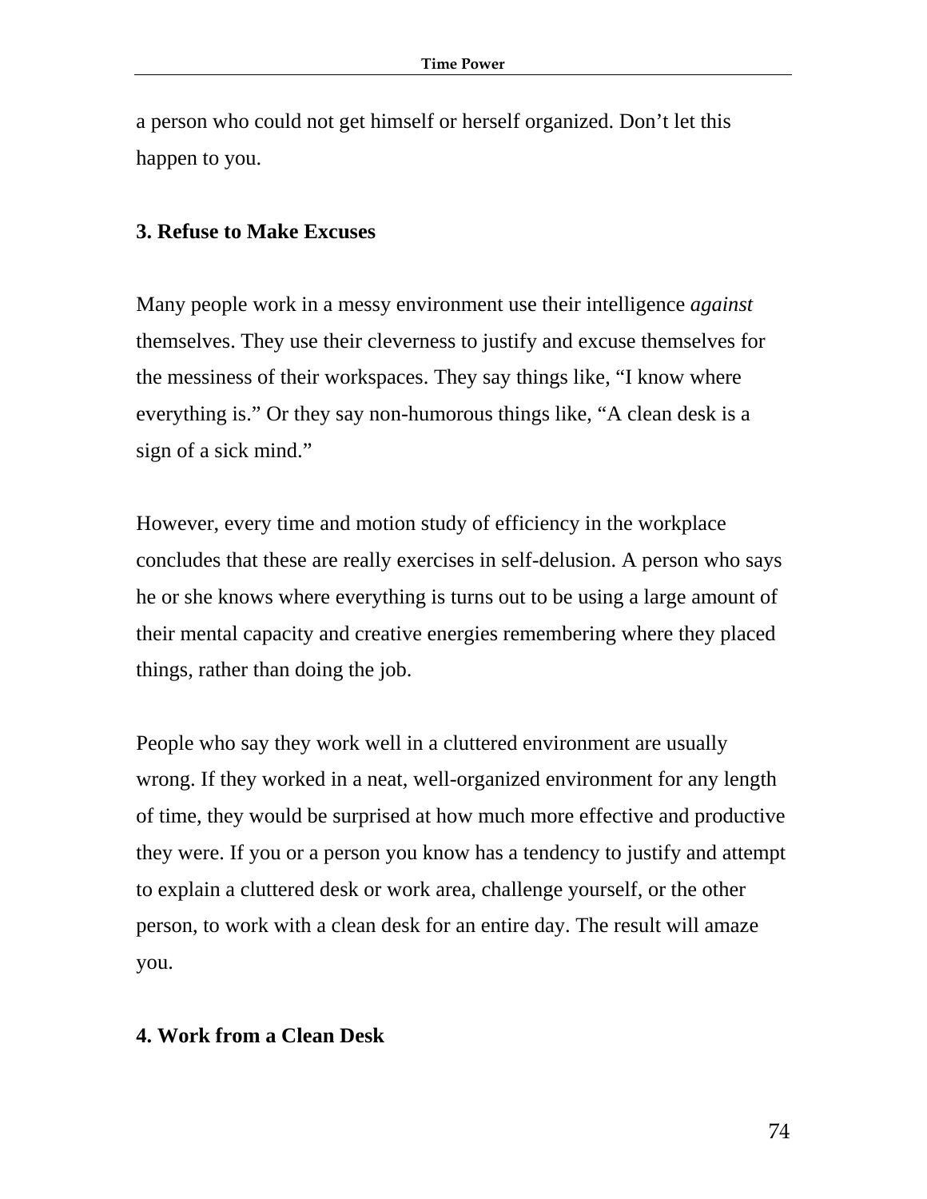a person who could not get himself or herself organized. Don't let this happen to you.

### 3. Refuse to Make Excuses

Many people work in a messy environment use their intelligence *against* themselves. They use their cleverness to justify and excuse themselves for the messiness of their workspaces. They say things like, "I know where everything is." Or they say non-humorous things like, "A clean desk is a sign of a sick mind."

However, every time and motion study of efficiency in the workplace concludes that these are really exercises in self-delusion. A person who says he or she knows where everything is turns out to be using a large amount of their mental capacity and creative energies remembering where they placed things, rather than doing the job.

People who say they work well in a cluttered environment are usually wrong. If they worked in a neat, well-organized environment for any length of time, they would be surprised at how much more effective and productive they were. If you or a person you know has a tendency to justify and attempt to explain a cluttered desk or work area, challenge yourself, or the other person, to work with a clean desk for an entire day. The result will amaze you.

### 4. Work from a Clean Desk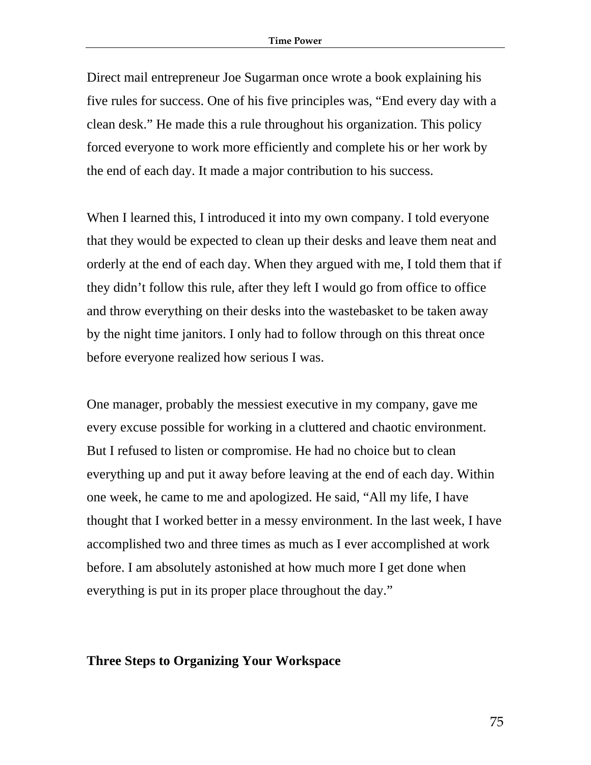Direct mail entrepreneur Joe Sugarman once wrote a book explaining his five rules for success. One of his five principles was, "End every day with a clean desk." He made this a rule throughout his organization. This policy forced everyone to work more efficiently and complete his or her work by the end of each day. It made a major contribution to his success.

When I learned this, I introduced it into my own company. I told everyone that they would be expected to clean up their desks and leave them neat and orderly at the end of each day. When they argued with me, I told them that if they didn't follow this rule, after they left I would go from office to office and throw everything on their desks into the wastebasket to be taken away by the night time janitors. I only had to follow through on this threat once before everyone realized how serious I was.

One manager, probably the messiest executive in my company, gave me every excuse possible for working in a cluttered and chaotic environment. But I refused to listen or compromise. He had no choice but to clean everything up and put it away before leaving at the end of each day. Within one week, he came to me and apologized. He said, "All my life, I have thought that I worked better in a messy environment. In the last week, I have accomplished two and three times as much as I ever accomplished at work before. I am absolutely astonished at how much more I get done when everything is put in its proper place throughout the day."

## Three Steps to Organizing Your Workspace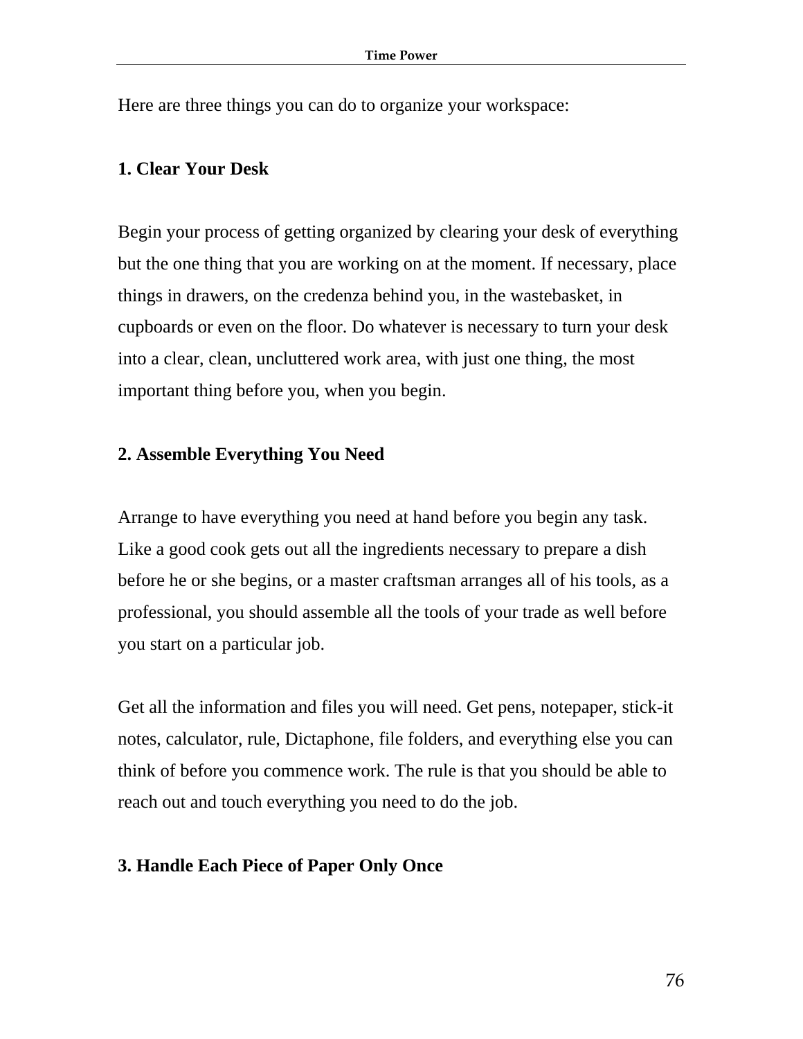Here are three things you can do to organize your workspace:

**1. Clear Your Desk**

Begin your process of getting organized by clearing your desk of everything but the one thing that you are working on at the moment. If necessary, place things in drawers, on the credenza behind you, in the wastebasket, in cupboards or even on the floor. Do whatever is necessary to turn your desk into a clear, clean, uncluttered work area, with just one thing, the most important thing before you, when you begin.

**2. Assemble Everything You Need**

Arrange to have everything you need at hand before you begin any task. Like a good cook gets out all the ingredients necessary to prepare a dish before he or she begins, or a master craftsman arranges all of his tools, as a professional, you should assemble all the tools of your trade as well before you start on a particular job.

Get all the information and files you will need. Get pens, notepaper, stick-it notes, calculator, rule, Dictaphone, file folders, and everything else you can think of before you commence work. The rule is that you should be able to reach out and touch everything you need to do the job.

**3. Handle Each Piece of Paper Only Once**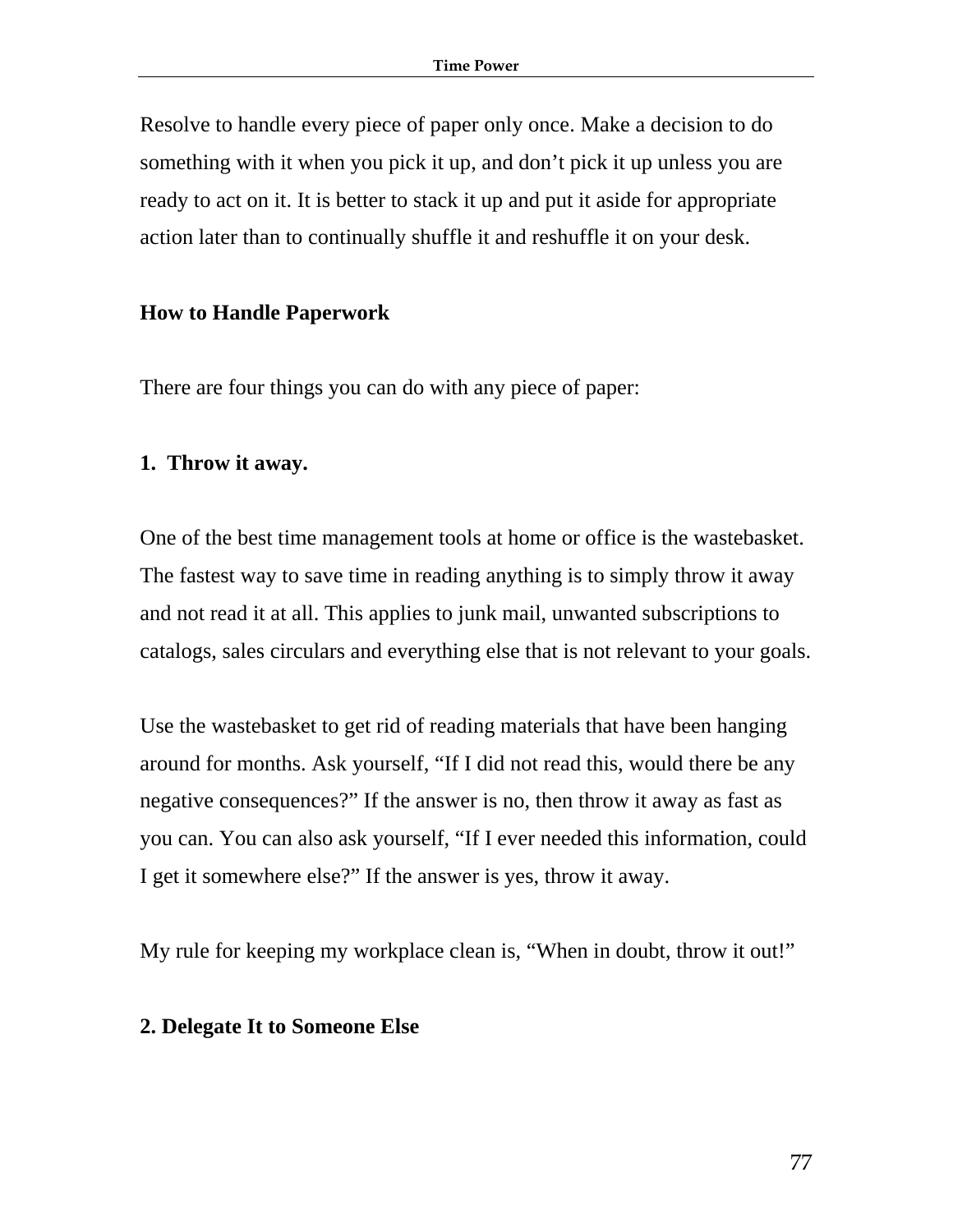Resolve to handle every piece of paper only once. Make a decision to do something with it when you pick it up, and don't pick it up unless you are ready to act on it. It is better to stack it up and put it aside for appropriate action later than to continually shuffle it and reshuffle it on your desk.

## How to Handle Paperwork

There are four things you can do with any piece of paper:

### 1. Throw it away.

One of the best time management tools at home or office is the wastebasket. The fastest way to save time in reading anything is to simply throw it away and not read it at all. This applies to junk mail, unwanted subscriptions to catalogs, sales circulars and everything else that is not relevant to your goals.

Use the wastebasket to get rid of reading materials that have been hanging around for months. Ask yourself, "If I did not read this, would there be any negative consequences?" If the answer is no, then throw it away as fast as you can. You can also ask yourself, "If I ever needed this information, could I get it somewhere else?" If the answer is yes, throw it away.

My rule for keeping my workplace clean is, "When in doubt, throw it out!"

### 2. Delegate It to Someone Else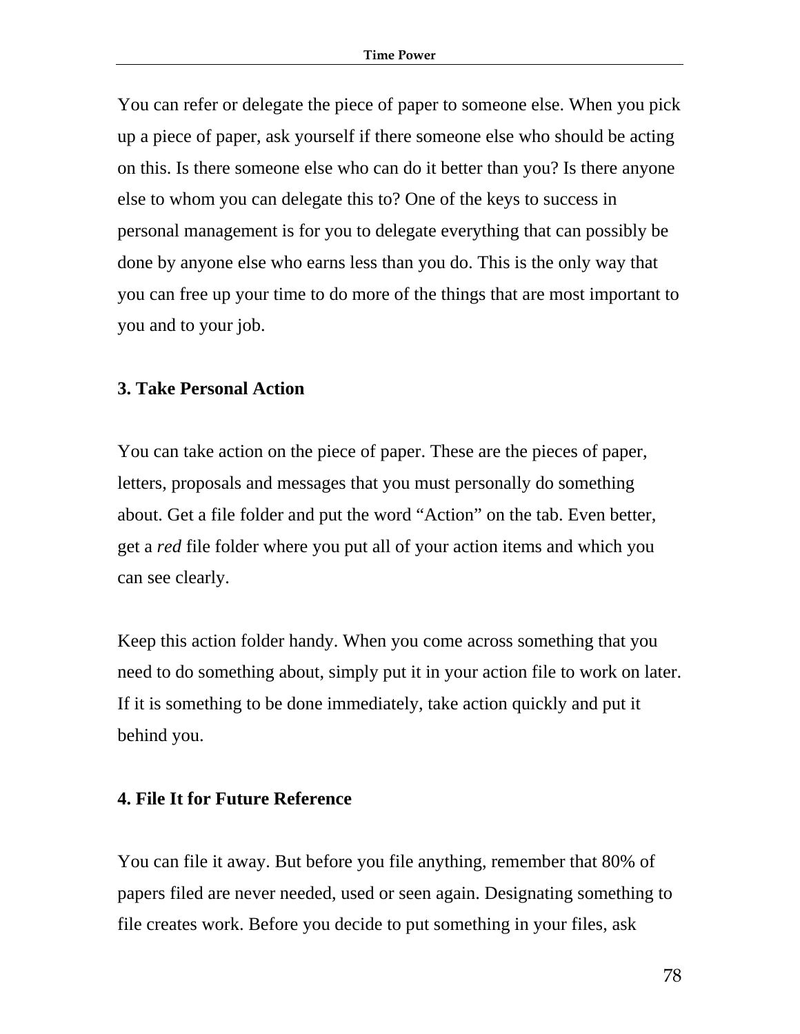You can refer or delegate the piece of paper to someone else. When you pick up a piece of paper, ask yourself if there someone else who should be acting on this. Is there someone else who can do it better than you? Is there anyone else to whom you can delegate this to? One of the keys to success in personal management is for you to delegate everything that can possibly be done by anyone else who earns less than you do. This is the only way that you can free up your time to do more of the things that are most important to you and to your job.

### 3. Take Personal Action

You can take action on the piece of paper. These are the pieces of paper, letters, proposals and messages that you must personally do something about. Get a file folder and put the word "Action" on the tab. Even better, get a *red* file folder where you put all of your action items and which you can see clearly.

Keep this action folder handy. When you come across something that you need to do something about, simply put it in your action file to work on later. If it is something to be done immediately, take action quickly and put it behind you.

### 4. File It for Future Reference

You can file it away. But before you file anything, remember that 80% of papers filed are never needed, used or seen again. Designating something to file creates work. Before you decide to put something in your files, ask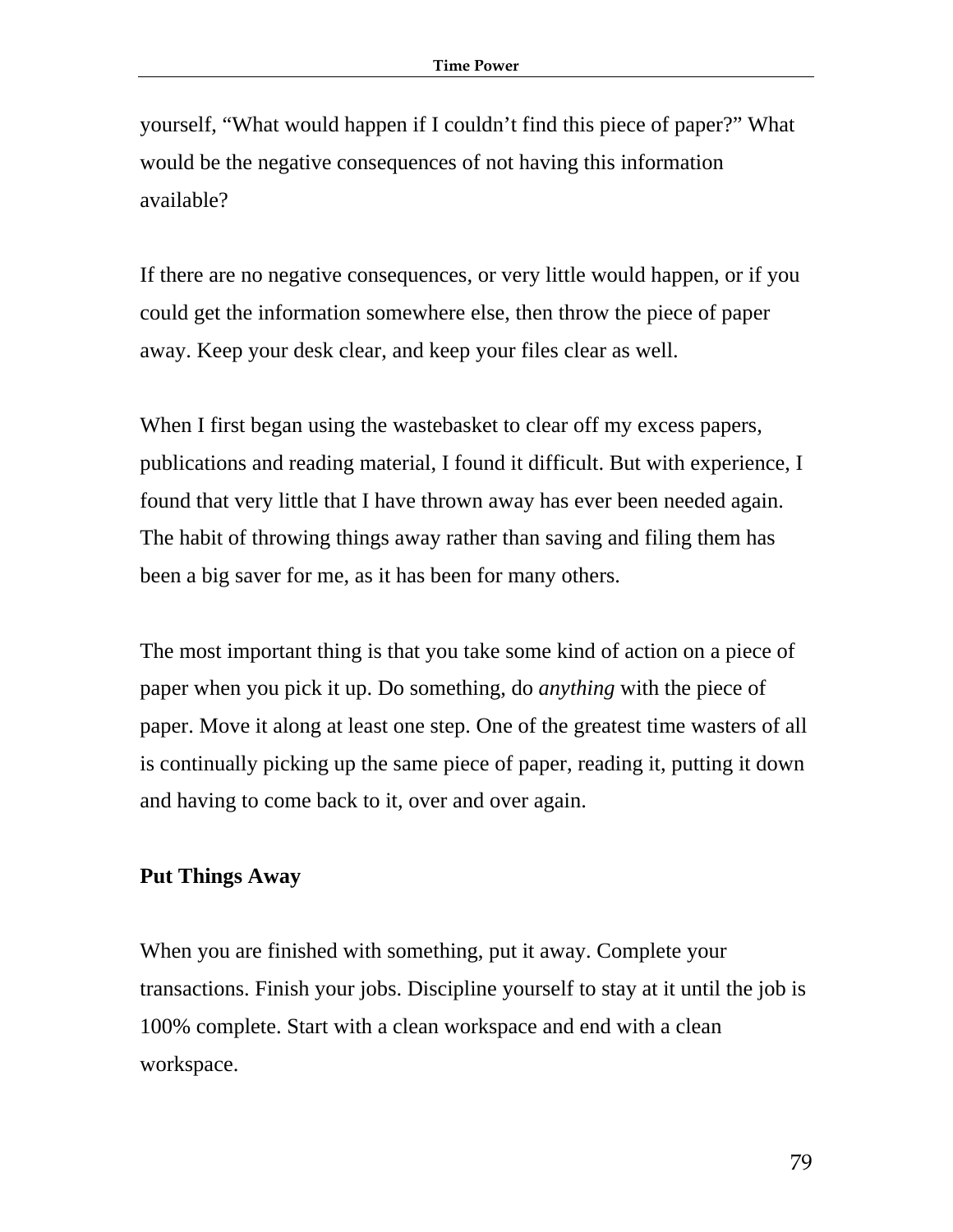yourself, “What would happen if I couldn’t find this piece of paper?” What would be the negative consequences of not having this information available?

If there are no negative consequences, or very little would happen, or if you could get the information somewhere else, then throw the piece of paper away. Keep your desk clear, and keep your files clear as well.

When I first began using the wastebasket to clear off my excess papers, publications and reading material, I found it difficult. But with experience, I found that very little that I have thrown away has ever been needed again. The habit of throwing things away rather than saving and filing them has been a big saver for me, as it has been for many others.

The most important thing is that you take some kind of action on a piece of paper when you pick it up. Do something, do *anything* with the piece of paper. Move it along at least one step. One of the greatest time wasters of all is continually picking up the same piece of paper, reading it, putting it down and having to come back to it, over and over again.

**Put Things Away**

When you are finished with something, put it away. Complete your transactions. Finish your jobs. Discipline yourself to stay at it until the job is 100% complete. Start with a clean workspace and end with a clean workspace.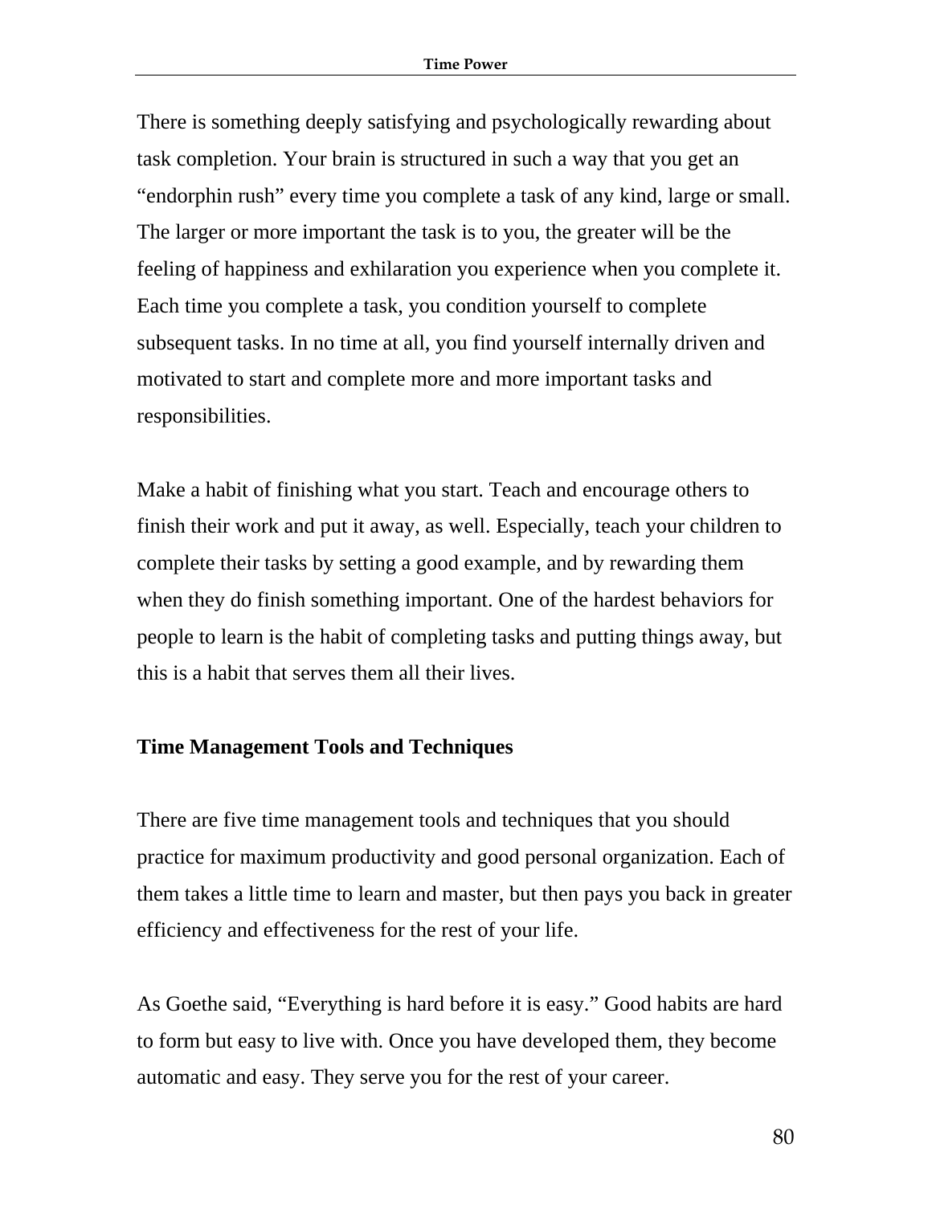There is something deeply satisfying and psychologically rewarding about task completion. Your brain is structured in such a way that you get an "endorphin rush" every time you complete a task of any kind, large or small. The larger or more important the task is to you, the greater will be the feeling of happiness and exhilaration you experience when you complete it. Each time you complete a task, you condition yourself to complete subsequent tasks. In no time at all, you find yourself internally driven and motivated to start and complete more and more important tasks and responsibilities.

Make a habit of finishing what you start. Teach and encourage others to finish their work and put it away, as well. Especially, teach your children to complete their tasks by setting a good example, and by rewarding them when they do finish something important. One of the hardest behaviors for people to learn is the habit of completing tasks and putting things away, but this is a habit that serves them all their lives.

## Time Management Tools and Techniques

There are five time management tools and techniques that you should practice for maximum productivity and good personal organization. Each of them takes a little time to learn and master, but then pays you back in greater efficiency and effectiveness for the rest of your life.

As Goethe said, "Everything is hard before it is easy." Good habits are hard to form but easy to live with. Once you have developed them, they become automatic and easy. They serve you for the rest of your career.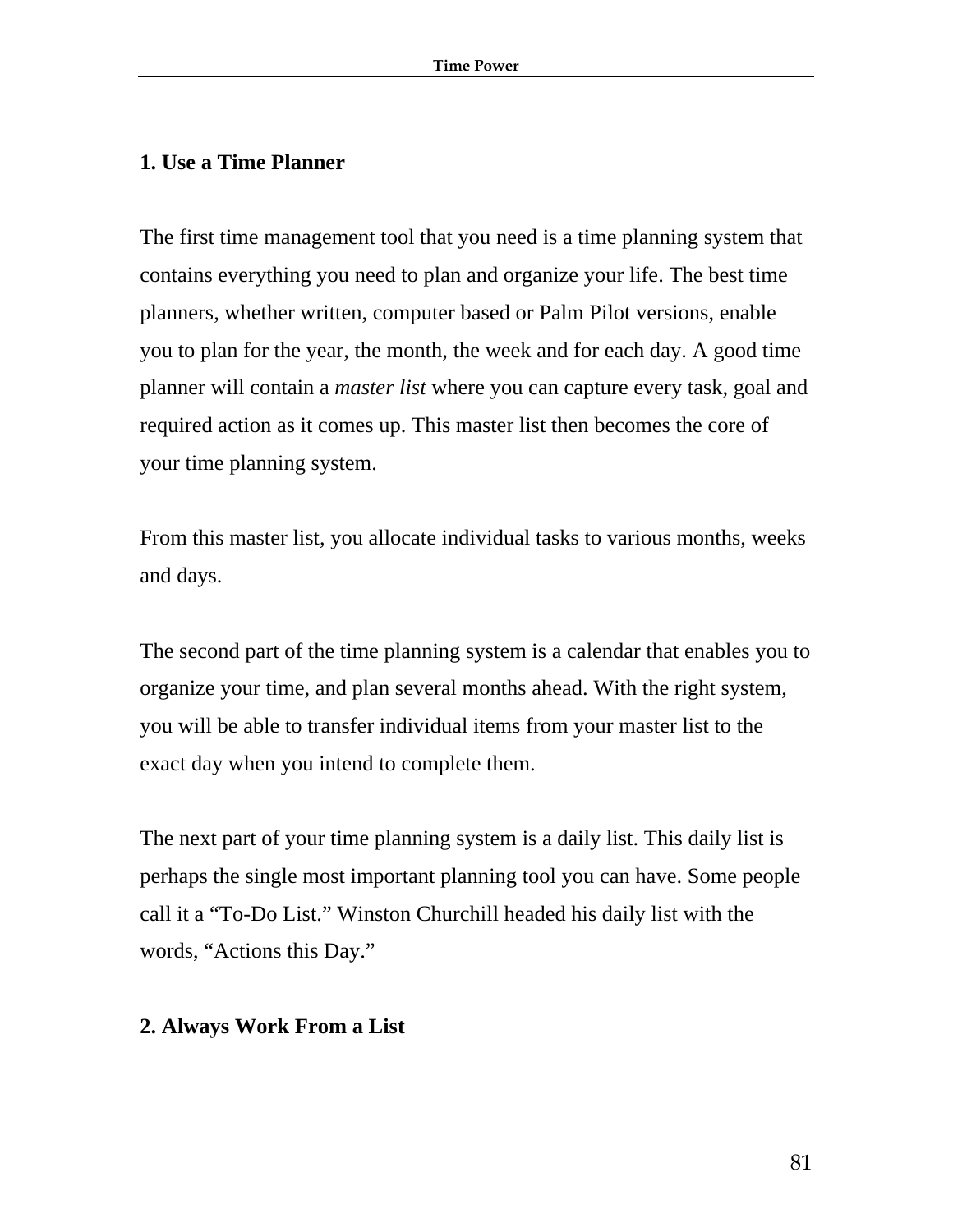### 1. Use a Time Planner

The first time management tool that you need is a time planning system that contains everything you need to plan and organize your life. The best time planners, whether written, computer based or Palm Pilot versions, enable you to plan for the year, the month, the week and for each day. A good time planner will contain a *master list* where you can capture every task, goal and required action as it comes up. This master list then becomes the core of your time planning system.

From this master list, you allocate individual tasks to various months, weeks and days.

The second part of the time planning system is a calendar that enables you to organize your time, and plan several months ahead. With the right system, you will be able to transfer individual items from your master list to the exact day when you intend to complete them.

The next part of your time planning system is a daily list. This daily list is perhaps the single most important planning tool you can have. Some people call it a "To-Do List." Winston Churchill headed his daily list with the words, "Actions this Day."

### 2. Always Work From a List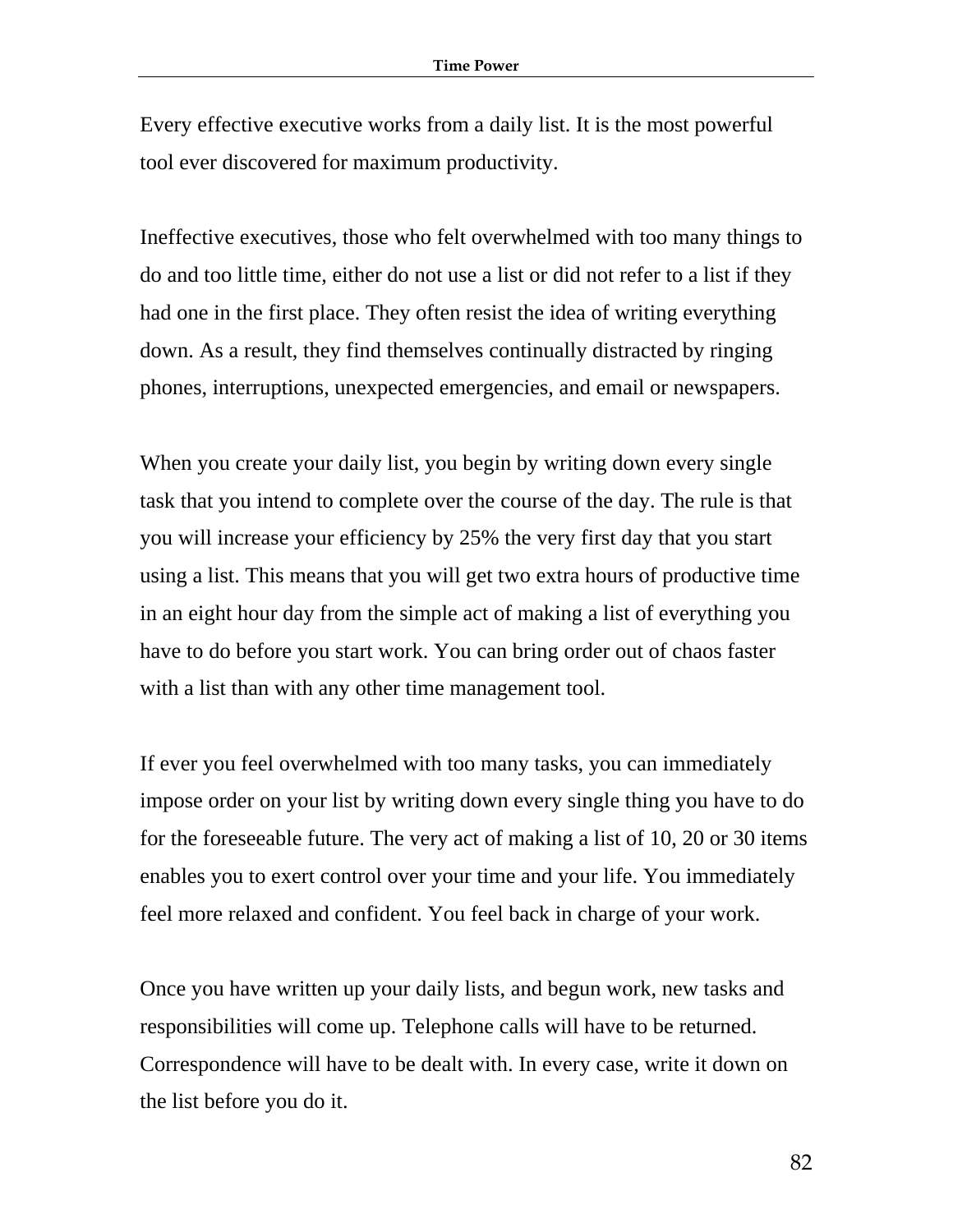Every effective executive works from a daily list. It is the most powerful tool ever discovered for maximum productivity.

Ineffective executives, those who felt overwhelmed with too many things to do and too little time, either do not use a list or did not refer to a list if they had one in the first place. They often resist the idea of writing everything down. As a result, they find themselves continually distracted by ringing phones, interruptions, unexpected emergencies, and email or newspapers.

When you create your daily list, you begin by writing down every single task that you intend to complete over the course of the day. The rule is that you will increase your efficiency by 25% the very first day that you start using a list. This means that you will get two extra hours of productive time in an eight hour day from the simple act of making a list of everything you have to do before you start work. You can bring order out of chaos faster with a list than with any other time management tool.

If ever you feel overwhelmed with too many tasks, you can immediately impose order on your list by writing down every single thing you have to do for the foreseeable future. The very act of making a list of 10, 20 or 30 items enables you to exert control over your time and your life. You immediately feel more relaxed and confident. You feel back in charge of your work.

Once you have written up your daily lists, and begun work, new tasks and responsibilities will come up. Telephone calls will have to be returned. Correspondence will have to be dealt with. In every case, write it down on the list before you do it.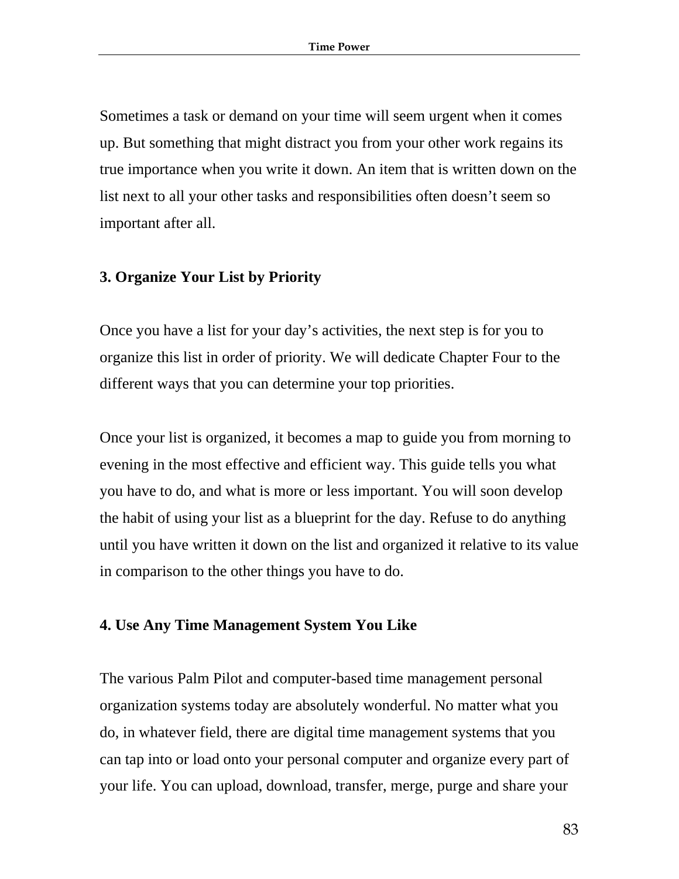Sometimes a task or demand on your time will seem urgent when it comes up. But something that might distract you from your other work regains its true importance when you write it down. An item that is written down on the list next to all your other tasks and responsibilities often doesn't seem so important after all.

### 3. Organize Your List by Priority

Once you have a list for your day's activities, the next step is for you to organize this list in order of priority. We will dedicate Chapter Four to the different ways that you can determine your top priorities.

Once your list is organized, it becomes a map to guide you from morning to evening in the most effective and efficient way. This guide tells you what you have to do, and what is more or less important. You will soon develop the habit of using your list as a blueprint for the day. Refuse to do anything until you have written it down on the list and organized it relative to its value in comparison to the other things you have to do.

### 4. Use Any Time Management System You Like

The various Palm Pilot and computer-based time management personal organization systems today are absolutely wonderful. No matter what you do, in whatever field, there are digital time management systems that you can tap into or load onto your personal computer and organize every part of your life. You can upload, download, transfer, merge, purge and share your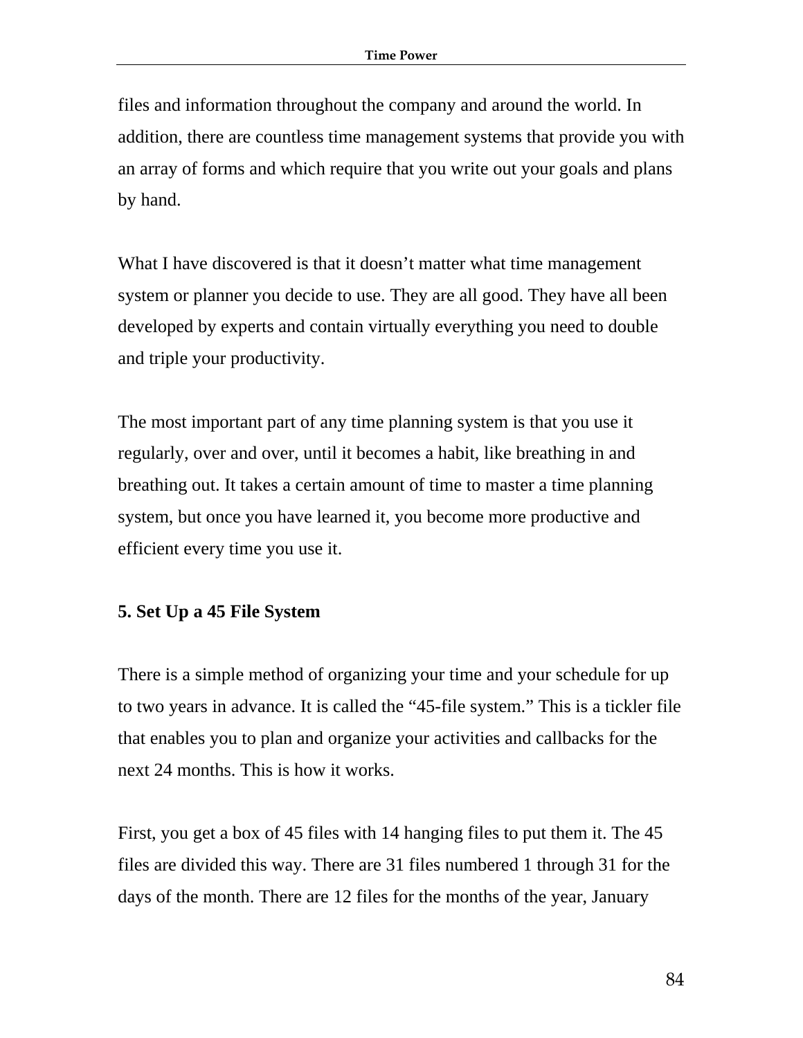files and information throughout the company and around the world. In addition, there are countless time management systems that provide you with an array of forms and which require that you write out your goals and plans by hand.

What I have discovered is that it doesn't matter what time management system or planner you decide to use. They are all good. They have all been developed by experts and contain virtually everything you need to double and triple your productivity.

The most important part of any time planning system is that you use it regularly, over and over, until it becomes a habit, like breathing in and breathing out. It takes a certain amount of time to master a time planning system, but once you have learned it, you become more productive and efficient every time you use it.

**5. Set Up a 45 File System**

There is a simple method of organizing your time and your schedule for up to two years in advance. It is called the "45-file system." This is a tickler file that enables you to plan and organize your activities and callbacks for the next 24 months. This is how it works.

First, you get a box of 45 files with 14 hanging files to put them it. The 45 files are divided this way. There are 31 files numbered 1 through 31 for the days of the month. There are 12 files for the months of the year, January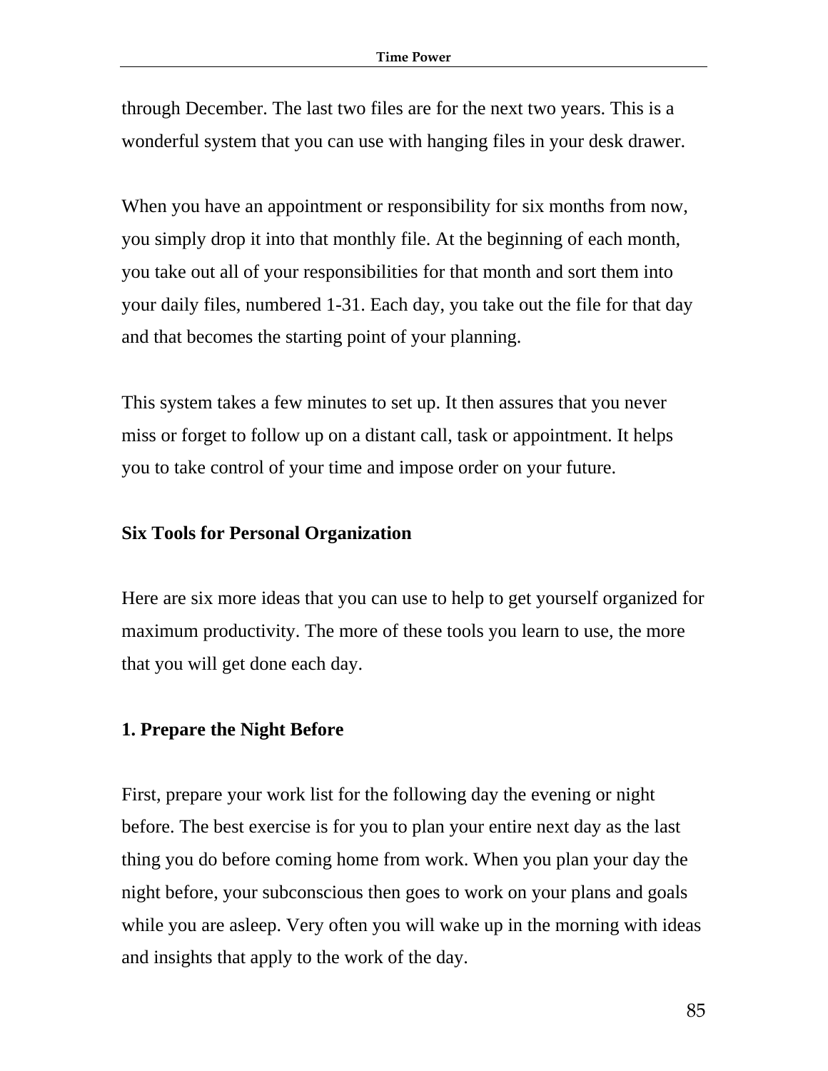through December. The last two files are for the next two years. This is a wonderful system that you can use with hanging files in your desk drawer.

When you have an appointment or responsibility for six months from now, you simply drop it into that monthly file. At the beginning of each month, you take out all of your responsibilities for that month and sort them into your daily files, numbered 1-31. Each day, you take out the file for that day and that becomes the starting point of your planning.

This system takes a few minutes to set up. It then assures that you never miss or forget to follow up on a distant call, task or appointment. It helps you to take control of your time and impose order on your future.

## Six Tools for Personal Organization

Here are six more ideas that you can use to help to get yourself organized for maximum productivity. The more of these tools you learn to use, the more that you will get done each day.

### 1. Prepare the Night Before

First, prepare your work list for the following day the evening or night before. The best exercise is for you to plan your entire next day as the last thing you do before coming home from work. When you plan your day the night before, your subconscious then goes to work on your plans and goals while you are asleep. Very often you will wake up in the morning with ideas and insights that apply to the work of the day.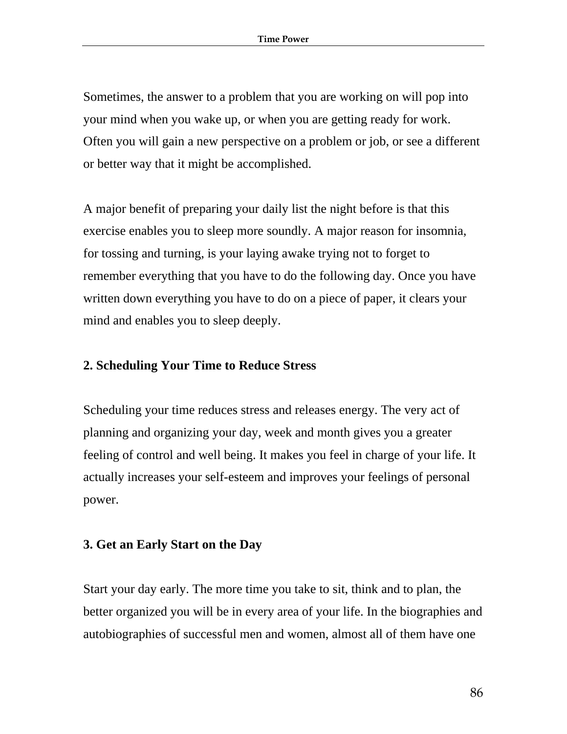Sometimes, the answer to a problem that you are working on will pop into your mind when you wake up, or when you are getting ready for work. Often you will gain a new perspective on a problem or job, or see a different or better way that it might be accomplished.

A major benefit of preparing your daily list the night before is that this exercise enables you to sleep more soundly. A major reason for insomnia, for tossing and turning, is your laying awake trying not to forget to remember everything that you have to do the following day. Once you have written down everything you have to do on a piece of paper, it clears your mind and enables you to sleep deeply.

### 2. Scheduling Your Time to Reduce Stress

Scheduling your time reduces stress and releases energy. The very act of planning and organizing your day, week and month gives you a greater feeling of control and well being. It makes you feel in charge of your life. It actually increases your self-esteem and improves your feelings of personal power.

### 3. Get an Early Start on the Day

Start your day early. The more time you take to sit, think and to plan, the better organized you will be in every area of your life. In the biographies and autobiographies of successful men and women, almost all of them have one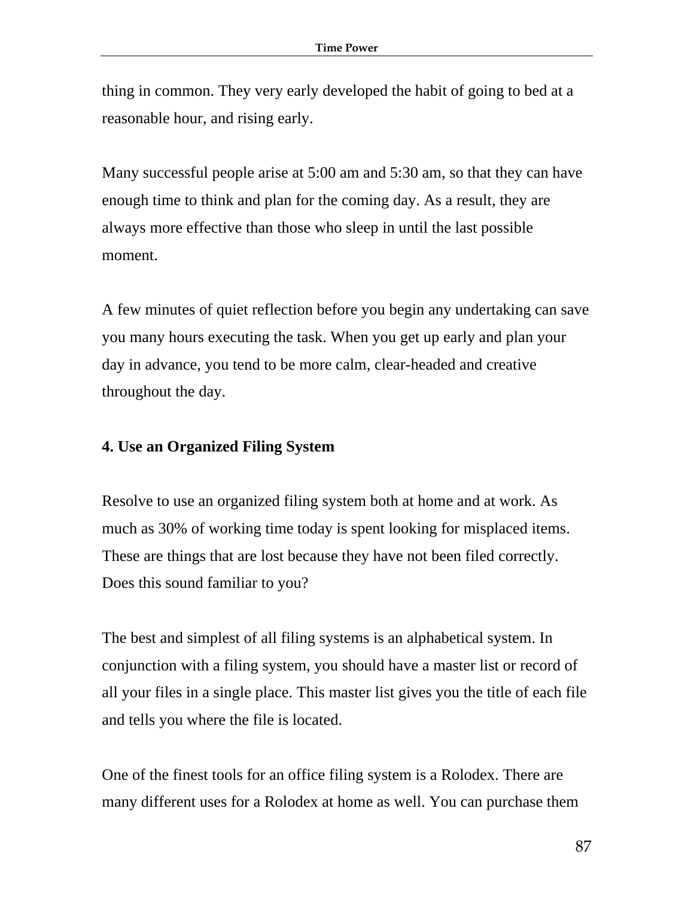thing in common. They very early developed the habit of going to bed at a reasonable hour, and rising early.

Many successful people arise at 5:00 am and 5:30 am, so that they can have enough time to think and plan for the coming day. As a result, they are always more effective than those who sleep in until the last possible moment.

A few minutes of quiet reflection before you begin any undertaking can save you many hours executing the task. When you get up early and plan your day in advance, you tend to be more calm, clear-headed and creative throughout the day.

**4. Use an Organized Filing System**

Resolve to use an organized filing system both at home and at work. As much as 30% of working time today is spent looking for misplaced items. These are things that are lost because they have not been filed correctly. Does this sound familiar to you?

The best and simplest of all filing systems is an alphabetical system. In conjunction with a filing system, you should have a master list or record of all your files in a single place. This master list gives you the title of each file and tells you where the file is located.

One of the finest tools for an office filing system is a Rolodex. There are many different uses for a Rolodex at home as well. You can purchase them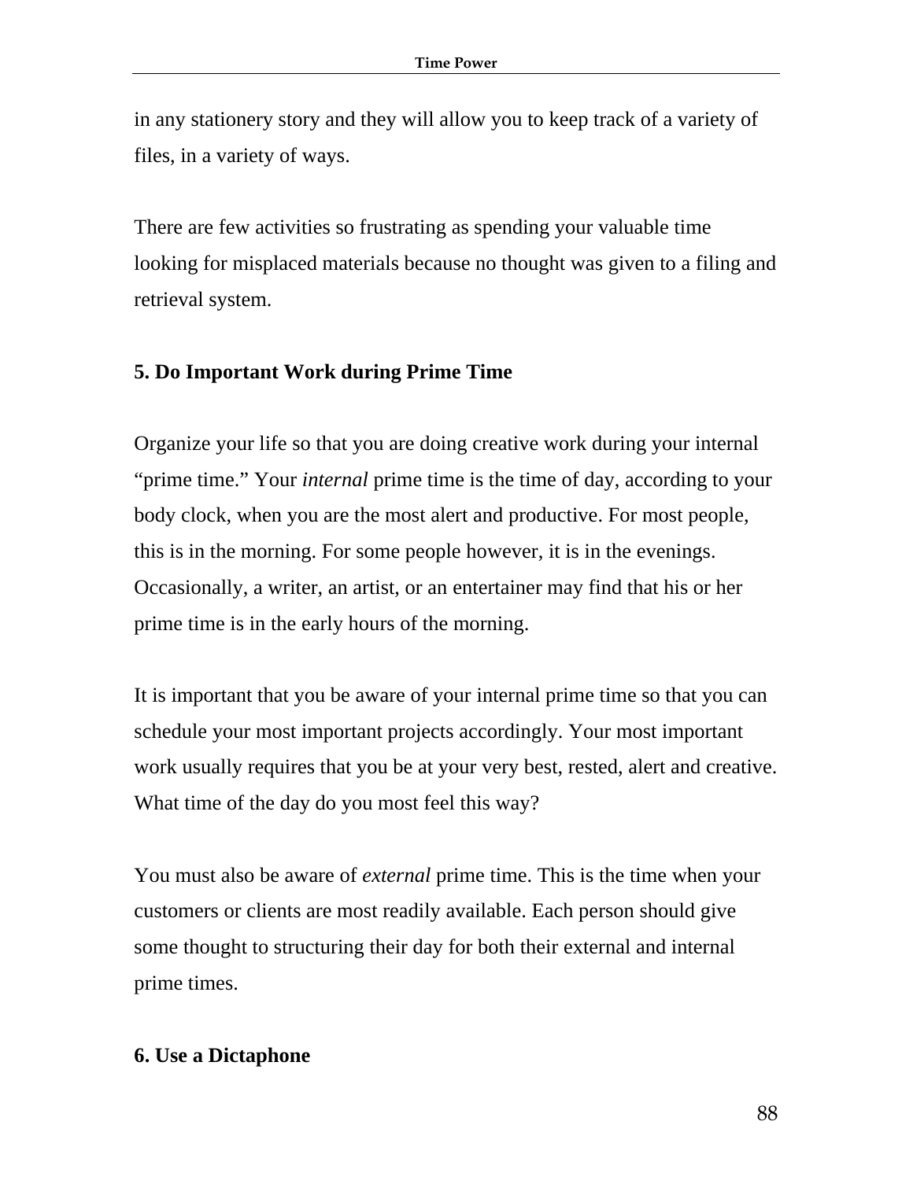in any stationery story and they will allow you to keep track of a variety of files, in a variety of ways.

There are few activities so frustrating as spending your valuable time looking for misplaced materials because no thought was given to a filing and retrieval system.

**5. Do Important Work during Prime Time**

Organize your life so that you are doing creative work during your internal "prime time." Your *internal* prime time is the time of day, according to your body clock, when you are the most alert and productive. For most people, this is in the morning. For some people however, it is in the evenings. Occasionally, a writer, an artist, or an entertainer may find that his or her prime time is in the early hours of the morning.

It is important that you be aware of your internal prime time so that you can schedule your most important projects accordingly. Your most important work usually requires that you be at your very best, rested, alert and creative. What time of the day do you most feel this way?

You must also be aware of *external* prime time. This is the time when your customers or clients are most readily available. Each person should give some thought to structuring their day for both their external and internal prime times.

**6. Use a Dictaphone**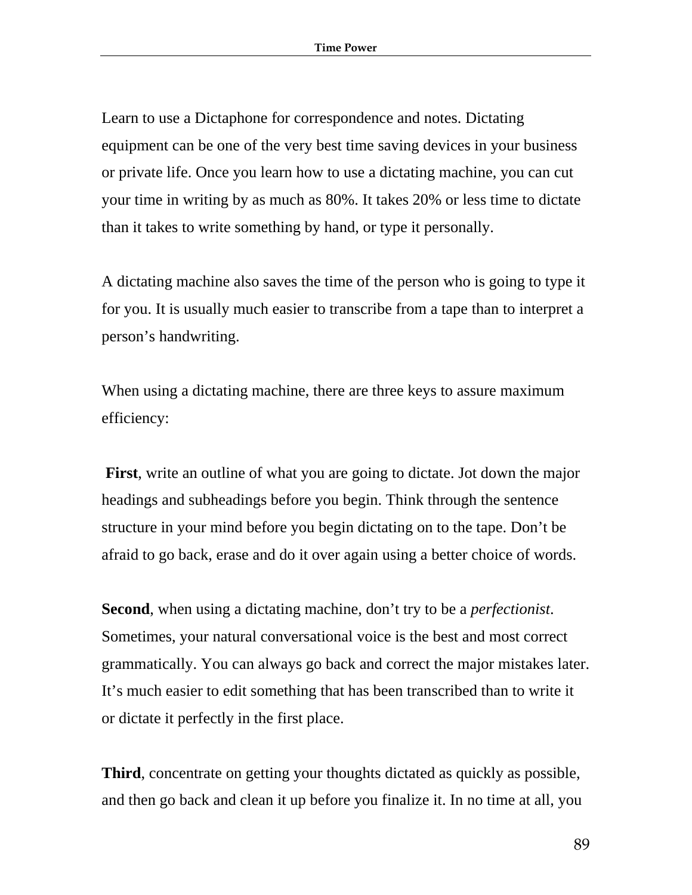Learn to use a Dictaphone for correspondence and notes. Dictating equipment can be one of the very best time saving devices in your business or private life. Once you learn how to use a dictating machine, you can cut your time in writing by as much as 80%. It takes 20% or less time to dictate than it takes to write something by hand, or type it personally.

A dictating machine also saves the time of the person who is going to type it for you. It is usually much easier to transcribe from a tape than to interpret a person's handwriting.

When using a dictating machine, there are three keys to assure maximum efficiency:

**First**, write an outline of what you are going to dictate. Jot down the major headings and subheadings before you begin. Think through the sentence structure in your mind before you begin dictating on to the tape. Don't be afraid to go back, erase and do it over again using a better choice of words.

**Second**, when using a dictating machine, don't try to be a *perfectionist*. Sometimes, your natural conversational voice is the best and most correct grammatically. You can always go back and correct the major mistakes later. It's much easier to edit something that has been transcribed than to write it or dictate it perfectly in the first place.

**Third**, concentrate on getting your thoughts dictated as quickly as possible, and then go back and clean it up before you finalize it. In no time at all, you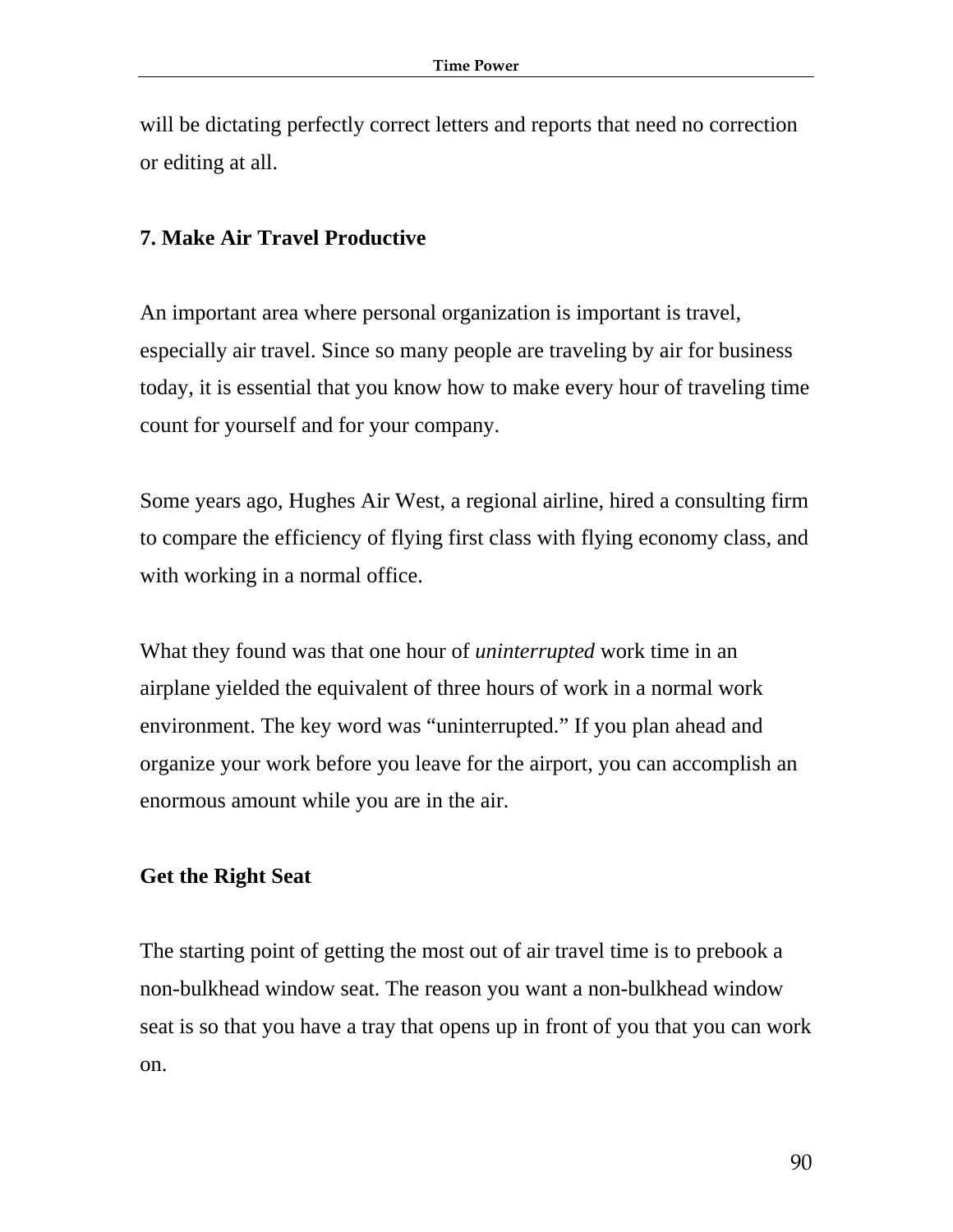will be dictating perfectly correct letters and reports that need no correction or editing at all.

### 7. Make Air Travel Productive

An important area where personal organization is important is travel, especially air travel. Since so many people are traveling by air for business today, it is essential that you know how to make every hour of traveling time count for yourself and for your company.

Some years ago, Hughes Air West, a regional airline, hired a consulting firm to compare the efficiency of flying first class with flying economy class, and with working in a normal office.

What they found was that one hour of *uninterrupted* work time in an airplane yielded the equivalent of three hours of work in a normal work environment. The key word was "uninterrupted." If you plan ahead and organize your work before you leave for the airport, you can accomplish an enormous amount while you are in the air.

#### Get the Right Seat

The starting point of getting the most out of air travel time is to prebook a non-bulkhead window seat. The reason you want a non-bulkhead window seat is so that you have a tray that opens up in front of you that you can work on.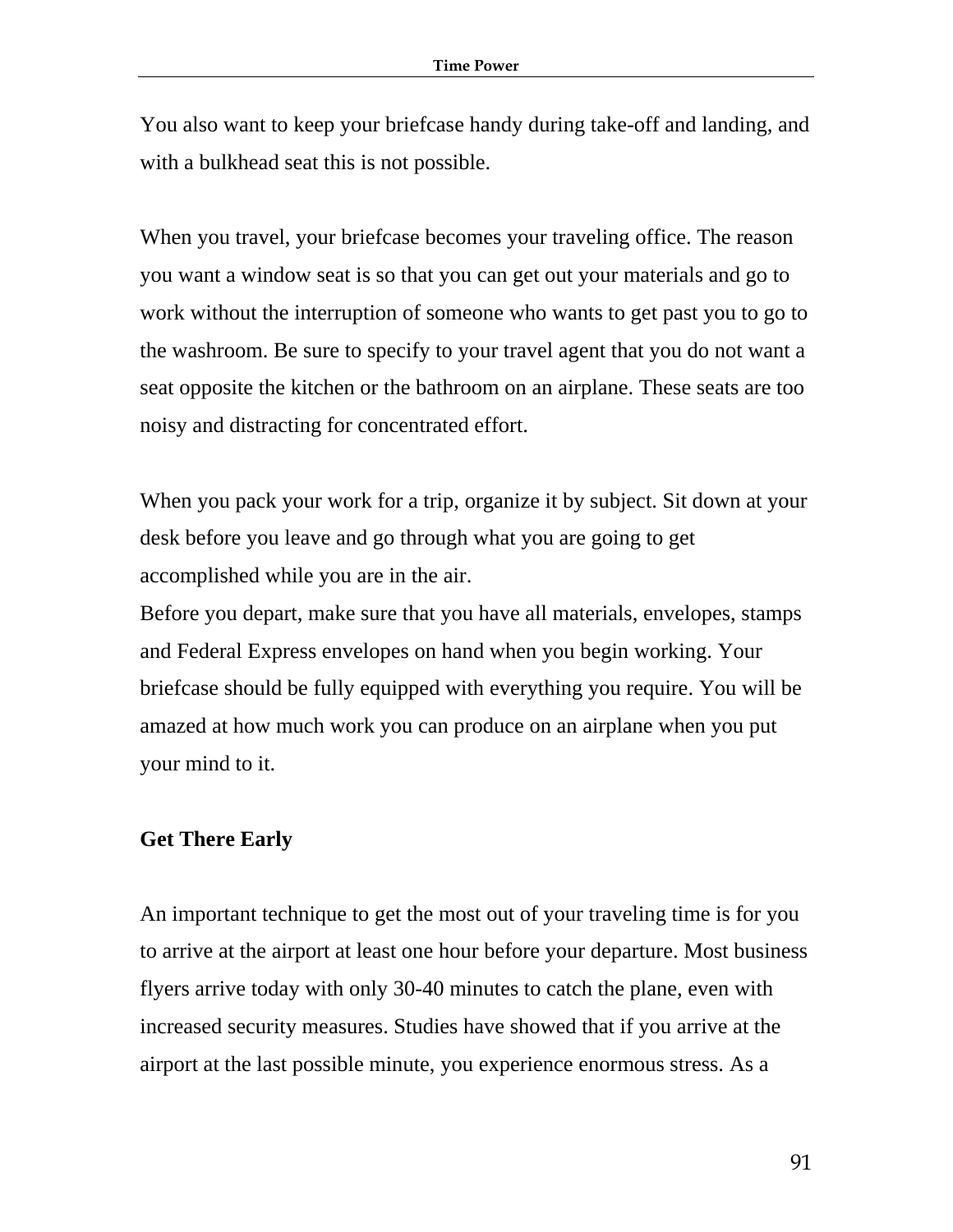You also want to keep your briefcase handy during take-off and landing, and with a bulkhead seat this is not possible.

When you travel, your briefcase becomes your traveling office. The reason you want a window seat is so that you can get out your materials and go to work without the interruption of someone who wants to get past you to go to the washroom. Be sure to specify to your travel agent that you do not want a seat opposite the kitchen or the bathroom on an airplane. These seats are too noisy and distracting for concentrated effort.

When you pack your work for a trip, organize it by subject. Sit down at your desk before you leave and go through what you are going to get accomplished while you are in the air.
Before you depart, make sure that you have all materials, envelopes, stamps and Federal Express envelopes on hand when you begin working. Your briefcase should be fully equipped with everything you require. You will be amazed at how much work you can produce on an airplane when you put your mind to it.

**Get There Early**

An important technique to get the most out of your traveling time is for you to arrive at the airport at least one hour before your departure. Most business flyers arrive today with only 30-40 minutes to catch the plane, even with increased security measures. Studies have showed that if you arrive at the airport at the last possible minute, you experience enormous stress. As a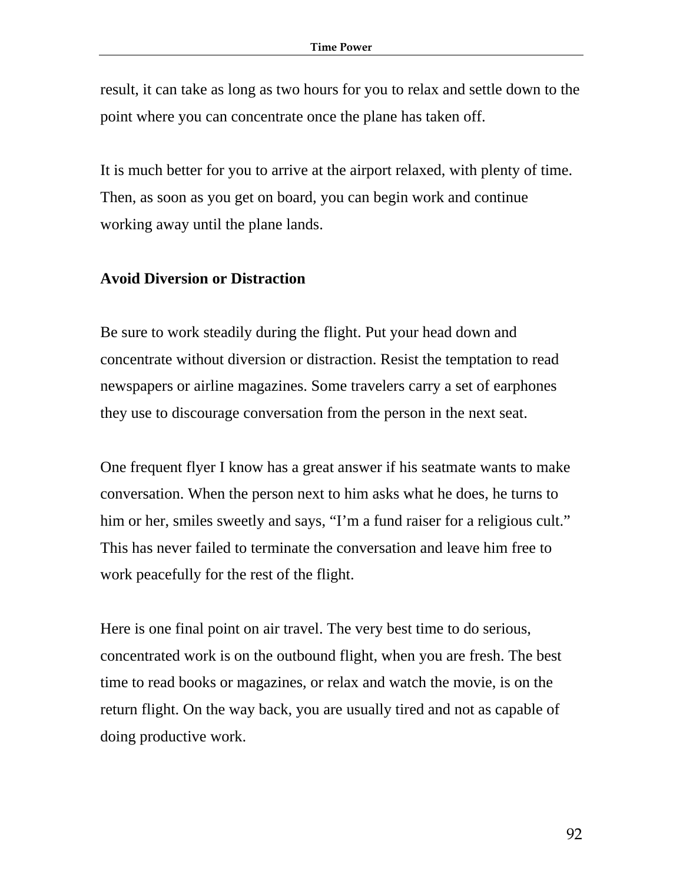result, it can take as long as two hours for you to relax and settle down to the point where you can concentrate once the plane has taken off.

It is much better for you to arrive at the airport relaxed, with plenty of time. Then, as soon as you get on board, you can begin work and continue working away until the plane lands.

**Avoid Diversion or Distraction**

Be sure to work steadily during the flight. Put your head down and concentrate without diversion or distraction. Resist the temptation to read newspapers or airline magazines. Some travelers carry a set of earphones they use to discourage conversation from the person in the next seat.

One frequent flyer I know has a great answer if his seatmate wants to make conversation. When the person next to him asks what he does, he turns to him or her, smiles sweetly and says, "I'm a fund raiser for a religious cult." This has never failed to terminate the conversation and leave him free to work peacefully for the rest of the flight.

Here is one final point on air travel. The very best time to do serious, concentrated work is on the outbound flight, when you are fresh. The best time to read books or magazines, or relax and watch the movie, is on the return flight. On the way back, you are usually tired and not as capable of doing productive work.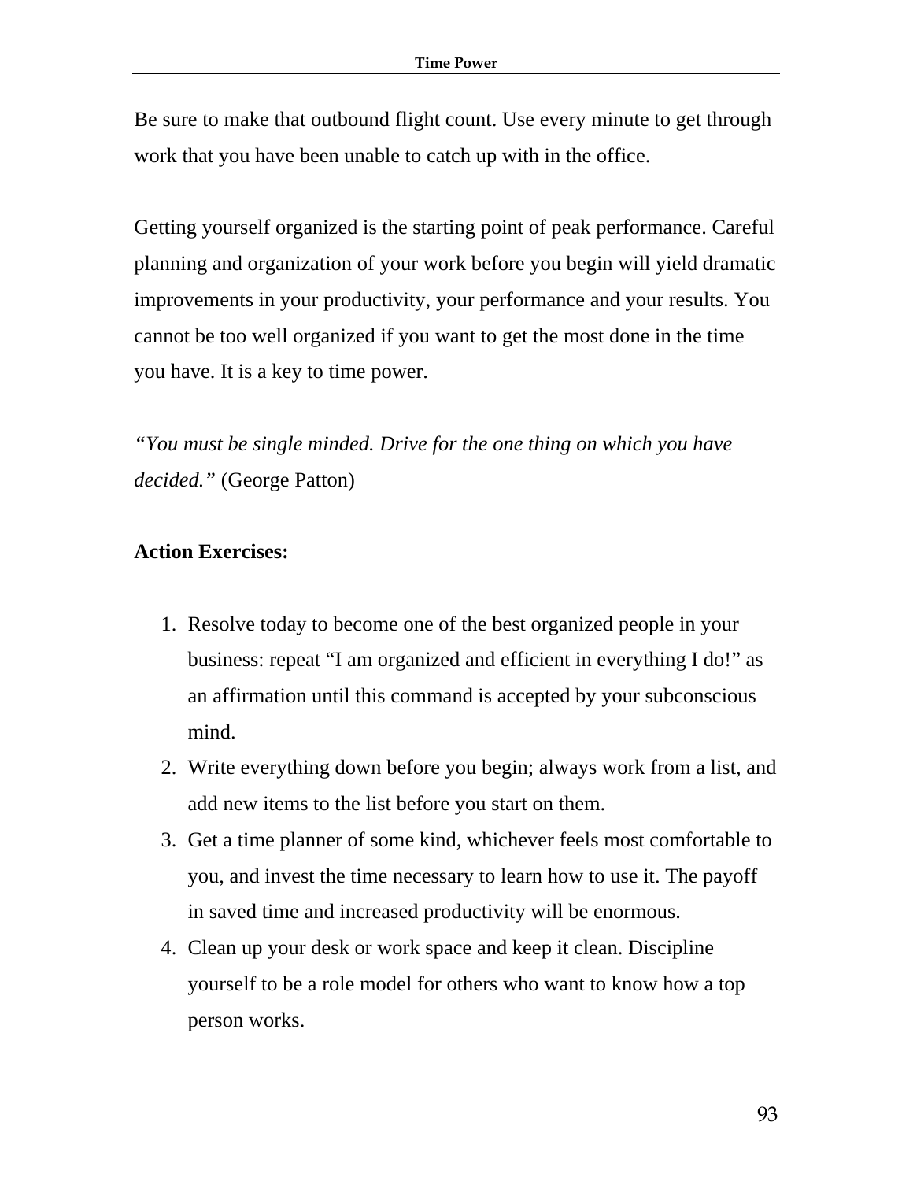Be sure to make that outbound flight count. Use every minute to get through work that you have been unable to catch up with in the office.

Getting yourself organized is the starting point of peak performance. Careful planning and organization of your work before you begin will yield dramatic improvements in your productivity, your performance and your results. You cannot be too well organized if you want to get the most done in the time you have. It is a key to time power.

*"You must be single minded. Drive for the one thing on which you have decided."* (George Patton)

**Action Exercises:**

1. Resolve today to become one of the best organized people in your business: repeat "I am organized and efficient in everything I do!" as an affirmation until this command is accepted by your subconscious mind.
2. Write everything down before you begin; always work from a list, and add new items to the list before you start on them.
3. Get a time planner of some kind, whichever feels most comfortable to you, and invest the time necessary to learn how to use it. The payoff in saved time and increased productivity will be enormous.
4. Clean up your desk or work space and keep it clean. Discipline yourself to be a role model for others who want to know how a top person works.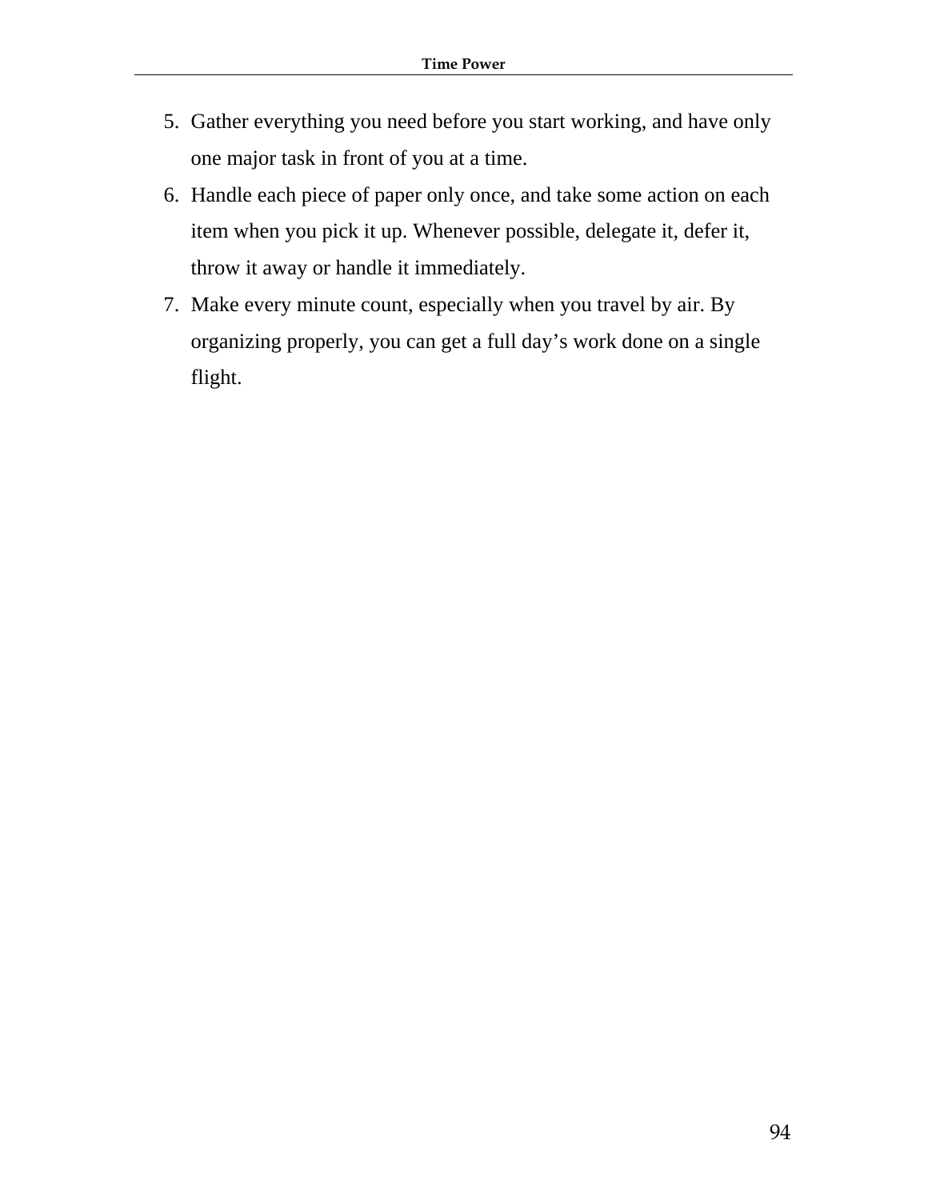5. Gather everything you need before you start working, and have only one major task in front of you at a time.
6. Handle each piece of paper only once, and take some action on each item when you pick it up. Whenever possible, delegate it, defer it, throw it away or handle it immediately.
7. Make every minute count, especially when you travel by air. By organizing properly, you can get a full day's work done on a single flight.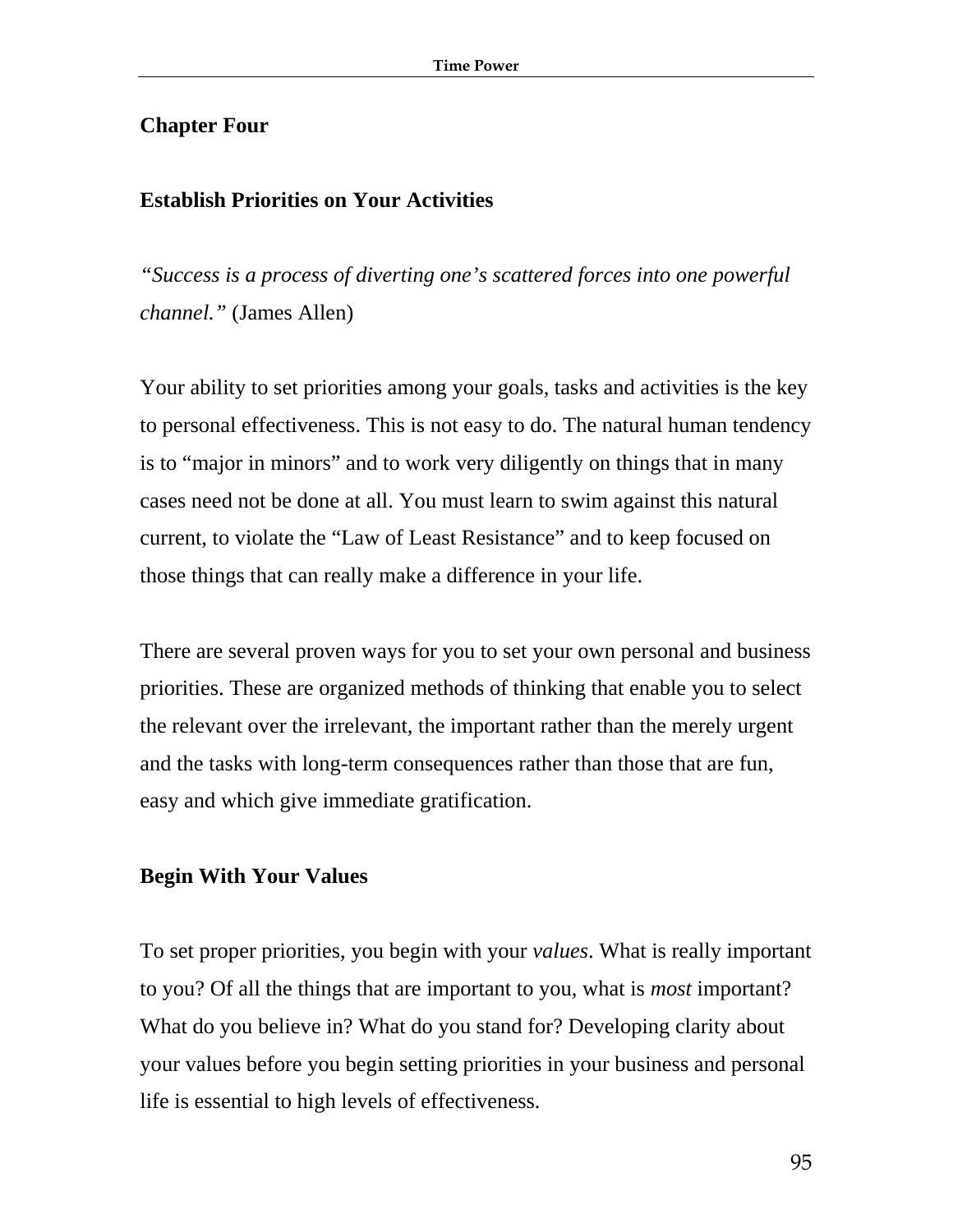## Chapter Four

## Establish Priorities on Your Activities

*"Success is a process of diverting one's scattered forces into one powerful channel."* (James Allen)

Your ability to set priorities among your goals, tasks and activities is the key to personal effectiveness. This is not easy to do. The natural human tendency is to "major in minors" and to work very diligently on things that in many cases need not be done at all. You must learn to swim against this natural current, to violate the "Law of Least Resistance" and to keep focused on those things that can really make a difference in your life.

There are several proven ways for you to set your own personal and business priorities. These are organized methods of thinking that enable you to select the relevant over the irrelevant, the important rather than the merely urgent and the tasks with long-term consequences rather than those that are fun, easy and which give immediate gratification.

### Begin With Your Values

To set proper priorities, you begin with your *values*. What is really important to you? Of all the things that are important to you, what is *most* important? What do you believe in? What do you stand for? Developing clarity about your values before you begin setting priorities in your business and personal life is essential to high levels of effectiveness.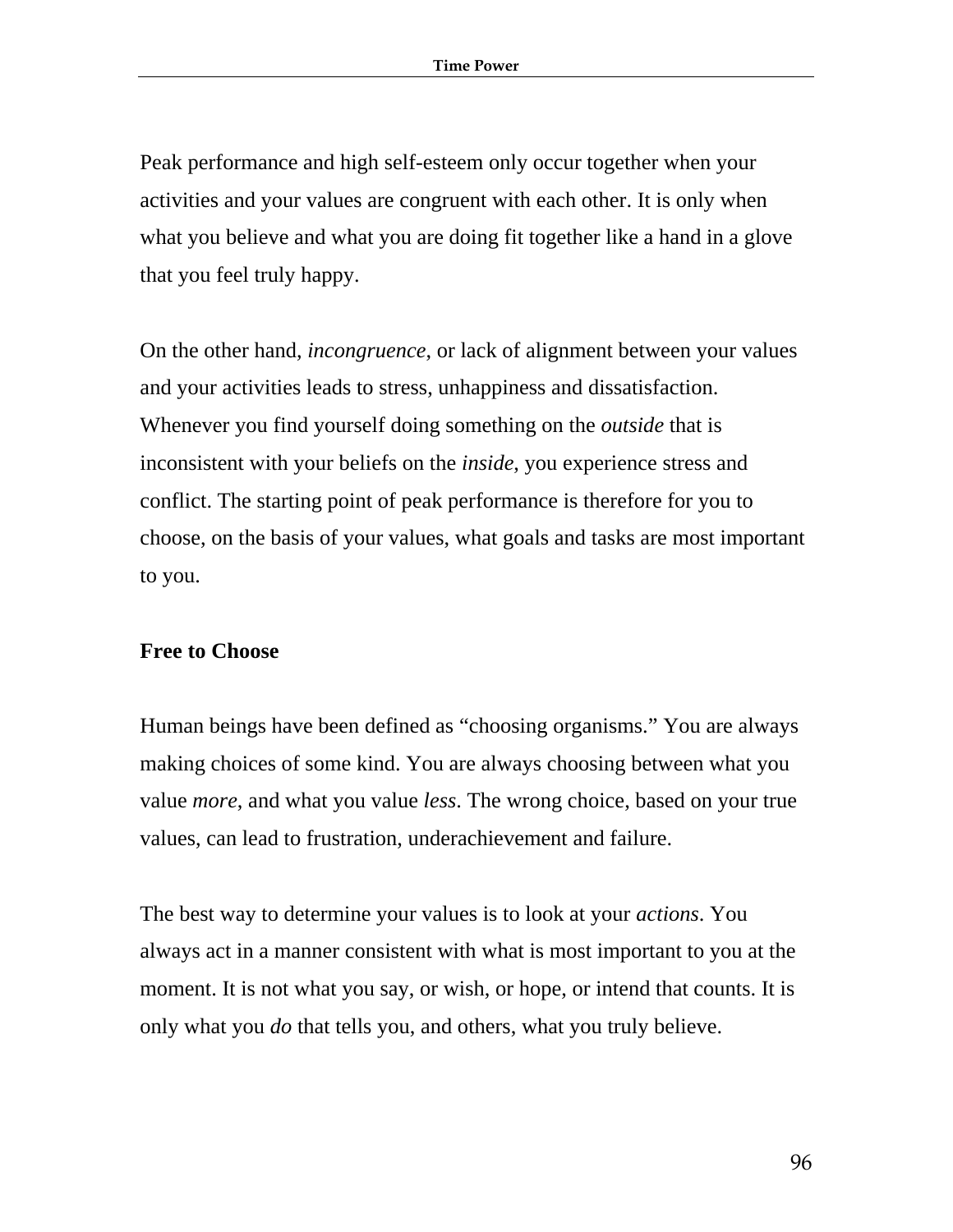Peak performance and high self-esteem only occur together when your activities and your values are congruent with each other. It is only when what you believe and what you are doing fit together like a hand in a glove that you feel truly happy.

On the other hand, *incongruence*, or lack of alignment between your values and your activities leads to stress, unhappiness and dissatisfaction. Whenever you find yourself doing something on the *outside* that is inconsistent with your beliefs on the *inside*, you experience stress and conflict. The starting point of peak performance is therefore for you to choose, on the basis of your values, what goals and tasks are most important to you.

**Free to Choose**

Human beings have been defined as "choosing organisms." You are always making choices of some kind. You are always choosing between what you value *more*, and what you value *less*. The wrong choice, based on your true values, can lead to frustration, underachievement and failure.

The best way to determine your values is to look at your *actions*. You always act in a manner consistent with what is most important to you at the moment. It is not what you say, or wish, or hope, or intend that counts. It is only what you *do* that tells you, and others, what you truly believe.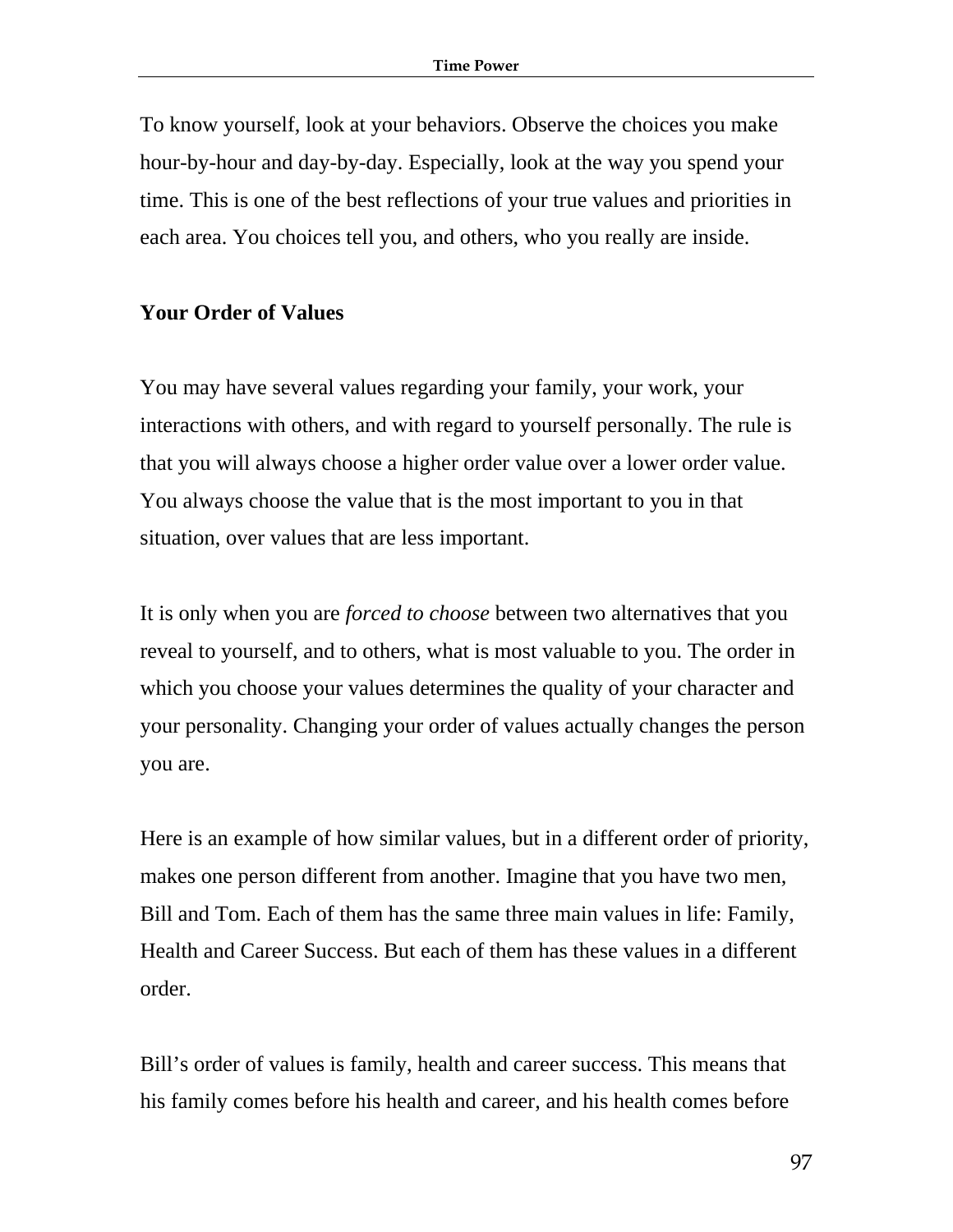To know yourself, look at your behaviors. Observe the choices you make hour-by-hour and day-by-day. Especially, look at the way you spend your time. This is one of the best reflections of your true values and priorities in each area. You choices tell you, and others, who you really are inside.

## Your Order of Values

You may have several values regarding your family, your work, your interactions with others, and with regard to yourself personally. The rule is that you will always choose a higher order value over a lower order value. You always choose the value that is the most important to you in that situation, over values that are less important.

It is only when you are *forced to choose* between two alternatives that you reveal to yourself, and to others, what is most valuable to you. The order in which you choose your values determines the quality of your character and your personality. Changing your order of values actually changes the person you are.

Here is an example of how similar values, but in a different order of priority, makes one person different from another. Imagine that you have two men, Bill and Tom. Each of them has the same three main values in life: Family, Health and Career Success. But each of them has these values in a different order.

Bill's order of values is family, health and career success. This means that his family comes before his health and career, and his health comes before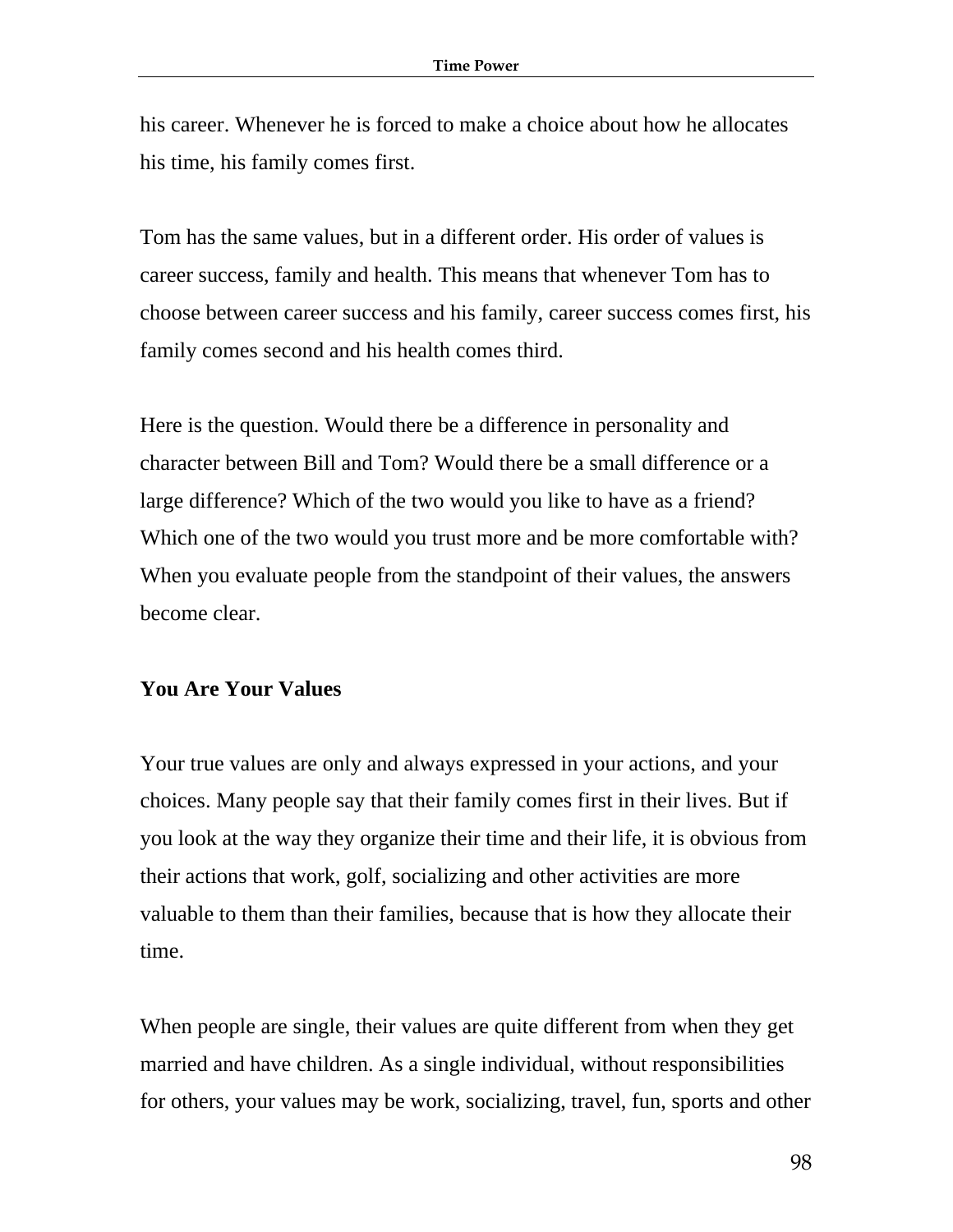his career. Whenever he is forced to make a choice about how he allocates his time, his family comes first.

Tom has the same values, but in a different order. His order of values is career success, family and health. This means that whenever Tom has to choose between career success and his family, career success comes first, his family comes second and his health comes third.

Here is the question. Would there be a difference in personality and character between Bill and Tom? Would there be a small difference or a large difference? Which of the two would you like to have as a friend? Which one of the two would you trust more and be more comfortable with? When you evaluate people from the standpoint of their values, the answers become clear.

**You Are Your Values**

Your true values are only and always expressed in your actions, and your choices. Many people say that their family comes first in their lives. But if you look at the way they organize their time and their life, it is obvious from their actions that work, golf, socializing and other activities are more valuable to them than their families, because that is how they allocate their time.

When people are single, their values are quite different from when they get married and have children. As a single individual, without responsibilities for others, your values may be work, socializing, travel, fun, sports and other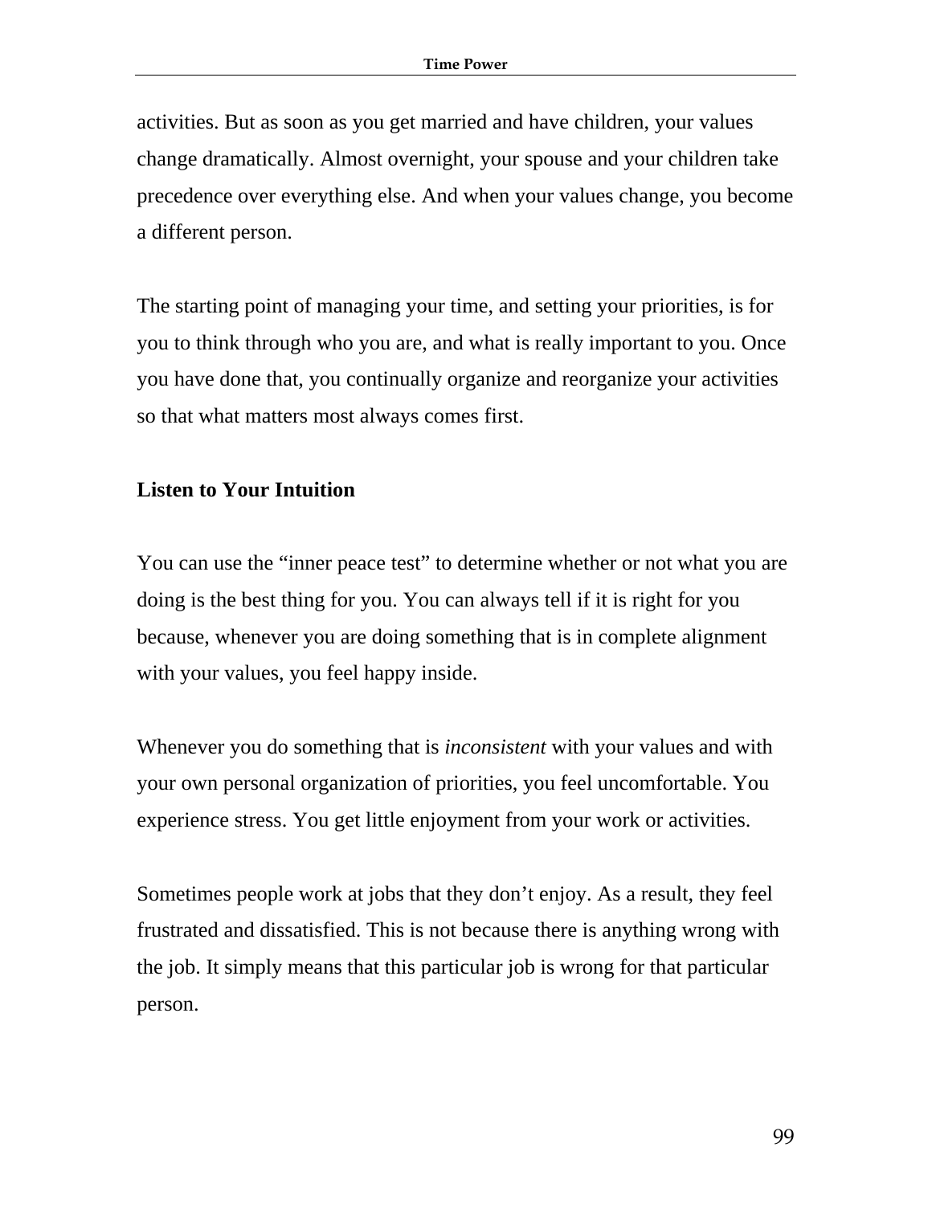activities. But as soon as you get married and have children, your values change dramatically. Almost overnight, your spouse and your children take precedence over everything else. And when your values change, you become a different person.

The starting point of managing your time, and setting your priorities, is for you to think through who you are, and what is really important to you. Once you have done that, you continually organize and reorganize your activities so that what matters most always comes first.

### Listen to Your Intuition

You can use the "inner peace test" to determine whether or not what you are doing is the best thing for you. You can always tell if it is right for you because, whenever you are doing something that is in complete alignment with your values, you feel happy inside.

Whenever you do something that is *inconsistent* with your values and with your own personal organization of priorities, you feel uncomfortable. You experience stress. You get little enjoyment from your work or activities.

Sometimes people work at jobs that they don't enjoy. As a result, they feel frustrated and dissatisfied. This is not because there is anything wrong with the job. It simply means that this particular job is wrong for that particular person.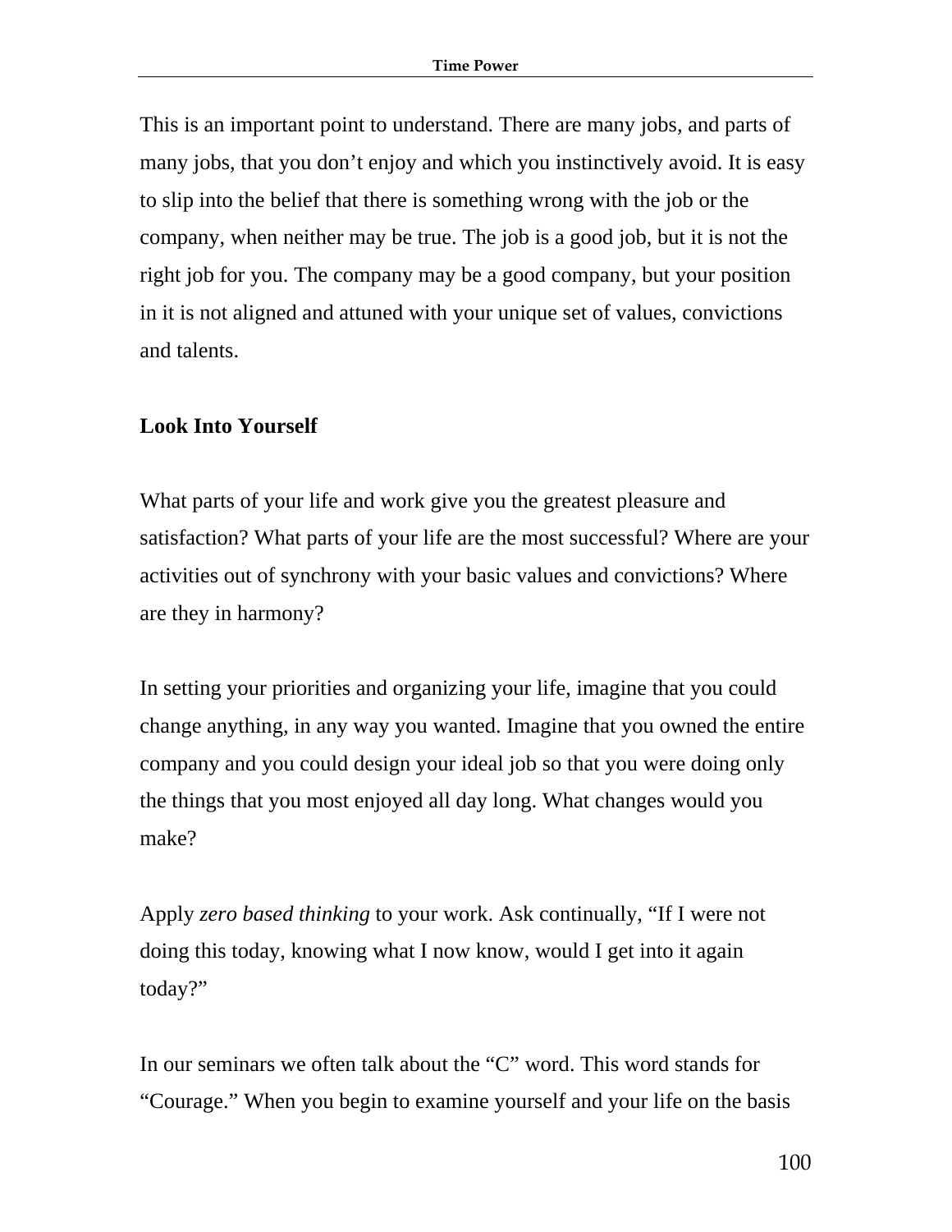This is an important point to understand. There are many jobs, and parts of many jobs, that you don't enjoy and which you instinctively avoid. It is easy to slip into the belief that there is something wrong with the job or the company, when neither may be true. The job is a good job, but it is not the right job for you. The company may be a good company, but your position in it is not aligned and attuned with your unique set of values, convictions and talents.

**Look Into Yourself**

What parts of your life and work give you the greatest pleasure and satisfaction? What parts of your life are the most successful? Where are your activities out of synchrony with your basic values and convictions? Where are they in harmony?

In setting your priorities and organizing your life, imagine that you could change anything, in any way you wanted. Imagine that you owned the entire company and you could design your ideal job so that you were doing only the things that you most enjoyed all day long. What changes would you make?

Apply *zero based thinking* to your work. Ask continually, "If I were not doing this today, knowing what I now know, would I get into it again today?"

In our seminars we often talk about the "C" word. This word stands for "Courage." When you begin to examine yourself and your life on the basis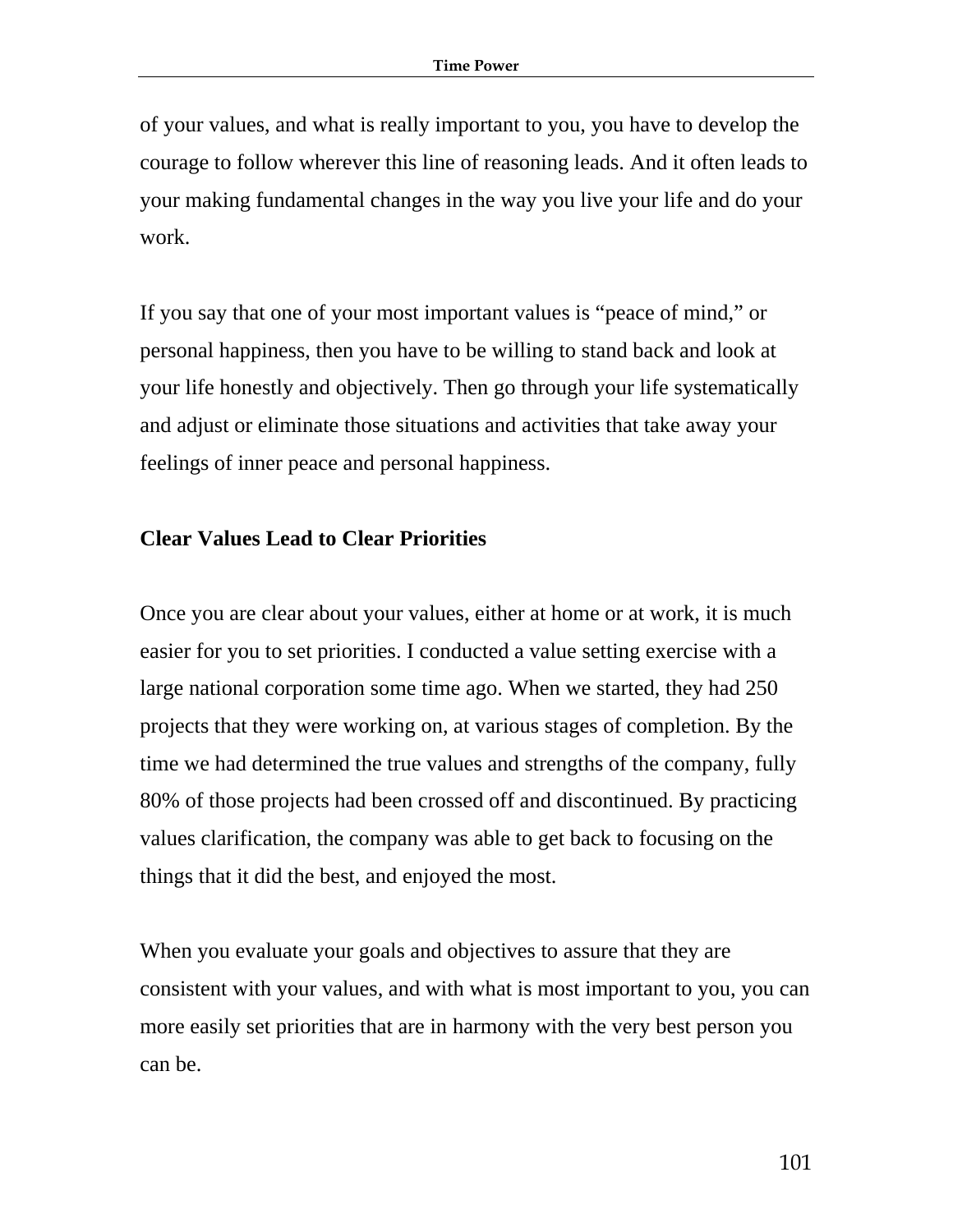of your values, and what is really important to you, you have to develop the courage to follow wherever this line of reasoning leads. And it often leads to your making fundamental changes in the way you live your life and do your work.

If you say that one of your most important values is "peace of mind," or personal happiness, then you have to be willing to stand back and look at your life honestly and objectively. Then go through your life systematically and adjust or eliminate those situations and activities that take away your feelings of inner peace and personal happiness.

**Clear Values Lead to Clear Priorities**

Once you are clear about your values, either at home or at work, it is much easier for you to set priorities. I conducted a value setting exercise with a large national corporation some time ago. When we started, they had 250 projects that they were working on, at various stages of completion. By the time we had determined the true values and strengths of the company, fully 80% of those projects had been crossed off and discontinued. By practicing values clarification, the company was able to get back to focusing on the things that it did the best, and enjoyed the most.

When you evaluate your goals and objectives to assure that they are consistent with your values, and with what is most important to you, you can more easily set priorities that are in harmony with the very best person you can be.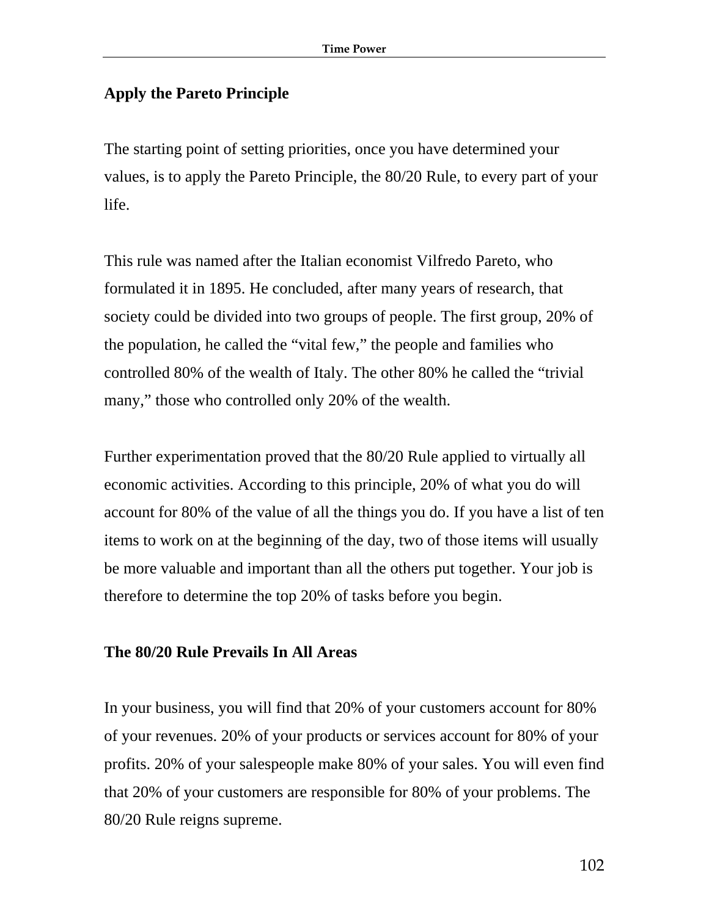## Apply the Pareto Principle

The starting point of setting priorities, once you have determined your values, is to apply the Pareto Principle, the 80/20 Rule, to every part of your life.

This rule was named after the Italian economist Vilfredo Pareto, who formulated it in 1895. He concluded, after many years of research, that society could be divided into two groups of people. The first group, 20% of the population, he called the “vital few,” the people and families who controlled 80% of the wealth of Italy. The other 80% he called the “trivial many,” those who controlled only 20% of the wealth.

Further experimentation proved that the 80/20 Rule applied to virtually all economic activities. According to this principle, 20% of what you do will account for 80% of the value of all the things you do. If you have a list of ten items to work on at the beginning of the day, two of those items will usually be more valuable and important than all the others put together. Your job is therefore to determine the top 20% of tasks before you begin.

## The 80/20 Rule Prevails In All Areas

In your business, you will find that 20% of your customers account for 80% of your revenues. 20% of your products or services account for 80% of your profits. 20% of your salespeople make 80% of your sales. You will even find that 20% of your customers are responsible for 80% of your problems. The 80/20 Rule reigns supreme.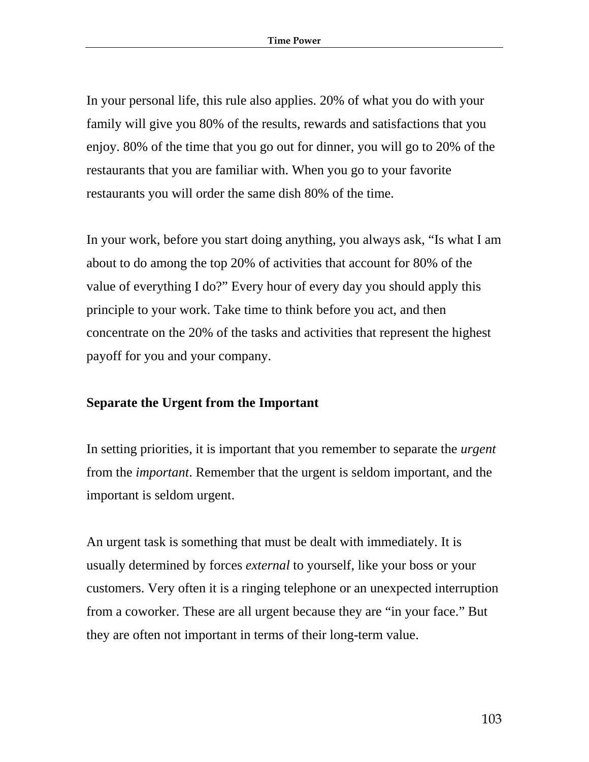In your personal life, this rule also applies. 20% of what you do with your family will give you 80% of the results, rewards and satisfactions that you enjoy. 80% of the time that you go out for dinner, you will go to 20% of the restaurants that you are familiar with. When you go to your favorite restaurants you will order the same dish 80% of the time.

In your work, before you start doing anything, you always ask, “Is what I am about to do among the top 20% of activities that account for 80% of the value of everything I do?” Every hour of every day you should apply this principle to your work. Take time to think before you act, and then concentrate on the 20% of the tasks and activities that represent the highest payoff for you and your company.

## Separate the Urgent from the Important

In setting priorities, it is important that you remember to separate the *urgent* from the *important*. Remember that the urgent is seldom important, and the important is seldom urgent.

An urgent task is something that must be dealt with immediately. It is usually determined by forces *external* to yourself, like your boss or your customers. Very often it is a ringing telephone or an unexpected interruption from a coworker. These are all urgent because they are “in your face.” But they are often not important in terms of their long-term value.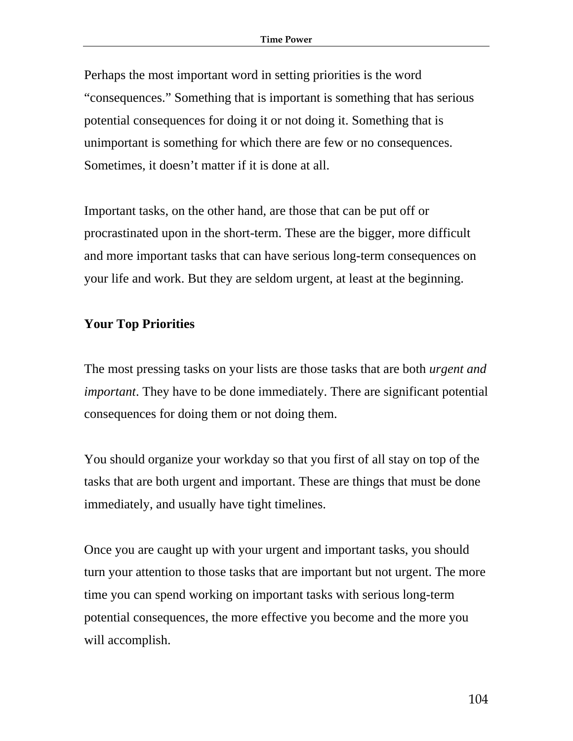Perhaps the most important word in setting priorities is the word "consequences." Something that is important is something that has serious potential consequences for doing it or not doing it. Something that is unimportant is something for which there are few or no consequences. Sometimes, it doesn't matter if it is done at all.

Important tasks, on the other hand, are those that can be put off or procrastinated upon in the short-term. These are the bigger, more difficult and more important tasks that can have serious long-term consequences on your life and work. But they are seldom urgent, at least at the beginning.

**Your Top Priorities**

The most pressing tasks on your lists are those tasks that are both *urgent and important*. They have to be done immediately. There are significant potential consequences for doing them or not doing them.

You should organize your workday so that you first of all stay on top of the tasks that are both urgent and important. These are things that must be done immediately, and usually have tight timelines.

Once you are caught up with your urgent and important tasks, you should turn your attention to those tasks that are important but not urgent. The more time you can spend working on important tasks with serious long-term potential consequences, the more effective you become and the more you will accomplish.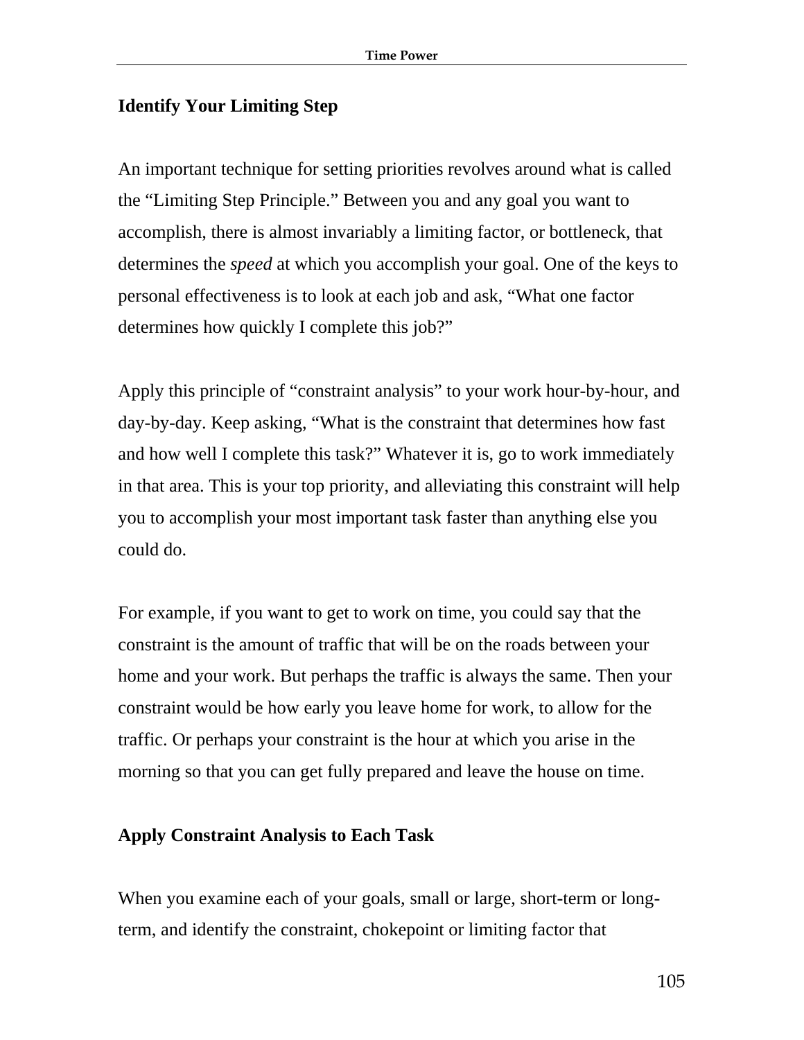## Identify Your Limiting Step

An important technique for setting priorities revolves around what is called the "Limiting Step Principle." Between you and any goal you want to accomplish, there is almost invariably a limiting factor, or bottleneck, that determines the *speed* at which you accomplish your goal. One of the keys to personal effectiveness is to look at each job and ask, "What one factor determines how quickly I complete this job?"

Apply this principle of "constraint analysis" to your work hour-by-hour, and day-by-day. Keep asking, "What is the constraint that determines how fast and how well I complete this task?" Whatever it is, go to work immediately in that area. This is your top priority, and alleviating this constraint will help you to accomplish your most important task faster than anything else you could do.

For example, if you want to get to work on time, you could say that the constraint is the amount of traffic that will be on the roads between your home and your work. But perhaps the traffic is always the same. Then your constraint would be how early you leave home for work, to allow for the traffic. Or perhaps your constraint is the hour at which you arise in the morning so that you can get fully prepared and leave the house on time.

## Apply Constraint Analysis to Each Task

When you examine each of your goals, small or large, short-term or long-term, and identify the constraint, chokepoint or limiting factor that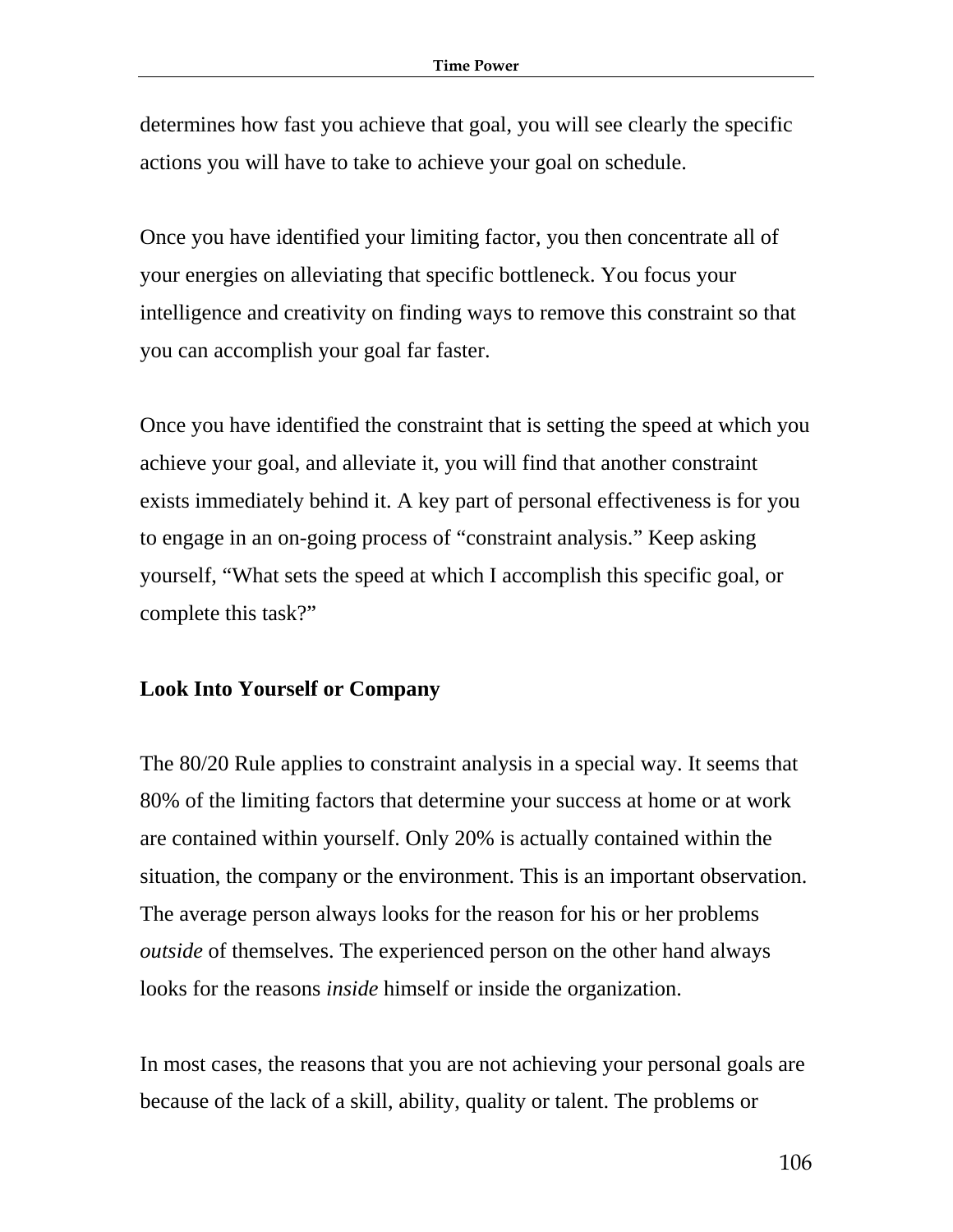determines how fast you achieve that goal, you will see clearly the specific actions you will have to take to achieve your goal on schedule.

Once you have identified your limiting factor, you then concentrate all of your energies on alleviating that specific bottleneck. You focus your intelligence and creativity on finding ways to remove this constraint so that you can accomplish your goal far faster.

Once you have identified the constraint that is setting the speed at which you achieve your goal, and alleviate it, you will find that another constraint exists immediately behind it. A key part of personal effectiveness is for you to engage in an on-going process of "constraint analysis." Keep asking yourself, "What sets the speed at which I accomplish this specific goal, or complete this task?"

**Look Into Yourself or Company**

The 80/20 Rule applies to constraint analysis in a special way. It seems that 80% of the limiting factors that determine your success at home or at work are contained within yourself. Only 20% is actually contained within the situation, the company or the environment. This is an important observation. The average person always looks for the reason for his or her problems *outside* of themselves. The experienced person on the other hand always looks for the reasons *inside* himself or inside the organization.

In most cases, the reasons that you are not achieving your personal goals are because of the lack of a skill, ability, quality or talent. The problems or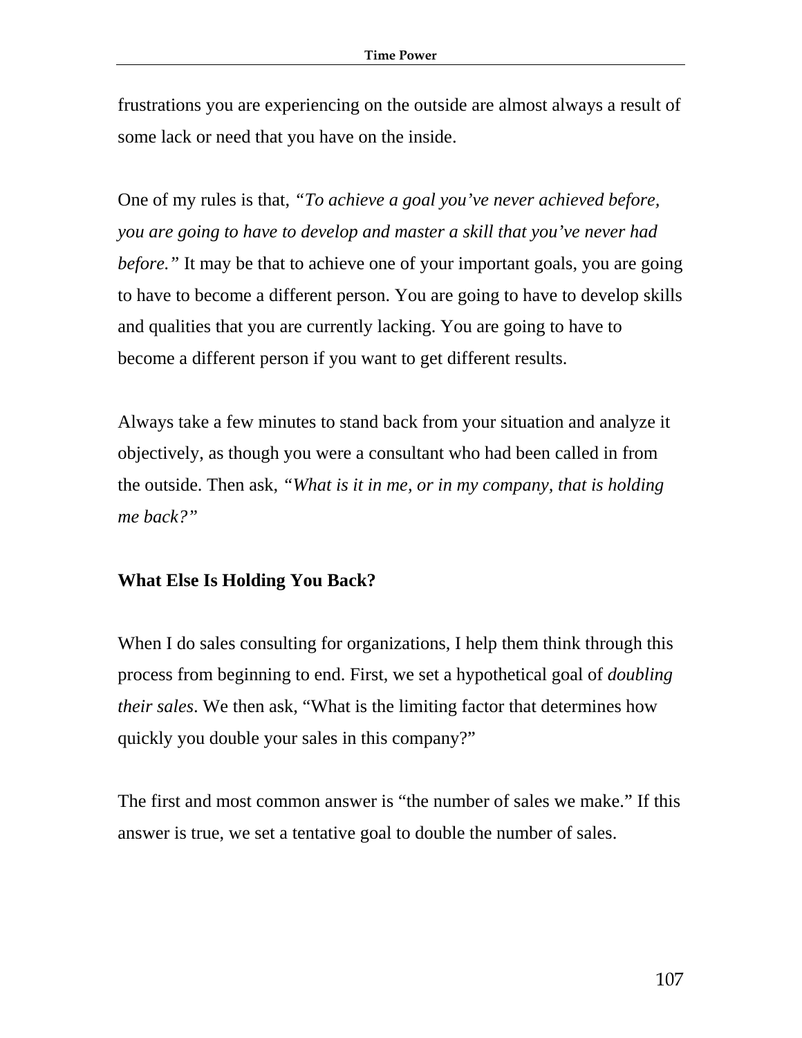frustrations you are experiencing on the outside are almost always a result of some lack or need that you have on the inside.

One of my rules is that, *"To achieve a goal you've never achieved before, you are going to have to develop and master a skill that you've never had before."* It may be that to achieve one of your important goals, you are going to have to become a different person. You are going to have to develop skills and qualities that you are currently lacking. You are going to have to become a different person if you want to get different results.

Always take a few minutes to stand back from your situation and analyze it objectively, as though you were a consultant who had been called in from the outside. Then ask, *"What is it in me, or in my company, that is holding me back?"*

## What Else Is Holding You Back?

When I do sales consulting for organizations, I help them think through this process from beginning to end. First, we set a hypothetical goal of *doubling their sales*. We then ask, "What is the limiting factor that determines how quickly you double your sales in this company?"

The first and most common answer is "the number of sales we make." If this answer is true, we set a tentative goal to double the number of sales.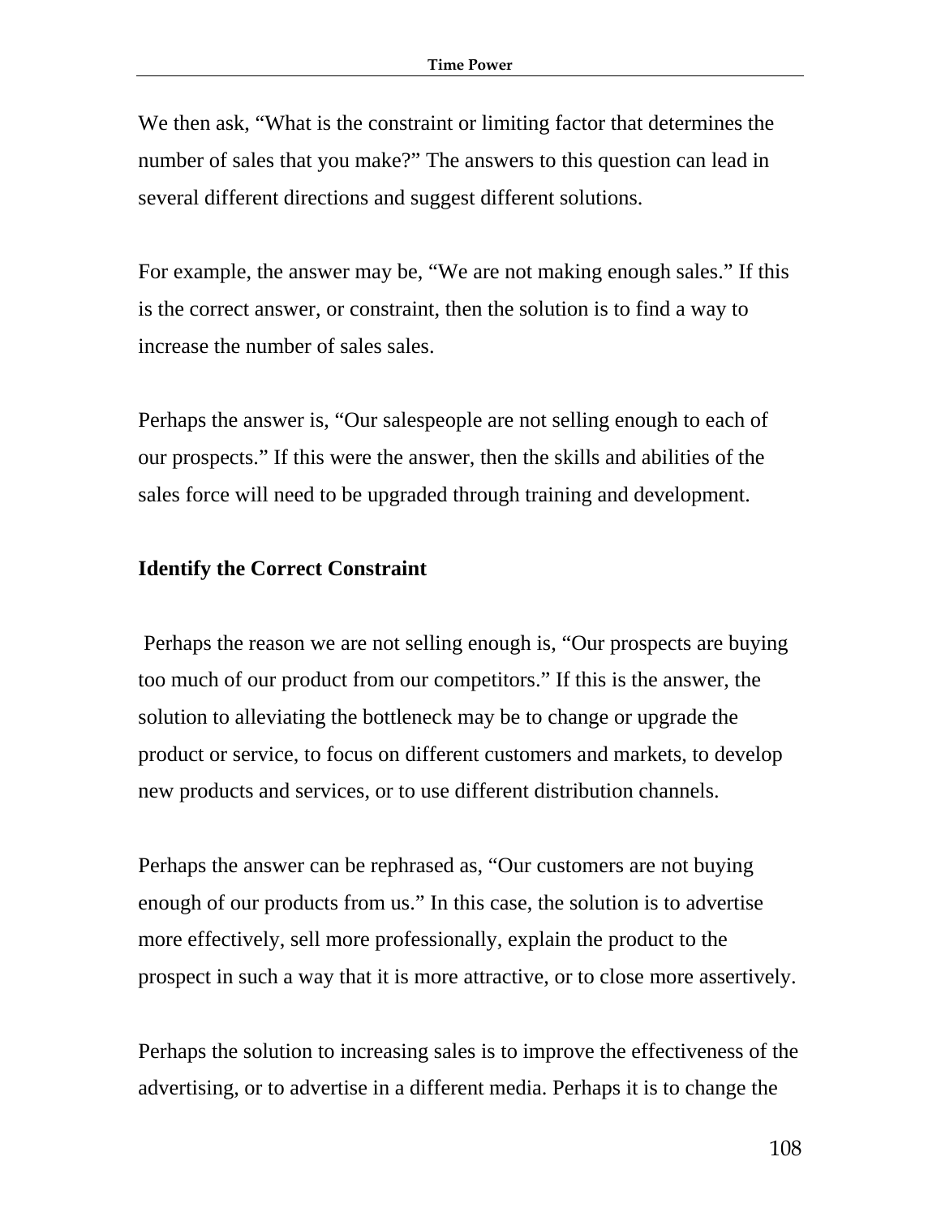We then ask, "What is the constraint or limiting factor that determines the number of sales that you make?" The answers to this question can lead in several different directions and suggest different solutions.

For example, the answer may be, "We are not making enough sales." If this is the correct answer, or constraint, then the solution is to find a way to increase the number of sales sales.

Perhaps the answer is, "Our salespeople are not selling enough to each of our prospects." If this were the answer, then the skills and abilities of the sales force will need to be upgraded through training and development.

**Identify the Correct Constraint**

Perhaps the reason we are not selling enough is, "Our prospects are buying too much of our product from our competitors." If this is the answer, the solution to alleviating the bottleneck may be to change or upgrade the product or service, to focus on different customers and markets, to develop new products and services, or to use different distribution channels.

Perhaps the answer can be rephrased as, "Our customers are not buying enough of our products from us." In this case, the solution is to advertise more effectively, sell more professionally, explain the product to the prospect in such a way that it is more attractive, or to close more assertively.

Perhaps the solution to increasing sales is to improve the effectiveness of the advertising, or to advertise in a different media. Perhaps it is to change the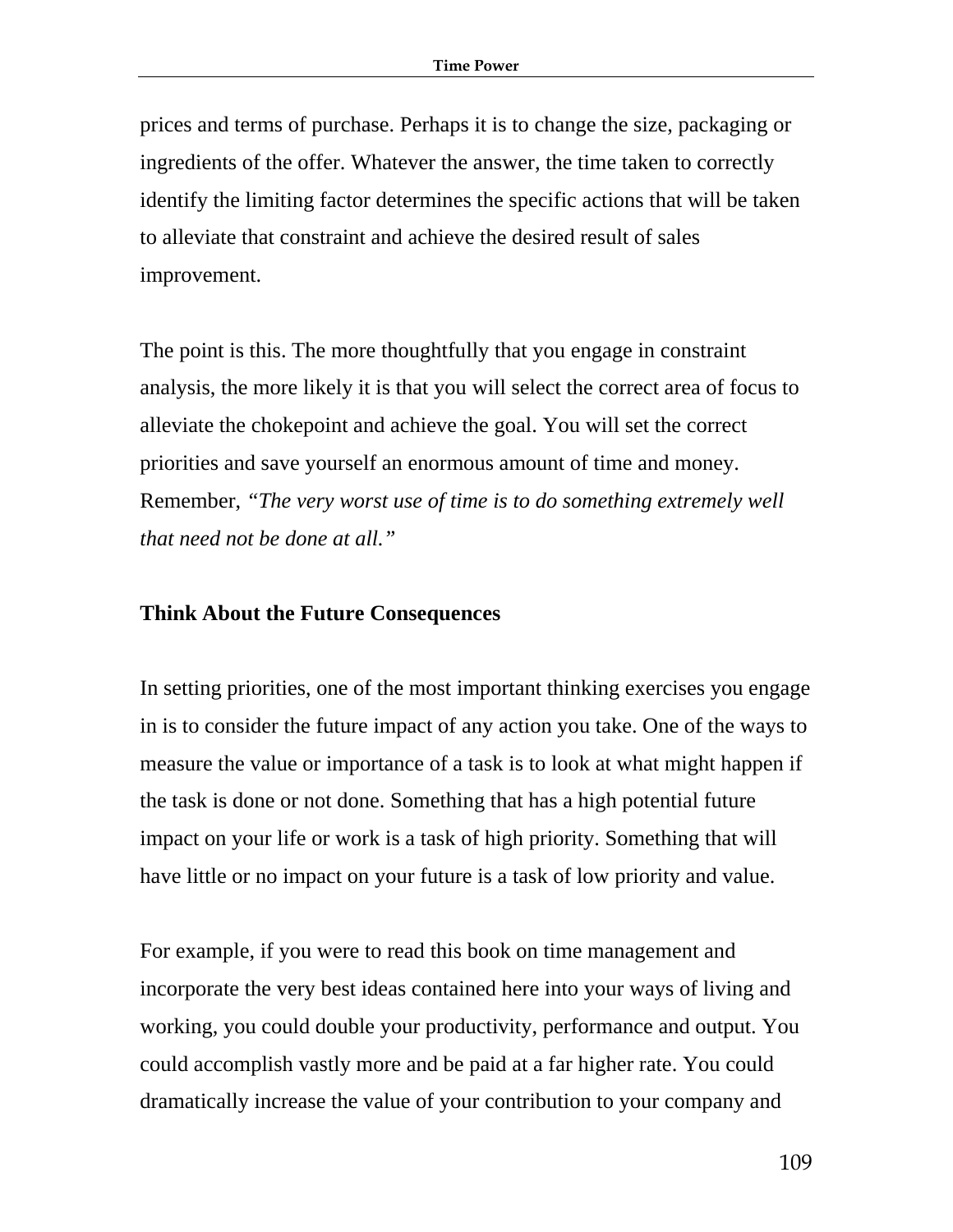prices and terms of purchase. Perhaps it is to change the size, packaging or ingredients of the offer. Whatever the answer, the time taken to correctly identify the limiting factor determines the specific actions that will be taken to alleviate that constraint and achieve the desired result of sales improvement.

The point is this. The more thoughtfully that you engage in constraint analysis, the more likely it is that you will select the correct area of focus to alleviate the chokepoint and achieve the goal. You will set the correct priorities and save yourself an enormous amount of time and money. Remember, *"The very worst use of time is to do something extremely well that need not be done at all."*

### Think About the Future Consequences

In setting priorities, one of the most important thinking exercises you engage in is to consider the future impact of any action you take. One of the ways to measure the value or importance of a task is to look at what might happen if the task is done or not done. Something that has a high potential future impact on your life or work is a task of high priority. Something that will have little or no impact on your future is a task of low priority and value.

For example, if you were to read this book on time management and incorporate the very best ideas contained here into your ways of living and working, you could double your productivity, performance and output. You could accomplish vastly more and be paid at a far higher rate. You could dramatically increase the value of your contribution to your company and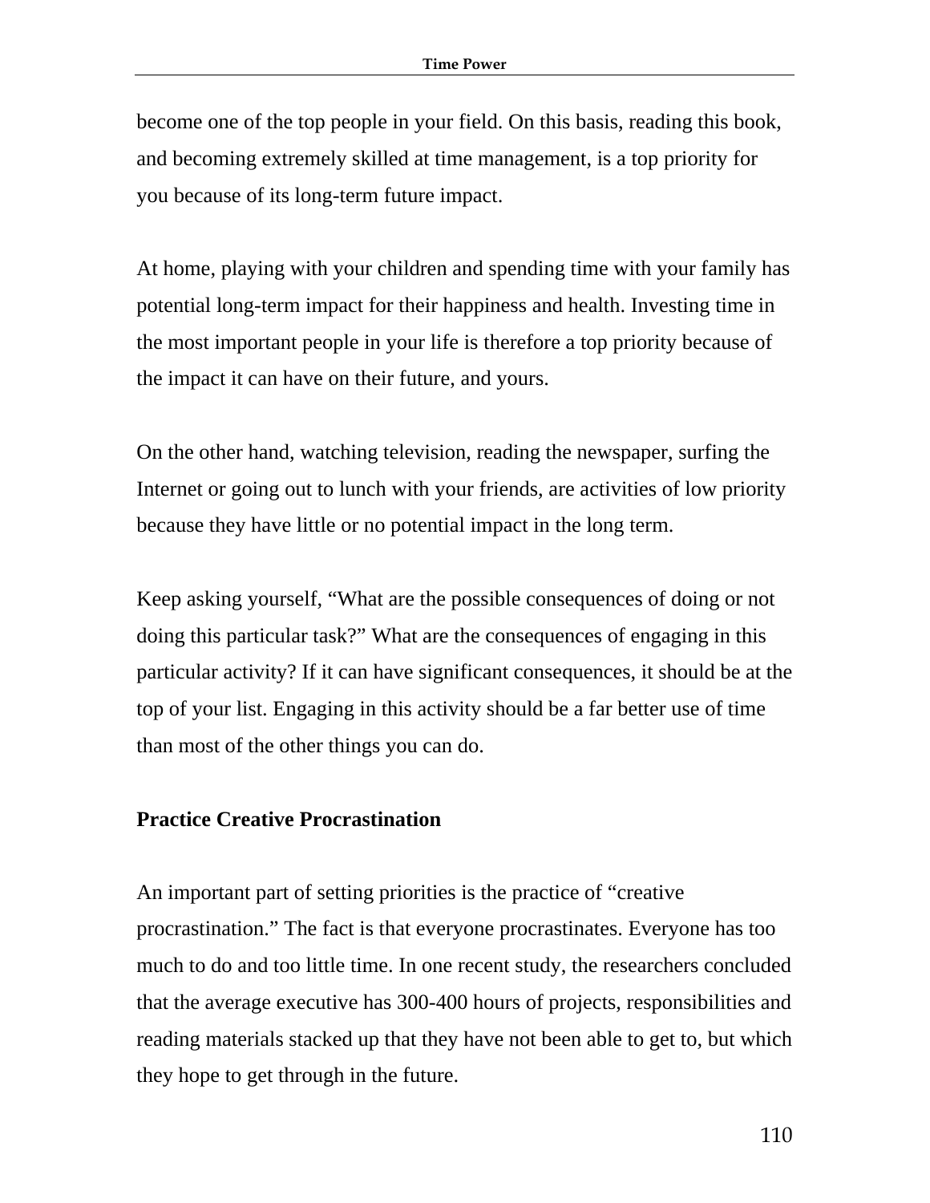become one of the top people in your field. On this basis, reading this book, and becoming extremely skilled at time management, is a top priority for you because of its long-term future impact.

At home, playing with your children and spending time with your family has potential long-term impact for their happiness and health. Investing time in the most important people in your life is therefore a top priority because of the impact it can have on their future, and yours.

On the other hand, watching television, reading the newspaper, surfing the Internet or going out to lunch with your friends, are activities of low priority because they have little or no potential impact in the long term.

Keep asking yourself, "What are the possible consequences of doing or not doing this particular task?" What are the consequences of engaging in this particular activity? If it can have significant consequences, it should be at the top of your list. Engaging in this activity should be a far better use of time than most of the other things you can do.

## Practice Creative Procrastination

An important part of setting priorities is the practice of "creative procrastination." The fact is that everyone procrastinates. Everyone has too much to do and too little time. In one recent study, the researchers concluded that the average executive has 300-400 hours of projects, responsibilities and reading materials stacked up that they have not been able to get to, but which they hope to get through in the future.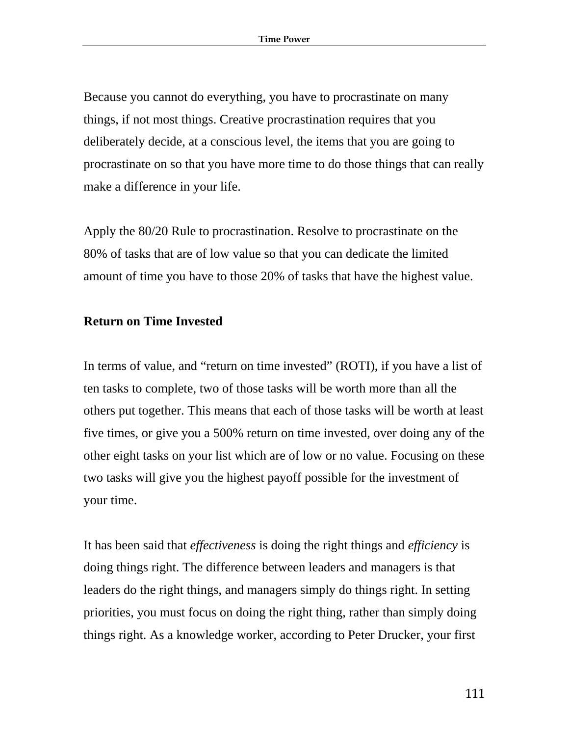Because you cannot do everything, you have to procrastinate on many things, if not most things. Creative procrastination requires that you deliberately decide, at a conscious level, the items that you are going to procrastinate on so that you have more time to do those things that can really make a difference in your life.

Apply the 80/20 Rule to procrastination. Resolve to procrastinate on the 80% of tasks that are of low value so that you can dedicate the limited amount of time you have to those 20% of tasks that have the highest value.

## Return on Time Invested

In terms of value, and "return on time invested" (ROTI), if you have a list of ten tasks to complete, two of those tasks will be worth more than all the others put together. This means that each of those tasks will be worth at least five times, or give you a 500% return on time invested, over doing any of the other eight tasks on your list which are of low or no value. Focusing on these two tasks will give you the highest payoff possible for the investment of your time.

It has been said that *effectiveness* is doing the right things and *efficiency* is doing things right. The difference between leaders and managers is that leaders do the right things, and managers simply do things right. In setting priorities, you must focus on doing the right thing, rather than simply doing things right. As a knowledge worker, according to Peter Drucker, your first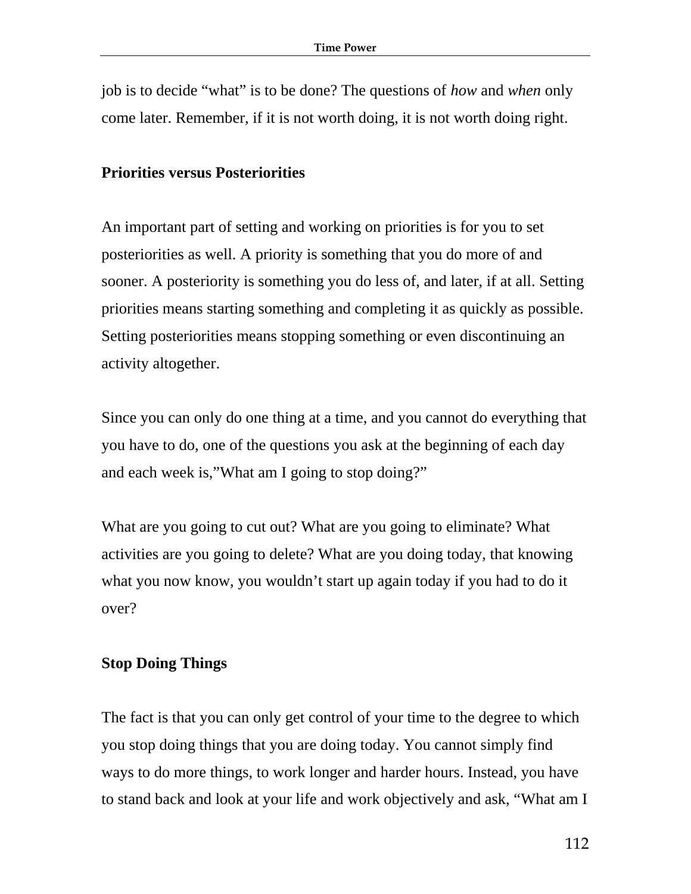job is to decide “what” is to be done? The questions of *how* and *when* only come later. Remember, if it is not worth doing, it is not worth doing right.

**Priorities versus Posteriorities**

An important part of setting and working on priorities is for you to set posteriorities as well. A priority is something that you do more of and sooner. A posteriority is something you do less of, and later, if at all. Setting priorities means starting something and completing it as quickly as possible. Setting posteriorities means stopping something or even discontinuing an activity altogether.

Since you can only do one thing at a time, and you cannot do everything that you have to do, one of the questions you ask at the beginning of each day and each week is,”What am I going to stop doing?”

What are you going to cut out? What are you going to eliminate? What activities are you going to delete? What are you doing today, that knowing what you now know, you wouldn’t start up again today if you had to do it over?

**Stop Doing Things**

The fact is that you can only get control of your time to the degree to which you stop doing things that you are doing today. You cannot simply find ways to do more things, to work longer and harder hours. Instead, you have to stand back and look at your life and work objectively and ask, “What am I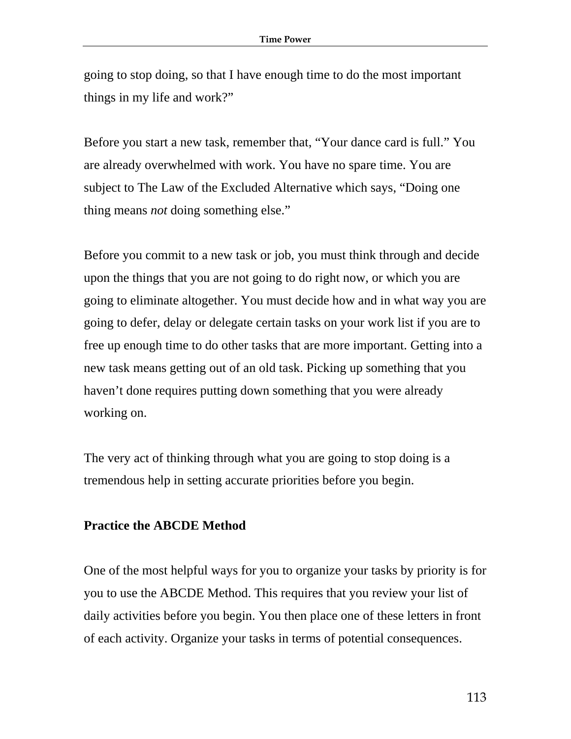going to stop doing, so that I have enough time to do the most important things in my life and work?"

Before you start a new task, remember that, "Your dance card is full." You are already overwhelmed with work. You have no spare time. You are subject to The Law of the Excluded Alternative which says, "Doing one thing means *not* doing something else."

Before you commit to a new task or job, you must think through and decide upon the things that you are not going to do right now, or which you are going to eliminate altogether. You must decide how and in what way you are going to defer, delay or delegate certain tasks on your work list if you are to free up enough time to do other tasks that are more important. Getting into a new task means getting out of an old task. Picking up something that you haven't done requires putting down something that you were already working on.

The very act of thinking through what you are going to stop doing is a tremendous help in setting accurate priorities before you begin.

### Practice the ABCDE Method

One of the most helpful ways for you to organize your tasks by priority is for you to use the ABCDE Method. This requires that you review your list of daily activities before you begin. You then place one of these letters in front of each activity. Organize your tasks in terms of potential consequences.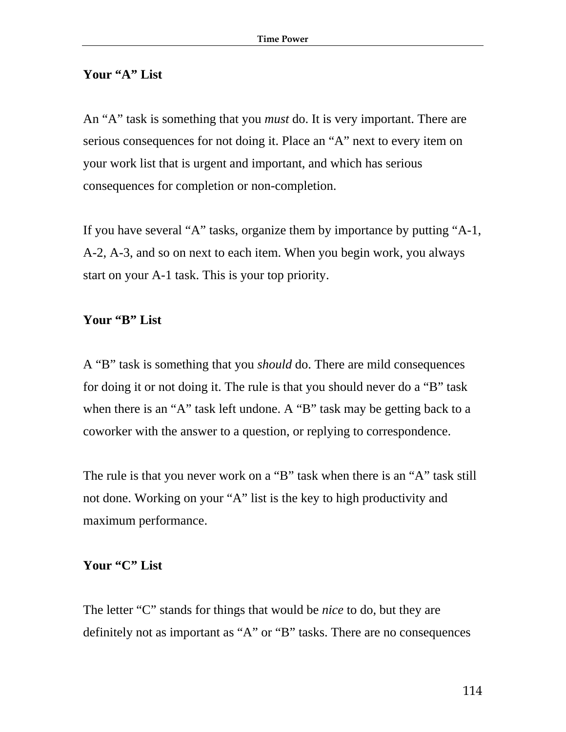### Your "A" List

An "A" task is something that you *must* do. It is very important. There are serious consequences for not doing it. Place an "A" next to every item on your work list that is urgent and important, and which has serious consequences for completion or non-completion.

If you have several "A" tasks, organize them by importance by putting "A-1, A-2, A-3, and so on next to each item. When you begin work, you always start on your A-1 task. This is your top priority.

### Your "B" List

A "B" task is something that you *should* do. There are mild consequences for doing it or not doing it. The rule is that you should never do a "B" task when there is an "A" task left undone. A "B" task may be getting back to a coworker with the answer to a question, or replying to correspondence.

The rule is that you never work on a "B" task when there is an "A" task still not done. Working on your "A" list is the key to high productivity and maximum performance.

### Your "C" List

The letter "C" stands for things that would be *nice* to do, but they are definitely not as important as "A" or "B" tasks. There are no consequences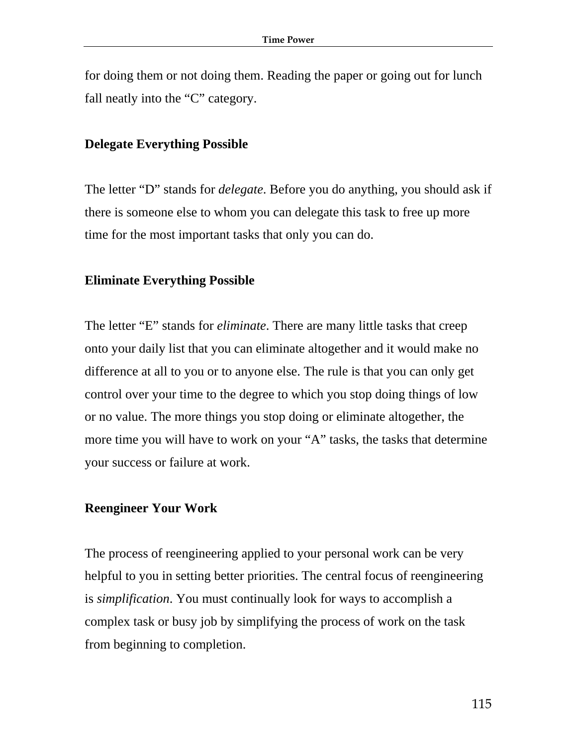for doing them or not doing them. Reading the paper or going out for lunch fall neatly into the “C” category.

### Delegate Everything Possible

The letter “D” stands for *delegate*. Before you do anything, you should ask if there is someone else to whom you can delegate this task to free up more time for the most important tasks that only you can do.

### Eliminate Everything Possible

The letter “E” stands for *eliminate*. There are many little tasks that creep onto your daily list that you can eliminate altogether and it would make no difference at all to you or to anyone else. The rule is that you can only get control over your time to the degree to which you stop doing things of low or no value. The more things you stop doing or eliminate altogether, the more time you will have to work on your “A” tasks, the tasks that determine your success or failure at work.

### Reengineer Your Work

The process of reengineering applied to your personal work can be very helpful to you in setting better priorities. The central focus of reengineering is *simplification*. You must continually look for ways to accomplish a complex task or busy job by simplifying the process of work on the task from beginning to completion.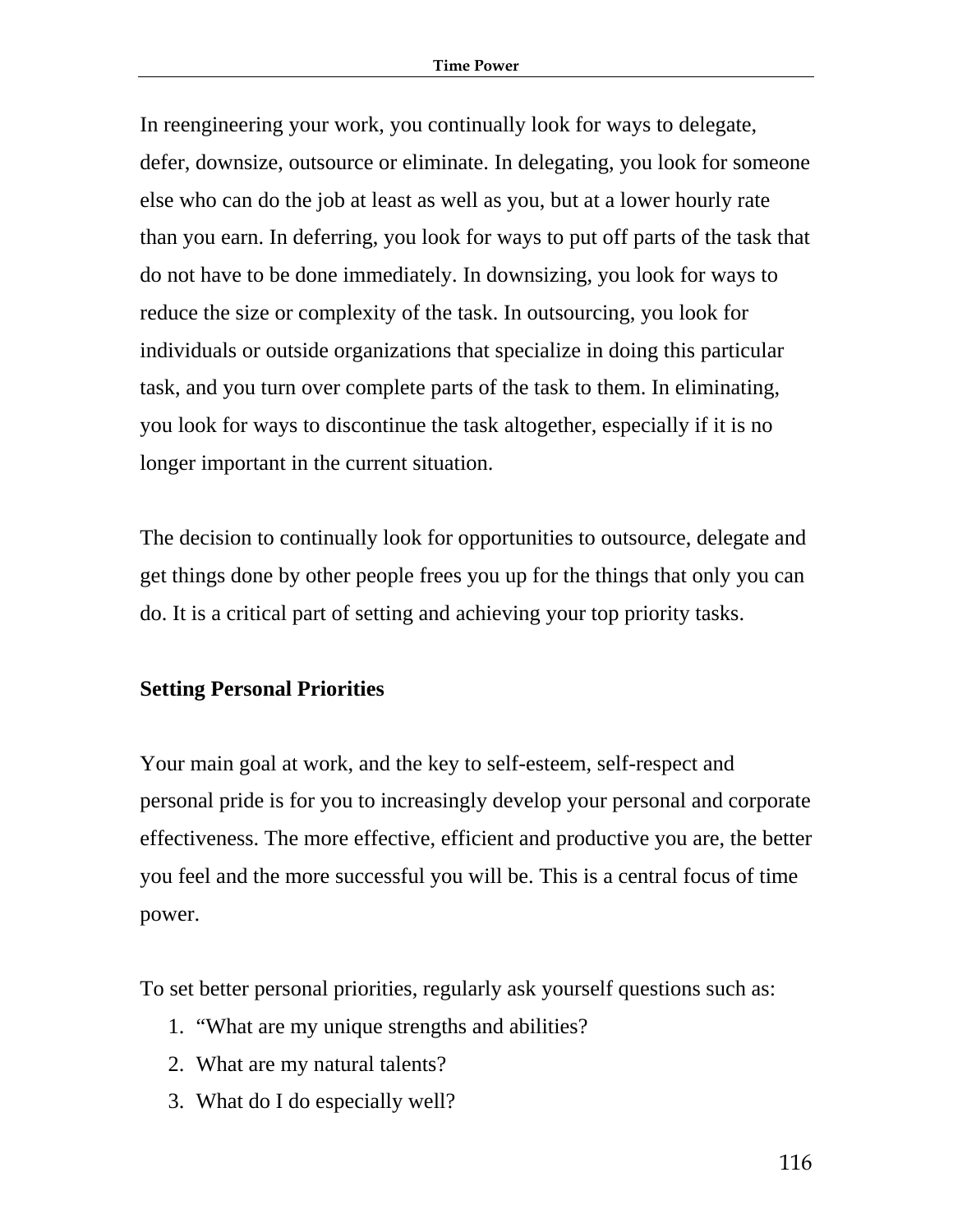In reengineering your work, you continually look for ways to delegate, defer, downsize, outsource or eliminate. In delegating, you look for someone else who can do the job at least as well as you, but at a lower hourly rate than you earn. In deferring, you look for ways to put off parts of the task that do not have to be done immediately. In downsizing, you look for ways to reduce the size or complexity of the task. In outsourcing, you look for individuals or outside organizations that specialize in doing this particular task, and you turn over complete parts of the task to them. In eliminating, you look for ways to discontinue the task altogether, especially if it is no longer important in the current situation.

The decision to continually look for opportunities to outsource, delegate and get things done by other people frees you up for the things that only you can do. It is a critical part of setting and achieving your top priority tasks.

## Setting Personal Priorities

Your main goal at work, and the key to self-esteem, self-respect and personal pride is for you to increasingly develop your personal and corporate effectiveness. The more effective, efficient and productive you are, the better you feel and the more successful you will be. This is a central focus of time power.

To set better personal priorities, regularly ask yourself questions such as:

1. "What are my unique strengths and abilities?
2. What are my natural talents?
3. What do I do especially well?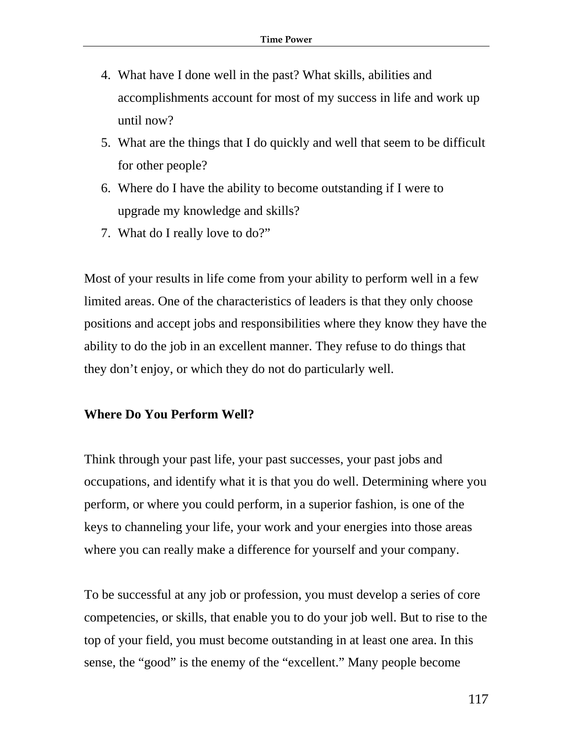4. What have I done well in the past? What skills, abilities and accomplishments account for most of my success in life and work up until now?
5. What are the things that I do quickly and well that seem to be difficult for other people?
6. Where do I have the ability to become outstanding if I were to upgrade my knowledge and skills?
7. What do I really love to do?"

Most of your results in life come from your ability to perform well in a few limited areas. One of the characteristics of leaders is that they only choose positions and accept jobs and responsibilities where they know they have the ability to do the job in an excellent manner. They refuse to do things that they don't enjoy, or which they do not do particularly well.

**Where Do You Perform Well?**

Think through your past life, your past successes, your past jobs and occupations, and identify what it is that you do well. Determining where you perform, or where you could perform, in a superior fashion, is one of the keys to channeling your life, your work and your energies into those areas where you can really make a difference for yourself and your company.

To be successful at any job or profession, you must develop a series of core competencies, or skills, that enable you to do your job well. But to rise to the top of your field, you must become outstanding in at least one area. In this sense, the "good" is the enemy of the "excellent." Many people become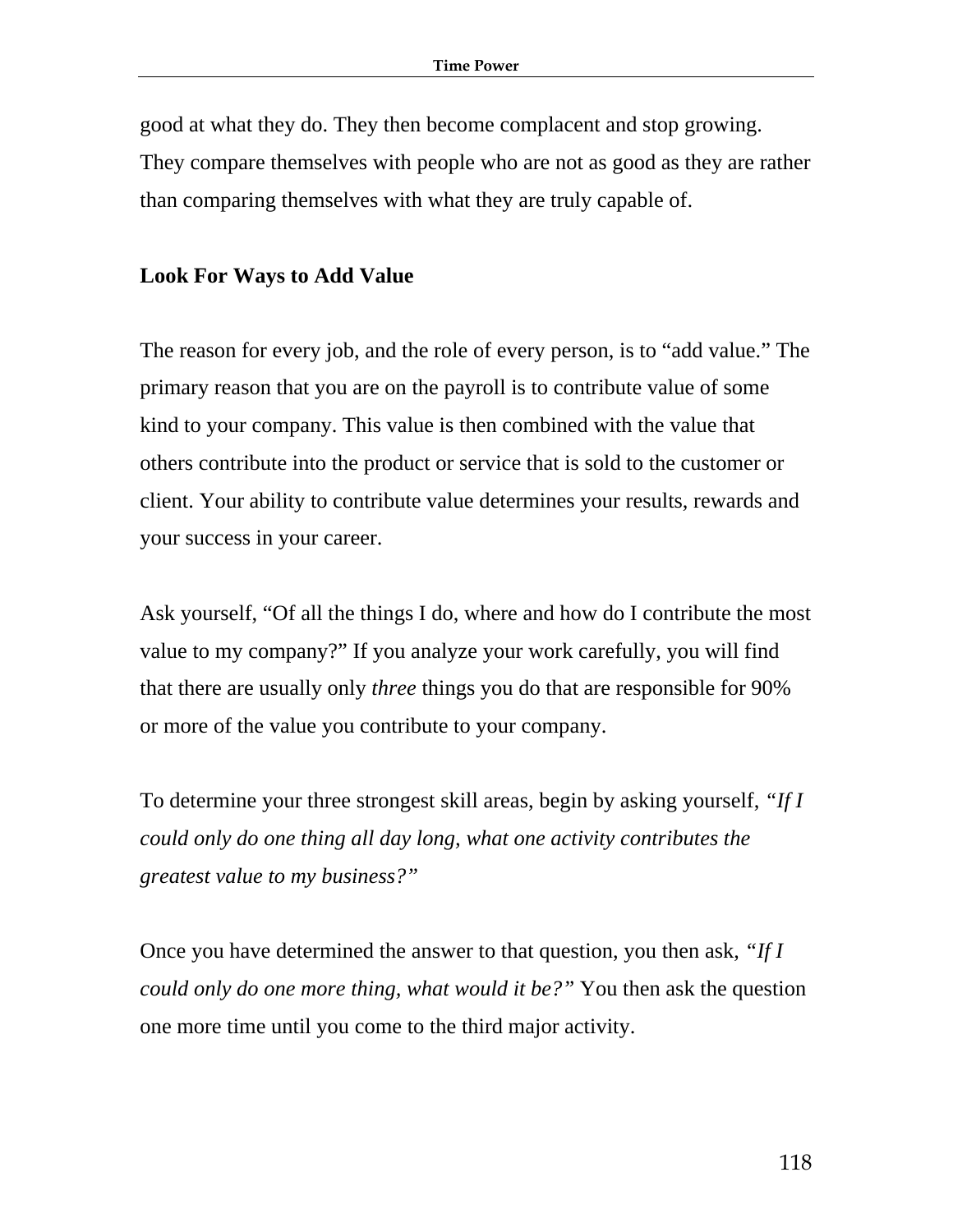good at what they do. They then become complacent and stop growing. They compare themselves with people who are not as good as they are rather than comparing themselves with what they are truly capable of.

**Look For Ways to Add Value**

The reason for every job, and the role of every person, is to "add value." The primary reason that you are on the payroll is to contribute value of some kind to your company. This value is then combined with the value that others contribute into the product or service that is sold to the customer or client. Your ability to contribute value determines your results, rewards and your success in your career.

Ask yourself, "Of all the things I do, where and how do I contribute the most value to my company?" If you analyze your work carefully, you will find that there are usually only *three* things you do that are responsible for 90% or more of the value you contribute to your company.

To determine your three strongest skill areas, begin by asking yourself, *"If I could only do one thing all day long, what one activity contributes the greatest value to my business?"*

Once you have determined the answer to that question, you then ask, *"If I could only do one more thing, what would it be?"* You then ask the question one more time until you come to the third major activity.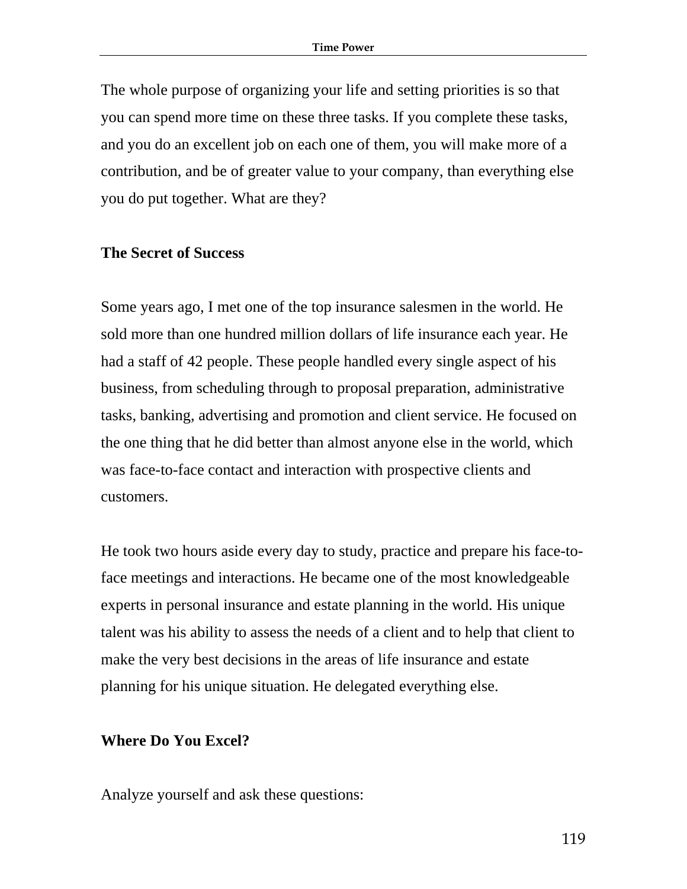The whole purpose of organizing your life and setting priorities is so that you can spend more time on these three tasks. If you complete these tasks, and you do an excellent job on each one of them, you will make more of a contribution, and be of greater value to your company, than everything else you do put together. What are they?

**The Secret of Success**

Some years ago, I met one of the top insurance salesmen in the world. He sold more than one hundred million dollars of life insurance each year. He had a staff of 42 people. These people handled every single aspect of his business, from scheduling through to proposal preparation, administrative tasks, banking, advertising and promotion and client service. He focused on the one thing that he did better than almost anyone else in the world, which was face-to-face contact and interaction with prospective clients and customers.

He took two hours aside every day to study, practice and prepare his face-to-face meetings and interactions. He became one of the most knowledgeable experts in personal insurance and estate planning in the world. His unique talent was his ability to assess the needs of a client and to help that client to make the very best decisions in the areas of life insurance and estate planning for his unique situation. He delegated everything else.

**Where Do You Excel?**

Analyze yourself and ask these questions: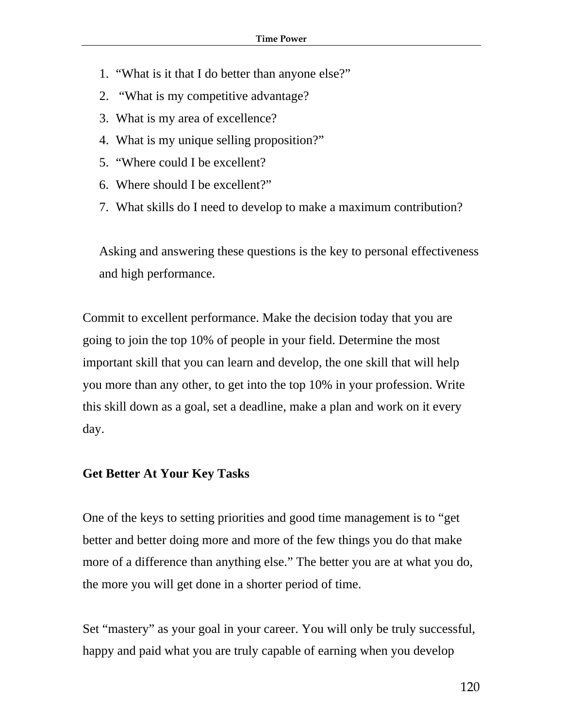1. "What is it that I do better than anyone else?"
2. "What is my competitive advantage?
3. What is my area of excellence?
4. What is my unique selling proposition?"
5. "Where could I be excellent?
6. Where should I be excellent?"
7. What skills do I need to develop to make a maximum contribution?

Asking and answering these questions is the key to personal effectiveness and high performance.

Commit to excellent performance. Make the decision today that you are going to join the top 10% of people in your field. Determine the most important skill that you can learn and develop, the one skill that will help you more than any other, to get into the top 10% in your profession. Write this skill down as a goal, set a deadline, make a plan and work on it every day.

**Get Better At Your Key Tasks**

One of the keys to setting priorities and good time management is to "get better and better doing more and more of the few things you do that make more of a difference than anything else." The better you are at what you do, the more you will get done in a shorter period of time.

Set "mastery" as your goal in your career. You will only be truly successful, happy and paid what you are truly capable of earning when you develop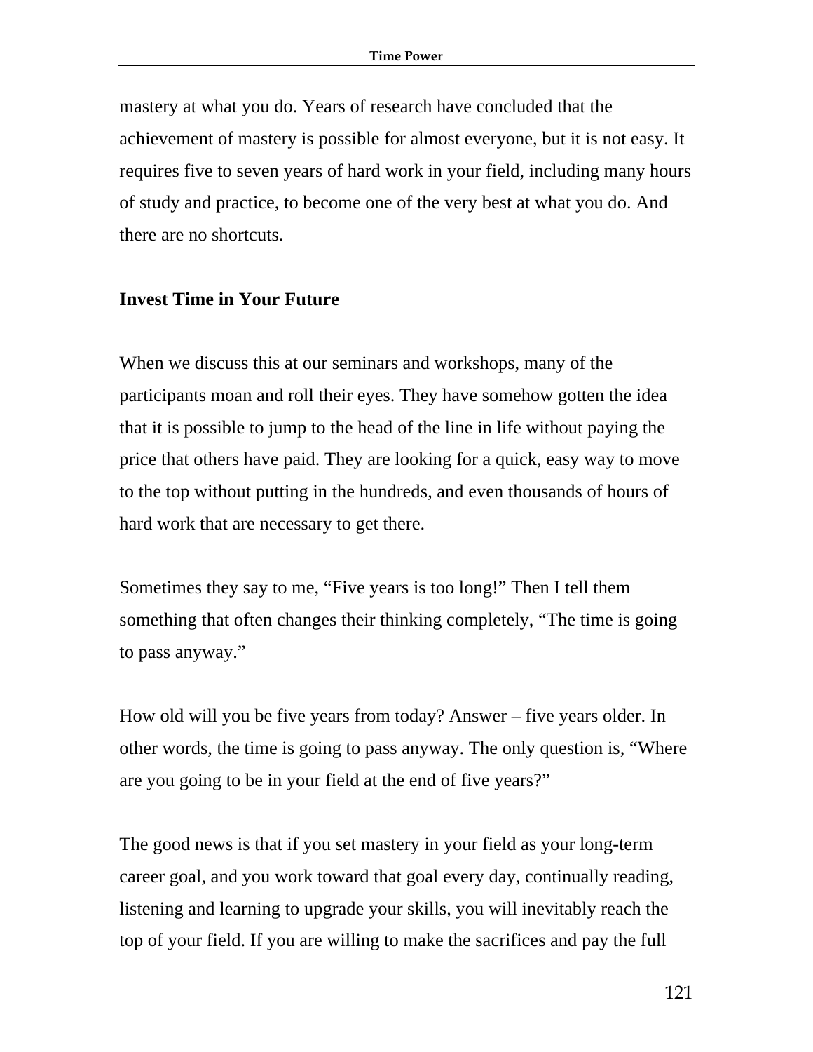mastery at what you do. Years of research have concluded that the achievement of mastery is possible for almost everyone, but it is not easy. It requires five to seven years of hard work in your field, including many hours of study and practice, to become one of the very best at what you do. And there are no shortcuts.

## Invest Time in Your Future

When we discuss this at our seminars and workshops, many of the participants moan and roll their eyes. They have somehow gotten the idea that it is possible to jump to the head of the line in life without paying the price that others have paid. They are looking for a quick, easy way to move to the top without putting in the hundreds, and even thousands of hours of hard work that are necessary to get there.

Sometimes they say to me, “Five years is too long!” Then I tell them something that often changes their thinking completely, “The time is going to pass anyway.”

How old will you be five years from today? Answer – five years older. In other words, the time is going to pass anyway. The only question is, “Where are you going to be in your field at the end of five years?”

The good news is that if you set mastery in your field as your long-term career goal, and you work toward that goal every day, continually reading, listening and learning to upgrade your skills, you will inevitably reach the top of your field. If you are willing to make the sacrifices and pay the full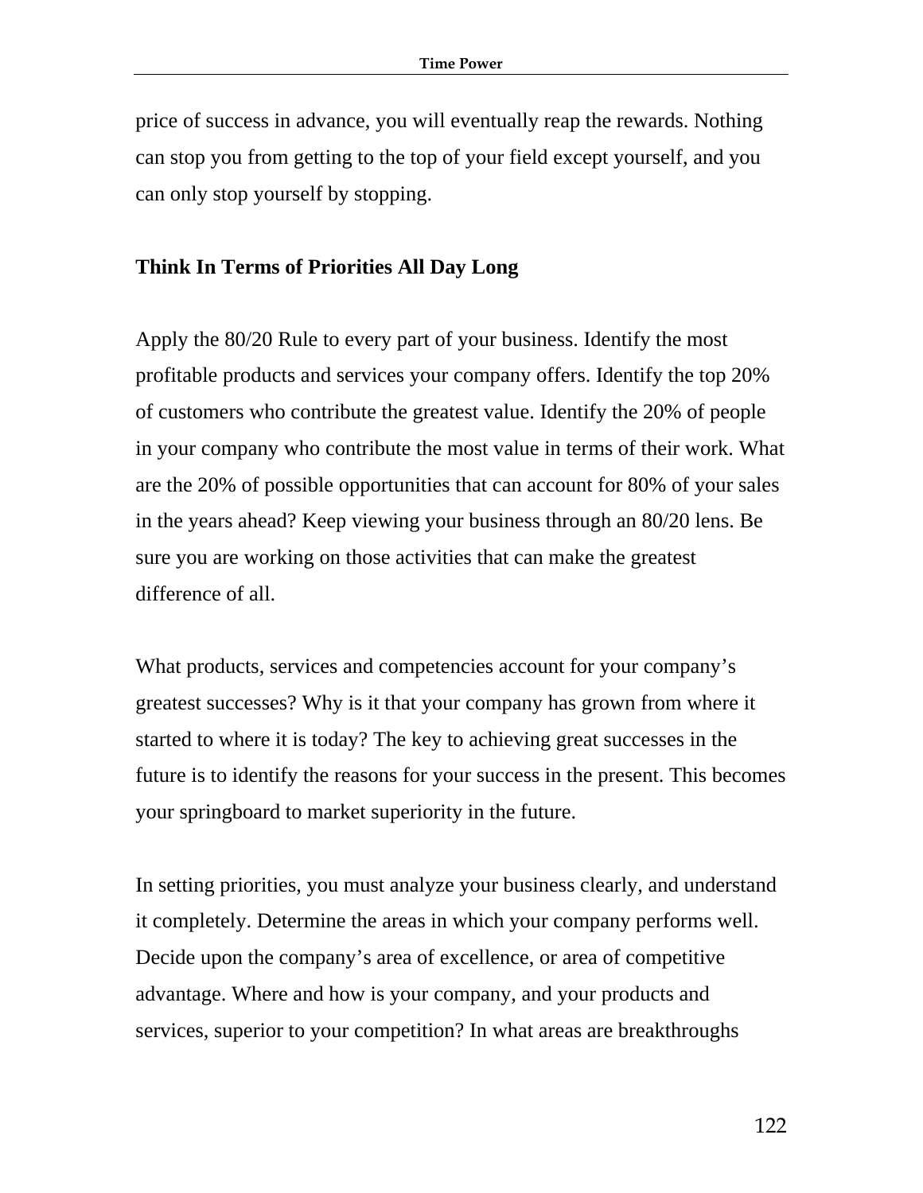price of success in advance, you will eventually reap the rewards. Nothing can stop you from getting to the top of your field except yourself, and you can only stop yourself by stopping.

**Think In Terms of Priorities All Day Long**

Apply the 80/20 Rule to every part of your business. Identify the most profitable products and services your company offers. Identify the top 20% of customers who contribute the greatest value. Identify the 20% of people in your company who contribute the most value in terms of their work. What are the 20% of possible opportunities that can account for 80% of your sales in the years ahead? Keep viewing your business through an 80/20 lens. Be sure you are working on those activities that can make the greatest difference of all.

What products, services and competencies account for your company's greatest successes? Why is it that your company has grown from where it started to where it is today? The key to achieving great successes in the future is to identify the reasons for your success in the present. This becomes your springboard to market superiority in the future.

In setting priorities, you must analyze your business clearly, and understand it completely. Determine the areas in which your company performs well. Decide upon the company's area of excellence, or area of competitive advantage. Where and how is your company, and your products and services, superior to your competition? In what areas are breakthroughs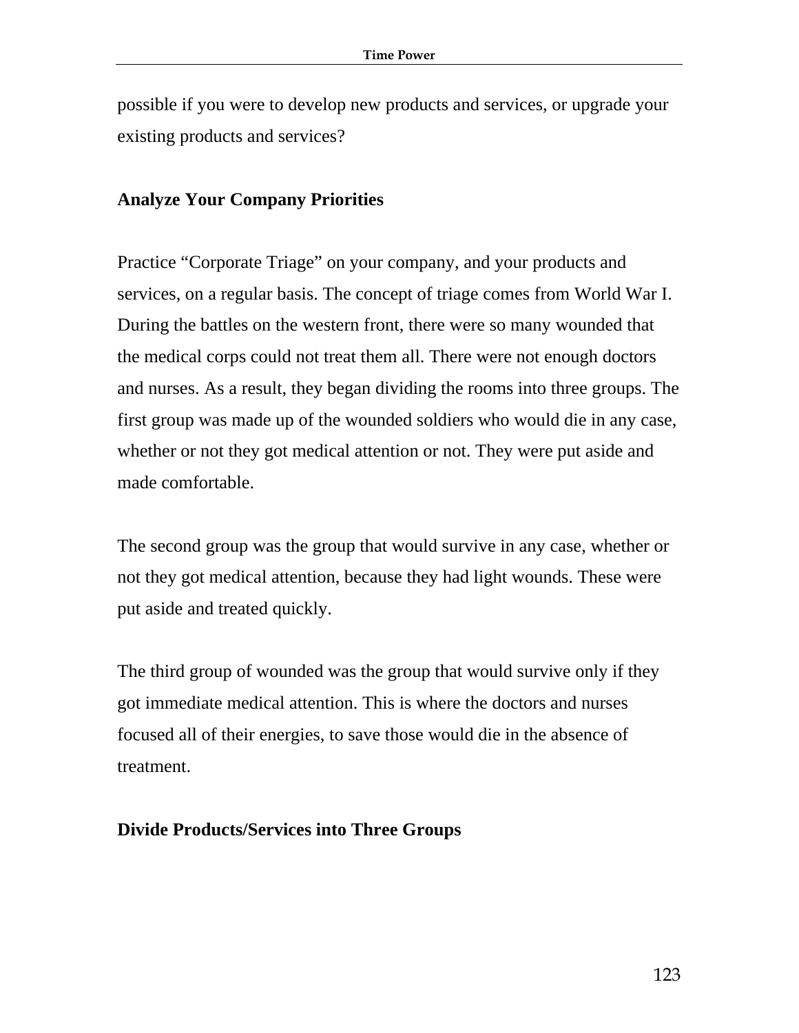possible if you were to develop new products and services, or upgrade your existing products and services?

## Analyze Your Company Priorities

Practice “Corporate Triage” on your company, and your products and services, on a regular basis. The concept of triage comes from World War I. During the battles on the western front, there were so many wounded that the medical corps could not treat them all. There were not enough doctors and nurses. As a result, they began dividing the rooms into three groups. The first group was made up of the wounded soldiers who would die in any case, whether or not they got medical attention or not. They were put aside and made comfortable.

The second group was the group that would survive in any case, whether or not they got medical attention, because they had light wounds. These were put aside and treated quickly.

The third group of wounded was the group that would survive only if they got immediate medical attention. This is where the doctors and nurses focused all of their energies, to save those would die in the absence of treatment.

## Divide Products/Services into Three Groups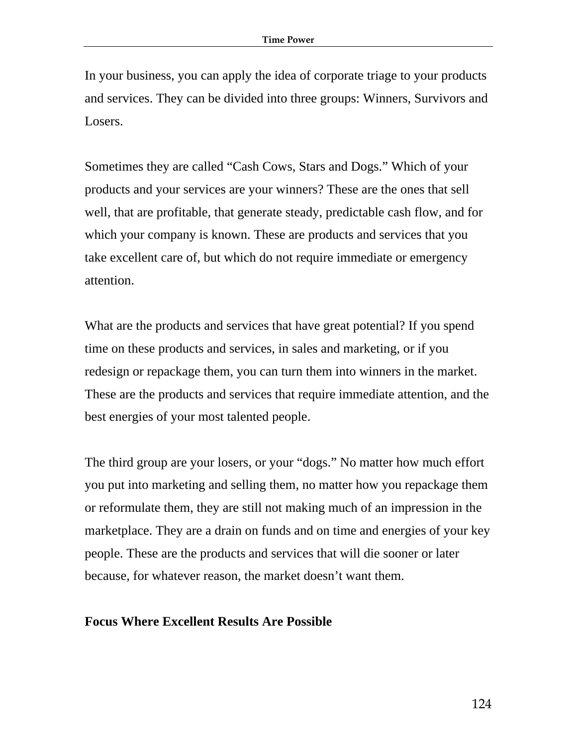In your business, you can apply the idea of corporate triage to your products and services. They can be divided into three groups: Winners, Survivors and Losers.

Sometimes they are called “Cash Cows, Stars and Dogs.” Which of your products and your services are your winners? These are the ones that sell well, that are profitable, that generate steady, predictable cash flow, and for which your company is known. These are products and services that you take excellent care of, but which do not require immediate or emergency attention.

What are the products and services that have great potential? If you spend time on these products and services, in sales and marketing, or if you redesign or repackage them, you can turn them into winners in the market. These are the products and services that require immediate attention, and the best energies of your most talented people.

The third group are your losers, or your “dogs.” No matter how much effort you put into marketing and selling them, no matter how you repackage them or reformulate them, they are still not making much of an impression in the marketplace. They are a drain on funds and on time and energies of your key people. These are the products and services that will die sooner or later because, for whatever reason, the market doesn’t want them.

**Focus Where Excellent Results Are Possible**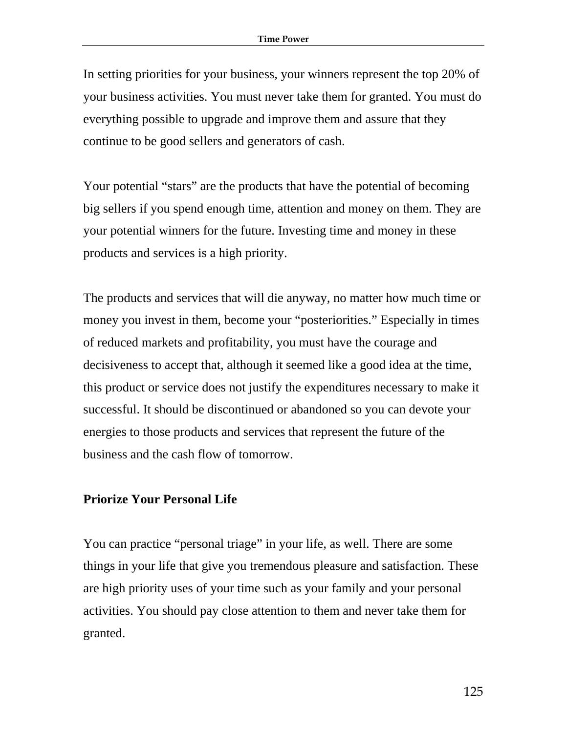In setting priorities for your business, your winners represent the top 20% of your business activities. You must never take them for granted. You must do everything possible to upgrade and improve them and assure that they continue to be good sellers and generators of cash.

Your potential “stars” are the products that have the potential of becoming big sellers if you spend enough time, attention and money on them. They are your potential winners for the future. Investing time and money in these products and services is a high priority.

The products and services that will die anyway, no matter how much time or money you invest in them, become your “posteriorities.” Especially in times of reduced markets and profitability, you must have the courage and decisiveness to accept that, although it seemed like a good idea at the time, this product or service does not justify the expenditures necessary to make it successful. It should be discontinued or abandoned so you can devote your energies to those products and services that represent the future of the business and the cash flow of tomorrow.

**Priorize Your Personal Life**

You can practice “personal triage” in your life, as well. There are some things in your life that give you tremendous pleasure and satisfaction. These are high priority uses of your time such as your family and your personal activities. You should pay close attention to them and never take them for granted.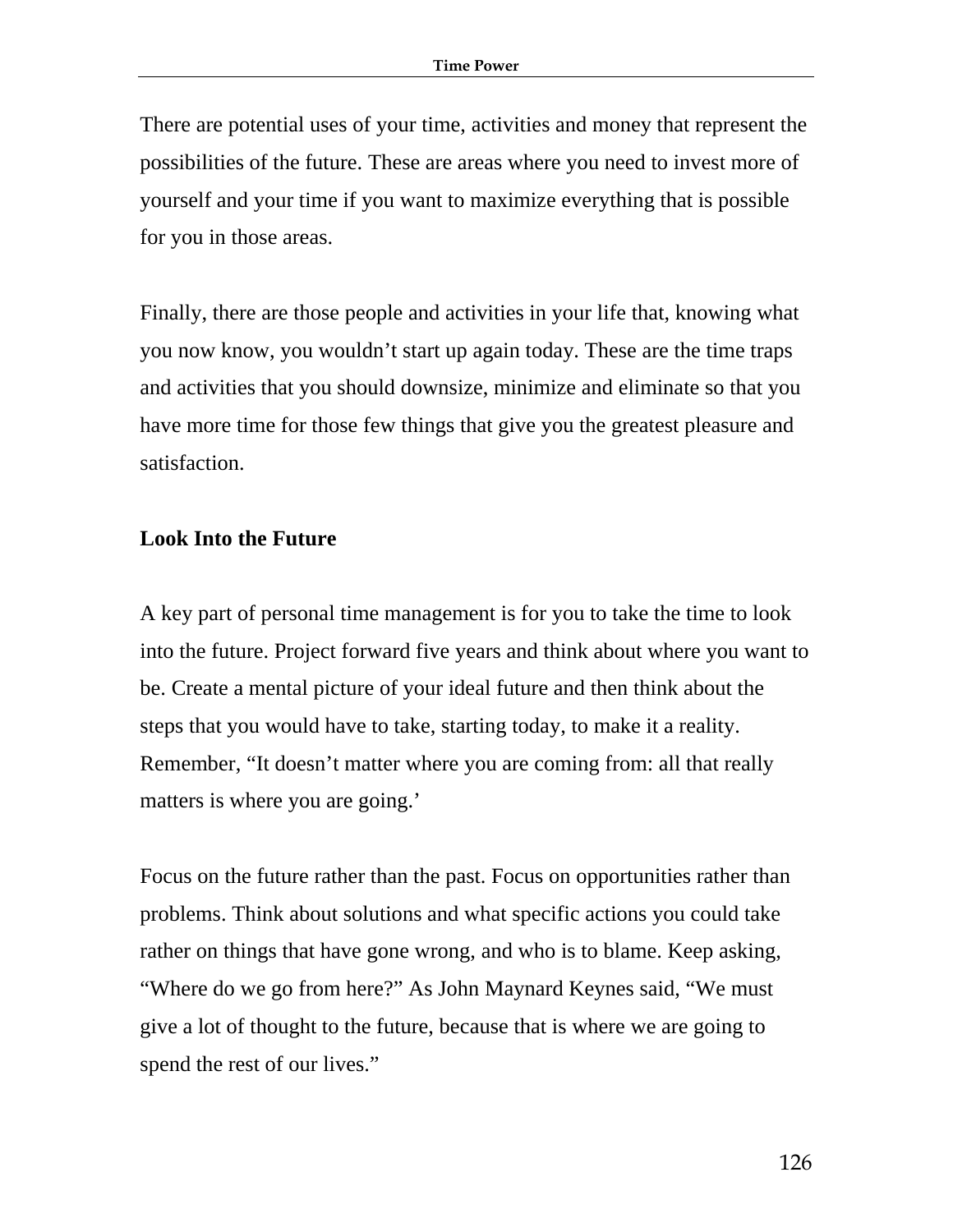There are potential uses of your time, activities and money that represent the possibilities of the future. These are areas where you need to invest more of yourself and your time if you want to maximize everything that is possible for you in those areas.

Finally, there are those people and activities in your life that, knowing what you now know, you wouldn't start up again today. These are the time traps and activities that you should downsize, minimize and eliminate so that you have more time for those few things that give you the greatest pleasure and satisfaction.

**Look Into the Future**

A key part of personal time management is for you to take the time to look into the future. Project forward five years and think about where you want to be. Create a mental picture of your ideal future and then think about the steps that you would have to take, starting today, to make it a reality. Remember, "It doesn't matter where you are coming from: all that really matters is where you are going.'

Focus on the future rather than the past. Focus on opportunities rather than problems. Think about solutions and what specific actions you could take rather on things that have gone wrong, and who is to blame. Keep asking, "Where do we go from here?" As John Maynard Keynes said, "We must give a lot of thought to the future, because that is where we are going to spend the rest of our lives."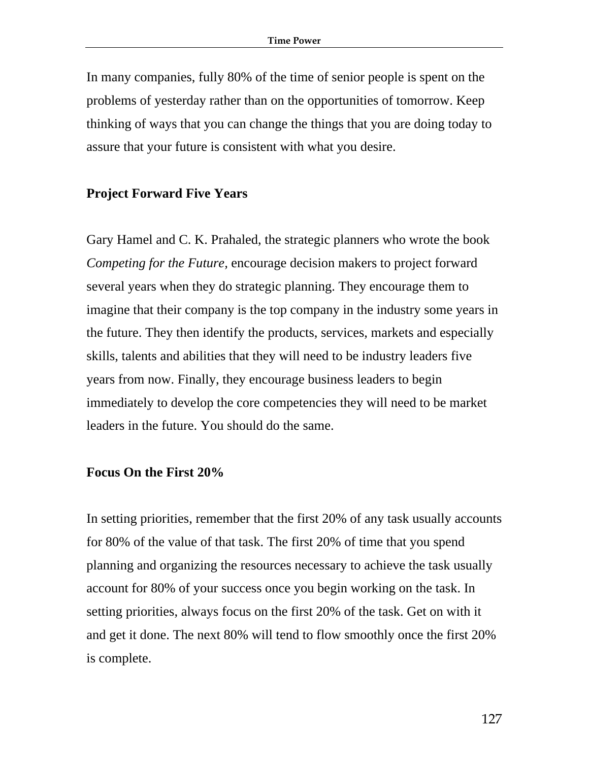In many companies, fully 80% of the time of senior people is spent on the problems of yesterday rather than on the opportunities of tomorrow. Keep thinking of ways that you can change the things that you are doing today to assure that your future is consistent with what you desire.

## Project Forward Five Years

Gary Hamel and C. K. Prahaled, the strategic planners who wrote the book *Competing for the Future,* encourage decision makers to project forward several years when they do strategic planning. They encourage them to imagine that their company is the top company in the industry some years in the future. They then identify the products, services, markets and especially skills, talents and abilities that they will need to be industry leaders five years from now. Finally, they encourage business leaders to begin immediately to develop the core competencies they will need to be market leaders in the future. You should do the same.

## Focus On the First 20%

In setting priorities, remember that the first 20% of any task usually accounts for 80% of the value of that task. The first 20% of time that you spend planning and organizing the resources necessary to achieve the task usually account for 80% of your success once you begin working on the task. In setting priorities, always focus on the first 20% of the task. Get on with it and get it done. The next 80% will tend to flow smoothly once the first 20% is complete.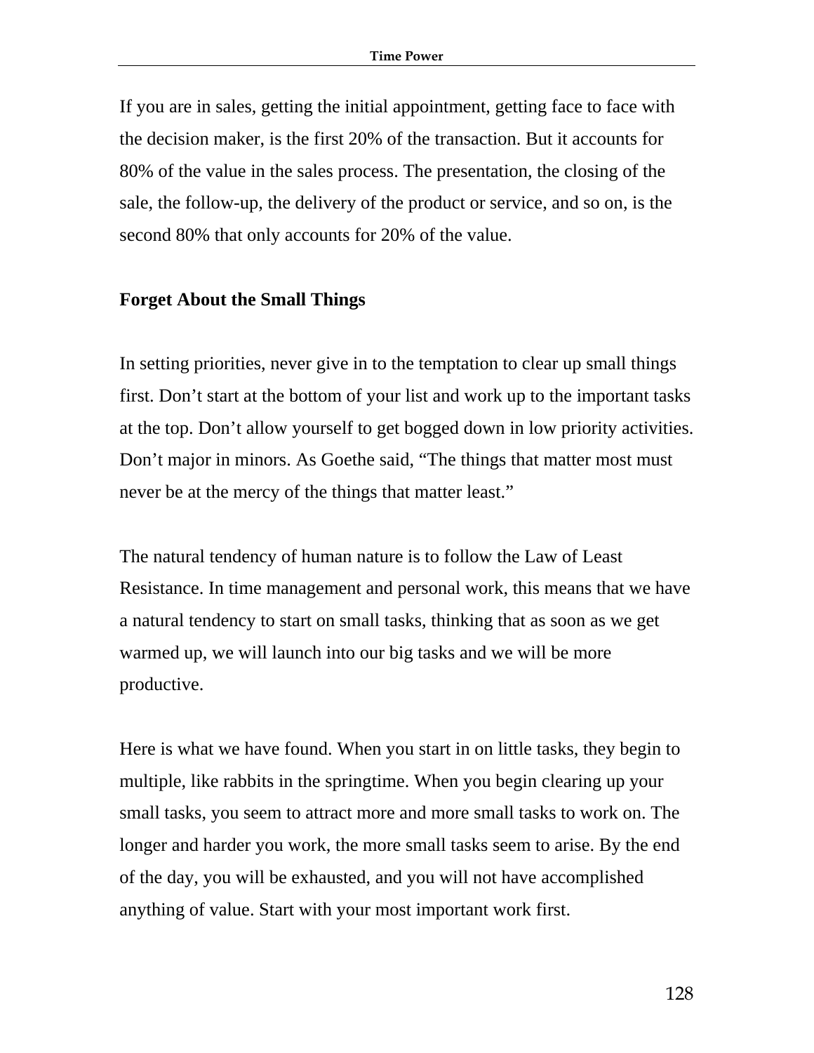If you are in sales, getting the initial appointment, getting face to face with the decision maker, is the first 20% of the transaction. But it accounts for 80% of the value in the sales process. The presentation, the closing of the sale, the follow-up, the delivery of the product or service, and so on, is the second 80% that only accounts for 20% of the value.

**Forget About the Small Things**

In setting priorities, never give in to the temptation to clear up small things first. Don't start at the bottom of your list and work up to the important tasks at the top. Don't allow yourself to get bogged down in low priority activities. Don't major in minors. As Goethe said, "The things that matter most must never be at the mercy of the things that matter least."

The natural tendency of human nature is to follow the Law of Least Resistance. In time management and personal work, this means that we have a natural tendency to start on small tasks, thinking that as soon as we get warmed up, we will launch into our big tasks and we will be more productive.

Here is what we have found. When you start in on little tasks, they begin to multiple, like rabbits in the springtime. When you begin clearing up your small tasks, you seem to attract more and more small tasks to work on. The longer and harder you work, the more small tasks seem to arise. By the end of the day, you will be exhausted, and you will not have accomplished anything of value. Start with your most important work first.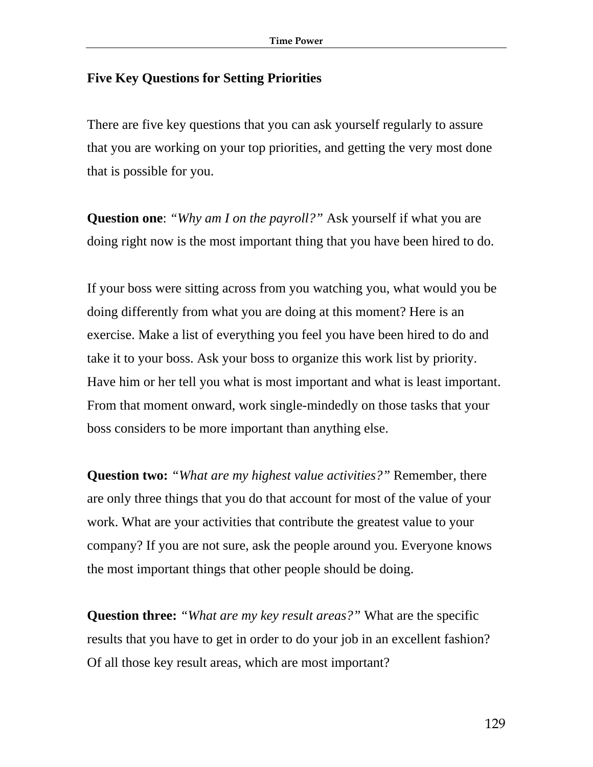### Five Key Questions for Setting Priorities

There are five key questions that you can ask yourself regularly to assure that you are working on your top priorities, and getting the very most done that is possible for you.

**Question one**: *"Why am I on the payroll?"* Ask yourself if what you are doing right now is the most important thing that you have been hired to do.

If your boss were sitting across from you watching you, what would you be doing differently from what you are doing at this moment? Here is an exercise. Make a list of everything you feel you have been hired to do and take it to your boss. Ask your boss to organize this work list by priority. Have him or her tell you what is most important and what is least important. From that moment onward, work single-mindedly on those tasks that your boss considers to be more important than anything else.

**Question two:** *"What are my highest value activities?"* Remember, there are only three things that you do that account for most of the value of your work. What are your activities that contribute the greatest value to your company? If you are not sure, ask the people around you. Everyone knows the most important things that other people should be doing.

**Question three:** *"What are my key result areas?"* What are the specific results that you have to get in order to do your job in an excellent fashion? Of all those key result areas, which are most important?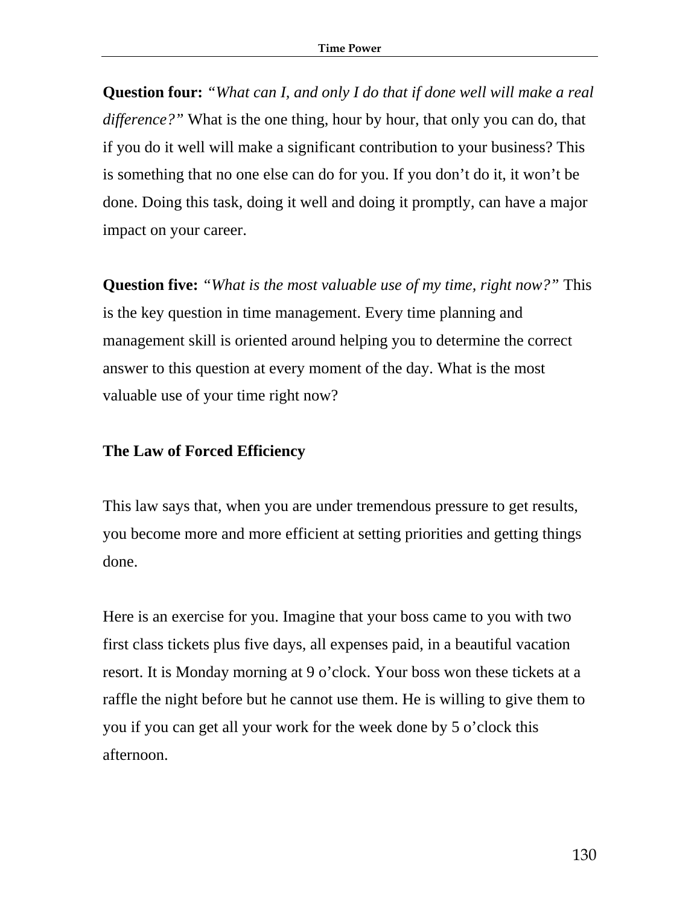**Question four:** *"What can I, and only I do that if done well will make a real difference?"* What is the one thing, hour by hour, that only you can do, that if you do it well will make a significant contribution to your business? This is something that no one else can do for you. If you don't do it, it won't be done. Doing this task, doing it well and doing it promptly, can have a major impact on your career.

**Question five:** *"What is the most valuable use of my time, right now?"* This is the key question in time management. Every time planning and management skill is oriented around helping you to determine the correct answer to this question at every moment of the day. What is the most valuable use of your time right now?

### The Law of Forced Efficiency

This law says that, when you are under tremendous pressure to get results, you become more and more efficient at setting priorities and getting things done.

Here is an exercise for you. Imagine that your boss came to you with two first class tickets plus five days, all expenses paid, in a beautiful vacation resort. It is Monday morning at 9 o'clock. Your boss won these tickets at a raffle the night before but he cannot use them. He is willing to give them to you if you can get all your work for the week done by 5 o'clock this afternoon.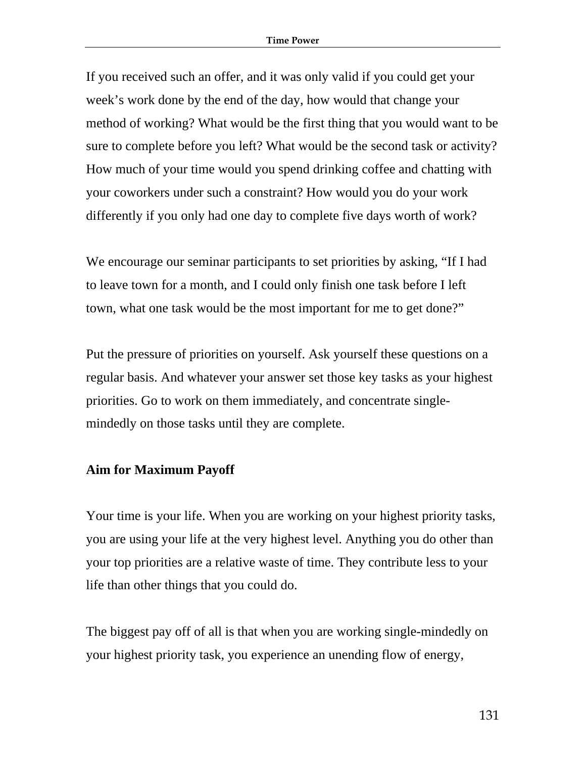If you received such an offer, and it was only valid if you could get your week's work done by the end of the day, how would that change your method of working? What would be the first thing that you would want to be sure to complete before you left? What would be the second task or activity? How much of your time would you spend drinking coffee and chatting with your coworkers under such a constraint? How would you do your work differently if you only had one day to complete five days worth of work?

We encourage our seminar participants to set priorities by asking, "If I had to leave town for a month, and I could only finish one task before I left town, what one task would be the most important for me to get done?"

Put the pressure of priorities on yourself. Ask yourself these questions on a regular basis. And whatever your answer set those key tasks as your highest priorities. Go to work on them immediately, and concentrate single-mindedly on those tasks until they are complete.

**Aim for Maximum Payoff**

Your time is your life. When you are working on your highest priority tasks, you are using your life at the very highest level. Anything you do other than your top priorities are a relative waste of time. They contribute less to your life than other things that you could do.

The biggest pay off of all is that when you are working single-mindedly on your highest priority task, you experience an unending flow of energy,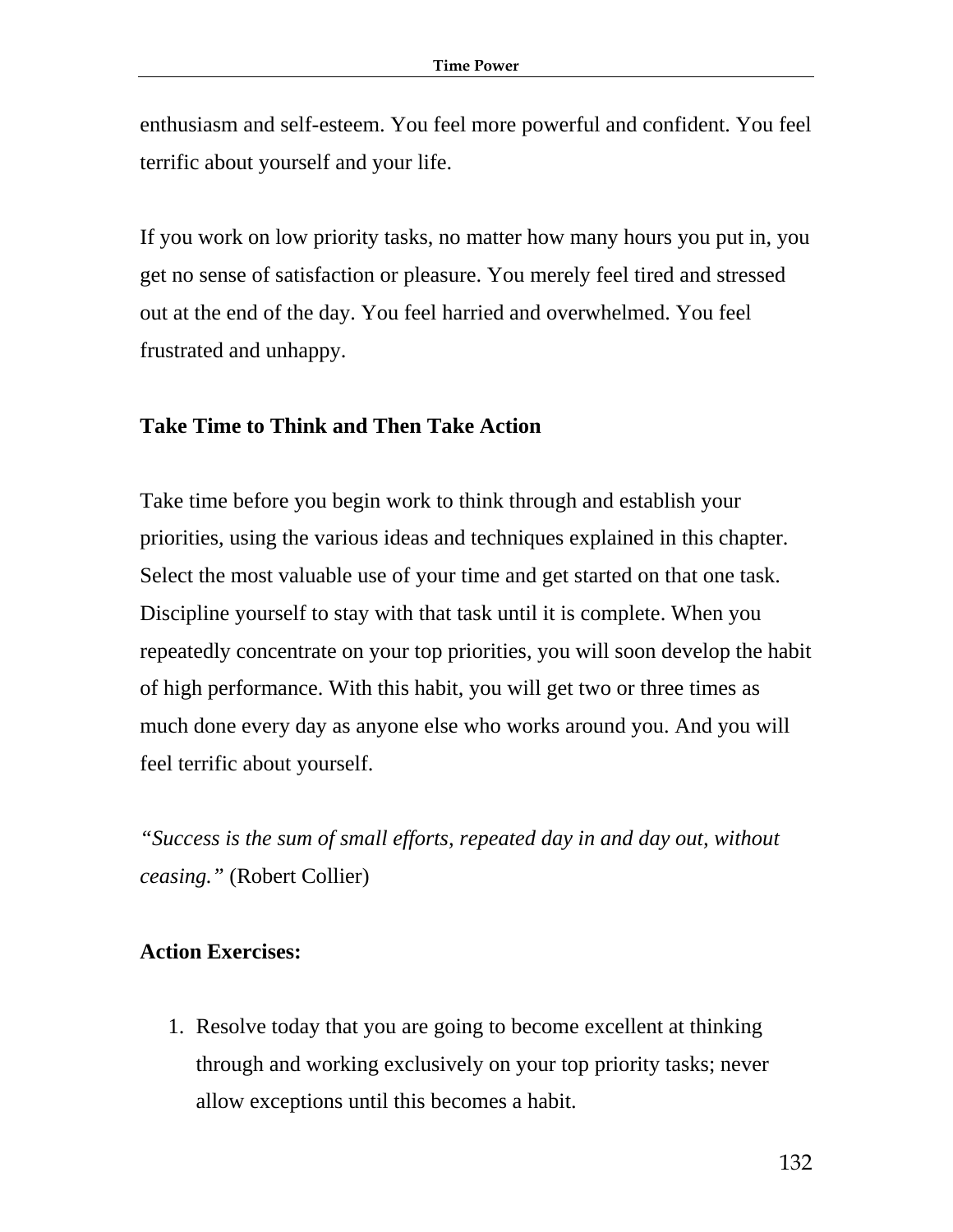enthusiasm and self-esteem. You feel more powerful and confident. You feel terrific about yourself and your life.

If you work on low priority tasks, no matter how many hours you put in, you get no sense of satisfaction or pleasure. You merely feel tired and stressed out at the end of the day. You feel harried and overwhelmed. You feel frustrated and unhappy.

## Take Time to Think and Then Take Action

Take time before you begin work to think through and establish your priorities, using the various ideas and techniques explained in this chapter. Select the most valuable use of your time and get started on that one task. Discipline yourself to stay with that task until it is complete. When you repeatedly concentrate on your top priorities, you will soon develop the habit of high performance. With this habit, you will get two or three times as much done every day as anyone else who works around you. And you will feel terrific about yourself.

*"Success is the sum of small efforts, repeated day in and day out, without ceasing."* (Robert Collier)

## Action Exercises:

1. Resolve today that you are going to become excellent at thinking through and working exclusively on your top priority tasks; never allow exceptions until this becomes a habit.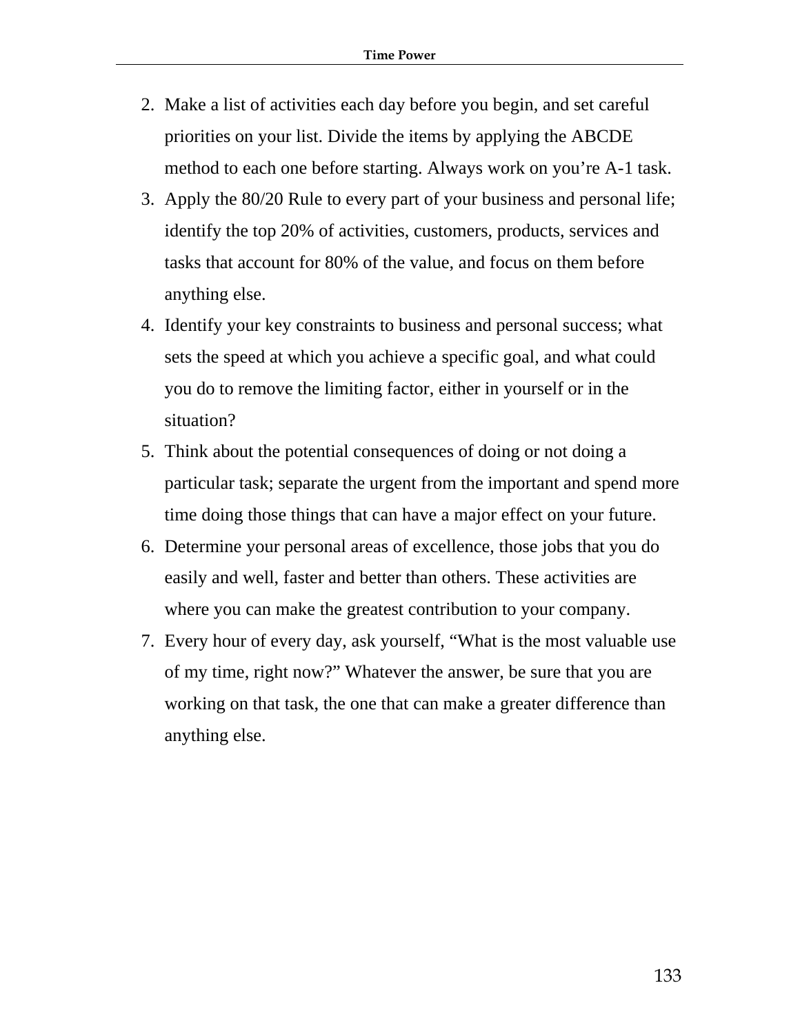2. Make a list of activities each day before you begin, and set careful priorities on your list. Divide the items by applying the ABCDE method to each one before starting. Always work on you're A-1 task.
3. Apply the 80/20 Rule to every part of your business and personal life; identify the top 20% of activities, customers, products, services and tasks that account for 80% of the value, and focus on them before anything else.
4. Identify your key constraints to business and personal success; what sets the speed at which you achieve a specific goal, and what could you do to remove the limiting factor, either in yourself or in the situation?
5. Think about the potential consequences of doing or not doing a particular task; separate the urgent from the important and spend more time doing those things that can have a major effect on your future.
6. Determine your personal areas of excellence, those jobs that you do easily and well, faster and better than others. These activities are where you can make the greatest contribution to your company.
7. Every hour of every day, ask yourself, "What is the most valuable use of my time, right now?" Whatever the answer, be sure that you are working on that task, the one that can make a greater difference than anything else.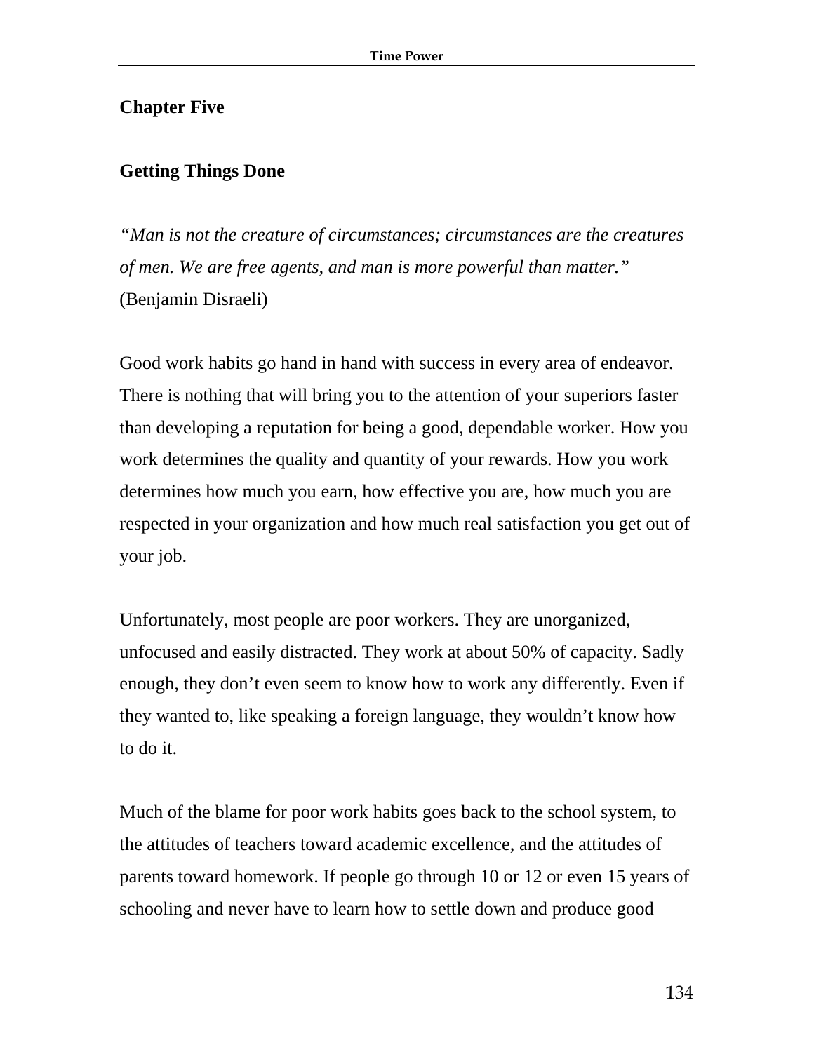## Chapter Five

## Getting Things Done

*"Man is not the creature of circumstances; circumstances are the creatures of men. We are free agents, and man is more powerful than matter."*
(Benjamin Disraeli)

Good work habits go hand in hand with success in every area of endeavor. There is nothing that will bring you to the attention of your superiors faster than developing a reputation for being a good, dependable worker. How you work determines the quality and quantity of your rewards. How you work determines how much you earn, how effective you are, how much you are respected in your organization and how much real satisfaction you get out of your job.

Unfortunately, most people are poor workers. They are unorganized, unfocused and easily distracted. They work at about 50% of capacity. Sadly enough, they don't even seem to know how to work any differently. Even if they wanted to, like speaking a foreign language, they wouldn't know how to do it.

Much of the blame for poor work habits goes back to the school system, to the attitudes of teachers toward academic excellence, and the attitudes of parents toward homework. If people go through 10 or 12 or even 15 years of schooling and never have to learn how to settle down and produce good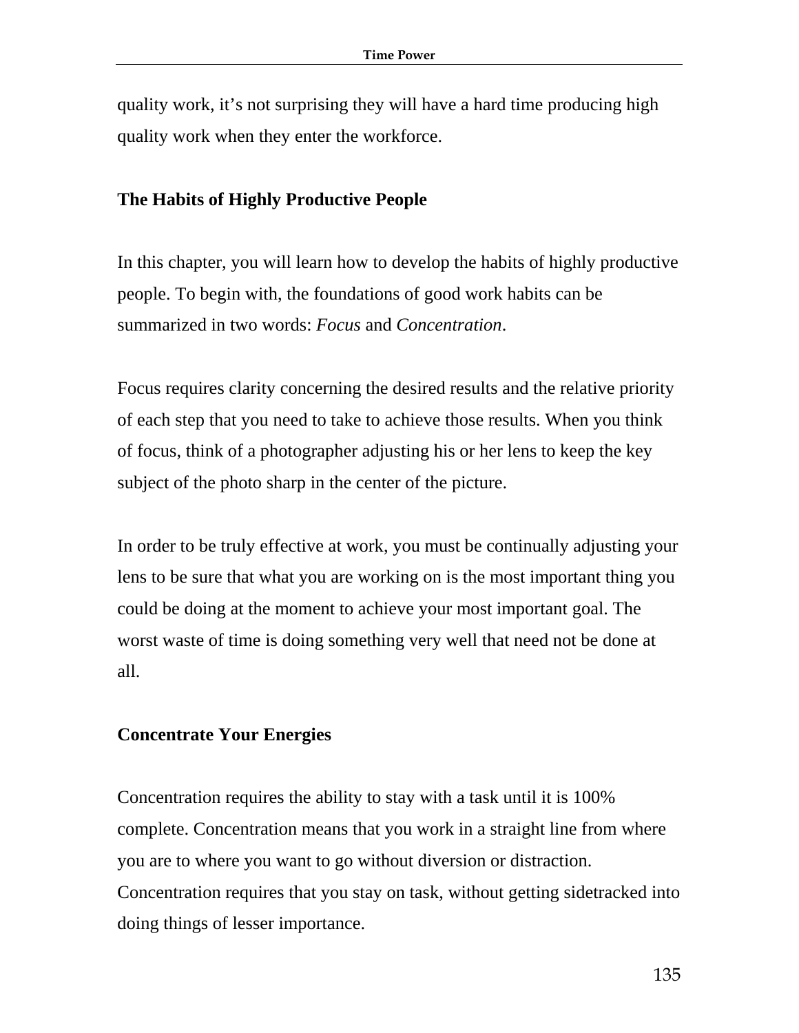quality work, it's not surprising they will have a hard time producing high quality work when they enter the workforce.

## The Habits of Highly Productive People

In this chapter, you will learn how to develop the habits of highly productive people. To begin with, the foundations of good work habits can be summarized in two words: *Focus* and *Concentration*.

Focus requires clarity concerning the desired results and the relative priority of each step that you need to take to achieve those results. When you think of focus, think of a photographer adjusting his or her lens to keep the key subject of the photo sharp in the center of the picture.

In order to be truly effective at work, you must be continually adjusting your lens to be sure that what you are working on is the most important thing you could be doing at the moment to achieve your most important goal. The worst waste of time is doing something very well that need not be done at all.

## Concentrate Your Energies

Concentration requires the ability to stay with a task until it is 100% complete. Concentration means that you work in a straight line from where you are to where you want to go without diversion or distraction. Concentration requires that you stay on task, without getting sidetracked into doing things of lesser importance.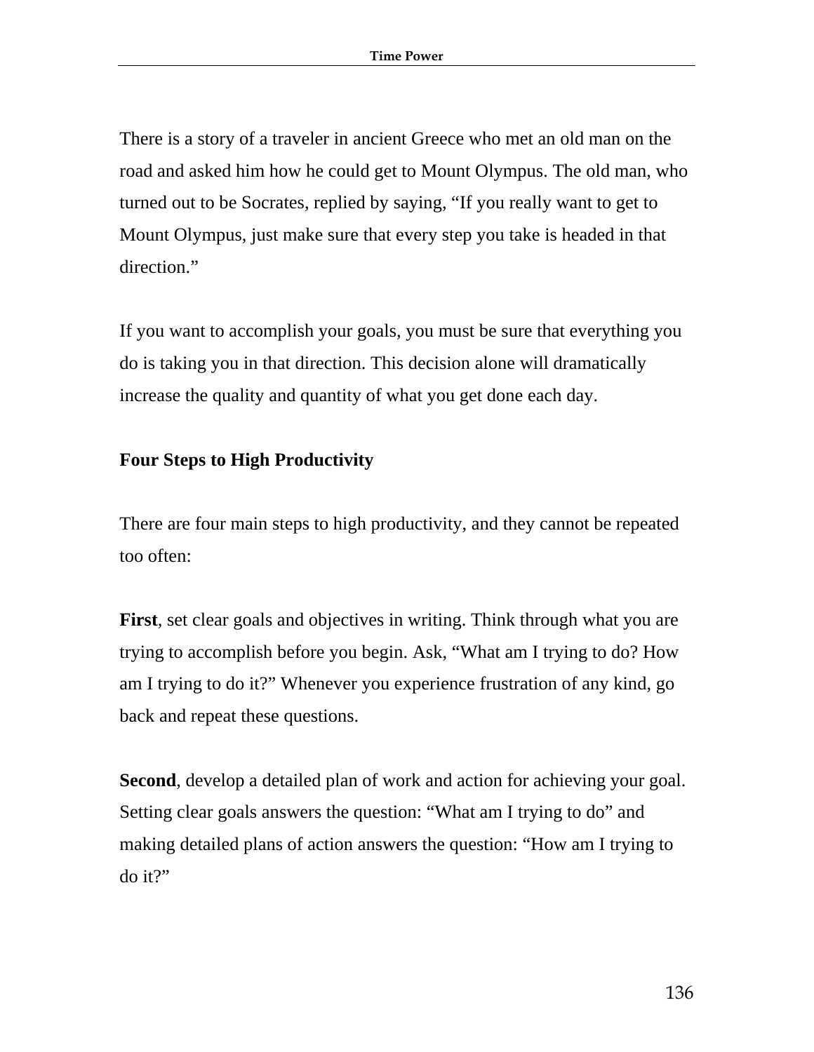There is a story of a traveler in ancient Greece who met an old man on the road and asked him how he could get to Mount Olympus. The old man, who turned out to be Socrates, replied by saying, “If you really want to get to Mount Olympus, just make sure that every step you take is headed in that direction.”

If you want to accomplish your goals, you must be sure that everything you do is taking you in that direction. This decision alone will dramatically increase the quality and quantity of what you get done each day.

**Four Steps to High Productivity**

There are four main steps to high productivity, and they cannot be repeated too often:

**First**, set clear goals and objectives in writing. Think through what you are trying to accomplish before you begin. Ask, “What am I trying to do? How am I trying to do it?” Whenever you experience frustration of any kind, go back and repeat these questions.

**Second**, develop a detailed plan of work and action for achieving your goal. Setting clear goals answers the question: “What am I trying to do” and making detailed plans of action answers the question: “How am I trying to do it?”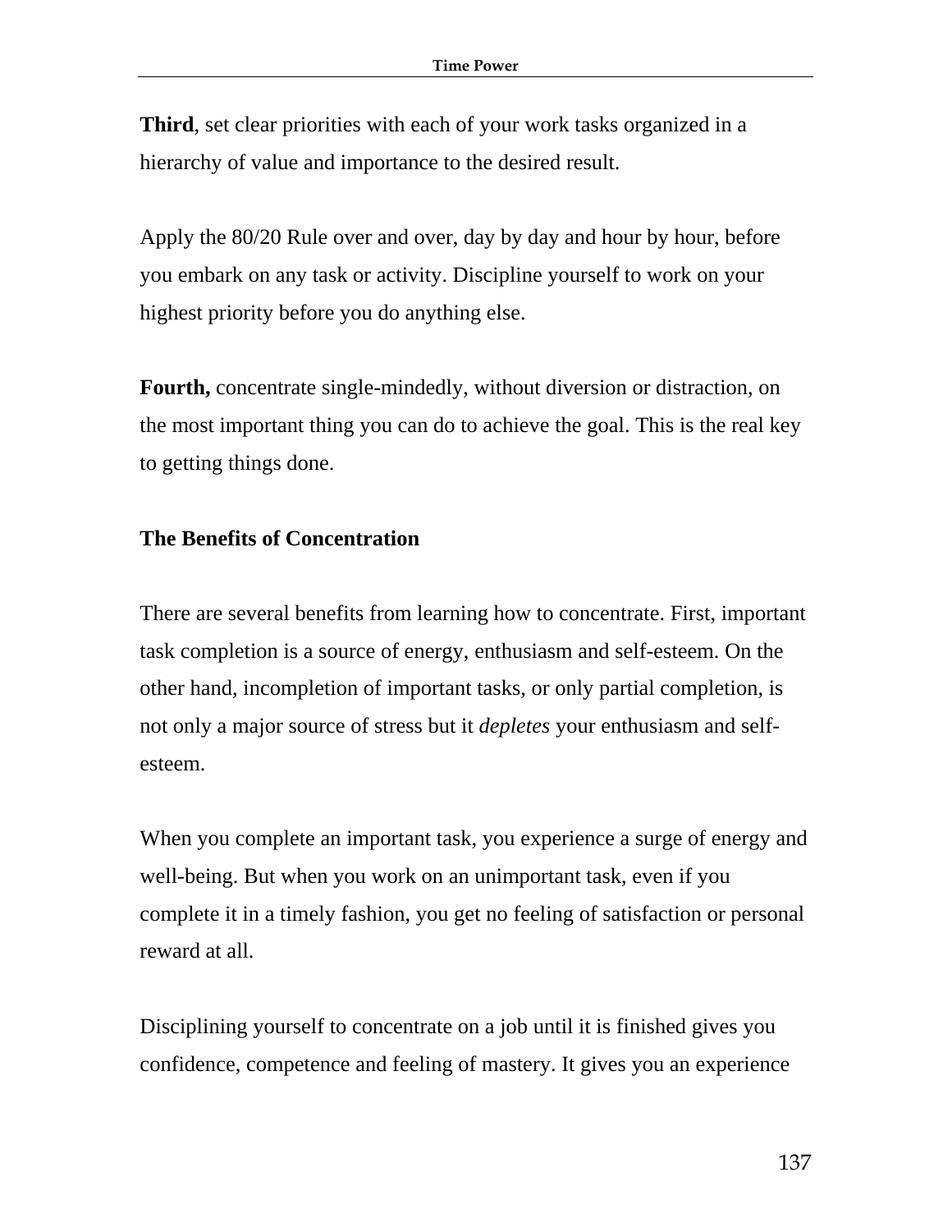**Third**, set clear priorities with each of your work tasks organized in a hierarchy of value and importance to the desired result.

Apply the 80/20 Rule over and over, day by day and hour by hour, before you embark on any task or activity. Discipline yourself to work on your highest priority before you do anything else.

**Fourth,** concentrate single-mindedly, without diversion or distraction, on the most important thing you can do to achieve the goal. This is the real key to getting things done.

### The Benefits of Concentration

There are several benefits from learning how to concentrate. First, important task completion is a source of energy, enthusiasm and self-esteem. On the other hand, incompletion of important tasks, or only partial completion, is not only a major source of stress but it *depletes* your enthusiasm and self-esteem.

When you complete an important task, you experience a surge of energy and well-being. But when you work on an unimportant task, even if you complete it in a timely fashion, you get no feeling of satisfaction or personal reward at all.

Disciplining yourself to concentrate on a job until it is finished gives you confidence, competence and feeling of mastery. It gives you an experience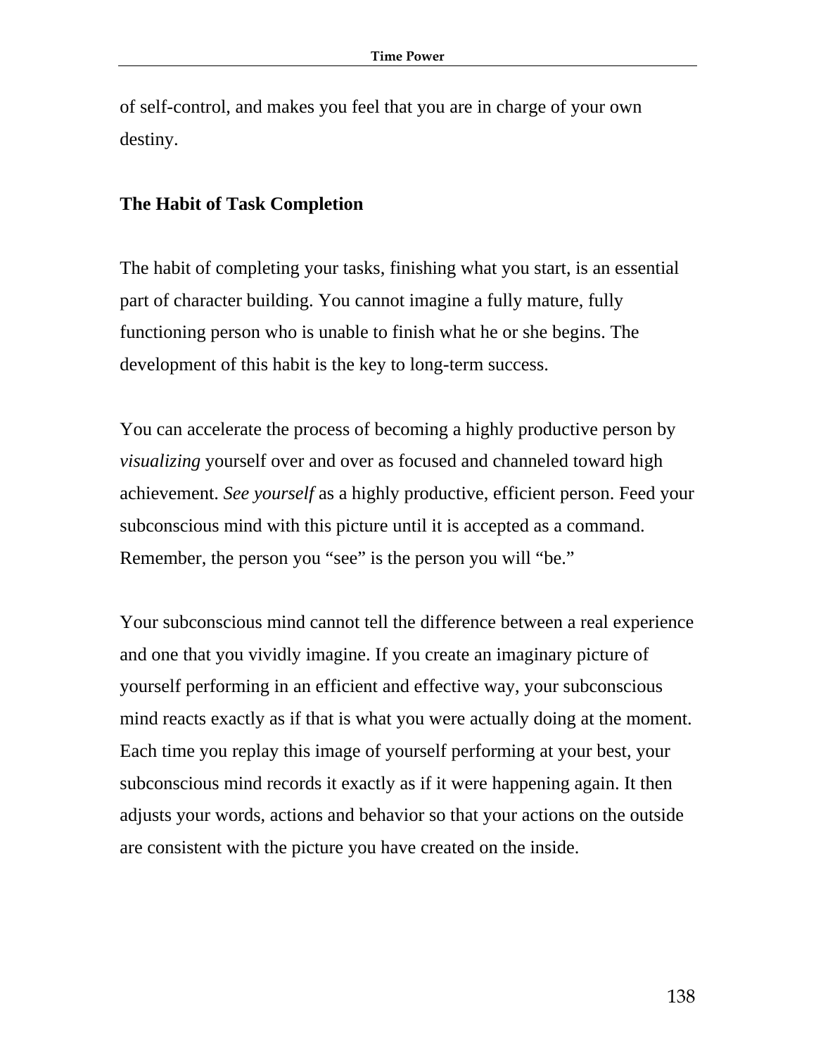of self-control, and makes you feel that you are in charge of your own destiny.

### The Habit of Task Completion

The habit of completing your tasks, finishing what you start, is an essential part of character building. You cannot imagine a fully mature, fully functioning person who is unable to finish what he or she begins. The development of this habit is the key to long-term success.

You can accelerate the process of becoming a highly productive person by *visualizing* yourself over and over as focused and channeled toward high achievement. *See yourself* as a highly productive, efficient person. Feed your subconscious mind with this picture until it is accepted as a command. Remember, the person you "see" is the person you will "be."

Your subconscious mind cannot tell the difference between a real experience and one that you vividly imagine. If you create an imaginary picture of yourself performing in an efficient and effective way, your subconscious mind reacts exactly as if that is what you were actually doing at the moment. Each time you replay this image of yourself performing at your best, your subconscious mind records it exactly as if it were happening again. It then adjusts your words, actions and behavior so that your actions on the outside are consistent with the picture you have created on the inside.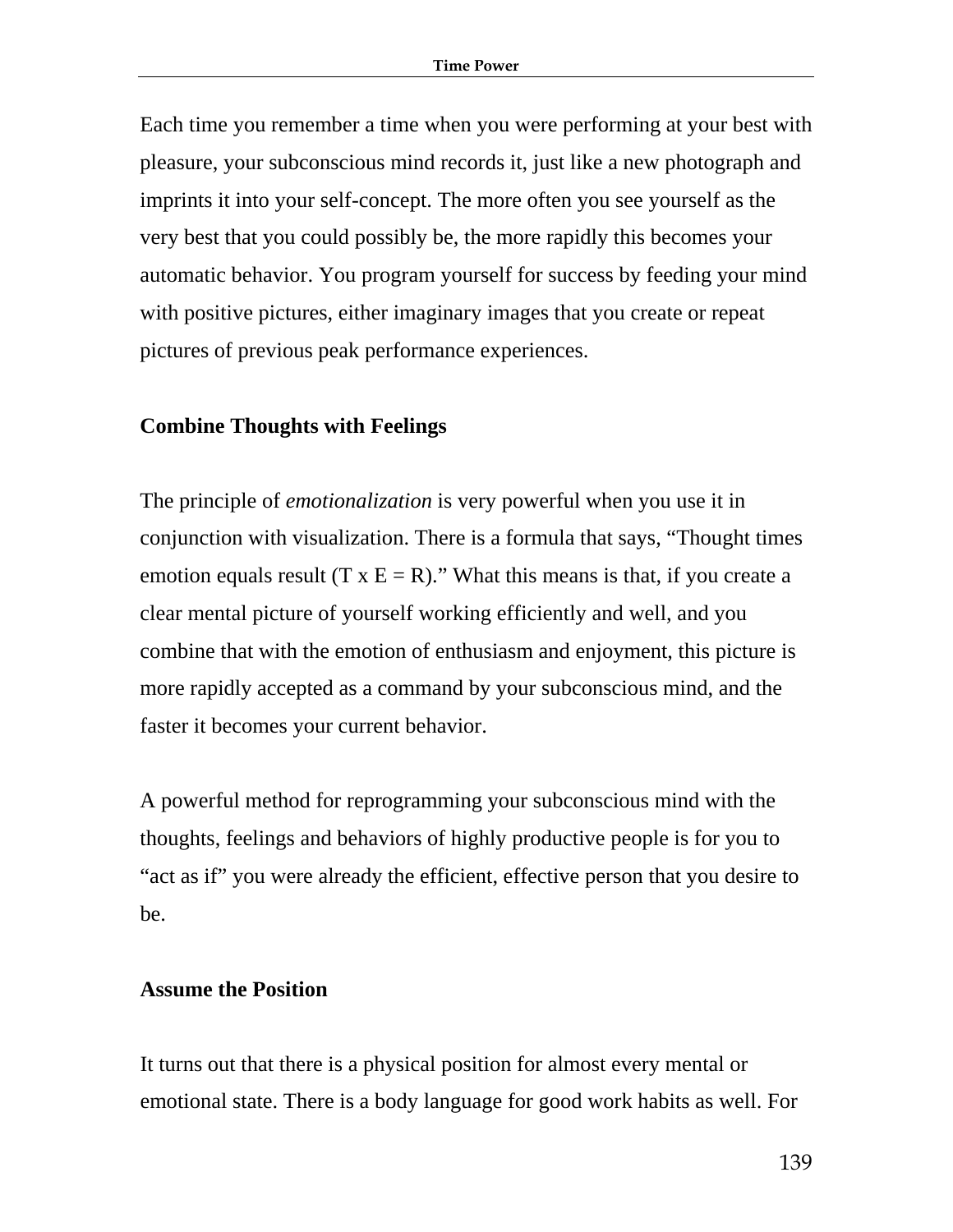Each time you remember a time when you were performing at your best with pleasure, your subconscious mind records it, just like a new photograph and imprints it into your self-concept. The more often you see yourself as the very best that you could possibly be, the more rapidly this becomes your automatic behavior. You program yourself for success by feeding your mind with positive pictures, either imaginary images that you create or repeat pictures of previous peak performance experiences.

**Combine Thoughts with Feelings**

The principle of *emotionalization* is very powerful when you use it in conjunction with visualization. There is a formula that says, "Thought times emotion equals result (T x E = R)." What this means is that, if you create a clear mental picture of yourself working efficiently and well, and you combine that with the emotion of enthusiasm and enjoyment, this picture is more rapidly accepted as a command by your subconscious mind, and the faster it becomes your current behavior.

A powerful method for reprogramming your subconscious mind with the thoughts, feelings and behaviors of highly productive people is for you to "act as if" you were already the efficient, effective person that you desire to be.

**Assume the Position**

It turns out that there is a physical position for almost every mental or emotional state. There is a body language for good work habits as well. For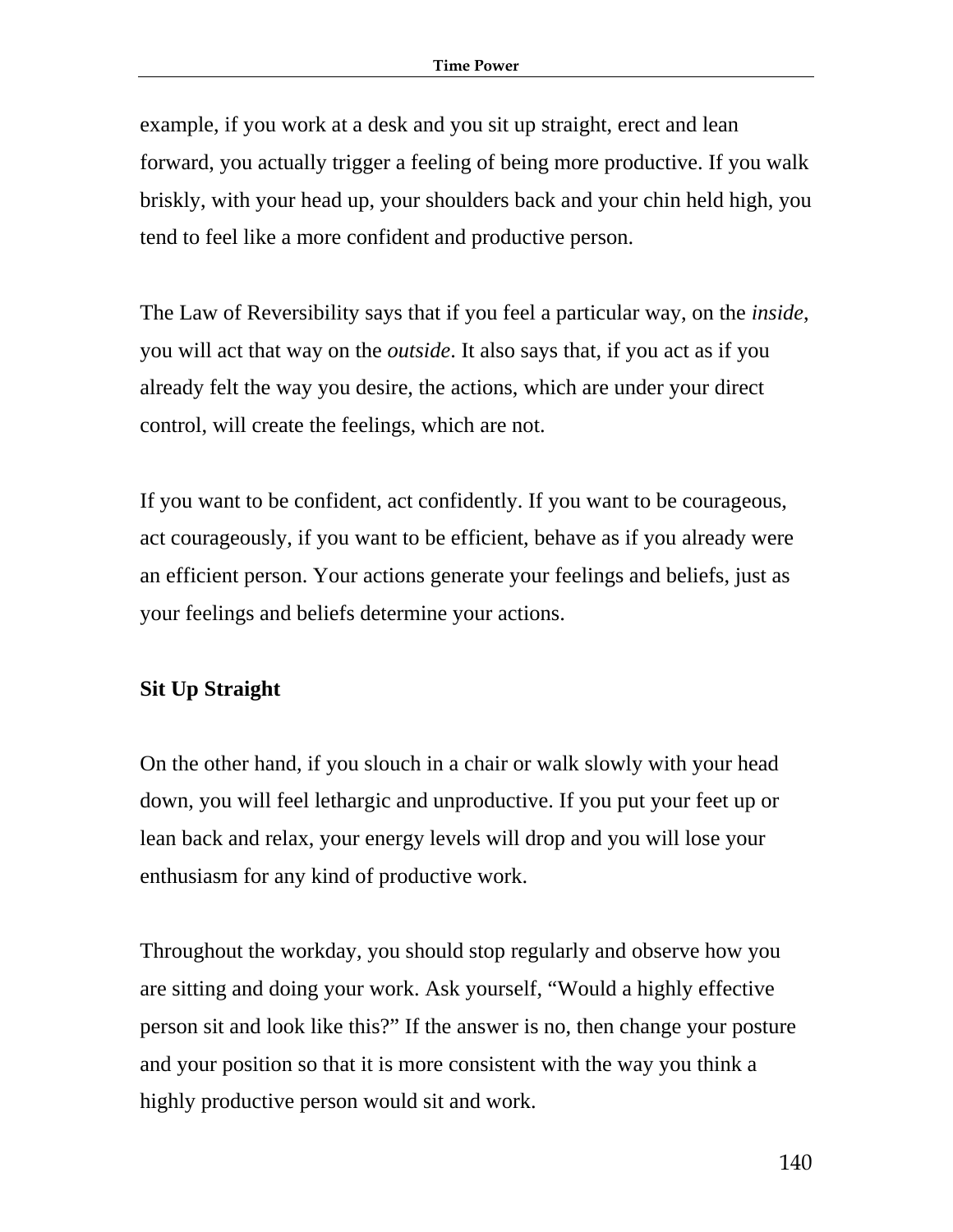example, if you work at a desk and you sit up straight, erect and lean forward, you actually trigger a feeling of being more productive. If you walk briskly, with your head up, your shoulders back and your chin held high, you tend to feel like a more confident and productive person.

The Law of Reversibility says that if you feel a particular way, on the *inside*, you will act that way on the *outside*. It also says that, if you act as if you already felt the way you desire, the actions, which are under your direct control, will create the feelings, which are not.

If you want to be confident, act confidently. If you want to be courageous, act courageously, if you want to be efficient, behave as if you already were an efficient person. Your actions generate your feelings and beliefs, just as your feelings and beliefs determine your actions.

**Sit Up Straight**

On the other hand, if you slouch in a chair or walk slowly with your head down, you will feel lethargic and unproductive. If you put your feet up or lean back and relax, your energy levels will drop and you will lose your enthusiasm for any kind of productive work.

Throughout the workday, you should stop regularly and observe how you are sitting and doing your work. Ask yourself, “Would a highly effective person sit and look like this?” If the answer is no, then change your posture and your position so that it is more consistent with the way you think a highly productive person would sit and work.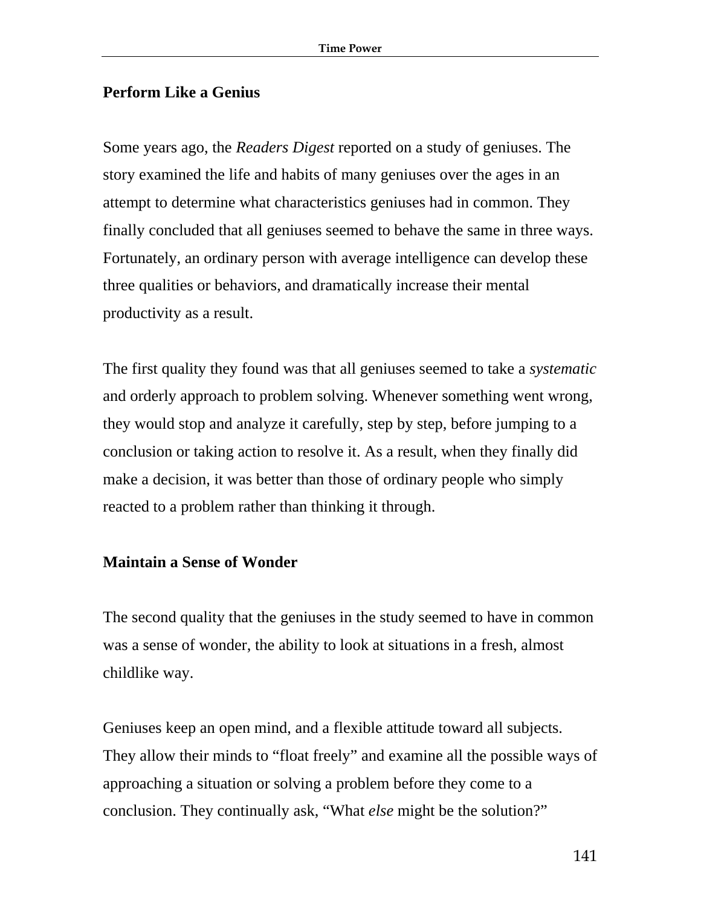## Perform Like a Genius

Some years ago, the *Readers Digest* reported on a study of geniuses. The story examined the life and habits of many geniuses over the ages in an attempt to determine what characteristics geniuses had in common. They finally concluded that all geniuses seemed to behave the same in three ways. Fortunately, an ordinary person with average intelligence can develop these three qualities or behaviors, and dramatically increase their mental productivity as a result.

The first quality they found was that all geniuses seemed to take a *systematic* and orderly approach to problem solving. Whenever something went wrong, they would stop and analyze it carefully, step by step, before jumping to a conclusion or taking action to resolve it. As a result, when they finally did make a decision, it was better than those of ordinary people who simply reacted to a problem rather than thinking it through.

## Maintain a Sense of Wonder

The second quality that the geniuses in the study seemed to have in common was a sense of wonder, the ability to look at situations in a fresh, almost childlike way.

Geniuses keep an open mind, and a flexible attitude toward all subjects. They allow their minds to "float freely" and examine all the possible ways of approaching a situation or solving a problem before they come to a conclusion. They continually ask, "What *else* might be the solution?"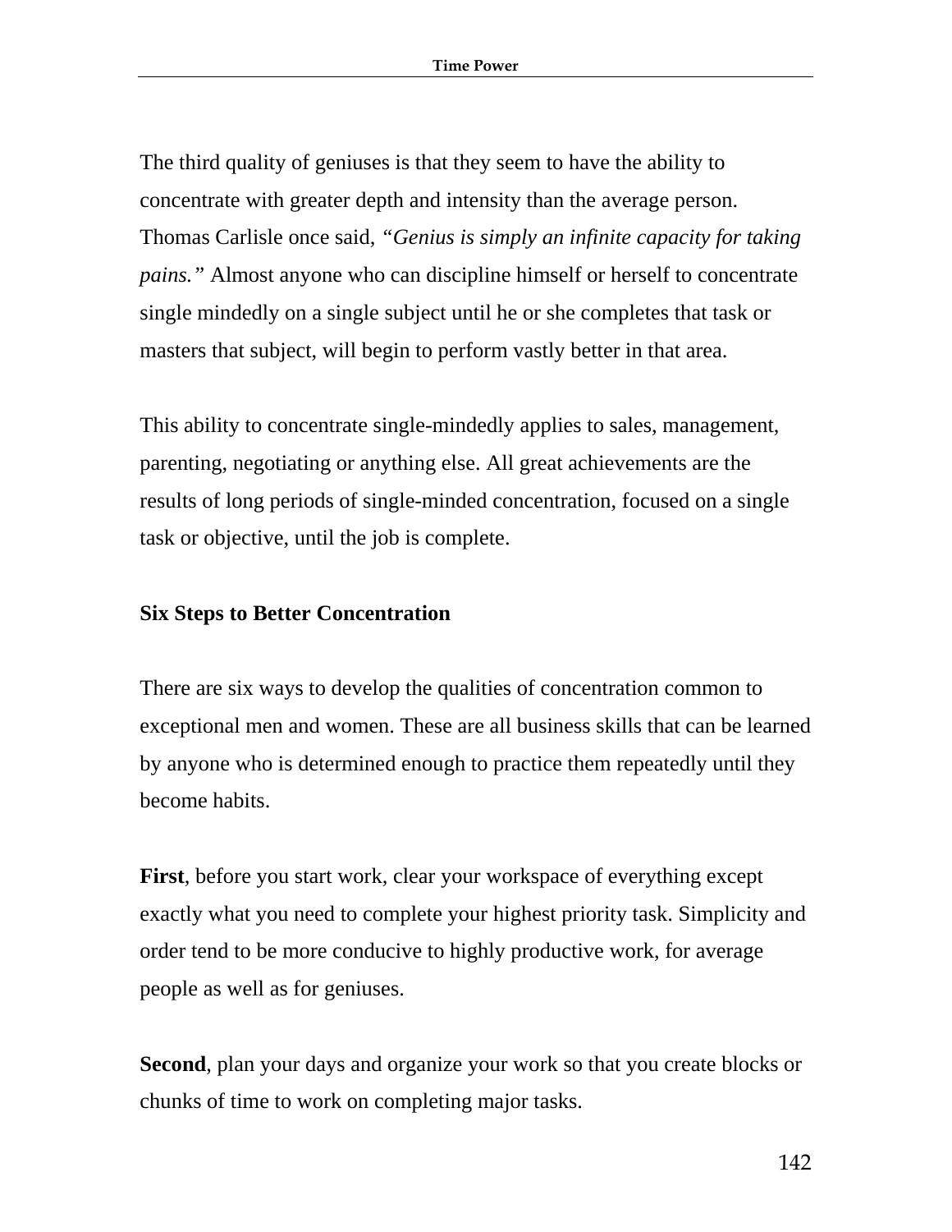The third quality of geniuses is that they seem to have the ability to concentrate with greater depth and intensity than the average person. Thomas Carlisle once said, *"Genius is simply an infinite capacity for taking pains."* Almost anyone who can discipline himself or herself to concentrate single mindedly on a single subject until he or she completes that task or masters that subject, will begin to perform vastly better in that area.

This ability to concentrate single-mindedly applies to sales, management, parenting, negotiating or anything else. All great achievements are the results of long periods of single-minded concentration, focused on a single task or objective, until the job is complete.

**Six Steps to Better Concentration**

There are six ways to develop the qualities of concentration common to exceptional men and women. These are all business skills that can be learned by anyone who is determined enough to practice them repeatedly until they become habits.

**First**, before you start work, clear your workspace of everything except exactly what you need to complete your highest priority task. Simplicity and order tend to be more conducive to highly productive work, for average people as well as for geniuses.

**Second**, plan your days and organize your work so that you create blocks or chunks of time to work on completing major tasks.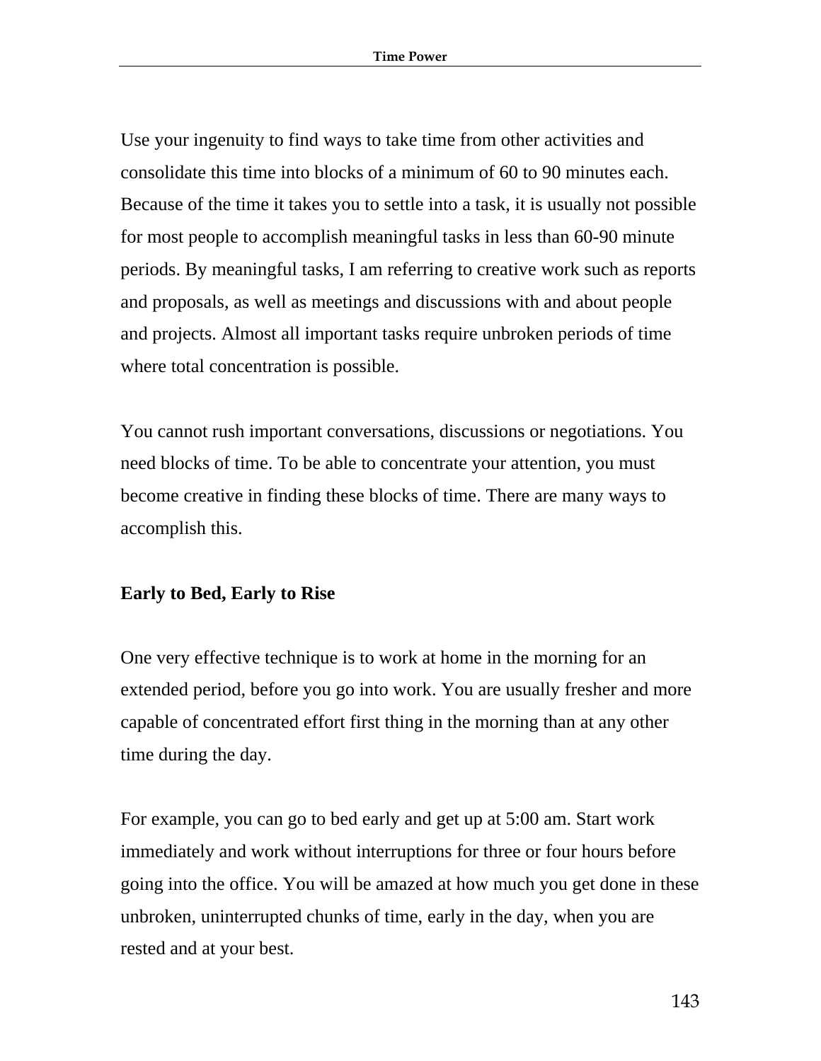Use your ingenuity to find ways to take time from other activities and consolidate this time into blocks of a minimum of 60 to 90 minutes each. Because of the time it takes you to settle into a task, it is usually not possible for most people to accomplish meaningful tasks in less than 60-90 minute periods. By meaningful tasks, I am referring to creative work such as reports and proposals, as well as meetings and discussions with and about people and projects. Almost all important tasks require unbroken periods of time where total concentration is possible.

You cannot rush important conversations, discussions or negotiations. You need blocks of time. To be able to concentrate your attention, you must become creative in finding these blocks of time. There are many ways to accomplish this.

**Early to Bed, Early to Rise**

One very effective technique is to work at home in the morning for an extended period, before you go into work. You are usually fresher and more capable of concentrated effort first thing in the morning than at any other time during the day.

For example, you can go to bed early and get up at 5:00 am. Start work immediately and work without interruptions for three or four hours before going into the office. You will be amazed at how much you get done in these unbroken, uninterrupted chunks of time, early in the day, when you are rested and at your best.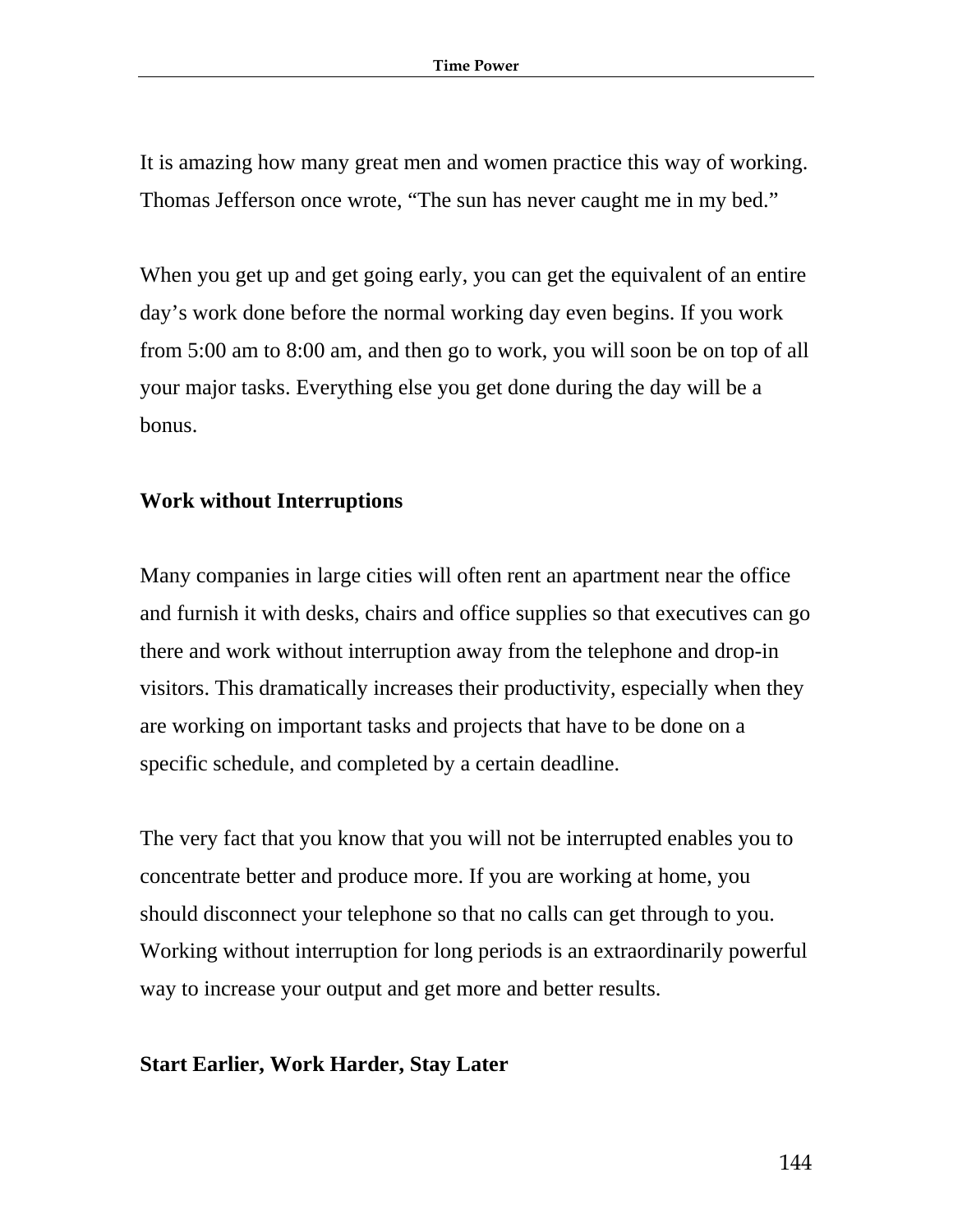It is amazing how many great men and women practice this way of working. Thomas Jefferson once wrote, “The sun has never caught me in my bed.”

When you get up and get going early, you can get the equivalent of an entire day’s work done before the normal working day even begins. If you work from 5:00 am to 8:00 am, and then go to work, you will soon be on top of all your major tasks. Everything else you get done during the day will be a bonus.

### Work without Interruptions

Many companies in large cities will often rent an apartment near the office and furnish it with desks, chairs and office supplies so that executives can go there and work without interruption away from the telephone and drop-in visitors. This dramatically increases their productivity, especially when they are working on important tasks and projects that have to be done on a specific schedule, and completed by a certain deadline.

The very fact that you know that you will not be interrupted enables you to concentrate better and produce more. If you are working at home, you should disconnect your telephone so that no calls can get through to you. Working without interruption for long periods is an extraordinarily powerful way to increase your output and get more and better results.

### Start Earlier, Work Harder, Stay Later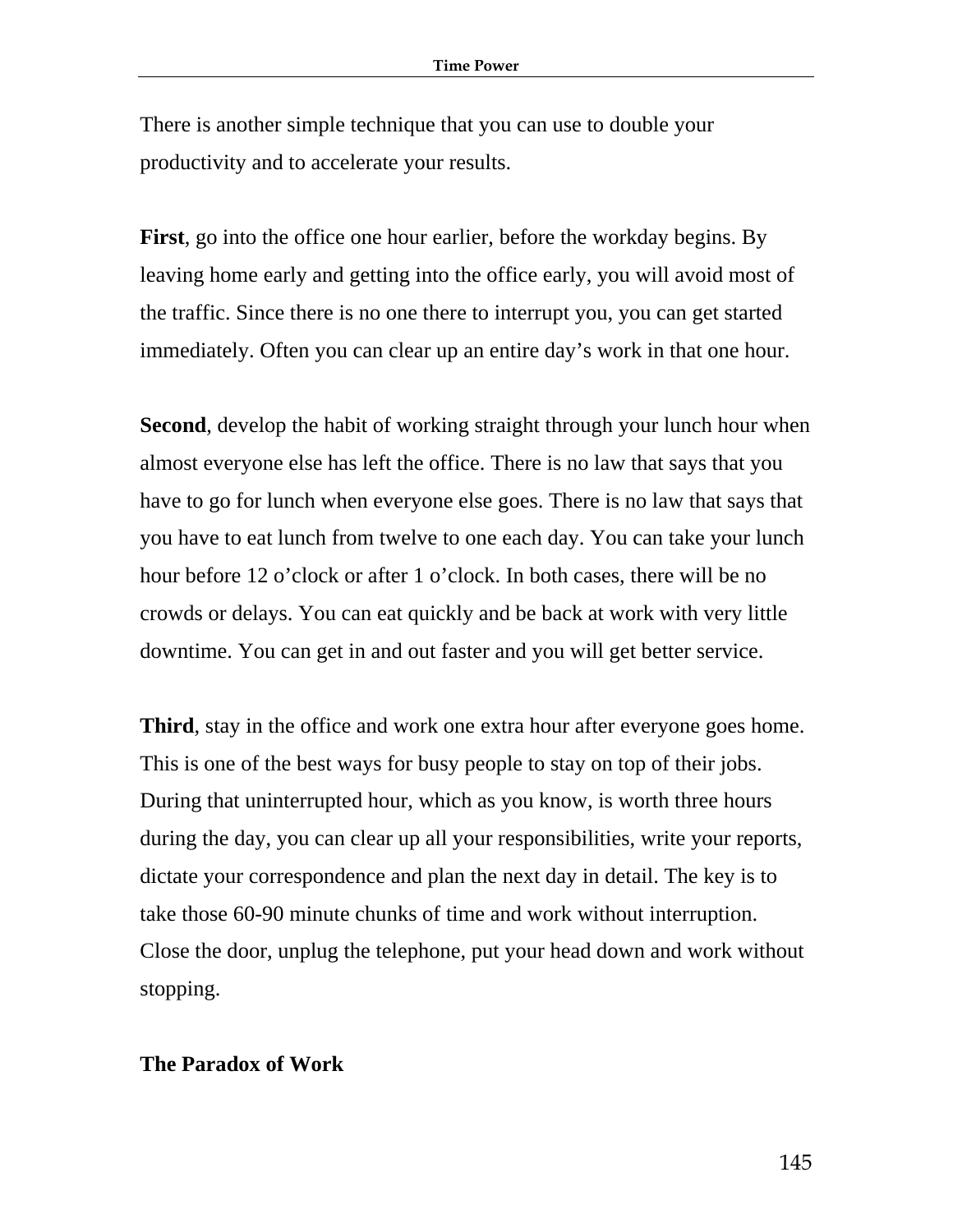There is another simple technique that you can use to double your productivity and to accelerate your results.

**First**, go into the office one hour earlier, before the workday begins. By leaving home early and getting into the office early, you will avoid most of the traffic. Since there is no one there to interrupt you, you can get started immediately. Often you can clear up an entire day's work in that one hour.

**Second**, develop the habit of working straight through your lunch hour when almost everyone else has left the office. There is no law that says that you have to go for lunch when everyone else goes. There is no law that says that you have to eat lunch from twelve to one each day. You can take your lunch hour before 12 o'clock or after 1 o'clock. In both cases, there will be no crowds or delays. You can eat quickly and be back at work with very little downtime. You can get in and out faster and you will get better service.

**Third**, stay in the office and work one extra hour after everyone goes home. This is one of the best ways for busy people to stay on top of their jobs. During that uninterrupted hour, which as you know, is worth three hours during the day, you can clear up all your responsibilities, write your reports, dictate your correspondence and plan the next day in detail. The key is to take those 60-90 minute chunks of time and work without interruption. Close the door, unplug the telephone, put your head down and work without stopping.

## The Paradox of Work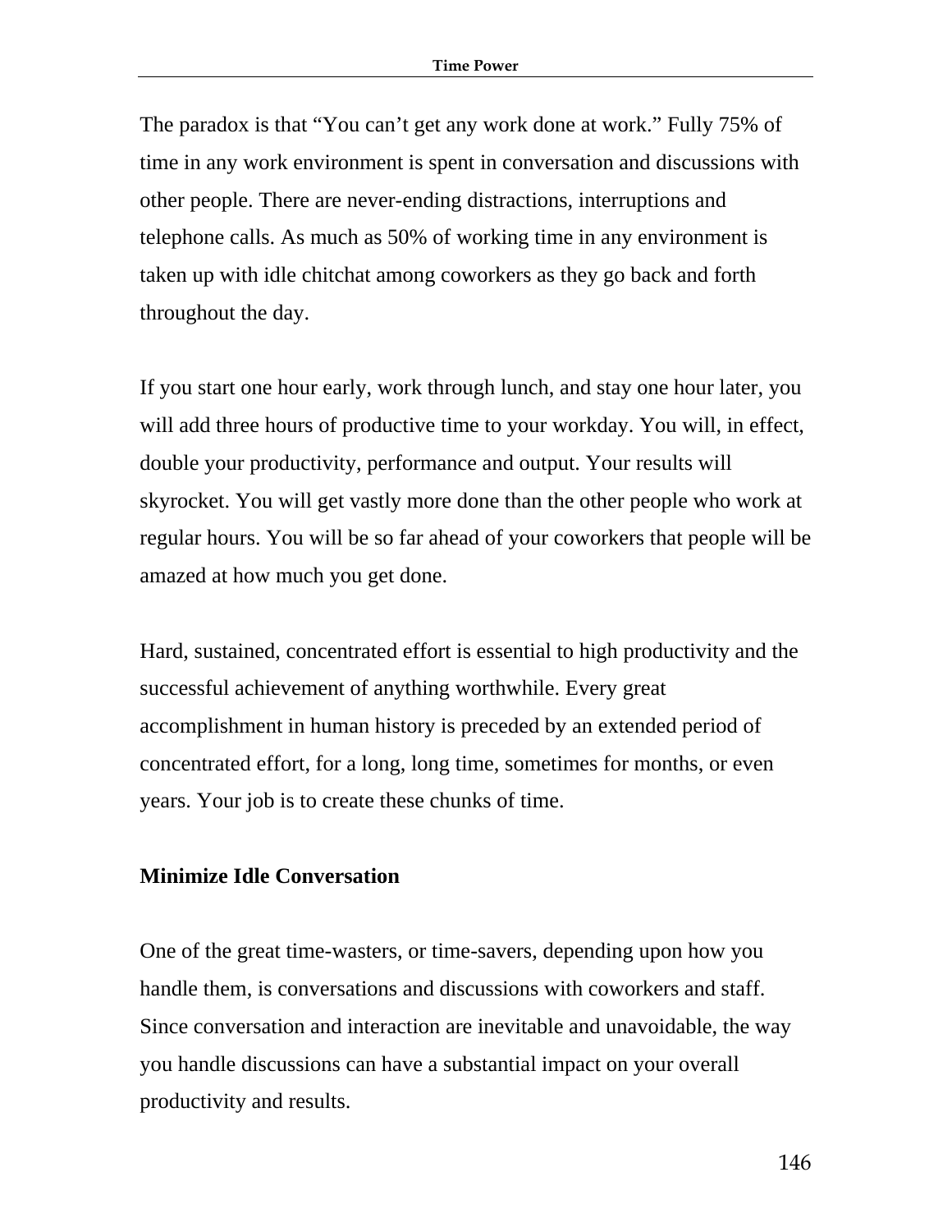The paradox is that "You can't get any work done at work." Fully 75% of time in any work environment is spent in conversation and discussions with other people. There are never-ending distractions, interruptions and telephone calls. As much as 50% of working time in any environment is taken up with idle chitchat among coworkers as they go back and forth throughout the day.

If you start one hour early, work through lunch, and stay one hour later, you will add three hours of productive time to your workday. You will, in effect, double your productivity, performance and output. Your results will skyrocket. You will get vastly more done than the other people who work at regular hours. You will be so far ahead of your coworkers that people will be amazed at how much you get done.

Hard, sustained, concentrated effort is essential to high productivity and the successful achievement of anything worthwhile. Every great accomplishment in human history is preceded by an extended period of concentrated effort, for a long, long time, sometimes for months, or even years. Your job is to create these chunks of time.

### Minimize Idle Conversation

One of the great time-wasters, or time-savers, depending upon how you handle them, is conversations and discussions with coworkers and staff. Since conversation and interaction are inevitable and unavoidable, the way you handle discussions can have a substantial impact on your overall productivity and results.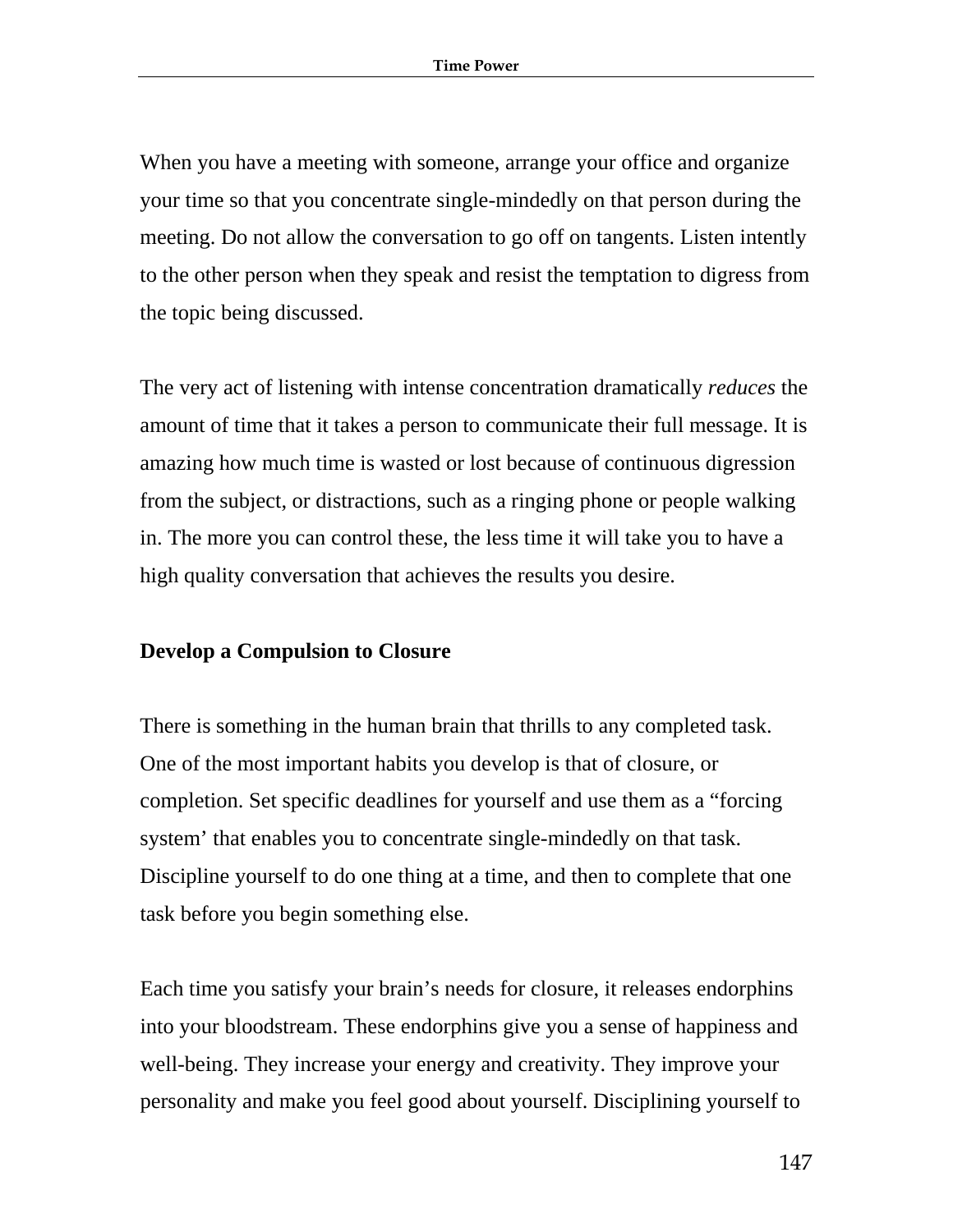When you have a meeting with someone, arrange your office and organize your time so that you concentrate single-mindedly on that person during the meeting. Do not allow the conversation to go off on tangents. Listen intently to the other person when they speak and resist the temptation to digress from the topic being discussed.

The very act of listening with intense concentration dramatically *reduces* the amount of time that it takes a person to communicate their full message. It is amazing how much time is wasted or lost because of continuous digression from the subject, or distractions, such as a ringing phone or people walking in. The more you can control these, the less time it will take you to have a high quality conversation that achieves the results you desire.

**Develop a Compulsion to Closure**

There is something in the human brain that thrills to any completed task. One of the most important habits you develop is that of closure, or completion. Set specific deadlines for yourself and use them as a “forcing system’ that enables you to concentrate single-mindedly on that task. Discipline yourself to do one thing at a time, and then to complete that one task before you begin something else.

Each time you satisfy your brain’s needs for closure, it releases endorphins into your bloodstream. These endorphins give you a sense of happiness and well-being. They increase your energy and creativity. They improve your personality and make you feel good about yourself. Disciplining yourself to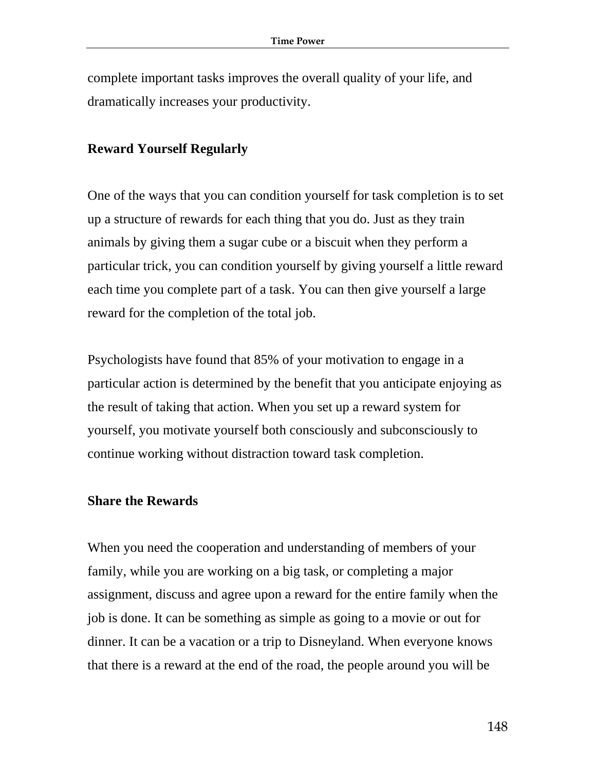complete important tasks improves the overall quality of your life, and dramatically increases your productivity.

### Reward Yourself Regularly

One of the ways that you can condition yourself for task completion is to set up a structure of rewards for each thing that you do. Just as they train animals by giving them a sugar cube or a biscuit when they perform a particular trick, you can condition yourself by giving yourself a little reward each time you complete part of a task. You can then give yourself a large reward for the completion of the total job.

Psychologists have found that 85% of your motivation to engage in a particular action is determined by the benefit that you anticipate enjoying as the result of taking that action. When you set up a reward system for yourself, you motivate yourself both consciously and subconsciously to continue working without distraction toward task completion.

### Share the Rewards

When you need the cooperation and understanding of members of your family, while you are working on a big task, or completing a major assignment, discuss and agree upon a reward for the entire family when the job is done. It can be something as simple as going to a movie or out for dinner. It can be a vacation or a trip to Disneyland. When everyone knows that there is a reward at the end of the road, the people around you will be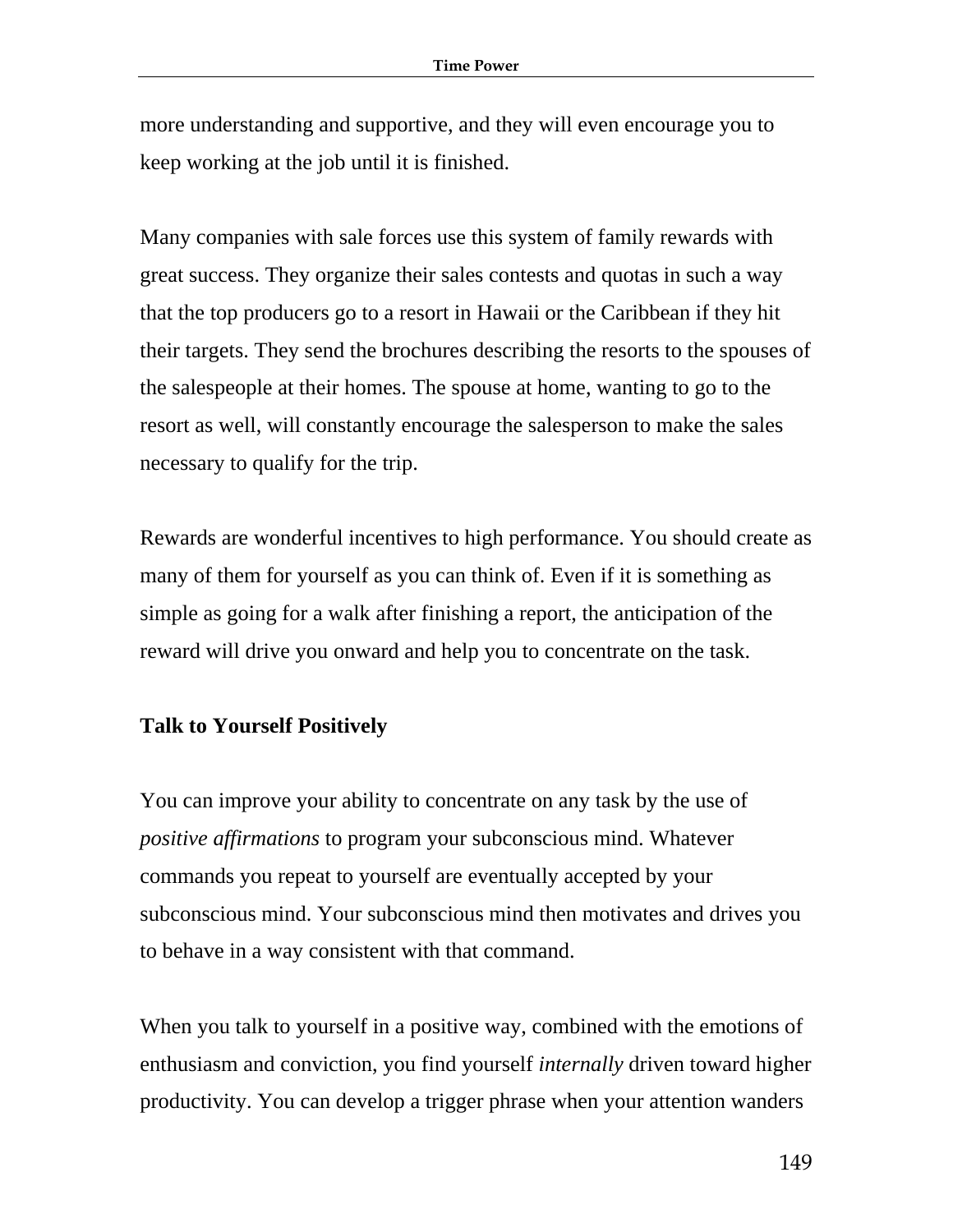more understanding and supportive, and they will even encourage you to keep working at the job until it is finished.

Many companies with sale forces use this system of family rewards with great success. They organize their sales contests and quotas in such a way that the top producers go to a resort in Hawaii or the Caribbean if they hit their targets. They send the brochures describing the resorts to the spouses of the salespeople at their homes. The spouse at home, wanting to go to the resort as well, will constantly encourage the salesperson to make the sales necessary to qualify for the trip.

Rewards are wonderful incentives to high performance. You should create as many of them for yourself as you can think of. Even if it is something as simple as going for a walk after finishing a report, the anticipation of the reward will drive you onward and help you to concentrate on the task.

**Talk to Yourself Positively**

You can improve your ability to concentrate on any task by the use of *positive affirmations* to program your subconscious mind. Whatever commands you repeat to yourself are eventually accepted by your subconscious mind. Your subconscious mind then motivates and drives you to behave in a way consistent with that command.

When you talk to yourself in a positive way, combined with the emotions of enthusiasm and conviction, you find yourself *internally* driven toward higher productivity. You can develop a trigger phrase when your attention wanders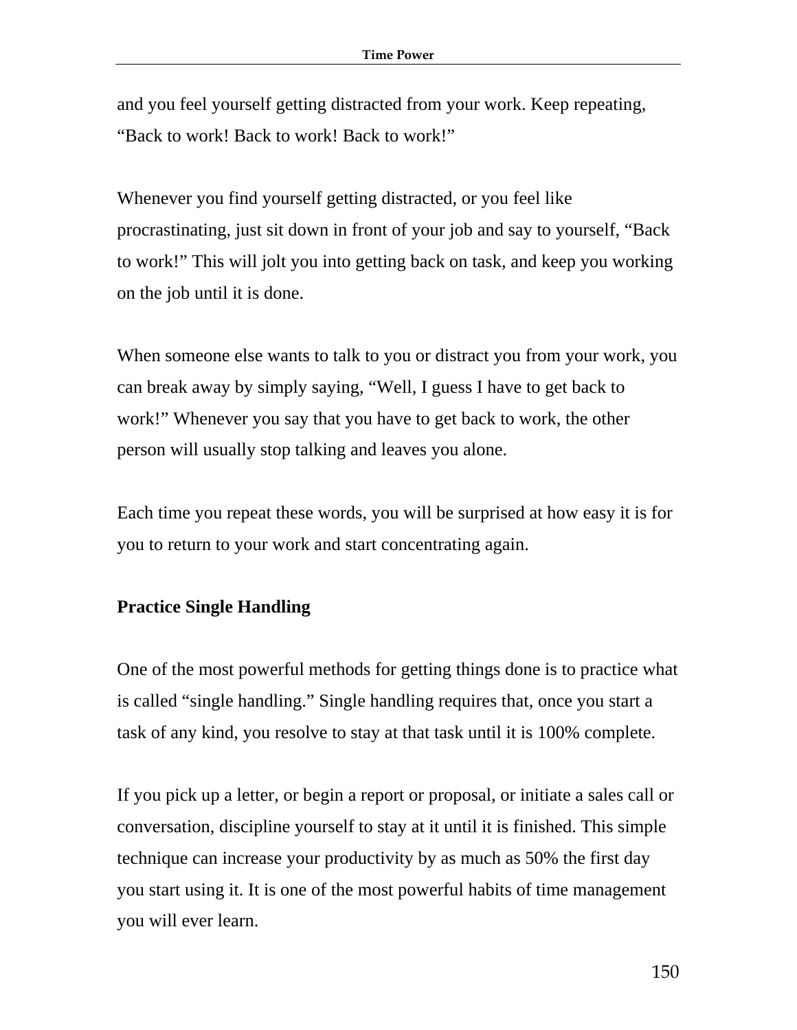and you feel yourself getting distracted from your work. Keep repeating, "Back to work! Back to work! Back to work!"

Whenever you find yourself getting distracted, or you feel like procrastinating, just sit down in front of your job and say to yourself, "Back to work!" This will jolt you into getting back on task, and keep you working on the job until it is done.

When someone else wants to talk to you or distract you from your work, you can break away by simply saying, "Well, I guess I have to get back to work!" Whenever you say that you have to get back to work, the other person will usually stop talking and leaves you alone.

Each time you repeat these words, you will be surprised at how easy it is for you to return to your work and start concentrating again.

**Practice Single Handling**

One of the most powerful methods for getting things done is to practice what is called "single handling." Single handling requires that, once you start a task of any kind, you resolve to stay at that task until it is 100% complete.

If you pick up a letter, or begin a report or proposal, or initiate a sales call or conversation, discipline yourself to stay at it until it is finished. This simple technique can increase your productivity by as much as 50% the first day you start using it. It is one of the most powerful habits of time management you will ever learn.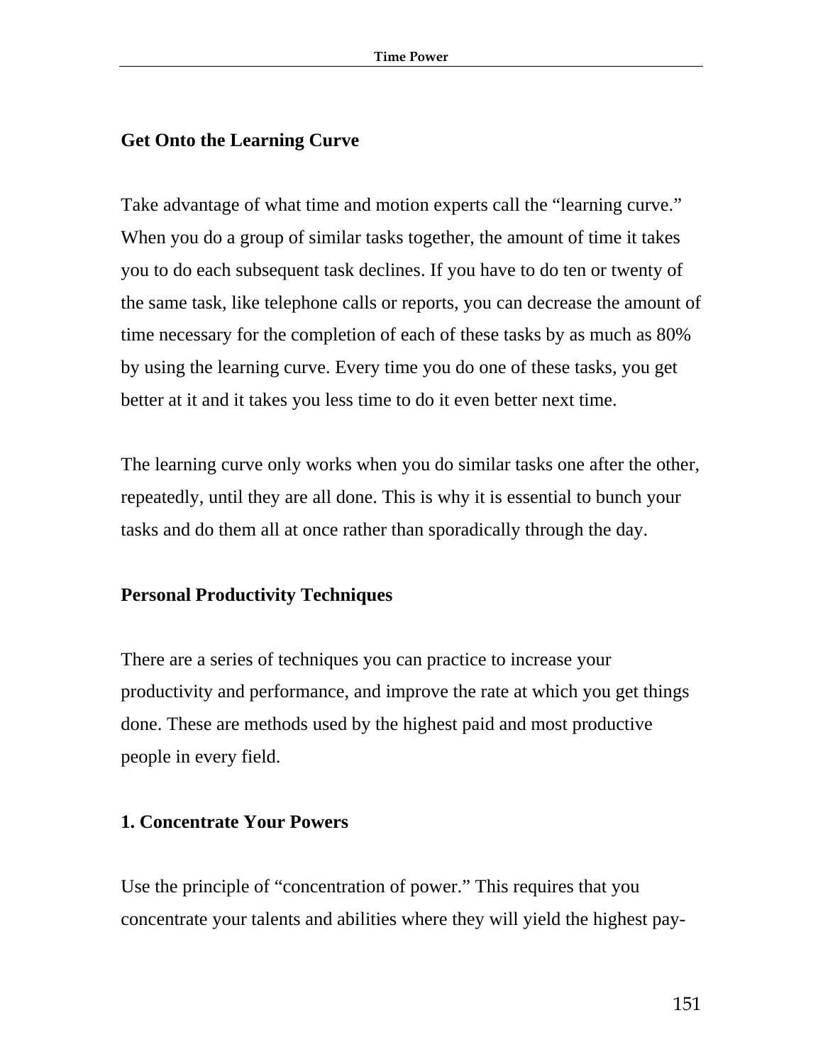## Get Onto the Learning Curve

Take advantage of what time and motion experts call the "learning curve." When you do a group of similar tasks together, the amount of time it takes you to do each subsequent task declines. If you have to do ten or twenty of the same task, like telephone calls or reports, you can decrease the amount of time necessary for the completion of each of these tasks by as much as 80% by using the learning curve. Every time you do one of these tasks, you get better at it and it takes you less time to do it even better next time.

The learning curve only works when you do similar tasks one after the other, repeatedly, until they are all done. This is why it is essential to bunch your tasks and do them all at once rather than sporadically through the day.

## Personal Productivity Techniques

There are a series of techniques you can practice to increase your productivity and performance, and improve the rate at which you get things done. These are methods used by the highest paid and most productive people in every field.

### 1. Concentrate Your Powers

Use the principle of "concentration of power." This requires that you concentrate your talents and abilities where they will yield the highest pay-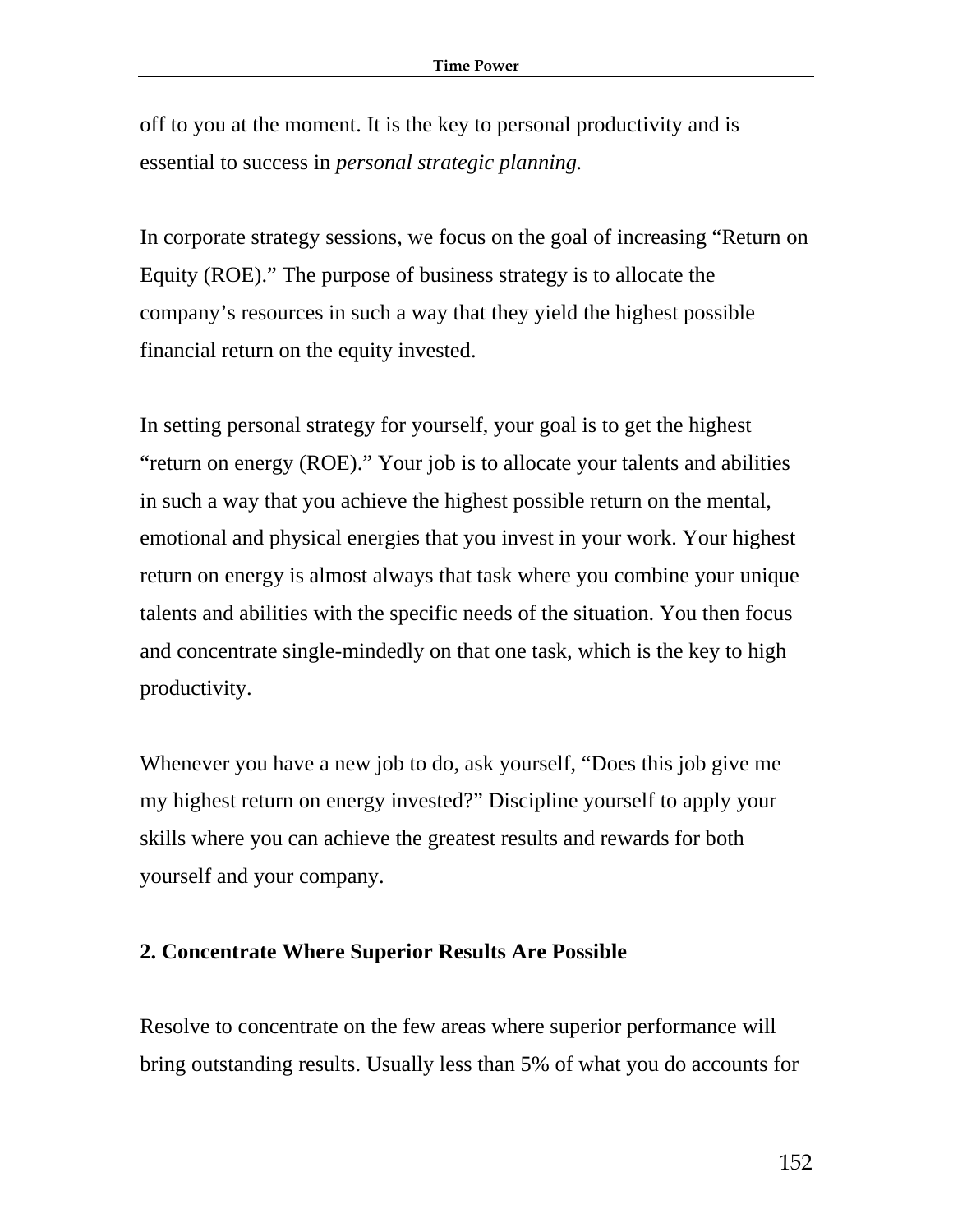off to you at the moment. It is the key to personal productivity and is essential to success in *personal strategic planning.*

In corporate strategy sessions, we focus on the goal of increasing “Return on Equity (ROE).” The purpose of business strategy is to allocate the company’s resources in such a way that they yield the highest possible financial return on the equity invested.

In setting personal strategy for yourself, your goal is to get the highest “return on energy (ROE).” Your job is to allocate your talents and abilities in such a way that you achieve the highest possible return on the mental, emotional and physical energies that you invest in your work. Your highest return on energy is almost always that task where you combine your unique talents and abilities with the specific needs of the situation. You then focus and concentrate single-mindedly on that one task, which is the key to high productivity.

Whenever you have a new job to do, ask yourself, “Does this job give me my highest return on energy invested?” Discipline yourself to apply your skills where you can achieve the greatest results and rewards for both yourself and your company.

### 2. Concentrate Where Superior Results Are Possible

Resolve to concentrate on the few areas where superior performance will bring outstanding results. Usually less than 5% of what you do accounts for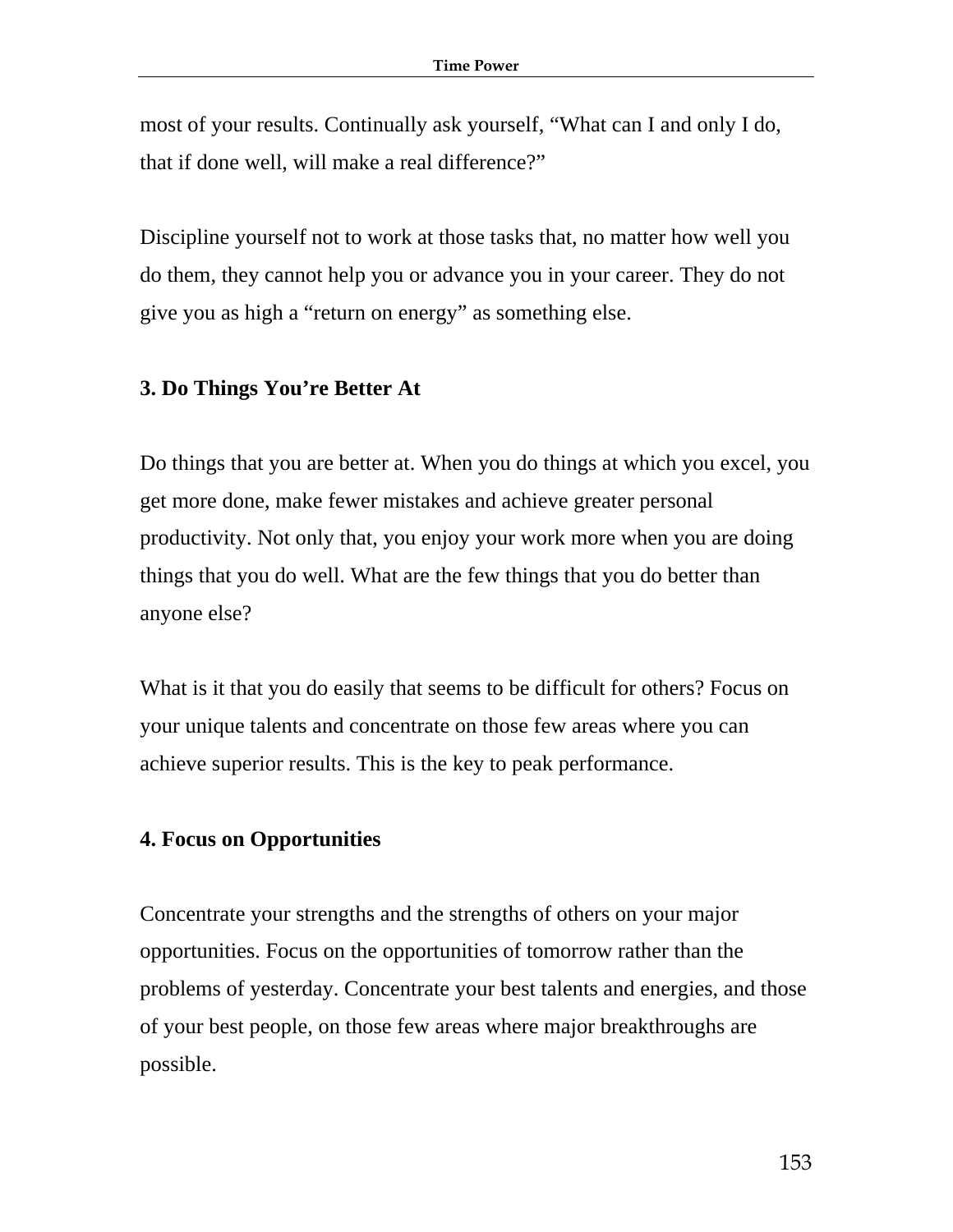most of your results. Continually ask yourself, “What can I and only I do, that if done well, will make a real difference?”

Discipline yourself not to work at those tasks that, no matter how well you do them, they cannot help you or advance you in your career. They do not give you as high a “return on energy” as something else.

**3. Do Things You’re Better At**

Do things that you are better at. When you do things at which you excel, you get more done, make fewer mistakes and achieve greater personal productivity. Not only that, you enjoy your work more when you are doing things that you do well. What are the few things that you do better than anyone else?

What is it that you do easily that seems to be difficult for others? Focus on your unique talents and concentrate on those few areas where you can achieve superior results. This is the key to peak performance.

**4. Focus on Opportunities**

Concentrate your strengths and the strengths of others on your major opportunities. Focus on the opportunities of tomorrow rather than the problems of yesterday. Concentrate your best talents and energies, and those of your best people, on those few areas where major breakthroughs are possible.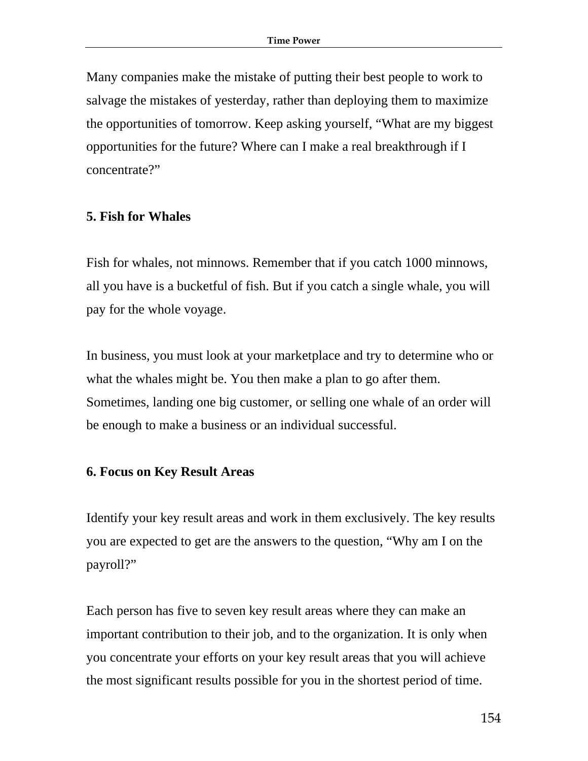Many companies make the mistake of putting their best people to work to salvage the mistakes of yesterday, rather than deploying them to maximize the opportunities of tomorrow. Keep asking yourself, "What are my biggest opportunities for the future? Where can I make a real breakthrough if I concentrate?"

### 5. Fish for Whales

Fish for whales, not minnows. Remember that if you catch 1000 minnows, all you have is a bucketful of fish. But if you catch a single whale, you will pay for the whole voyage.

In business, you must look at your marketplace and try to determine who or what the whales might be. You then make a plan to go after them. Sometimes, landing one big customer, or selling one whale of an order will be enough to make a business or an individual successful.

### 6. Focus on Key Result Areas

Identify your key result areas and work in them exclusively. The key results you are expected to get are the answers to the question, "Why am I on the payroll?"

Each person has five to seven key result areas where they can make an important contribution to their job, and to the organization. It is only when you concentrate your efforts on your key result areas that you will achieve the most significant results possible for you in the shortest period of time.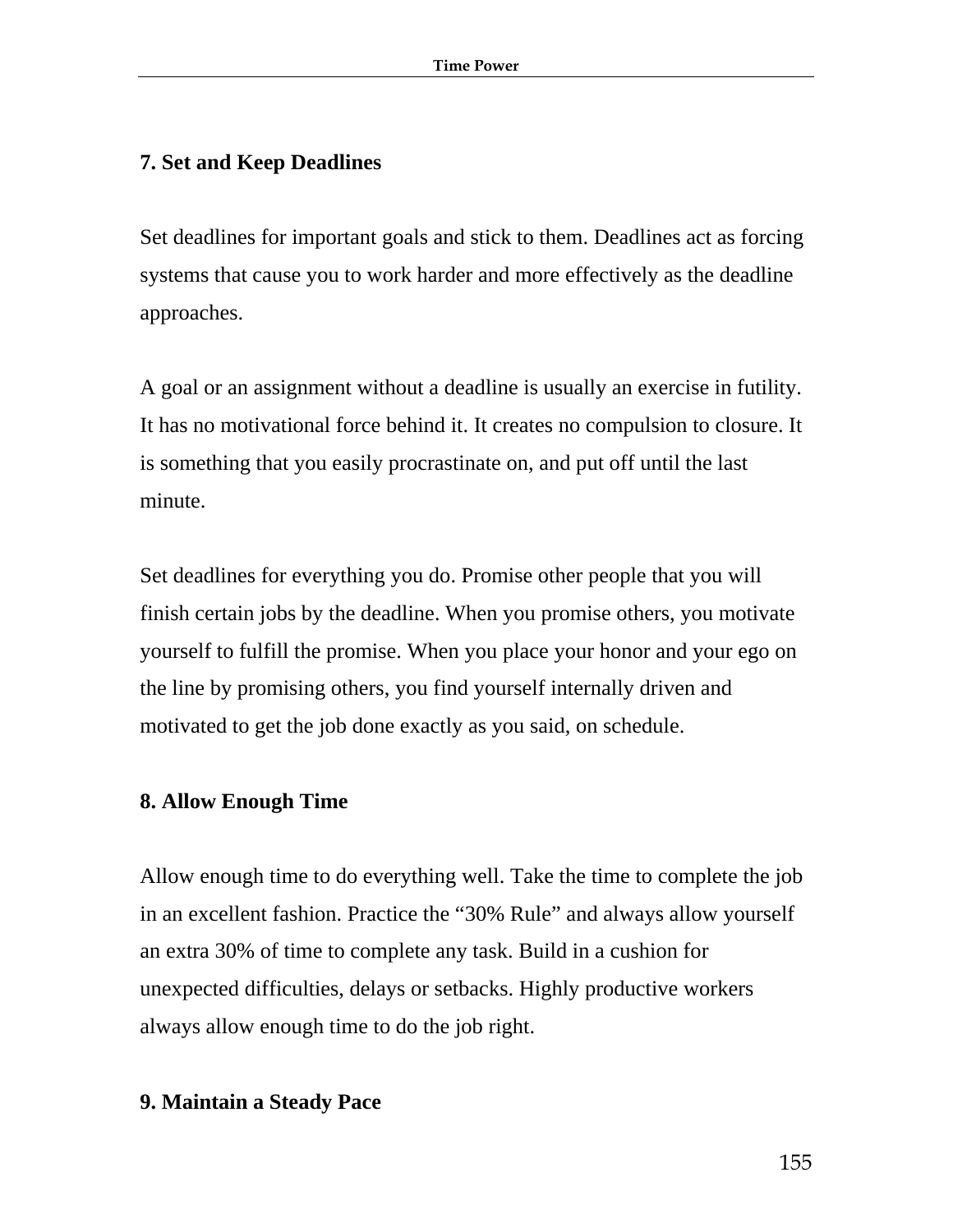### 7. Set and Keep Deadlines

Set deadlines for important goals and stick to them. Deadlines act as forcing systems that cause you to work harder and more effectively as the deadline approaches.

A goal or an assignment without a deadline is usually an exercise in futility. It has no motivational force behind it. It creates no compulsion to closure. It is something that you easily procrastinate on, and put off until the last minute.

Set deadlines for everything you do. Promise other people that you will finish certain jobs by the deadline. When you promise others, you motivate yourself to fulfill the promise. When you place your honor and your ego on the line by promising others, you find yourself internally driven and motivated to get the job done exactly as you said, on schedule.

### 8. Allow Enough Time

Allow enough time to do everything well. Take the time to complete the job in an excellent fashion. Practice the "30% Rule" and always allow yourself an extra 30% of time to complete any task. Build in a cushion for unexpected difficulties, delays or setbacks. Highly productive workers always allow enough time to do the job right.

### 9. Maintain a Steady Pace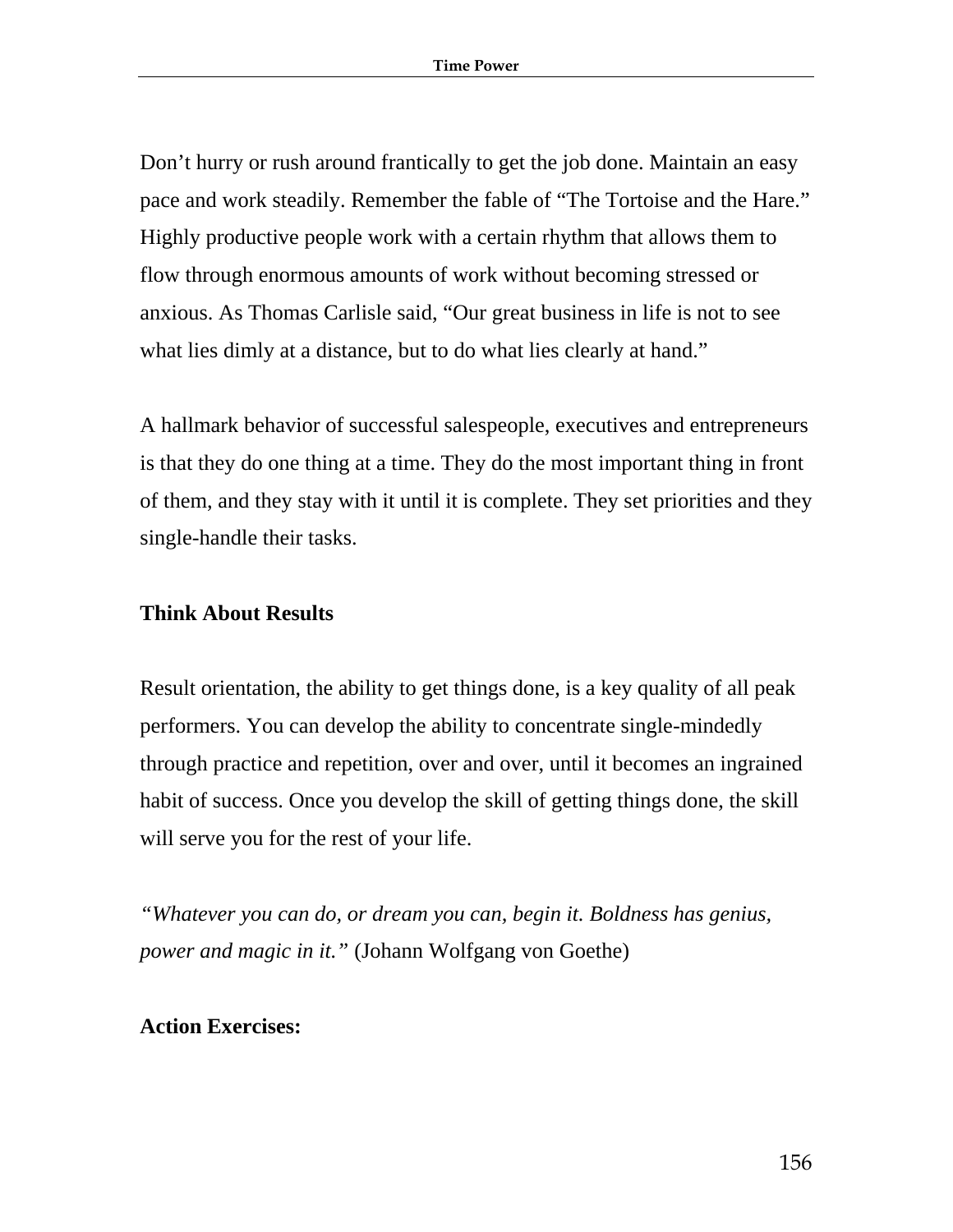Don't hurry or rush around frantically to get the job done. Maintain an easy pace and work steadily. Remember the fable of "The Tortoise and the Hare." Highly productive people work with a certain rhythm that allows them to flow through enormous amounts of work without becoming stressed or anxious. As Thomas Carlisle said, "Our great business in life is not to see what lies dimly at a distance, but to do what lies clearly at hand."

A hallmark behavior of successful salespeople, executives and entrepreneurs is that they do one thing at a time. They do the most important thing in front of them, and they stay with it until it is complete. They set priorities and they single-handle their tasks.

**Think About Results**

Result orientation, the ability to get things done, is a key quality of all peak performers. You can develop the ability to concentrate single-mindedly through practice and repetition, over and over, until it becomes an ingrained habit of success. Once you develop the skill of getting things done, the skill will serve you for the rest of your life.

*"Whatever you can do, or dream you can, begin it. Boldness has genius, power and magic in it."* (Johann Wolfgang von Goethe)

**Action Exercises:**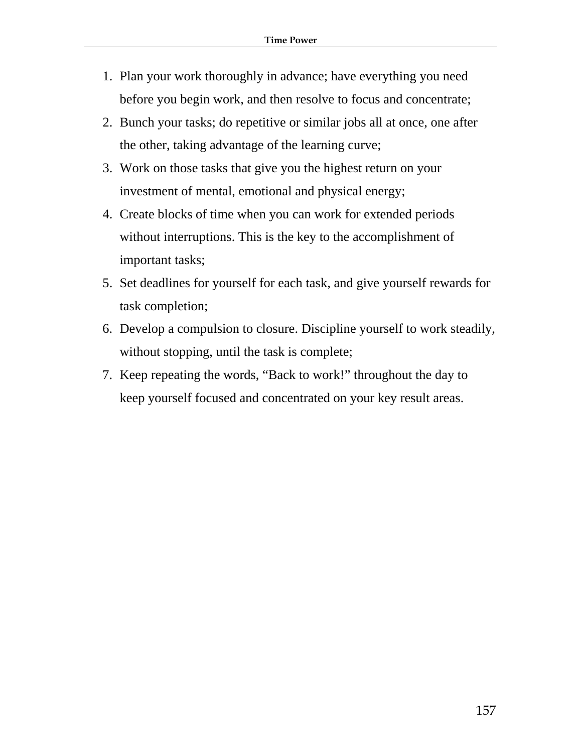1. Plan your work thoroughly in advance; have everything you need before you begin work, and then resolve to focus and concentrate;
2. Bunch your tasks; do repetitive or similar jobs all at once, one after the other, taking advantage of the learning curve;
3. Work on those tasks that give you the highest return on your investment of mental, emotional and physical energy;
4. Create blocks of time when you can work for extended periods without interruptions. This is the key to the accomplishment of important tasks;
5. Set deadlines for yourself for each task, and give yourself rewards for task completion;
6. Develop a compulsion to closure. Discipline yourself to work steadily, without stopping, until the task is complete;
7. Keep repeating the words, “Back to work!” throughout the day to keep yourself focused and concentrated on your key result areas.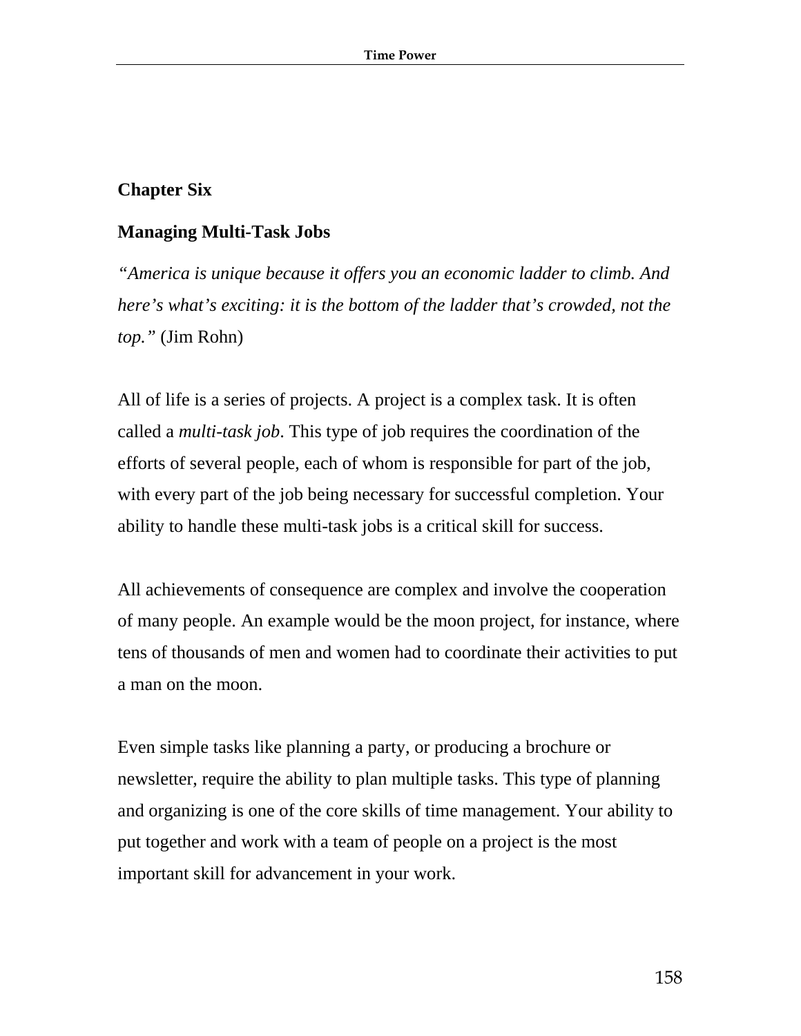## Chapter Six

## Managing Multi-Task Jobs

*"America is unique because it offers you an economic ladder to climb. And here's what's exciting: it is the bottom of the ladder that's crowded, not the top."* (Jim Rohn)

All of life is a series of projects. A project is a complex task. It is often called a *multi-task job*. This type of job requires the coordination of the efforts of several people, each of whom is responsible for part of the job, with every part of the job being necessary for successful completion. Your ability to handle these multi-task jobs is a critical skill for success.

All achievements of consequence are complex and involve the cooperation of many people. An example would be the moon project, for instance, where tens of thousands of men and women had to coordinate their activities to put a man on the moon.

Even simple tasks like planning a party, or producing a brochure or newsletter, require the ability to plan multiple tasks. This type of planning and organizing is one of the core skills of time management. Your ability to put together and work with a team of people on a project is the most important skill for advancement in your work.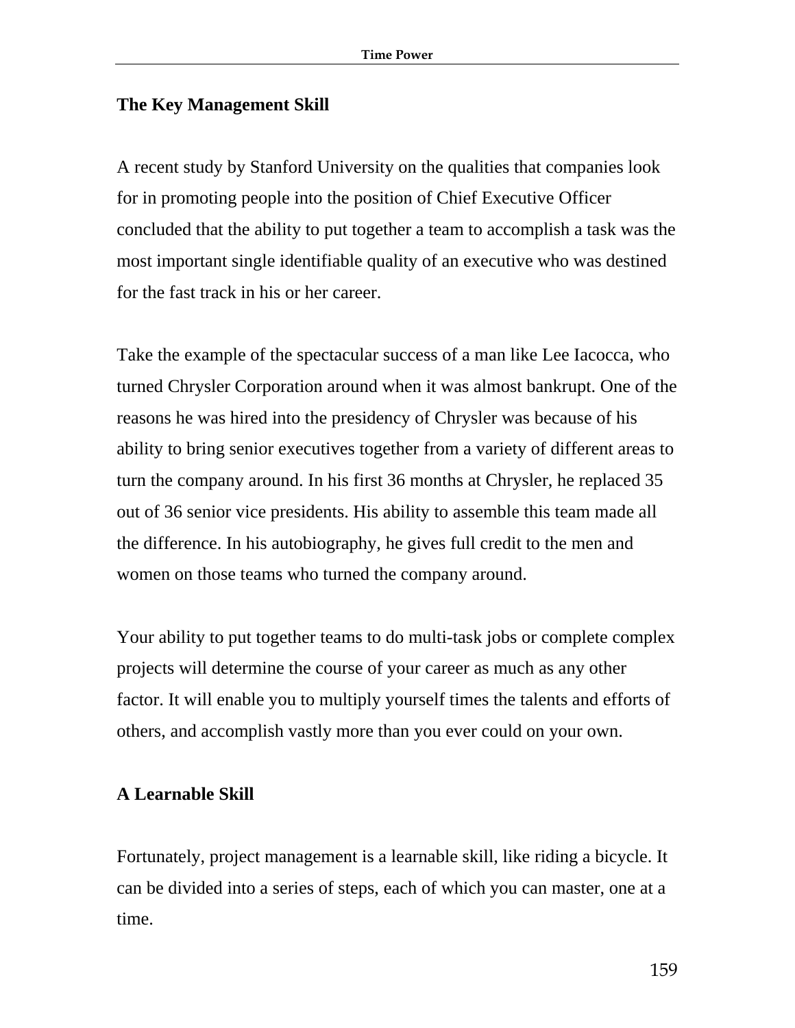### The Key Management Skill

A recent study by Stanford University on the qualities that companies look for in promoting people into the position of Chief Executive Officer concluded that the ability to put together a team to accomplish a task was the most important single identifiable quality of an executive who was destined for the fast track in his or her career.

Take the example of the spectacular success of a man like Lee Iacocca, who turned Chrysler Corporation around when it was almost bankrupt. One of the reasons he was hired into the presidency of Chrysler was because of his ability to bring senior executives together from a variety of different areas to turn the company around. In his first 36 months at Chrysler, he replaced 35 out of 36 senior vice presidents. His ability to assemble this team made all the difference. In his autobiography, he gives full credit to the men and women on those teams who turned the company around.

Your ability to put together teams to do multi-task jobs or complete complex projects will determine the course of your career as much as any other factor. It will enable you to multiply yourself times the talents and efforts of others, and accomplish vastly more than you ever could on your own.

### A Learnable Skill

Fortunately, project management is a learnable skill, like riding a bicycle. It can be divided into a series of steps, each of which you can master, one at a time.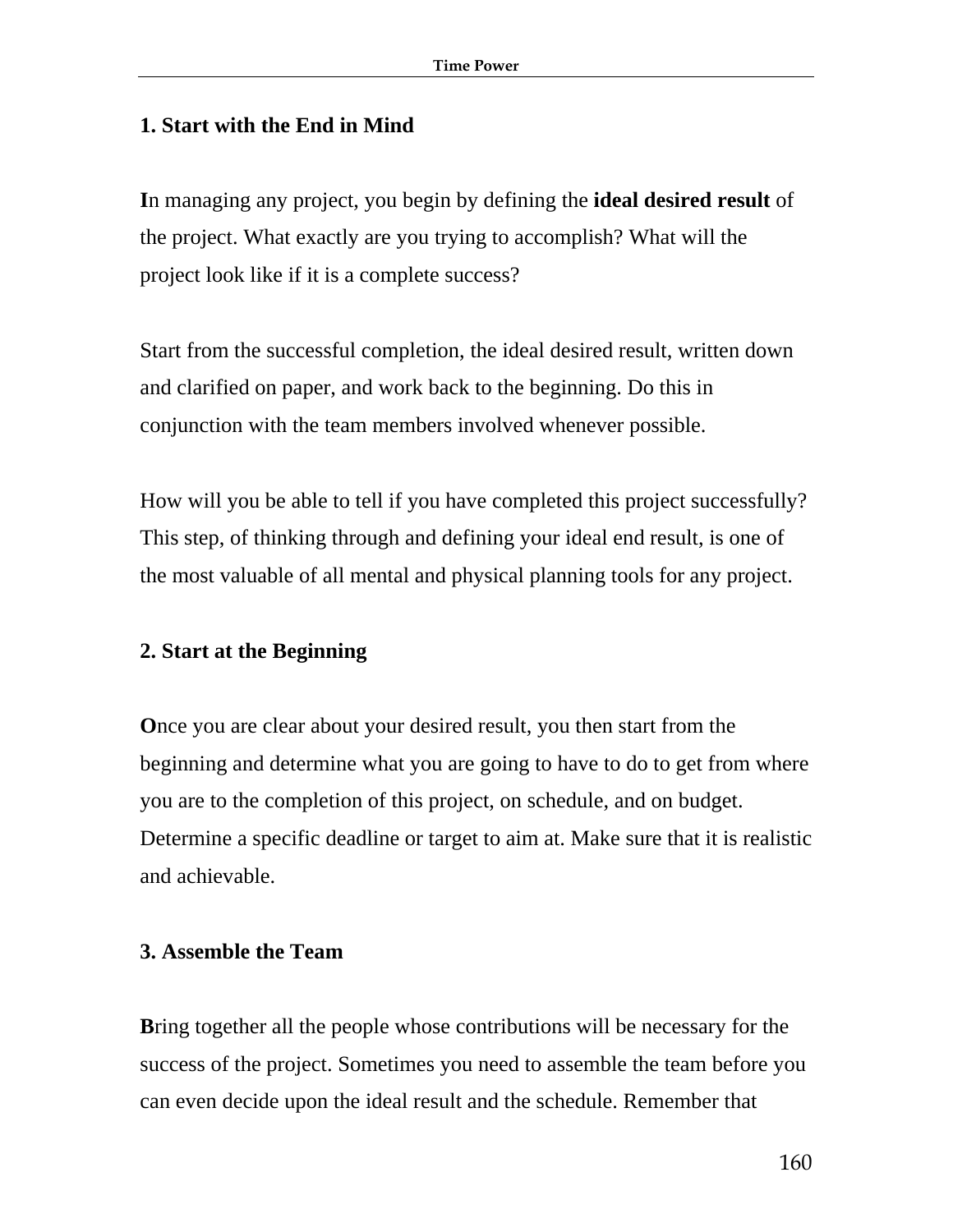### 1. Start with the End in Mind

**I**n managing any project, you begin by defining the **ideal desired result** of the project. What exactly are you trying to accomplish? What will the project look like if it is a complete success?

Start from the successful completion, the ideal desired result, written down and clarified on paper, and work back to the beginning. Do this in conjunction with the team members involved whenever possible.

How will you be able to tell if you have completed this project successfully? This step, of thinking through and defining your ideal end result, is one of the most valuable of all mental and physical planning tools for any project.

### 2. Start at the Beginning

**O**nce you are clear about your desired result, you then start from the beginning and determine what you are going to have to do to get from where you are to the completion of this project, on schedule, and on budget. Determine a specific deadline or target to aim at. Make sure that it is realistic and achievable.

### 3. Assemble the Team

**B**ring together all the people whose contributions will be necessary for the success of the project. Sometimes you need to assemble the team before you can even decide upon the ideal result and the schedule. Remember that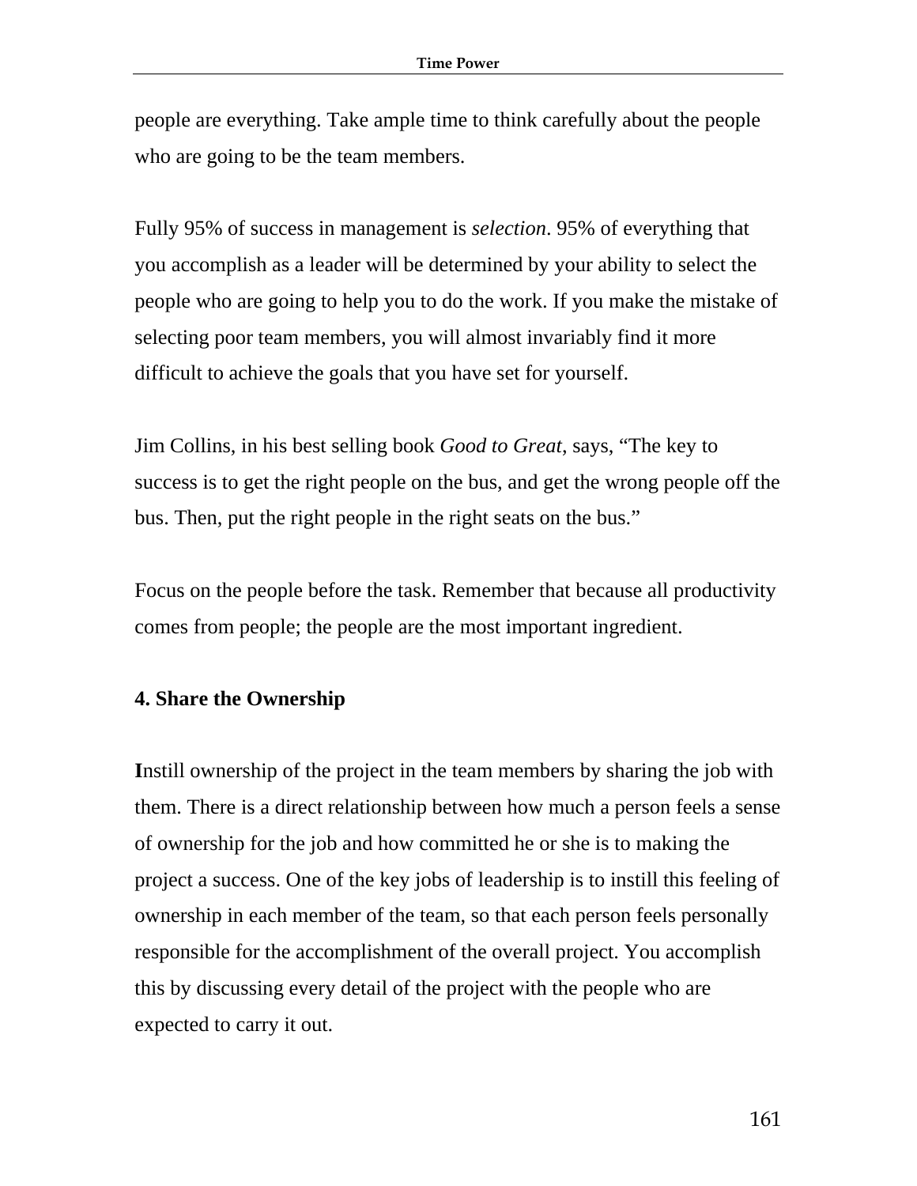people are everything. Take ample time to think carefully about the people who are going to be the team members.

Fully 95% of success in management is *selection*. 95% of everything that you accomplish as a leader will be determined by your ability to select the people who are going to help you to do the work. If you make the mistake of selecting poor team members, you will almost invariably find it more difficult to achieve the goals that you have set for yourself.

Jim Collins, in his best selling book *Good to Great*, says, “The key to success is to get the right people on the bus, and get the wrong people off the bus. Then, put the right people in the right seats on the bus.”

Focus on the people before the task. Remember that because all productivity comes from people; the people are the most important ingredient.

**4. Share the Ownership**

**I**nstill ownership of the project in the team members by sharing the job with them. There is a direct relationship between how much a person feels a sense of ownership for the job and how committed he or she is to making the project a success. One of the key jobs of leadership is to instill this feeling of ownership in each member of the team, so that each person feels personally responsible for the accomplishment of the overall project. You accomplish this by discussing every detail of the project with the people who are expected to carry it out.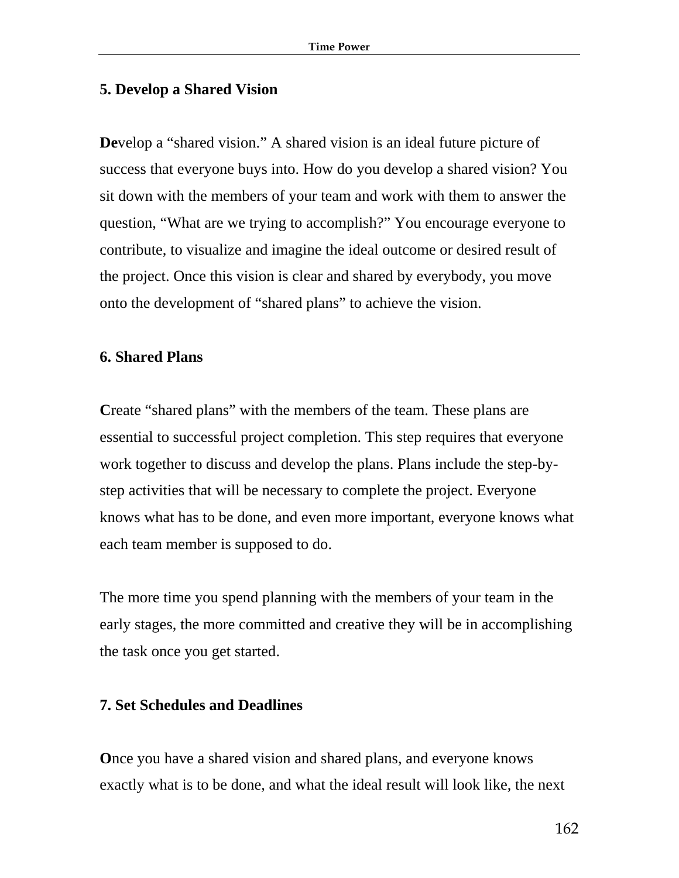## 5. Develop a Shared Vision

**De**velop a "shared vision." A shared vision is an ideal future picture of success that everyone buys into. How do you develop a shared vision? You sit down with the members of your team and work with them to answer the question, "What are we trying to accomplish?" You encourage everyone to contribute, to visualize and imagine the ideal outcome or desired result of the project. Once this vision is clear and shared by everybody, you move onto the development of "shared plans" to achieve the vision.

## 6. Shared Plans

**C**reate "shared plans" with the members of the team. These plans are essential to successful project completion. This step requires that everyone work together to discuss and develop the plans. Plans include the step-by-step activities that will be necessary to complete the project. Everyone knows what has to be done, and even more important, everyone knows what each team member is supposed to do.

The more time you spend planning with the members of your team in the early stages, the more committed and creative they will be in accomplishing the task once you get started.

## 7. Set Schedules and Deadlines

**O**nce you have a shared vision and shared plans, and everyone knows exactly what is to be done, and what the ideal result will look like, the next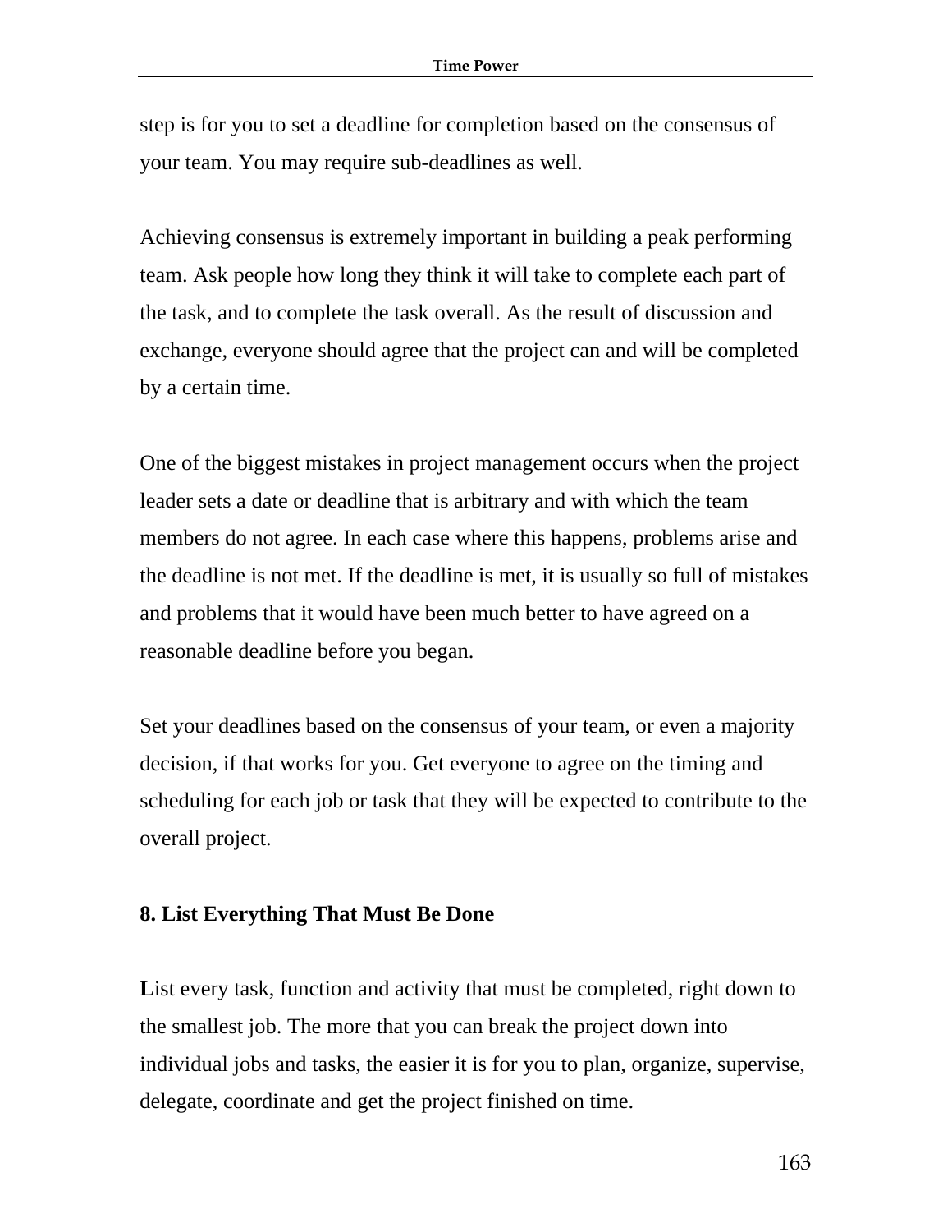step is for you to set a deadline for completion based on the consensus of your team. You may require sub-deadlines as well.

Achieving consensus is extremely important in building a peak performing team. Ask people how long they think it will take to complete each part of the task, and to complete the task overall. As the result of discussion and exchange, everyone should agree that the project can and will be completed by a certain time.

One of the biggest mistakes in project management occurs when the project leader sets a date or deadline that is arbitrary and with which the team members do not agree. In each case where this happens, problems arise and the deadline is not met. If the deadline is met, it is usually so full of mistakes and problems that it would have been much better to have agreed on a reasonable deadline before you began.

Set your deadlines based on the consensus of your team, or even a majority decision, if that works for you. Get everyone to agree on the timing and scheduling for each job or task that they will be expected to contribute to the overall project.

### 8. List Everything That Must Be Done

**L**ist every task, function and activity that must be completed, right down to the smallest job. The more that you can break the project down into individual jobs and tasks, the easier it is for you to plan, organize, supervise, delegate, coordinate and get the project finished on time.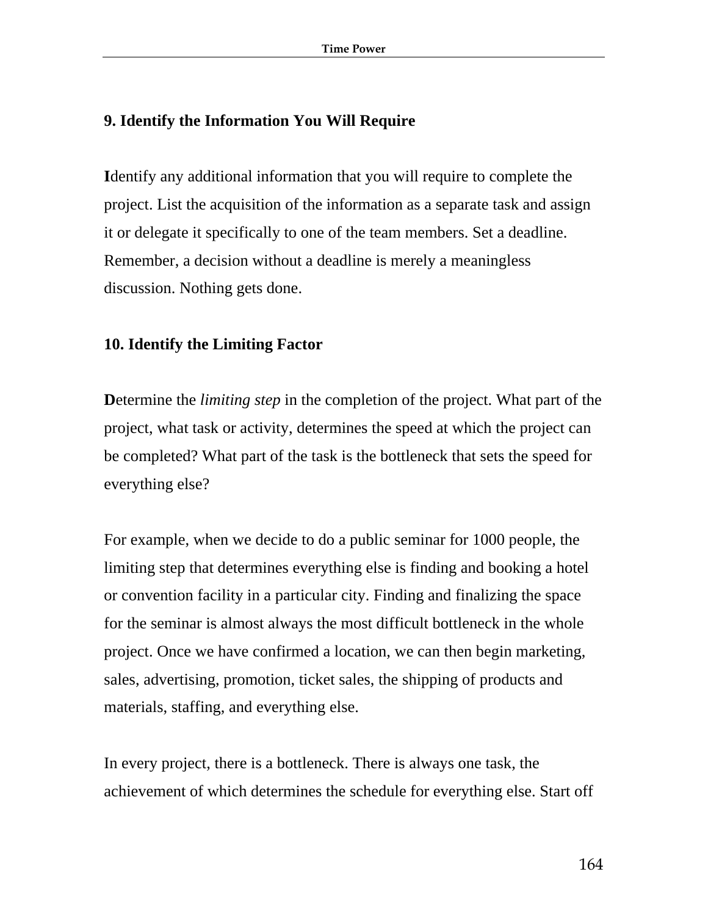### 9. Identify the Information You Will Require

**I**dentify any additional information that you will require to complete the project. List the acquisition of the information as a separate task and assign it or delegate it specifically to one of the team members. Set a deadline. Remember, a decision without a deadline is merely a meaningless discussion. Nothing gets done.

### 10. Identify the Limiting Factor

**D**etermine the *limiting step* in the completion of the project. What part of the project, what task or activity, determines the speed at which the project can be completed? What part of the task is the bottleneck that sets the speed for everything else?

For example, when we decide to do a public seminar for 1000 people, the limiting step that determines everything else is finding and booking a hotel or convention facility in a particular city. Finding and finalizing the space for the seminar is almost always the most difficult bottleneck in the whole project. Once we have confirmed a location, we can then begin marketing, sales, advertising, promotion, ticket sales, the shipping of products and materials, staffing, and everything else.

In every project, there is a bottleneck. There is always one task, the achievement of which determines the schedule for everything else. Start off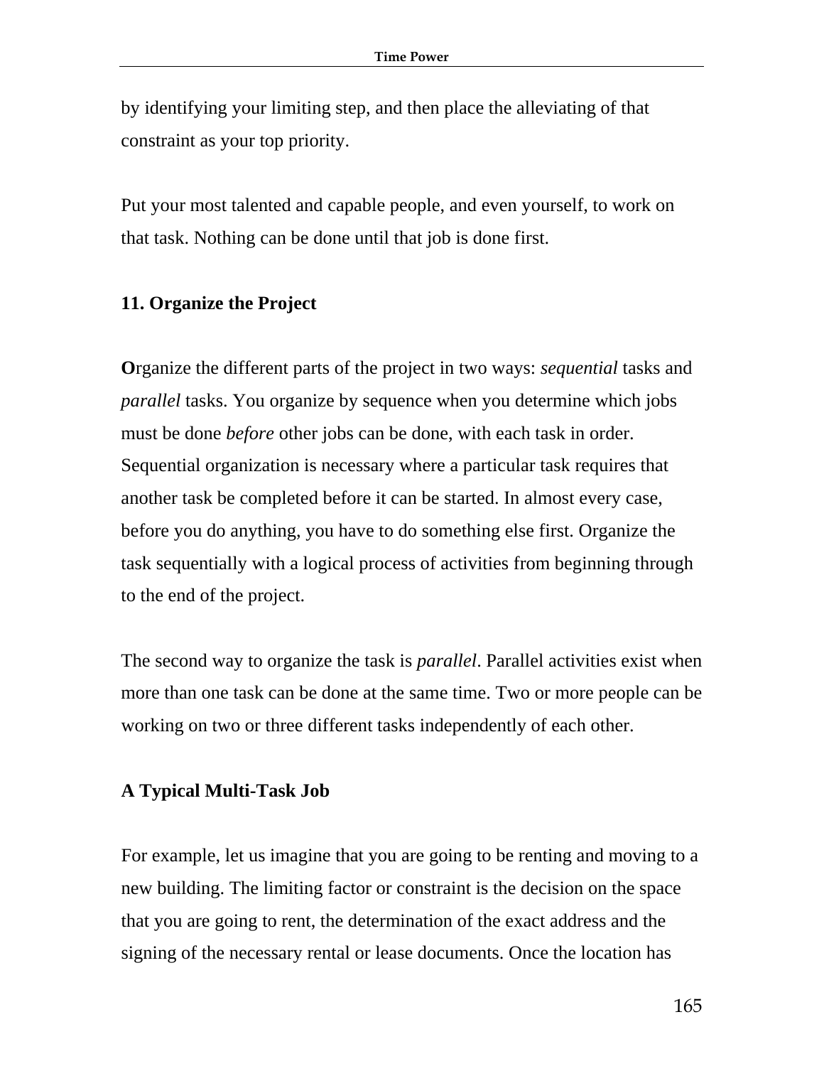by identifying your limiting step, and then place the alleviating of that constraint as your top priority.

Put your most talented and capable people, and even yourself, to work on that task. Nothing can be done until that job is done first.

### 11. Organize the Project

**O**rganize the different parts of the project in two ways: *sequential* tasks and *parallel* tasks. You organize by sequence when you determine which jobs must be done *before* other jobs can be done, with each task in order. Sequential organization is necessary where a particular task requires that another task be completed before it can be started. In almost every case, before you do anything, you have to do something else first. Organize the task sequentially with a logical process of activities from beginning through to the end of the project.

The second way to organize the task is *parallel*. Parallel activities exist when more than one task can be done at the same time. Two or more people can be working on two or three different tasks independently of each other.

### A Typical Multi-Task Job

For example, let us imagine that you are going to be renting and moving to a new building. The limiting factor or constraint is the decision on the space that you are going to rent, the determination of the exact address and the signing of the necessary rental or lease documents. Once the location has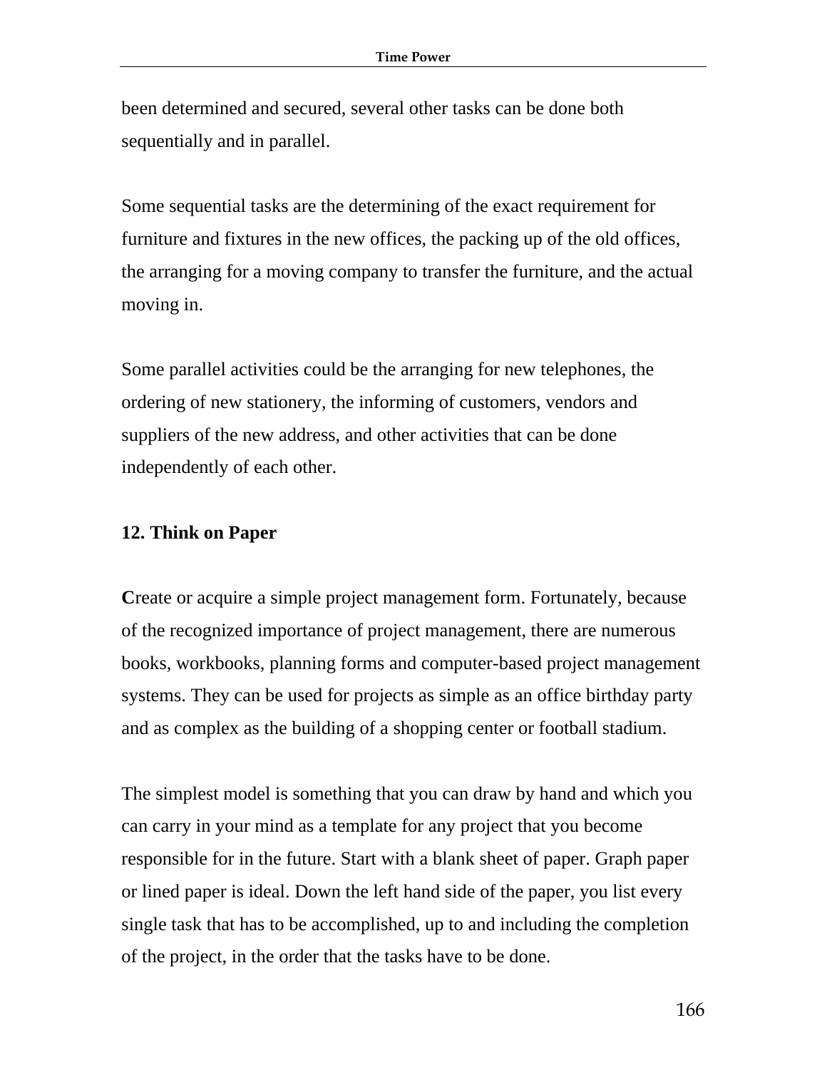been determined and secured, several other tasks can be done both sequentially and in parallel.

Some sequential tasks are the determining of the exact requirement for furniture and fixtures in the new offices, the packing up of the old offices, the arranging for a moving company to transfer the furniture, and the actual moving in.

Some parallel activities could be the arranging for new telephones, the ordering of new stationery, the informing of customers, vendors and suppliers of the new address, and other activities that can be done independently of each other.

### 12. Think on Paper

**C**reate or acquire a simple project management form. Fortunately, because of the recognized importance of project management, there are numerous books, workbooks, planning forms and computer-based project management systems. They can be used for projects as simple as an office birthday party and as complex as the building of a shopping center or football stadium.

The simplest model is something that you can draw by hand and which you can carry in your mind as a template for any project that you become responsible for in the future. Start with a blank sheet of paper. Graph paper or lined paper is ideal. Down the left hand side of the paper, you list every single task that has to be accomplished, up to and including the completion of the project, in the order that the tasks have to be done.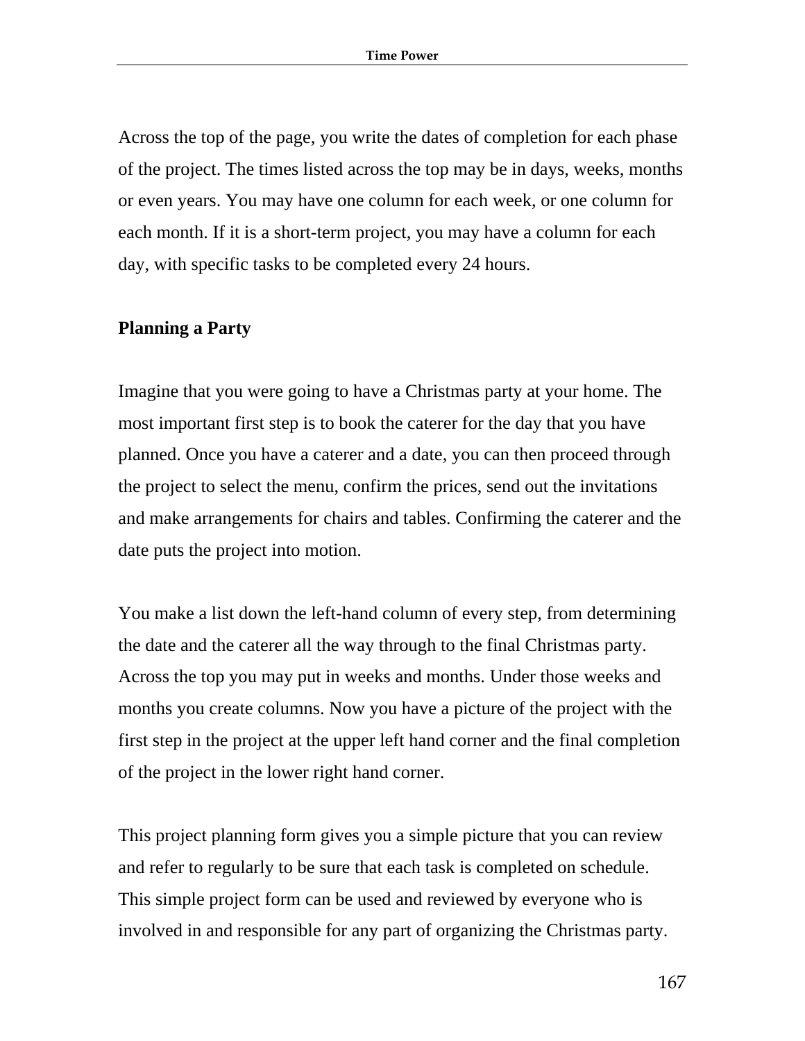Across the top of the page, you write the dates of completion for each phase of the project. The times listed across the top may be in days, weeks, months or even years. You may have one column for each week, or one column for each month. If it is a short-term project, you may have a column for each day, with specific tasks to be completed every 24 hours.

**Planning a Party**

Imagine that you were going to have a Christmas party at your home. The most important first step is to book the caterer for the day that you have planned. Once you have a caterer and a date, you can then proceed through the project to select the menu, confirm the prices, send out the invitations and make arrangements for chairs and tables. Confirming the caterer and the date puts the project into motion.

You make a list down the left-hand column of every step, from determining the date and the caterer all the way through to the final Christmas party. Across the top you may put in weeks and months. Under those weeks and months you create columns. Now you have a picture of the project with the first step in the project at the upper left hand corner and the final completion of the project in the lower right hand corner.

This project planning form gives you a simple picture that you can review and refer to regularly to be sure that each task is completed on schedule. This simple project form can be used and reviewed by everyone who is involved in and responsible for any part of organizing the Christmas party.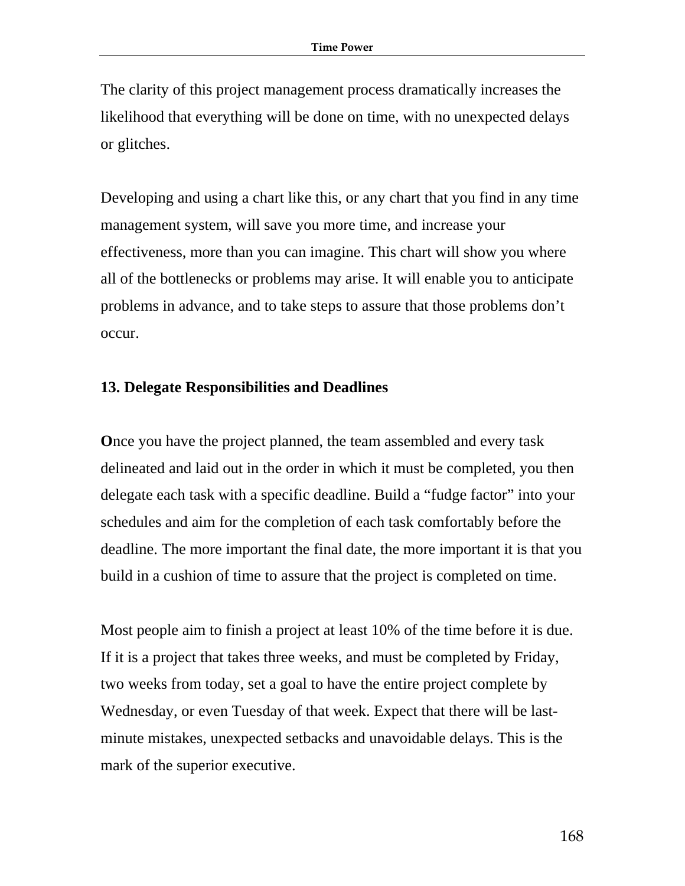The clarity of this project management process dramatically increases the likelihood that everything will be done on time, with no unexpected delays or glitches.

Developing and using a chart like this, or any chart that you find in any time management system, will save you more time, and increase your effectiveness, more than you can imagine. This chart will show you where all of the bottlenecks or problems may arise. It will enable you to anticipate problems in advance, and to take steps to assure that those problems don't occur.

### 13. Delegate Responsibilities and Deadlines

**O**nce you have the project planned, the team assembled and every task delineated and laid out in the order in which it must be completed, you then delegate each task with a specific deadline. Build a "fudge factor" into your schedules and aim for the completion of each task comfortably before the deadline. The more important the final date, the more important it is that you build in a cushion of time to assure that the project is completed on time.

Most people aim to finish a project at least 10% of the time before it is due. If it is a project that takes three weeks, and must be completed by Friday, two weeks from today, set a goal to have the entire project complete by Wednesday, or even Tuesday of that week. Expect that there will be last-minute mistakes, unexpected setbacks and unavoidable delays. This is the mark of the superior executive.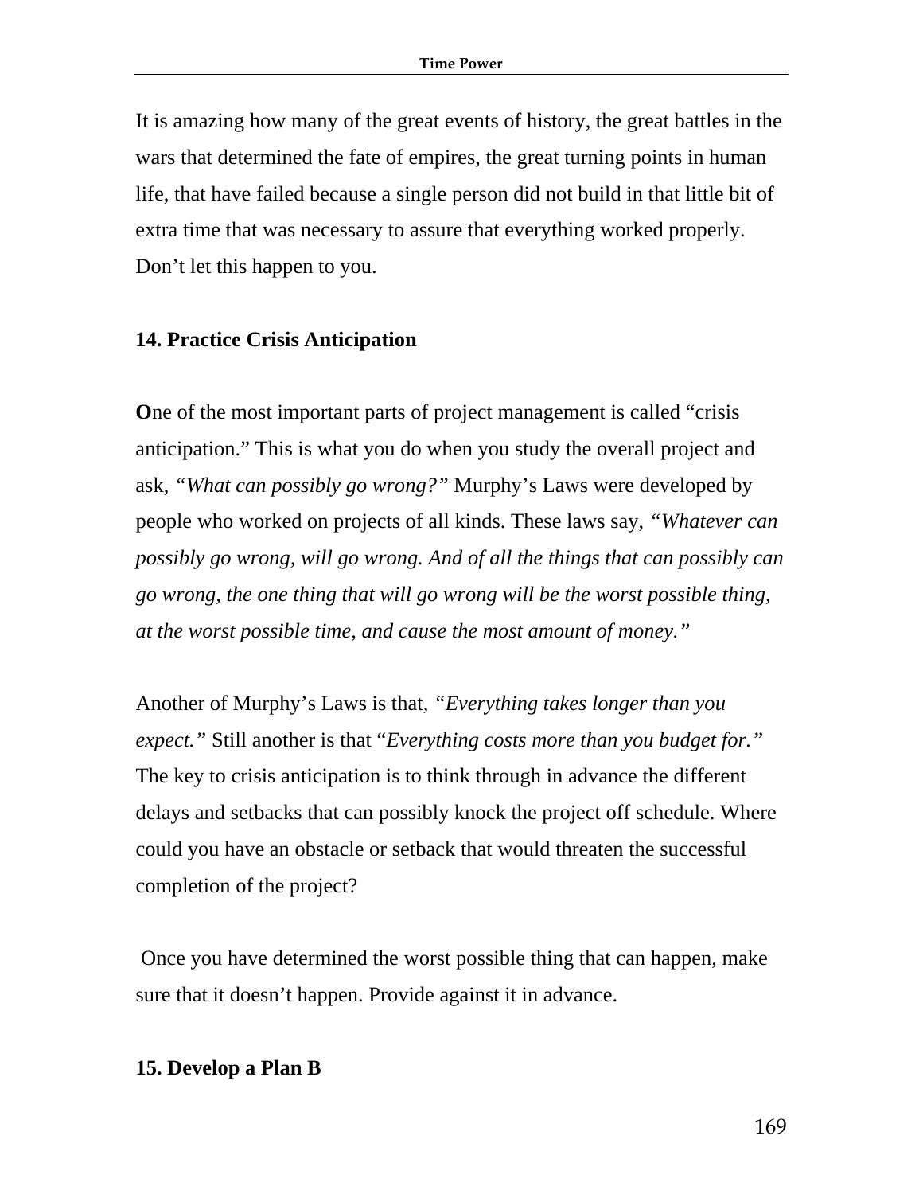It is amazing how many of the great events of history, the great battles in the wars that determined the fate of empires, the great turning points in human life, that have failed because a single person did not build in that little bit of extra time that was necessary to assure that everything worked properly. Don't let this happen to you.

**14. Practice Crisis Anticipation**

**O**ne of the most important parts of project management is called "crisis anticipation." This is what you do when you study the overall project and ask, *"What can possibly go wrong?"* Murphy's Laws were developed by people who worked on projects of all kinds. These laws say, *"Whatever can possibly go wrong, will go wrong. And of all the things that can possibly can go wrong, the one thing that will go wrong will be the worst possible thing, at the worst possible time, and cause the most amount of money."*

Another of Murphy's Laws is that, *"Everything takes longer than you expect."* Still another is that "*Everything costs more than you budget for."* The key to crisis anticipation is to think through in advance the different delays and setbacks that can possibly knock the project off schedule. Where could you have an obstacle or setback that would threaten the successful completion of the project?

Once you have determined the worst possible thing that can happen, make sure that it doesn't happen. Provide against it in advance.

**15. Develop a Plan B**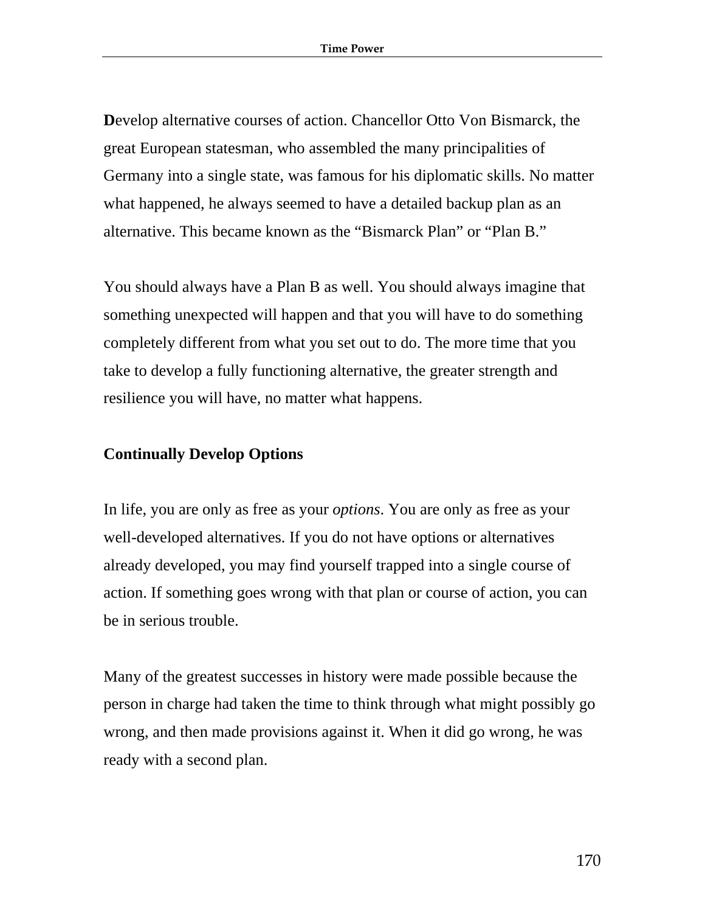**D**evelop alternative courses of action. Chancellor Otto Von Bismarck, the great European statesman, who assembled the many principalities of Germany into a single state, was famous for his diplomatic skills. No matter what happened, he always seemed to have a detailed backup plan as an alternative. This became known as the “Bismarck Plan” or “Plan B.”

You should always have a Plan B as well. You should always imagine that something unexpected will happen and that you will have to do something completely different from what you set out to do. The more time that you take to develop a fully functioning alternative, the greater strength and resilience you will have, no matter what happens.

## Continually Develop Options

In life, you are only as free as your *options*. You are only as free as your well-developed alternatives. If you do not have options or alternatives already developed, you may find yourself trapped into a single course of action. If something goes wrong with that plan or course of action, you can be in serious trouble.

Many of the greatest successes in history were made possible because the person in charge had taken the time to think through what might possibly go wrong, and then made provisions against it. When it did go wrong, he was ready with a second plan.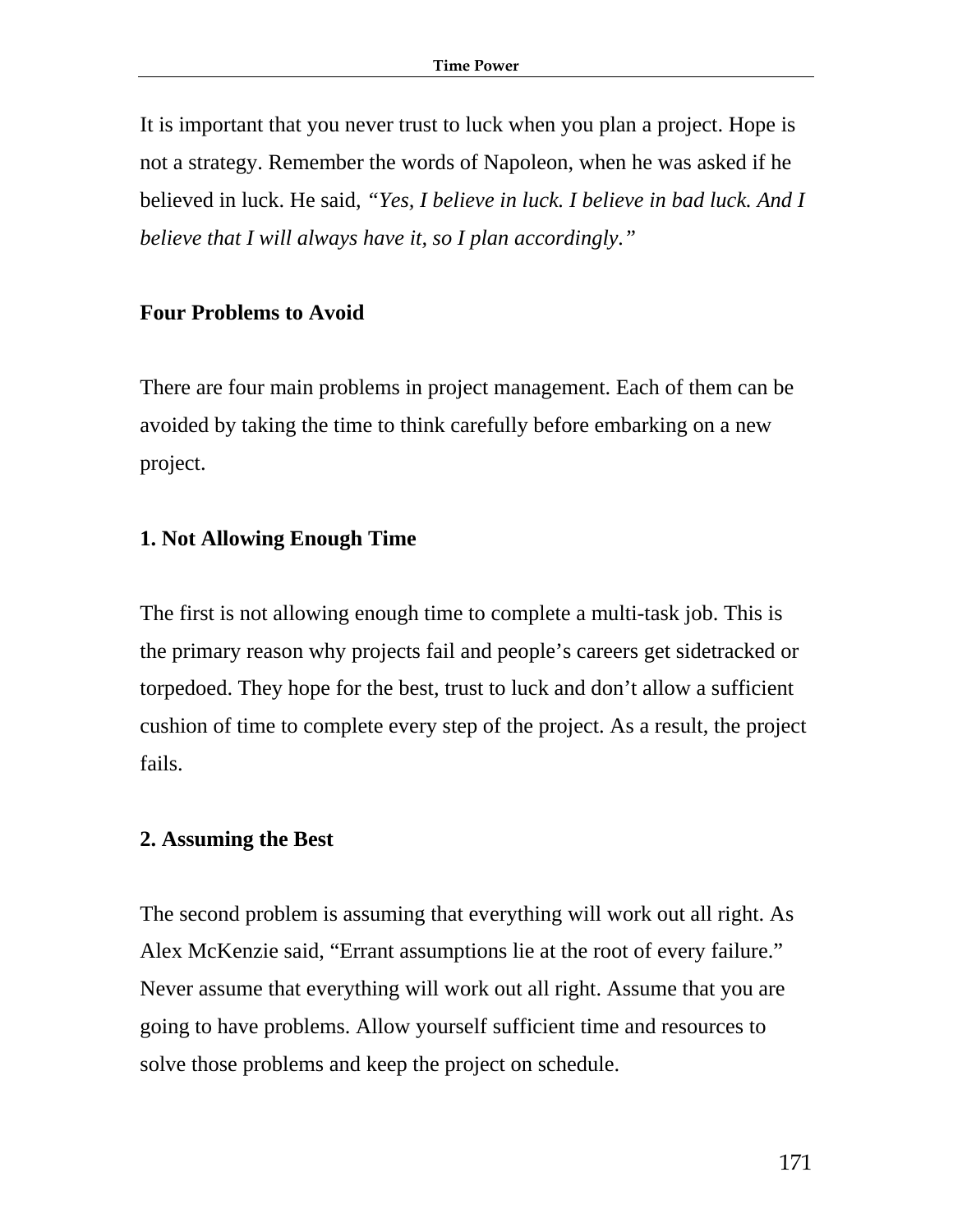It is important that you never trust to luck when you plan a project. Hope is not a strategy. Remember the words of Napoleon, when he was asked if he believed in luck. He said, *"Yes, I believe in luck. I believe in bad luck. And I believe that I will always have it, so I plan accordingly."*

## Four Problems to Avoid

There are four main problems in project management. Each of them can be avoided by taking the time to think carefully before embarking on a new project.

### 1. Not Allowing Enough Time

The first is not allowing enough time to complete a multi-task job. This is the primary reason why projects fail and people's careers get sidetracked or torpedoed. They hope for the best, trust to luck and don't allow a sufficient cushion of time to complete every step of the project. As a result, the project fails.

### 2. Assuming the Best

The second problem is assuming that everything will work out all right. As Alex McKenzie said, "Errant assumptions lie at the root of every failure." Never assume that everything will work out all right. Assume that you are going to have problems. Allow yourself sufficient time and resources to solve those problems and keep the project on schedule.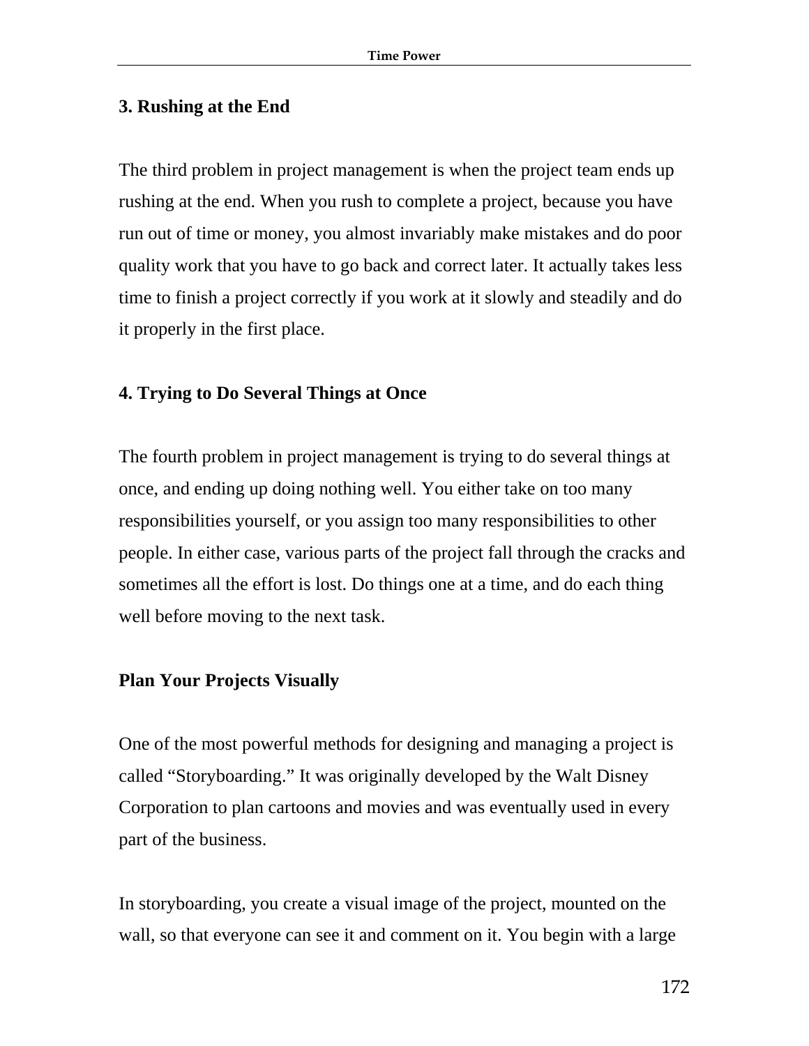### 3. Rushing at the End

The third problem in project management is when the project team ends up rushing at the end. When you rush to complete a project, because you have run out of time or money, you almost invariably make mistakes and do poor quality work that you have to go back and correct later. It actually takes less time to finish a project correctly if you work at it slowly and steadily and do it properly in the first place.

### 4. Trying to Do Several Things at Once

The fourth problem in project management is trying to do several things at once, and ending up doing nothing well. You either take on too many responsibilities yourself, or you assign too many responsibilities to other people. In either case, various parts of the project fall through the cracks and sometimes all the effort is lost. Do things one at a time, and do each thing well before moving to the next task.

### Plan Your Projects Visually

One of the most powerful methods for designing and managing a project is called "Storyboarding." It was originally developed by the Walt Disney Corporation to plan cartoons and movies and was eventually used in every part of the business.

In storyboarding, you create a visual image of the project, mounted on the wall, so that everyone can see it and comment on it. You begin with a large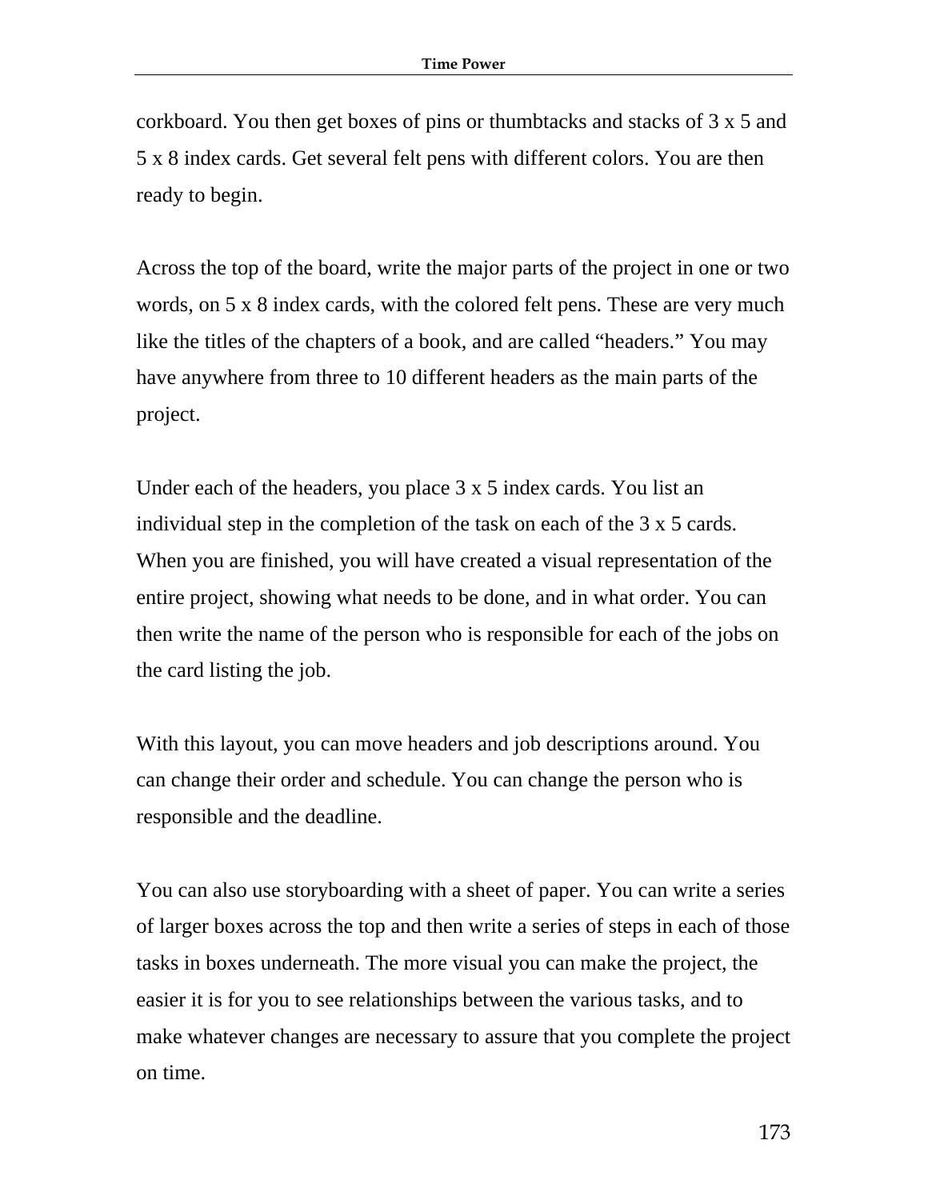corkboard. You then get boxes of pins or thumbtacks and stacks of 3 x 5 and 5 x 8 index cards. Get several felt pens with different colors. You are then ready to begin.

Across the top of the board, write the major parts of the project in one or two words, on 5 x 8 index cards, with the colored felt pens. These are very much like the titles of the chapters of a book, and are called "headers." You may have anywhere from three to 10 different headers as the main parts of the project.

Under each of the headers, you place 3 x 5 index cards. You list an individual step in the completion of the task on each of the 3 x 5 cards. When you are finished, you will have created a visual representation of the entire project, showing what needs to be done, and in what order. You can then write the name of the person who is responsible for each of the jobs on the card listing the job.

With this layout, you can move headers and job descriptions around. You can change their order and schedule. You can change the person who is responsible and the deadline.

You can also use storyboarding with a sheet of paper. You can write a series of larger boxes across the top and then write a series of steps in each of those tasks in boxes underneath. The more visual you can make the project, the easier it is for you to see relationships between the various tasks, and to make whatever changes are necessary to assure that you complete the project on time.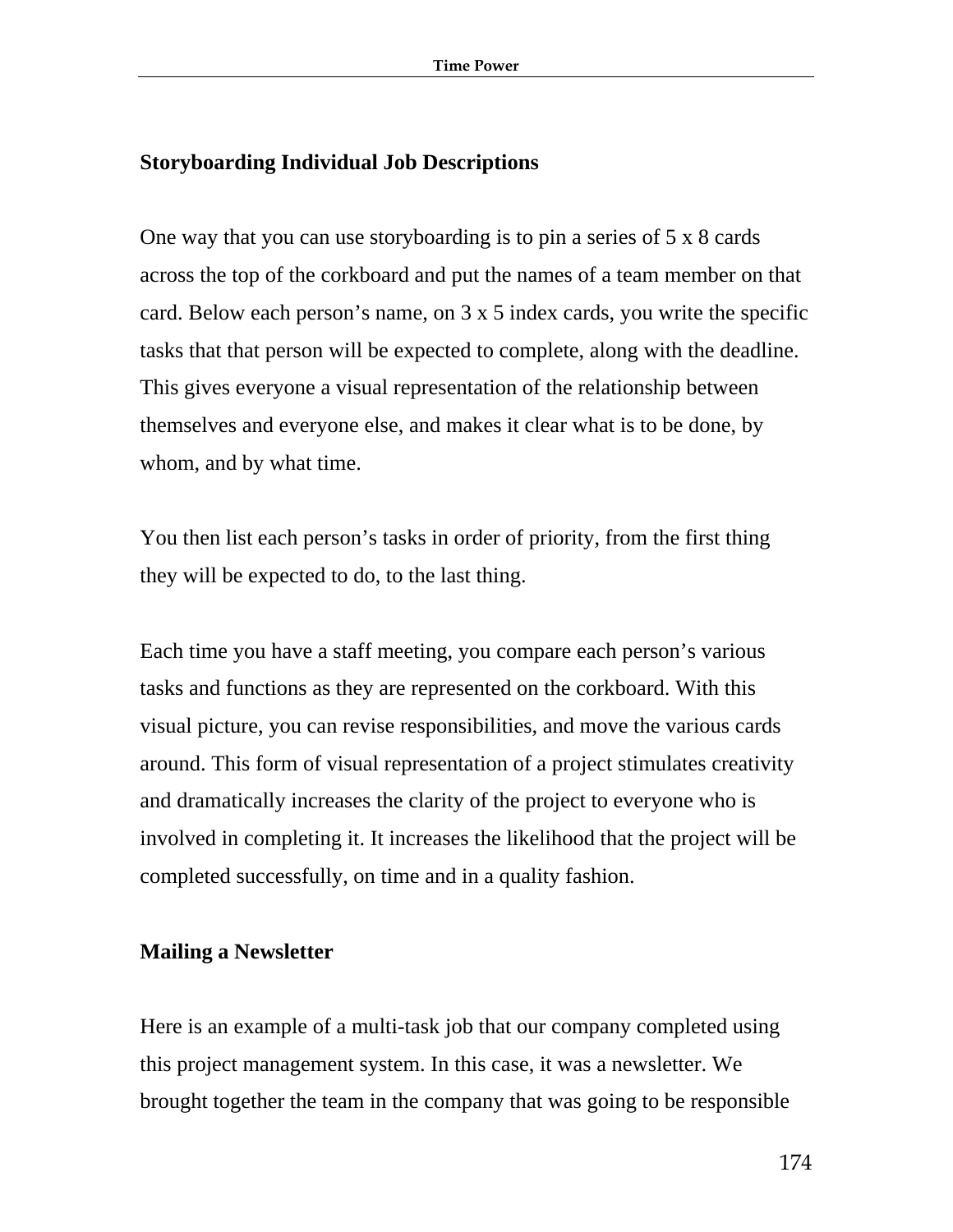### Storyboarding Individual Job Descriptions

One way that you can use storyboarding is to pin a series of 5 x 8 cards across the top of the corkboard and put the names of a team member on that card. Below each person's name, on 3 x 5 index cards, you write the specific tasks that that person will be expected to complete, along with the deadline. This gives everyone a visual representation of the relationship between themselves and everyone else, and makes it clear what is to be done, by whom, and by what time.

You then list each person's tasks in order of priority, from the first thing they will be expected to do, to the last thing.

Each time you have a staff meeting, you compare each person's various tasks and functions as they are represented on the corkboard. With this visual picture, you can revise responsibilities, and move the various cards around. This form of visual representation of a project stimulates creativity and dramatically increases the clarity of the project to everyone who is involved in completing it. It increases the likelihood that the project will be completed successfully, on time and in a quality fashion.

### Mailing a Newsletter

Here is an example of a multi-task job that our company completed using this project management system. In this case, it was a newsletter. We brought together the team in the company that was going to be responsible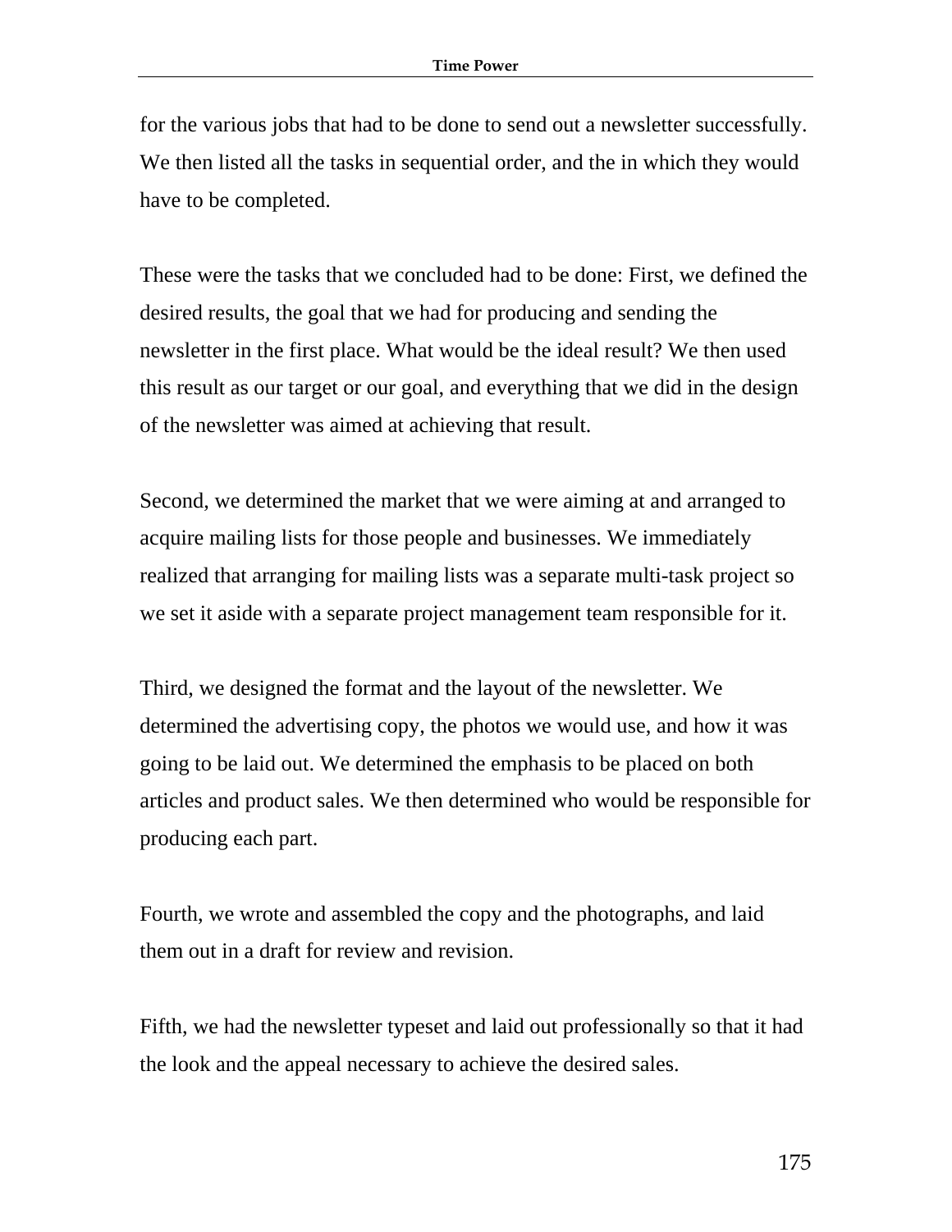for the various jobs that had to be done to send out a newsletter successfully. We then listed all the tasks in sequential order, and the in which they would have to be completed.

These were the tasks that we concluded had to be done: First, we defined the desired results, the goal that we had for producing and sending the newsletter in the first place. What would be the ideal result? We then used this result as our target or our goal, and everything that we did in the design of the newsletter was aimed at achieving that result.

Second, we determined the market that we were aiming at and arranged to acquire mailing lists for those people and businesses. We immediately realized that arranging for mailing lists was a separate multi-task project so we set it aside with a separate project management team responsible for it.

Third, we designed the format and the layout of the newsletter. We determined the advertising copy, the photos we would use, and how it was going to be laid out. We determined the emphasis to be placed on both articles and product sales. We then determined who would be responsible for producing each part.

Fourth, we wrote and assembled the copy and the photographs, and laid them out in a draft for review and revision.

Fifth, we had the newsletter typeset and laid out professionally so that it had the look and the appeal necessary to achieve the desired sales.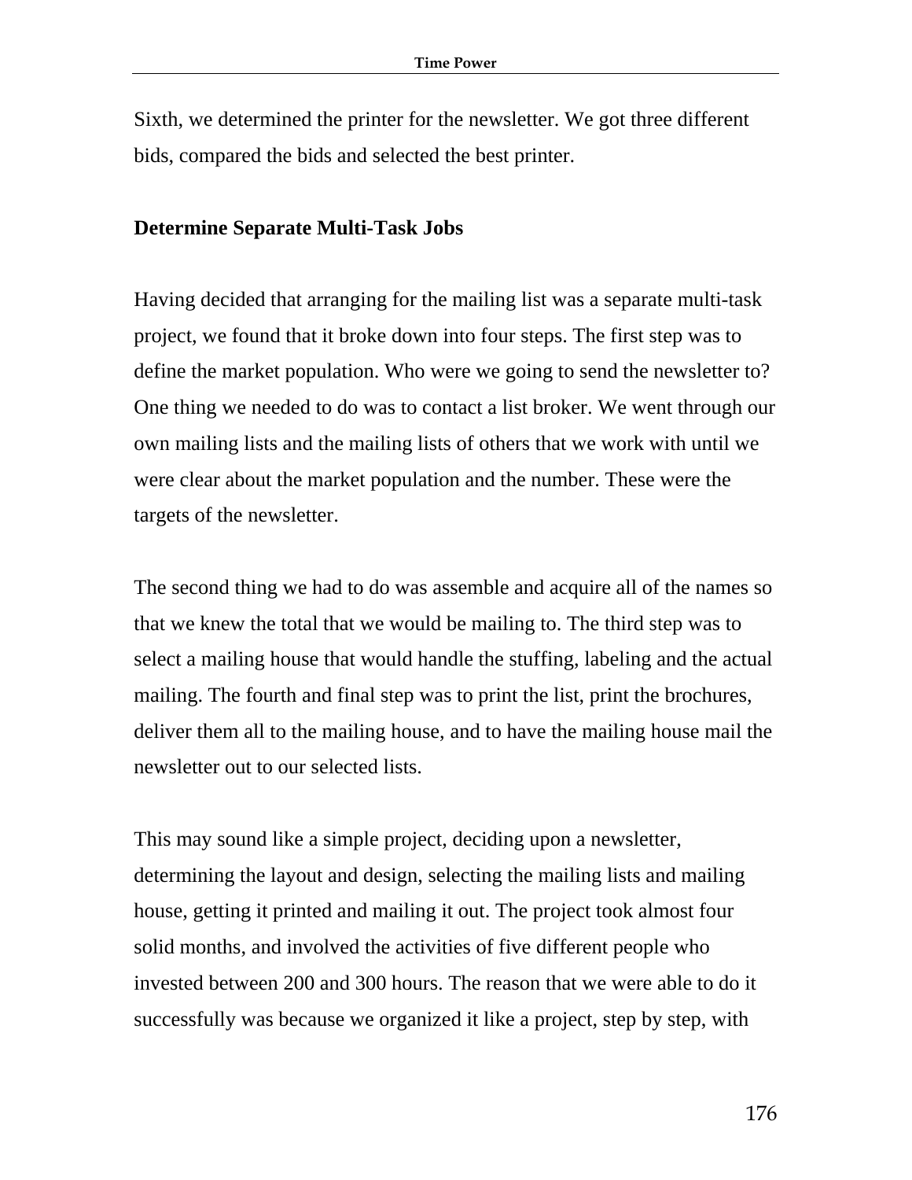Sixth, we determined the printer for the newsletter. We got three different bids, compared the bids and selected the best printer.

**Determine Separate Multi-Task Jobs**

Having decided that arranging for the mailing list was a separate multi-task project, we found that it broke down into four steps. The first step was to define the market population. Who were we going to send the newsletter to? One thing we needed to do was to contact a list broker. We went through our own mailing lists and the mailing lists of others that we work with until we were clear about the market population and the number. These were the targets of the newsletter.

The second thing we had to do was assemble and acquire all of the names so that we knew the total that we would be mailing to. The third step was to select a mailing house that would handle the stuffing, labeling and the actual mailing. The fourth and final step was to print the list, print the brochures, deliver them all to the mailing house, and to have the mailing house mail the newsletter out to our selected lists.

This may sound like a simple project, deciding upon a newsletter, determining the layout and design, selecting the mailing lists and mailing house, getting it printed and mailing it out. The project took almost four solid months, and involved the activities of five different people who invested between 200 and 300 hours. The reason that we were able to do it successfully was because we organized it like a project, step by step, with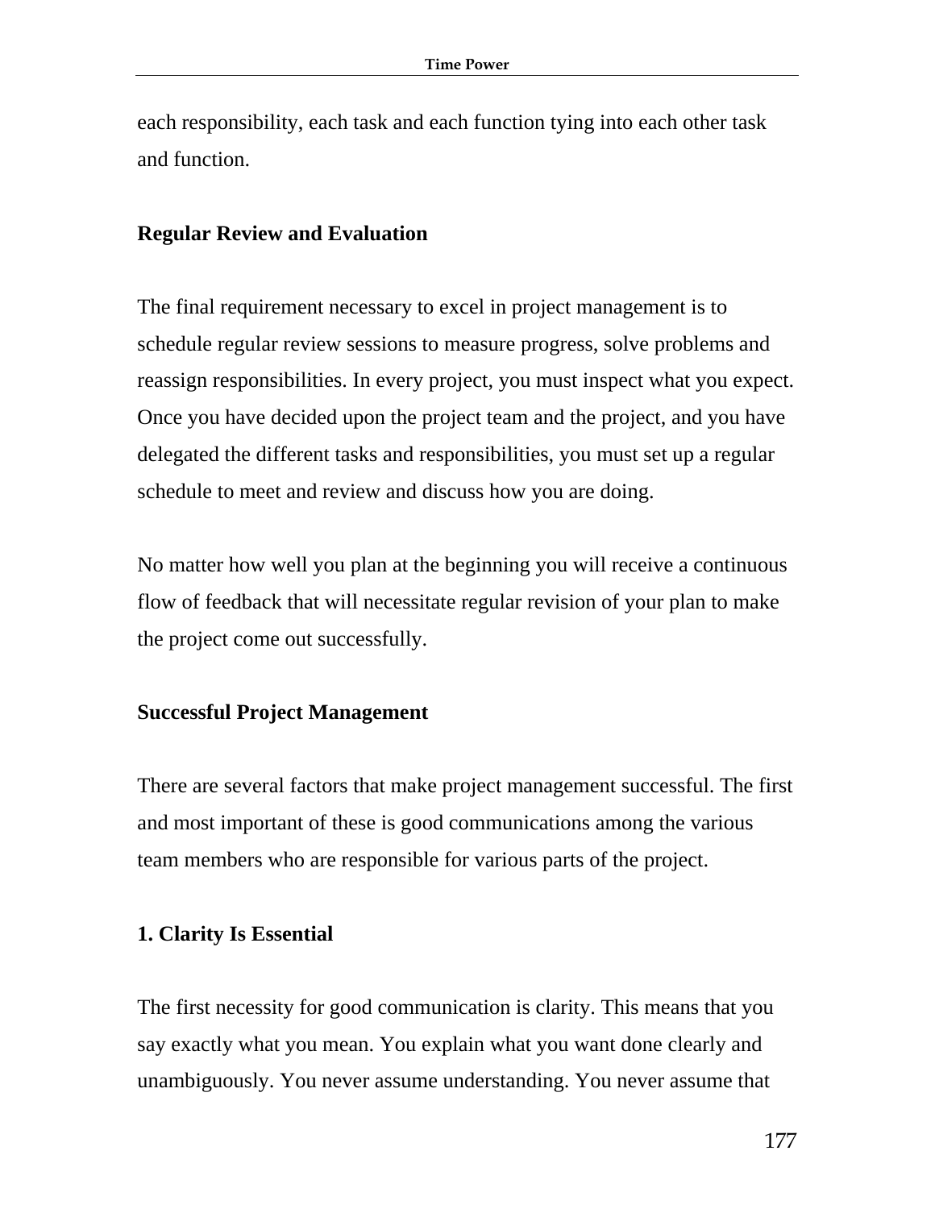each responsibility, each task and each function tying into each other task and function.

### Regular Review and Evaluation

The final requirement necessary to excel in project management is to schedule regular review sessions to measure progress, solve problems and reassign responsibilities. In every project, you must inspect what you expect. Once you have decided upon the project team and the project, and you have delegated the different tasks and responsibilities, you must set up a regular schedule to meet and review and discuss how you are doing.

No matter how well you plan at the beginning you will receive a continuous flow of feedback that will necessitate regular revision of your plan to make the project come out successfully.

### Successful Project Management

There are several factors that make project management successful. The first and most important of these is good communications among the various team members who are responsible for various parts of the project.

### 1. Clarity Is Essential

The first necessity for good communication is clarity. This means that you say exactly what you mean. You explain what you want done clearly and unambiguously. You never assume understanding. You never assume that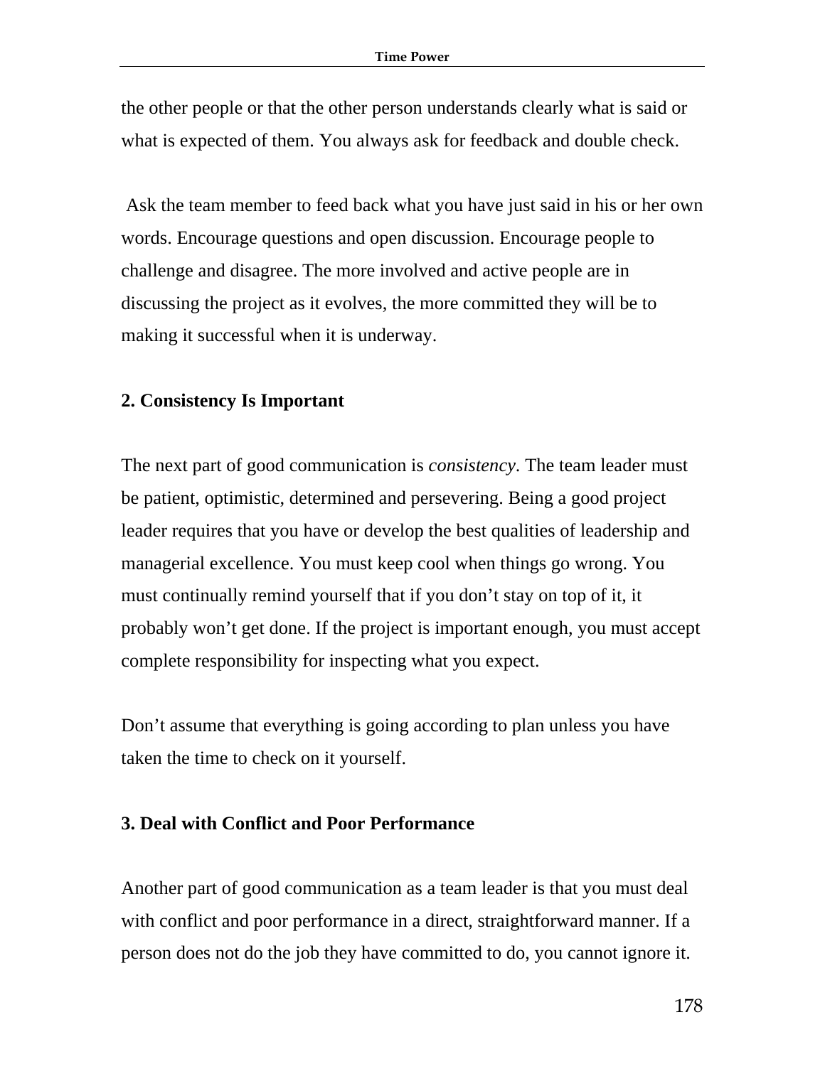the other people or that the other person understands clearly what is said or what is expected of them. You always ask for feedback and double check.

Ask the team member to feed back what you have just said in his or her own words. Encourage questions and open discussion. Encourage people to challenge and disagree. The more involved and active people are in discussing the project as it evolves, the more committed they will be to making it successful when it is underway.

### 2. Consistency Is Important

The next part of good communication is *consistency*. The team leader must be patient, optimistic, determined and persevering. Being a good project leader requires that you have or develop the best qualities of leadership and managerial excellence. You must keep cool when things go wrong. You must continually remind yourself that if you don't stay on top of it, it probably won't get done. If the project is important enough, you must accept complete responsibility for inspecting what you expect.

Don't assume that everything is going according to plan unless you have taken the time to check on it yourself.

### 3. Deal with Conflict and Poor Performance

Another part of good communication as a team leader is that you must deal with conflict and poor performance in a direct, straightforward manner. If a person does not do the job they have committed to do, you cannot ignore it.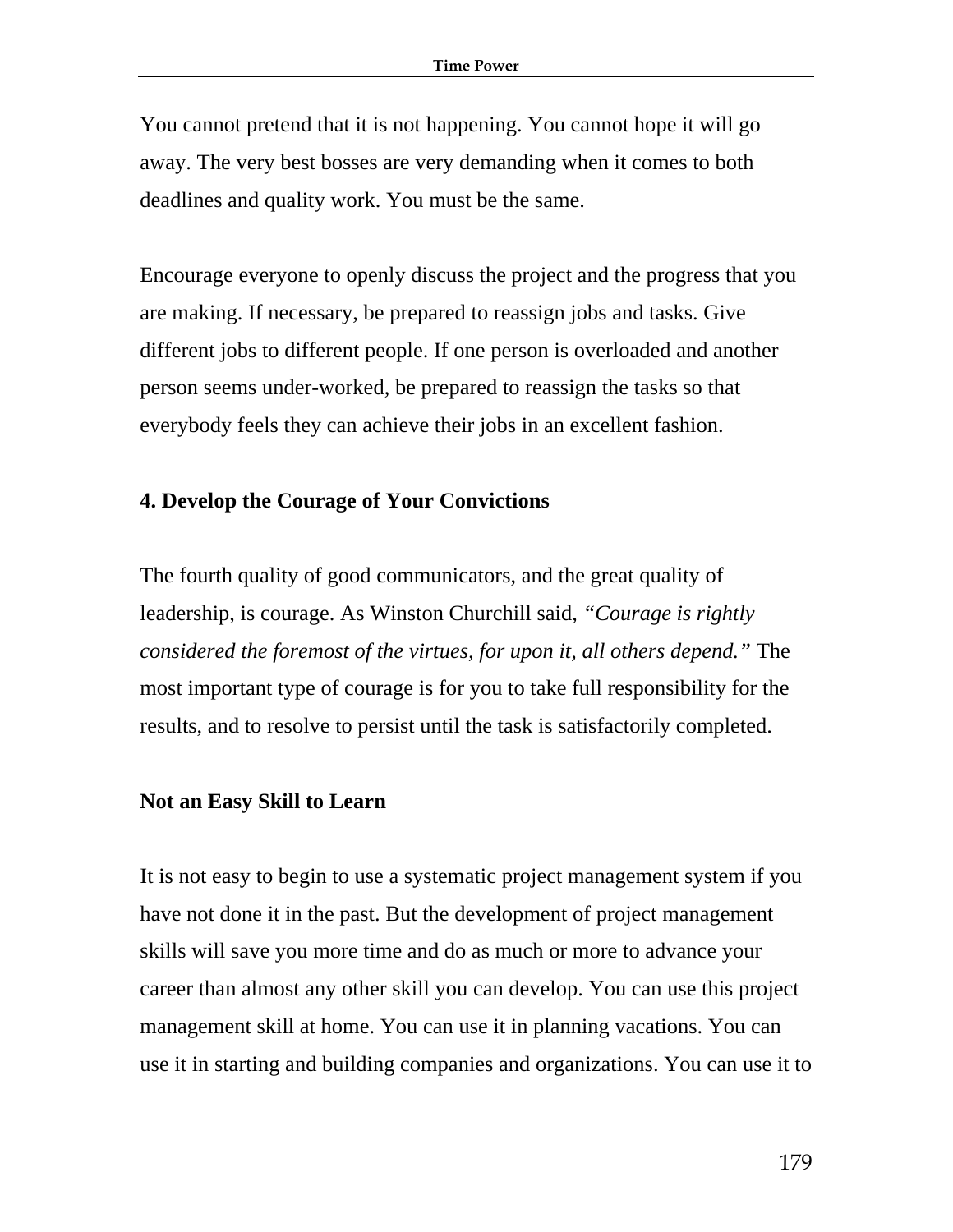You cannot pretend that it is not happening. You cannot hope it will go away. The very best bosses are very demanding when it comes to both deadlines and quality work. You must be the same.

Encourage everyone to openly discuss the project and the progress that you are making. If necessary, be prepared to reassign jobs and tasks. Give different jobs to different people. If one person is overloaded and another person seems under-worked, be prepared to reassign the tasks so that everybody feels they can achieve their jobs in an excellent fashion.

### 4. Develop the Courage of Your Convictions

The fourth quality of good communicators, and the great quality of leadership, is courage. As Winston Churchill said, *"Courage is rightly considered the foremost of the virtues, for upon it, all others depend."* The most important type of courage is for you to take full responsibility for the results, and to resolve to persist until the task is satisfactorily completed.

### Not an Easy Skill to Learn

It is not easy to begin to use a systematic project management system if you have not done it in the past. But the development of project management skills will save you more time and do as much or more to advance your career than almost any other skill you can develop. You can use this project management skill at home. You can use it in planning vacations. You can use it in starting and building companies and organizations. You can use it to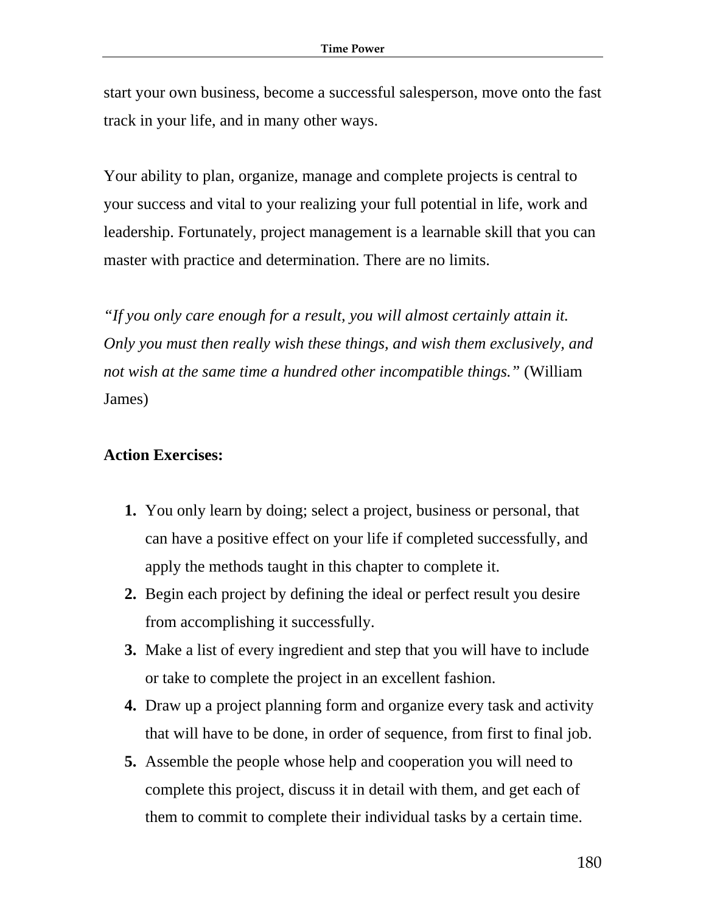start your own business, become a successful salesperson, move onto the fast track in your life, and in many other ways.

Your ability to plan, organize, manage and complete projects is central to your success and vital to your realizing your full potential in life, work and leadership. Fortunately, project management is a learnable skill that you can master with practice and determination. There are no limits.

*“If you only care enough for a result, you will almost certainly attain it. Only you must then really wish these things, and wish them exclusively, and not wish at the same time a hundred other incompatible things.”* (William James)

**Action Exercises:**

1. You only learn by doing; select a project, business or personal, that can have a positive effect on your life if completed successfully, and apply the methods taught in this chapter to complete it.
2. Begin each project by defining the ideal or perfect result you desire from accomplishing it successfully.
3. Make a list of every ingredient and step that you will have to include or take to complete the project in an excellent fashion.
4. Draw up a project planning form and organize every task and activity that will have to be done, in order of sequence, from first to final job.
5. Assemble the people whose help and cooperation you will need to complete this project, discuss it in detail with them, and get each of them to commit to complete their individual tasks by a certain time.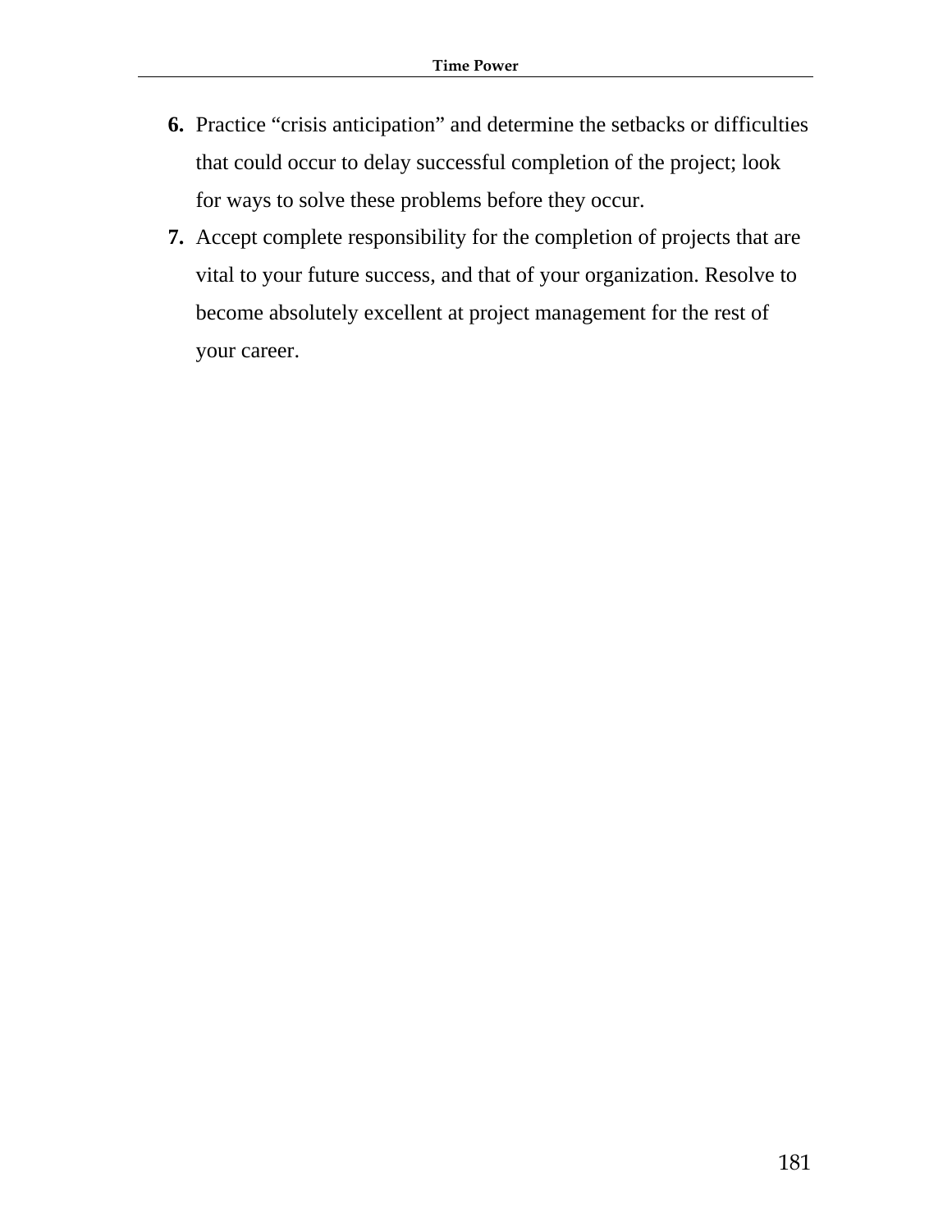6. Practice "crisis anticipation" and determine the setbacks or difficulties that could occur to delay successful completion of the project; look for ways to solve these problems before they occur.
7. Accept complete responsibility for the completion of projects that are vital to your future success, and that of your organization. Resolve to become absolutely excellent at project management for the rest of your career.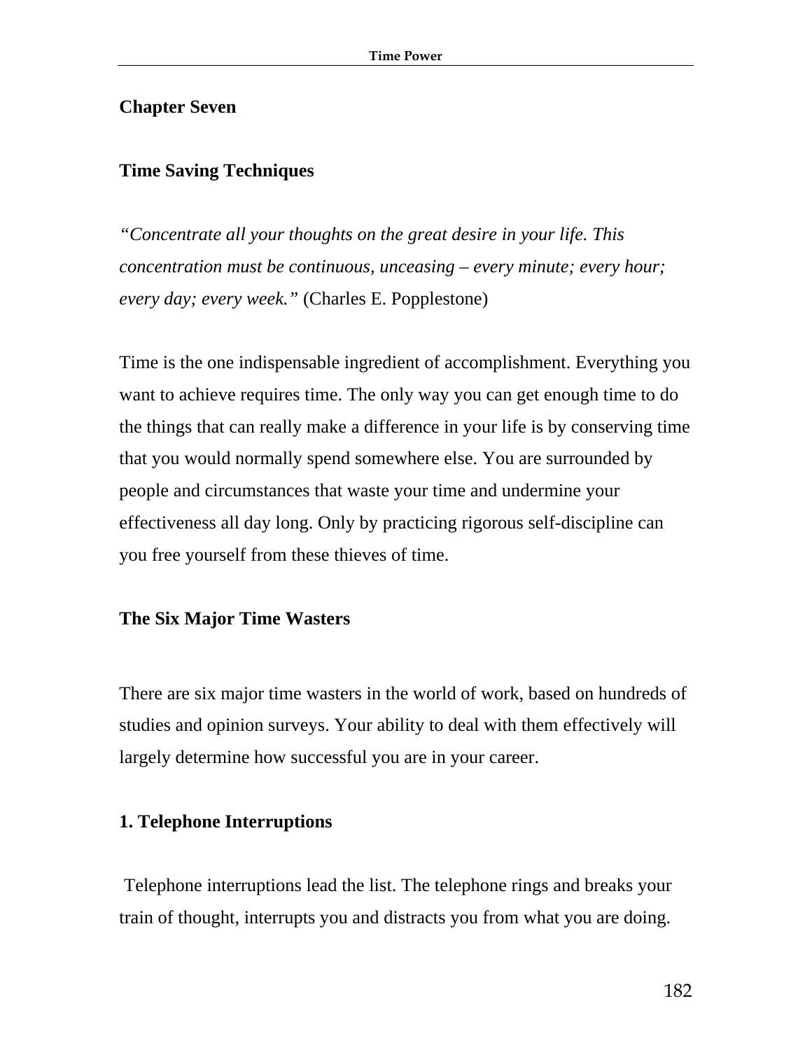## Chapter Seven

## Time Saving Techniques

*"Concentrate all your thoughts on the great desire in your life. This concentration must be continuous, unceasing – every minute; every hour; every day; every week."* (Charles E. Popplestone)

Time is the one indispensable ingredient of accomplishment. Everything you want to achieve requires time. The only way you can get enough time to do the things that can really make a difference in your life is by conserving time that you would normally spend somewhere else. You are surrounded by people and circumstances that waste your time and undermine your effectiveness all day long. Only by practicing rigorous self-discipline can you free yourself from these thieves of time.

### The Six Major Time Wasters

There are six major time wasters in the world of work, based on hundreds of studies and opinion surveys. Your ability to deal with them effectively will largely determine how successful you are in your career.

### 1. Telephone Interruptions

Telephone interruptions lead the list. The telephone rings and breaks your train of thought, interrupts you and distracts you from what you are doing.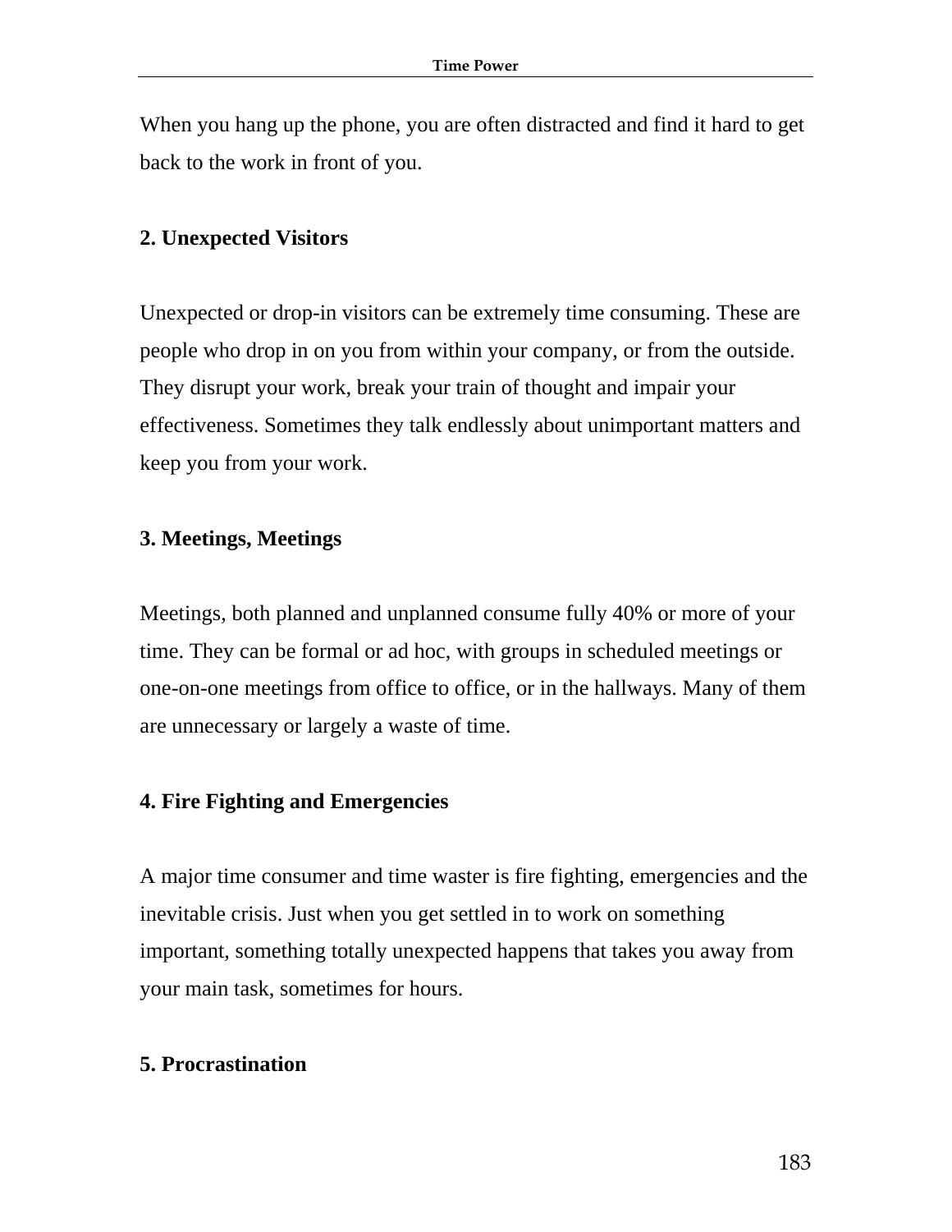When you hang up the phone, you are often distracted and find it hard to get back to the work in front of you.

**2. Unexpected Visitors**

Unexpected or drop-in visitors can be extremely time consuming. These are people who drop in on you from within your company, or from the outside. They disrupt your work, break your train of thought and impair your effectiveness. Sometimes they talk endlessly about unimportant matters and keep you from your work.

**3. Meetings, Meetings**

Meetings, both planned and unplanned consume fully 40% or more of your time. They can be formal or ad hoc, with groups in scheduled meetings or one-on-one meetings from office to office, or in the hallways. Many of them are unnecessary or largely a waste of time.

**4. Fire Fighting and Emergencies**

A major time consumer and time waster is fire fighting, emergencies and the inevitable crisis. Just when you get settled in to work on something important, something totally unexpected happens that takes you away from your main task, sometimes for hours.

**5. Procrastination**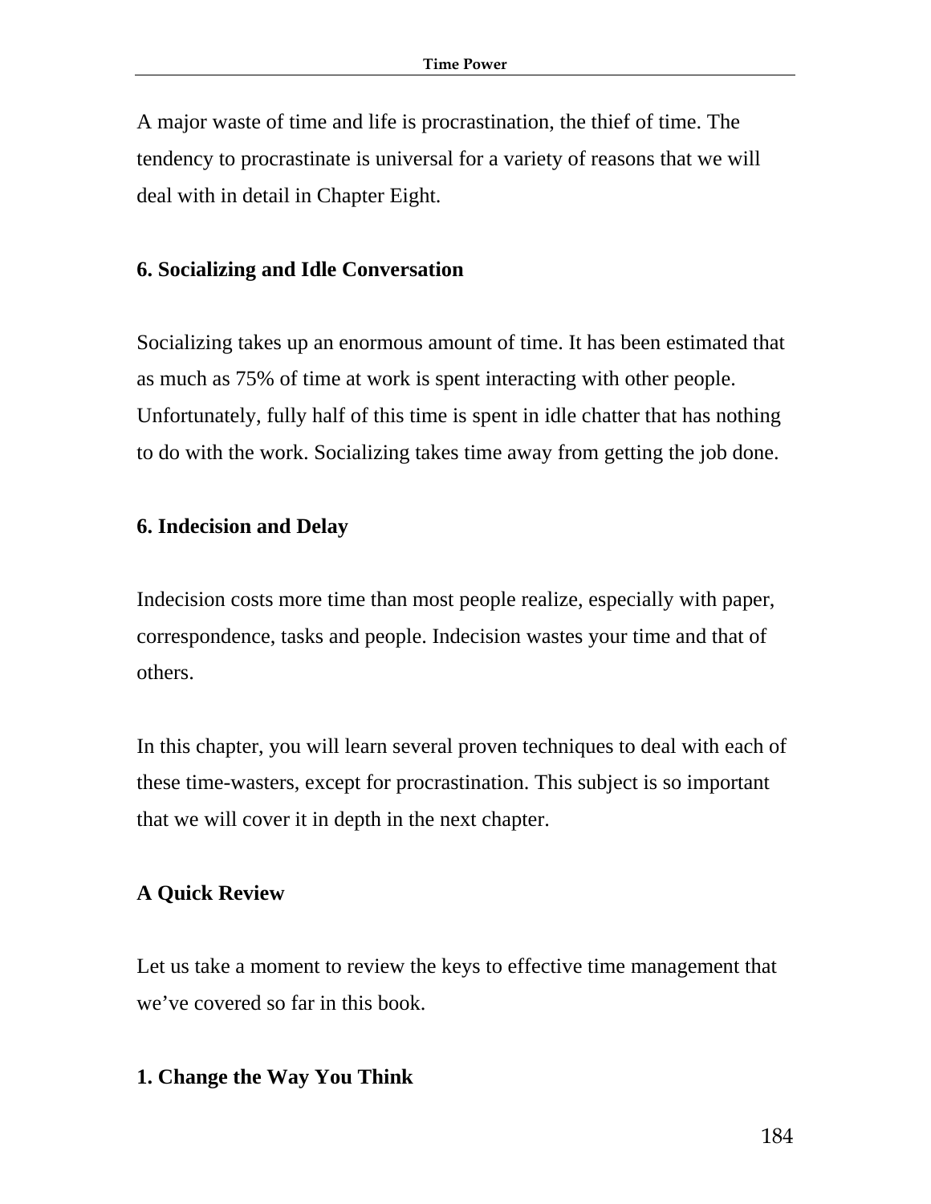A major waste of time and life is procrastination, the thief of time. The tendency to procrastinate is universal for a variety of reasons that we will deal with in detail in Chapter Eight.

**6. Socializing and Idle Conversation**

Socializing takes up an enormous amount of time. It has been estimated that as much as 75% of time at work is spent interacting with other people. Unfortunately, fully half of this time is spent in idle chatter that has nothing to do with the work. Socializing takes time away from getting the job done.

**6. Indecision and Delay**

Indecision costs more time than most people realize, especially with paper, correspondence, tasks and people. Indecision wastes your time and that of others.

In this chapter, you will learn several proven techniques to deal with each of these time-wasters, except for procrastination. This subject is so important that we will cover it in depth in the next chapter.

**A Quick Review**

Let us take a moment to review the keys to effective time management that we've covered so far in this book.

**1. Change the Way You Think**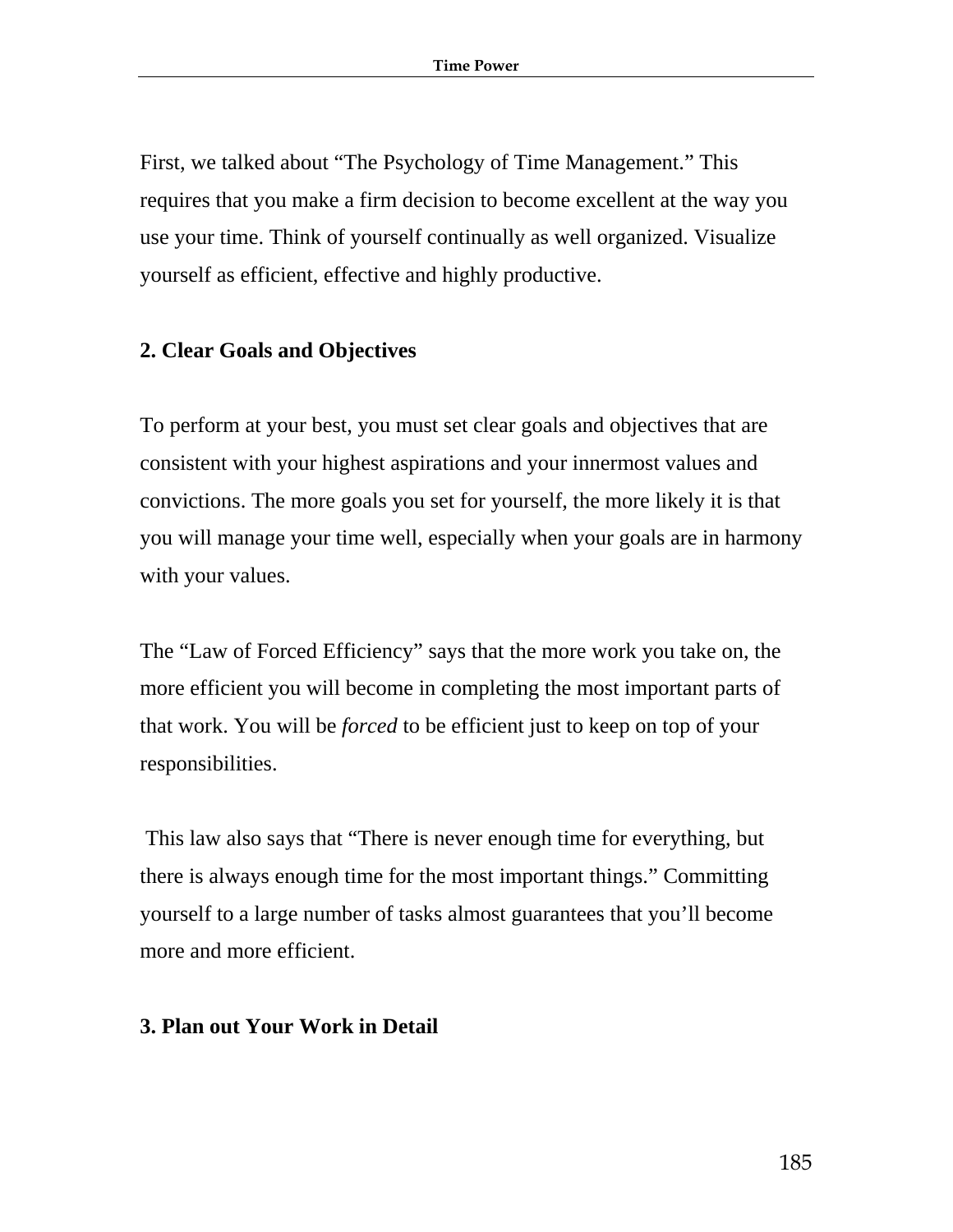First, we talked about "The Psychology of Time Management." This requires that you make a firm decision to become excellent at the way you use your time. Think of yourself continually as well organized. Visualize yourself as efficient, effective and highly productive.

**2. Clear Goals and Objectives**

To perform at your best, you must set clear goals and objectives that are consistent with your highest aspirations and your innermost values and convictions. The more goals you set for yourself, the more likely it is that you will manage your time well, especially when your goals are in harmony with your values.

The "Law of Forced Efficiency" says that the more work you take on, the more efficient you will become in completing the most important parts of that work. You will be *forced* to be efficient just to keep on top of your responsibilities.

This law also says that "There is never enough time for everything, but there is always enough time for the most important things." Committing yourself to a large number of tasks almost guarantees that you'll become more and more efficient.

**3. Plan out Your Work in Detail**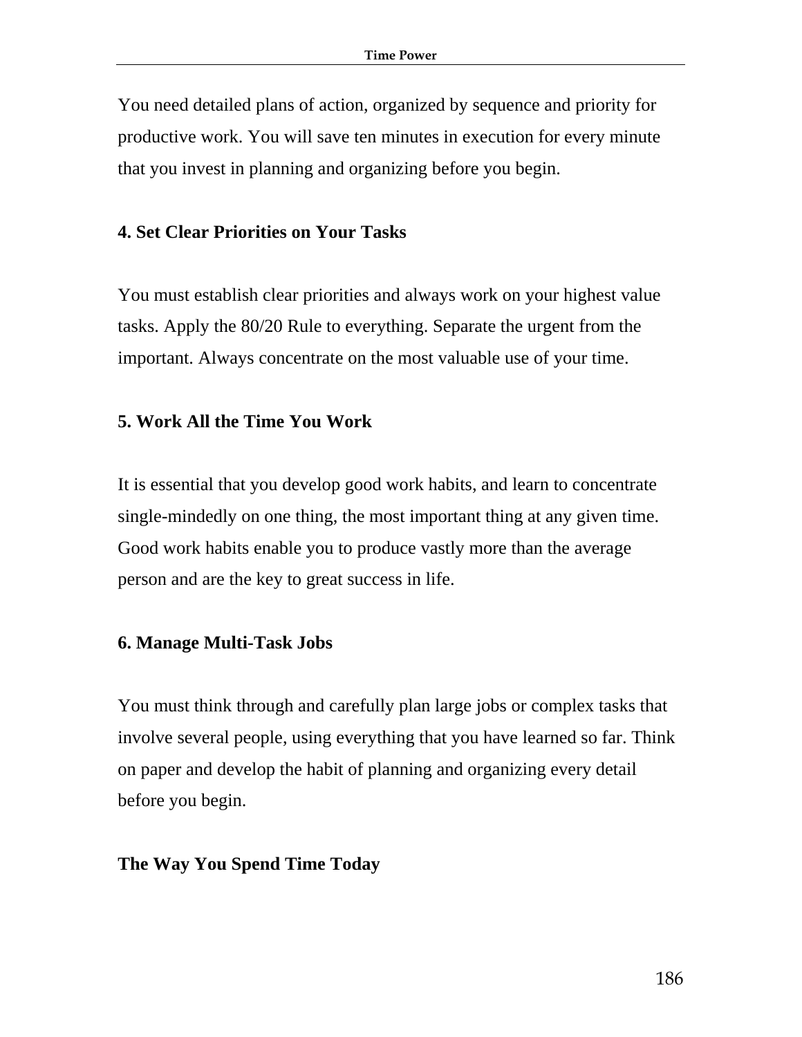You need detailed plans of action, organized by sequence and priority for productive work. You will save ten minutes in execution for every minute that you invest in planning and organizing before you begin.

**4. Set Clear Priorities on Your Tasks**

You must establish clear priorities and always work on your highest value tasks. Apply the 80/20 Rule to everything. Separate the urgent from the important. Always concentrate on the most valuable use of your time.

**5. Work All the Time You Work**

It is essential that you develop good work habits, and learn to concentrate single-mindedly on one thing, the most important thing at any given time. Good work habits enable you to produce vastly more than the average person and are the key to great success in life.

**6. Manage Multi-Task Jobs**

You must think through and carefully plan large jobs or complex tasks that involve several people, using everything that you have learned so far. Think on paper and develop the habit of planning and organizing every detail before you begin.

**The Way You Spend Time Today**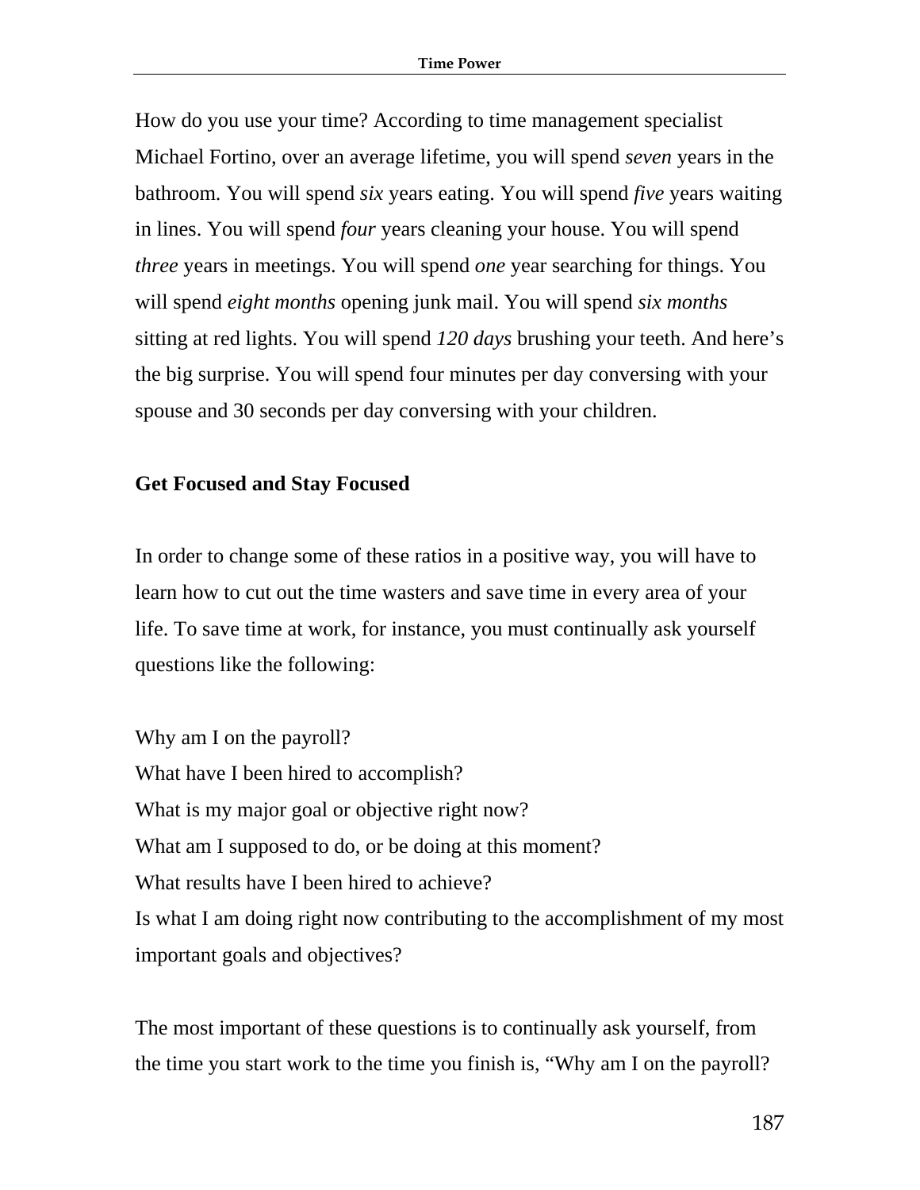How do you use your time? According to time management specialist Michael Fortino, over an average lifetime, you will spend *seven* years in the bathroom. You will spend *six* years eating. You will spend *five* years waiting in lines. You will spend *four* years cleaning your house. You will spend *three* years in meetings. You will spend *one* year searching for things. You will spend *eight months* opening junk mail. You will spend *six months* sitting at red lights. You will spend *120 days* brushing your teeth. And here's the big surprise. You will spend four minutes per day conversing with your spouse and 30 seconds per day conversing with your children.

**Get Focused and Stay Focused**

In order to change some of these ratios in a positive way, you will have to learn how to cut out the time wasters and save time in every area of your life. To save time at work, for instance, you must continually ask yourself questions like the following:

Why am I on the payroll?
What have I been hired to accomplish?
What is my major goal or objective right now?
What am I supposed to do, or be doing at this moment?
What results have I been hired to achieve?
Is what I am doing right now contributing to the accomplishment of my most important goals and objectives?

The most important of these questions is to continually ask yourself, from the time you start work to the time you finish is, "Why am I on the payroll?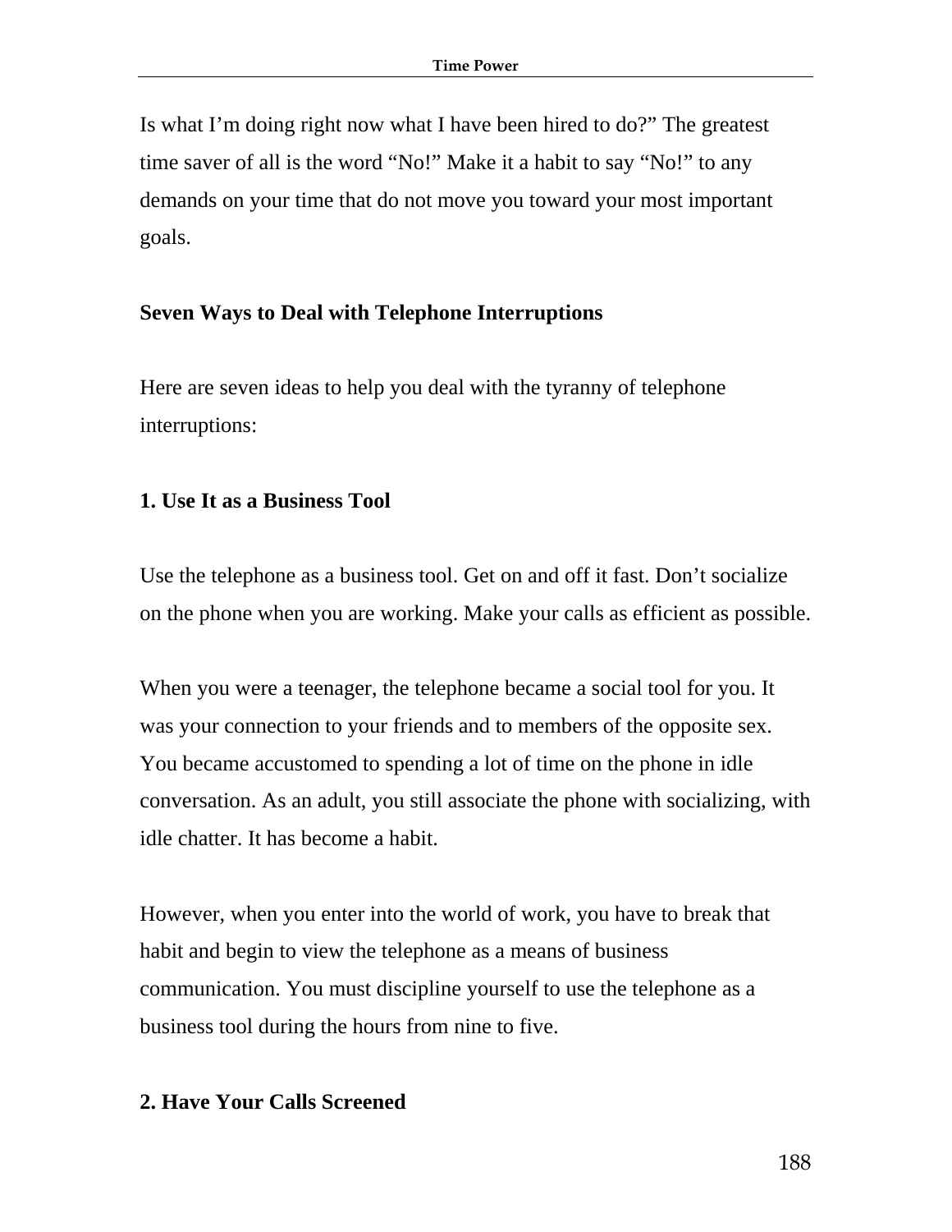Is what I'm doing right now what I have been hired to do?" The greatest time saver of all is the word "No!" Make it a habit to say "No!" to any demands on your time that do not move you toward your most important goals.

### Seven Ways to Deal with Telephone Interruptions

Here are seven ideas to help you deal with the tyranny of telephone interruptions:

#### 1. Use It as a Business Tool

Use the telephone as a business tool. Get on and off it fast. Don't socialize on the phone when you are working. Make your calls as efficient as possible.

When you were a teenager, the telephone became a social tool for you. It was your connection to your friends and to members of the opposite sex. You became accustomed to spending a lot of time on the phone in idle conversation. As an adult, you still associate the phone with socializing, with idle chatter. It has become a habit.

However, when you enter into the world of work, you have to break that habit and begin to view the telephone as a means of business communication. You must discipline yourself to use the telephone as a business tool during the hours from nine to five.

#### 2. Have Your Calls Screened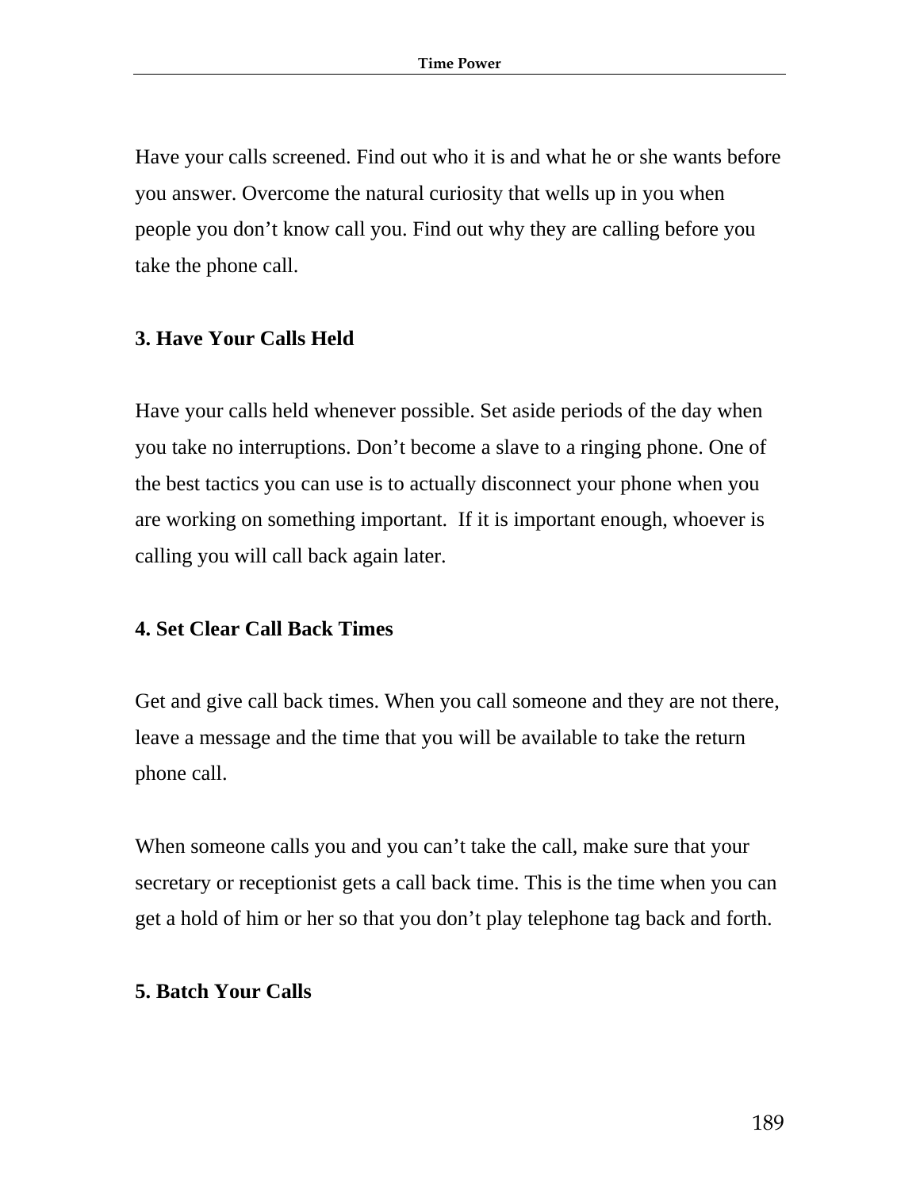Have your calls screened. Find out who it is and what he or she wants before you answer. Overcome the natural curiosity that wells up in you when people you don't know call you. Find out why they are calling before you take the phone call.

### 3. Have Your Calls Held

Have your calls held whenever possible. Set aside periods of the day when you take no interruptions. Don't become a slave to a ringing phone. One of the best tactics you can use is to actually disconnect your phone when you are working on something important. If it is important enough, whoever is calling you will call back again later.

### 4. Set Clear Call Back Times

Get and give call back times. When you call someone and they are not there, leave a message and the time that you will be available to take the return phone call.

When someone calls you and you can't take the call, make sure that your secretary or receptionist gets a call back time. This is the time when you can get a hold of him or her so that you don't play telephone tag back and forth.

### 5. Batch Your Calls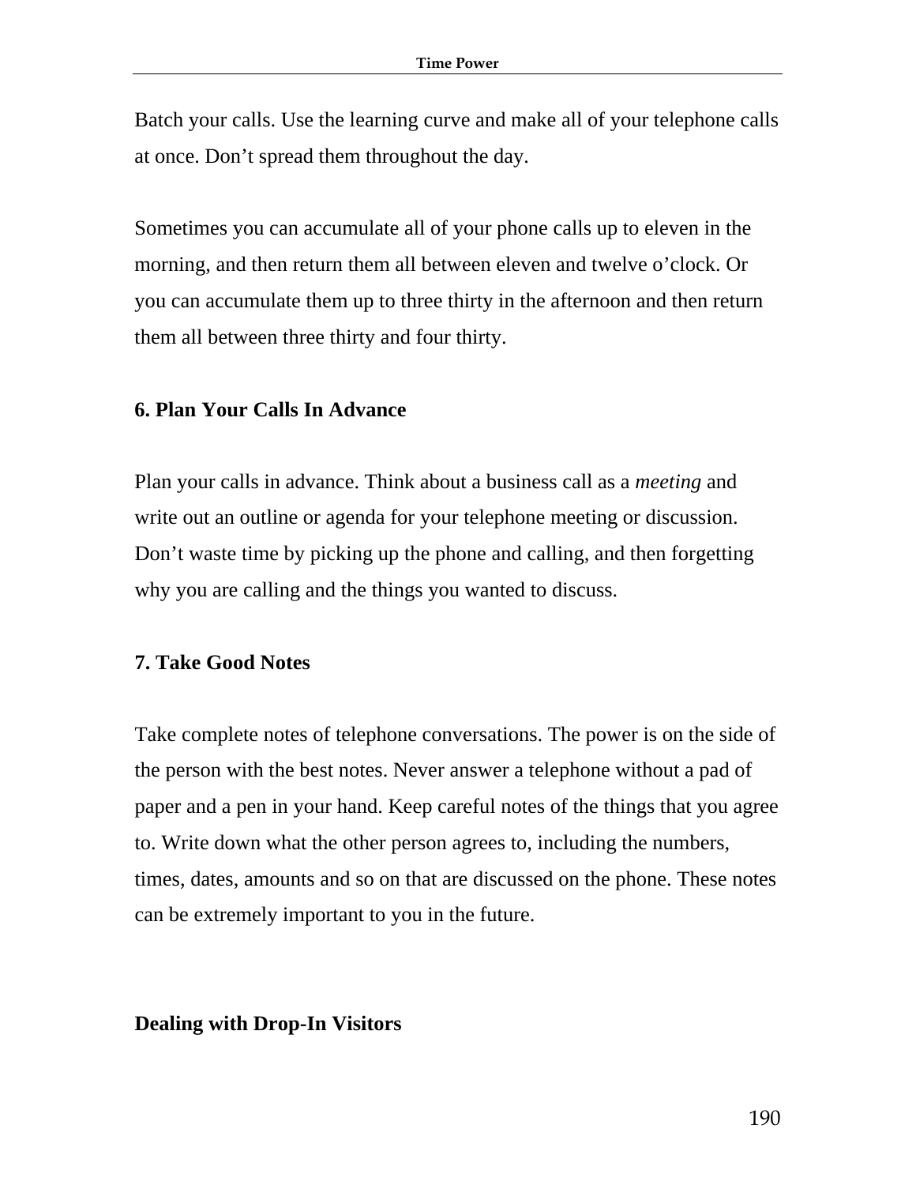Batch your calls. Use the learning curve and make all of your telephone calls at once. Don’t spread them throughout the day.

Sometimes you can accumulate all of your phone calls up to eleven in the morning, and then return them all between eleven and twelve o’clock. Or you can accumulate them up to three thirty in the afternoon and then return them all between three thirty and four thirty.

### 6. Plan Your Calls In Advance

Plan your calls in advance. Think about a business call as a *meeting* and write out an outline or agenda for your telephone meeting or discussion. Don’t waste time by picking up the phone and calling, and then forgetting why you are calling and the things you wanted to discuss.

### 7. Take Good Notes

Take complete notes of telephone conversations. The power is on the side of the person with the best notes. Never answer a telephone without a pad of paper and a pen in your hand. Keep careful notes of the things that you agree to. Write down what the other person agrees to, including the numbers, times, dates, amounts and so on that are discussed on the phone. These notes can be extremely important to you in the future.

## Dealing with Drop-In Visitors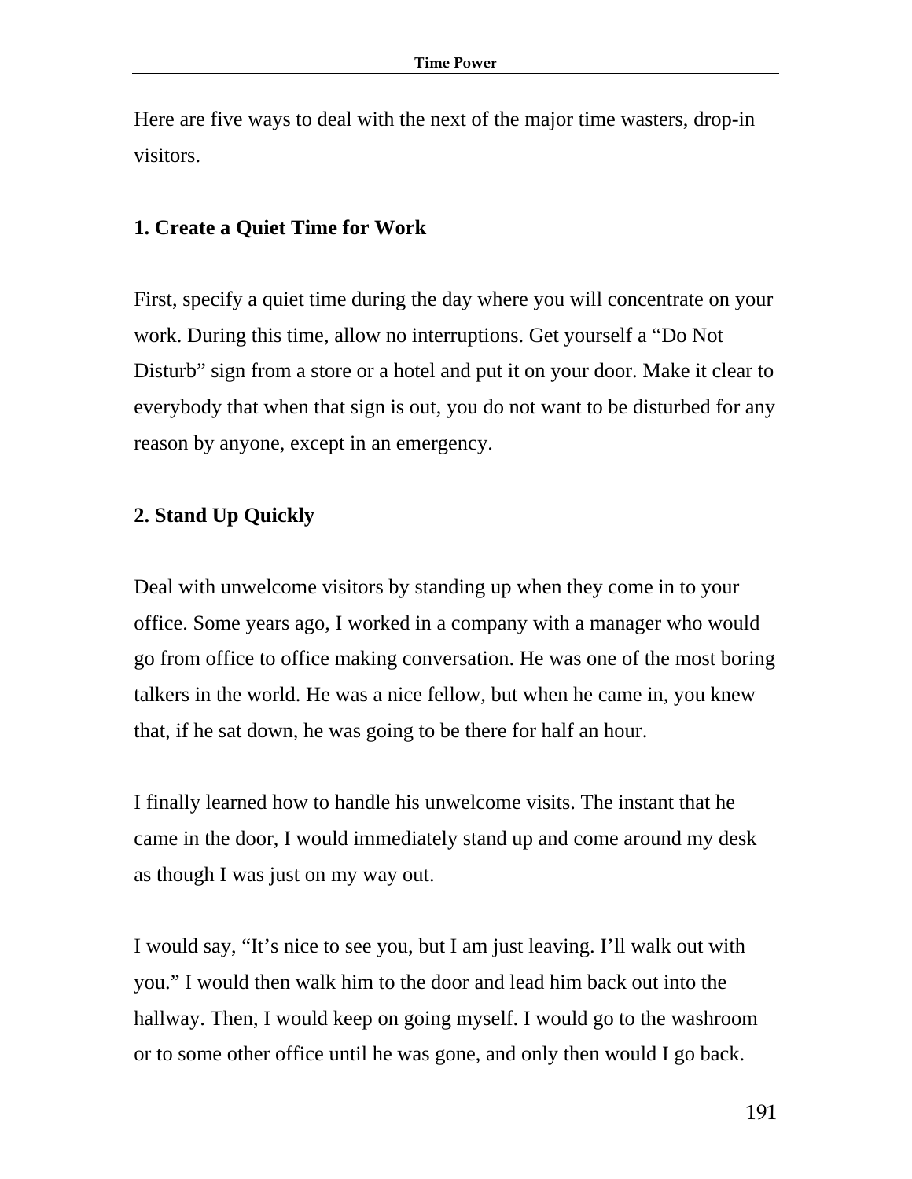Here are five ways to deal with the next of the major time wasters, drop-in visitors.

### 1. Create a Quiet Time for Work

First, specify a quiet time during the day where you will concentrate on your work. During this time, allow no interruptions. Get yourself a "Do Not Disturb" sign from a store or a hotel and put it on your door. Make it clear to everybody that when that sign is out, you do not want to be disturbed for any reason by anyone, except in an emergency.

### 2. Stand Up Quickly

Deal with unwelcome visitors by standing up when they come in to your office. Some years ago, I worked in a company with a manager who would go from office to office making conversation. He was one of the most boring talkers in the world. He was a nice fellow, but when he came in, you knew that, if he sat down, he was going to be there for half an hour.

I finally learned how to handle his unwelcome visits. The instant that he came in the door, I would immediately stand up and come around my desk as though I was just on my way out.

I would say, "It's nice to see you, but I am just leaving. I'll walk out with you." I would then walk him to the door and lead him back out into the hallway. Then, I would keep on going myself. I would go to the washroom or to some other office until he was gone, and only then would I go back.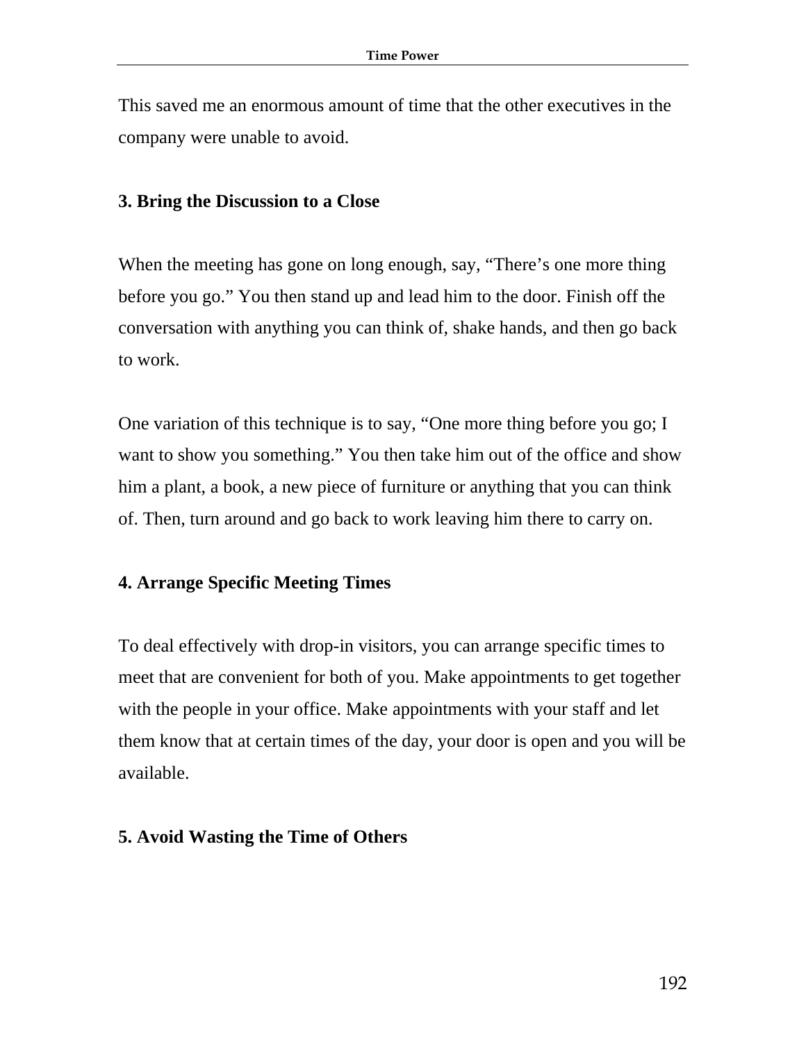This saved me an enormous amount of time that the other executives in the company were unable to avoid.

**3. Bring the Discussion to a Close**

When the meeting has gone on long enough, say, “There’s one more thing before you go.” You then stand up and lead him to the door. Finish off the conversation with anything you can think of, shake hands, and then go back to work.

One variation of this technique is to say, “One more thing before you go; I want to show you something.” You then take him out of the office and show him a plant, a book, a new piece of furniture or anything that you can think of. Then, turn around and go back to work leaving him there to carry on.

**4. Arrange Specific Meeting Times**

To deal effectively with drop-in visitors, you can arrange specific times to meet that are convenient for both of you. Make appointments to get together with the people in your office. Make appointments with your staff and let them know that at certain times of the day, your door is open and you will be available.

**5. Avoid Wasting the Time of Others**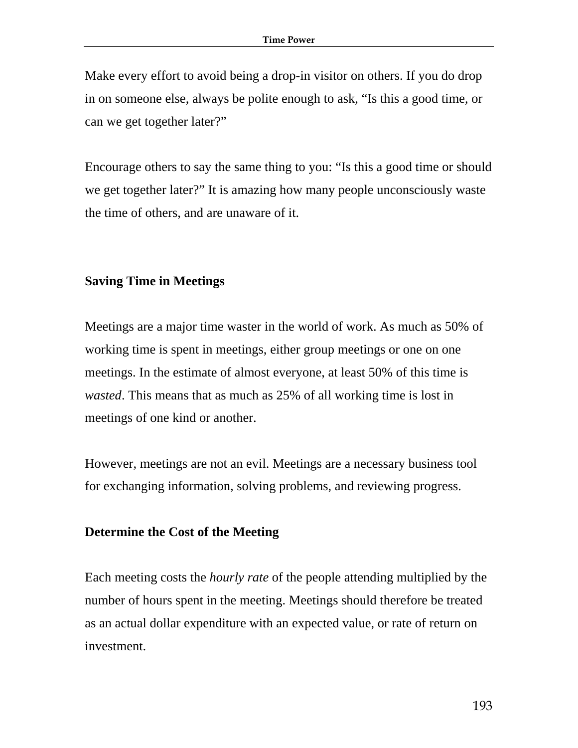Make every effort to avoid being a drop-in visitor on others. If you do drop in on someone else, always be polite enough to ask, “Is this a good time, or can we get together later?”

Encourage others to say the same thing to you: “Is this a good time or should we get together later?” It is amazing how many people unconsciously waste the time of others, and are unaware of it.

## Saving Time in Meetings

Meetings are a major time waster in the world of work. As much as 50% of working time is spent in meetings, either group meetings or one on one meetings. In the estimate of almost everyone, at least 50% of this time is *wasted*. This means that as much as 25% of all working time is lost in meetings of one kind or another.

However, meetings are not an evil. Meetings are a necessary business tool for exchanging information, solving problems, and reviewing progress.

### Determine the Cost of the Meeting

Each meeting costs the *hourly rate* of the people attending multiplied by the number of hours spent in the meeting. Meetings should therefore be treated as an actual dollar expenditure with an expected value, or rate of return on investment.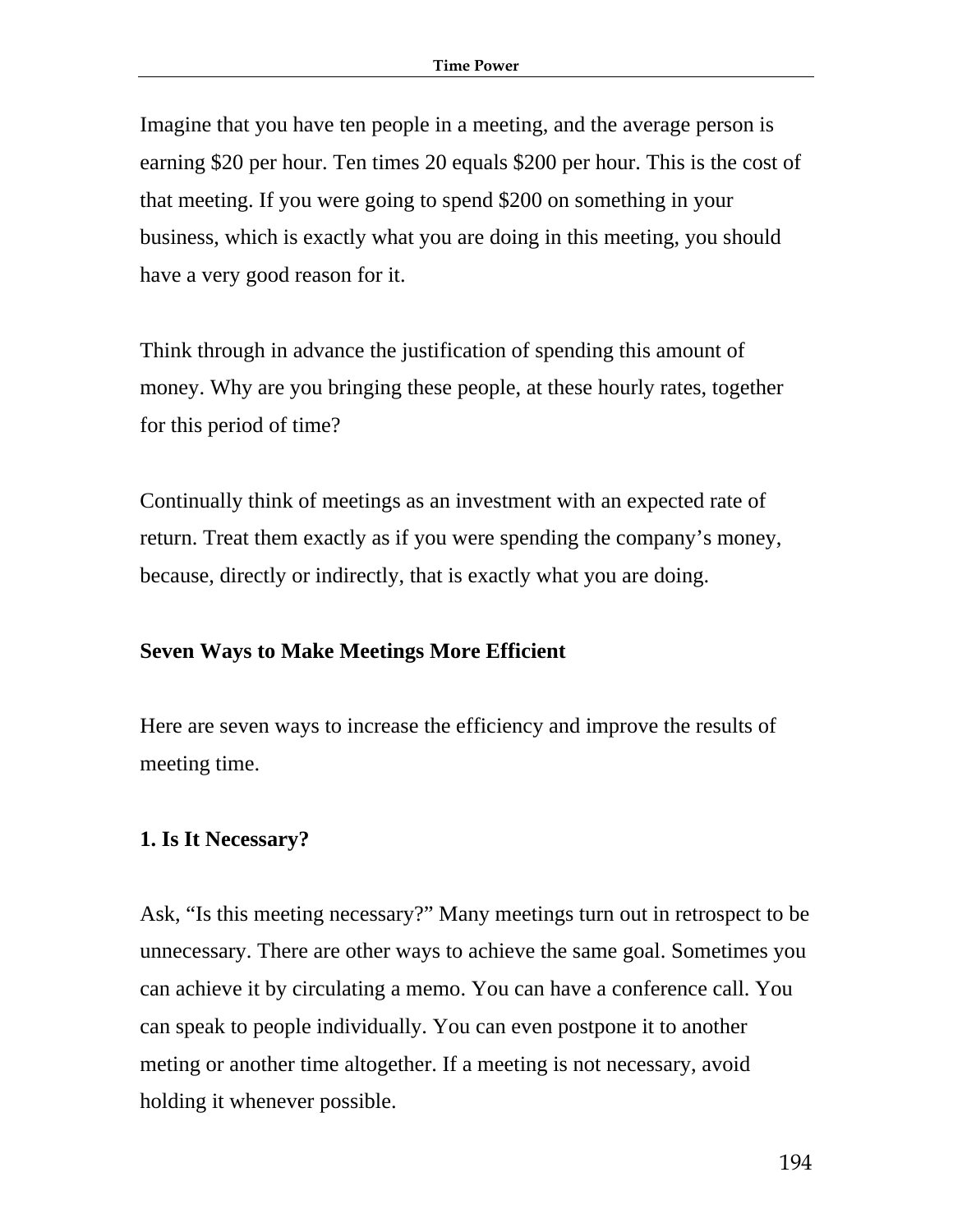Imagine that you have ten people in a meeting, and the average person is earning $20 per hour. Ten times 20 equals $200 per hour. This is the cost of that meeting. If you were going to spend $200 on something in your business, which is exactly what you are doing in this meeting, you should have a very good reason for it.

Think through in advance the justification of spending this amount of money. Why are you bringing these people, at these hourly rates, together for this period of time?

Continually think of meetings as an investment with an expected rate of return. Treat them exactly as if you were spending the company's money, because, directly or indirectly, that is exactly what you are doing.

## Seven Ways to Make Meetings More Efficient

Here are seven ways to increase the efficiency and improve the results of meeting time.

### 1. Is It Necessary?

Ask, "Is this meeting necessary?" Many meetings turn out in retrospect to be unnecessary. There are other ways to achieve the same goal. Sometimes you can achieve it by circulating a memo. You can have a conference call. You can speak to people individually. You can even postpone it to another meting or another time altogether. If a meeting is not necessary, avoid holding it whenever possible.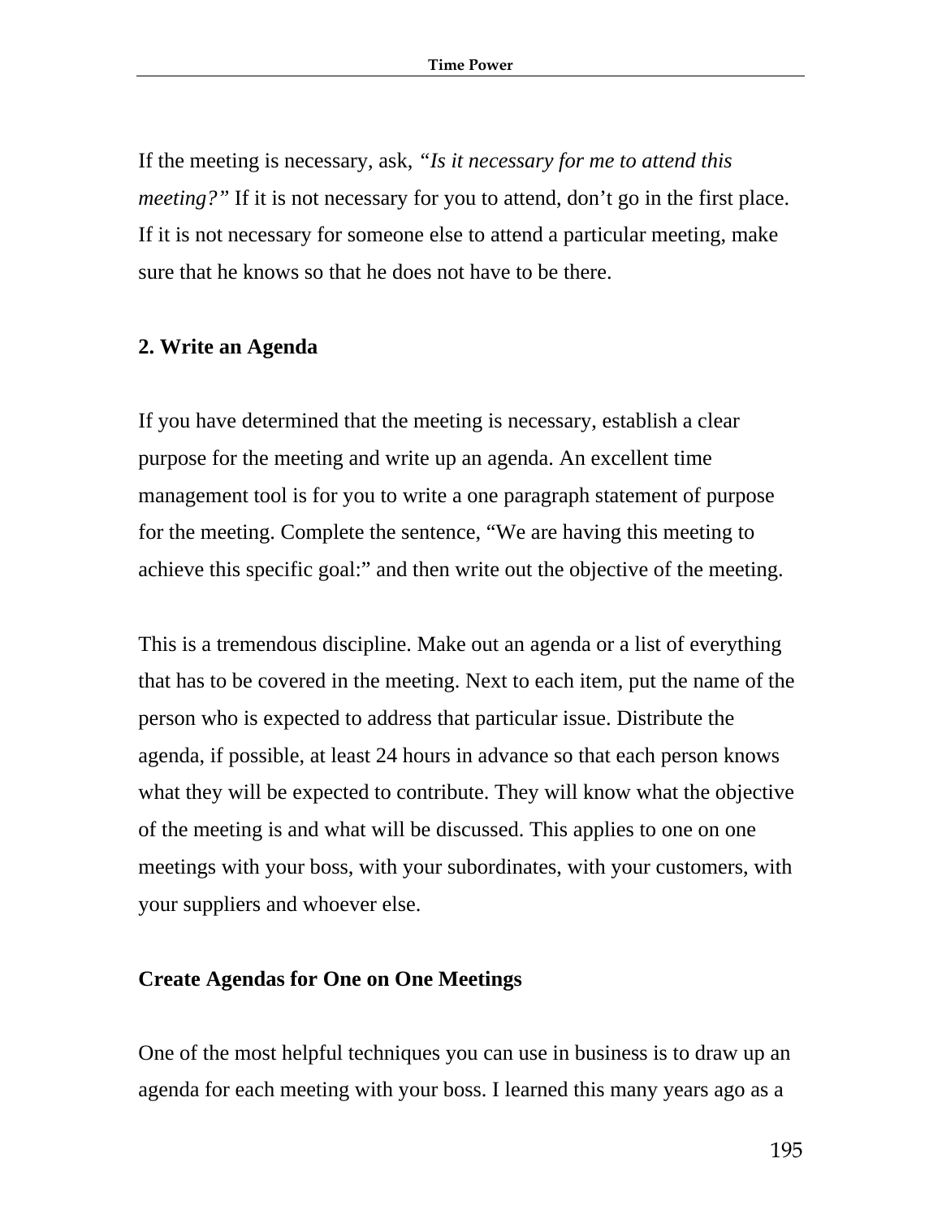If the meeting is necessary, ask, *"Is it necessary for me to attend this meeting?"* If it is not necessary for you to attend, don't go in the first place. If it is not necessary for someone else to attend a particular meeting, make sure that he knows so that he does not have to be there.

### 2. Write an Agenda

If you have determined that the meeting is necessary, establish a clear purpose for the meeting and write up an agenda. An excellent time management tool is for you to write a one paragraph statement of purpose for the meeting. Complete the sentence, "We are having this meeting to achieve this specific goal:" and then write out the objective of the meeting.

This is a tremendous discipline. Make out an agenda or a list of everything that has to be covered in the meeting. Next to each item, put the name of the person who is expected to address that particular issue. Distribute the agenda, if possible, at least 24 hours in advance so that each person knows what they will be expected to contribute. They will know what the objective of the meeting is and what will be discussed. This applies to one on one meetings with your boss, with your subordinates, with your customers, with your suppliers and whoever else.

### Create Agendas for One on One Meetings

One of the most helpful techniques you can use in business is to draw up an agenda for each meeting with your boss. I learned this many years ago as a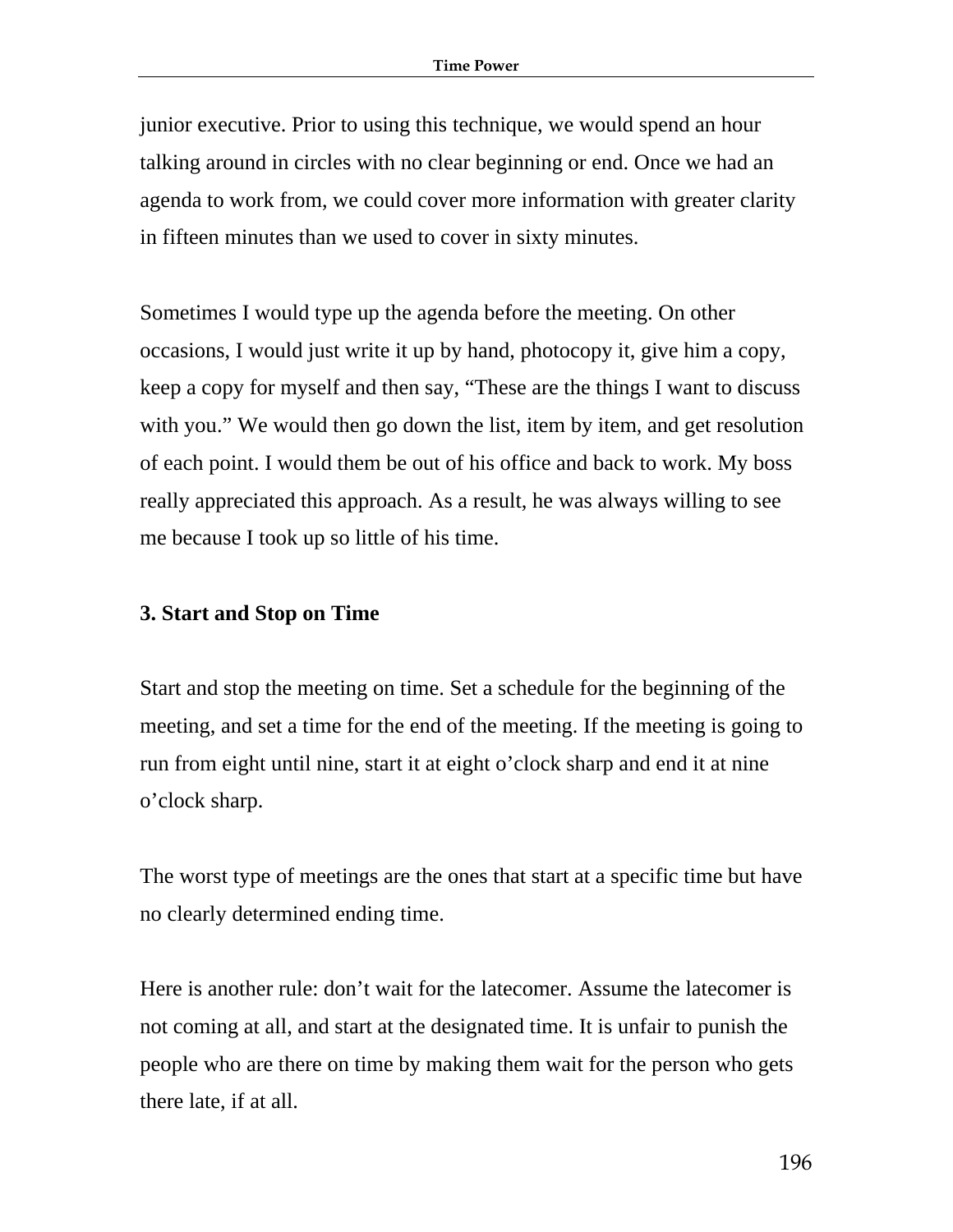junior executive. Prior to using this technique, we would spend an hour talking around in circles with no clear beginning or end. Once we had an agenda to work from, we could cover more information with greater clarity in fifteen minutes than we used to cover in sixty minutes.

Sometimes I would type up the agenda before the meeting. On other occasions, I would just write it up by hand, photocopy it, give him a copy, keep a copy for myself and then say, "These are the things I want to discuss with you." We would then go down the list, item by item, and get resolution of each point. I would them be out of his office and back to work. My boss really appreciated this approach. As a result, he was always willing to see me because I took up so little of his time.

### 3. Start and Stop on Time

Start and stop the meeting on time. Set a schedule for the beginning of the meeting, and set a time for the end of the meeting. If the meeting is going to run from eight until nine, start it at eight o'clock sharp and end it at nine o'clock sharp.

The worst type of meetings are the ones that start at a specific time but have no clearly determined ending time.

Here is another rule: don't wait for the latecomer. Assume the latecomer is not coming at all, and start at the designated time. It is unfair to punish the people who are there on time by making them wait for the person who gets there late, if at all.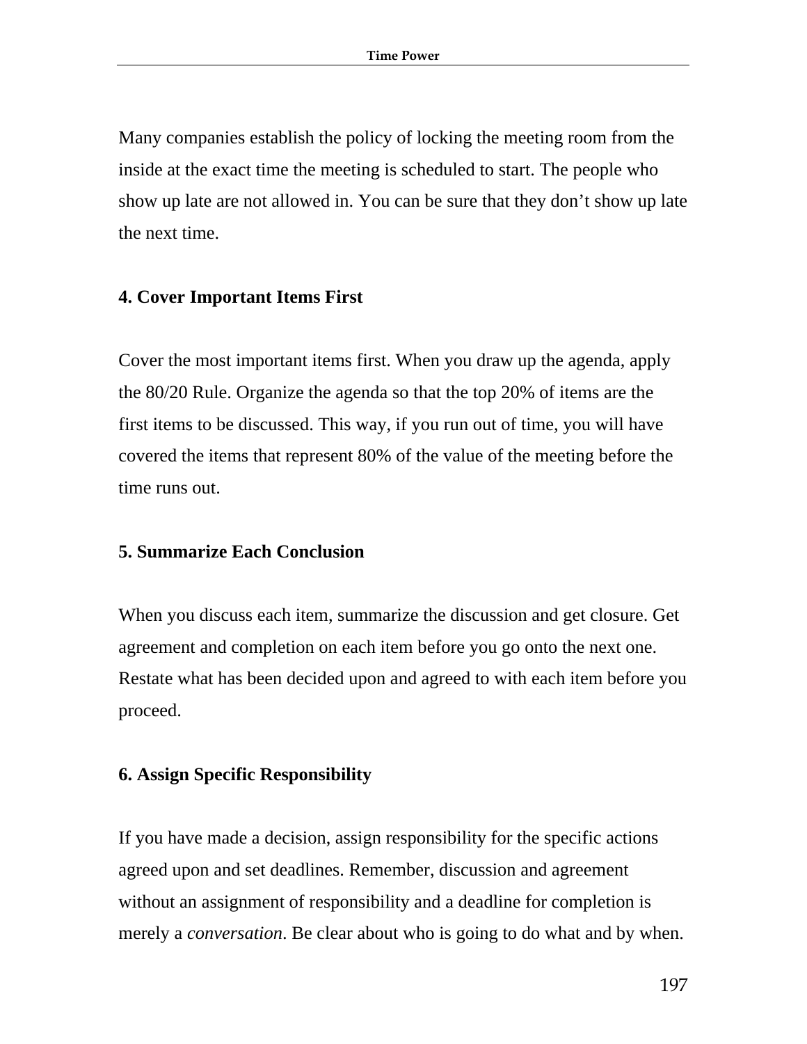Many companies establish the policy of locking the meeting room from the inside at the exact time the meeting is scheduled to start. The people who show up late are not allowed in. You can be sure that they don't show up late the next time.

### 4. Cover Important Items First

Cover the most important items first. When you draw up the agenda, apply the 80/20 Rule. Organize the agenda so that the top 20% of items are the first items to be discussed. This way, if you run out of time, you will have covered the items that represent 80% of the value of the meeting before the time runs out.

### 5. Summarize Each Conclusion

When you discuss each item, summarize the discussion and get closure. Get agreement and completion on each item before you go onto the next one. Restate what has been decided upon and agreed to with each item before you proceed.

### 6. Assign Specific Responsibility

If you have made a decision, assign responsibility for the specific actions agreed upon and set deadlines. Remember, discussion and agreement without an assignment of responsibility and a deadline for completion is merely a *conversation*. Be clear about who is going to do what and by when.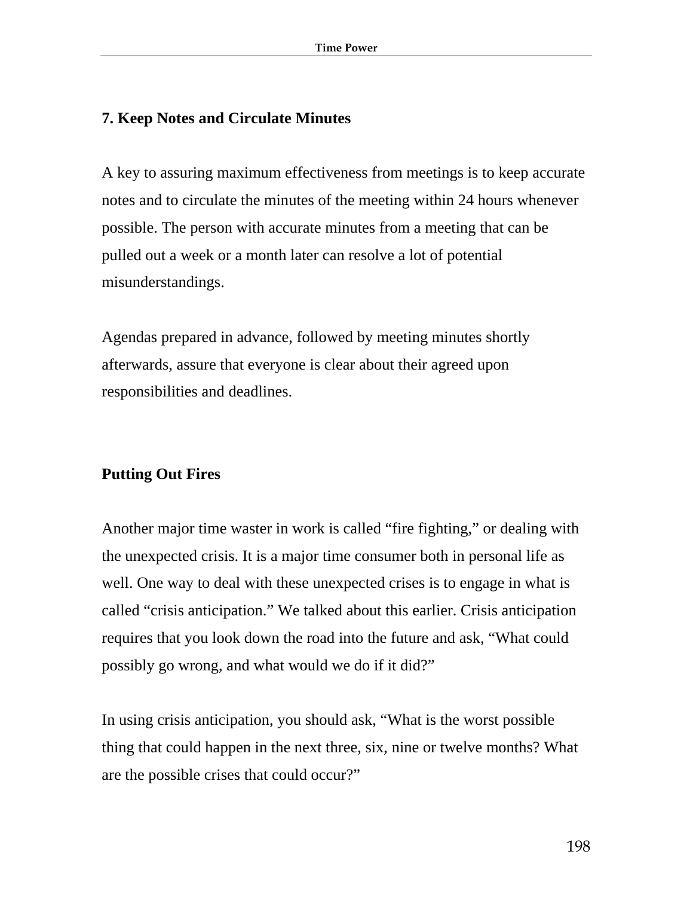### 7. Keep Notes and Circulate Minutes

A key to assuring maximum effectiveness from meetings is to keep accurate notes and to circulate the minutes of the meeting within 24 hours whenever possible. The person with accurate minutes from a meeting that can be pulled out a week or a month later can resolve a lot of potential misunderstandings.

Agendas prepared in advance, followed by meeting minutes shortly afterwards, assure that everyone is clear about their agreed upon responsibilities and deadlines.

## Putting Out Fires

Another major time waster in work is called “fire fighting,” or dealing with the unexpected crisis. It is a major time consumer both in personal life as well. One way to deal with these unexpected crises is to engage in what is called “crisis anticipation.” We talked about this earlier. Crisis anticipation requires that you look down the road into the future and ask, “What could possibly go wrong, and what would we do if it did?”

In using crisis anticipation, you should ask, “What is the worst possible thing that could happen in the next three, six, nine or twelve months? What are the possible crises that could occur?”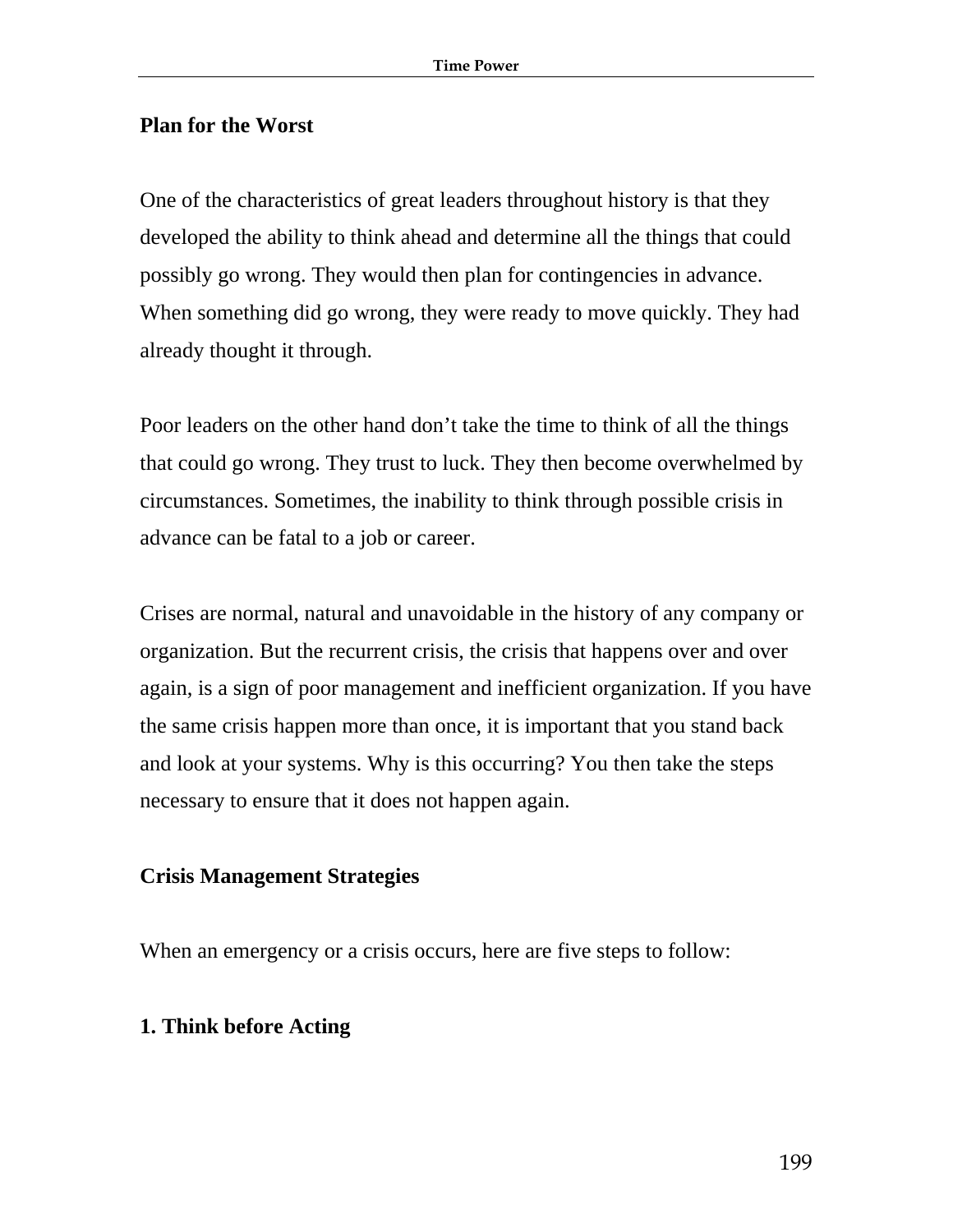## Plan for the Worst

One of the characteristics of great leaders throughout history is that they developed the ability to think ahead and determine all the things that could possibly go wrong. They would then plan for contingencies in advance. When something did go wrong, they were ready to move quickly. They had already thought it through.

Poor leaders on the other hand don't take the time to think of all the things that could go wrong. They trust to luck. They then become overwhelmed by circumstances. Sometimes, the inability to think through possible crisis in advance can be fatal to a job or career.

Crises are normal, natural and unavoidable in the history of any company or organization. But the recurrent crisis, the crisis that happens over and over again, is a sign of poor management and inefficient organization. If you have the same crisis happen more than once, it is important that you stand back and look at your systems. Why is this occurring? You then take the steps necessary to ensure that it does not happen again.

## Crisis Management Strategies

When an emergency or a crisis occurs, here are five steps to follow:

### 1. Think before Acting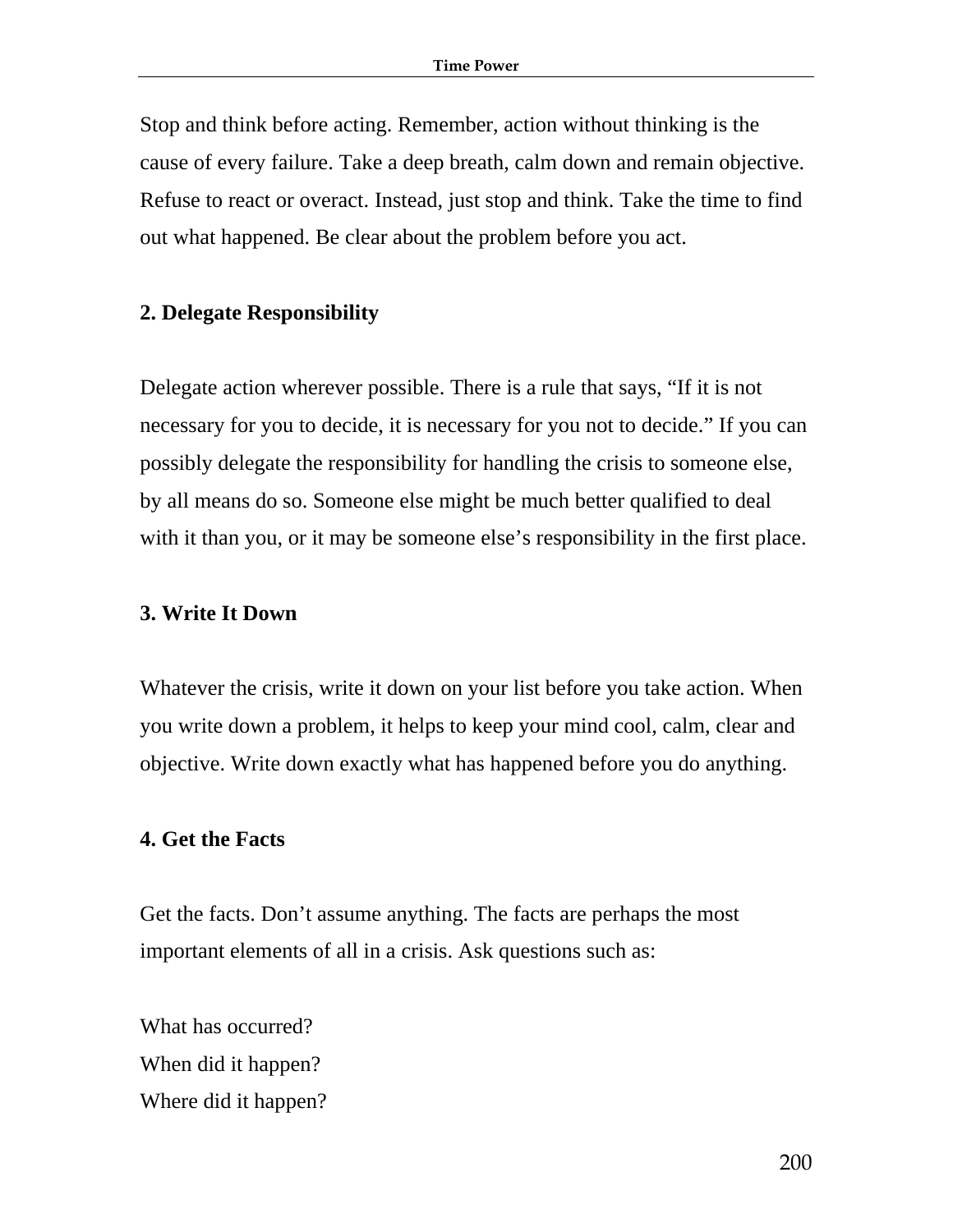Stop and think before acting. Remember, action without thinking is the cause of every failure. Take a deep breath, calm down and remain objective. Refuse to react or overact. Instead, just stop and think. Take the time to find out what happened. Be clear about the problem before you act.

**2. Delegate Responsibility**

Delegate action wherever possible. There is a rule that says, "If it is not necessary for you to decide, it is necessary for you not to decide." If you can possibly delegate the responsibility for handling the crisis to someone else, by all means do so. Someone else might be much better qualified to deal with it than you, or it may be someone else's responsibility in the first place.

**3. Write It Down**

Whatever the crisis, write it down on your list before you take action. When you write down a problem, it helps to keep your mind cool, calm, clear and objective. Write down exactly what has happened before you do anything.

**4. Get the Facts**

Get the facts. Don't assume anything. The facts are perhaps the most important elements of all in a crisis. Ask questions such as:

What has occurred?
When did it happen?
Where did it happen?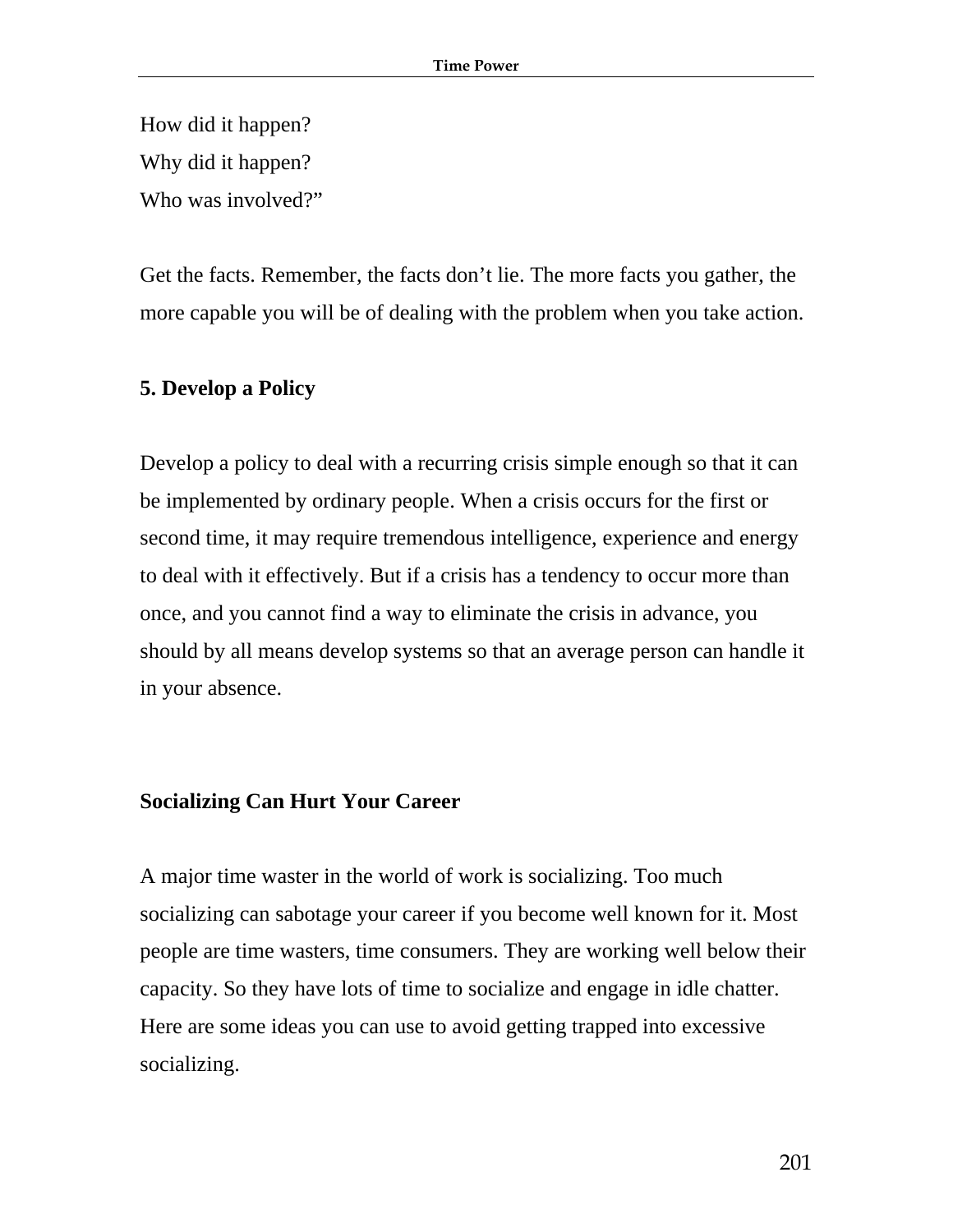How did it happen?
Why did it happen?
Who was involved?"

Get the facts. Remember, the facts don't lie. The more facts you gather, the more capable you will be of dealing with the problem when you take action.

**5. Develop a Policy**

Develop a policy to deal with a recurring crisis simple enough so that it can be implemented by ordinary people. When a crisis occurs for the first or second time, it may require tremendous intelligence, experience and energy to deal with it effectively. But if a crisis has a tendency to occur more than once, and you cannot find a way to eliminate the crisis in advance, you should by all means develop systems so that an average person can handle it in your absence.

## Socializing Can Hurt Your Career

A major time waster in the world of work is socializing. Too much socializing can sabotage your career if you become well known for it. Most people are time wasters, time consumers. They are working well below their capacity. So they have lots of time to socialize and engage in idle chatter. Here are some ideas you can use to avoid getting trapped into excessive socializing.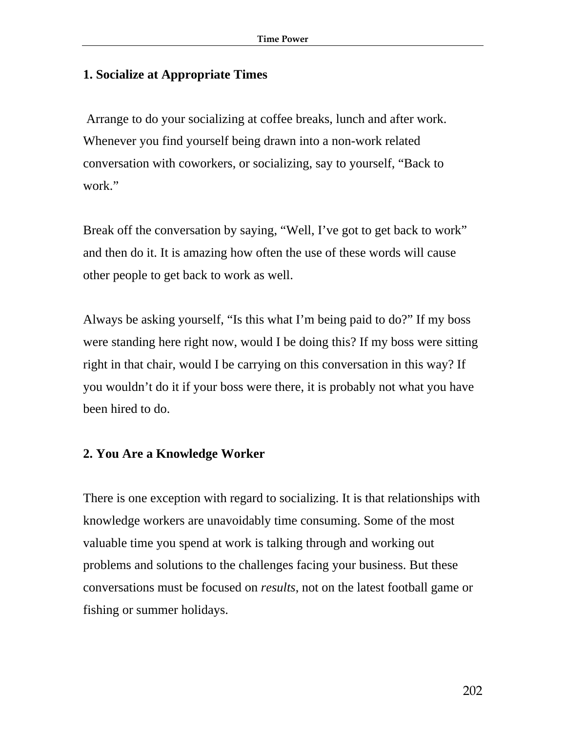**1. Socialize at Appropriate Times**

Arrange to do your socializing at coffee breaks, lunch and after work. Whenever you find yourself being drawn into a non-work related conversation with coworkers, or socializing, say to yourself, “Back to work.”

Break off the conversation by saying, “Well, I’ve got to get back to work” and then do it. It is amazing how often the use of these words will cause other people to get back to work as well.

Always be asking yourself, “Is this what I’m being paid to do?” If my boss were standing here right now, would I be doing this? If my boss were sitting right in that chair, would I be carrying on this conversation in this way? If you wouldn’t do it if your boss were there, it is probably not what you have been hired to do.

**2. You Are a Knowledge Worker**

There is one exception with regard to socializing. It is that relationships with knowledge workers are unavoidably time consuming. Some of the most valuable time you spend at work is talking through and working out problems and solutions to the challenges facing your business. But these conversations must be focused on *results*, not on the latest football game or fishing or summer holidays.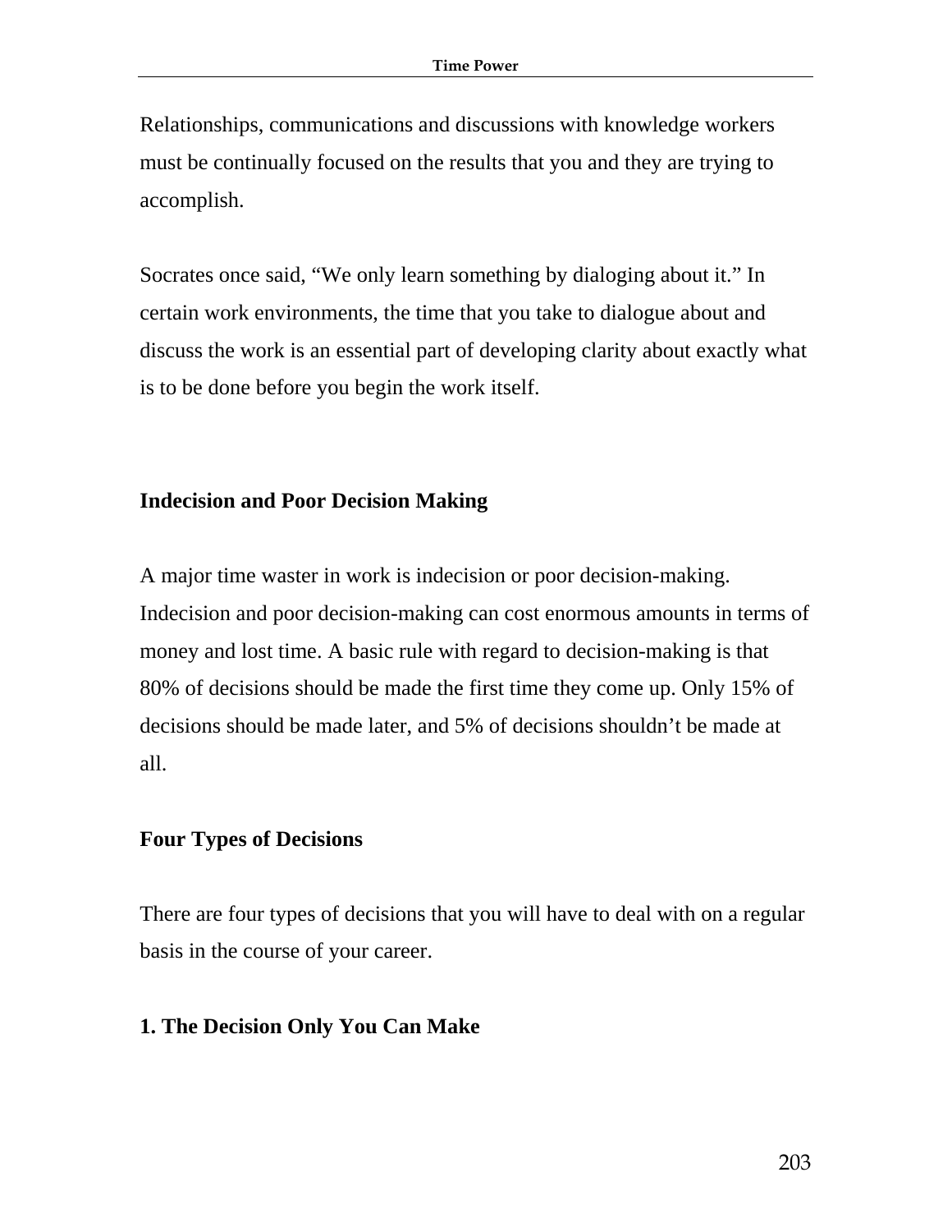Relationships, communications and discussions with knowledge workers must be continually focused on the results that you and they are trying to accomplish.

Socrates once said, "We only learn something by dialoging about it." In certain work environments, the time that you take to dialogue about and discuss the work is an essential part of developing clarity about exactly what is to be done before you begin the work itself.

## Indecision and Poor Decision Making

A major time waster in work is indecision or poor decision-making. Indecision and poor decision-making can cost enormous amounts in terms of money and lost time. A basic rule with regard to decision-making is that 80% of decisions should be made the first time they come up. Only 15% of decisions should be made later, and 5% of decisions shouldn't be made at all.

## Four Types of Decisions

There are four types of decisions that you will have to deal with on a regular basis in the course of your career.

### 1. The Decision Only You Can Make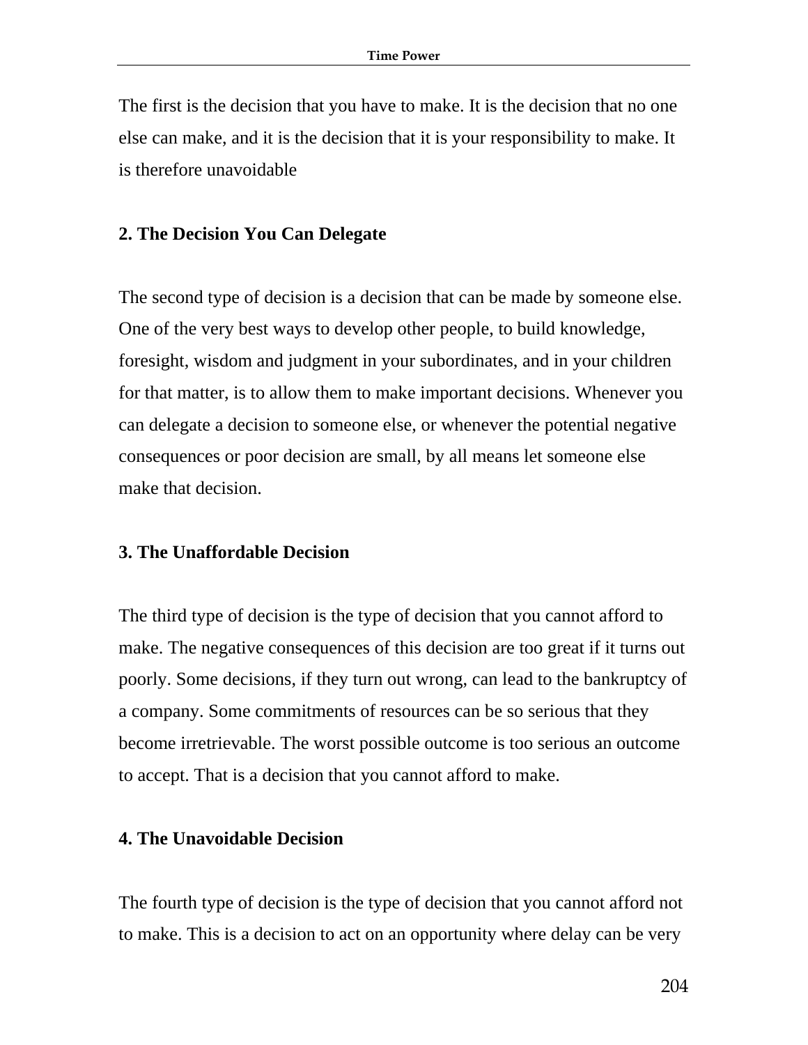The first is the decision that you have to make. It is the decision that no one else can make, and it is the decision that it is your responsibility to make. It is therefore unavoidable

**2. The Decision You Can Delegate**

The second type of decision is a decision that can be made by someone else. One of the very best ways to develop other people, to build knowledge, foresight, wisdom and judgment in your subordinates, and in your children for that matter, is to allow them to make important decisions. Whenever you can delegate a decision to someone else, or whenever the potential negative consequences or poor decision are small, by all means let someone else make that decision.

**3. The Unaffordable Decision**

The third type of decision is the type of decision that you cannot afford to make. The negative consequences of this decision are too great if it turns out poorly. Some decisions, if they turn out wrong, can lead to the bankruptcy of a company. Some commitments of resources can be so serious that they become irretrievable. The worst possible outcome is too serious an outcome to accept. That is a decision that you cannot afford to make.

**4. The Unavoidable Decision**

The fourth type of decision is the type of decision that you cannot afford not to make. This is a decision to act on an opportunity where delay can be very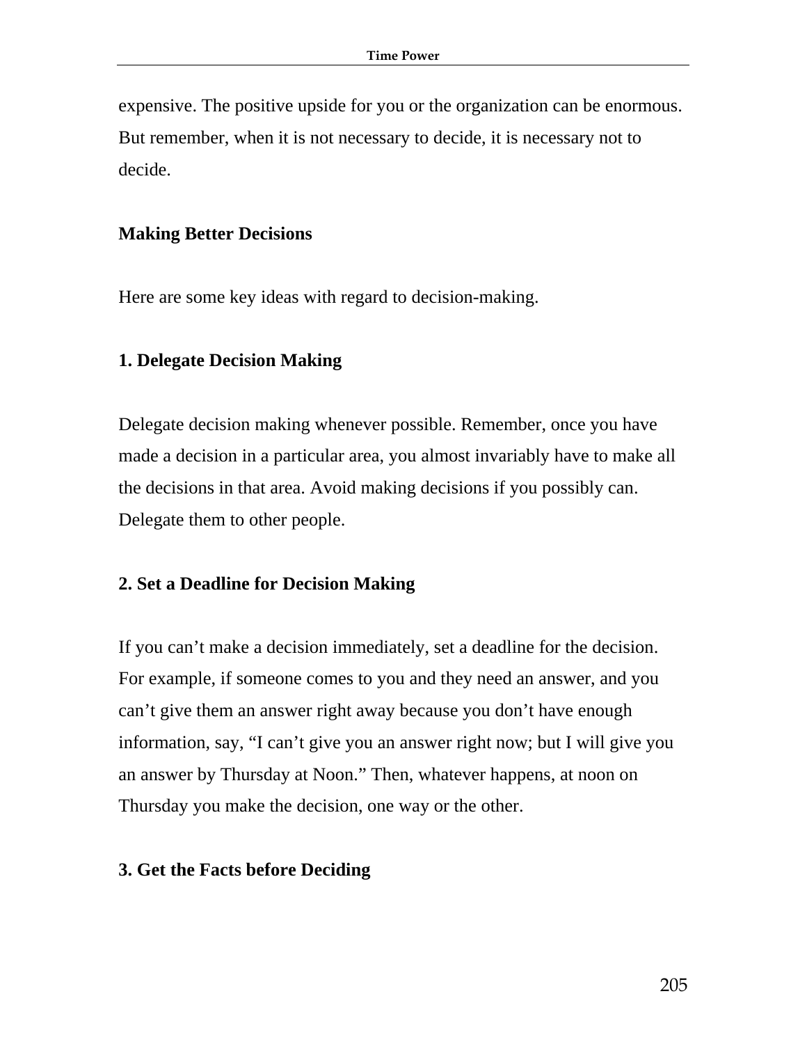expensive. The positive upside for you or the organization can be enormous. But remember, when it is not necessary to decide, it is necessary not to decide.

## Making Better Decisions

Here are some key ideas with regard to decision-making.

### 1. Delegate Decision Making

Delegate decision making whenever possible. Remember, once you have made a decision in a particular area, you almost invariably have to make all the decisions in that area. Avoid making decisions if you possibly can. Delegate them to other people.

### 2. Set a Deadline for Decision Making

If you can't make a decision immediately, set a deadline for the decision. For example, if someone comes to you and they need an answer, and you can't give them an answer right away because you don't have enough information, say, "I can't give you an answer right now; but I will give you an answer by Thursday at Noon." Then, whatever happens, at noon on Thursday you make the decision, one way or the other.

### 3. Get the Facts before Deciding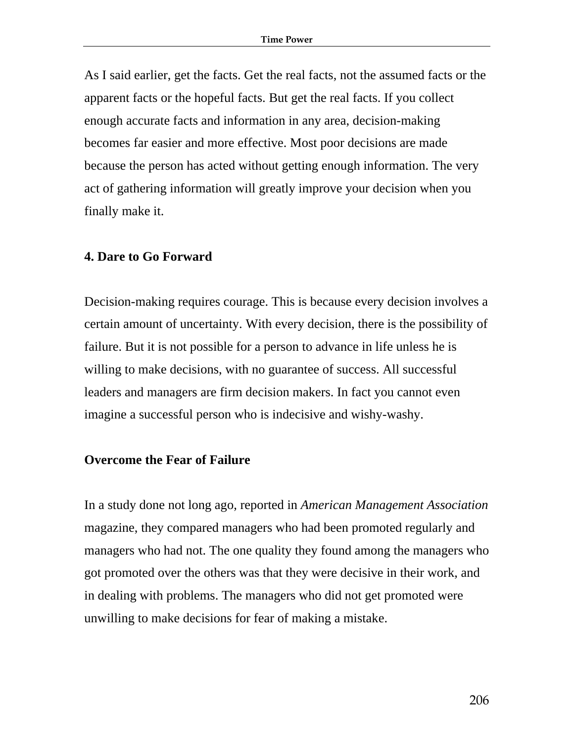As I said earlier, get the facts. Get the real facts, not the assumed facts or the apparent facts or the hopeful facts. But get the real facts. If you collect enough accurate facts and information in any area, decision-making becomes far easier and more effective. Most poor decisions are made because the person has acted without getting enough information. The very act of gathering information will greatly improve your decision when you finally make it.

### 4. Dare to Go Forward

Decision-making requires courage. This is because every decision involves a certain amount of uncertainty. With every decision, there is the possibility of failure. But it is not possible for a person to advance in life unless he is willing to make decisions, with no guarantee of success. All successful leaders and managers are firm decision makers. In fact you cannot even imagine a successful person who is indecisive and wishy-washy.

### Overcome the Fear of Failure

In a study done not long ago, reported in *American Management Association* magazine, they compared managers who had been promoted regularly and managers who had not. The one quality they found among the managers who got promoted over the others was that they were decisive in their work, and in dealing with problems. The managers who did not get promoted were unwilling to make decisions for fear of making a mistake.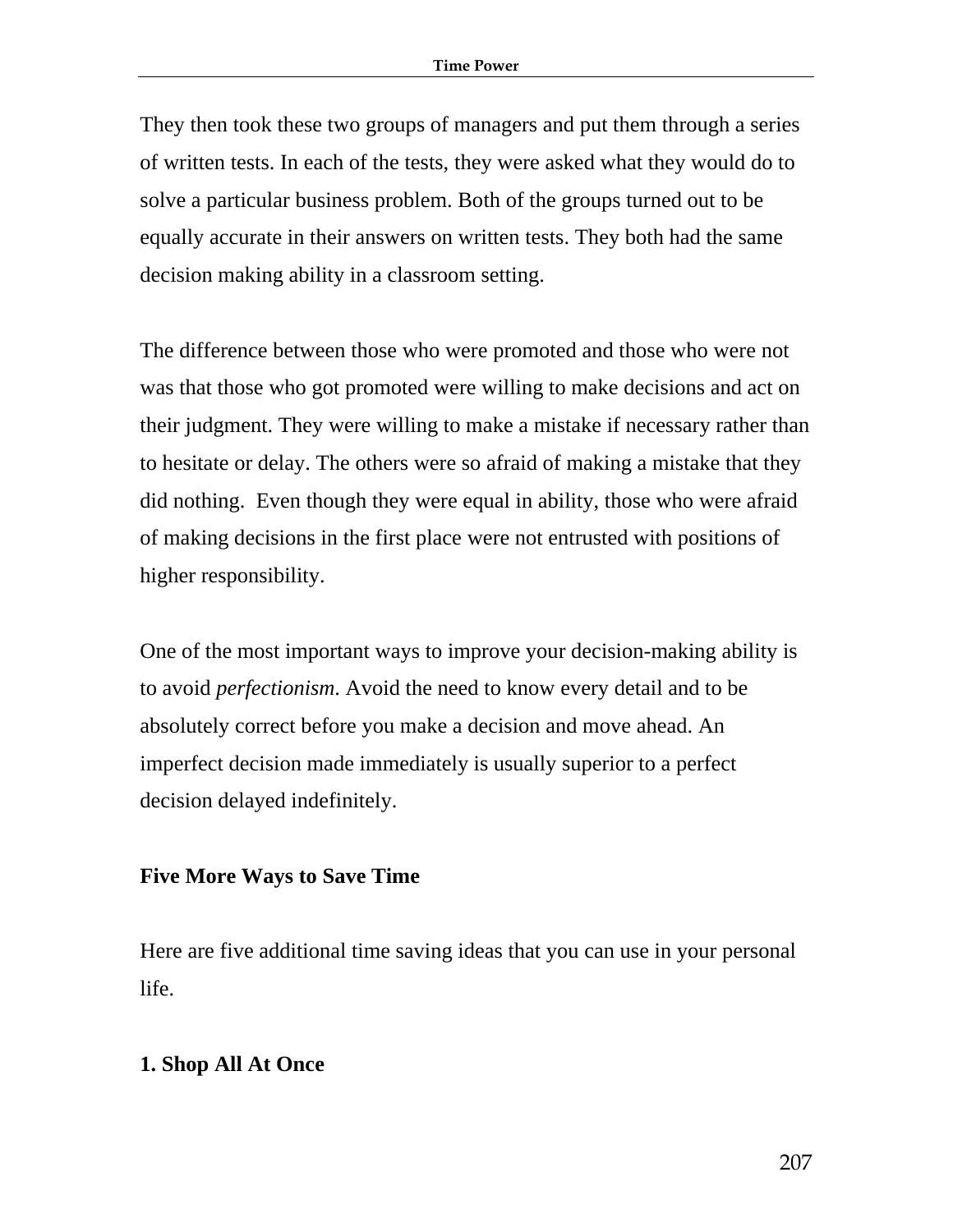They then took these two groups of managers and put them through a series of written tests. In each of the tests, they were asked what they would do to solve a particular business problem. Both of the groups turned out to be equally accurate in their answers on written tests. They both had the same decision making ability in a classroom setting.

The difference between those who were promoted and those who were not was that those who got promoted were willing to make decisions and act on their judgment. They were willing to make a mistake if necessary rather than to hesitate or delay. The others were so afraid of making a mistake that they did nothing. Even though they were equal in ability, those who were afraid of making decisions in the first place were not entrusted with positions of higher responsibility.

One of the most important ways to improve your decision-making ability is to avoid *perfectionism*. Avoid the need to know every detail and to be absolutely correct before you make a decision and move ahead. An imperfect decision made immediately is usually superior to a perfect decision delayed indefinitely.

## Five More Ways to Save Time

Here are five additional time saving ideas that you can use in your personal life.

### 1. Shop All At Once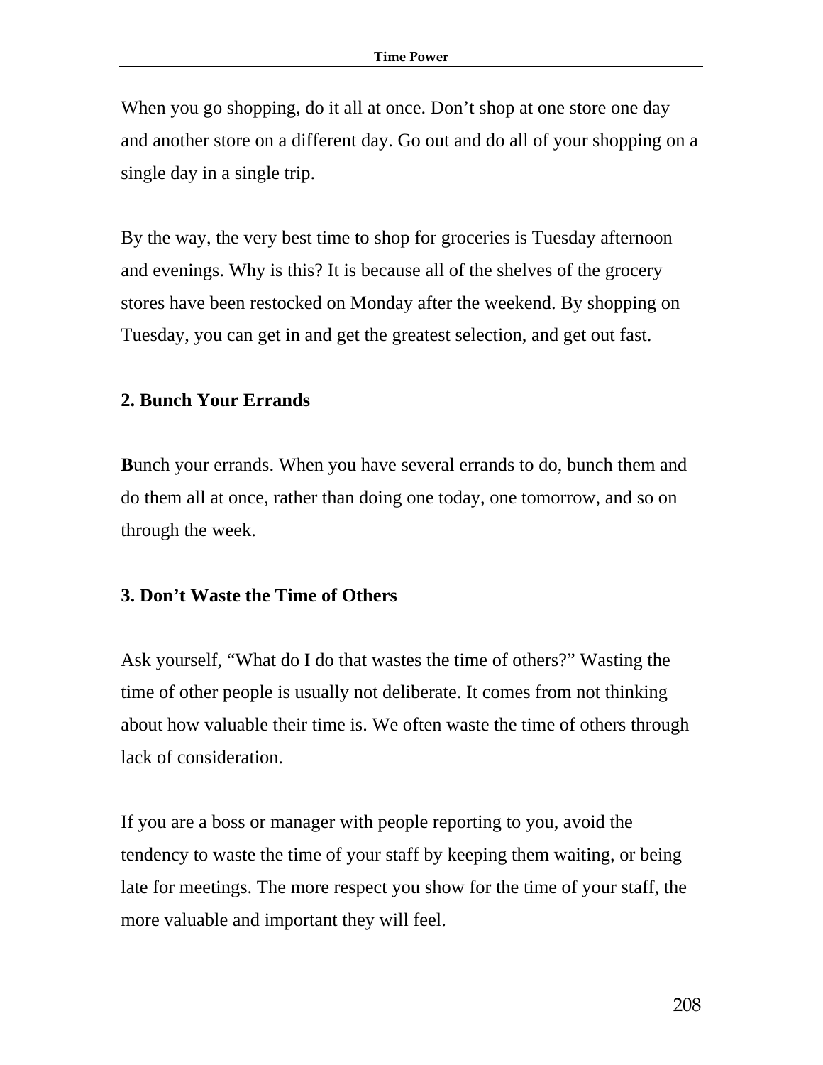When you go shopping, do it all at once. Don’t shop at one store one day and another store on a different day. Go out and do all of your shopping on a single day in a single trip.

By the way, the very best time to shop for groceries is Tuesday afternoon and evenings. Why is this? It is because all of the shelves of the grocery stores have been restocked on Monday after the weekend. By shopping on Tuesday, you can get in and get the greatest selection, and get out fast.

### 2. Bunch Your Errands

**B**unch your errands. When you have several errands to do, bunch them and do them all at once, rather than doing one today, one tomorrow, and so on through the week.

### 3. Don’t Waste the Time of Others

Ask yourself, “What do I do that wastes the time of others?” Wasting the time of other people is usually not deliberate. It comes from not thinking about how valuable their time is. We often waste the time of others through lack of consideration.

If you are a boss or manager with people reporting to you, avoid the tendency to waste the time of your staff by keeping them waiting, or being late for meetings. The more respect you show for the time of your staff, the more valuable and important they will feel.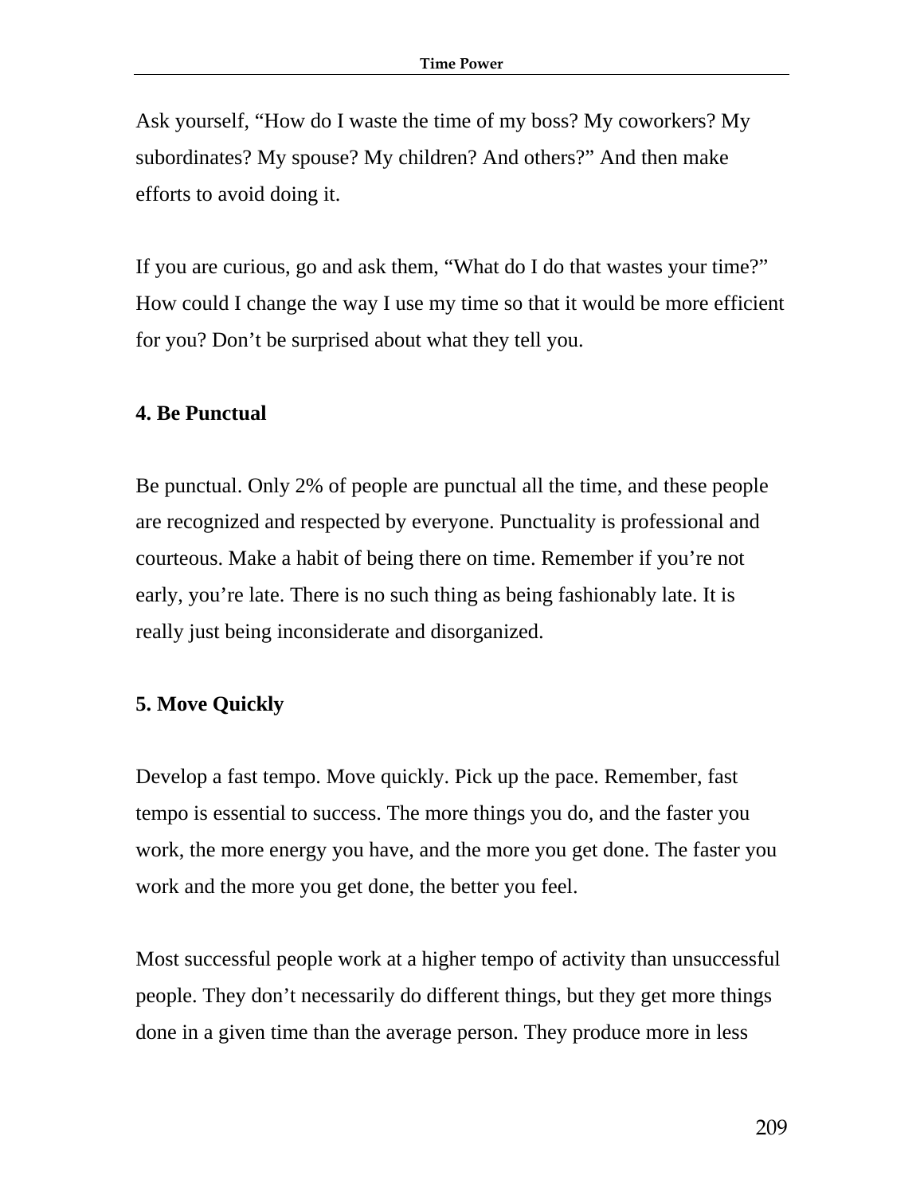Ask yourself, “How do I waste the time of my boss? My coworkers? My subordinates? My spouse? My children? And others?” And then make efforts to avoid doing it.

If you are curious, go and ask them, “What do I do that wastes your time?” How could I change the way I use my time so that it would be more efficient for you? Don’t be surprised about what they tell you.

**4. Be Punctual**

Be punctual. Only 2% of people are punctual all the time, and these people are recognized and respected by everyone. Punctuality is professional and courteous. Make a habit of being there on time. Remember if you’re not early, you’re late. There is no such thing as being fashionably late. It is really just being inconsiderate and disorganized.

**5. Move Quickly**

Develop a fast tempo. Move quickly. Pick up the pace. Remember, fast tempo is essential to success. The more things you do, and the faster you work, the more energy you have, and the more you get done. The faster you work and the more you get done, the better you feel.

Most successful people work at a higher tempo of activity than unsuccessful people. They don’t necessarily do different things, but they get more things done in a given time than the average person. They produce more in less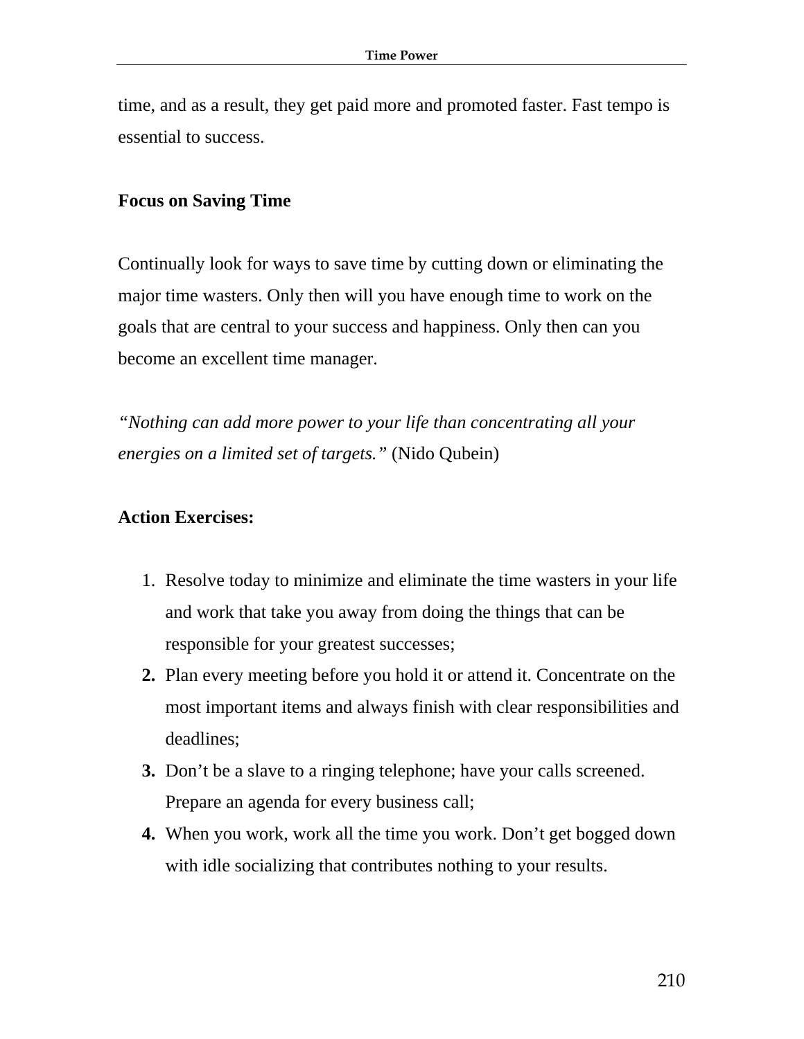time, and as a result, they get paid more and promoted faster. Fast tempo is essential to success.

**Focus on Saving Time**

Continually look for ways to save time by cutting down or eliminating the major time wasters. Only then will you have enough time to work on the goals that are central to your success and happiness. Only then can you become an excellent time manager.

*"Nothing can add more power to your life than concentrating all your energies on a limited set of targets."* (Nido Qubein)

**Action Exercises:**

1. Resolve today to minimize and eliminate the time wasters in your life and work that take you away from doing the things that can be responsible for your greatest successes;
2. Plan every meeting before you hold it or attend it. Concentrate on the most important items and always finish with clear responsibilities and deadlines;
3. Don't be a slave to a ringing telephone; have your calls screened. Prepare an agenda for every business call;
4. When you work, work all the time you work. Don't get bogged down with idle socializing that contributes nothing to your results.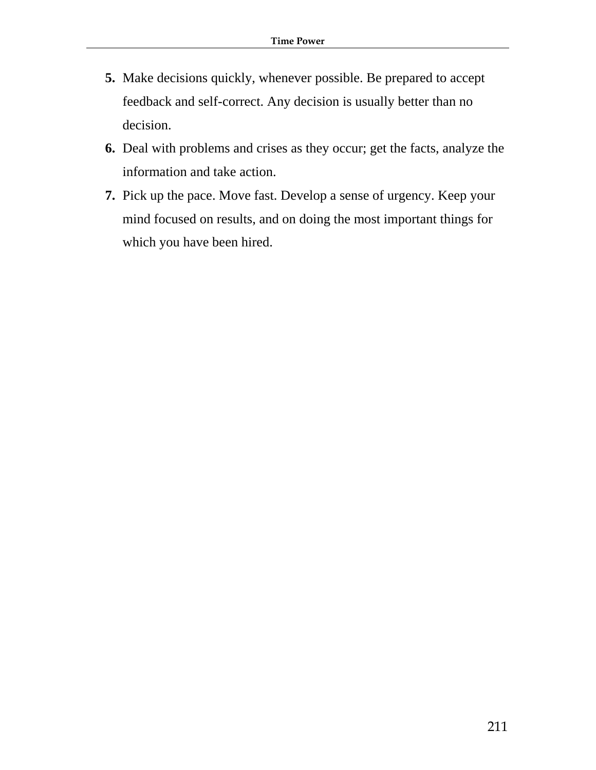5. Make decisions quickly, whenever possible. Be prepared to accept feedback and self-correct. Any decision is usually better than no decision.
6. Deal with problems and crises as they occur; get the facts, analyze the information and take action.
7. Pick up the pace. Move fast. Develop a sense of urgency. Keep your mind focused on results, and on doing the most important things for which you have been hired.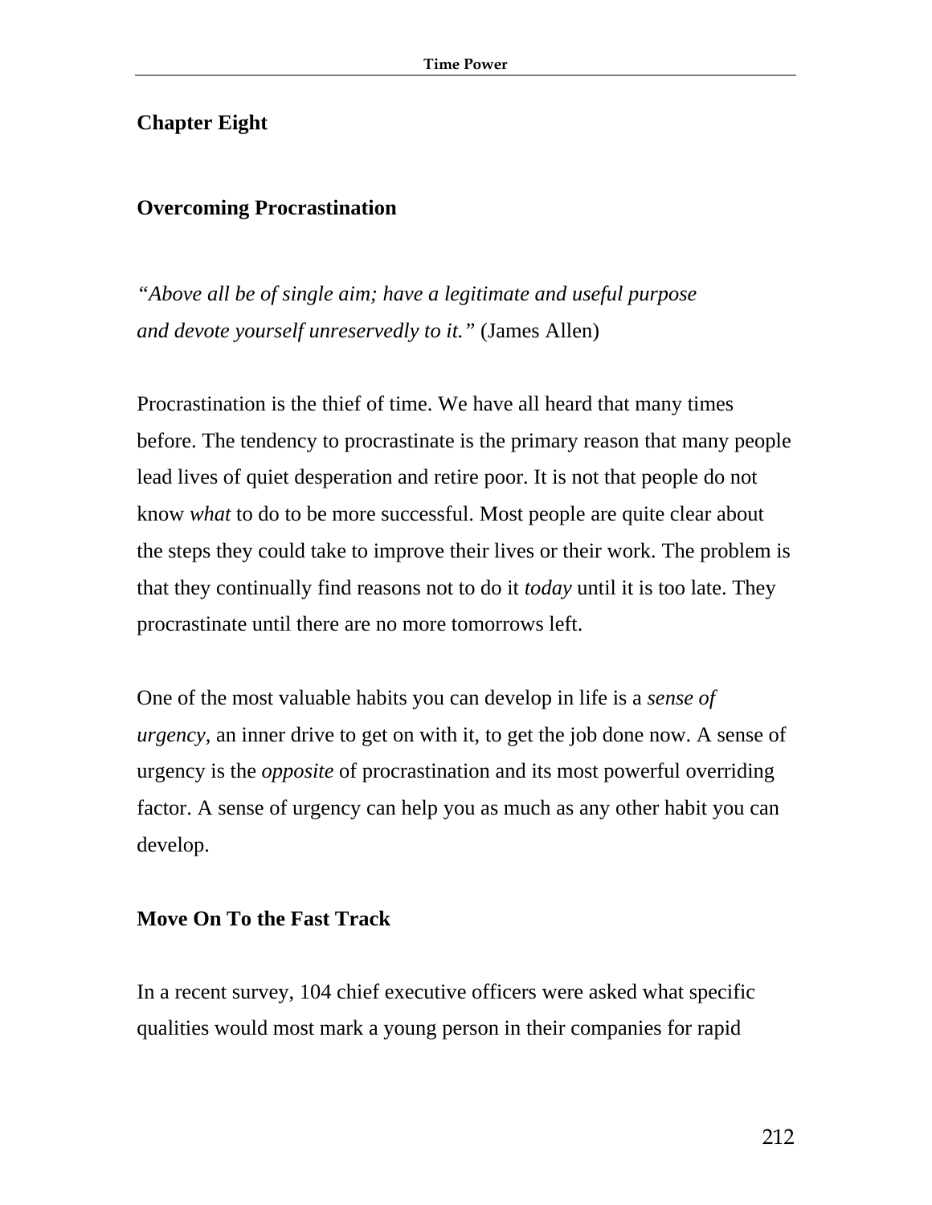## Chapter Eight

## Overcoming Procrastination

*"Above all be of single aim; have a legitimate and useful purpose and devote yourself unreservedly to it."* (James Allen)

Procrastination is the thief of time. We have all heard that many times before. The tendency to procrastinate is the primary reason that many people lead lives of quiet desperation and retire poor. It is not that people do not know *what* to do to be more successful. Most people are quite clear about the steps they could take to improve their lives or their work. The problem is that they continually find reasons not to do it *today* until it is too late. They procrastinate until there are no more tomorrows left.

One of the most valuable habits you can develop in life is a *sense of urgency*, an inner drive to get on with it, to get the job done now. A sense of urgency is the *opposite* of procrastination and its most powerful overriding factor. A sense of urgency can help you as much as any other habit you can develop.

### Move On To the Fast Track

In a recent survey, 104 chief executive officers were asked what specific qualities would most mark a young person in their companies for rapid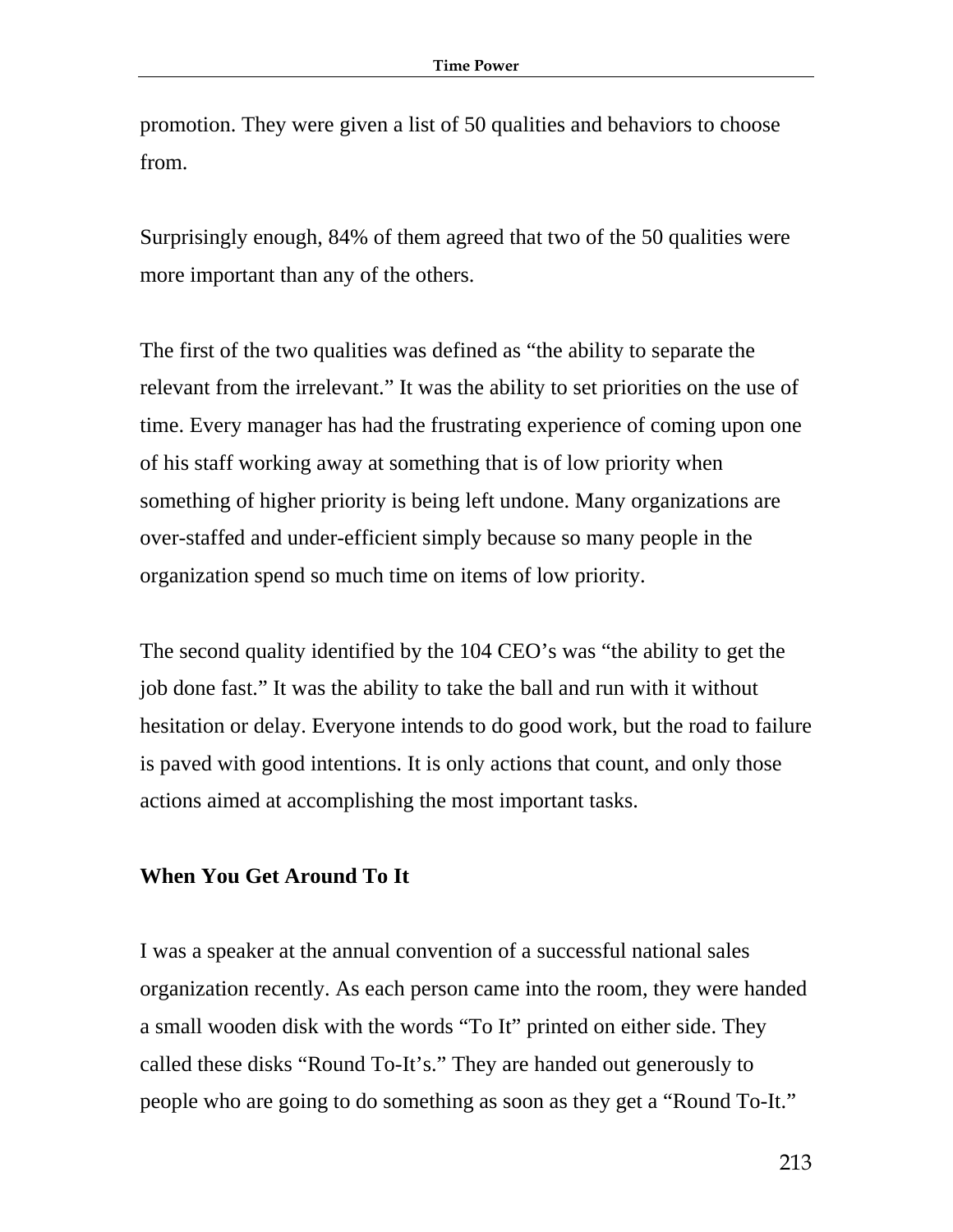promotion. They were given a list of 50 qualities and behaviors to choose from.

Surprisingly enough, 84% of them agreed that two of the 50 qualities were more important than any of the others.

The first of the two qualities was defined as “the ability to separate the relevant from the irrelevant.” It was the ability to set priorities on the use of time. Every manager has had the frustrating experience of coming upon one of his staff working away at something that is of low priority when something of higher priority is being left undone. Many organizations are over-staffed and under-efficient simply because so many people in the organization spend so much time on items of low priority.

The second quality identified by the 104 CEO’s was “the ability to get the job done fast.” It was the ability to take the ball and run with it without hesitation or delay. Everyone intends to do good work, but the road to failure is paved with good intentions. It is only actions that count, and only those actions aimed at accomplishing the most important tasks.

### When You Get Around To It

I was a speaker at the annual convention of a successful national sales organization recently. As each person came into the room, they were handed a small wooden disk with the words “To It” printed on either side. They called these disks “Round To-It’s.” They are handed out generously to people who are going to do something as soon as they get a “Round To-It.”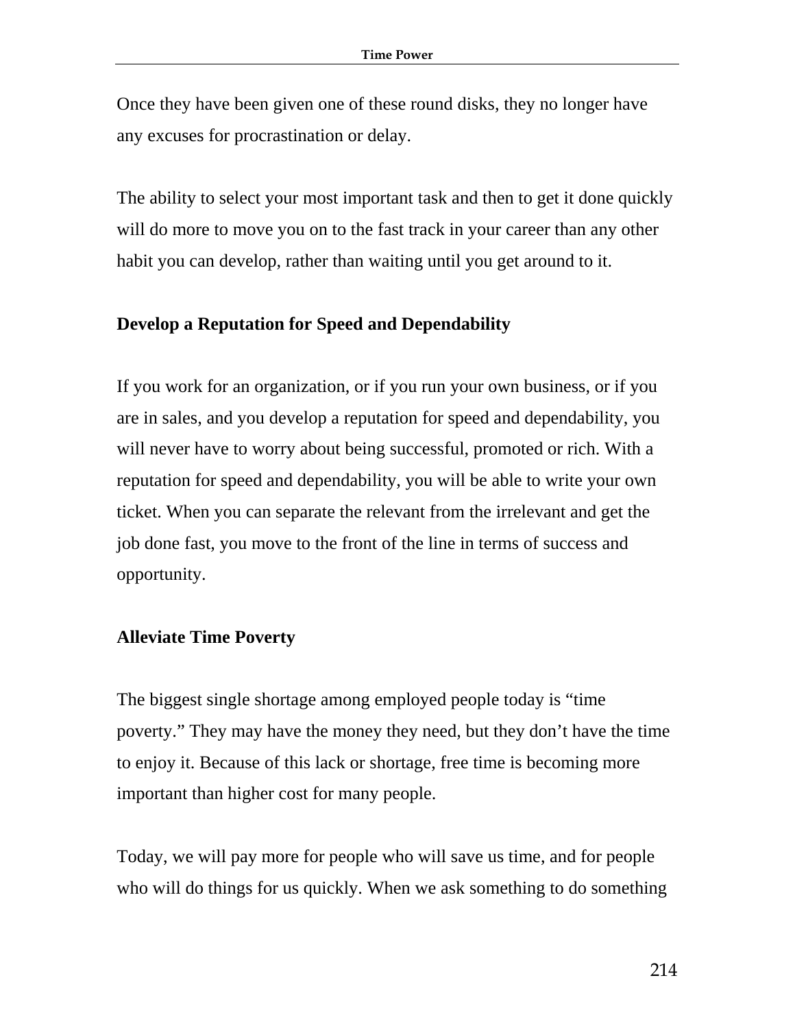Once they have been given one of these round disks, they no longer have any excuses for procrastination or delay.

The ability to select your most important task and then to get it done quickly will do more to move you on to the fast track in your career than any other habit you can develop, rather than waiting until you get around to it.

**Develop a Reputation for Speed and Dependability**

If you work for an organization, or if you run your own business, or if you are in sales, and you develop a reputation for speed and dependability, you will never have to worry about being successful, promoted or rich. With a reputation for speed and dependability, you will be able to write your own ticket. When you can separate the relevant from the irrelevant and get the job done fast, you move to the front of the line in terms of success and opportunity.

**Alleviate Time Poverty**

The biggest single shortage among employed people today is “time poverty.” They may have the money they need, but they don’t have the time to enjoy it. Because of this lack or shortage, free time is becoming more important than higher cost for many people.

Today, we will pay more for people who will save us time, and for people who will do things for us quickly. When we ask something to do something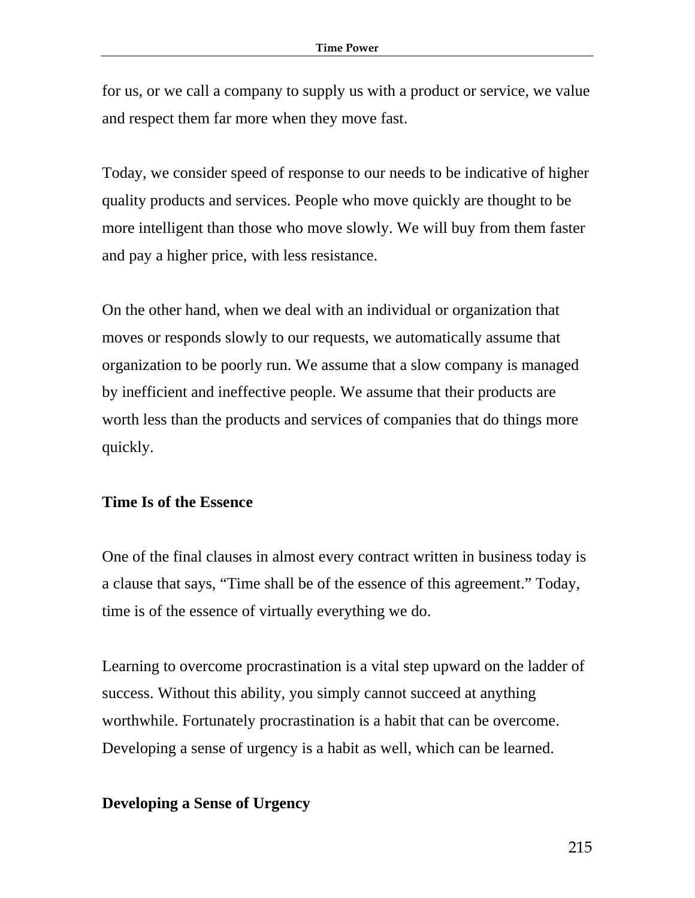for us, or we call a company to supply us with a product or service, we value and respect them far more when they move fast.

Today, we consider speed of response to our needs to be indicative of higher quality products and services. People who move quickly are thought to be more intelligent than those who move slowly. We will buy from them faster and pay a higher price, with less resistance.

On the other hand, when we deal with an individual or organization that moves or responds slowly to our requests, we automatically assume that organization to be poorly run. We assume that a slow company is managed by inefficient and ineffective people. We assume that their products are worth less than the products and services of companies that do things more quickly.

**Time Is of the Essence**

One of the final clauses in almost every contract written in business today is a clause that says, "Time shall be of the essence of this agreement." Today, time is of the essence of virtually everything we do.

Learning to overcome procrastination is a vital step upward on the ladder of success. Without this ability, you simply cannot succeed at anything worthwhile. Fortunately procrastination is a habit that can be overcome. Developing a sense of urgency is a habit as well, which can be learned.

**Developing a Sense of Urgency**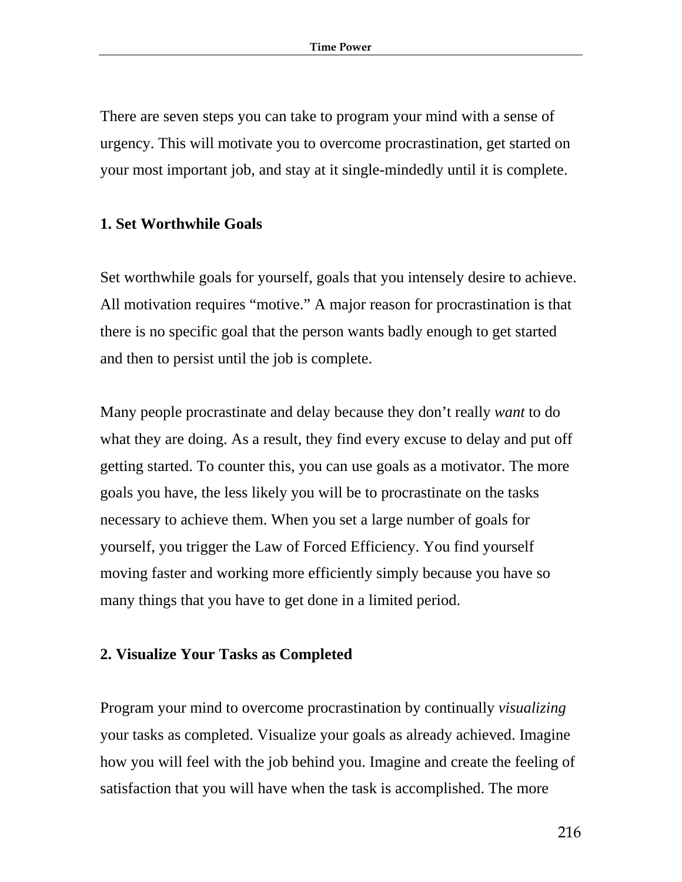There are seven steps you can take to program your mind with a sense of urgency. This will motivate you to overcome procrastination, get started on your most important job, and stay at it single-mindedly until it is complete.

**1. Set Worthwhile Goals**

Set worthwhile goals for yourself, goals that you intensely desire to achieve. All motivation requires "motive." A major reason for procrastination is that there is no specific goal that the person wants badly enough to get started and then to persist until the job is complete.

Many people procrastinate and delay because they don't really *want* to do what they are doing. As a result, they find every excuse to delay and put off getting started. To counter this, you can use goals as a motivator. The more goals you have, the less likely you will be to procrastinate on the tasks necessary to achieve them. When you set a large number of goals for yourself, you trigger the Law of Forced Efficiency. You find yourself moving faster and working more efficiently simply because you have so many things that you have to get done in a limited period.

**2. Visualize Your Tasks as Completed**

Program your mind to overcome procrastination by continually *visualizing* your tasks as completed. Visualize your goals as already achieved. Imagine how you will feel with the job behind you. Imagine and create the feeling of satisfaction that you will have when the task is accomplished. The more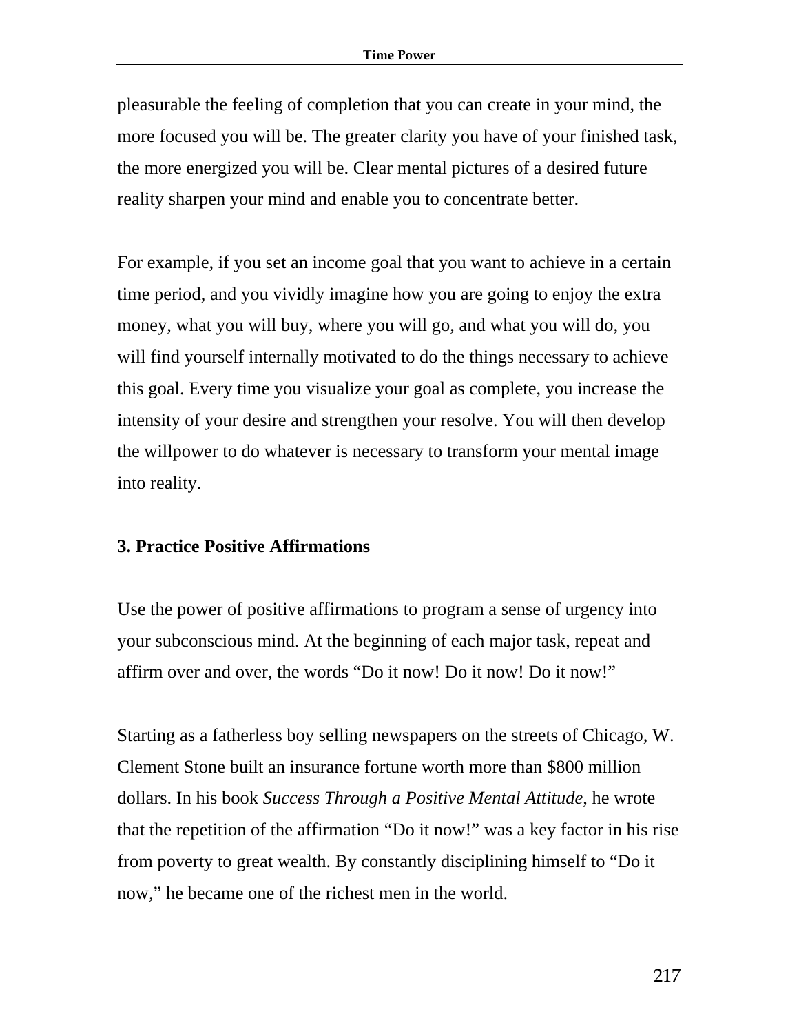pleasurable the feeling of completion that you can create in your mind, the more focused you will be. The greater clarity you have of your finished task, the more energized you will be. Clear mental pictures of a desired future reality sharpen your mind and enable you to concentrate better.

For example, if you set an income goal that you want to achieve in a certain time period, and you vividly imagine how you are going to enjoy the extra money, what you will buy, where you will go, and what you will do, you will find yourself internally motivated to do the things necessary to achieve this goal. Every time you visualize your goal as complete, you increase the intensity of your desire and strengthen your resolve. You will then develop the willpower to do whatever is necessary to transform your mental image into reality.

### 3. Practice Positive Affirmations

Use the power of positive affirmations to program a sense of urgency into your subconscious mind. At the beginning of each major task, repeat and affirm over and over, the words “Do it now! Do it now! Do it now!”

Starting as a fatherless boy selling newspapers on the streets of Chicago, W. Clement Stone built an insurance fortune worth more than $800 million dollars. In his book *Success Through a Positive Mental Attitude,* he wrote that the repetition of the affirmation “Do it now!” was a key factor in his rise from poverty to great wealth. By constantly disciplining himself to “Do it now,” he became one of the richest men in the world.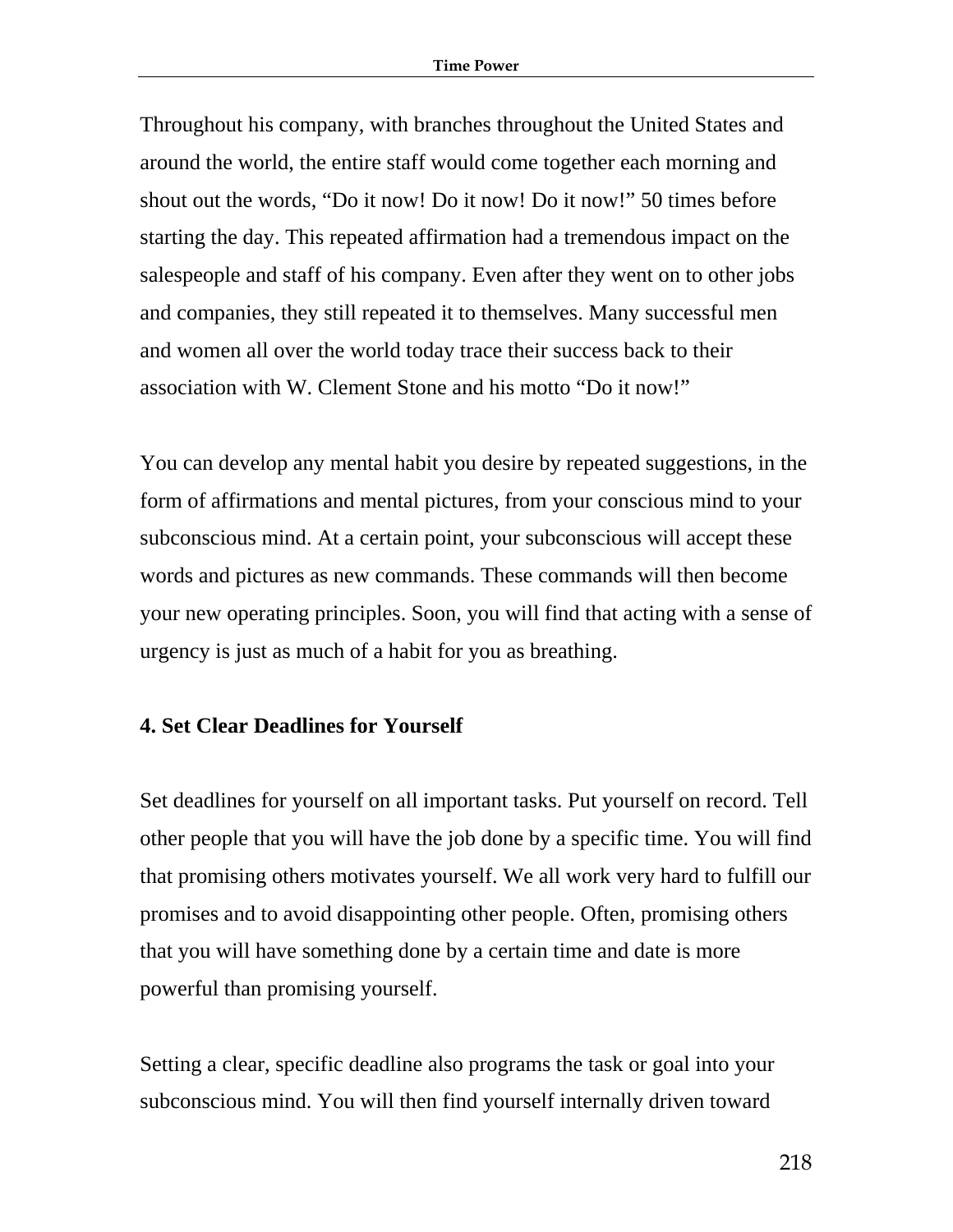Throughout his company, with branches throughout the United States and around the world, the entire staff would come together each morning and shout out the words, “Do it now! Do it now! Do it now!” 50 times before starting the day. This repeated affirmation had a tremendous impact on the salespeople and staff of his company. Even after they went on to other jobs and companies, they still repeated it to themselves. Many successful men and women all over the world today trace their success back to their association with W. Clement Stone and his motto “Do it now!”

You can develop any mental habit you desire by repeated suggestions, in the form of affirmations and mental pictures, from your conscious mind to your subconscious mind. At a certain point, your subconscious will accept these words and pictures as new commands. These commands will then become your new operating principles. Soon, you will find that acting with a sense of urgency is just as much of a habit for you as breathing.

### 4. Set Clear Deadlines for Yourself

Set deadlines for yourself on all important tasks. Put yourself on record. Tell other people that you will have the job done by a specific time. You will find that promising others motivates yourself. We all work very hard to fulfill our promises and to avoid disappointing other people. Often, promising others that you will have something done by a certain time and date is more powerful than promising yourself.

Setting a clear, specific deadline also programs the task or goal into your subconscious mind. You will then find yourself internally driven toward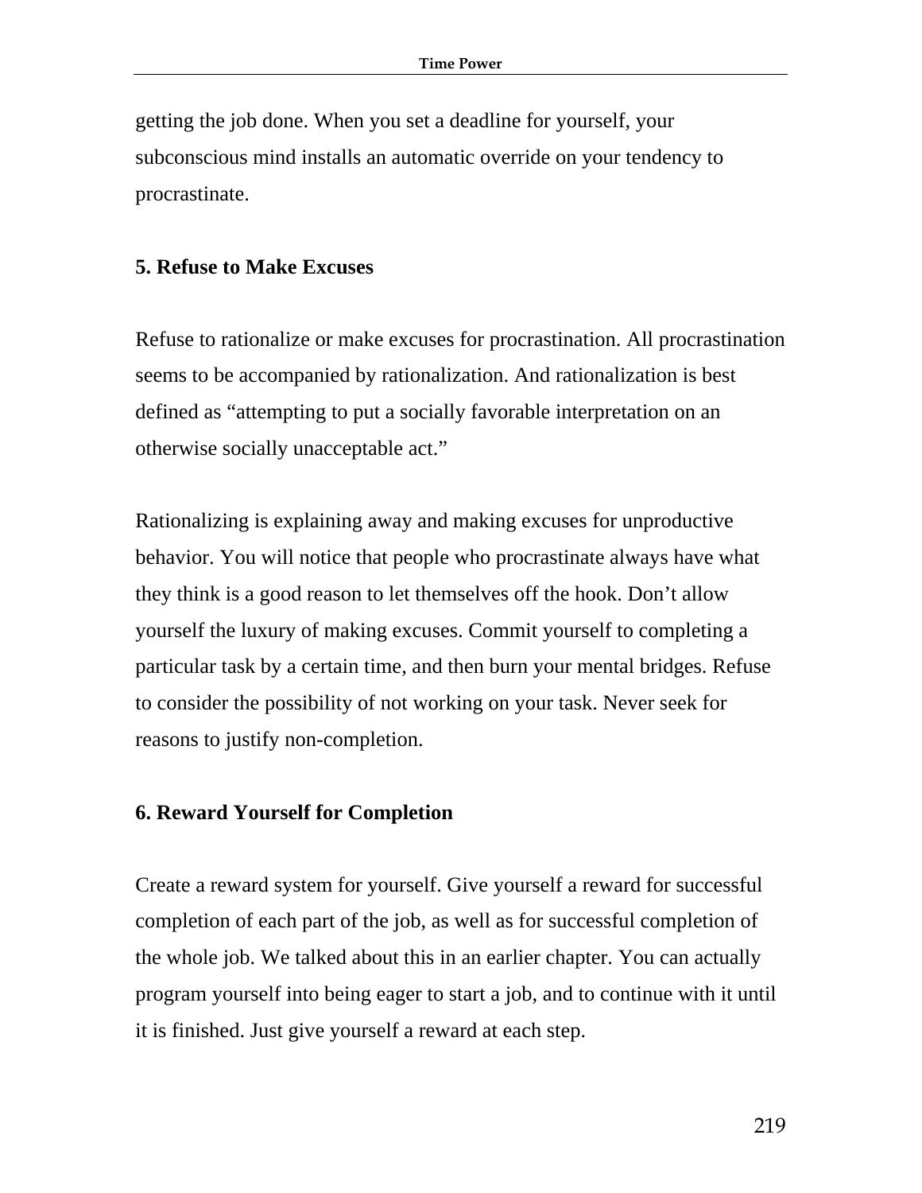getting the job done. When you set a deadline for yourself, your subconscious mind installs an automatic override on your tendency to procrastinate.

### 5. Refuse to Make Excuses

Refuse to rationalize or make excuses for procrastination. All procrastination seems to be accompanied by rationalization. And rationalization is best defined as "attempting to put a socially favorable interpretation on an otherwise socially unacceptable act."

Rationalizing is explaining away and making excuses for unproductive behavior. You will notice that people who procrastinate always have what they think is a good reason to let themselves off the hook. Don't allow yourself the luxury of making excuses. Commit yourself to completing a particular task by a certain time, and then burn your mental bridges. Refuse to consider the possibility of not working on your task. Never seek for reasons to justify non-completion.

### 6. Reward Yourself for Completion

Create a reward system for yourself. Give yourself a reward for successful completion of each part of the job, as well as for successful completion of the whole job. We talked about this in an earlier chapter. You can actually program yourself into being eager to start a job, and to continue with it until it is finished. Just give yourself a reward at each step.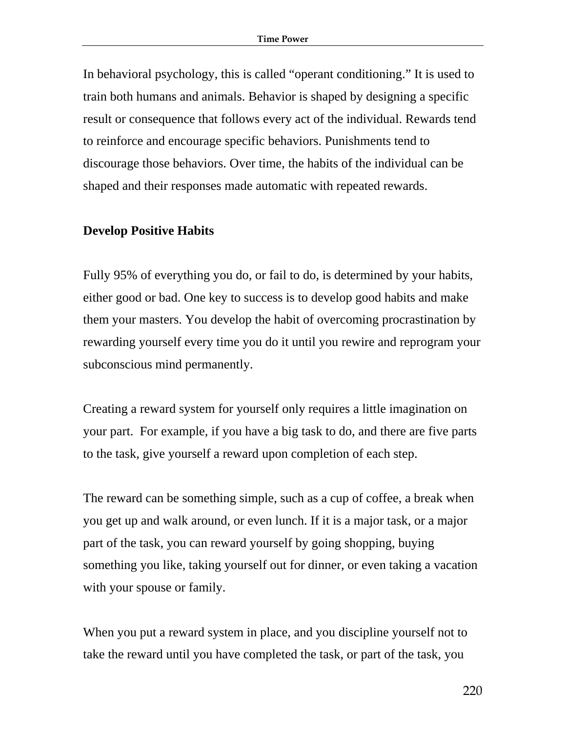In behavioral psychology, this is called "operant conditioning." It is used to train both humans and animals. Behavior is shaped by designing a specific result or consequence that follows every act of the individual. Rewards tend to reinforce and encourage specific behaviors. Punishments tend to discourage those behaviors. Over time, the habits of the individual can be shaped and their responses made automatic with repeated rewards.

**Develop Positive Habits**

Fully 95% of everything you do, or fail to do, is determined by your habits, either good or bad. One key to success is to develop good habits and make them your masters. You develop the habit of overcoming procrastination by rewarding yourself every time you do it until you rewire and reprogram your subconscious mind permanently.

Creating a reward system for yourself only requires a little imagination on your part. For example, if you have a big task to do, and there are five parts to the task, give yourself a reward upon completion of each step.

The reward can be something simple, such as a cup of coffee, a break when you get up and walk around, or even lunch. If it is a major task, or a major part of the task, you can reward yourself by going shopping, buying something you like, taking yourself out for dinner, or even taking a vacation with your spouse or family.

When you put a reward system in place, and you discipline yourself not to take the reward until you have completed the task, or part of the task, you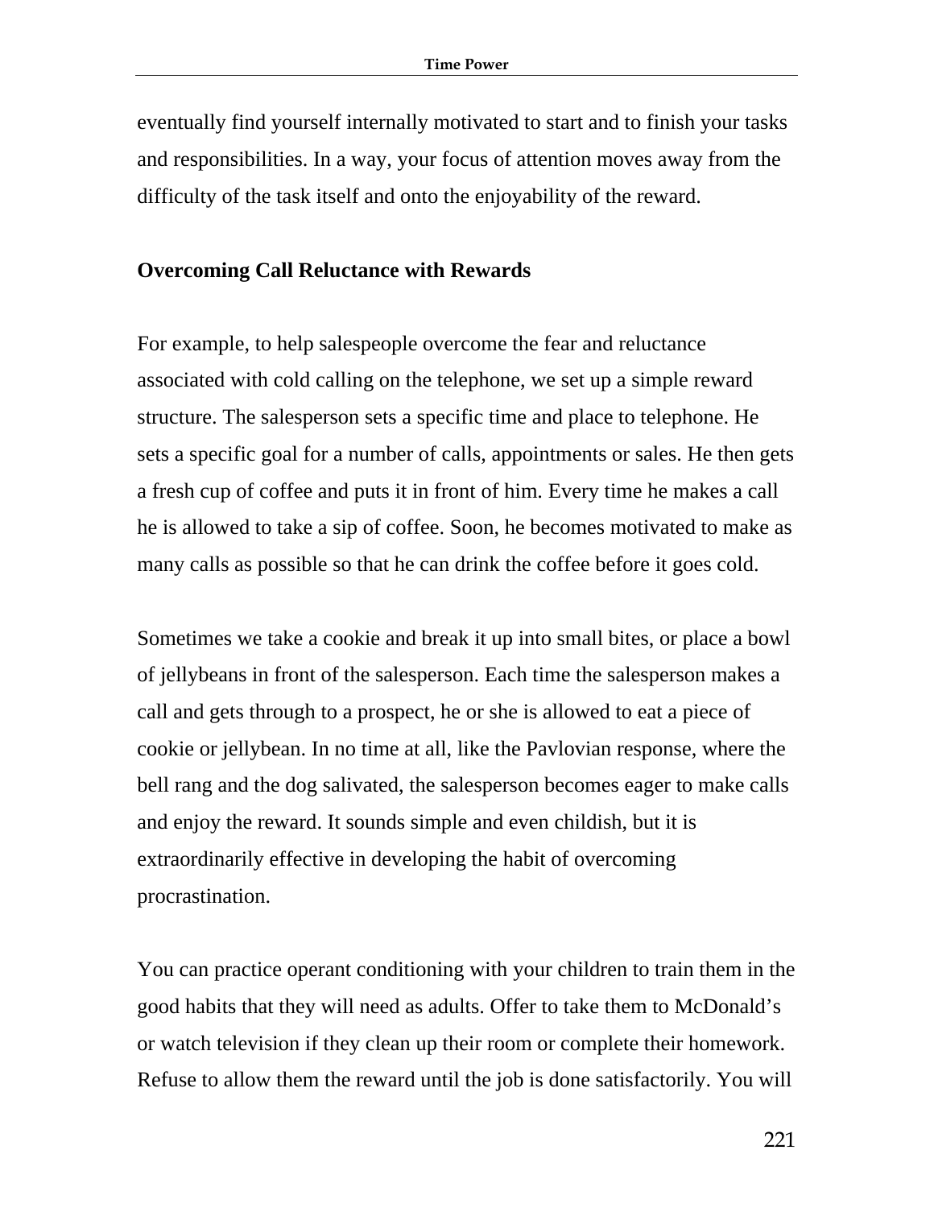eventually find yourself internally motivated to start and to finish your tasks and responsibilities. In a way, your focus of attention moves away from the difficulty of the task itself and onto the enjoyability of the reward.

### Overcoming Call Reluctance with Rewards

For example, to help salespeople overcome the fear and reluctance associated with cold calling on the telephone, we set up a simple reward structure. The salesperson sets a specific time and place to telephone. He sets a specific goal for a number of calls, appointments or sales. He then gets a fresh cup of coffee and puts it in front of him. Every time he makes a call he is allowed to take a sip of coffee. Soon, he becomes motivated to make as many calls as possible so that he can drink the coffee before it goes cold.

Sometimes we take a cookie and break it up into small bites, or place a bowl of jellybeans in front of the salesperson. Each time the salesperson makes a call and gets through to a prospect, he or she is allowed to eat a piece of cookie or jellybean. In no time at all, like the Pavlovian response, where the bell rang and the dog salivated, the salesperson becomes eager to make calls and enjoy the reward. It sounds simple and even childish, but it is extraordinarily effective in developing the habit of overcoming procrastination.

You can practice operant conditioning with your children to train them in the good habits that they will need as adults. Offer to take them to McDonald's or watch television if they clean up their room or complete their homework. Refuse to allow them the reward until the job is done satisfactorily. You will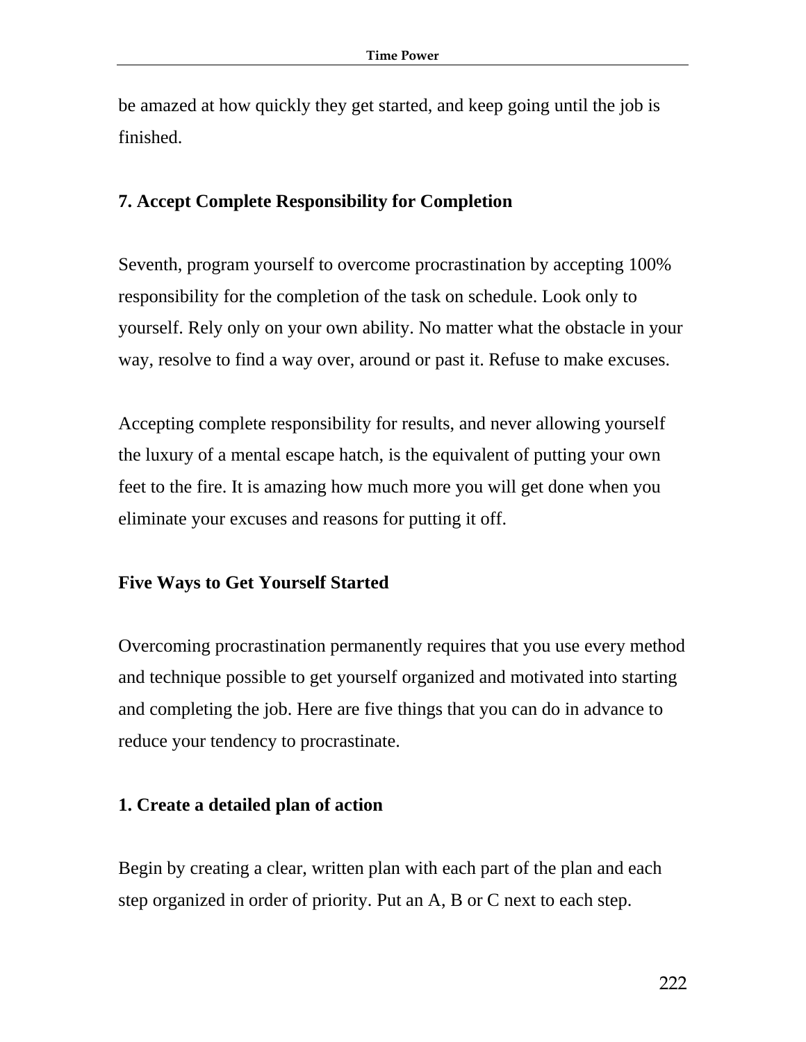be amazed at how quickly they get started, and keep going until the job is finished.

### 7. Accept Complete Responsibility for Completion

Seventh, program yourself to overcome procrastination by accepting 100% responsibility for the completion of the task on schedule. Look only to yourself. Rely only on your own ability. No matter what the obstacle in your way, resolve to find a way over, around or past it. Refuse to make excuses.

Accepting complete responsibility for results, and never allowing yourself the luxury of a mental escape hatch, is the equivalent of putting your own feet to the fire. It is amazing how much more you will get done when you eliminate your excuses and reasons for putting it off.

## Five Ways to Get Yourself Started

Overcoming procrastination permanently requires that you use every method and technique possible to get yourself organized and motivated into starting and completing the job. Here are five things that you can do in advance to reduce your tendency to procrastinate.

### 1. Create a detailed plan of action

Begin by creating a clear, written plan with each part of the plan and each step organized in order of priority. Put an A, B or C next to each step.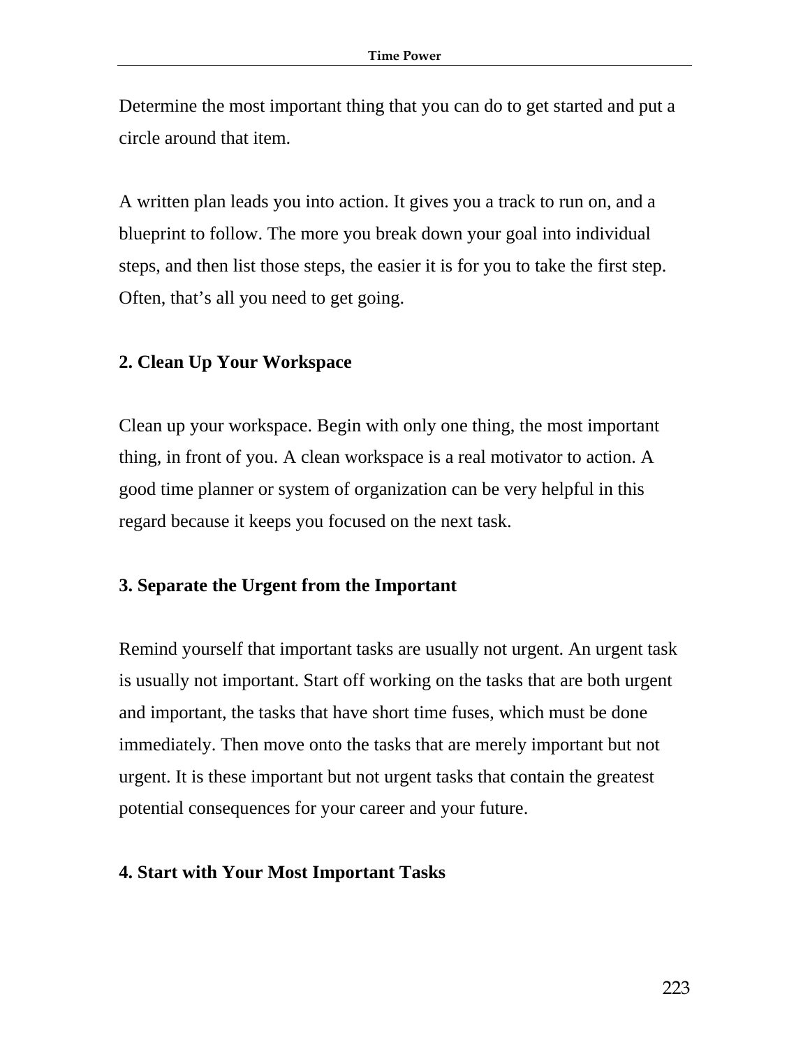Determine the most important thing that you can do to get started and put a circle around that item.

A written plan leads you into action. It gives you a track to run on, and a blueprint to follow. The more you break down your goal into individual steps, and then list those steps, the easier it is for you to take the first step. Often, that's all you need to get going.

### 2. Clean Up Your Workspace

Clean up your workspace. Begin with only one thing, the most important thing, in front of you. A clean workspace is a real motivator to action. A good time planner or system of organization can be very helpful in this regard because it keeps you focused on the next task.

### 3. Separate the Urgent from the Important

Remind yourself that important tasks are usually not urgent. An urgent task is usually not important. Start off working on the tasks that are both urgent and important, the tasks that have short time fuses, which must be done immediately. Then move onto the tasks that are merely important but not urgent. It is these important but not urgent tasks that contain the greatest potential consequences for your career and your future.

### 4. Start with Your Most Important Tasks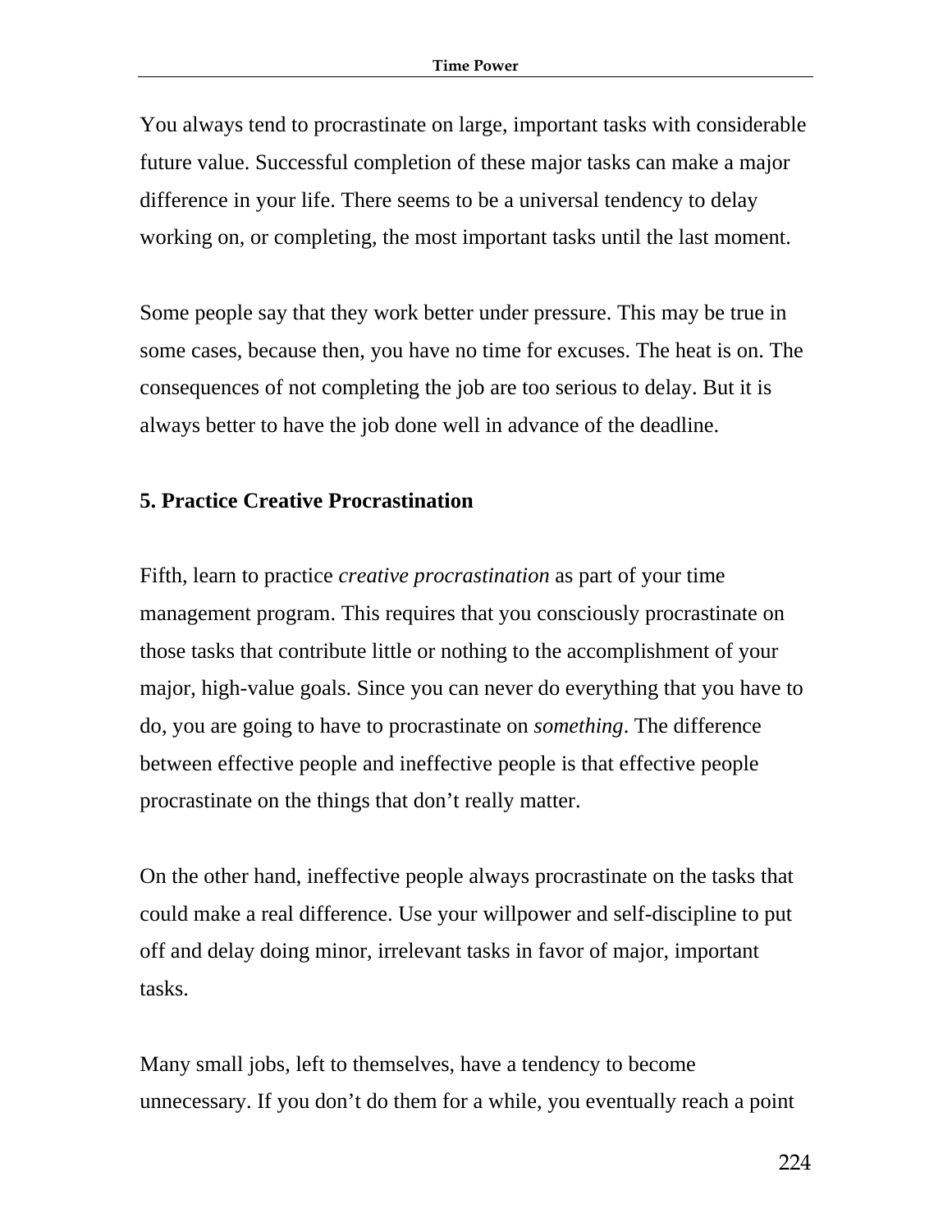You always tend to procrastinate on large, important tasks with considerable future value. Successful completion of these major tasks can make a major difference in your life. There seems to be a universal tendency to delay working on, or completing, the most important tasks until the last moment.

Some people say that they work better under pressure. This may be true in some cases, because then, you have no time for excuses. The heat is on. The consequences of not completing the job are too serious to delay. But it is always better to have the job done well in advance of the deadline.

**5. Practice Creative Procrastination**

Fifth, learn to practice *creative procrastination* as part of your time management program. This requires that you consciously procrastinate on those tasks that contribute little or nothing to the accomplishment of your major, high-value goals. Since you can never do everything that you have to do, you are going to have to procrastinate on *something*. The difference between effective people and ineffective people is that effective people procrastinate on the things that don't really matter.

On the other hand, ineffective people always procrastinate on the tasks that could make a real difference. Use your willpower and self-discipline to put off and delay doing minor, irrelevant tasks in favor of major, important tasks.

Many small jobs, left to themselves, have a tendency to become unnecessary. If you don't do them for a while, you eventually reach a point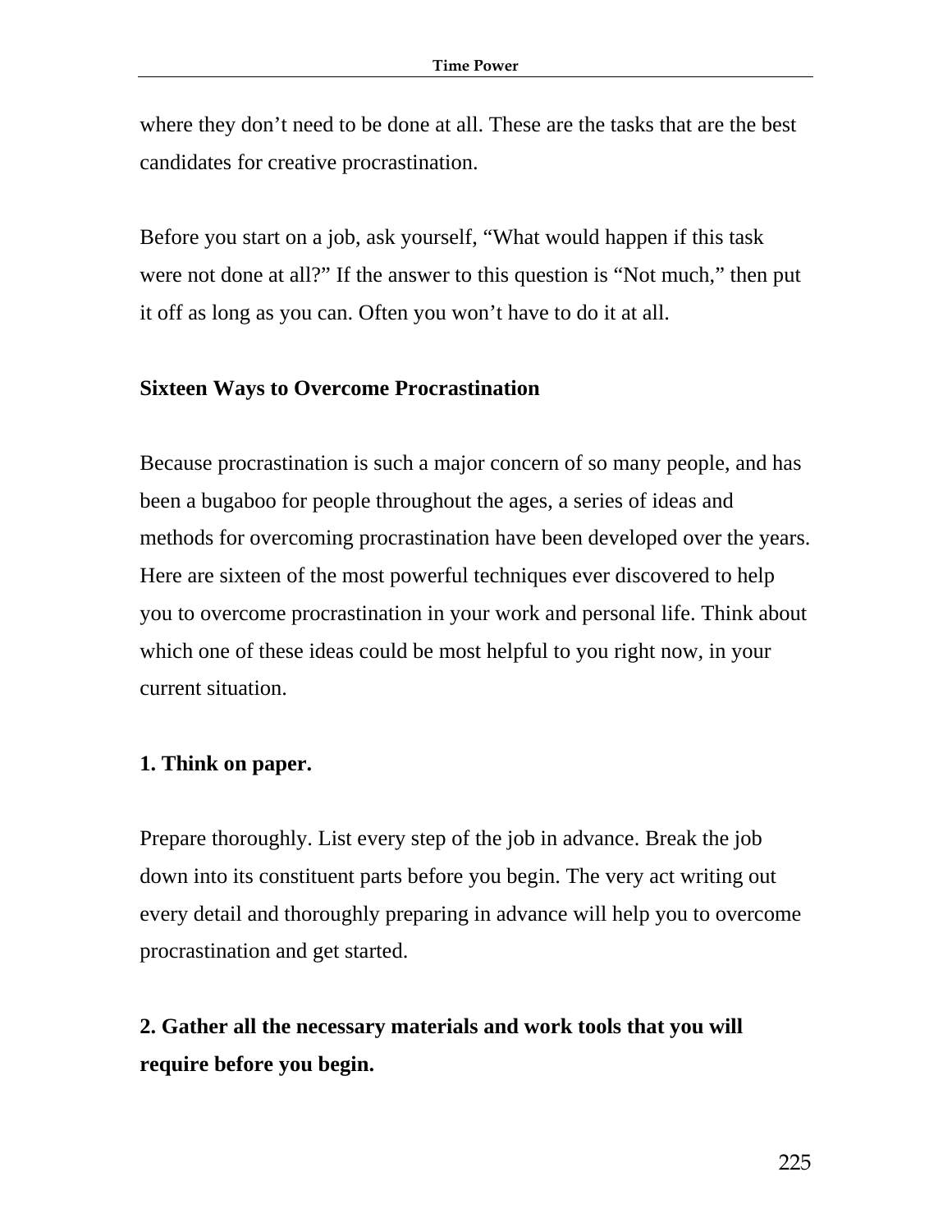where they don't need to be done at all. These are the tasks that are the best candidates for creative procrastination.

Before you start on a job, ask yourself, "What would happen if this task were not done at all?" If the answer to this question is "Not much," then put it off as long as you can. Often you won't have to do it at all.

## Sixteen Ways to Overcome Procrastination

Because procrastination is such a major concern of so many people, and has been a bugaboo for people throughout the ages, a series of ideas and methods for overcoming procrastination have been developed over the years. Here are sixteen of the most powerful techniques ever discovered to help you to overcome procrastination in your work and personal life. Think about which one of these ideas could be most helpful to you right now, in your current situation.

### 1. Think on paper.

Prepare thoroughly. List every step of the job in advance. Break the job down into its constituent parts before you begin. The very act writing out every detail and thoroughly preparing in advance will help you to overcome procrastination and get started.

### 2. Gather all the necessary materials and work tools that you will require before you begin.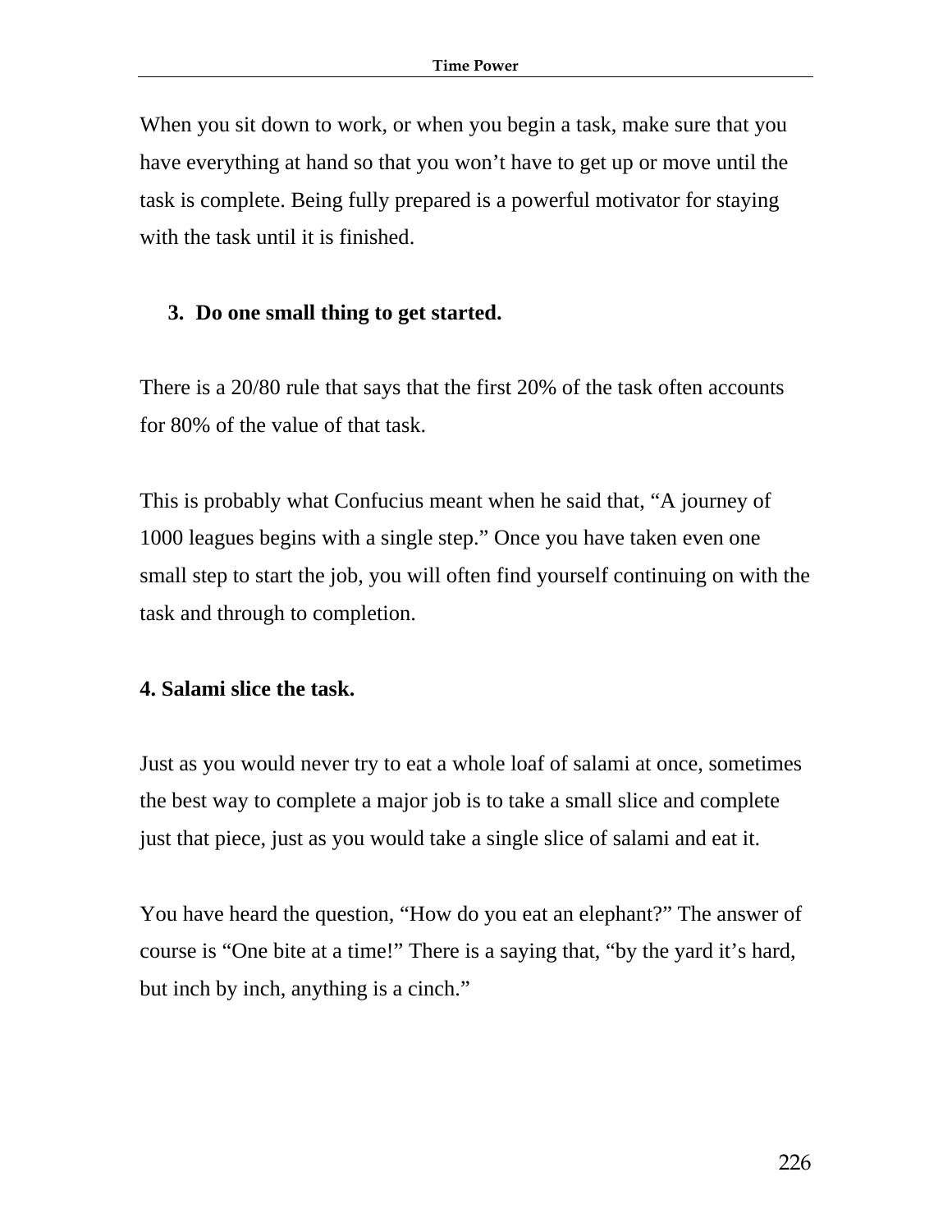When you sit down to work, or when you begin a task, make sure that you have everything at hand so that you won't have to get up or move until the task is complete. Being fully prepared is a powerful motivator for staying with the task until it is finished.

3. **Do one small thing to get started.**

There is a 20/80 rule that says that the first 20% of the task often accounts for 80% of the value of that task.

This is probably what Confucius meant when he said that, "A journey of 1000 leagues begins with a single step." Once you have taken even one small step to start the job, you will often find yourself continuing on with the task and through to completion.

**4. Salami slice the task.**

Just as you would never try to eat a whole loaf of salami at once, sometimes the best way to complete a major job is to take a small slice and complete just that piece, just as you would take a single slice of salami and eat it.

You have heard the question, "How do you eat an elephant?" The answer of course is "One bite at a time!" There is a saying that, "by the yard it's hard, but inch by inch, anything is a cinch."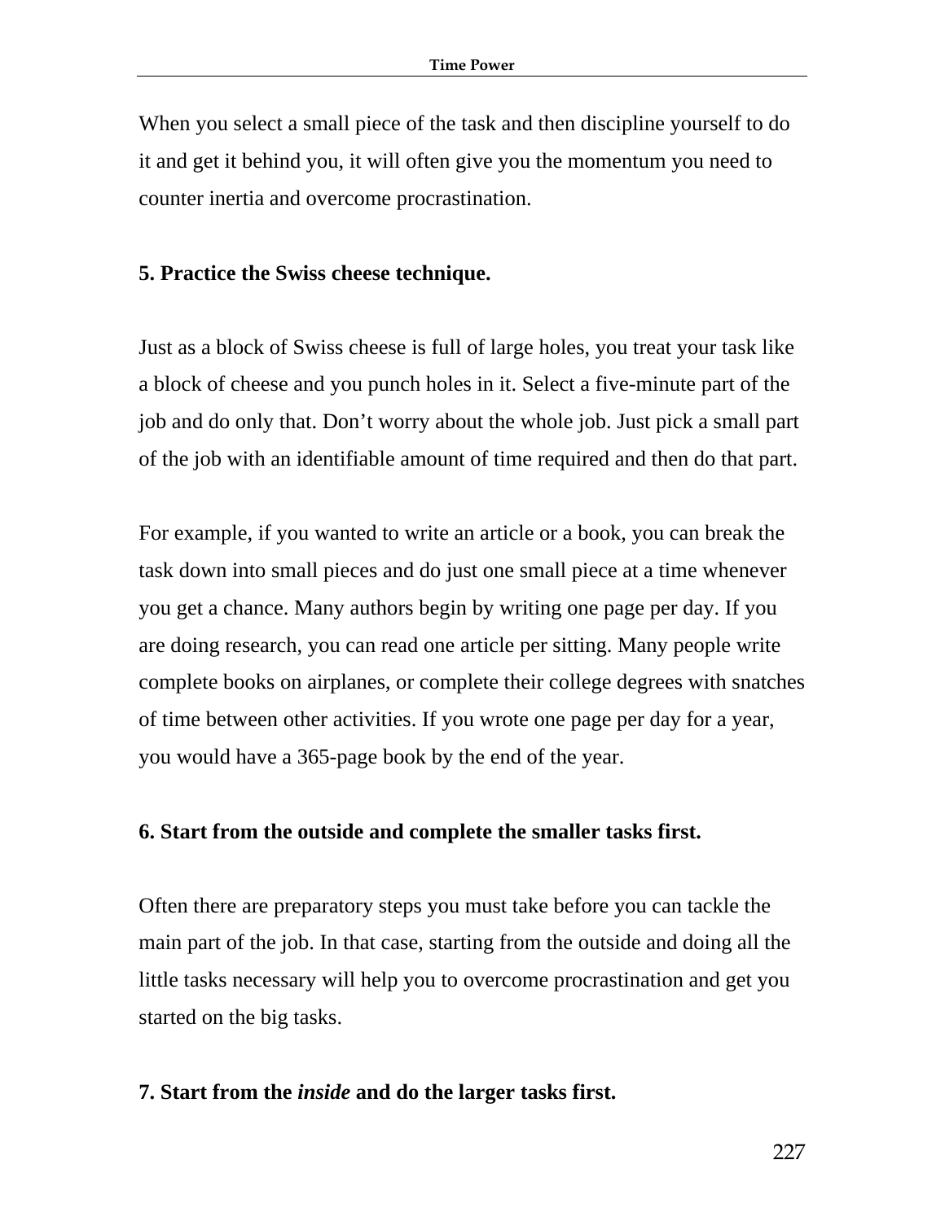When you select a small piece of the task and then discipline yourself to do it and get it behind you, it will often give you the momentum you need to counter inertia and overcome procrastination.

**5. Practice the Swiss cheese technique.**

Just as a block of Swiss cheese is full of large holes, you treat your task like a block of cheese and you punch holes in it. Select a five-minute part of the job and do only that. Don't worry about the whole job. Just pick a small part of the job with an identifiable amount of time required and then do that part.

For example, if you wanted to write an article or a book, you can break the task down into small pieces and do just one small piece at a time whenever you get a chance. Many authors begin by writing one page per day. If you are doing research, you can read one article per sitting. Many people write complete books on airplanes, or complete their college degrees with snatches of time between other activities. If you wrote one page per day for a year, you would have a 365-page book by the end of the year.

**6. Start from the outside and complete the smaller tasks first.**

Often there are preparatory steps you must take before you can tackle the main part of the job. In that case, starting from the outside and doing all the little tasks necessary will help you to overcome procrastination and get you started on the big tasks.

**7. Start from the *inside* and do the larger tasks first.**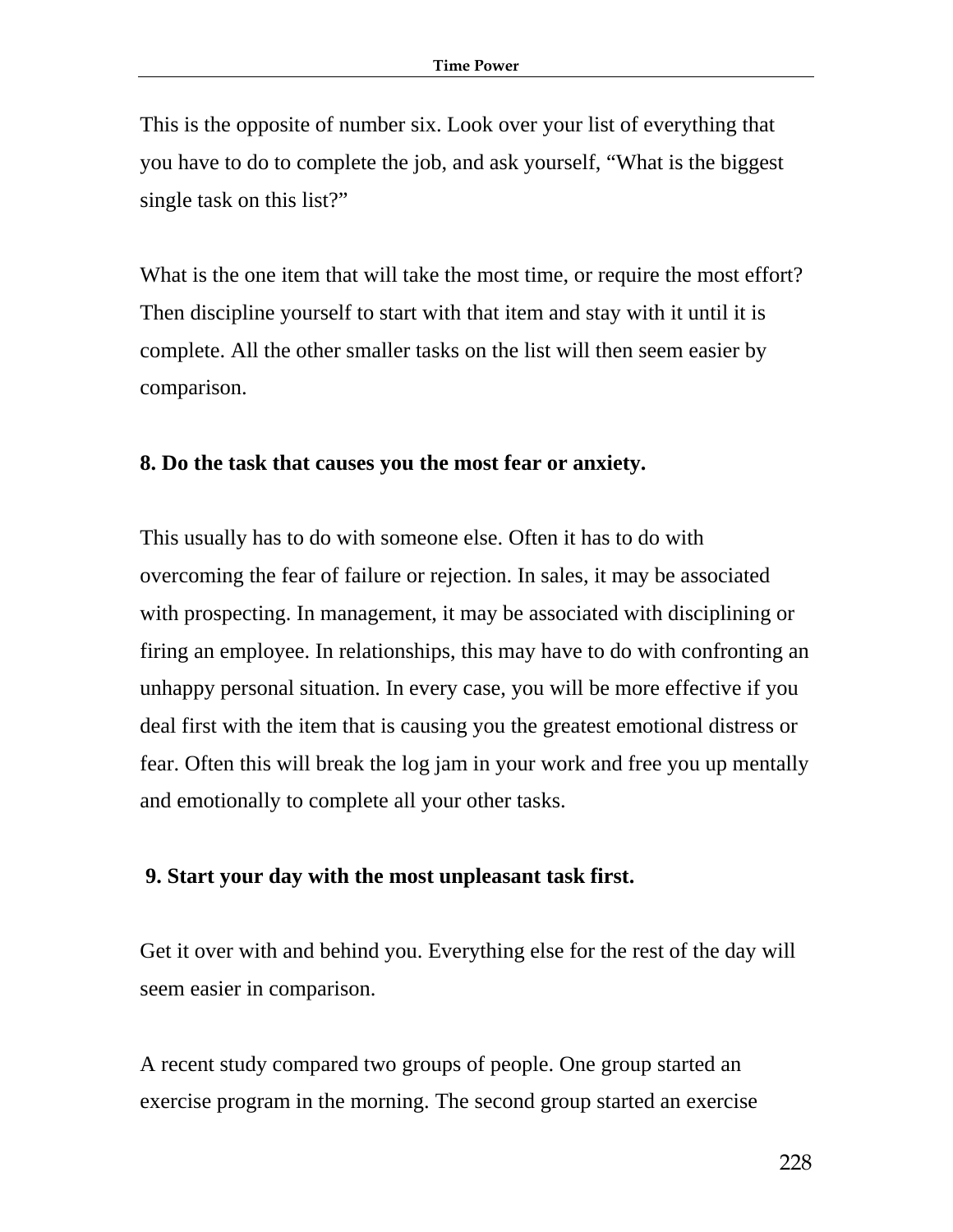This is the opposite of number six. Look over your list of everything that you have to do to complete the job, and ask yourself, “What is the biggest single task on this list?”

What is the one item that will take the most time, or require the most effort? Then discipline yourself to start with that item and stay with it until it is complete. All the other smaller tasks on the list will then seem easier by comparison.

**8. Do the task that causes you the most fear or anxiety.**

This usually has to do with someone else. Often it has to do with overcoming the fear of failure or rejection. In sales, it may be associated with prospecting. In management, it may be associated with disciplining or firing an employee. In relationships, this may have to do with confronting an unhappy personal situation. In every case, you will be more effective if you deal first with the item that is causing you the greatest emotional distress or fear. Often this will break the log jam in your work and free you up mentally and emotionally to complete all your other tasks.

**9. Start your day with the most unpleasant task first.**

Get it over with and behind you. Everything else for the rest of the day will seem easier in comparison.

A recent study compared two groups of people. One group started an exercise program in the morning. The second group started an exercise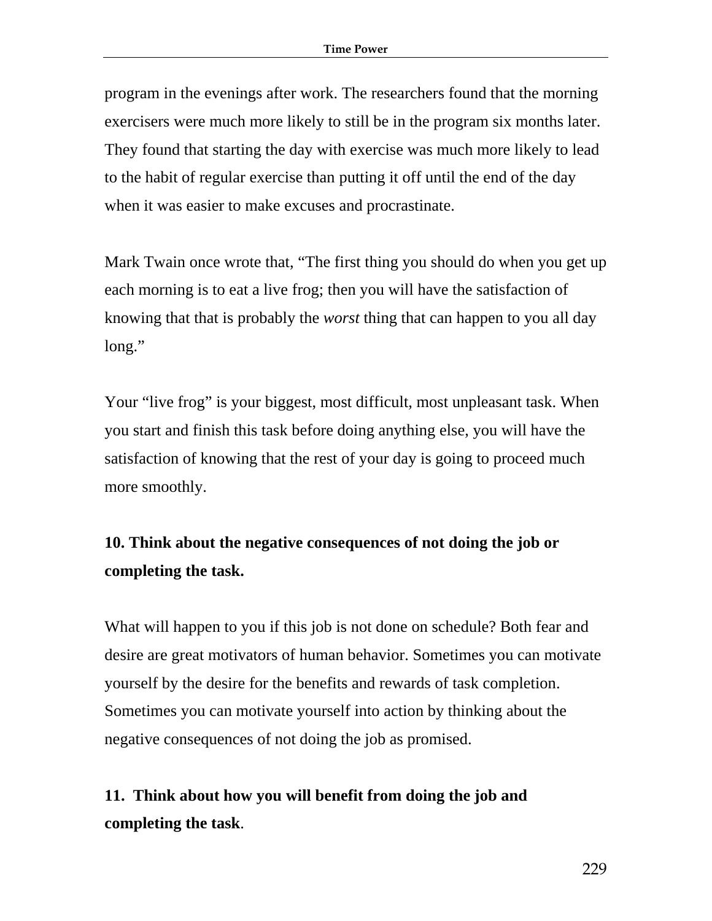program in the evenings after work. The researchers found that the morning exercisers were much more likely to still be in the program six months later. They found that starting the day with exercise was much more likely to lead to the habit of regular exercise than putting it off until the end of the day when it was easier to make excuses and procrastinate.

Mark Twain once wrote that, “The first thing you should do when you get up each morning is to eat a live frog; then you will have the satisfaction of knowing that that is probably the *worst* thing that can happen to you all day long.”

Your “live frog” is your biggest, most difficult, most unpleasant task. When you start and finish this task before doing anything else, you will have the satisfaction of knowing that the rest of your day is going to proceed much more smoothly.

**10. Think about the negative consequences of not doing the job or completing the task.**

What will happen to you if this job is not done on schedule? Both fear and desire are great motivators of human behavior. Sometimes you can motivate yourself by the desire for the benefits and rewards of task completion. Sometimes you can motivate yourself into action by thinking about the negative consequences of not doing the job as promised.

**11. Think about how you will benefit from doing the job and completing the task**.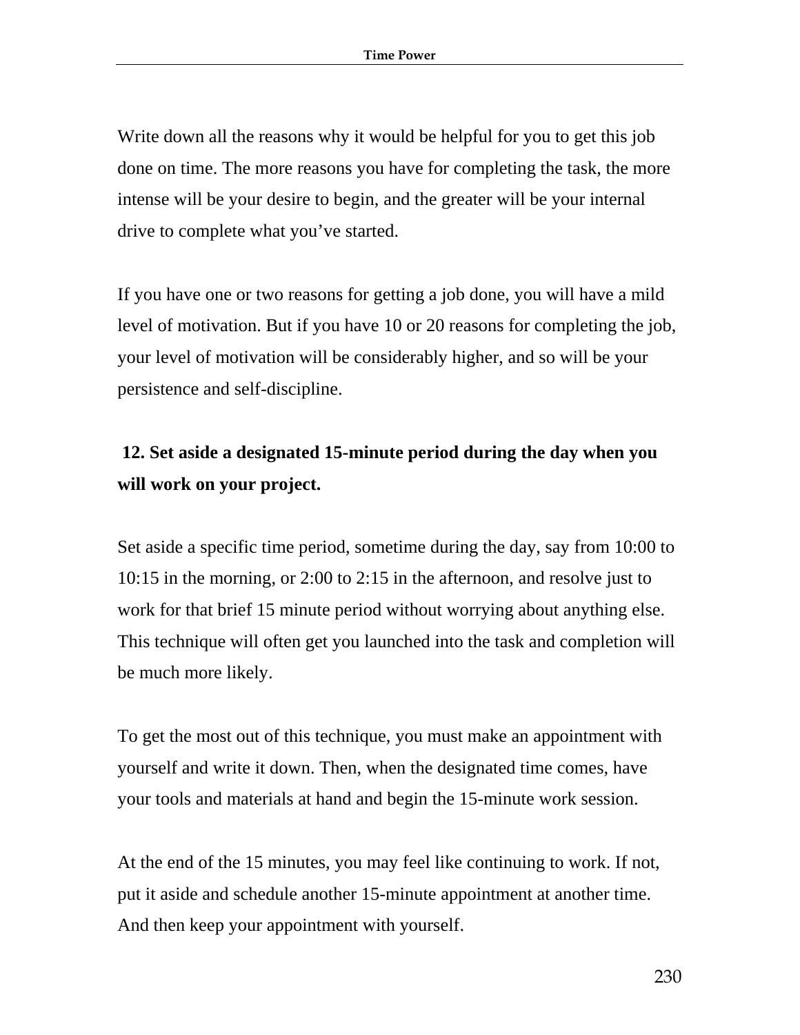Write down all the reasons why it would be helpful for you to get this job done on time. The more reasons you have for completing the task, the more intense will be your desire to begin, and the greater will be your internal drive to complete what you've started.

If you have one or two reasons for getting a job done, you will have a mild level of motivation. But if you have 10 or 20 reasons for completing the job, your level of motivation will be considerably higher, and so will be your persistence and self-discipline.

**12. Set aside a designated 15-minute period during the day when you will work on your project.**

Set aside a specific time period, sometime during the day, say from 10:00 to 10:15 in the morning, or 2:00 to 2:15 in the afternoon, and resolve just to work for that brief 15 minute period without worrying about anything else. This technique will often get you launched into the task and completion will be much more likely.

To get the most out of this technique, you must make an appointment with yourself and write it down. Then, when the designated time comes, have your tools and materials at hand and begin the 15-minute work session.

At the end of the 15 minutes, you may feel like continuing to work. If not, put it aside and schedule another 15-minute appointment at another time. And then keep your appointment with yourself.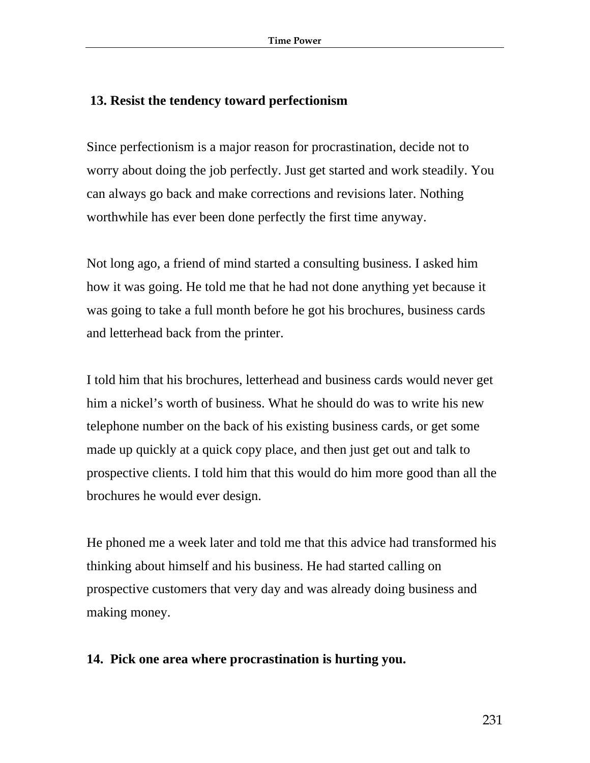### 13. Resist the tendency toward perfectionism

Since perfectionism is a major reason for procrastination, decide not to worry about doing the job perfectly. Just get started and work steadily. You can always go back and make corrections and revisions later. Nothing worthwhile has ever been done perfectly the first time anyway.

Not long ago, a friend of mind started a consulting business. I asked him how it was going. He told me that he had not done anything yet because it was going to take a full month before he got his brochures, business cards and letterhead back from the printer.

I told him that his brochures, letterhead and business cards would never get him a nickel's worth of business. What he should do was to write his new telephone number on the back of his existing business cards, or get some made up quickly at a quick copy place, and then just get out and talk to prospective clients. I told him that this would do him more good than all the brochures he would ever design.

He phoned me a week later and told me that this advice had transformed his thinking about himself and his business. He had started calling on prospective customers that very day and was already doing business and making money.

### 14. Pick one area where procrastination is hurting you.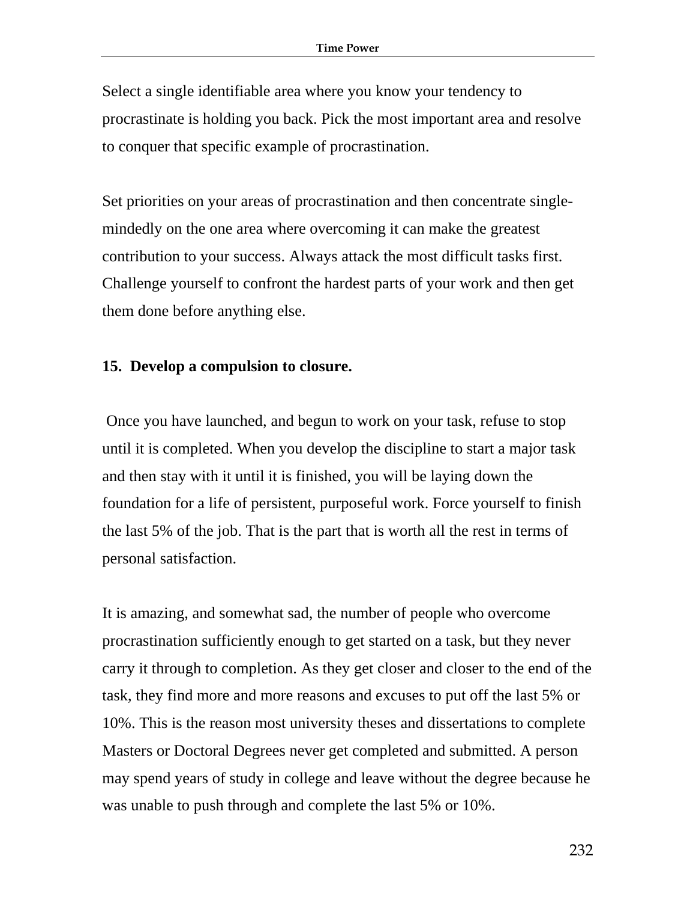Select a single identifiable area where you know your tendency to procrastinate is holding you back. Pick the most important area and resolve to conquer that specific example of procrastination.

Set priorities on your areas of procrastination and then concentrate single-mindedly on the one area where overcoming it can make the greatest contribution to your success. Always attack the most difficult tasks first. Challenge yourself to confront the hardest parts of your work and then get them done before anything else.

**15. Develop a compulsion to closure.**

Once you have launched, and begun to work on your task, refuse to stop until it is completed. When you develop the discipline to start a major task and then stay with it until it is finished, you will be laying down the foundation for a life of persistent, purposeful work. Force yourself to finish the last 5% of the job. That is the part that is worth all the rest in terms of personal satisfaction.

It is amazing, and somewhat sad, the number of people who overcome procrastination sufficiently enough to get started on a task, but they never carry it through to completion. As they get closer and closer to the end of the task, they find more and more reasons and excuses to put off the last 5% or 10%. This is the reason most university theses and dissertations to complete Masters or Doctoral Degrees never get completed and submitted. A person may spend years of study in college and leave without the degree because he was unable to push through and complete the last 5% or 10%.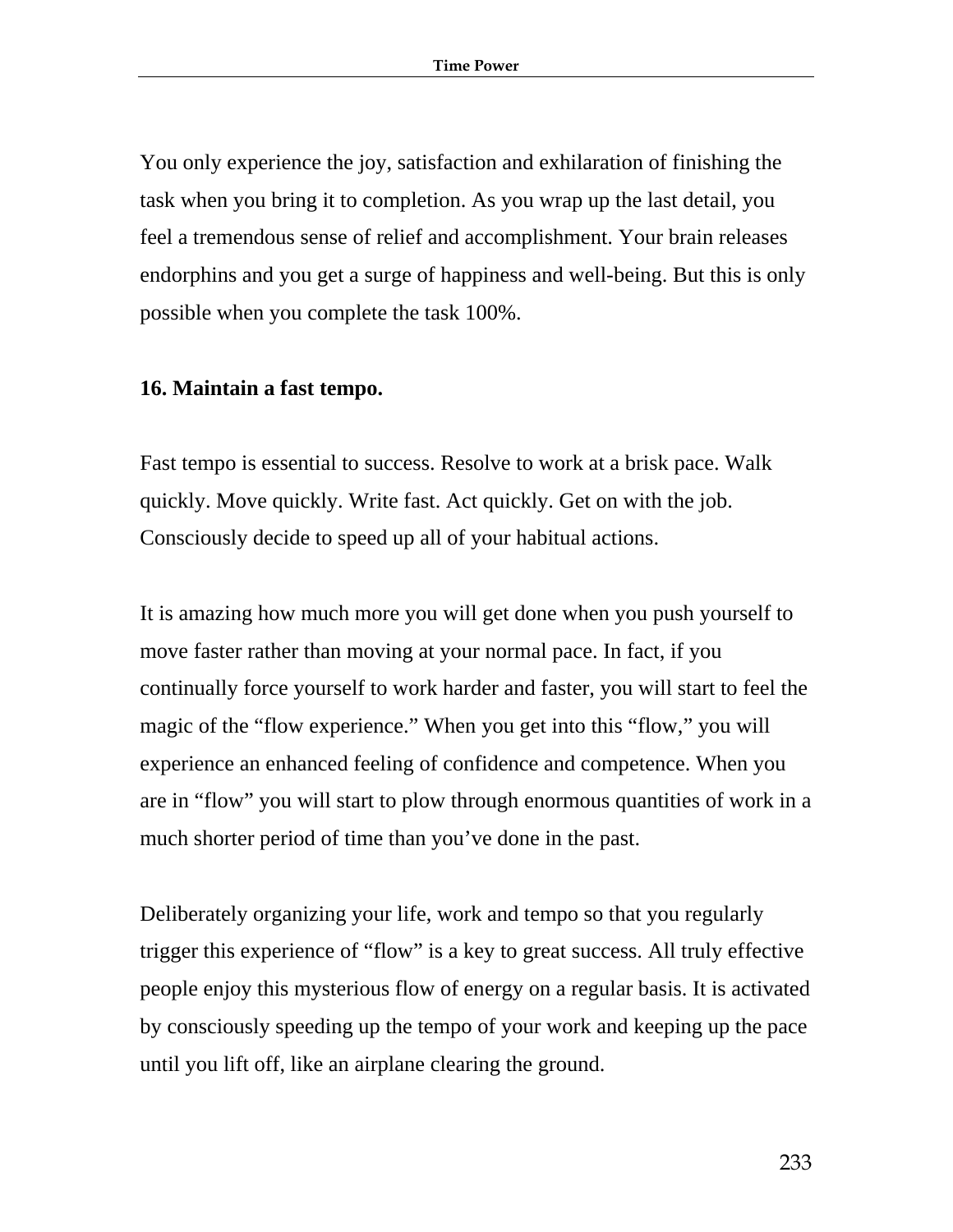You only experience the joy, satisfaction and exhilaration of finishing the task when you bring it to completion. As you wrap up the last detail, you feel a tremendous sense of relief and accomplishment. Your brain releases endorphins and you get a surge of happiness and well-being. But this is only possible when you complete the task 100%.

**16. Maintain a fast tempo.**

Fast tempo is essential to success. Resolve to work at a brisk pace. Walk quickly. Move quickly. Write fast. Act quickly. Get on with the job. Consciously decide to speed up all of your habitual actions.

It is amazing how much more you will get done when you push yourself to move faster rather than moving at your normal pace. In fact, if you continually force yourself to work harder and faster, you will start to feel the magic of the "flow experience." When you get into this "flow," you will experience an enhanced feeling of confidence and competence. When you are in "flow" you will start to plow through enormous quantities of work in a much shorter period of time than you've done in the past.

Deliberately organizing your life, work and tempo so that you regularly trigger this experience of "flow" is a key to great success. All truly effective people enjoy this mysterious flow of energy on a regular basis. It is activated by consciously speeding up the tempo of your work and keeping up the pace until you lift off, like an airplane clearing the ground.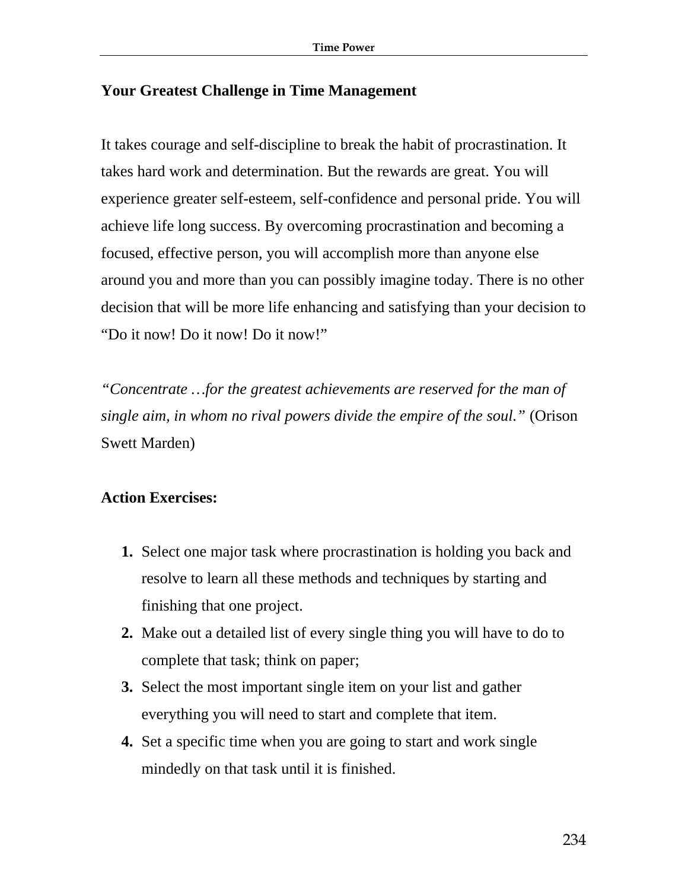### Your Greatest Challenge in Time Management

It takes courage and self-discipline to break the habit of procrastination. It takes hard work and determination. But the rewards are great. You will experience greater self-esteem, self-confidence and personal pride. You will achieve life long success. By overcoming procrastination and becoming a focused, effective person, you will accomplish more than anyone else around you and more than you can possibly imagine today. There is no other decision that will be more life enhancing and satisfying than your decision to "Do it now! Do it now! Do it now!"

*"Concentrate …for the greatest achievements are reserved for the man of single aim, in whom no rival powers divide the empire of the soul."* (Orison Swett Marden)

**Action Exercises:**

1. Select one major task where procrastination is holding you back and resolve to learn all these methods and techniques by starting and finishing that one project.
2. Make out a detailed list of every single thing you will have to do to complete that task; think on paper;
3. Select the most important single item on your list and gather everything you will need to start and complete that item.
4. Set a specific time when you are going to start and work single mindedly on that task until it is finished.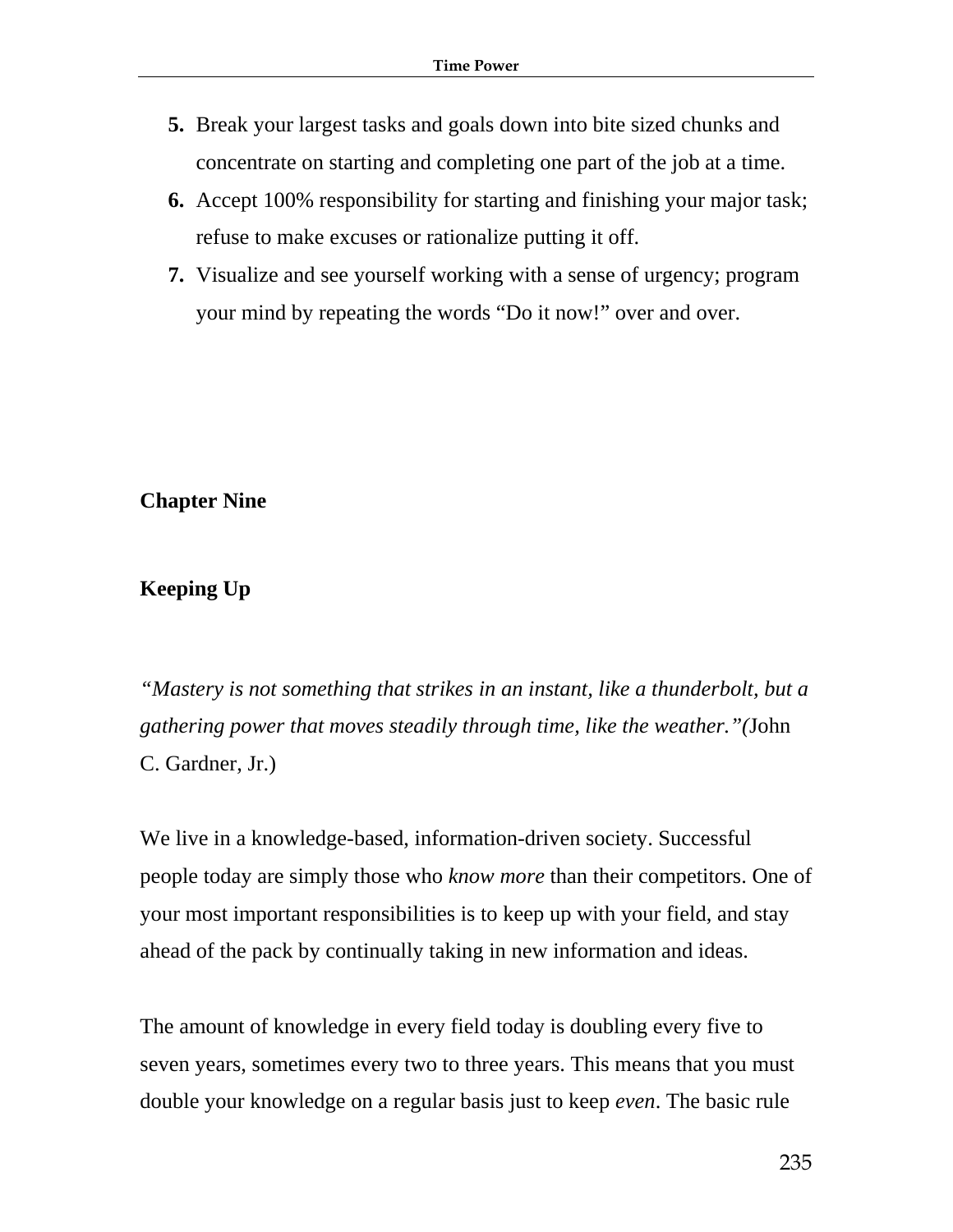5. Break your largest tasks and goals down into bite sized chunks and concentrate on starting and completing one part of the job at a time.
6. Accept 100% responsibility for starting and finishing your major task; refuse to make excuses or rationalize putting it off.
7. Visualize and see yourself working with a sense of urgency; program your mind by repeating the words "Do it now!" over and over.

## Chapter Nine

## Keeping Up

*"Mastery is not something that strikes in an instant, like a thunderbolt, but a gathering power that moves steadily through time, like the weather."(*John C. Gardner, Jr.)

We live in a knowledge-based, information-driven society. Successful people today are simply those who *know more* than their competitors. One of your most important responsibilities is to keep up with your field, and stay ahead of the pack by continually taking in new information and ideas.

The amount of knowledge in every field today is doubling every five to seven years, sometimes every two to three years. This means that you must double your knowledge on a regular basis just to keep *even*. The basic rule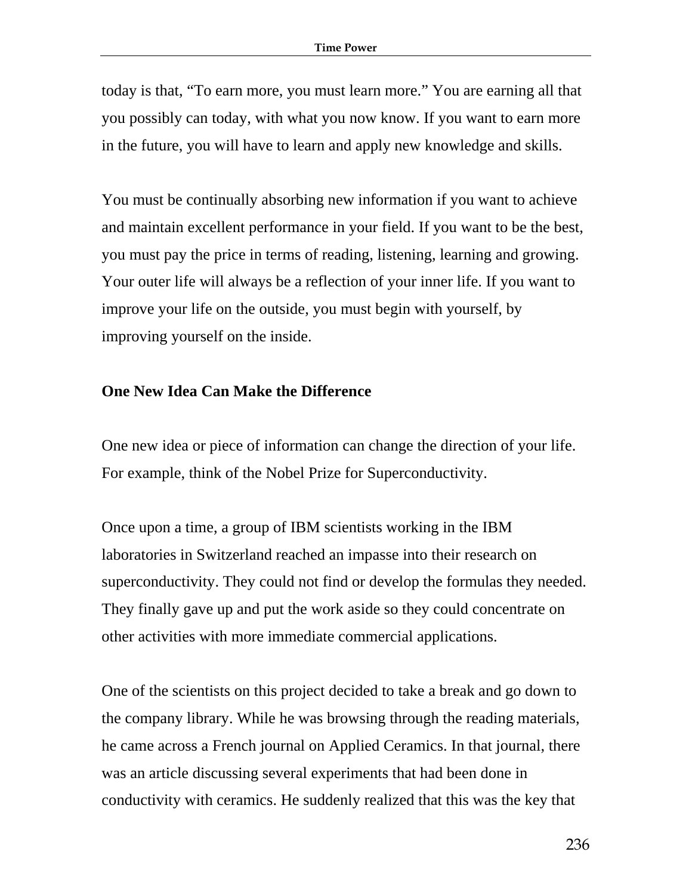today is that, “To earn more, you must learn more.” You are earning all that you possibly can today, with what you now know. If you want to earn more in the future, you will have to learn and apply new knowledge and skills.

You must be continually absorbing new information if you want to achieve and maintain excellent performance in your field. If you want to be the best, you must pay the price in terms of reading, listening, learning and growing. Your outer life will always be a reflection of your inner life. If you want to improve your life on the outside, you must begin with yourself, by improving yourself on the inside.

**One New Idea Can Make the Difference**

One new idea or piece of information can change the direction of your life. For example, think of the Nobel Prize for Superconductivity.

Once upon a time, a group of IBM scientists working in the IBM laboratories in Switzerland reached an impasse into their research on superconductivity. They could not find or develop the formulas they needed. They finally gave up and put the work aside so they could concentrate on other activities with more immediate commercial applications.

One of the scientists on this project decided to take a break and go down to the company library. While he was browsing through the reading materials, he came across a French journal on Applied Ceramics. In that journal, there was an article discussing several experiments that had been done in conductivity with ceramics. He suddenly realized that this was the key that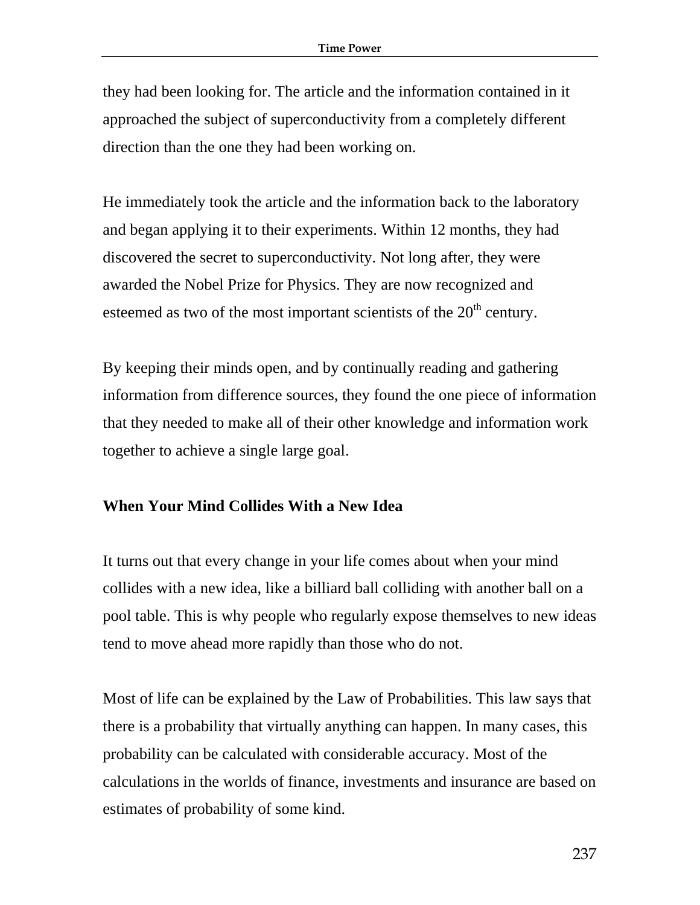they had been looking for. The article and the information contained in it approached the subject of superconductivity from a completely different direction than the one they had been working on.

He immediately took the article and the information back to the laboratory and began applying it to their experiments. Within 12 months, they had discovered the secret to superconductivity. Not long after, they were awarded the Nobel Prize for Physics. They are now recognized and esteemed as two of the most important scientists of the 20th century.

By keeping their minds open, and by continually reading and gathering information from difference sources, they found the one piece of information that they needed to make all of their other knowledge and information work together to achieve a single large goal.

**When Your Mind Collides With a New Idea**

It turns out that every change in your life comes about when your mind collides with a new idea, like a billiard ball colliding with another ball on a pool table. This is why people who regularly expose themselves to new ideas tend to move ahead more rapidly than those who do not.

Most of life can be explained by the Law of Probabilities. This law says that there is a probability that virtually anything can happen. In many cases, this probability can be calculated with considerable accuracy. Most of the calculations in the worlds of finance, investments and insurance are based on estimates of probability of some kind.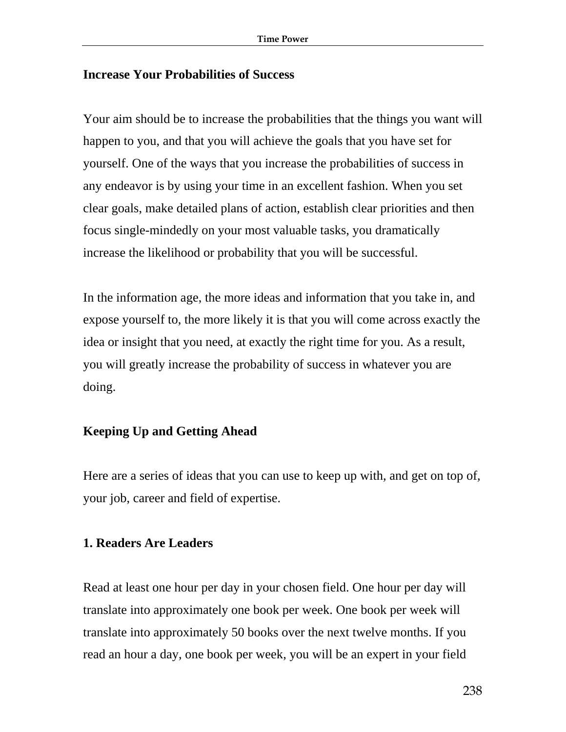## Increase Your Probabilities of Success

Your aim should be to increase the probabilities that the things you want will happen to you, and that you will achieve the goals that you have set for yourself. One of the ways that you increase the probabilities of success in any endeavor is by using your time in an excellent fashion. When you set clear goals, make detailed plans of action, establish clear priorities and then focus single-mindedly on your most valuable tasks, you dramatically increase the likelihood or probability that you will be successful.

In the information age, the more ideas and information that you take in, and expose yourself to, the more likely it is that you will come across exactly the idea or insight that you need, at exactly the right time for you. As a result, you will greatly increase the probability of success in whatever you are doing.

## Keeping Up and Getting Ahead

Here are a series of ideas that you can use to keep up with, and get on top of, your job, career and field of expertise.

### 1. Readers Are Leaders

Read at least one hour per day in your chosen field. One hour per day will translate into approximately one book per week. One book per week will translate into approximately 50 books over the next twelve months. If you read an hour a day, one book per week, you will be an expert in your field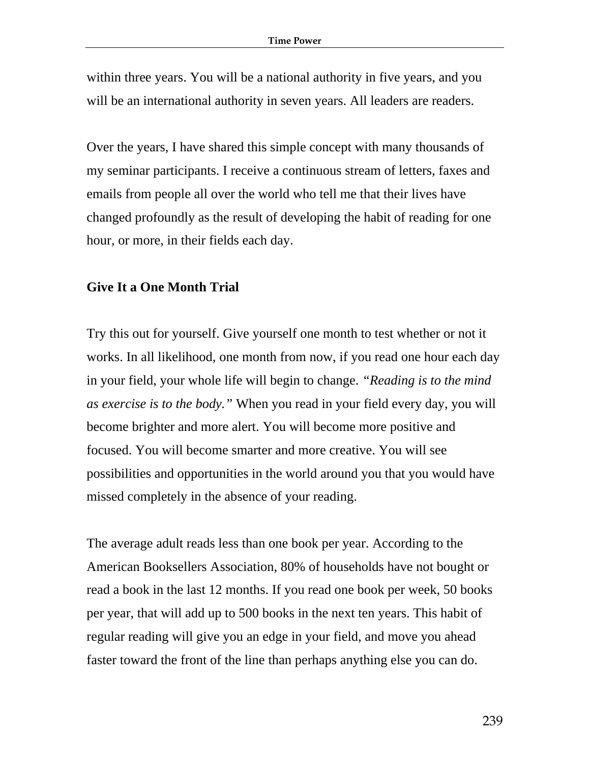within three years. You will be a national authority in five years, and you will be an international authority in seven years. All leaders are readers.

Over the years, I have shared this simple concept with many thousands of my seminar participants. I receive a continuous stream of letters, faxes and emails from people all over the world who tell me that their lives have changed profoundly as the result of developing the habit of reading for one hour, or more, in their fields each day.

### Give It a One Month Trial

Try this out for yourself. Give yourself one month to test whether or not it works. In all likelihood, one month from now, if you read one hour each day in your field, your whole life will begin to change. *"Reading is to the mind as exercise is to the body."* When you read in your field every day, you will become brighter and more alert. You will become more positive and focused. You will become smarter and more creative. You will see possibilities and opportunities in the world around you that you would have missed completely in the absence of your reading.

The average adult reads less than one book per year. According to the American Booksellers Association, 80% of households have not bought or read a book in the last 12 months. If you read one book per week, 50 books per year, that will add up to 500 books in the next ten years. This habit of regular reading will give you an edge in your field, and move you ahead faster toward the front of the line than perhaps anything else you can do.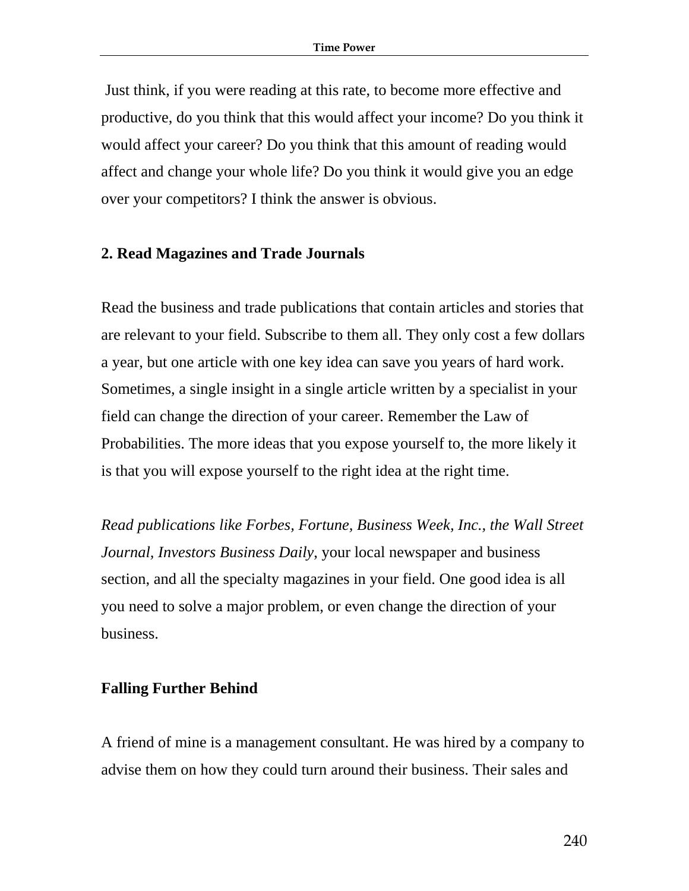Just think, if you were reading at this rate, to become more effective and productive, do you think that this would affect your income? Do you think it would affect your career? Do you think that this amount of reading would affect and change your whole life? Do you think it would give you an edge over your competitors? I think the answer is obvious.

### 2. Read Magazines and Trade Journals

Read the business and trade publications that contain articles and stories that are relevant to your field. Subscribe to them all. They only cost a few dollars a year, but one article with one key idea can save you years of hard work. Sometimes, a single insight in a single article written by a specialist in your field can change the direction of your career. Remember the Law of Probabilities. The more ideas that you expose yourself to, the more likely it is that you will expose yourself to the right idea at the right time.

*Read publications like Forbes, Fortune, Business Week, Inc., the Wall Street Journal, Investors Business Daily,* your local newspaper and business section, and all the specialty magazines in your field. One good idea is all you need to solve a major problem, or even change the direction of your business.

### Falling Further Behind

A friend of mine is a management consultant. He was hired by a company to advise them on how they could turn around their business. Their sales and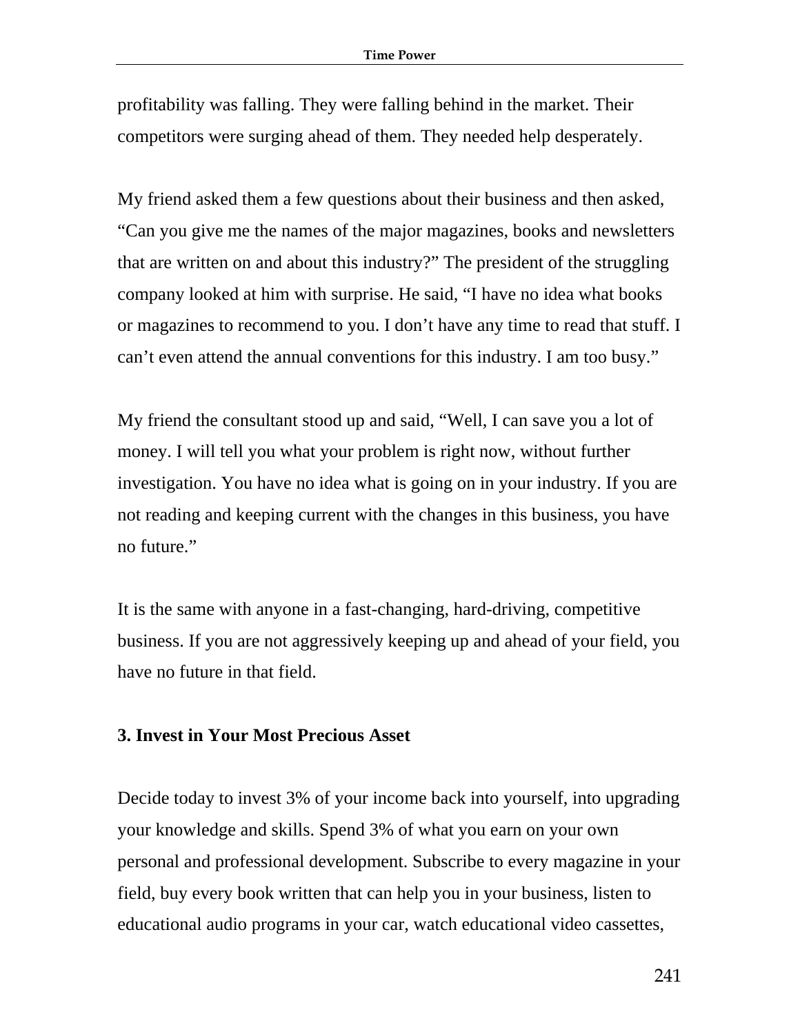profitability was falling. They were falling behind in the market. Their competitors were surging ahead of them. They needed help desperately.

My friend asked them a few questions about their business and then asked, "Can you give me the names of the major magazines, books and newsletters that are written on and about this industry?" The president of the struggling company looked at him with surprise. He said, "I have no idea what books or magazines to recommend to you. I don't have any time to read that stuff. I can't even attend the annual conventions for this industry. I am too busy."

My friend the consultant stood up and said, "Well, I can save you a lot of money. I will tell you what your problem is right now, without further investigation. You have no idea what is going on in your industry. If you are not reading and keeping current with the changes in this business, you have no future."

It is the same with anyone in a fast-changing, hard-driving, competitive business. If you are not aggressively keeping up and ahead of your field, you have no future in that field.

### 3. Invest in Your Most Precious Asset

Decide today to invest 3% of your income back into yourself, into upgrading your knowledge and skills. Spend 3% of what you earn on your own personal and professional development. Subscribe to every magazine in your field, buy every book written that can help you in your business, listen to educational audio programs in your car, watch educational video cassettes,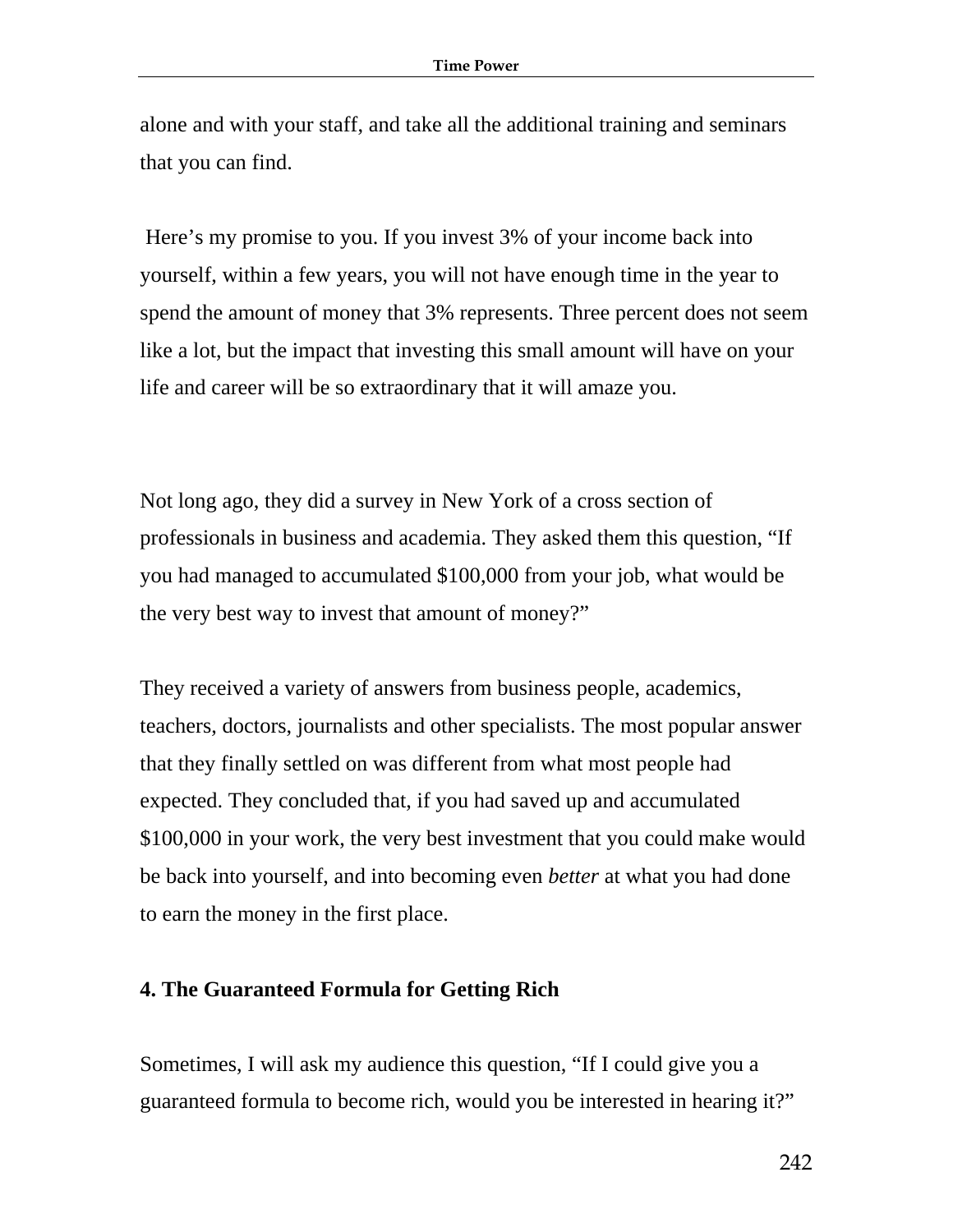alone and with your staff, and take all the additional training and seminars that you can find.

Here's my promise to you. If you invest 3% of your income back into yourself, within a few years, you will not have enough time in the year to spend the amount of money that 3% represents. Three percent does not seem like a lot, but the impact that investing this small amount will have on your life and career will be so extraordinary that it will amaze you.

Not long ago, they did a survey in New York of a cross section of professionals in business and academia. They asked them this question, "If you had managed to accumulated $100,000 from your job, what would be the very best way to invest that amount of money?"

They received a variety of answers from business people, academics, teachers, doctors, journalists and other specialists. The most popular answer that they finally settled on was different from what most people had expected. They concluded that, if you had saved up and accumulated $100,000 in your work, the very best investment that you could make would be back into yourself, and into becoming even *better* at what you had done to earn the money in the first place.

**4. The Guaranteed Formula for Getting Rich**

Sometimes, I will ask my audience this question, "If I could give you a guaranteed formula to become rich, would you be interested in hearing it?"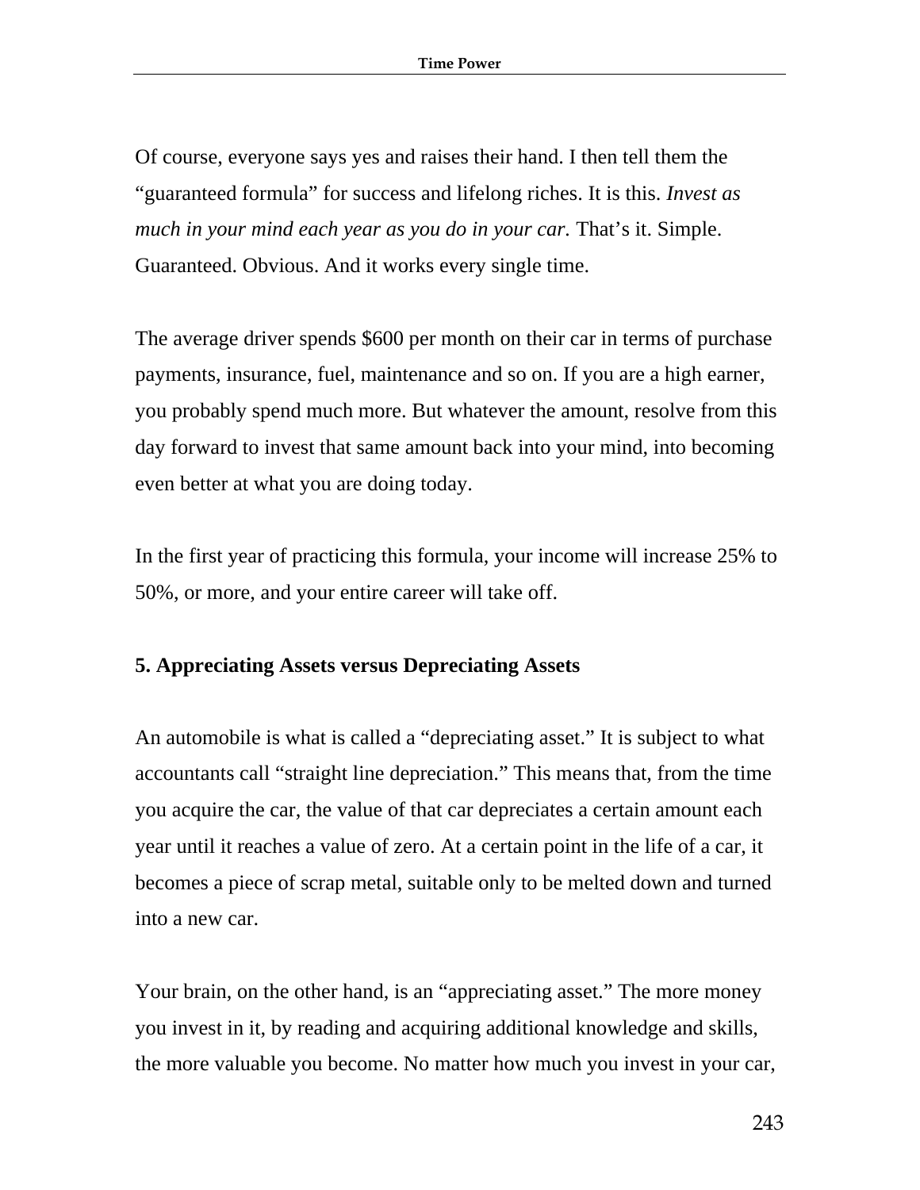Of course, everyone says yes and raises their hand. I then tell them the "guaranteed formula" for success and lifelong riches. It is this. *Invest as much in your mind each year as you do in your car.* That's it. Simple. Guaranteed. Obvious. And it works every single time.

The average driver spends $600 per month on their car in terms of purchase payments, insurance, fuel, maintenance and so on. If you are a high earner, you probably spend much more. But whatever the amount, resolve from this day forward to invest that same amount back into your mind, into becoming even better at what you are doing today.

In the first year of practicing this formula, your income will increase 25% to 50%, or more, and your entire career will take off.

**5. Appreciating Assets versus Depreciating Assets**

An automobile is what is called a "depreciating asset." It is subject to what accountants call "straight line depreciation." This means that, from the time you acquire the car, the value of that car depreciates a certain amount each year until it reaches a value of zero. At a certain point in the life of a car, it becomes a piece of scrap metal, suitable only to be melted down and turned into a new car.

Your brain, on the other hand, is an "appreciating asset." The more money you invest in it, by reading and acquiring additional knowledge and skills, the more valuable you become. No matter how much you invest in your car,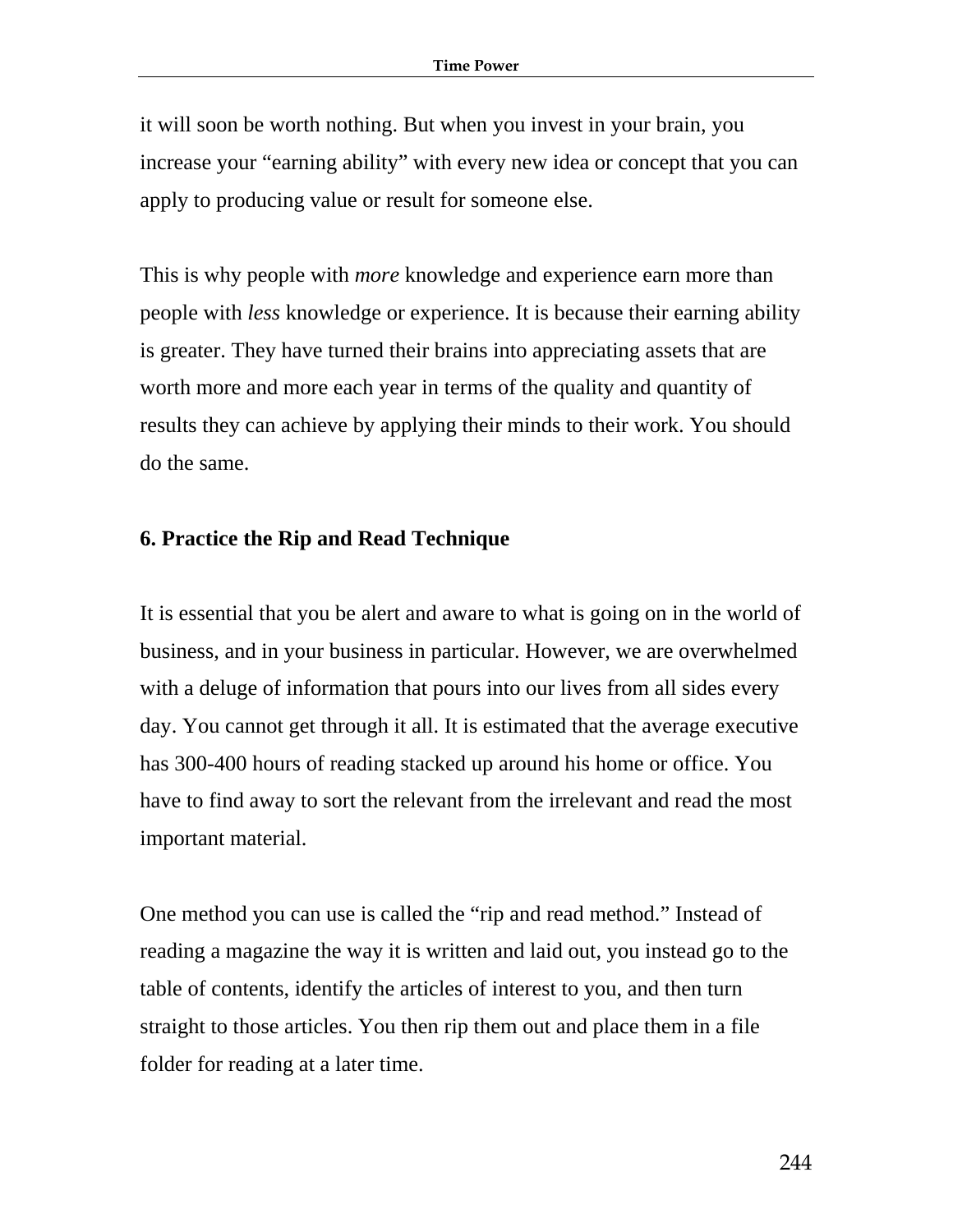it will soon be worth nothing. But when you invest in your brain, you increase your “earning ability” with every new idea or concept that you can apply to producing value or result for someone else.

This is why people with *more* knowledge and experience earn more than people with *less* knowledge or experience. It is because their earning ability is greater. They have turned their brains into appreciating assets that are worth more and more each year in terms of the quality and quantity of results they can achieve by applying their minds to their work. You should do the same.

**6. Practice the Rip and Read Technique**

It is essential that you be alert and aware to what is going on in the world of business, and in your business in particular. However, we are overwhelmed with a deluge of information that pours into our lives from all sides every day. You cannot get through it all. It is estimated that the average executive has 300-400 hours of reading stacked up around his home or office. You have to find away to sort the relevant from the irrelevant and read the most important material.

One method you can use is called the “rip and read method.” Instead of reading a magazine the way it is written and laid out, you instead go to the table of contents, identify the articles of interest to you, and then turn straight to those articles. You then rip them out and place them in a file folder for reading at a later time.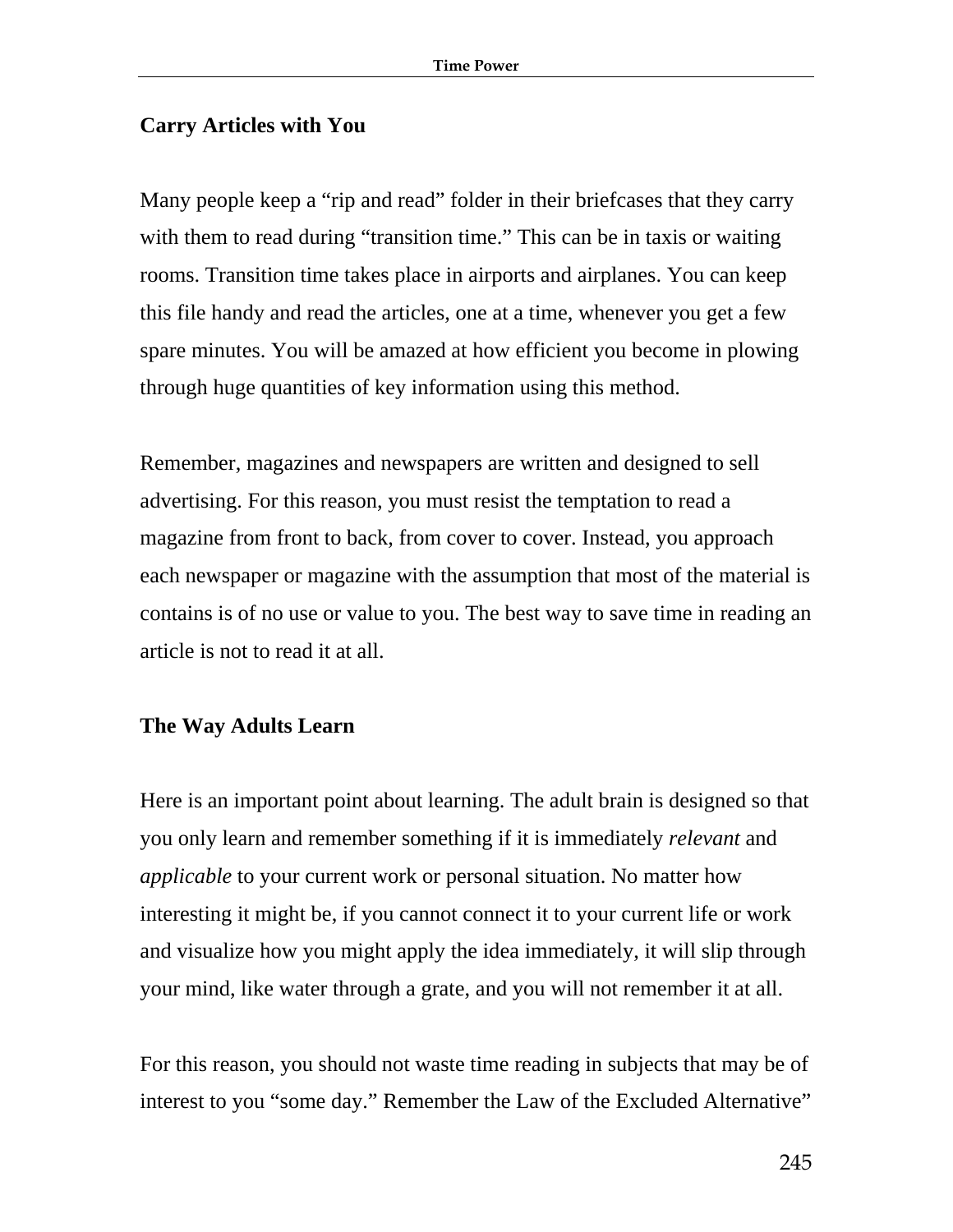### Carry Articles with You

Many people keep a "rip and read" folder in their briefcases that they carry with them to read during "transition time." This can be in taxis or waiting rooms. Transition time takes place in airports and airplanes. You can keep this file handy and read the articles, one at a time, whenever you get a few spare minutes. You will be amazed at how efficient you become in plowing through huge quantities of key information using this method.

Remember, magazines and newspapers are written and designed to sell advertising. For this reason, you must resist the temptation to read a magazine from front to back, from cover to cover. Instead, you approach each newspaper or magazine with the assumption that most of the material is contains is of no use or value to you. The best way to save time in reading an article is not to read it at all.

### The Way Adults Learn

Here is an important point about learning. The adult brain is designed so that you only learn and remember something if it is immediately *relevant* and *applicable* to your current work or personal situation. No matter how interesting it might be, if you cannot connect it to your current life or work and visualize how you might apply the idea immediately, it will slip through your mind, like water through a grate, and you will not remember it at all.

For this reason, you should not waste time reading in subjects that may be of interest to you "some day." Remember the Law of the Excluded Alternative"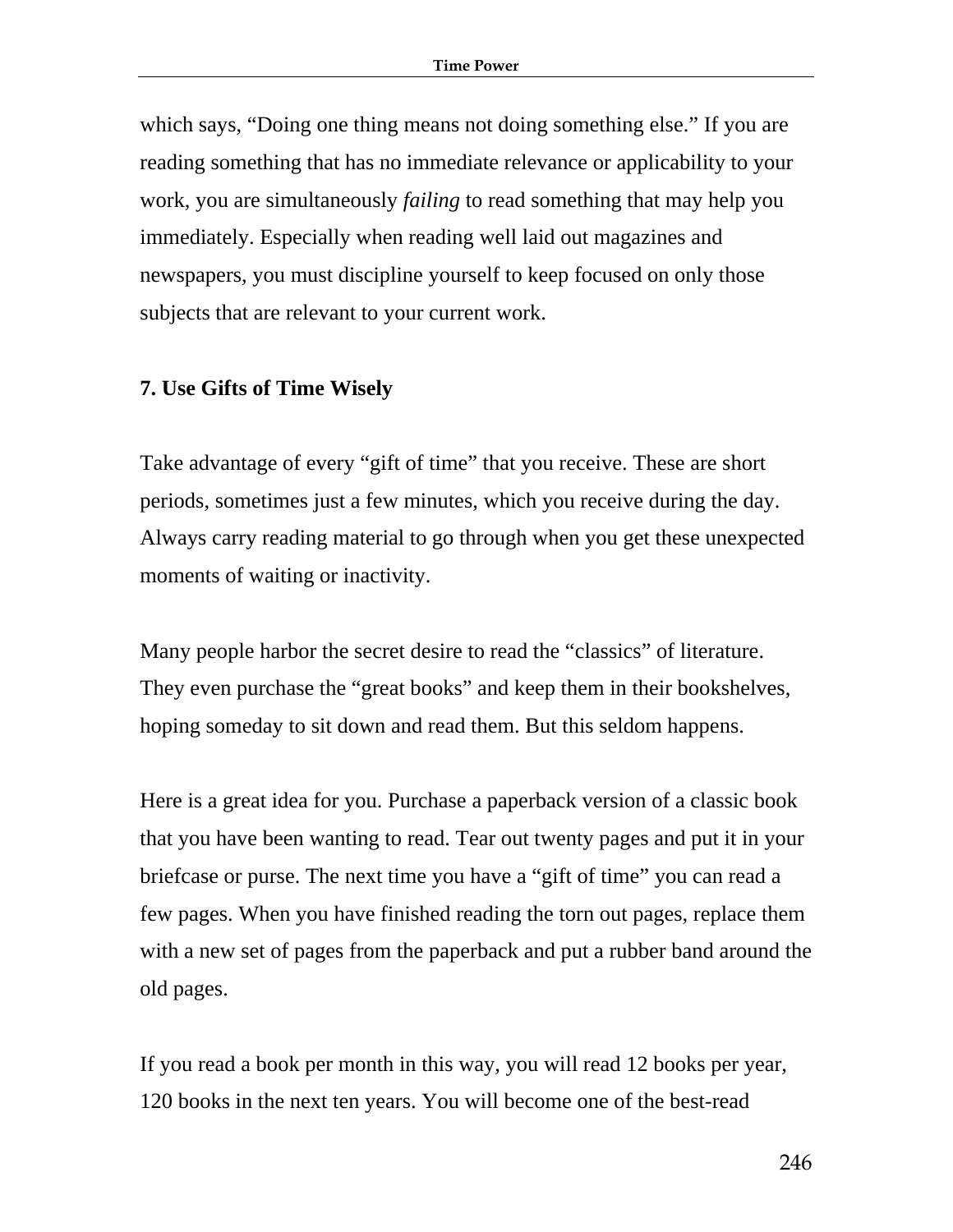which says, "Doing one thing means not doing something else." If you are reading something that has no immediate relevance or applicability to your work, you are simultaneously *failing* to read something that may help you immediately. Especially when reading well laid out magazines and newspapers, you must discipline yourself to keep focused on only those subjects that are relevant to your current work.

### 7. Use Gifts of Time Wisely

Take advantage of every "gift of time" that you receive. These are short periods, sometimes just a few minutes, which you receive during the day. Always carry reading material to go through when you get these unexpected moments of waiting or inactivity.

Many people harbor the secret desire to read the "classics" of literature. They even purchase the "great books" and keep them in their bookshelves, hoping someday to sit down and read them. But this seldom happens.

Here is a great idea for you. Purchase a paperback version of a classic book that you have been wanting to read. Tear out twenty pages and put it in your briefcase or purse. The next time you have a "gift of time" you can read a few pages. When you have finished reading the torn out pages, replace them with a new set of pages from the paperback and put a rubber band around the old pages.

If you read a book per month in this way, you will read 12 books per year, 120 books in the next ten years. You will become one of the best-read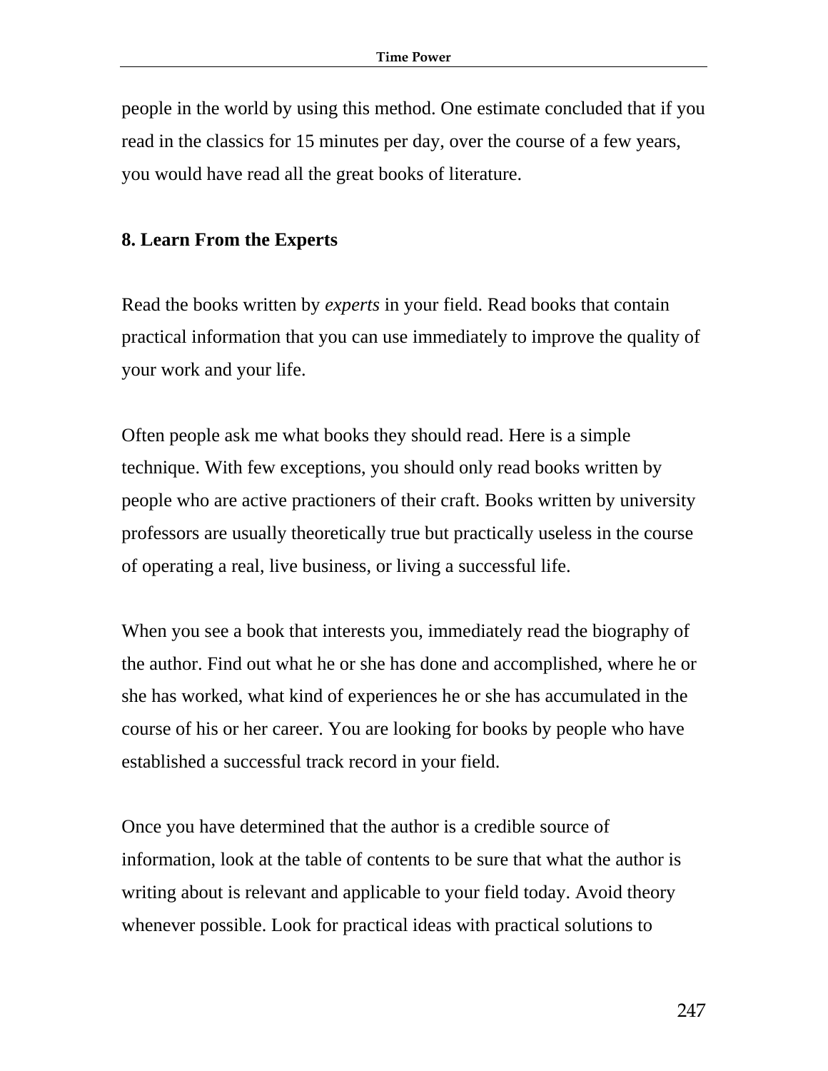people in the world by using this method. One estimate concluded that if you read in the classics for 15 minutes per day, over the course of a few years, you would have read all the great books of literature.

### 8. Learn From the Experts

Read the books written by *experts* in your field. Read books that contain practical information that you can use immediately to improve the quality of your work and your life.

Often people ask me what books they should read. Here is a simple technique. With few exceptions, you should only read books written by people who are active practioners of their craft. Books written by university professors are usually theoretically true but practically useless in the course of operating a real, live business, or living a successful life.

When you see a book that interests you, immediately read the biography of the author. Find out what he or she has done and accomplished, where he or she has worked, what kind of experiences he or she has accumulated in the course of his or her career. You are looking for books by people who have established a successful track record in your field.

Once you have determined that the author is a credible source of information, look at the table of contents to be sure that what the author is writing about is relevant and applicable to your field today. Avoid theory whenever possible. Look for practical ideas with practical solutions to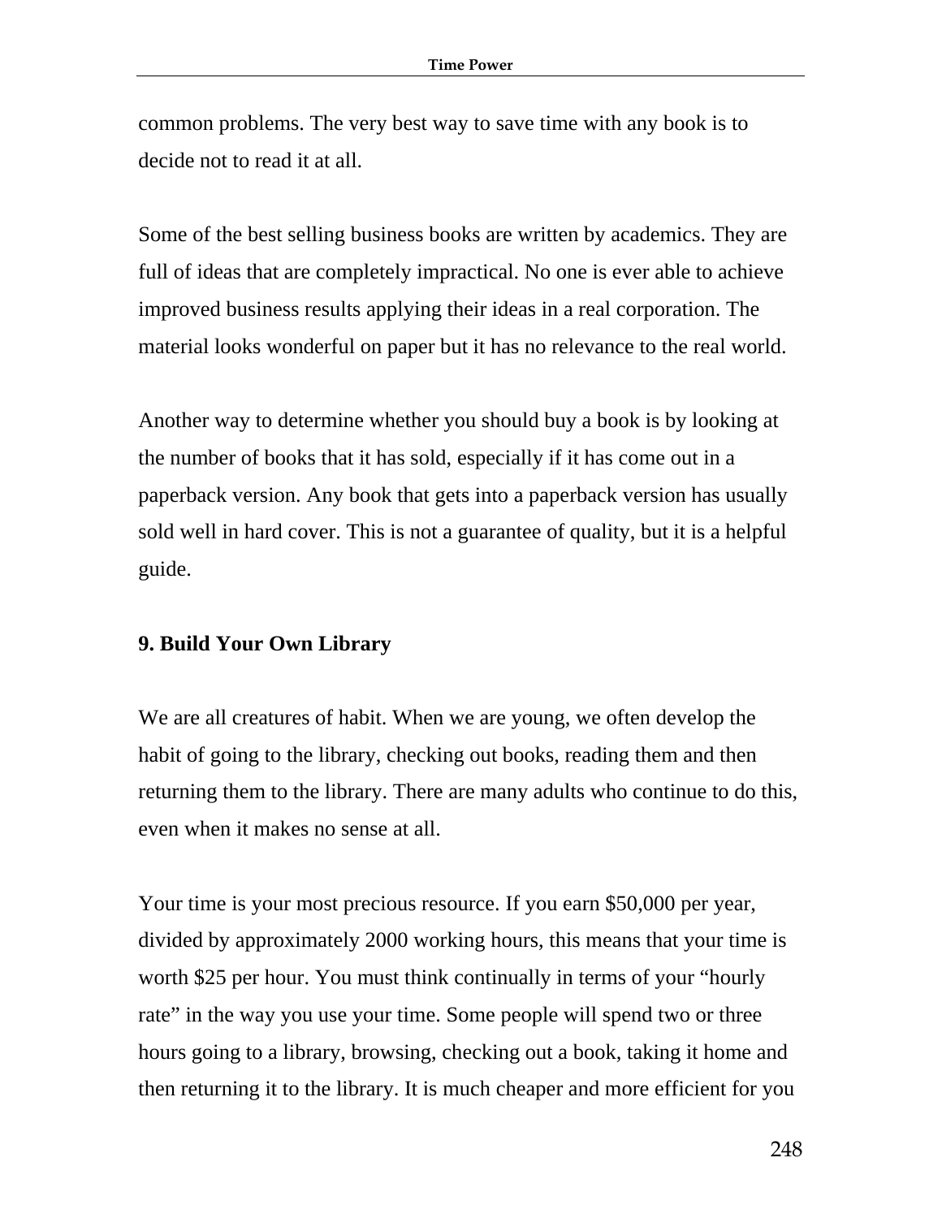common problems. The very best way to save time with any book is to decide not to read it at all.

Some of the best selling business books are written by academics. They are full of ideas that are completely impractical. No one is ever able to achieve improved business results applying their ideas in a real corporation. The material looks wonderful on paper but it has no relevance to the real world.

Another way to determine whether you should buy a book is by looking at the number of books that it has sold, especially if it has come out in a paperback version. Any book that gets into a paperback version has usually sold well in hard cover. This is not a guarantee of quality, but it is a helpful guide.

**9. Build Your Own Library**

We are all creatures of habit. When we are young, we often develop the habit of going to the library, checking out books, reading them and then returning them to the library. There are many adults who continue to do this, even when it makes no sense at all.

Your time is your most precious resource. If you earn $50,000 per year, divided by approximately 2000 working hours, this means that your time is worth $25 per hour. You must think continually in terms of your "hourly rate" in the way you use your time. Some people will spend two or three hours going to a library, browsing, checking out a book, taking it home and then returning it to the library. It is much cheaper and more efficient for you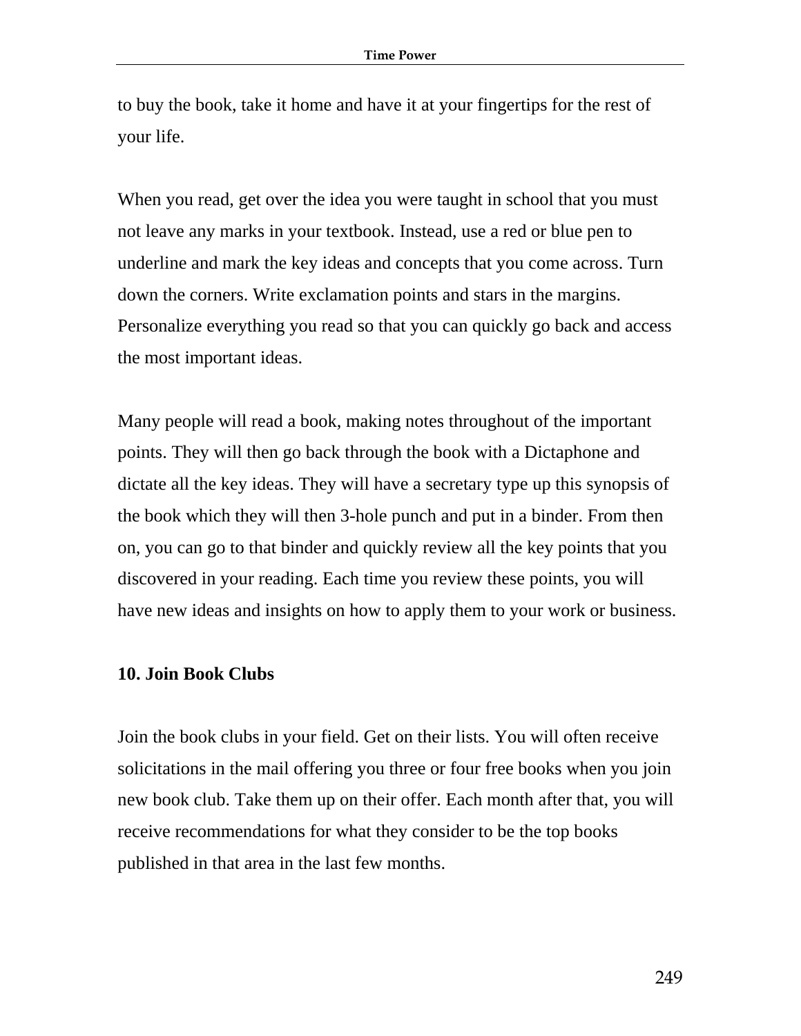to buy the book, take it home and have it at your fingertips for the rest of your life.

When you read, get over the idea you were taught in school that you must not leave any marks in your textbook. Instead, use a red or blue pen to underline and mark the key ideas and concepts that you come across. Turn down the corners. Write exclamation points and stars in the margins. Personalize everything you read so that you can quickly go back and access the most important ideas.

Many people will read a book, making notes throughout of the important points. They will then go back through the book with a Dictaphone and dictate all the key ideas. They will have a secretary type up this synopsis of the book which they will then 3-hole punch and put in a binder. From then on, you can go to that binder and quickly review all the key points that you discovered in your reading. Each time you review these points, you will have new ideas and insights on how to apply them to your work or business.

**10. Join Book Clubs**

Join the book clubs in your field. Get on their lists. You will often receive solicitations in the mail offering you three or four free books when you join new book club. Take them up on their offer. Each month after that, you will receive recommendations for what they consider to be the top books published in that area in the last few months.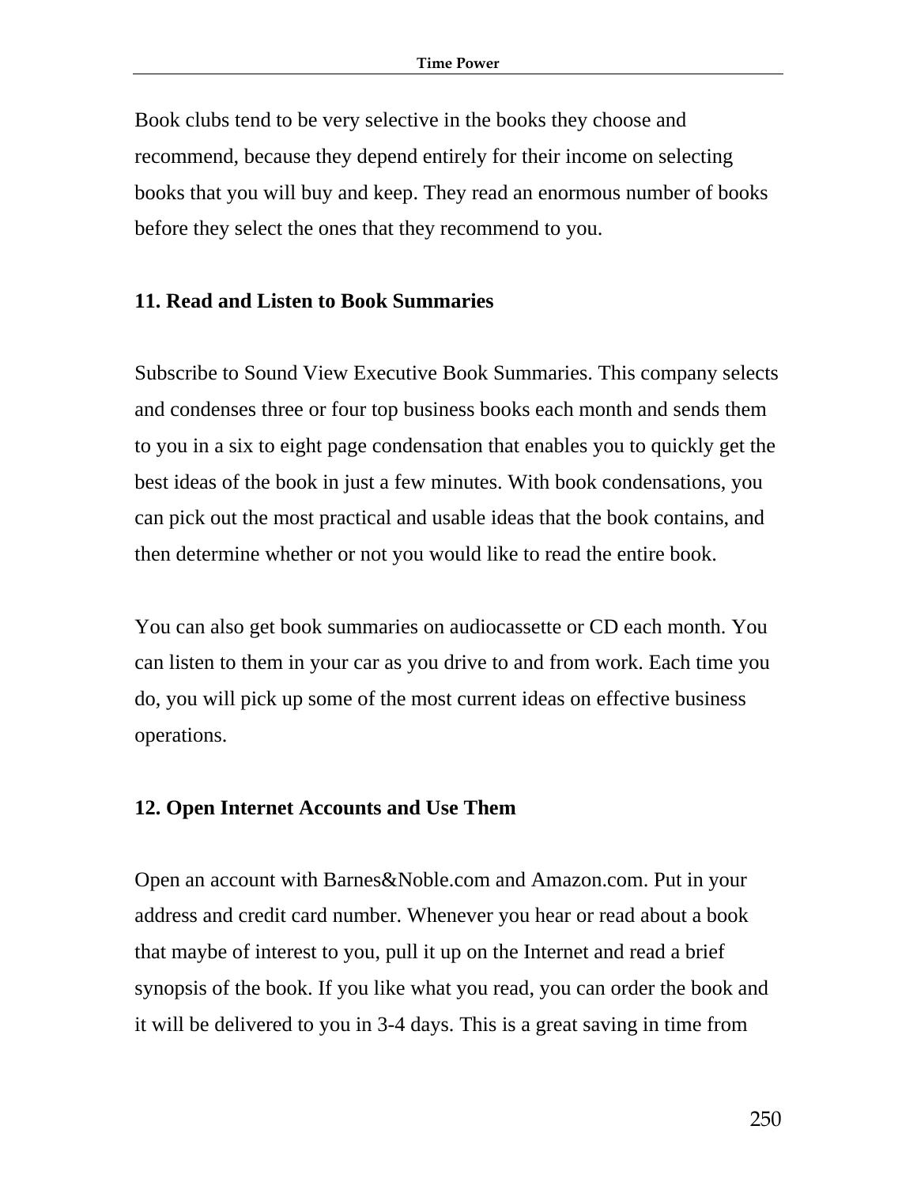Book clubs tend to be very selective in the books they choose and recommend, because they depend entirely for their income on selecting books that you will buy and keep. They read an enormous number of books before they select the ones that they recommend to you.

### 11. Read and Listen to Book Summaries

Subscribe to Sound View Executive Book Summaries. This company selects and condenses three or four top business books each month and sends them to you in a six to eight page condensation that enables you to quickly get the best ideas of the book in just a few minutes. With book condensations, you can pick out the most practical and usable ideas that the book contains, and then determine whether or not you would like to read the entire book.

You can also get book summaries on audiocassette or CD each month. You can listen to them in your car as you drive to and from work. Each time you do, you will pick up some of the most current ideas on effective business operations.

### 12. Open Internet Accounts and Use Them

Open an account with Barnes&Noble.com and Amazon.com. Put in your address and credit card number. Whenever you hear or read about a book that maybe of interest to you, pull it up on the Internet and read a brief synopsis of the book. If you like what you read, you can order the book and it will be delivered to you in 3-4 days. This is a great saving in time from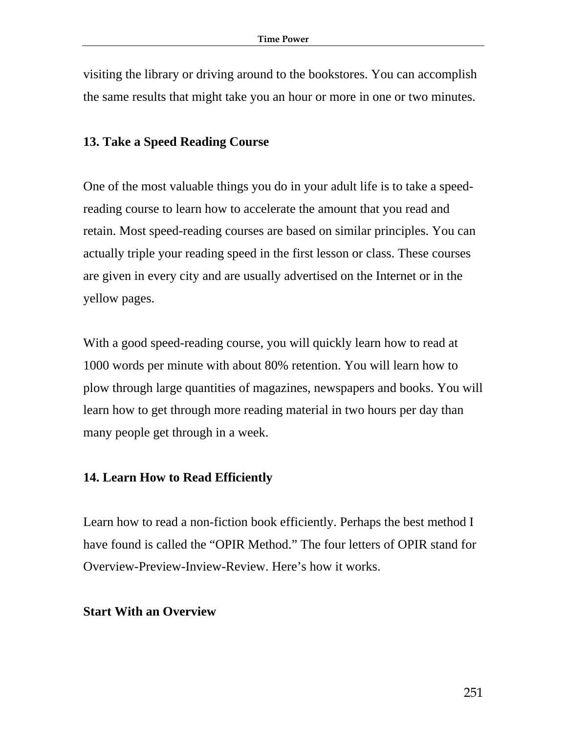visiting the library or driving around to the bookstores. You can accomplish the same results that might take you an hour or more in one or two minutes.

### 13. Take a Speed Reading Course

One of the most valuable things you do in your adult life is to take a speed-reading course to learn how to accelerate the amount that you read and retain. Most speed-reading courses are based on similar principles. You can actually triple your reading speed in the first lesson or class. These courses are given in every city and are usually advertised on the Internet or in the yellow pages.

With a good speed-reading course, you will quickly learn how to read at 1000 words per minute with about 80% retention. You will learn how to plow through large quantities of magazines, newspapers and books. You will learn how to get through more reading material in two hours per day than many people get through in a week.

### 14. Learn How to Read Efficiently

Learn how to read a non-fiction book efficiently. Perhaps the best method I have found is called the "OPIR Method." The four letters of OPIR stand for Overview-Preview-Inview-Review. Here's how it works.

#### Start With an Overview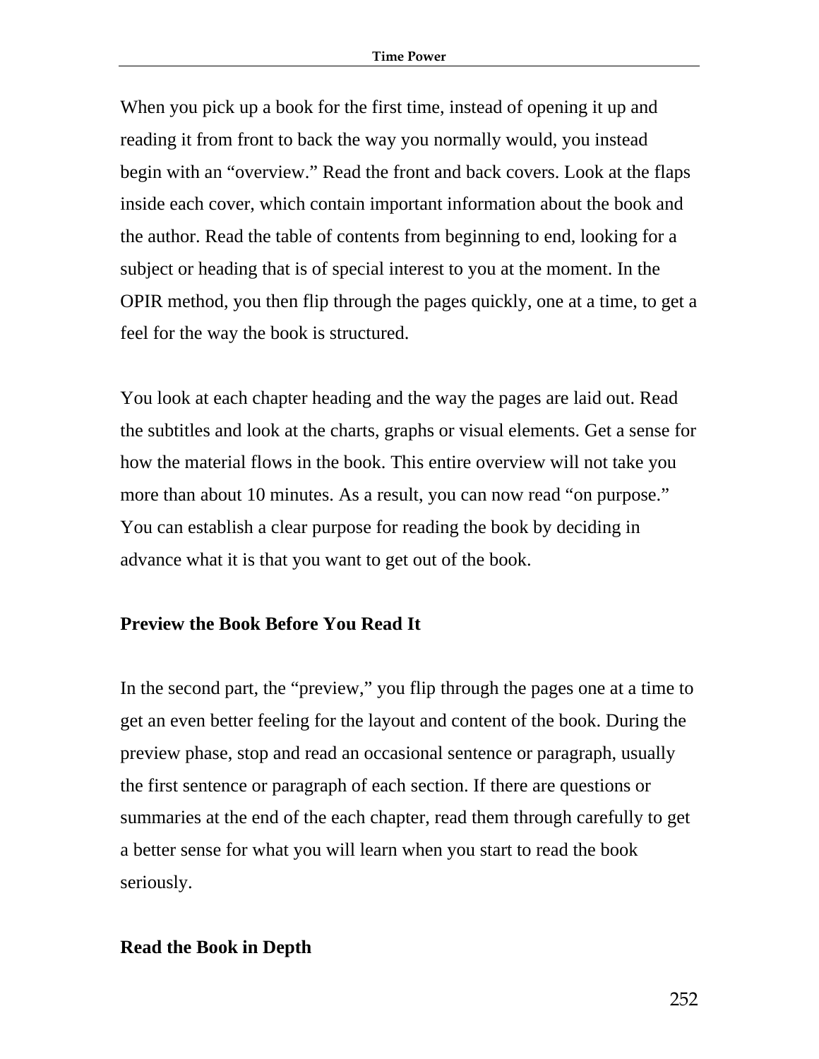When you pick up a book for the first time, instead of opening it up and reading it from front to back the way you normally would, you instead begin with an "overview." Read the front and back covers. Look at the flaps inside each cover, which contain important information about the book and the author. Read the table of contents from beginning to end, looking for a subject or heading that is of special interest to you at the moment. In the OPIR method, you then flip through the pages quickly, one at a time, to get a feel for the way the book is structured.

You look at each chapter heading and the way the pages are laid out. Read the subtitles and look at the charts, graphs or visual elements. Get a sense for how the material flows in the book. This entire overview will not take you more than about 10 minutes. As a result, you can now read "on purpose." You can establish a clear purpose for reading the book by deciding in advance what it is that you want to get out of the book.

### Preview the Book Before You Read It

In the second part, the "preview," you flip through the pages one at a time to get an even better feeling for the layout and content of the book. During the preview phase, stop and read an occasional sentence or paragraph, usually the first sentence or paragraph of each section. If there are questions or summaries at the end of the each chapter, read them through carefully to get a better sense for what you will learn when you start to read the book seriously.

### Read the Book in Depth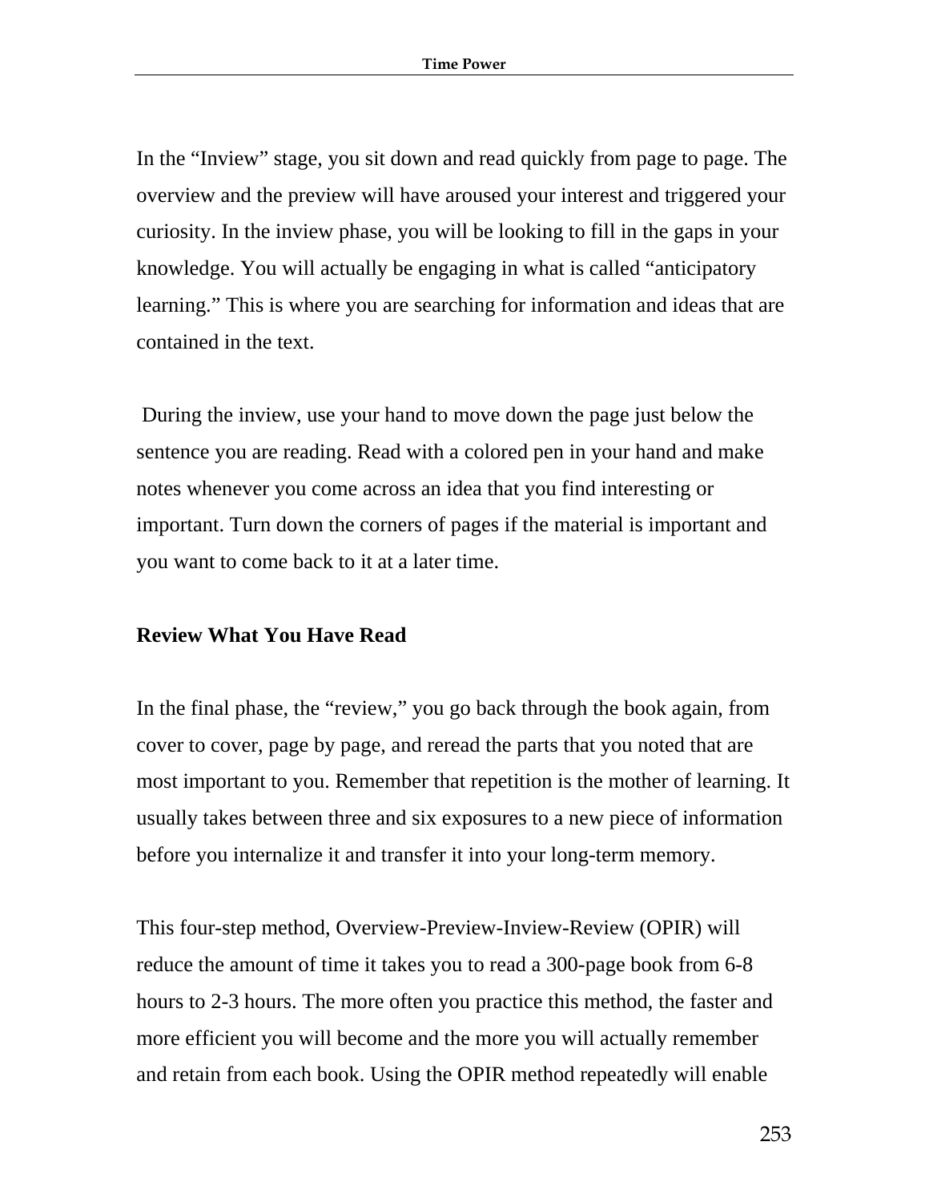In the “Inview” stage, you sit down and read quickly from page to page. The overview and the preview will have aroused your interest and triggered your curiosity. In the inview phase, you will be looking to fill in the gaps in your knowledge. You will actually be engaging in what is called “anticipatory learning.” This is where you are searching for information and ideas that are contained in the text.

During the inview, use your hand to move down the page just below the sentence you are reading. Read with a colored pen in your hand and make notes whenever you come across an idea that you find interesting or important. Turn down the corners of pages if the material is important and you want to come back to it at a later time.

**Review What You Have Read**

In the final phase, the “review,” you go back through the book again, from cover to cover, page by page, and reread the parts that you noted that are most important to you. Remember that repetition is the mother of learning. It usually takes between three and six exposures to a new piece of information before you internalize it and transfer it into your long-term memory.

This four-step method, Overview-Preview-Inview-Review (OPIR) will reduce the amount of time it takes you to read a 300-page book from 6-8 hours to 2-3 hours. The more often you practice this method, the faster and more efficient you will become and the more you will actually remember and retain from each book. Using the OPIR method repeatedly will enable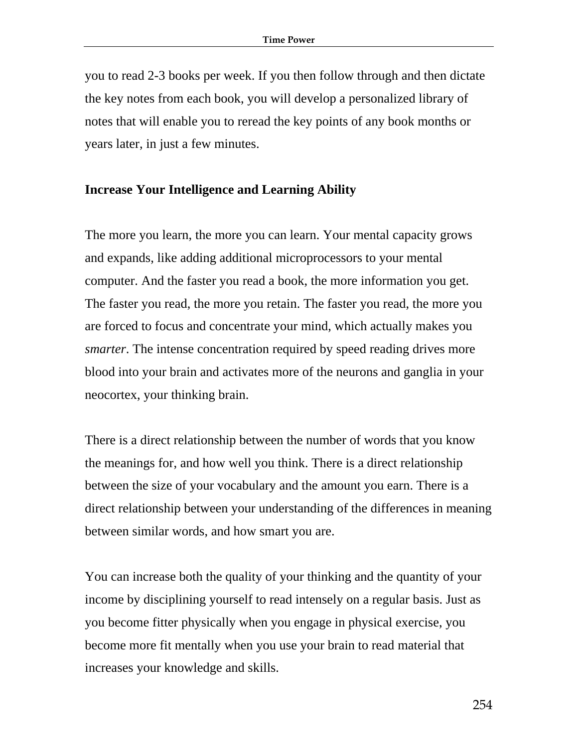you to read 2-3 books per week. If you then follow through and then dictate the key notes from each book, you will develop a personalized library of notes that will enable you to reread the key points of any book months or years later, in just a few minutes.

**Increase Your Intelligence and Learning Ability**

The more you learn, the more you can learn. Your mental capacity grows and expands, like adding additional microprocessors to your mental computer. And the faster you read a book, the more information you get. The faster you read, the more you retain. The faster you read, the more you are forced to focus and concentrate your mind, which actually makes you *smarter*. The intense concentration required by speed reading drives more blood into your brain and activates more of the neurons and ganglia in your neocortex, your thinking brain.

There is a direct relationship between the number of words that you know the meanings for, and how well you think. There is a direct relationship between the size of your vocabulary and the amount you earn. There is a direct relationship between your understanding of the differences in meaning between similar words, and how smart you are.

You can increase both the quality of your thinking and the quantity of your income by disciplining yourself to read intensely on a regular basis. Just as you become fitter physically when you engage in physical exercise, you become more fit mentally when you use your brain to read material that increases your knowledge and skills.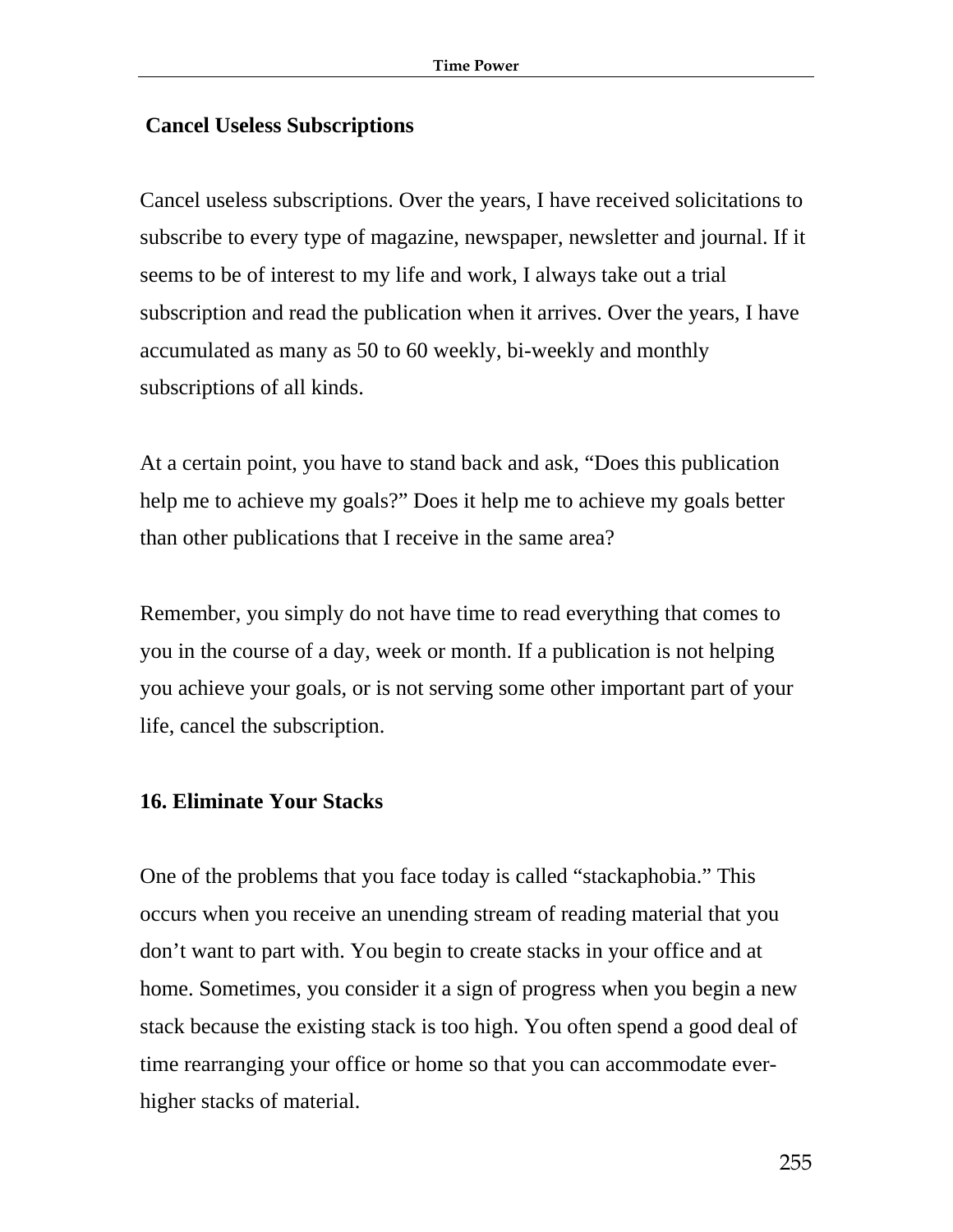## Cancel Useless Subscriptions

Cancel useless subscriptions. Over the years, I have received solicitations to subscribe to every type of magazine, newspaper, newsletter and journal. If it seems to be of interest to my life and work, I always take out a trial subscription and read the publication when it arrives. Over the years, I have accumulated as many as 50 to 60 weekly, bi-weekly and monthly subscriptions of all kinds.

At a certain point, you have to stand back and ask, "Does this publication help me to achieve my goals?" Does it help me to achieve my goals better than other publications that I receive in the same area?

Remember, you simply do not have time to read everything that comes to you in the course of a day, week or month. If a publication is not helping you achieve your goals, or is not serving some other important part of your life, cancel the subscription.

## 16. Eliminate Your Stacks

One of the problems that you face today is called "stackaphobia." This occurs when you receive an unending stream of reading material that you don't want to part with. You begin to create stacks in your office and at home. Sometimes, you consider it a sign of progress when you begin a new stack because the existing stack is too high. You often spend a good deal of time rearranging your office or home so that you can accommodate ever-higher stacks of material.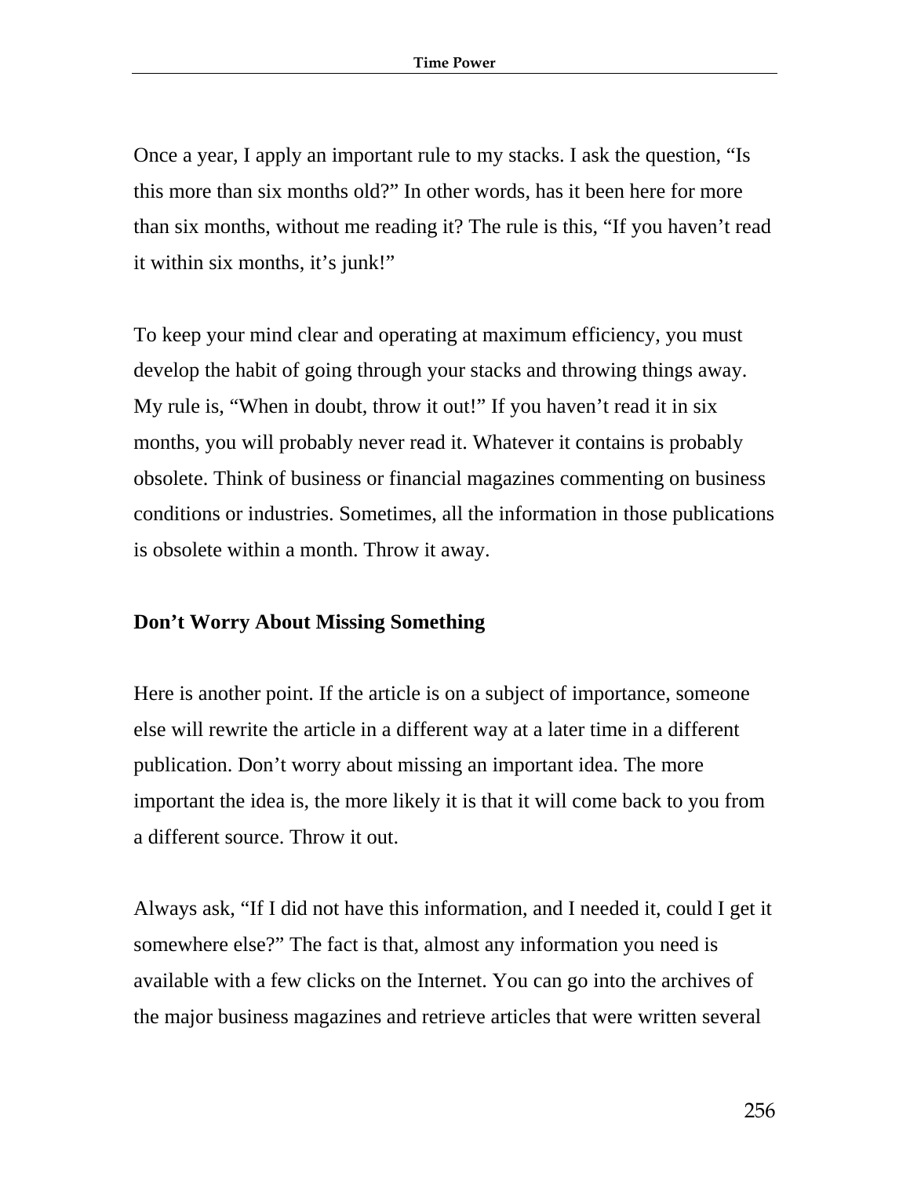Once a year, I apply an important rule to my stacks. I ask the question, “Is this more than six months old?” In other words, has it been here for more than six months, without me reading it? The rule is this, “If you haven’t read it within six months, it’s junk!”

To keep your mind clear and operating at maximum efficiency, you must develop the habit of going through your stacks and throwing things away. My rule is, “When in doubt, throw it out!” If you haven’t read it in six months, you will probably never read it. Whatever it contains is probably obsolete. Think of business or financial magazines commenting on business conditions or industries. Sometimes, all the information in those publications is obsolete within a month. Throw it away.

### Don’t Worry About Missing Something

Here is another point. If the article is on a subject of importance, someone else will rewrite the article in a different way at a later time in a different publication. Don’t worry about missing an important idea. The more important the idea is, the more likely it is that it will come back to you from a different source. Throw it out.

Always ask, “If I did not have this information, and I needed it, could I get it somewhere else?” The fact is that, almost any information you need is available with a few clicks on the Internet. You can go into the archives of the major business magazines and retrieve articles that were written several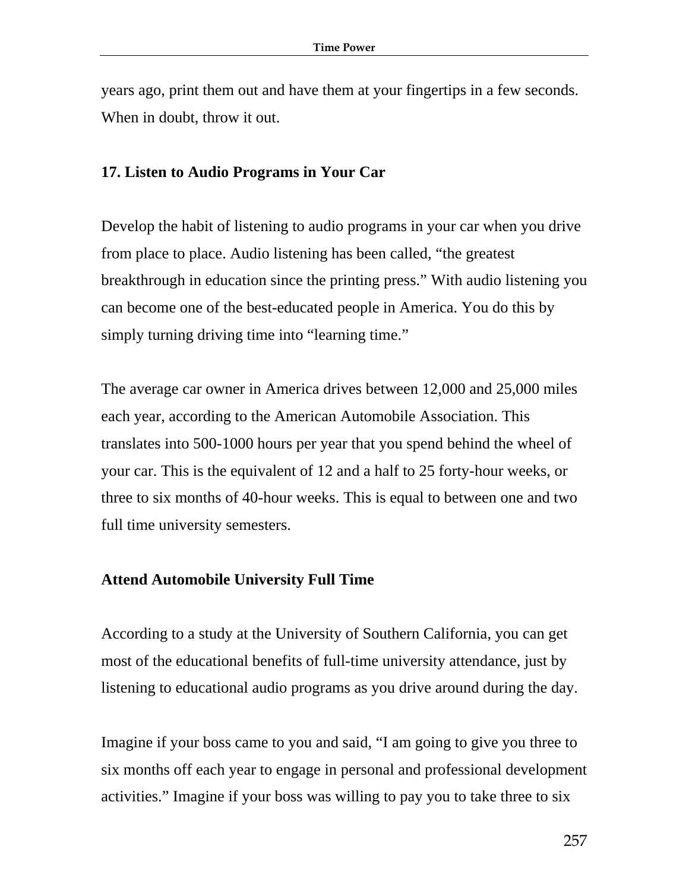years ago, print them out and have them at your fingertips in a few seconds. When in doubt, throw it out.

### 17. Listen to Audio Programs in Your Car

Develop the habit of listening to audio programs in your car when you drive from place to place. Audio listening has been called, “the greatest breakthrough in education since the printing press.” With audio listening you can become one of the best-educated people in America. You do this by simply turning driving time into “learning time.”

The average car owner in America drives between 12,000 and 25,000 miles each year, according to the American Automobile Association. This translates into 500-1000 hours per year that you spend behind the wheel of your car. This is the equivalent of 12 and a half to 25 forty-hour weeks, or three to six months of 40-hour weeks. This is equal to between one and two full time university semesters.

### Attend Automobile University Full Time

According to a study at the University of Southern California, you can get most of the educational benefits of full-time university attendance, just by listening to educational audio programs as you drive around during the day.

Imagine if your boss came to you and said, “I am going to give you three to six months off each year to engage in personal and professional development activities.” Imagine if your boss was willing to pay you to take three to six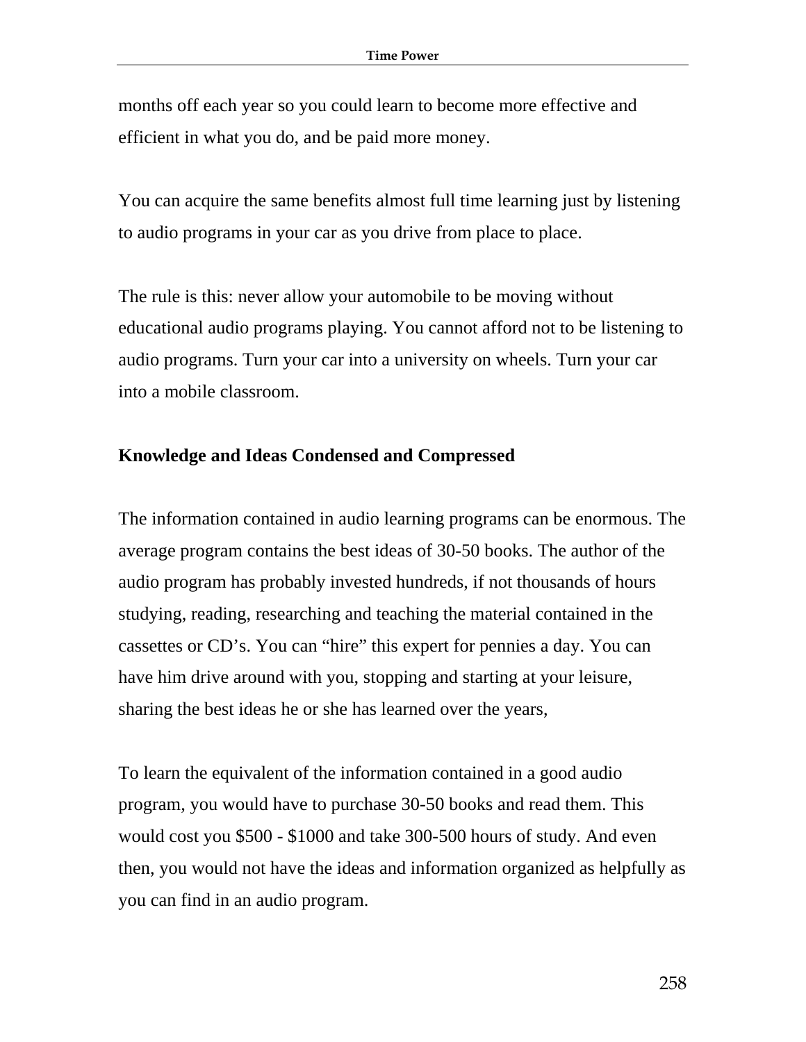months off each year so you could learn to become more effective and efficient in what you do, and be paid more money.

You can acquire the same benefits almost full time learning just by listening to audio programs in your car as you drive from place to place.

The rule is this: never allow your automobile to be moving without educational audio programs playing. You cannot afford not to be listening to audio programs. Turn your car into a university on wheels. Turn your car into a mobile classroom.

**Knowledge and Ideas Condensed and Compressed**

The information contained in audio learning programs can be enormous. The average program contains the best ideas of 30-50 books. The author of the audio program has probably invested hundreds, if not thousands of hours studying, reading, researching and teaching the material contained in the cassettes or CD's. You can "hire" this expert for pennies a day. You can have him drive around with you, stopping and starting at your leisure, sharing the best ideas he or she has learned over the years,

To learn the equivalent of the information contained in a good audio program, you would have to purchase 30-50 books and read them. This would cost you $500 - $1000 and take 300-500 hours of study. And even then, you would not have the ideas and information organized as helpfully as you can find in an audio program.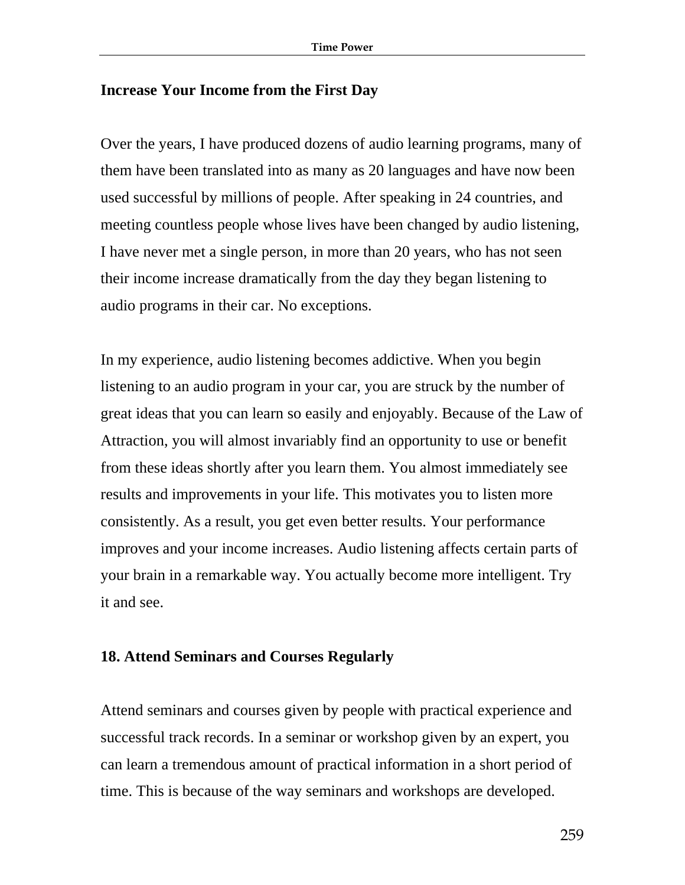### Increase Your Income from the First Day

Over the years, I have produced dozens of audio learning programs, many of them have been translated into as many as 20 languages and have now been used successful by millions of people. After speaking in 24 countries, and meeting countless people whose lives have been changed by audio listening, I have never met a single person, in more than 20 years, who has not seen their income increase dramatically from the day they began listening to audio programs in their car. No exceptions.

In my experience, audio listening becomes addictive. When you begin listening to an audio program in your car, you are struck by the number of great ideas that you can learn so easily and enjoyably. Because of the Law of Attraction, you will almost invariably find an opportunity to use or benefit from these ideas shortly after you learn them. You almost immediately see results and improvements in your life. This motivates you to listen more consistently. As a result, you get even better results. Your performance improves and your income increases. Audio listening affects certain parts of your brain in a remarkable way. You actually become more intelligent. Try it and see.

### 18. Attend Seminars and Courses Regularly

Attend seminars and courses given by people with practical experience and successful track records. In a seminar or workshop given by an expert, you can learn a tremendous amount of practical information in a short period of time. This is because of the way seminars and workshops are developed.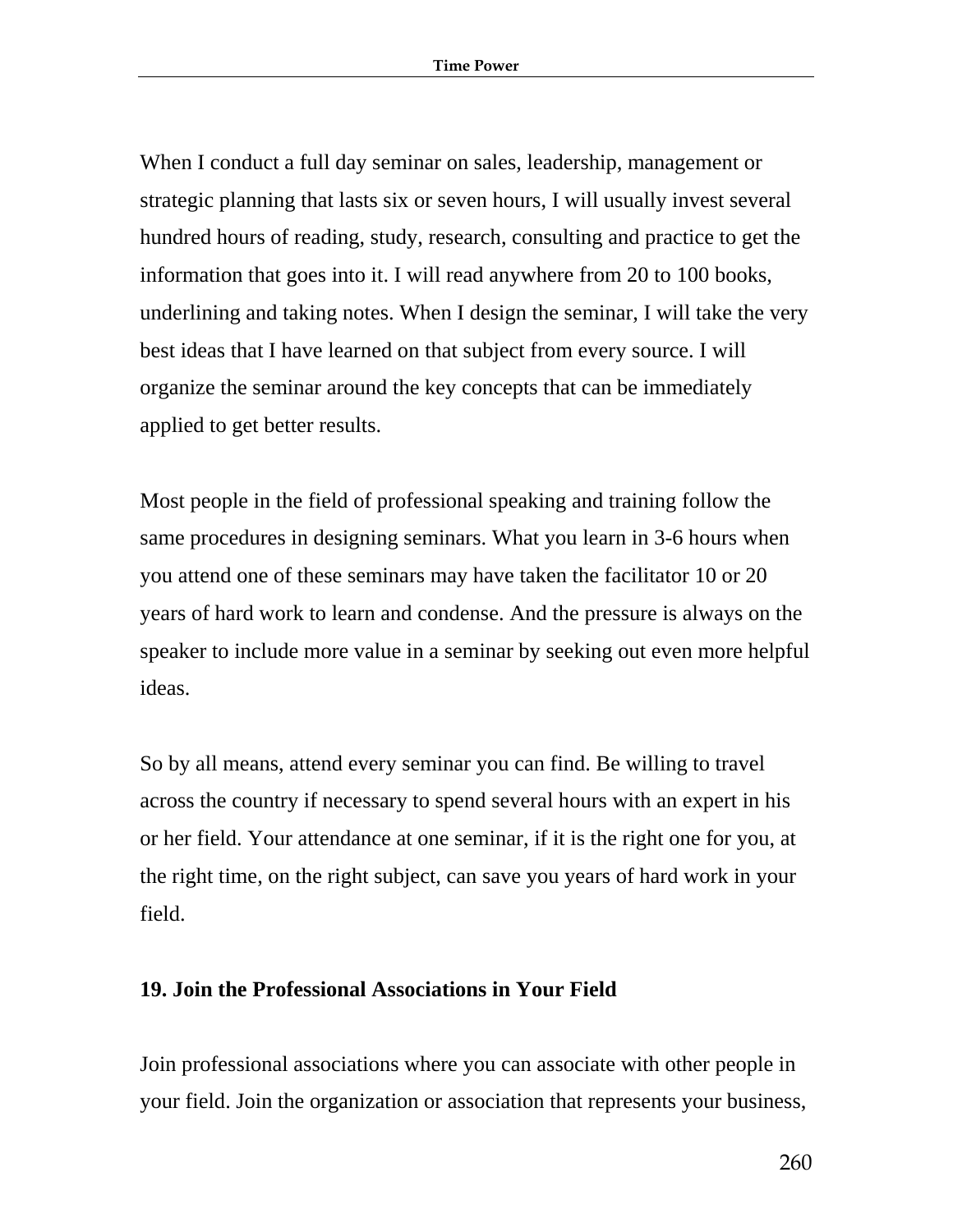When I conduct a full day seminar on sales, leadership, management or strategic planning that lasts six or seven hours, I will usually invest several hundred hours of reading, study, research, consulting and practice to get the information that goes into it. I will read anywhere from 20 to 100 books, underlining and taking notes. When I design the seminar, I will take the very best ideas that I have learned on that subject from every source. I will organize the seminar around the key concepts that can be immediately applied to get better results.

Most people in the field of professional speaking and training follow the same procedures in designing seminars. What you learn in 3-6 hours when you attend one of these seminars may have taken the facilitator 10 or 20 years of hard work to learn and condense. And the pressure is always on the speaker to include more value in a seminar by seeking out even more helpful ideas.

So by all means, attend every seminar you can find. Be willing to travel across the country if necessary to spend several hours with an expert in his or her field. Your attendance at one seminar, if it is the right one for you, at the right time, on the right subject, can save you years of hard work in your field.

### 19. Join the Professional Associations in Your Field

Join professional associations where you can associate with other people in your field. Join the organization or association that represents your business,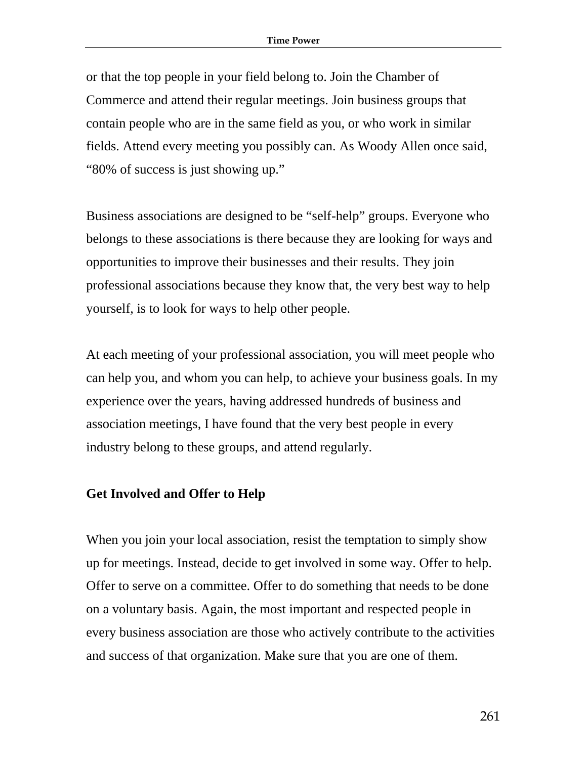or that the top people in your field belong to. Join the Chamber of Commerce and attend their regular meetings. Join business groups that contain people who are in the same field as you, or who work in similar fields. Attend every meeting you possibly can. As Woody Allen once said, “80% of success is just showing up.”

Business associations are designed to be “self-help” groups. Everyone who belongs to these associations is there because they are looking for ways and opportunities to improve their businesses and their results. They join professional associations because they know that, the very best way to help yourself, is to look for ways to help other people.

At each meeting of your professional association, you will meet people who can help you, and whom you can help, to achieve your business goals. In my experience over the years, having addressed hundreds of business and association meetings, I have found that the very best people in every industry belong to these groups, and attend regularly.

### Get Involved and Offer to Help

When you join your local association, resist the temptation to simply show up for meetings. Instead, decide to get involved in some way. Offer to help. Offer to serve on a committee. Offer to do something that needs to be done on a voluntary basis. Again, the most important and respected people in every business association are those who actively contribute to the activities and success of that organization. Make sure that you are one of them.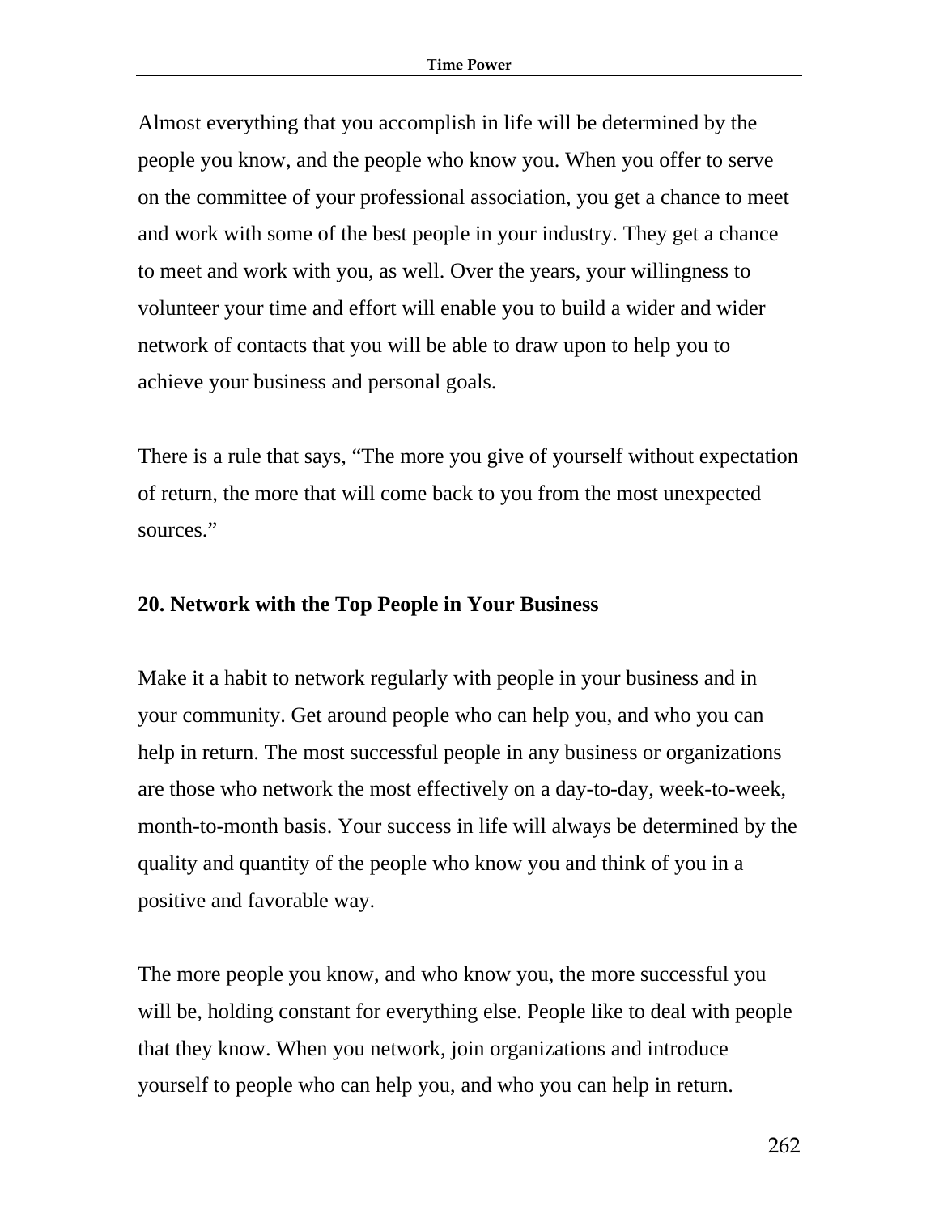Almost everything that you accomplish in life will be determined by the people you know, and the people who know you. When you offer to serve on the committee of your professional association, you get a chance to meet and work with some of the best people in your industry. They get a chance to meet and work with you, as well. Over the years, your willingness to volunteer your time and effort will enable you to build a wider and wider network of contacts that you will be able to draw upon to help you to achieve your business and personal goals.

There is a rule that says, "The more you give of yourself without expectation of return, the more that will come back to you from the most unexpected sources."

**20. Network with the Top People in Your Business**

Make it a habit to network regularly with people in your business and in your community. Get around people who can help you, and who you can help in return. The most successful people in any business or organizations are those who network the most effectively on a day-to-day, week-to-week, month-to-month basis. Your success in life will always be determined by the quality and quantity of the people who know you and think of you in a positive and favorable way.

The more people you know, and who know you, the more successful you will be, holding constant for everything else. People like to deal with people that they know. When you network, join organizations and introduce yourself to people who can help you, and who you can help in return.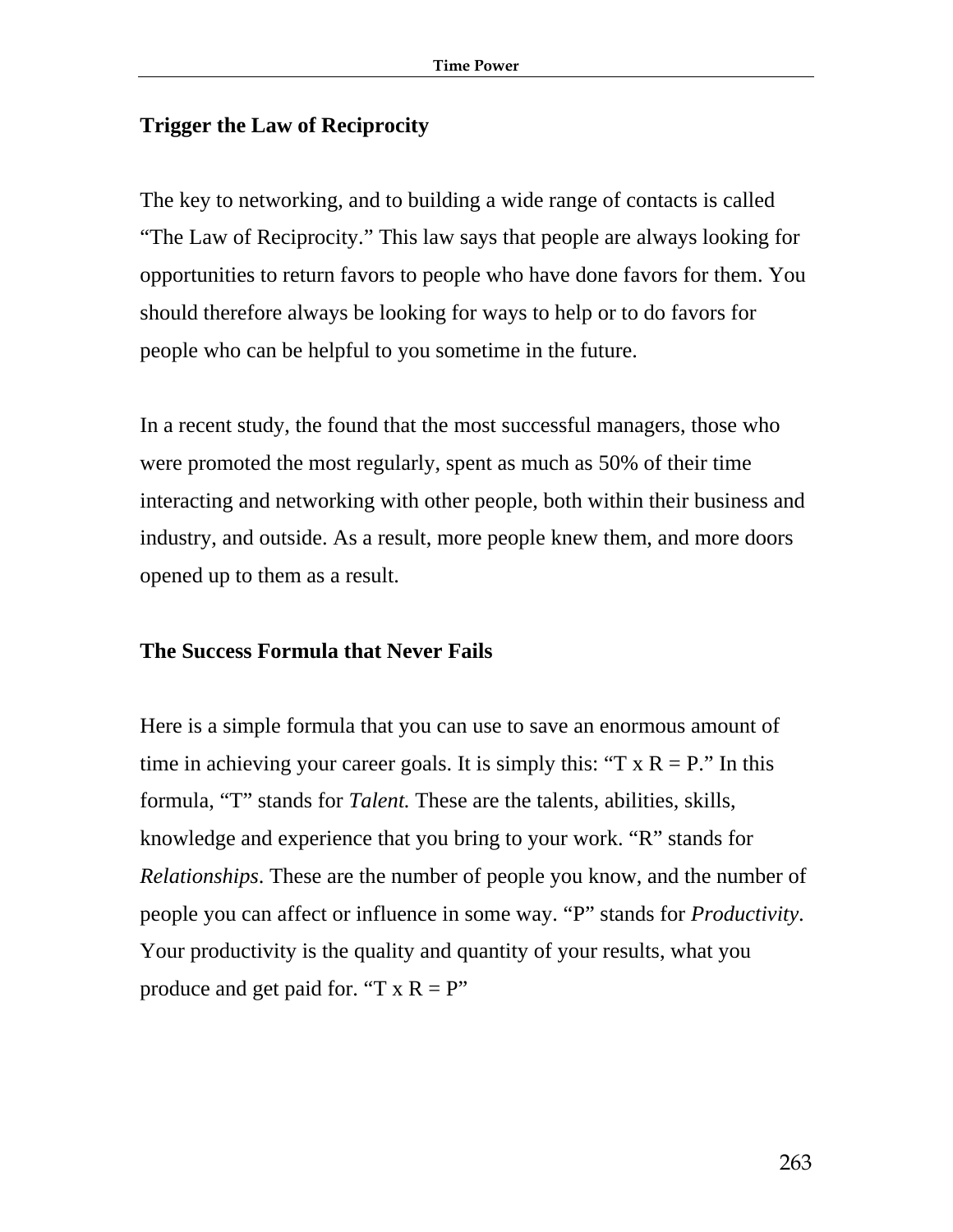## Trigger the Law of Reciprocity

The key to networking, and to building a wide range of contacts is called "The Law of Reciprocity." This law says that people are always looking for opportunities to return favors to people who have done favors for them. You should therefore always be looking for ways to help or to do favors for people who can be helpful to you sometime in the future.

In a recent study, the found that the most successful managers, those who were promoted the most regularly, spent as much as 50% of their time interacting and networking with other people, both within their business and industry, and outside. As a result, more people knew them, and more doors opened up to them as a result.

## The Success Formula that Never Fails

Here is a simple formula that you can use to save an enormous amount of time in achieving your career goals. It is simply this: "T x R = P." In this formula, "T" stands for *Talent.* These are the talents, abilities, skills, knowledge and experience that you bring to your work. "R" stands for *Relationships*. These are the number of people you know, and the number of people you can affect or influence in some way. "P" stands for *Productivity*. Your productivity is the quality and quantity of your results, what you produce and get paid for. "T x R = P"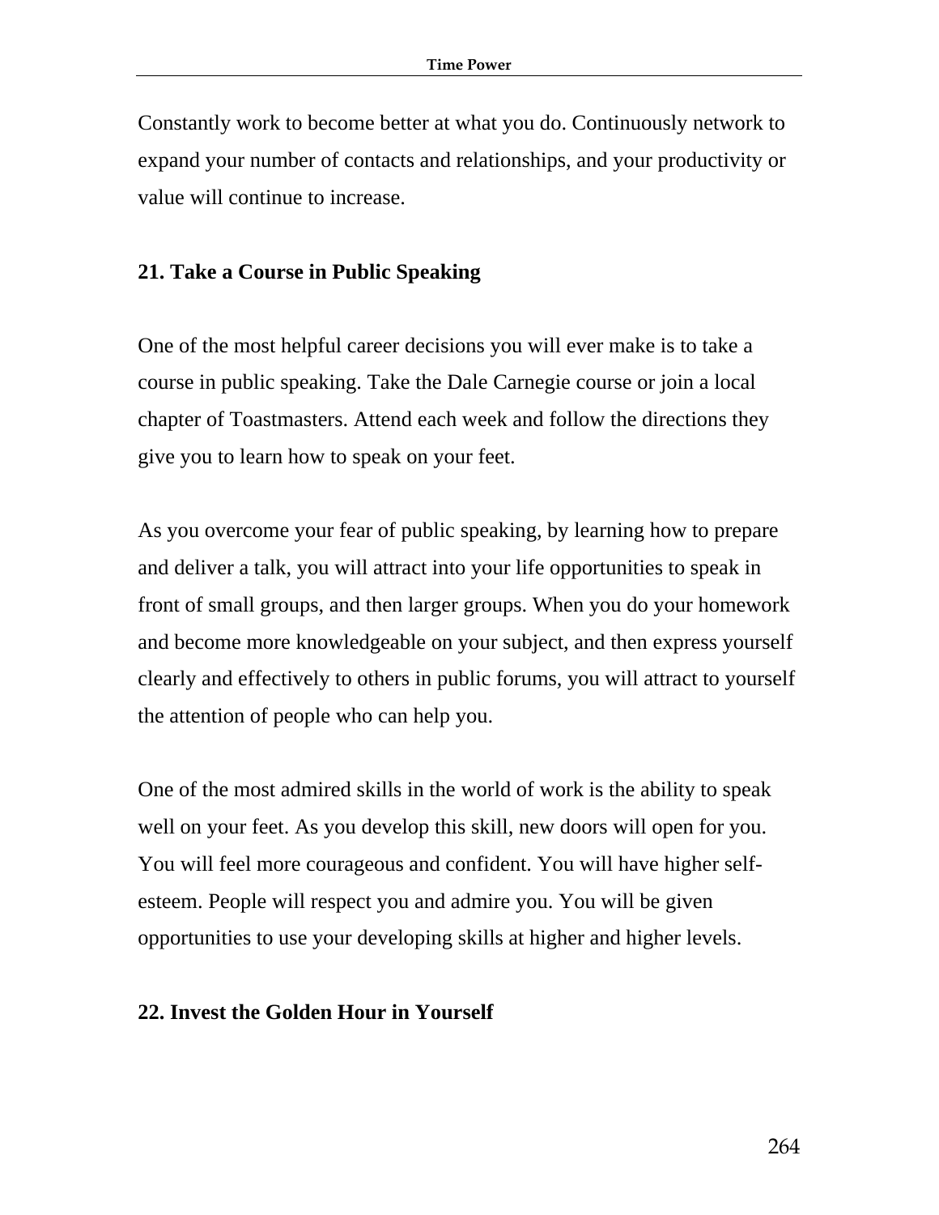Constantly work to become better at what you do. Continuously network to expand your number of contacts and relationships, and your productivity or value will continue to increase.

### 21. Take a Course in Public Speaking

One of the most helpful career decisions you will ever make is to take a course in public speaking. Take the Dale Carnegie course or join a local chapter of Toastmasters. Attend each week and follow the directions they give you to learn how to speak on your feet.

As you overcome your fear of public speaking, by learning how to prepare and deliver a talk, you will attract into your life opportunities to speak in front of small groups, and then larger groups. When you do your homework and become more knowledgeable on your subject, and then express yourself clearly and effectively to others in public forums, you will attract to yourself the attention of people who can help you.

One of the most admired skills in the world of work is the ability to speak well on your feet. As you develop this skill, new doors will open for you. You will feel more courageous and confident. You will have higher self-esteem. People will respect you and admire you. You will be given opportunities to use your developing skills at higher and higher levels.

### 22. Invest the Golden Hour in Yourself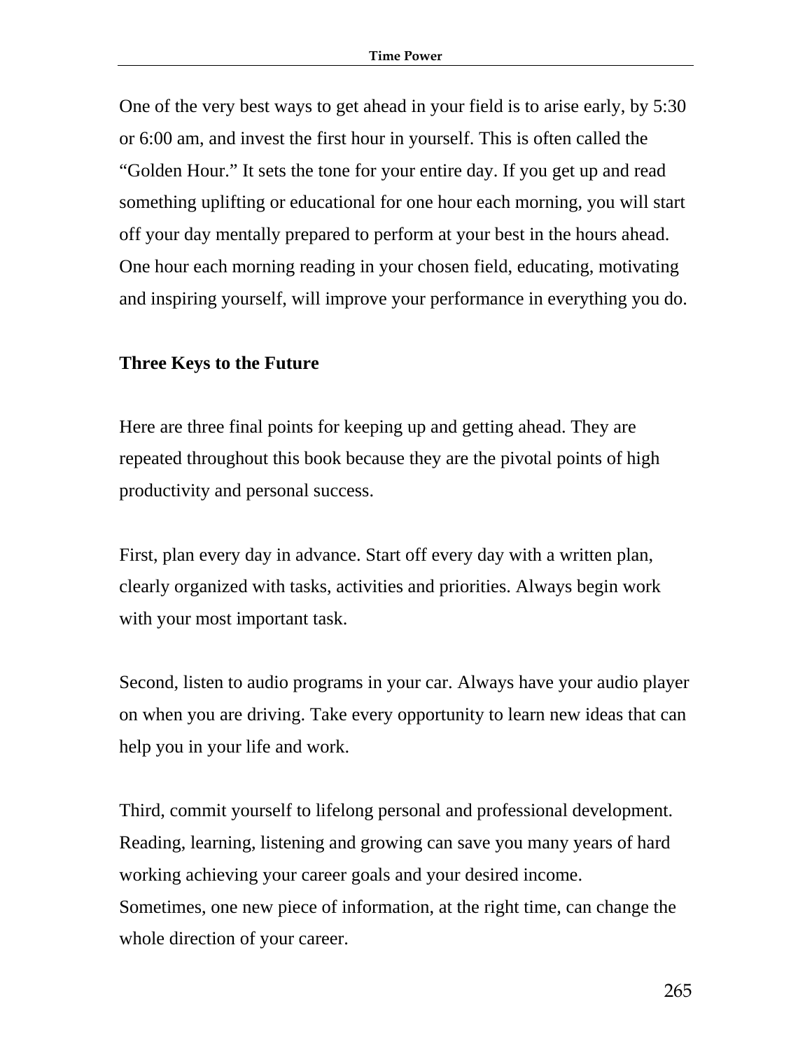One of the very best ways to get ahead in your field is to arise early, by 5:30 or 6:00 am, and invest the first hour in yourself. This is often called the "Golden Hour." It sets the tone for your entire day. If you get up and read something uplifting or educational for one hour each morning, you will start off your day mentally prepared to perform at your best in the hours ahead. One hour each morning reading in your chosen field, educating, motivating and inspiring yourself, will improve your performance in everything you do.

## Three Keys to the Future

Here are three final points for keeping up and getting ahead. They are repeated throughout this book because they are the pivotal points of high productivity and personal success.

First, plan every day in advance. Start off every day with a written plan, clearly organized with tasks, activities and priorities. Always begin work with your most important task.

Second, listen to audio programs in your car. Always have your audio player on when you are driving. Take every opportunity to learn new ideas that can help you in your life and work.

Third, commit yourself to lifelong personal and professional development. Reading, learning, listening and growing can save you many years of hard working achieving your career goals and your desired income. Sometimes, one new piece of information, at the right time, can change the whole direction of your career.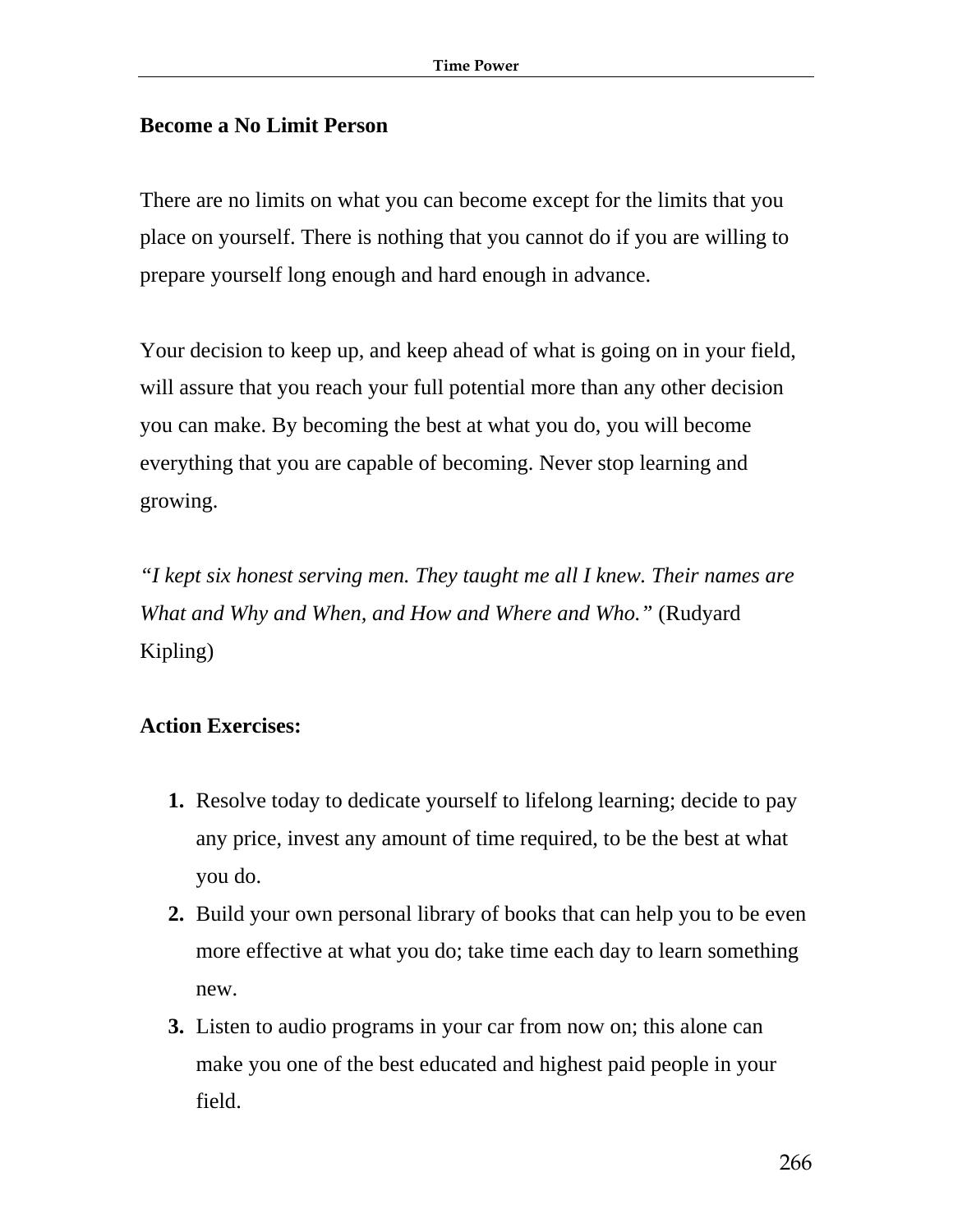**Become a No Limit Person**

There are no limits on what you can become except for the limits that you place on yourself. There is nothing that you cannot do if you are willing to prepare yourself long enough and hard enough in advance.

Your decision to keep up, and keep ahead of what is going on in your field, will assure that you reach your full potential more than any other decision you can make. By becoming the best at what you do, you will become everything that you are capable of becoming. Never stop learning and growing.

*"I kept six honest serving men. They taught me all I knew. Their names are What and Why and When, and How and Where and Who."* (Rudyard Kipling)

**Action Exercises:**

1. Resolve today to dedicate yourself to lifelong learning; decide to pay any price, invest any amount of time required, to be the best at what you do.
2. Build your own personal library of books that can help you to be even more effective at what you do; take time each day to learn something new.
3. Listen to audio programs in your car from now on; this alone can make you one of the best educated and highest paid people in your field.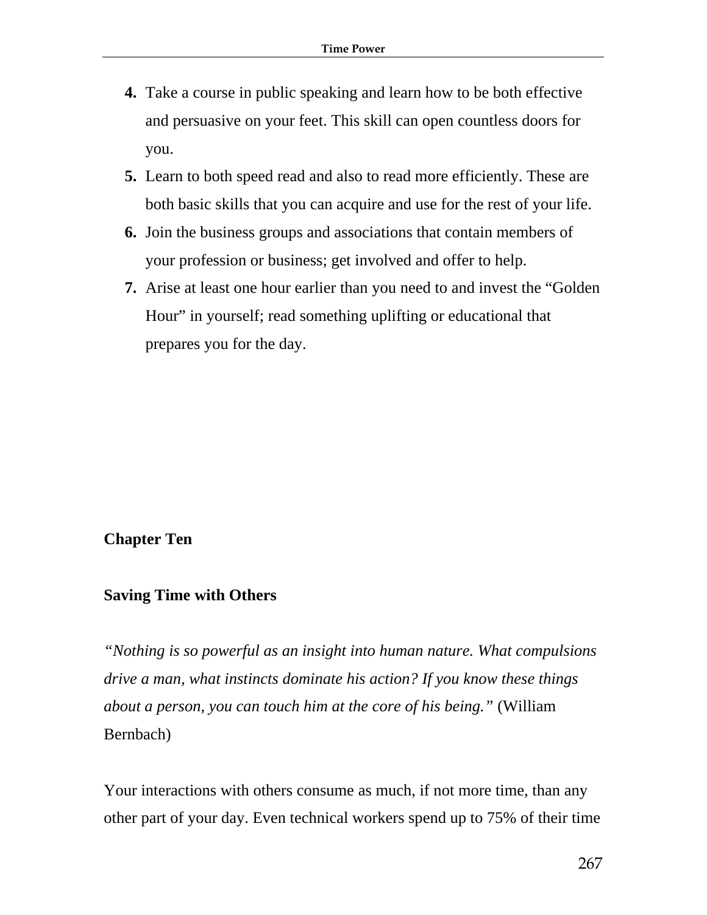4. Take a course in public speaking and learn how to be both effective and persuasive on your feet. This skill can open countless doors for you.
5. Learn to both speed read and also to read more efficiently. These are both basic skills that you can acquire and use for the rest of your life.
6. Join the business groups and associations that contain members of your profession or business; get involved and offer to help.
7. Arise at least one hour earlier than you need to and invest the “Golden Hour” in yourself; read something uplifting or educational that prepares you for the day.

# Chapter Ten

## Saving Time with Others

*“Nothing is so powerful as an insight into human nature. What compulsions drive a man, what instincts dominate his action? If you know these things about a person, you can touch him at the core of his being.”* (William Bernbach)

Your interactions with others consume as much, if not more time, than any other part of your day. Even technical workers spend up to 75% of their time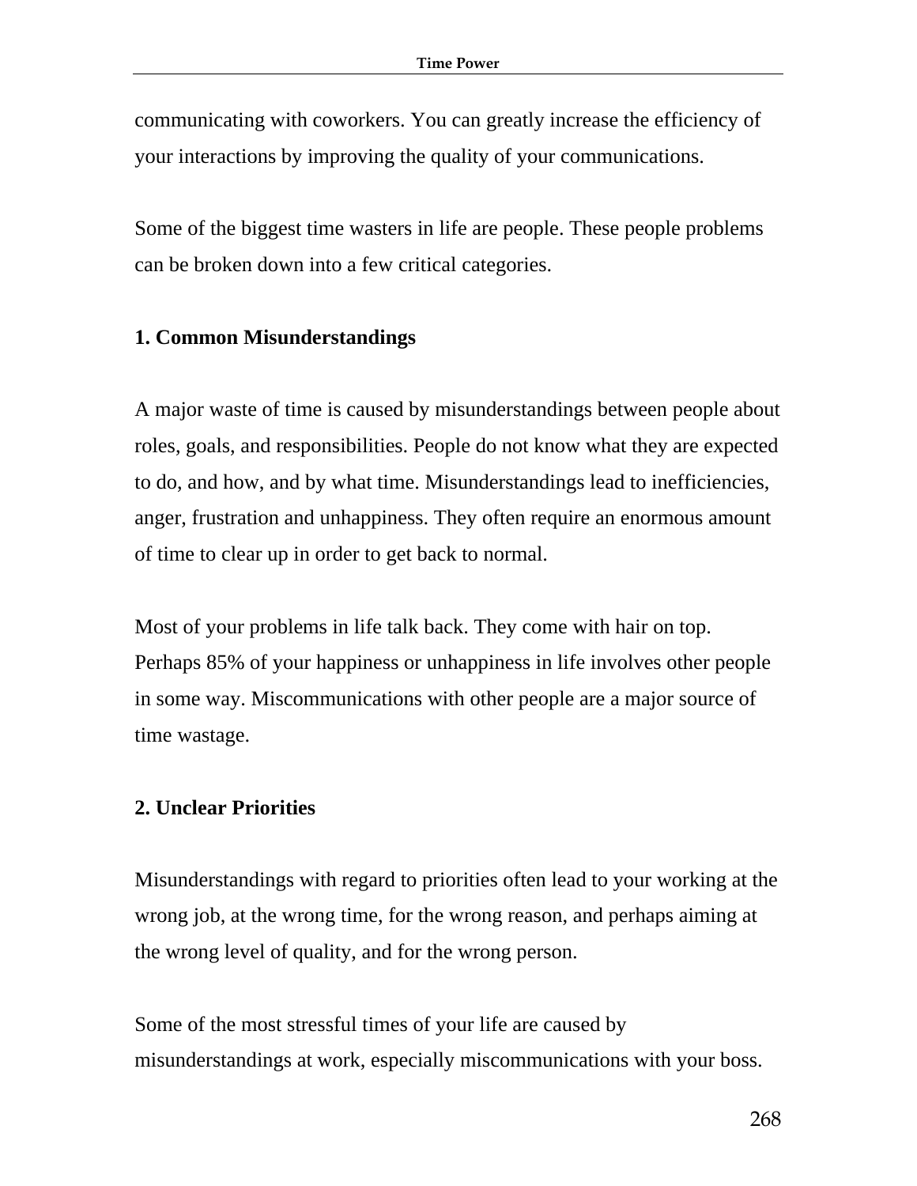communicating with coworkers. You can greatly increase the efficiency of your interactions by improving the quality of your communications.

Some of the biggest time wasters in life are people. These people problems can be broken down into a few critical categories.

**1. Common Misunderstandings**

A major waste of time is caused by misunderstandings between people about roles, goals, and responsibilities. People do not know what they are expected to do, and how, and by what time. Misunderstandings lead to inefficiencies, anger, frustration and unhappiness. They often require an enormous amount of time to clear up in order to get back to normal.

Most of your problems in life talk back. They come with hair on top. Perhaps 85% of your happiness or unhappiness in life involves other people in some way. Miscommunications with other people are a major source of time wastage.

**2. Unclear Priorities**

Misunderstandings with regard to priorities often lead to your working at the wrong job, at the wrong time, for the wrong reason, and perhaps aiming at the wrong level of quality, and for the wrong person.

Some of the most stressful times of your life are caused by misunderstandings at work, especially miscommunications with your boss.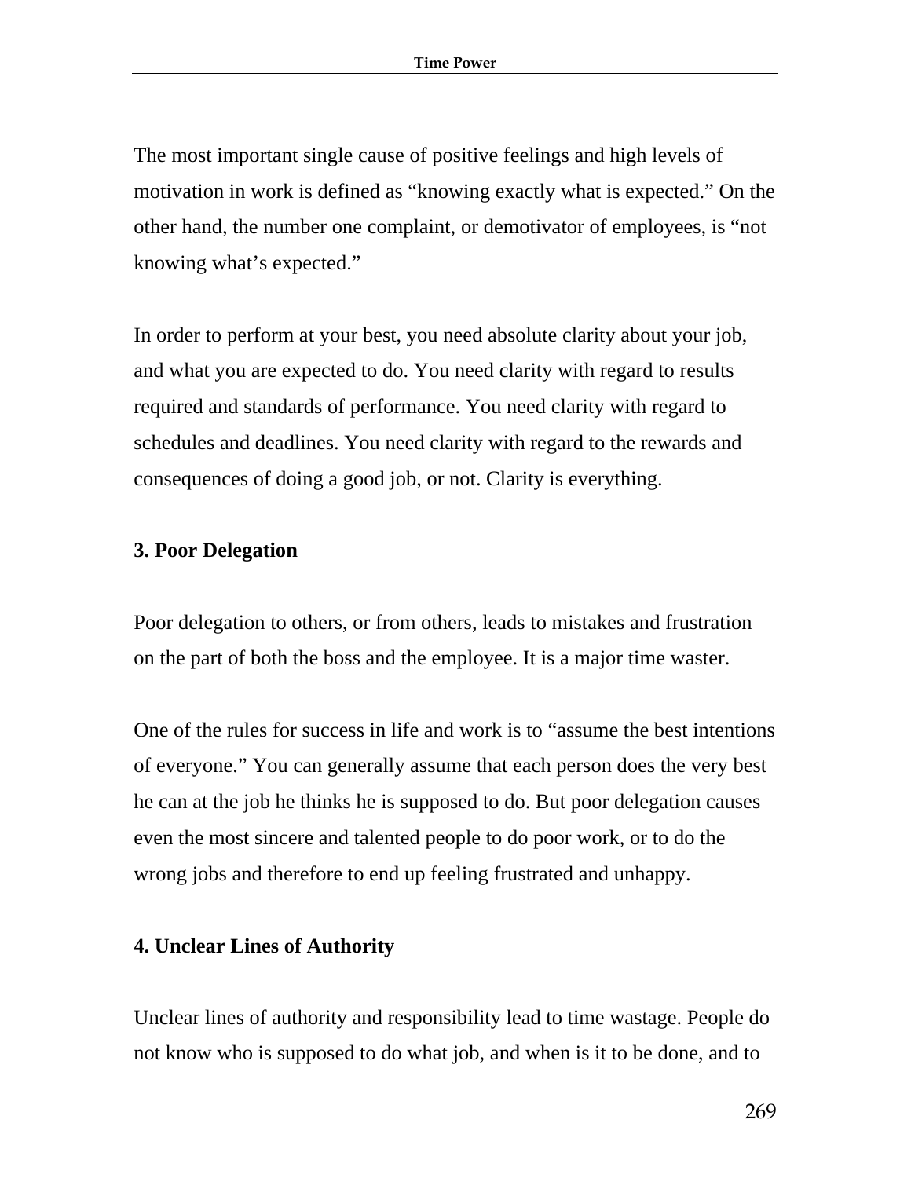The most important single cause of positive feelings and high levels of motivation in work is defined as "knowing exactly what is expected." On the other hand, the number one complaint, or demotivator of employees, is "not knowing what's expected."

In order to perform at your best, you need absolute clarity about your job, and what you are expected to do. You need clarity with regard to results required and standards of performance. You need clarity with regard to schedules and deadlines. You need clarity with regard to the rewards and consequences of doing a good job, or not. Clarity is everything.

### 3. Poor Delegation

Poor delegation to others, or from others, leads to mistakes and frustration on the part of both the boss and the employee. It is a major time waster.

One of the rules for success in life and work is to "assume the best intentions of everyone." You can generally assume that each person does the very best he can at the job he thinks he is supposed to do. But poor delegation causes even the most sincere and talented people to do poor work, or to do the wrong jobs and therefore to end up feeling frustrated and unhappy.

### 4. Unclear Lines of Authority

Unclear lines of authority and responsibility lead to time wastage. People do not know who is supposed to do what job, and when is it to be done, and to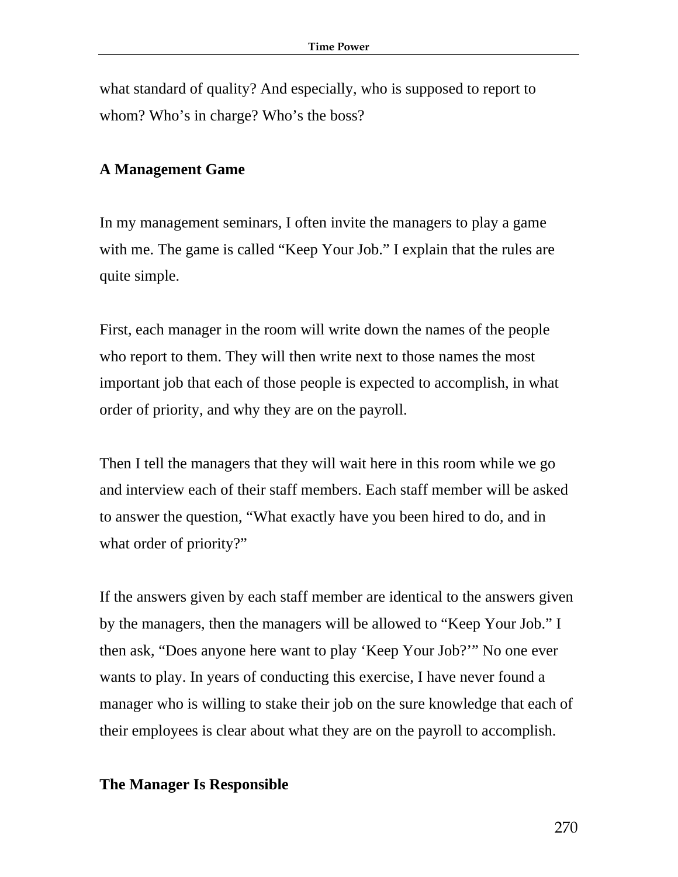what standard of quality? And especially, who is supposed to report to whom? Who's in charge? Who's the boss?

### A Management Game

In my management seminars, I often invite the managers to play a game with me. The game is called "Keep Your Job." I explain that the rules are quite simple.

First, each manager in the room will write down the names of the people who report to them. They will then write next to those names the most important job that each of those people is expected to accomplish, in what order of priority, and why they are on the payroll.

Then I tell the managers that they will wait here in this room while we go and interview each of their staff members. Each staff member will be asked to answer the question, "What exactly have you been hired to do, and in what order of priority?"

If the answers given by each staff member are identical to the answers given by the managers, then the managers will be allowed to "Keep Your Job." I then ask, "Does anyone here want to play 'Keep Your Job?'" No one ever wants to play. In years of conducting this exercise, I have never found a manager who is willing to stake their job on the sure knowledge that each of their employees is clear about what they are on the payroll to accomplish.

### The Manager Is Responsible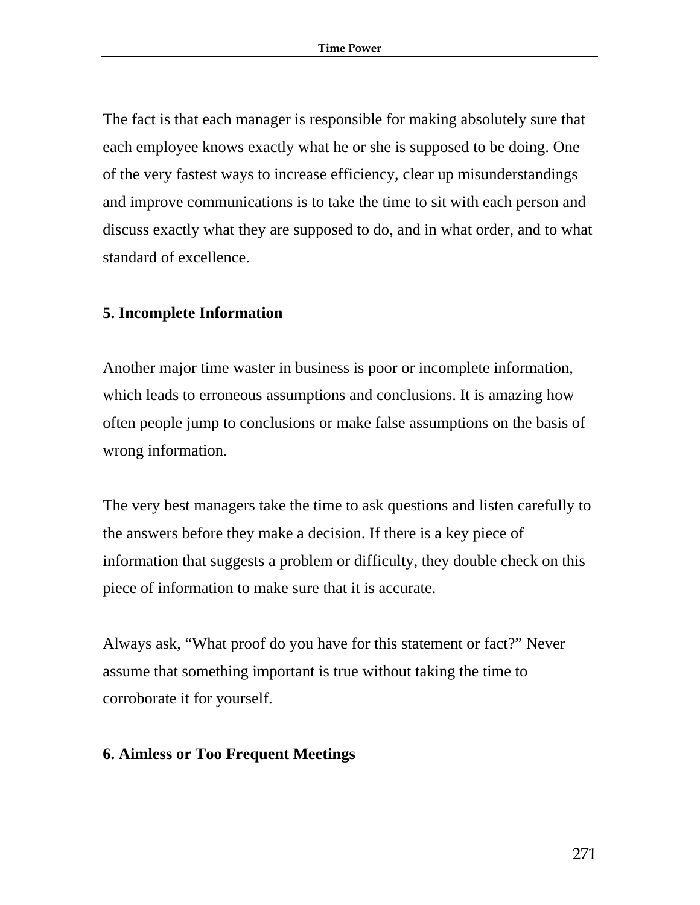The fact is that each manager is responsible for making absolutely sure that each employee knows exactly what he or she is supposed to be doing. One of the very fastest ways to increase efficiency, clear up misunderstandings and improve communications is to take the time to sit with each person and discuss exactly what they are supposed to do, and in what order, and to what standard of excellence.

**5. Incomplete Information**

Another major time waster in business is poor or incomplete information, which leads to erroneous assumptions and conclusions. It is amazing how often people jump to conclusions or make false assumptions on the basis of wrong information.

The very best managers take the time to ask questions and listen carefully to the answers before they make a decision. If there is a key piece of information that suggests a problem or difficulty, they double check on this piece of information to make sure that it is accurate.

Always ask, "What proof do you have for this statement or fact?" Never assume that something important is true without taking the time to corroborate it for yourself.

**6. Aimless or Too Frequent Meetings**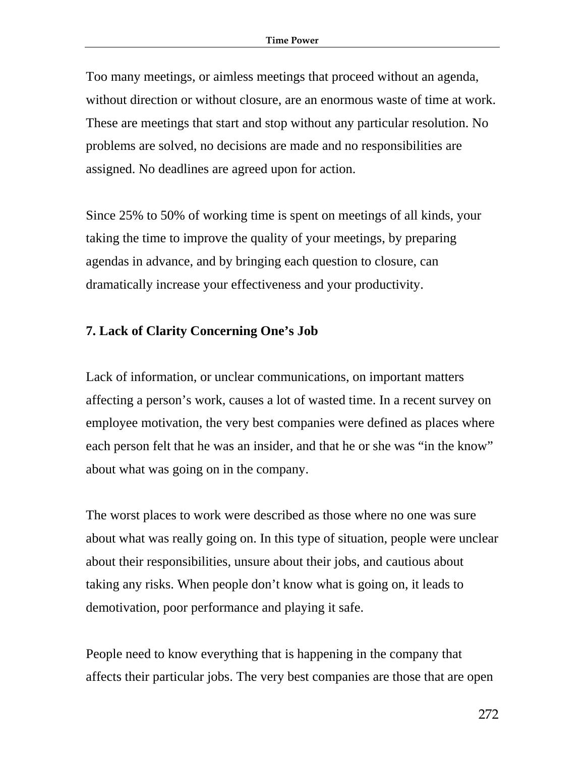Too many meetings, or aimless meetings that proceed without an agenda, without direction or without closure, are an enormous waste of time at work. These are meetings that start and stop without any particular resolution. No problems are solved, no decisions are made and no responsibilities are assigned. No deadlines are agreed upon for action.

Since 25% to 50% of working time is spent on meetings of all kinds, your taking the time to improve the quality of your meetings, by preparing agendas in advance, and by bringing each question to closure, can dramatically increase your effectiveness and your productivity.

**7. Lack of Clarity Concerning One's Job**

Lack of information, or unclear communications, on important matters affecting a person's work, causes a lot of wasted time. In a recent survey on employee motivation, the very best companies were defined as places where each person felt that he was an insider, and that he or she was "in the know" about what was going on in the company.

The worst places to work were described as those where no one was sure about what was really going on. In this type of situation, people were unclear about their responsibilities, unsure about their jobs, and cautious about taking any risks. When people don't know what is going on, it leads to demotivation, poor performance and playing it safe.

People need to know everything that is happening in the company that affects their particular jobs. The very best companies are those that are open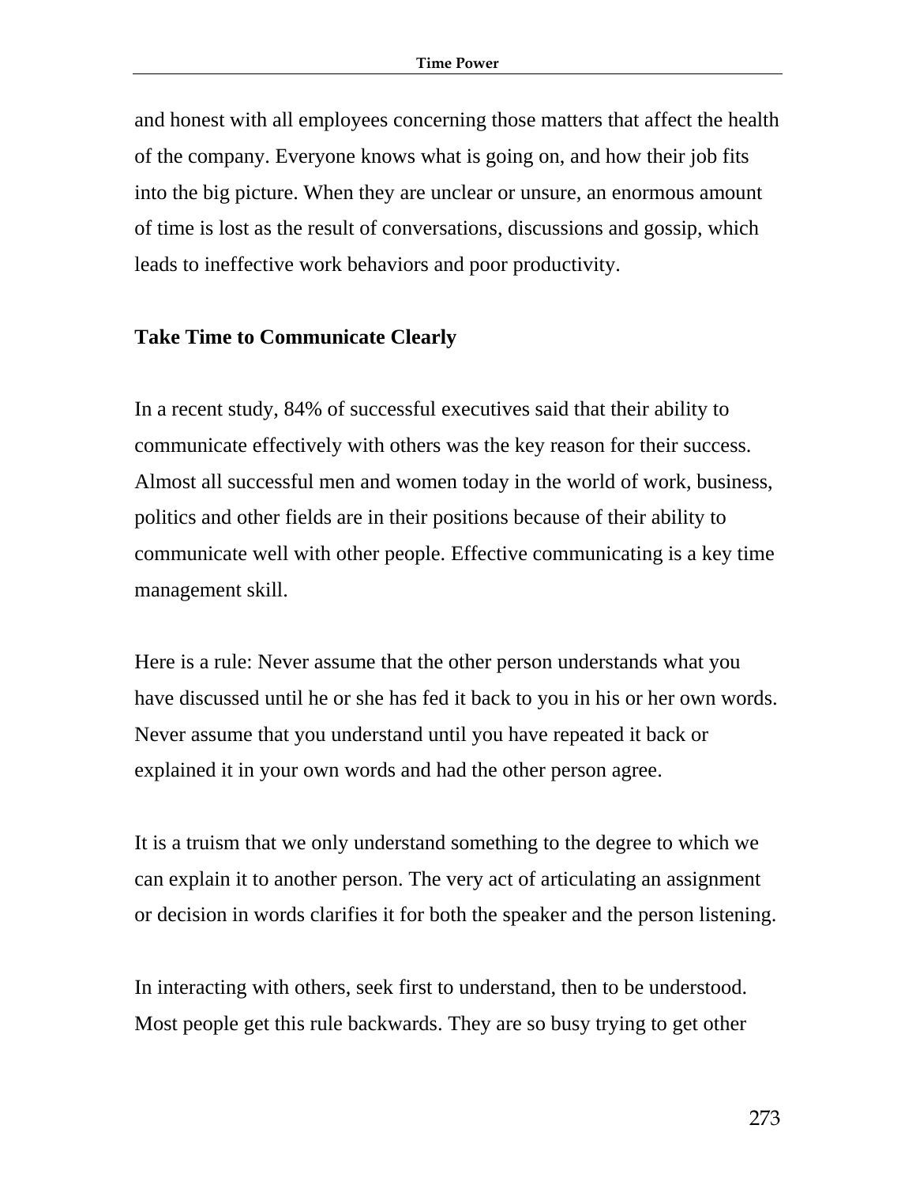and honest with all employees concerning those matters that affect the health of the company. Everyone knows what is going on, and how their job fits into the big picture. When they are unclear or unsure, an enormous amount of time is lost as the result of conversations, discussions and gossip, which leads to ineffective work behaviors and poor productivity.

**Take Time to Communicate Clearly**

In a recent study, 84% of successful executives said that their ability to communicate effectively with others was the key reason for their success. Almost all successful men and women today in the world of work, business, politics and other fields are in their positions because of their ability to communicate well with other people. Effective communicating is a key time management skill.

Here is a rule: Never assume that the other person understands what you have discussed until he or she has fed it back to you in his or her own words. Never assume that you understand until you have repeated it back or explained it in your own words and had the other person agree.

It is a truism that we only understand something to the degree to which we can explain it to another person. The very act of articulating an assignment or decision in words clarifies it for both the speaker and the person listening.

In interacting with others, seek first to understand, then to be understood. Most people get this rule backwards. They are so busy trying to get other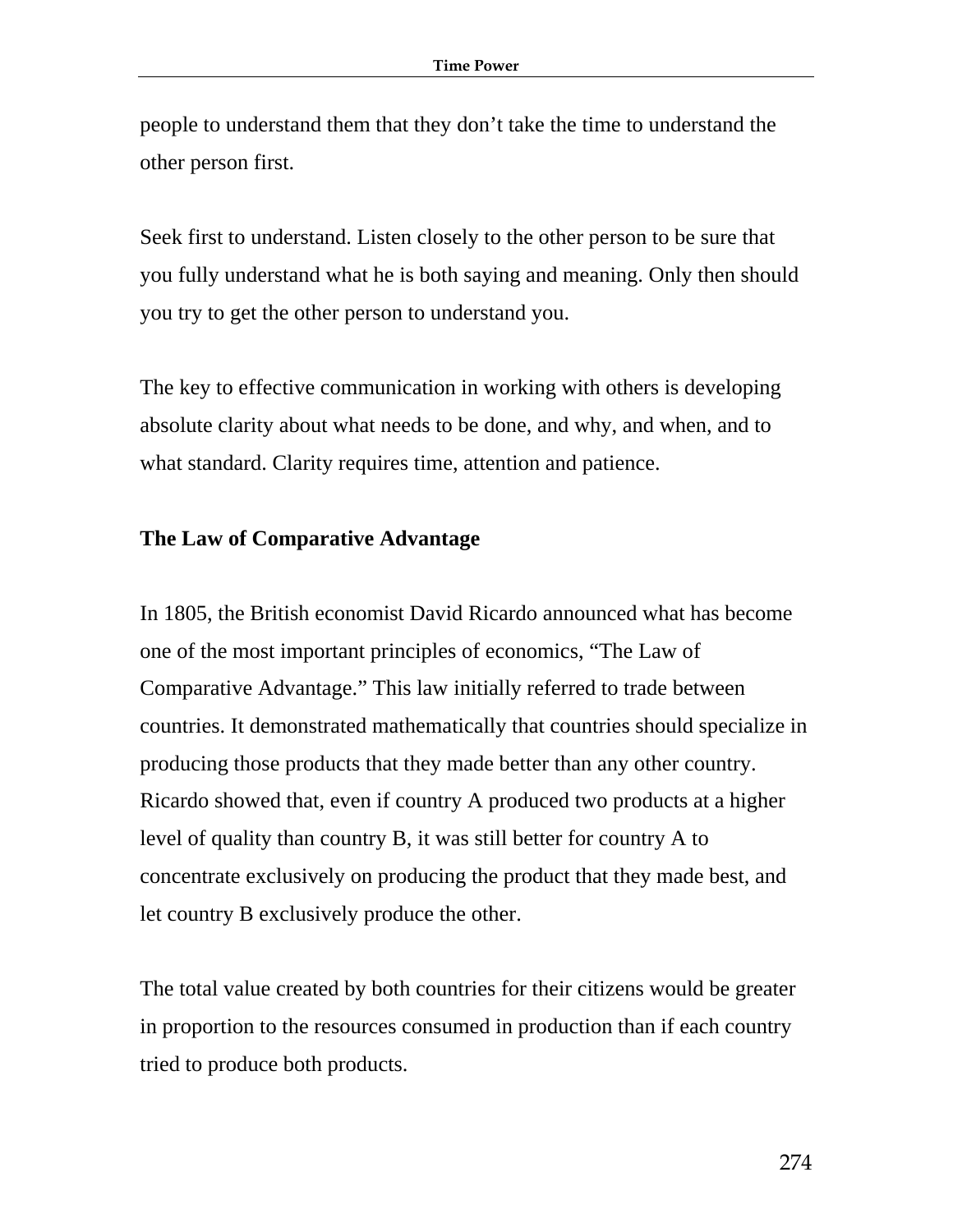people to understand them that they don't take the time to understand the other person first.

Seek first to understand. Listen closely to the other person to be sure that you fully understand what he is both saying and meaning. Only then should you try to get the other person to understand you.

The key to effective communication in working with others is developing absolute clarity about what needs to be done, and why, and when, and to what standard. Clarity requires time, attention and patience.

### The Law of Comparative Advantage

In 1805, the British economist David Ricardo announced what has become one of the most important principles of economics, "The Law of Comparative Advantage." This law initially referred to trade between countries. It demonstrated mathematically that countries should specialize in producing those products that they made better than any other country. Ricardo showed that, even if country A produced two products at a higher level of quality than country B, it was still better for country A to concentrate exclusively on producing the product that they made best, and let country B exclusively produce the other.

The total value created by both countries for their citizens would be greater in proportion to the resources consumed in production than if each country tried to produce both products.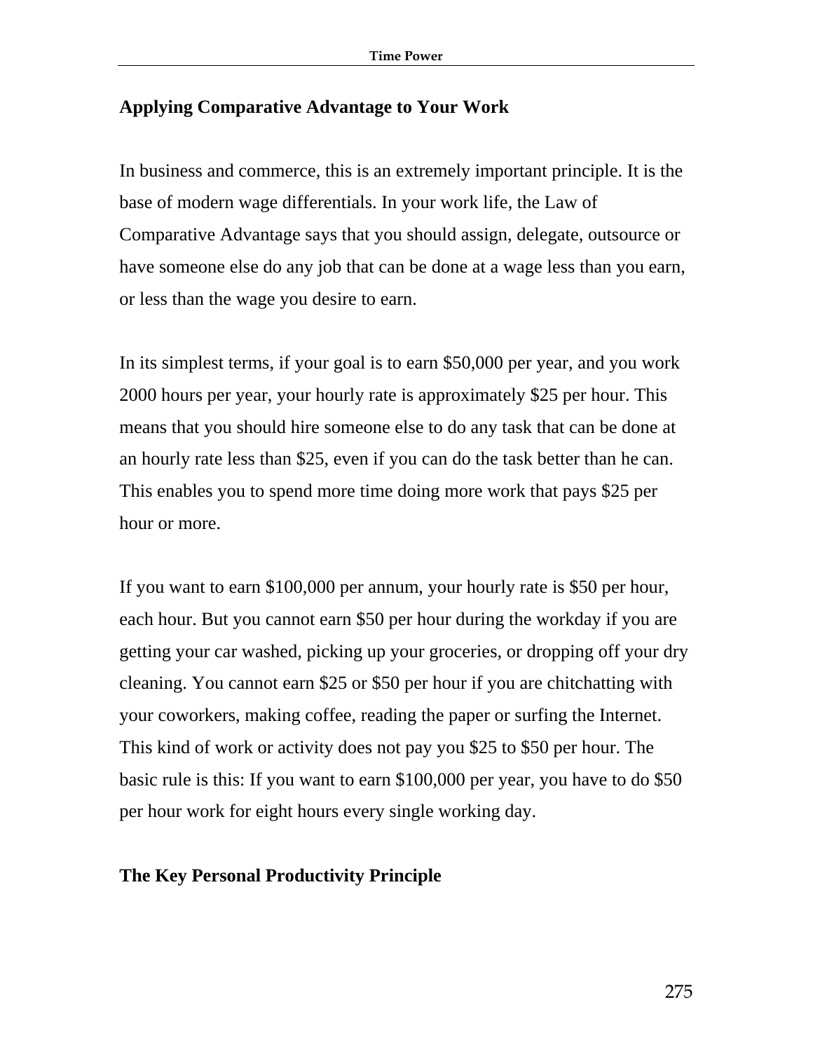## Applying Comparative Advantage to Your Work

In business and commerce, this is an extremely important principle. It is the base of modern wage differentials. In your work life, the Law of Comparative Advantage says that you should assign, delegate, outsource or have someone else do any job that can be done at a wage less than you earn, or less than the wage you desire to earn.

In its simplest terms, if your goal is to earn $50,000 per year, and you work 2000 hours per year, your hourly rate is approximately $25 per hour. This means that you should hire someone else to do any task that can be done at an hourly rate less than $25, even if you can do the task better than he can. This enables you to spend more time doing more work that pays $25 per hour or more.

If you want to earn $100,000 per annum, your hourly rate is $50 per hour, each hour. But you cannot earn $50 per hour during the workday if you are getting your car washed, picking up your groceries, or dropping off your dry cleaning. You cannot earn $25 or $50 per hour if you are chitchatting with your coworkers, making coffee, reading the paper or surfing the Internet. This kind of work or activity does not pay you $25 to $50 per hour. The basic rule is this: If you want to earn $100,000 per year, you have to do $50 per hour work for eight hours every single working day.

## The Key Personal Productivity Principle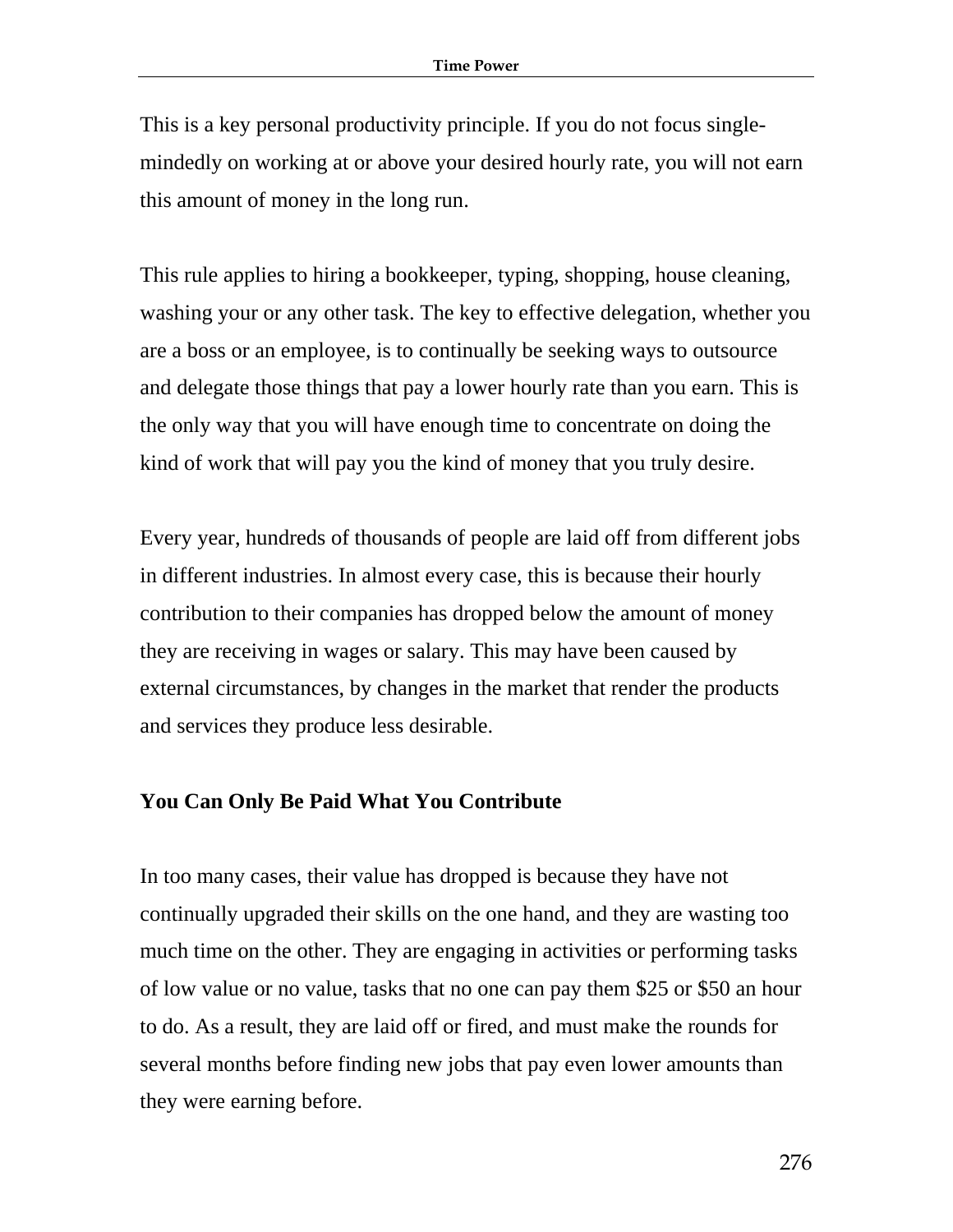This is a key personal productivity principle. If you do not focus single-mindedly on working at or above your desired hourly rate, you will not earn this amount of money in the long run.

This rule applies to hiring a bookkeeper, typing, shopping, house cleaning, washing your or any other task. The key to effective delegation, whether you are a boss or an employee, is to continually be seeking ways to outsource and delegate those things that pay a lower hourly rate than you earn. This is the only way that you will have enough time to concentrate on doing the kind of work that will pay you the kind of money that you truly desire.

Every year, hundreds of thousands of people are laid off from different jobs in different industries. In almost every case, this is because their hourly contribution to their companies has dropped below the amount of money they are receiving in wages or salary. This may have been caused by external circumstances, by changes in the market that render the products and services they produce less desirable.

**You Can Only Be Paid What You Contribute**

In too many cases, their value has dropped is because they have not continually upgraded their skills on the one hand, and they are wasting too much time on the other. They are engaging in activities or performing tasks of low value or no value, tasks that no one can pay them $25 or $50 an hour to do. As a result, they are laid off or fired, and must make the rounds for several months before finding new jobs that pay even lower amounts than they were earning before.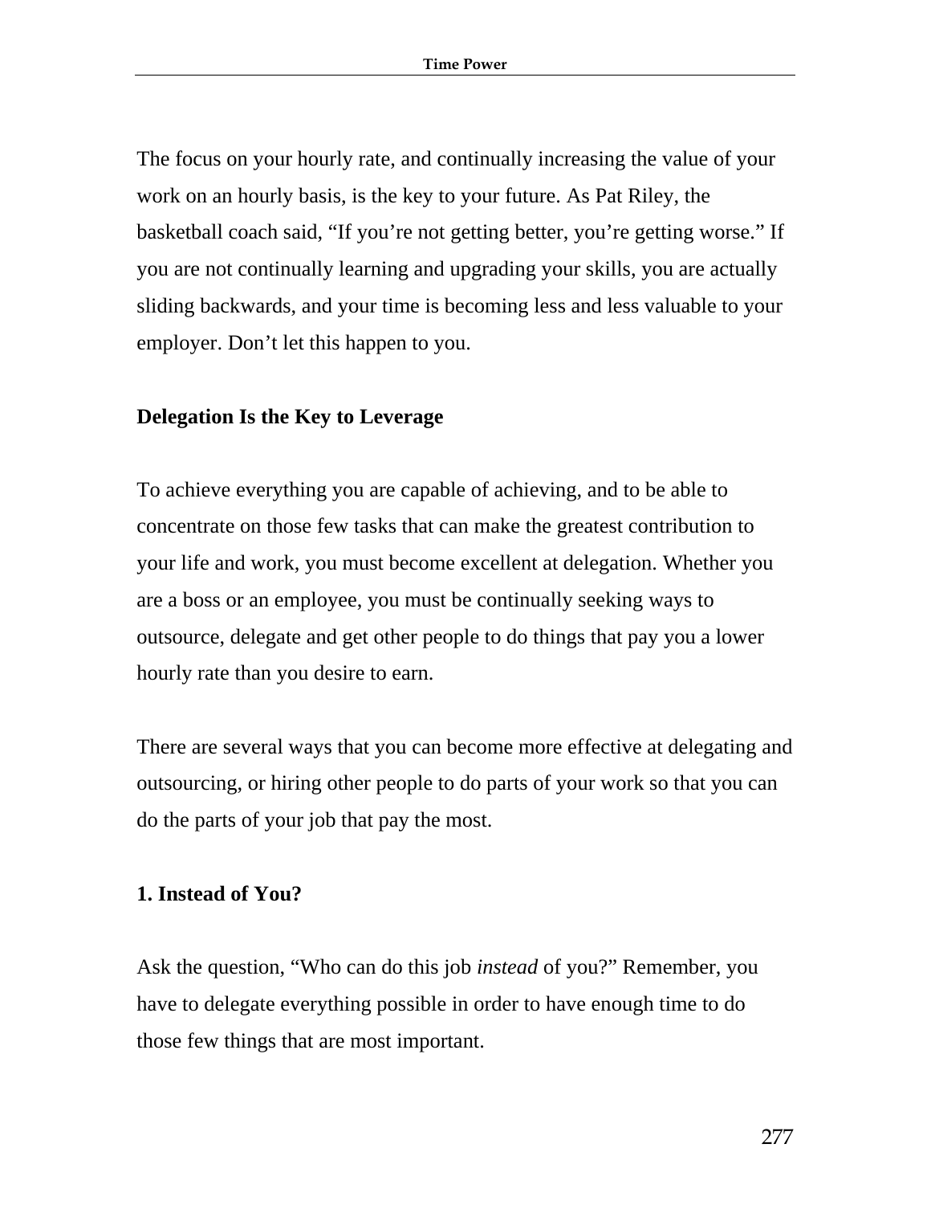The focus on your hourly rate, and continually increasing the value of your work on an hourly basis, is the key to your future. As Pat Riley, the basketball coach said, "If you're not getting better, you're getting worse." If you are not continually learning and upgrading your skills, you are actually sliding backwards, and your time is becoming less and less valuable to your employer. Don't let this happen to you.

**Delegation Is the Key to Leverage**

To achieve everything you are capable of achieving, and to be able to concentrate on those few tasks that can make the greatest contribution to your life and work, you must become excellent at delegation. Whether you are a boss or an employee, you must be continually seeking ways to outsource, delegate and get other people to do things that pay you a lower hourly rate than you desire to earn.

There are several ways that you can become more effective at delegating and outsourcing, or hiring other people to do parts of your work so that you can do the parts of your job that pay the most.

**1. Instead of You?**

Ask the question, "Who can do this job *instead* of you?" Remember, you have to delegate everything possible in order to have enough time to do those few things that are most important.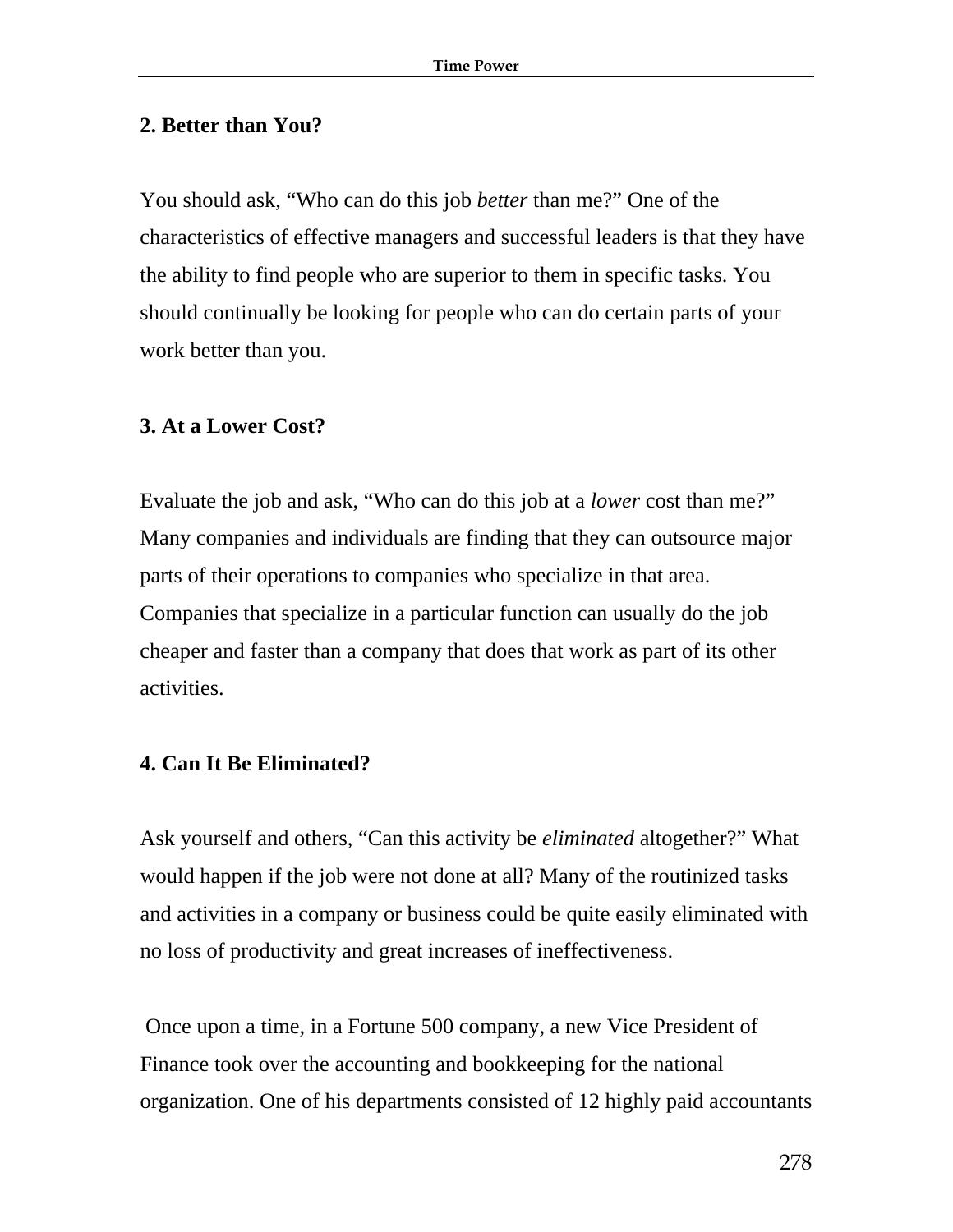### 2. Better than You?

You should ask, "Who can do this job *better* than me?" One of the characteristics of effective managers and successful leaders is that they have the ability to find people who are superior to them in specific tasks. You should continually be looking for people who can do certain parts of your work better than you.

### 3. At a Lower Cost?

Evaluate the job and ask, "Who can do this job at a *lower* cost than me?" Many companies and individuals are finding that they can outsource major parts of their operations to companies who specialize in that area. Companies that specialize in a particular function can usually do the job cheaper and faster than a company that does that work as part of its other activities.

### 4. Can It Be Eliminated?

Ask yourself and others, "Can this activity be *eliminated* altogether?" What would happen if the job were not done at all? Many of the routinized tasks and activities in a company or business could be quite easily eliminated with no loss of productivity and great increases of ineffectiveness.

Once upon a time, in a Fortune 500 company, a new Vice President of Finance took over the accounting and bookkeeping for the national organization. One of his departments consisted of 12 highly paid accountants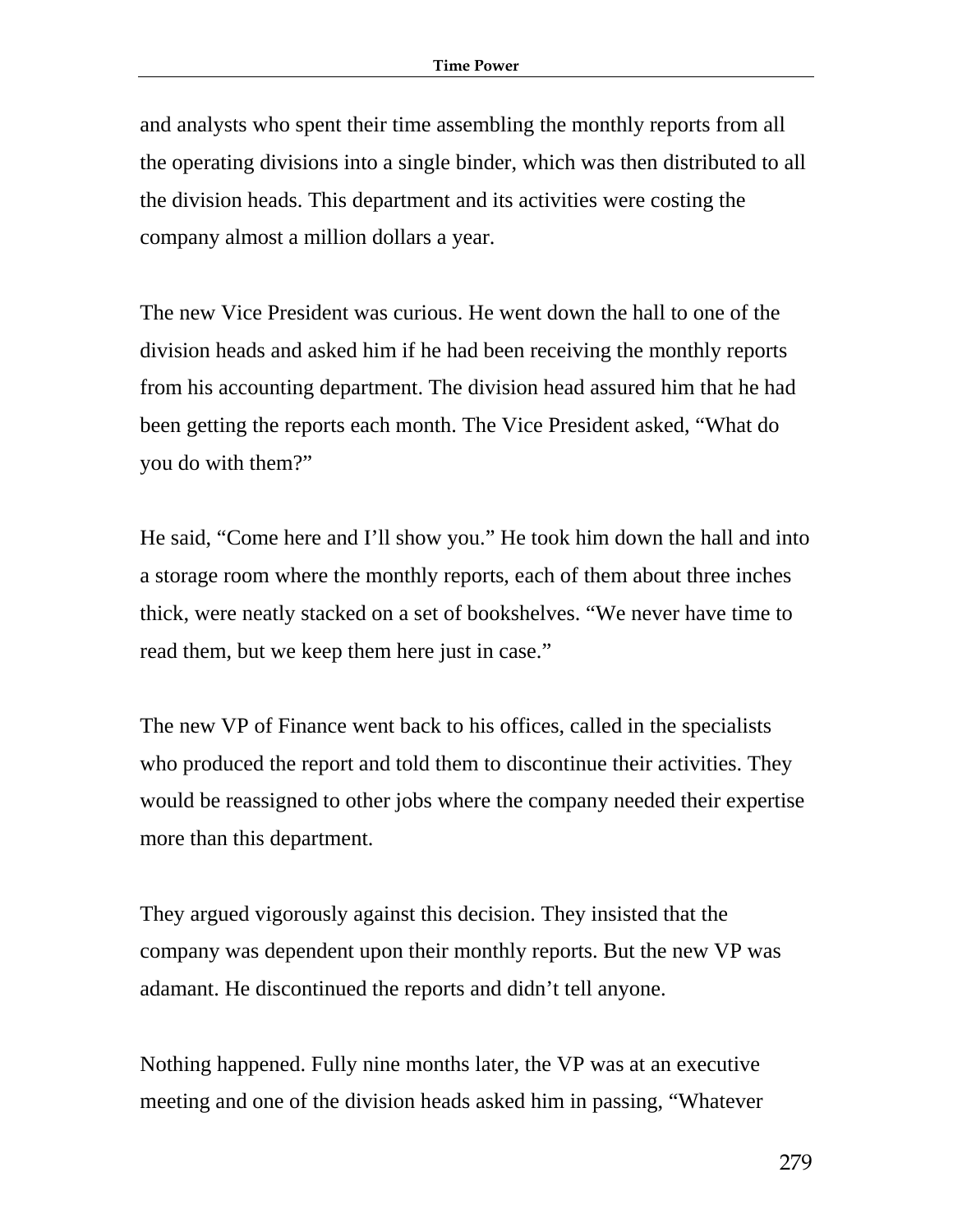and analysts who spent their time assembling the monthly reports from all the operating divisions into a single binder, which was then distributed to all the division heads. This department and its activities were costing the company almost a million dollars a year.

The new Vice President was curious. He went down the hall to one of the division heads and asked him if he had been receiving the monthly reports from his accounting department. The division head assured him that he had been getting the reports each month. The Vice President asked, “What do you do with them?”

He said, “Come here and I’ll show you.” He took him down the hall and into a storage room where the monthly reports, each of them about three inches thick, were neatly stacked on a set of bookshelves. “We never have time to read them, but we keep them here just in case.”

The new VP of Finance went back to his offices, called in the specialists who produced the report and told them to discontinue their activities. They would be reassigned to other jobs where the company needed their expertise more than this department.

They argued vigorously against this decision. They insisted that the company was dependent upon their monthly reports. But the new VP was adamant. He discontinued the reports and didn’t tell anyone.

Nothing happened. Fully nine months later, the VP was at an executive meeting and one of the division heads asked him in passing, “Whatever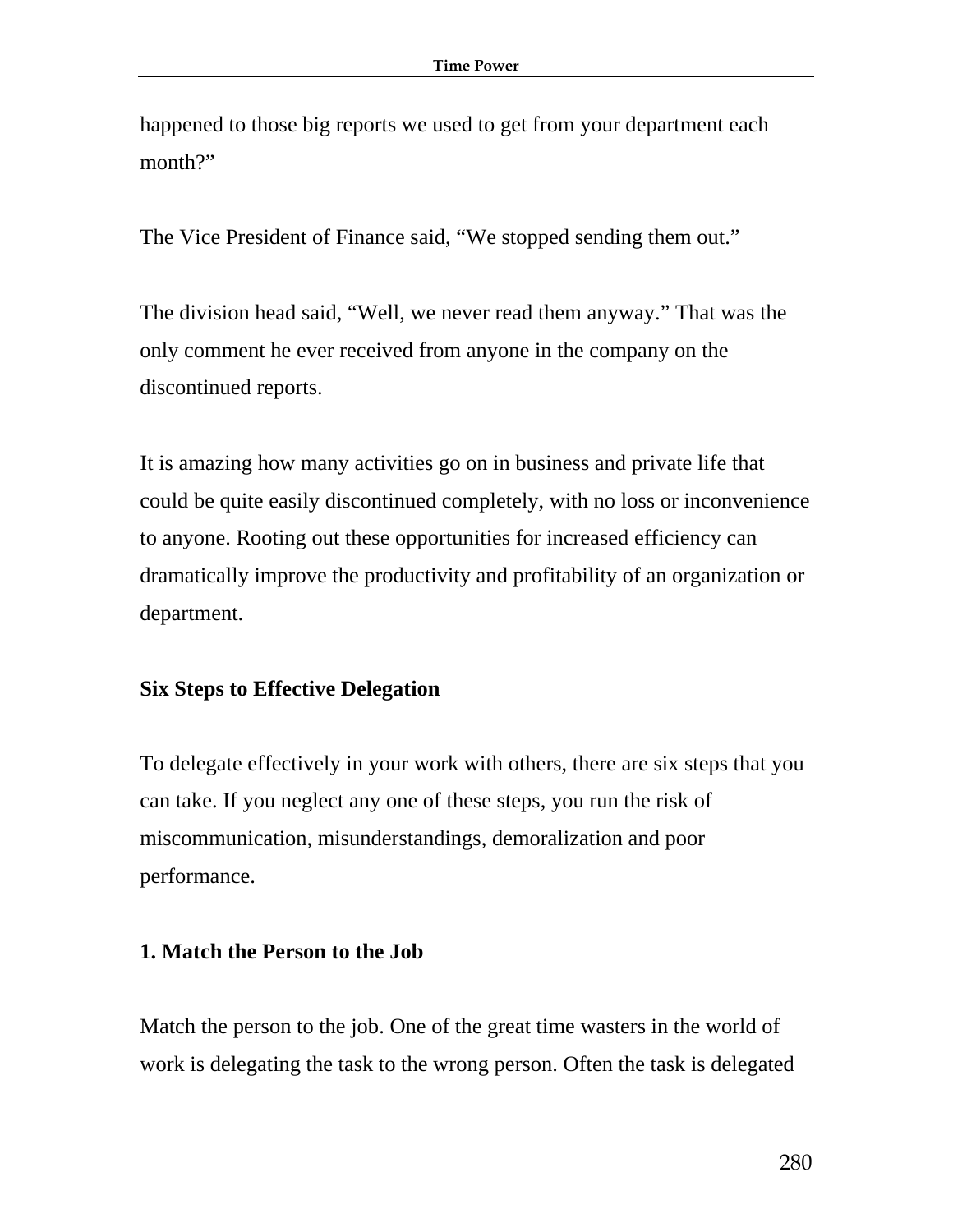happened to those big reports we used to get from your department each month?"

The Vice President of Finance said, "We stopped sending them out."

The division head said, "Well, we never read them anyway." That was the only comment he ever received from anyone in the company on the discontinued reports.

It is amazing how many activities go on in business and private life that could be quite easily discontinued completely, with no loss or inconvenience to anyone. Rooting out these opportunities for increased efficiency can dramatically improve the productivity and profitability of an organization or department.

## Six Steps to Effective Delegation

To delegate effectively in your work with others, there are six steps that you can take. If you neglect any one of these steps, you run the risk of miscommunication, misunderstandings, demoralization and poor performance.

### 1. Match the Person to the Job

Match the person to the job. One of the great time wasters in the world of work is delegating the task to the wrong person. Often the task is delegated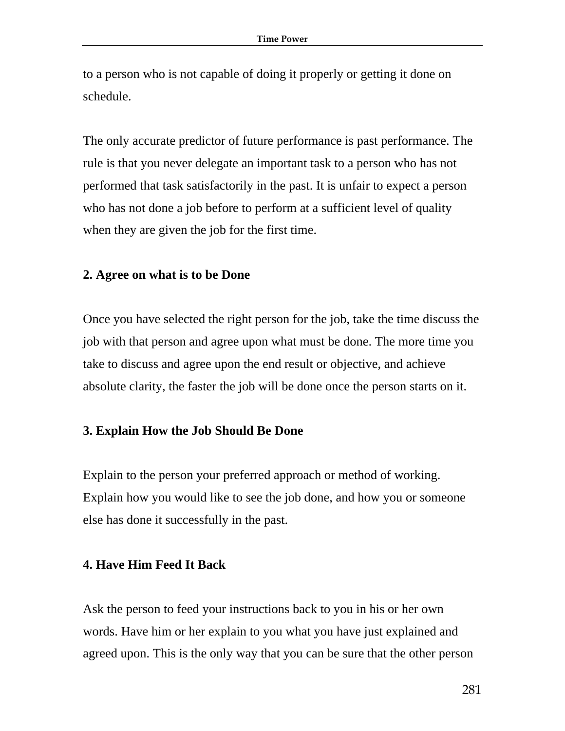to a person who is not capable of doing it properly or getting it done on schedule.

The only accurate predictor of future performance is past performance. The rule is that you never delegate an important task to a person who has not performed that task satisfactorily in the past. It is unfair to expect a person who has not done a job before to perform at a sufficient level of quality when they are given the job for the first time.

**2. Agree on what is to be Done**

Once you have selected the right person for the job, take the time discuss the job with that person and agree upon what must be done. The more time you take to discuss and agree upon the end result or objective, and achieve absolute clarity, the faster the job will be done once the person starts on it.

**3. Explain How the Job Should Be Done**

Explain to the person your preferred approach or method of working. Explain how you would like to see the job done, and how you or someone else has done it successfully in the past.

**4. Have Him Feed It Back**

Ask the person to feed your instructions back to you in his or her own words. Have him or her explain to you what you have just explained and agreed upon. This is the only way that you can be sure that the other person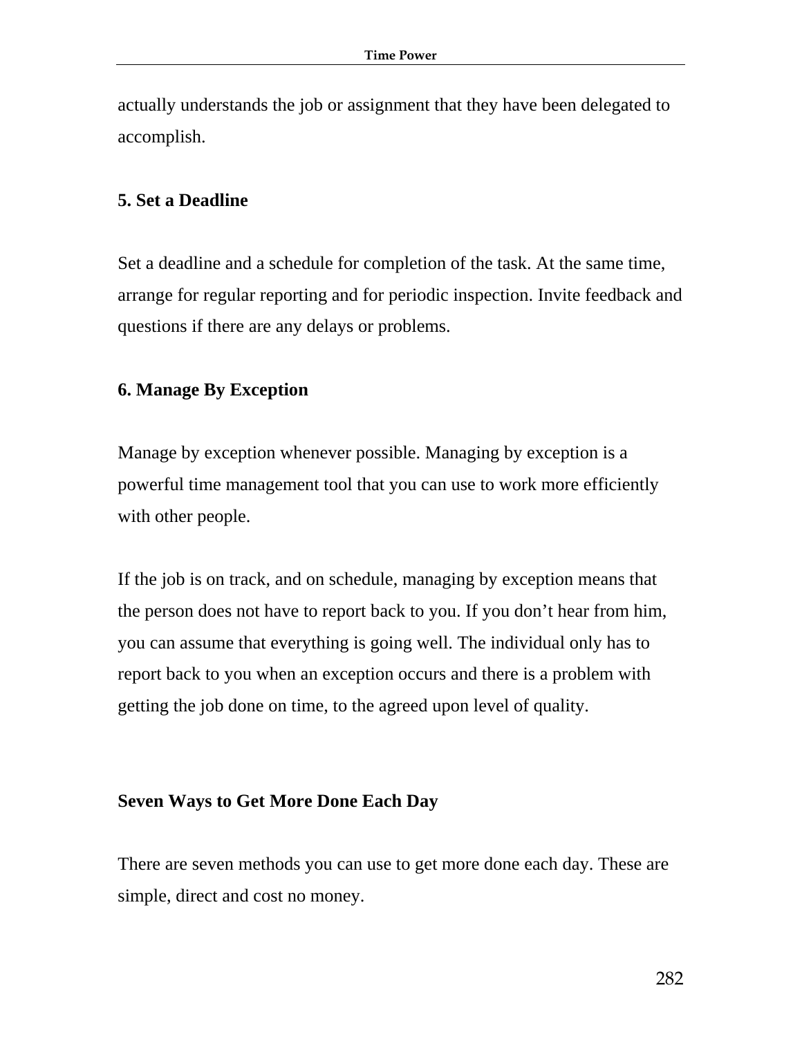actually understands the job or assignment that they have been delegated to accomplish.

### 5. Set a Deadline

Set a deadline and a schedule for completion of the task. At the same time, arrange for regular reporting and for periodic inspection. Invite feedback and questions if there are any delays or problems.

### 6. Manage By Exception

Manage by exception whenever possible. Managing by exception is a powerful time management tool that you can use to work more efficiently with other people.

If the job is on track, and on schedule, managing by exception means that the person does not have to report back to you. If you don't hear from him, you can assume that everything is going well. The individual only has to report back to you when an exception occurs and there is a problem with getting the job done on time, to the agreed upon level of quality.

## Seven Ways to Get More Done Each Day

There are seven methods you can use to get more done each day. These are simple, direct and cost no money.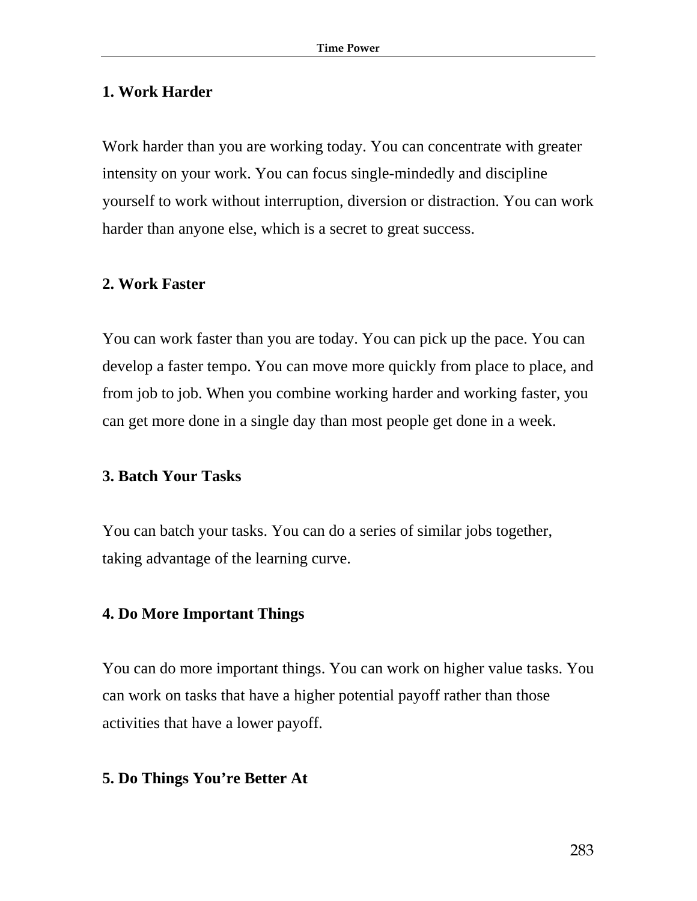**1. Work Harder**

Work harder than you are working today. You can concentrate with greater intensity on your work. You can focus single-mindedly and discipline yourself to work without interruption, diversion or distraction. You can work harder than anyone else, which is a secret to great success.

**2. Work Faster**

You can work faster than you are today. You can pick up the pace. You can develop a faster tempo. You can move more quickly from place to place, and from job to job. When you combine working harder and working faster, you can get more done in a single day than most people get done in a week.

**3. Batch Your Tasks**

You can batch your tasks. You can do a series of similar jobs together, taking advantage of the learning curve.

**4. Do More Important Things**

You can do more important things. You can work on higher value tasks. You can work on tasks that have a higher potential payoff rather than those activities that have a lower payoff.

**5. Do Things You're Better At**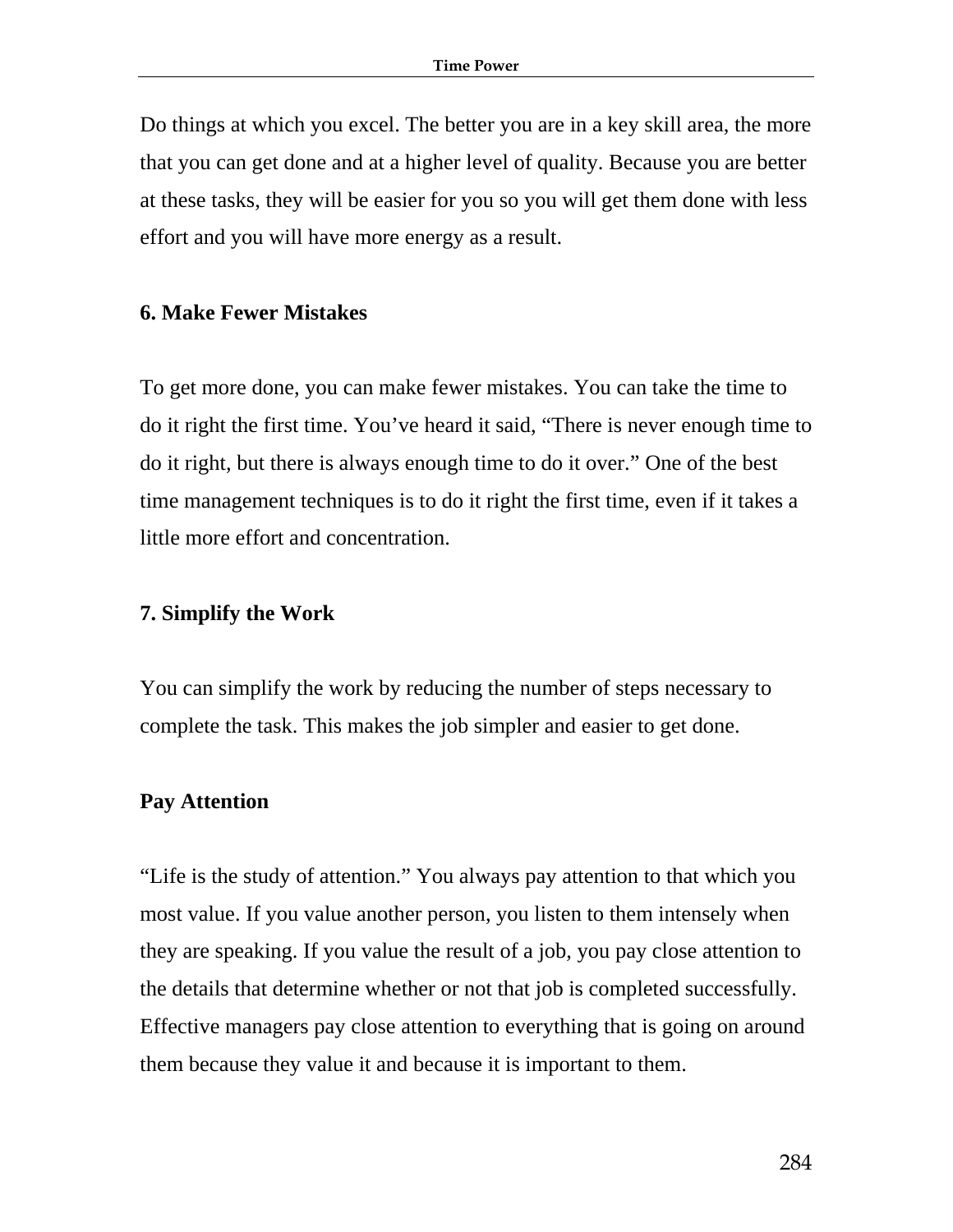Do things at which you excel. The better you are in a key skill area, the more that you can get done and at a higher level of quality. Because you are better at these tasks, they will be easier for you so you will get them done with less effort and you will have more energy as a result.

### 6. Make Fewer Mistakes

To get more done, you can make fewer mistakes. You can take the time to do it right the first time. You've heard it said, "There is never enough time to do it right, but there is always enough time to do it over." One of the best time management techniques is to do it right the first time, even if it takes a little more effort and concentration.

### 7. Simplify the Work

You can simplify the work by reducing the number of steps necessary to complete the task. This makes the job simpler and easier to get done.

### Pay Attention

"Life is the study of attention." You always pay attention to that which you most value. If you value another person, you listen to them intensely when they are speaking. If you value the result of a job, you pay close attention to the details that determine whether or not that job is completed successfully. Effective managers pay close attention to everything that is going on around them because they value it and because it is important to them.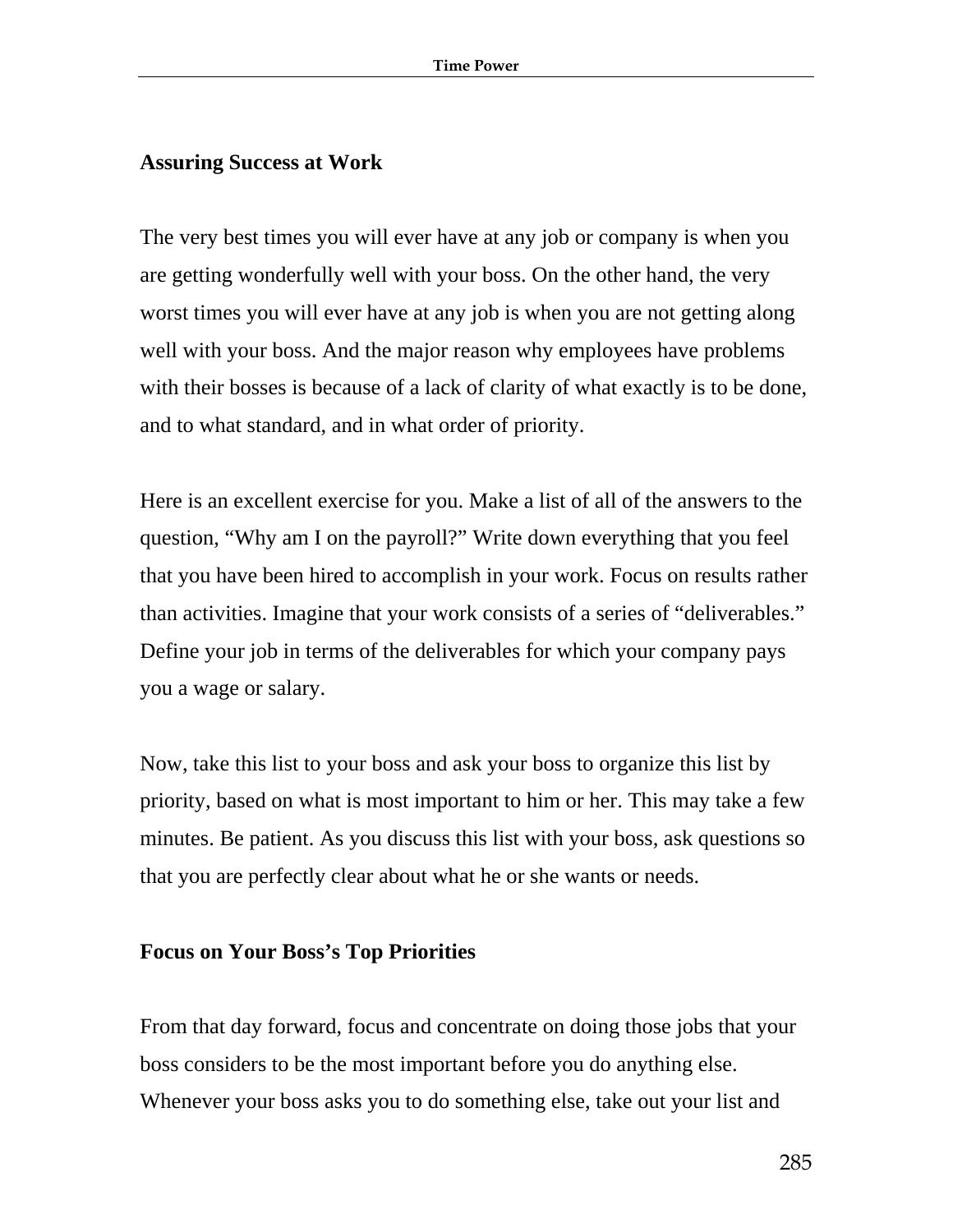## Assuring Success at Work

The very best times you will ever have at any job or company is when you are getting wonderfully well with your boss. On the other hand, the very worst times you will ever have at any job is when you are not getting along well with your boss. And the major reason why employees have problems with their bosses is because of a lack of clarity of what exactly is to be done, and to what standard, and in what order of priority.

Here is an excellent exercise for you. Make a list of all of the answers to the question, "Why am I on the payroll?" Write down everything that you feel that you have been hired to accomplish in your work. Focus on results rather than activities. Imagine that your work consists of a series of "deliverables." Define your job in terms of the deliverables for which your company pays you a wage or salary.

Now, take this list to your boss and ask your boss to organize this list by priority, based on what is most important to him or her. This may take a few minutes. Be patient. As you discuss this list with your boss, ask questions so that you are perfectly clear about what he or she wants or needs.

## Focus on Your Boss's Top Priorities

From that day forward, focus and concentrate on doing those jobs that your boss considers to be the most important before you do anything else. Whenever your boss asks you to do something else, take out your list and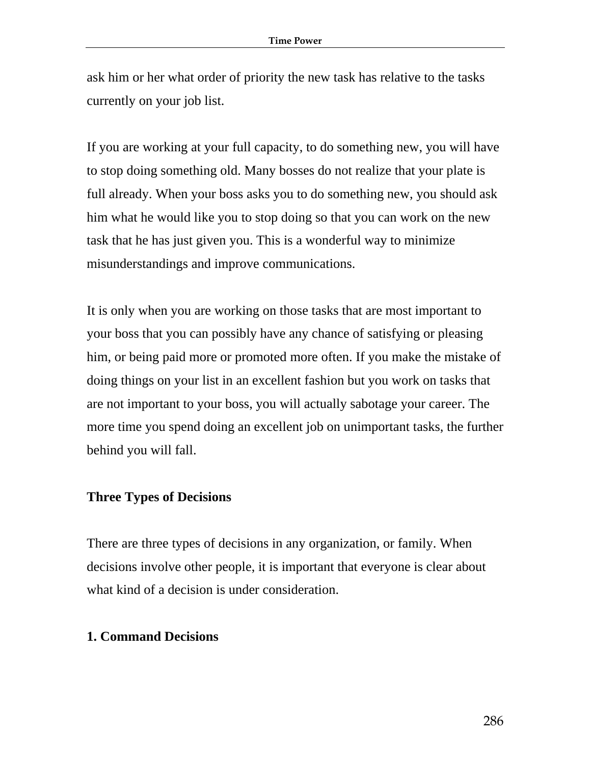ask him or her what order of priority the new task has relative to the tasks currently on your job list.

If you are working at your full capacity, to do something new, you will have to stop doing something old. Many bosses do not realize that your plate is full already. When your boss asks you to do something new, you should ask him what he would like you to stop doing so that you can work on the new task that he has just given you. This is a wonderful way to minimize misunderstandings and improve communications.

It is only when you are working on those tasks that are most important to your boss that you can possibly have any chance of satisfying or pleasing him, or being paid more or promoted more often. If you make the mistake of doing things on your list in an excellent fashion but you work on tasks that are not important to your boss, you will actually sabotage your career. The more time you spend doing an excellent job on unimportant tasks, the further behind you will fall.

## Three Types of Decisions

There are three types of decisions in any organization, or family. When decisions involve other people, it is important that everyone is clear about what kind of a decision is under consideration.

### 1. Command Decisions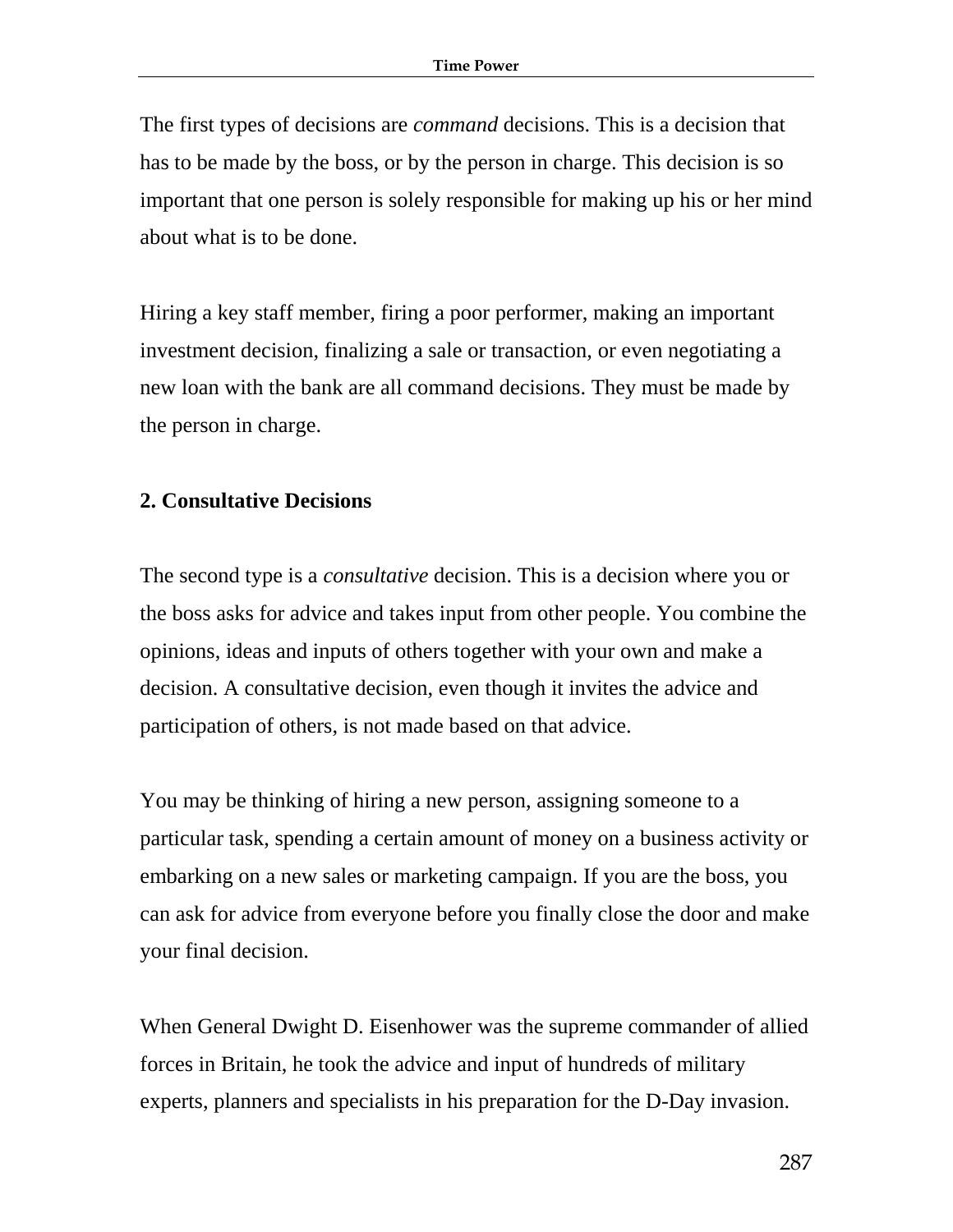The first types of decisions are *command* decisions. This is a decision that has to be made by the boss, or by the person in charge. This decision is so important that one person is solely responsible for making up his or her mind about what is to be done.

Hiring a key staff member, firing a poor performer, making an important investment decision, finalizing a sale or transaction, or even negotiating a new loan with the bank are all command decisions. They must be made by the person in charge.

**2. Consultative Decisions**

The second type is a *consultative* decision. This is a decision where you or the boss asks for advice and takes input from other people. You combine the opinions, ideas and inputs of others together with your own and make a decision. A consultative decision, even though it invites the advice and participation of others, is not made based on that advice.

You may be thinking of hiring a new person, assigning someone to a particular task, spending a certain amount of money on a business activity or embarking on a new sales or marketing campaign. If you are the boss, you can ask for advice from everyone before you finally close the door and make your final decision.

When General Dwight D. Eisenhower was the supreme commander of allied forces in Britain, he took the advice and input of hundreds of military experts, planners and specialists in his preparation for the D-Day invasion.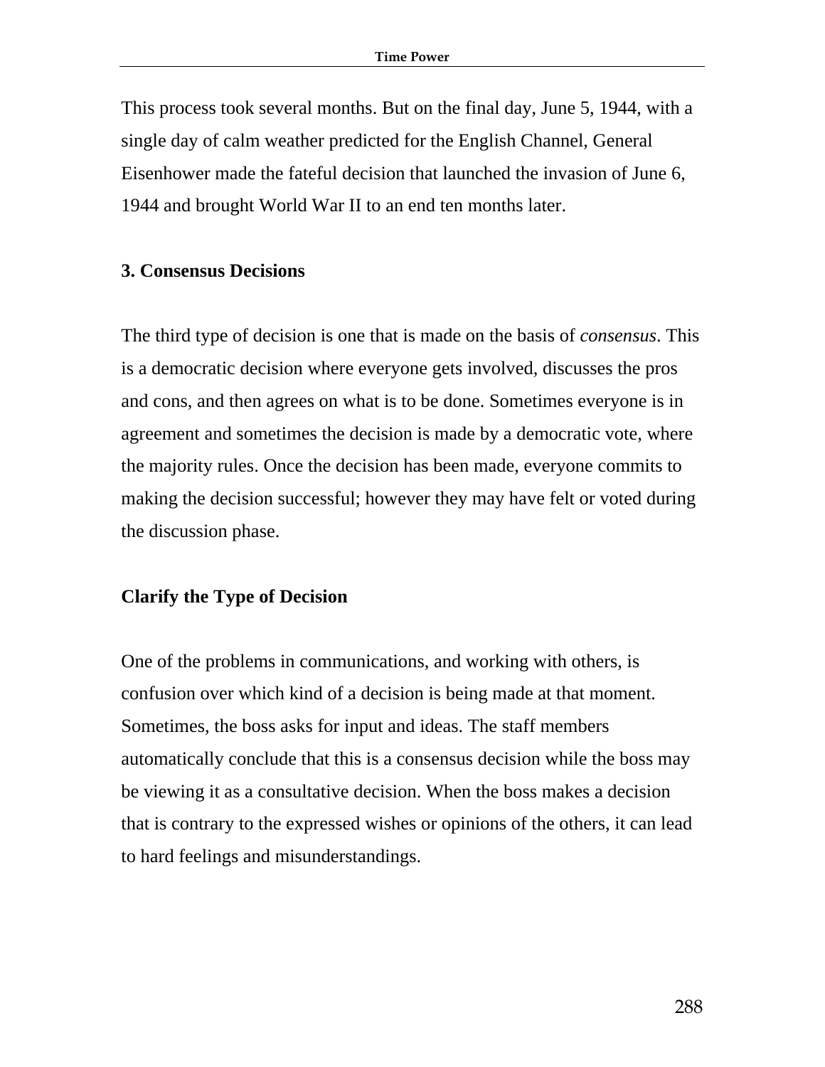This process took several months. But on the final day, June 5, 1944, with a single day of calm weather predicted for the English Channel, General Eisenhower made the fateful decision that launched the invasion of June 6, 1944 and brought World War II to an end ten months later.

### 3. Consensus Decisions

The third type of decision is one that is made on the basis of *consensus*. This is a democratic decision where everyone gets involved, discusses the pros and cons, and then agrees on what is to be done. Sometimes everyone is in agreement and sometimes the decision is made by a democratic vote, where the majority rules. Once the decision has been made, everyone commits to making the decision successful; however they may have felt or voted during the discussion phase.

## Clarify the Type of Decision

One of the problems in communications, and working with others, is confusion over which kind of a decision is being made at that moment. Sometimes, the boss asks for input and ideas. The staff members automatically conclude that this is a consensus decision while the boss may be viewing it as a consultative decision. When the boss makes a decision that is contrary to the expressed wishes or opinions of the others, it can lead to hard feelings and misunderstandings.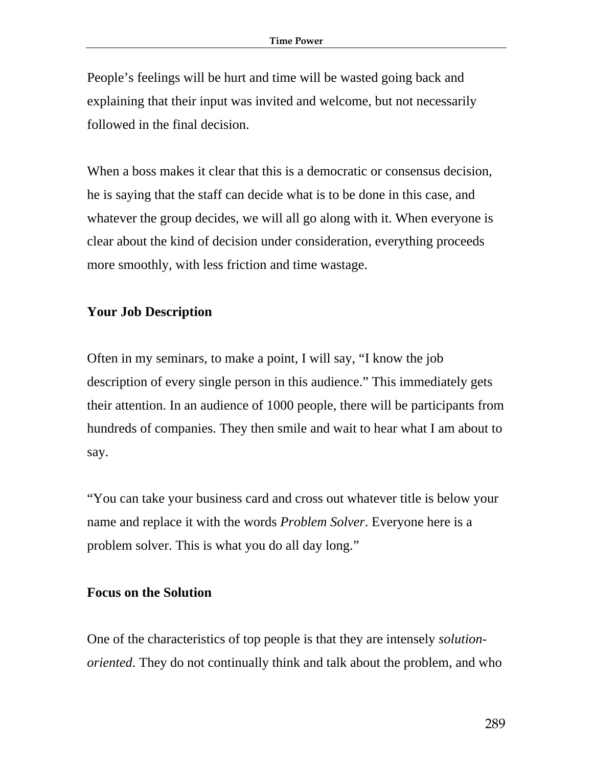People's feelings will be hurt and time will be wasted going back and explaining that their input was invited and welcome, but not necessarily followed in the final decision.

When a boss makes it clear that this is a democratic or consensus decision, he is saying that the staff can decide what is to be done in this case, and whatever the group decides, we will all go along with it. When everyone is clear about the kind of decision under consideration, everything proceeds more smoothly, with less friction and time wastage.

## Your Job Description

Often in my seminars, to make a point, I will say, "I know the job description of every single person in this audience." This immediately gets their attention. In an audience of 1000 people, there will be participants from hundreds of companies. They then smile and wait to hear what I am about to say.

"You can take your business card and cross out whatever title is below your name and replace it with the words *Problem Solver*. Everyone here is a problem solver. This is what you do all day long."

## Focus on the Solution

One of the characteristics of top people is that they are intensely *solution-oriented*. They do not continually think and talk about the problem, and who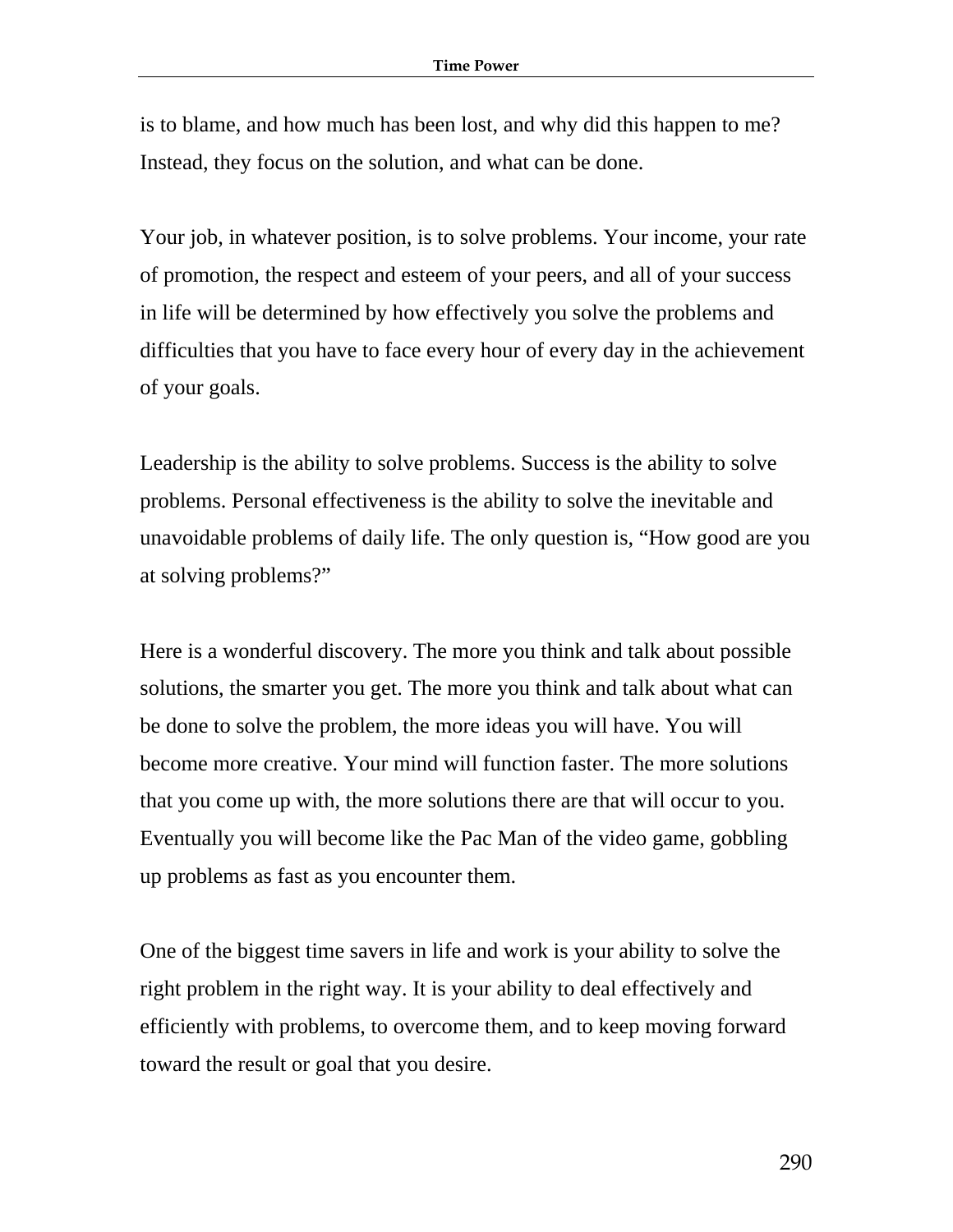is to blame, and how much has been lost, and why did this happen to me? Instead, they focus on the solution, and what can be done.

Your job, in whatever position, is to solve problems. Your income, your rate of promotion, the respect and esteem of your peers, and all of your success in life will be determined by how effectively you solve the problems and difficulties that you have to face every hour of every day in the achievement of your goals.

Leadership is the ability to solve problems. Success is the ability to solve problems. Personal effectiveness is the ability to solve the inevitable and unavoidable problems of daily life. The only question is, "How good are you at solving problems?"

Here is a wonderful discovery. The more you think and talk about possible solutions, the smarter you get. The more you think and talk about what can be done to solve the problem, the more ideas you will have. You will become more creative. Your mind will function faster. The more solutions that you come up with, the more solutions there are that will occur to you. Eventually you will become like the Pac Man of the video game, gobbling up problems as fast as you encounter them.

One of the biggest time savers in life and work is your ability to solve the right problem in the right way. It is your ability to deal effectively and efficiently with problems, to overcome them, and to keep moving forward toward the result or goal that you desire.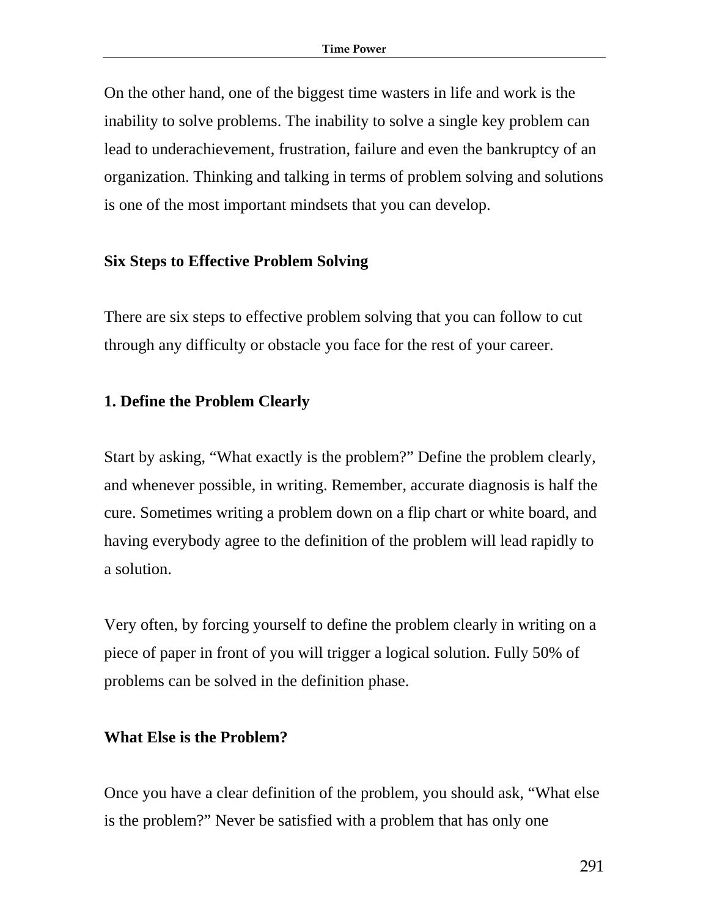On the other hand, one of the biggest time wasters in life and work is the inability to solve problems. The inability to solve a single key problem can lead to underachievement, frustration, failure and even the bankruptcy of an organization. Thinking and talking in terms of problem solving and solutions is one of the most important mindsets that you can develop.

## Six Steps to Effective Problem Solving

There are six steps to effective problem solving that you can follow to cut through any difficulty or obstacle you face for the rest of your career.

### 1. Define the Problem Clearly

Start by asking, “What exactly is the problem?” Define the problem clearly, and whenever possible, in writing. Remember, accurate diagnosis is half the cure. Sometimes writing a problem down on a flip chart or white board, and having everybody agree to the definition of the problem will lead rapidly to a solution.

Very often, by forcing yourself to define the problem clearly in writing on a piece of paper in front of you will trigger a logical solution. Fully 50% of problems can be solved in the definition phase.

### What Else is the Problem?

Once you have a clear definition of the problem, you should ask, “What else is the problem?” Never be satisfied with a problem that has only one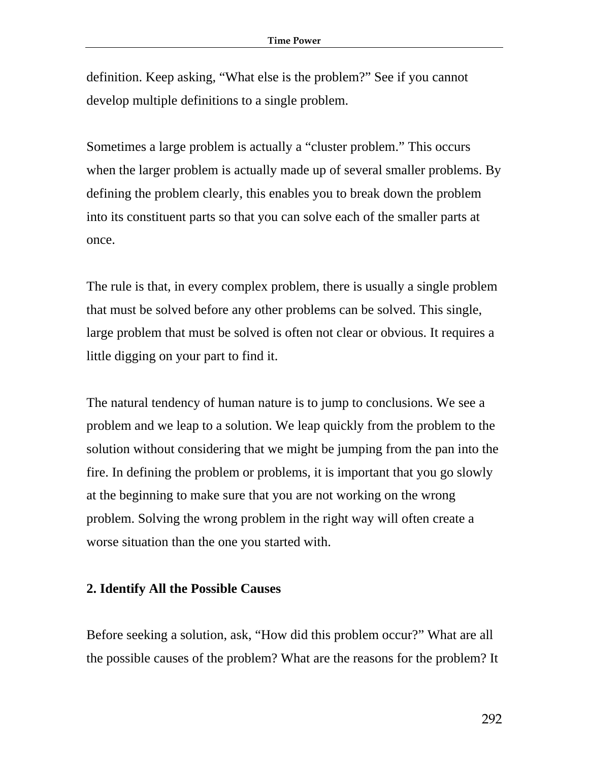definition. Keep asking, "What else is the problem?" See if you cannot develop multiple definitions to a single problem.

Sometimes a large problem is actually a "cluster problem." This occurs when the larger problem is actually made up of several smaller problems. By defining the problem clearly, this enables you to break down the problem into its constituent parts so that you can solve each of the smaller parts at once.

The rule is that, in every complex problem, there is usually a single problem that must be solved before any other problems can be solved. This single, large problem that must be solved is often not clear or obvious. It requires a little digging on your part to find it.

The natural tendency of human nature is to jump to conclusions. We see a problem and we leap to a solution. We leap quickly from the problem to the solution without considering that we might be jumping from the pan into the fire. In defining the problem or problems, it is important that you go slowly at the beginning to make sure that you are not working on the wrong problem. Solving the wrong problem in the right way will often create a worse situation than the one you started with.

**2. Identify All the Possible Causes**

Before seeking a solution, ask, "How did this problem occur?" What are all the possible causes of the problem? What are the reasons for the problem? It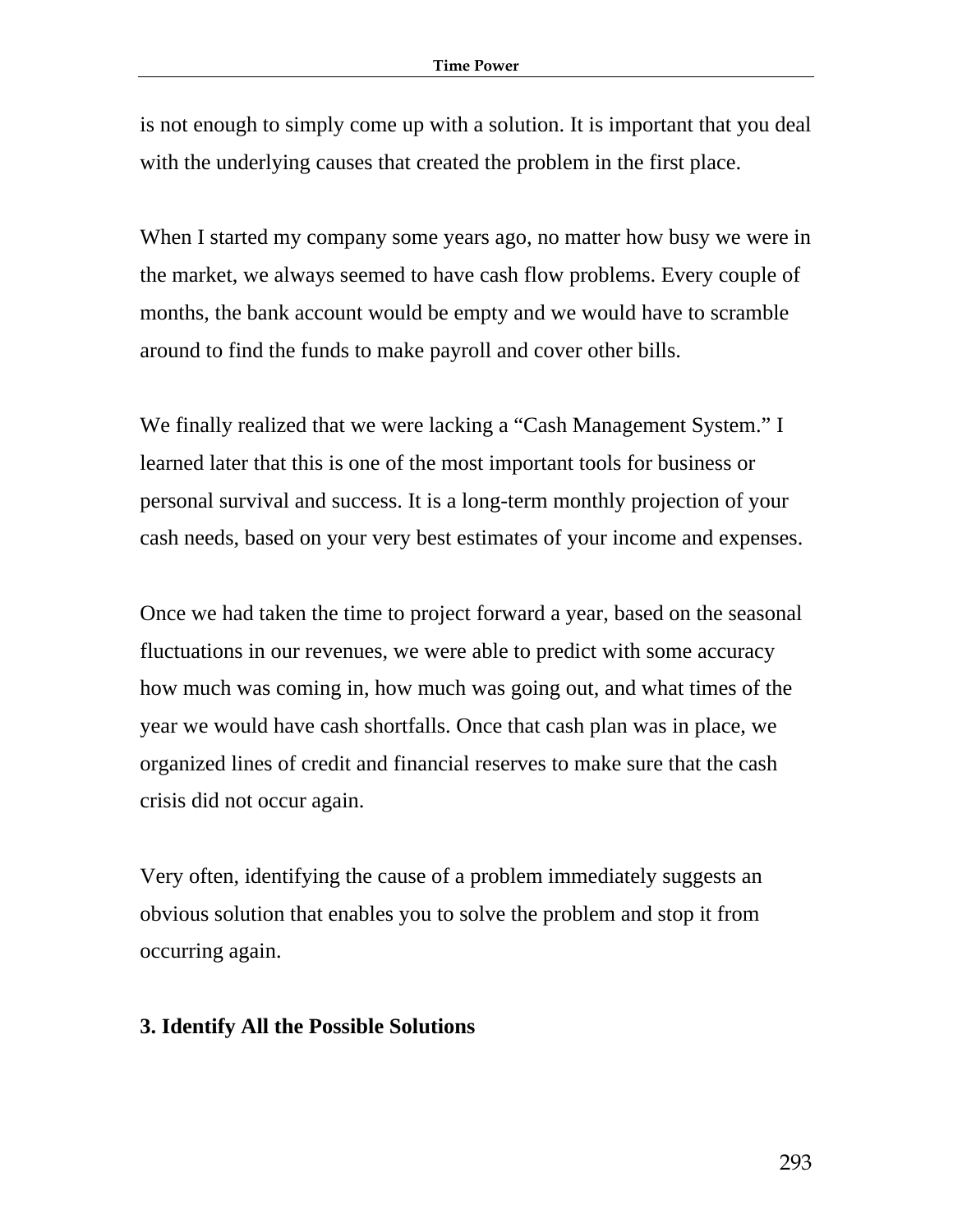is not enough to simply come up with a solution. It is important that you deal with the underlying causes that created the problem in the first place.

When I started my company some years ago, no matter how busy we were in the market, we always seemed to have cash flow problems. Every couple of months, the bank account would be empty and we would have to scramble around to find the funds to make payroll and cover other bills.

We finally realized that we were lacking a “Cash Management System.” I learned later that this is one of the most important tools for business or personal survival and success. It is a long-term monthly projection of your cash needs, based on your very best estimates of your income and expenses.

Once we had taken the time to project forward a year, based on the seasonal fluctuations in our revenues, we were able to predict with some accuracy how much was coming in, how much was going out, and what times of the year we would have cash shortfalls. Once that cash plan was in place, we organized lines of credit and financial reserves to make sure that the cash crisis did not occur again.

Very often, identifying the cause of a problem immediately suggests an obvious solution that enables you to solve the problem and stop it from occurring again.

### 3. Identify All the Possible Solutions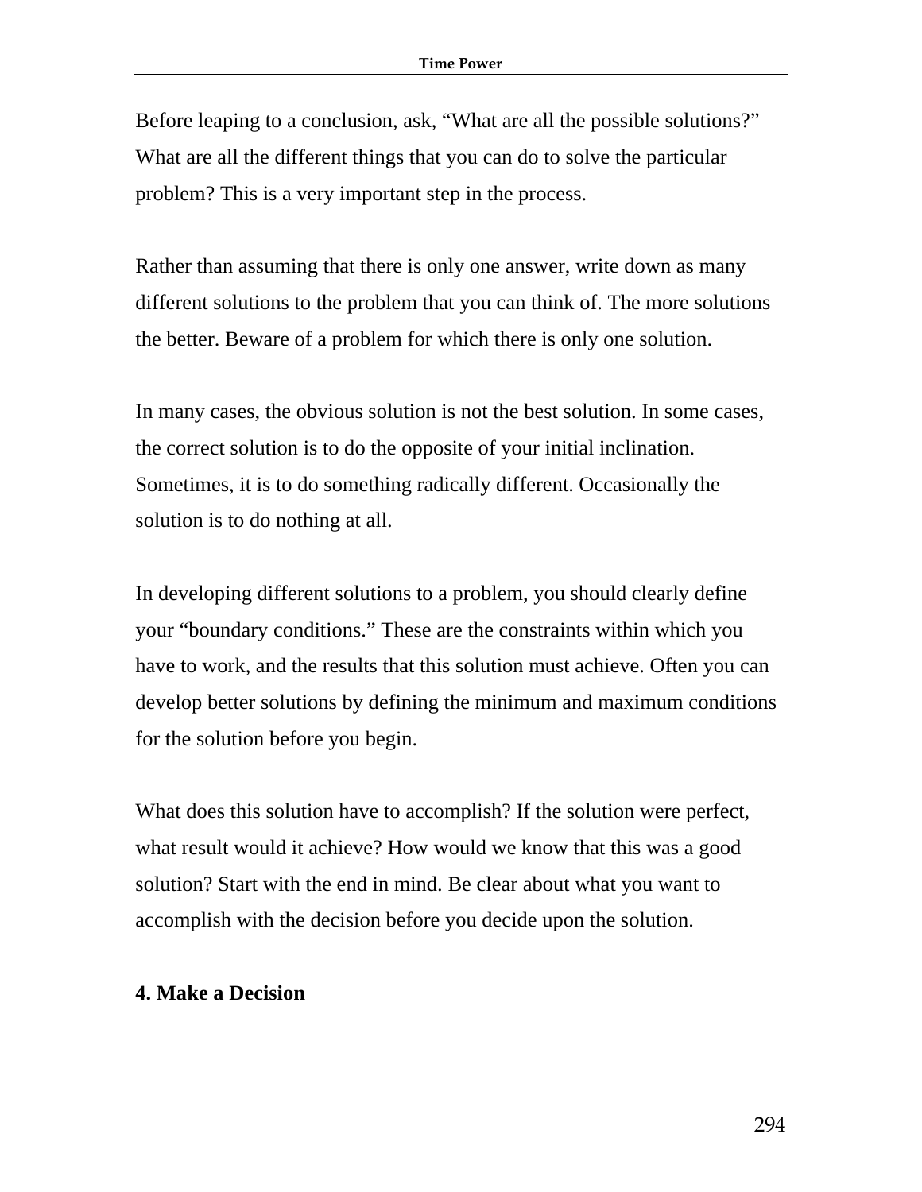Before leaping to a conclusion, ask, “What are all the possible solutions?” What are all the different things that you can do to solve the particular problem? This is a very important step in the process.

Rather than assuming that there is only one answer, write down as many different solutions to the problem that you can think of. The more solutions the better. Beware of a problem for which there is only one solution.

In many cases, the obvious solution is not the best solution. In some cases, the correct solution is to do the opposite of your initial inclination. Sometimes, it is to do something radically different. Occasionally the solution is to do nothing at all.

In developing different solutions to a problem, you should clearly define your “boundary conditions.” These are the constraints within which you have to work, and the results that this solution must achieve. Often you can develop better solutions by defining the minimum and maximum conditions for the solution before you begin.

What does this solution have to accomplish? If the solution were perfect, what result would it achieve? How would we know that this was a good solution? Start with the end in mind. Be clear about what you want to accomplish with the decision before you decide upon the solution.

**4. Make a Decision**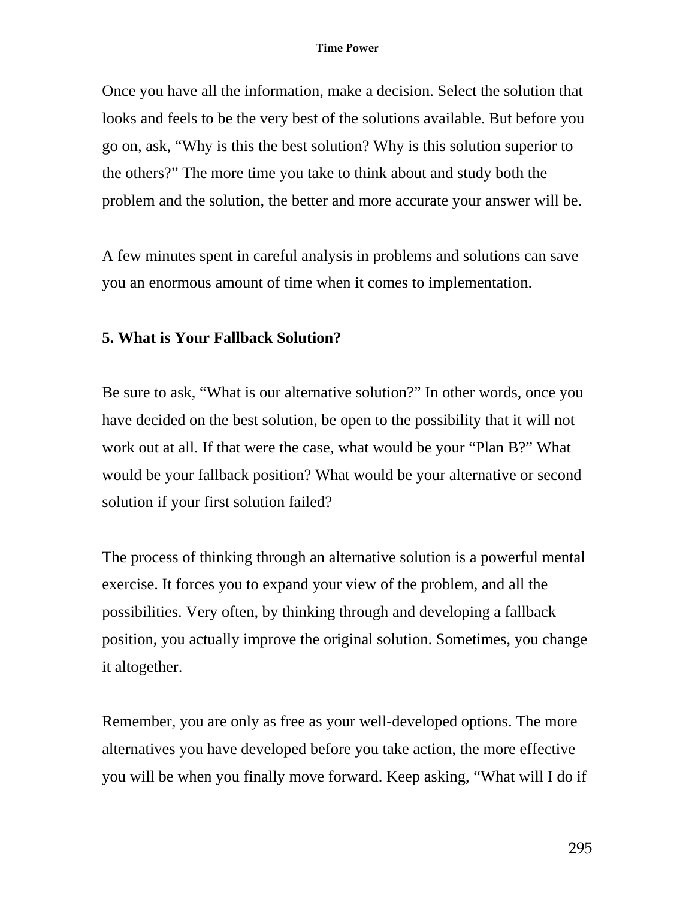Once you have all the information, make a decision. Select the solution that looks and feels to be the very best of the solutions available. But before you go on, ask, “Why is this the best solution? Why is this solution superior to the others?” The more time you take to think about and study both the problem and the solution, the better and more accurate your answer will be.

A few minutes spent in careful analysis in problems and solutions can save you an enormous amount of time when it comes to implementation.

### 5. What is Your Fallback Solution?

Be sure to ask, “What is our alternative solution?” In other words, once you have decided on the best solution, be open to the possibility that it will not work out at all. If that were the case, what would be your “Plan B?” What would be your fallback position? What would be your alternative or second solution if your first solution failed?

The process of thinking through an alternative solution is a powerful mental exercise. It forces you to expand your view of the problem, and all the possibilities. Very often, by thinking through and developing a fallback position, you actually improve the original solution. Sometimes, you change it altogether.

Remember, you are only as free as your well-developed options. The more alternatives you have developed before you take action, the more effective you will be when you finally move forward. Keep asking, “What will I do if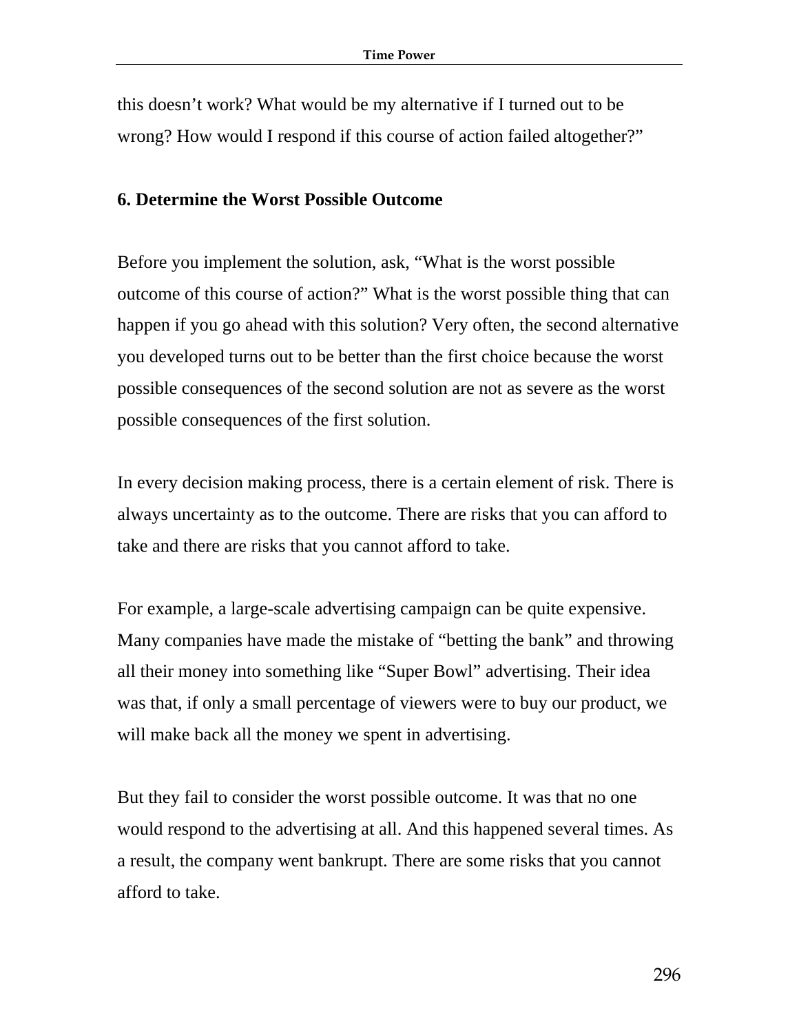this doesn't work? What would be my alternative if I turned out to be wrong? How would I respond if this course of action failed altogether?"

### 6. Determine the Worst Possible Outcome

Before you implement the solution, ask, "What is the worst possible outcome of this course of action?" What is the worst possible thing that can happen if you go ahead with this solution? Very often, the second alternative you developed turns out to be better than the first choice because the worst possible consequences of the second solution are not as severe as the worst possible consequences of the first solution.

In every decision making process, there is a certain element of risk. There is always uncertainty as to the outcome. There are risks that you can afford to take and there are risks that you cannot afford to take.

For example, a large-scale advertising campaign can be quite expensive. Many companies have made the mistake of "betting the bank" and throwing all their money into something like "Super Bowl" advertising. Their idea was that, if only a small percentage of viewers were to buy our product, we will make back all the money we spent in advertising.

But they fail to consider the worst possible outcome. It was that no one would respond to the advertising at all. And this happened several times. As a result, the company went bankrupt. There are some risks that you cannot afford to take.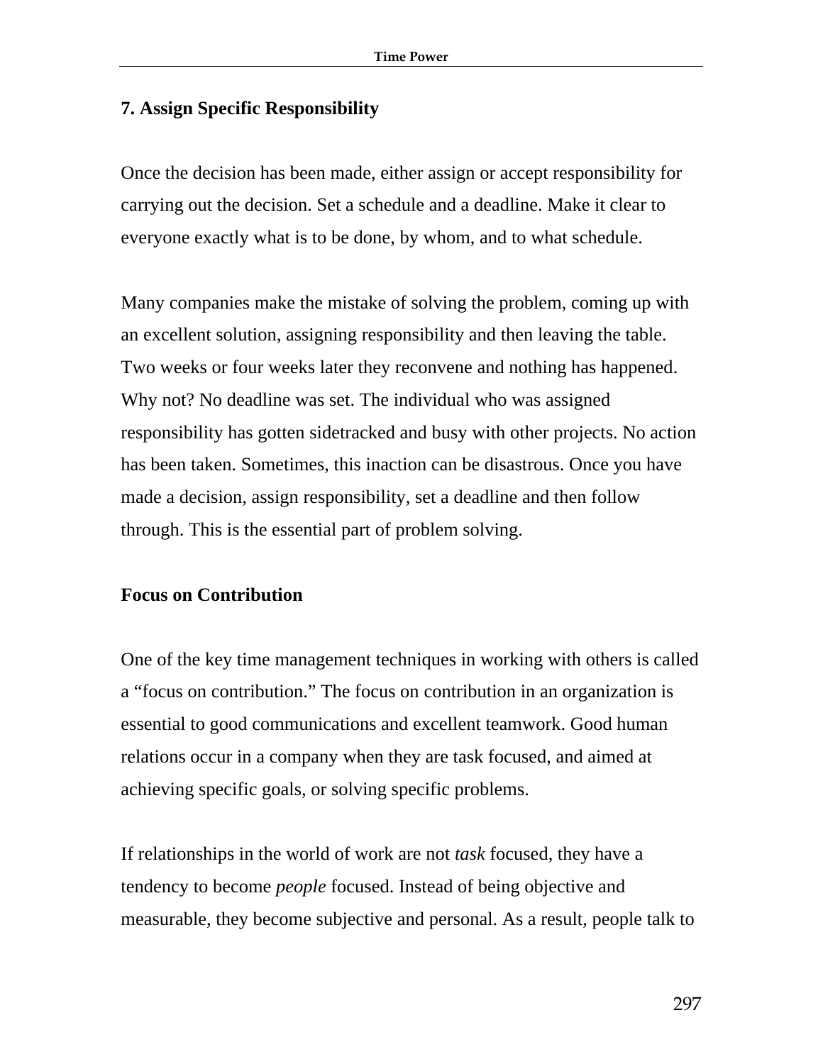### 7. Assign Specific Responsibility

Once the decision has been made, either assign or accept responsibility for carrying out the decision. Set a schedule and a deadline. Make it clear to everyone exactly what is to be done, by whom, and to what schedule.

Many companies make the mistake of solving the problem, coming up with an excellent solution, assigning responsibility and then leaving the table. Two weeks or four weeks later they reconvene and nothing has happened. Why not? No deadline was set. The individual who was assigned responsibility has gotten sidetracked and busy with other projects. No action has been taken. Sometimes, this inaction can be disastrous. Once you have made a decision, assign responsibility, set a deadline and then follow through. This is the essential part of problem solving.

### Focus on Contribution

One of the key time management techniques in working with others is called a “focus on contribution.” The focus on contribution in an organization is essential to good communications and excellent teamwork. Good human relations occur in a company when they are task focused, and aimed at achieving specific goals, or solving specific problems.

If relationships in the world of work are not *task* focused, they have a tendency to become *people* focused. Instead of being objective and measurable, they become subjective and personal. As a result, people talk to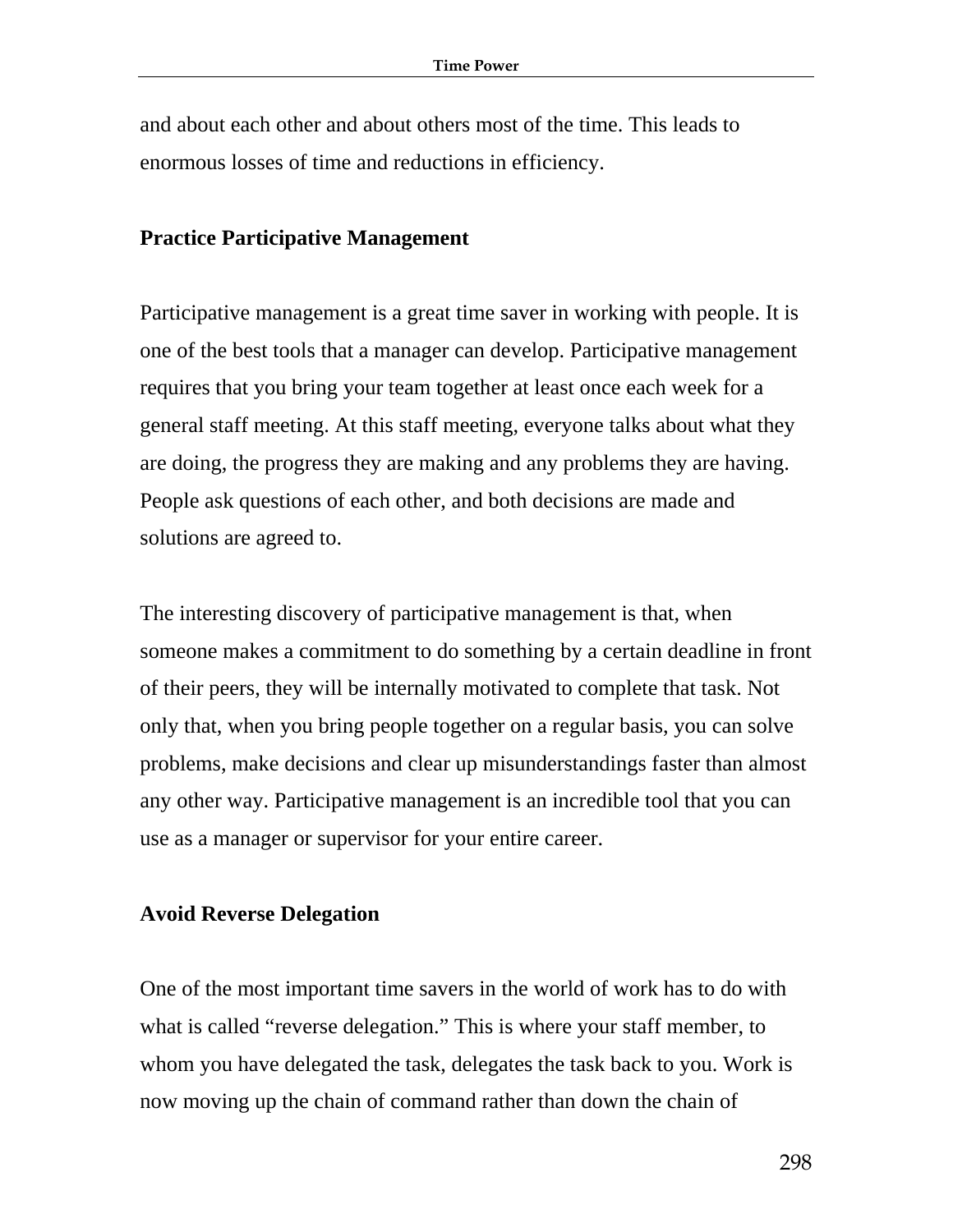and about each other and about others most of the time. This leads to enormous losses of time and reductions in efficiency.

### Practice Participative Management

Participative management is a great time saver in working with people. It is one of the best tools that a manager can develop. Participative management requires that you bring your team together at least once each week for a general staff meeting. At this staff meeting, everyone talks about what they are doing, the progress they are making and any problems they are having. People ask questions of each other, and both decisions are made and solutions are agreed to.

The interesting discovery of participative management is that, when someone makes a commitment to do something by a certain deadline in front of their peers, they will be internally motivated to complete that task. Not only that, when you bring people together on a regular basis, you can solve problems, make decisions and clear up misunderstandings faster than almost any other way. Participative management is an incredible tool that you can use as a manager or supervisor for your entire career.

### Avoid Reverse Delegation

One of the most important time savers in the world of work has to do with what is called “reverse delegation.” This is where your staff member, to whom you have delegated the task, delegates the task back to you. Work is now moving up the chain of command rather than down the chain of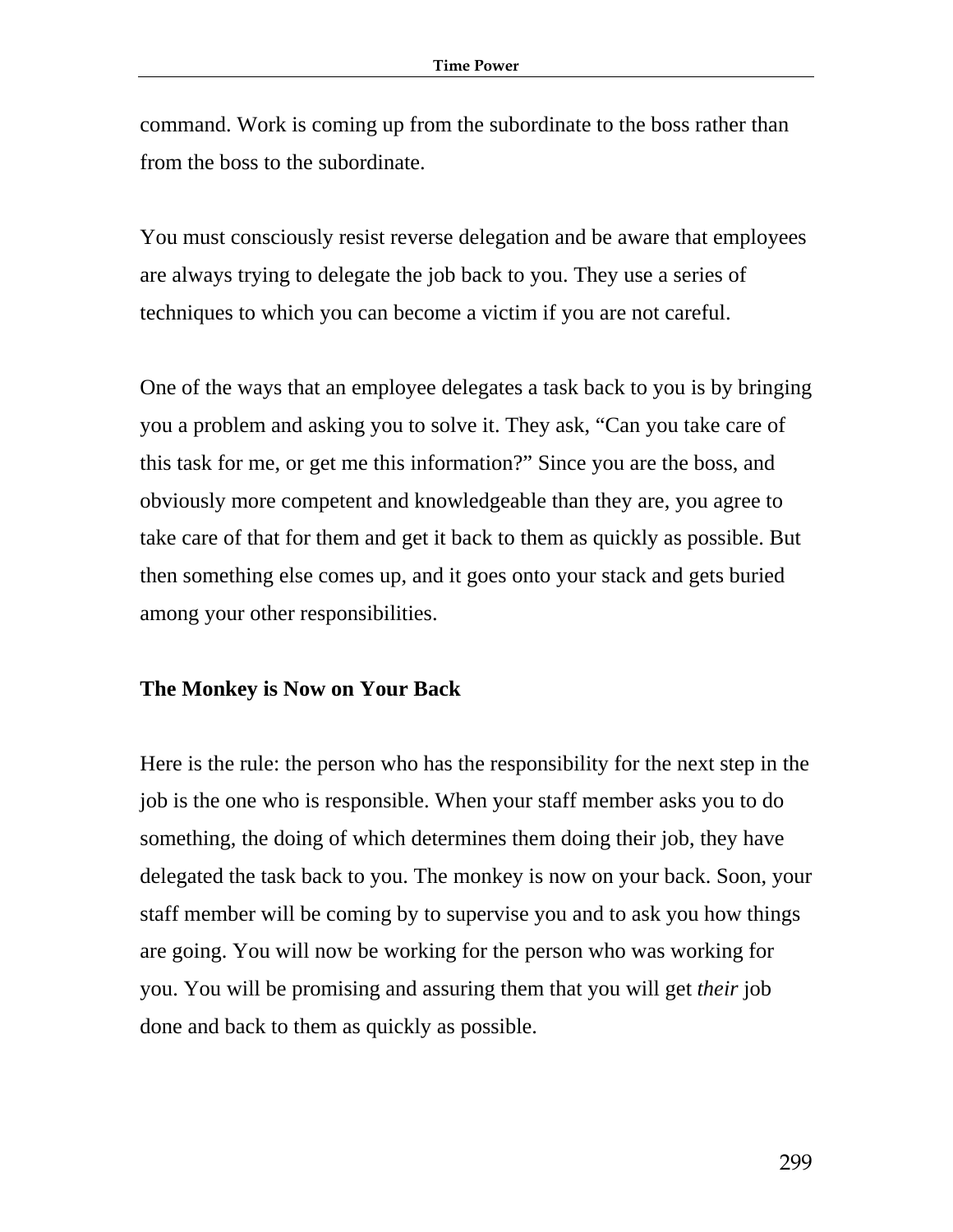command. Work is coming up from the subordinate to the boss rather than from the boss to the subordinate.

You must consciously resist reverse delegation and be aware that employees are always trying to delegate the job back to you. They use a series of techniques to which you can become a victim if you are not careful.

One of the ways that an employee delegates a task back to you is by bringing you a problem and asking you to solve it. They ask, “Can you take care of this task for me, or get me this information?” Since you are the boss, and obviously more competent and knowledgeable than they are, you agree to take care of that for them and get it back to them as quickly as possible. But then something else comes up, and it goes onto your stack and gets buried among your other responsibilities.

### The Monkey is Now on Your Back

Here is the rule: the person who has the responsibility for the next step in the job is the one who is responsible. When your staff member asks you to do something, the doing of which determines them doing their job, they have delegated the task back to you. The monkey is now on your back. Soon, your staff member will be coming by to supervise you and to ask you how things are going. You will now be working for the person who was working for you. You will be promising and assuring them that you will get *their* job done and back to them as quickly as possible.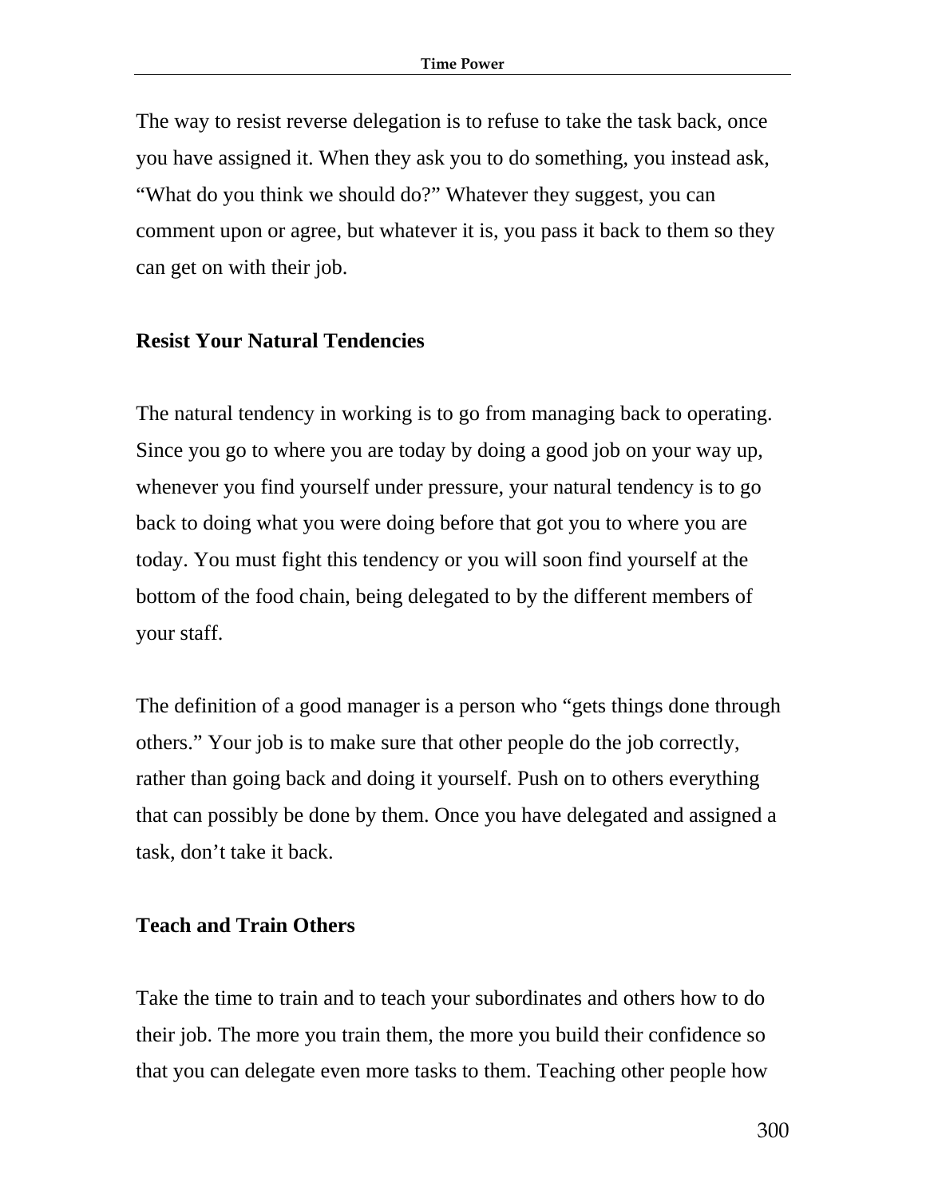The way to resist reverse delegation is to refuse to take the task back, once you have assigned it. When they ask you to do something, you instead ask, "What do you think we should do?" Whatever they suggest, you can comment upon or agree, but whatever it is, you pass it back to them so they can get on with their job.

**Resist Your Natural Tendencies**

The natural tendency in working is to go from managing back to operating. Since you go to where you are today by doing a good job on your way up, whenever you find yourself under pressure, your natural tendency is to go back to doing what you were doing before that got you to where you are today. You must fight this tendency or you will soon find yourself at the bottom of the food chain, being delegated to by the different members of your staff.

The definition of a good manager is a person who "gets things done through others." Your job is to make sure that other people do the job correctly, rather than going back and doing it yourself. Push on to others everything that can possibly be done by them. Once you have delegated and assigned a task, don't take it back.

**Teach and Train Others**

Take the time to train and to teach your subordinates and others how to do their job. The more you train them, the more you build their confidence so that you can delegate even more tasks to them. Teaching other people how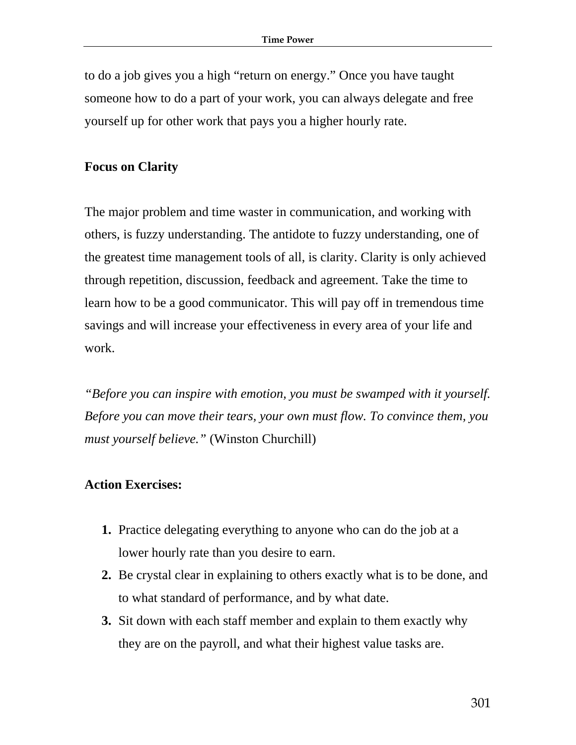to do a job gives you a high "return on energy." Once you have taught someone how to do a part of your work, you can always delegate and free yourself up for other work that pays you a higher hourly rate.

**Focus on Clarity**

The major problem and time waster in communication, and working with others, is fuzzy understanding. The antidote to fuzzy understanding, one of the greatest time management tools of all, is clarity. Clarity is only achieved through repetition, discussion, feedback and agreement. Take the time to learn how to be a good communicator. This will pay off in tremendous time savings and will increase your effectiveness in every area of your life and work.

*"Before you can inspire with emotion, you must be swamped with it yourself. Before you can move their tears, your own must flow. To convince them, you must yourself believe."* (Winston Churchill)

**Action Exercises:**

1. Practice delegating everything to anyone who can do the job at a lower hourly rate than you desire to earn.
2. Be crystal clear in explaining to others exactly what is to be done, and to what standard of performance, and by what date.
3. Sit down with each staff member and explain to them exactly why they are on the payroll, and what their highest value tasks are.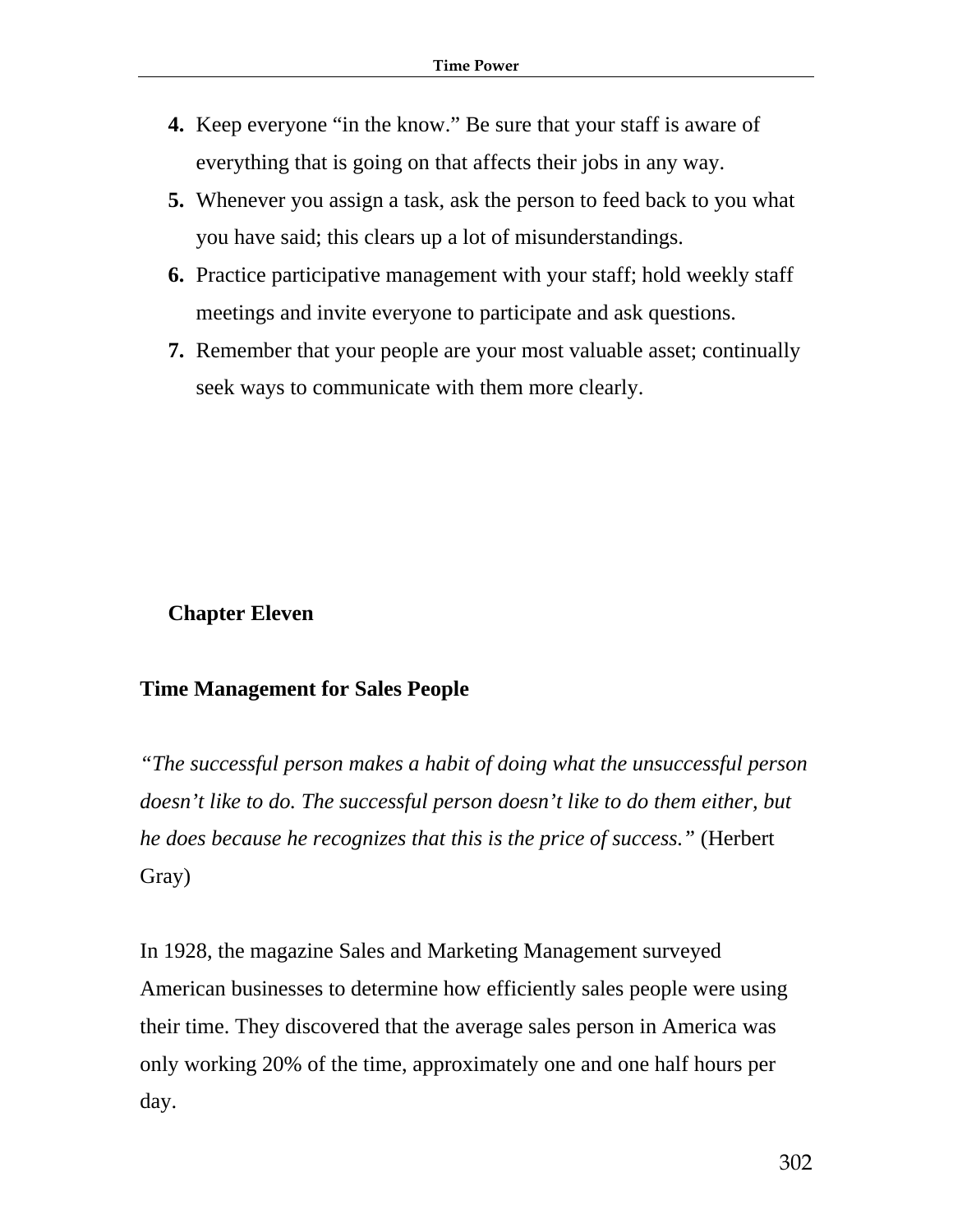4. Keep everyone "in the know." Be sure that your staff is aware of everything that is going on that affects their jobs in any way.
5. Whenever you assign a task, ask the person to feed back to you what you have said; this clears up a lot of misunderstandings.
6. Practice participative management with your staff; hold weekly staff meetings and invite everyone to participate and ask questions.
7. Remember that your people are your most valuable asset; continually seek ways to communicate with them more clearly.

# Chapter Eleven

## Time Management for Sales People

*"The successful person makes a habit of doing what the unsuccessful person doesn't like to do. The successful person doesn't like to do them either, but he does because he recognizes that this is the price of success."* (Herbert Gray)

In 1928, the magazine Sales and Marketing Management surveyed American businesses to determine how efficiently sales people were using their time. They discovered that the average sales person in America was only working 20% of the time, approximately one and one half hours per day.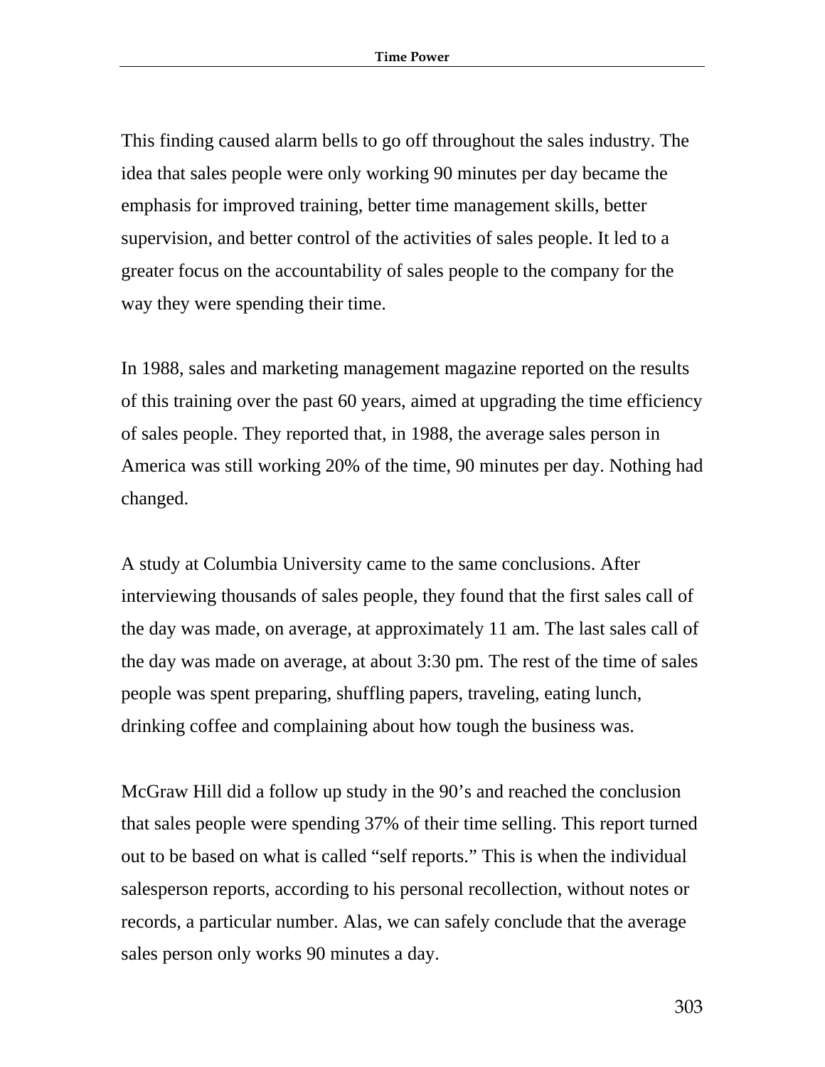This finding caused alarm bells to go off throughout the sales industry. The idea that sales people were only working 90 minutes per day became the emphasis for improved training, better time management skills, better supervision, and better control of the activities of sales people. It led to a greater focus on the accountability of sales people to the company for the way they were spending their time.

In 1988, sales and marketing management magazine reported on the results of this training over the past 60 years, aimed at upgrading the time efficiency of sales people. They reported that, in 1988, the average sales person in America was still working 20% of the time, 90 minutes per day. Nothing had changed.

A study at Columbia University came to the same conclusions. After interviewing thousands of sales people, they found that the first sales call of the day was made, on average, at approximately 11 am. The last sales call of the day was made on average, at about 3:30 pm. The rest of the time of sales people was spent preparing, shuffling papers, traveling, eating lunch, drinking coffee and complaining about how tough the business was.

McGraw Hill did a follow up study in the 90's and reached the conclusion that sales people were spending 37% of their time selling. This report turned out to be based on what is called "self reports." This is when the individual salesperson reports, according to his personal recollection, without notes or records, a particular number. Alas, we can safely conclude that the average sales person only works 90 minutes a day.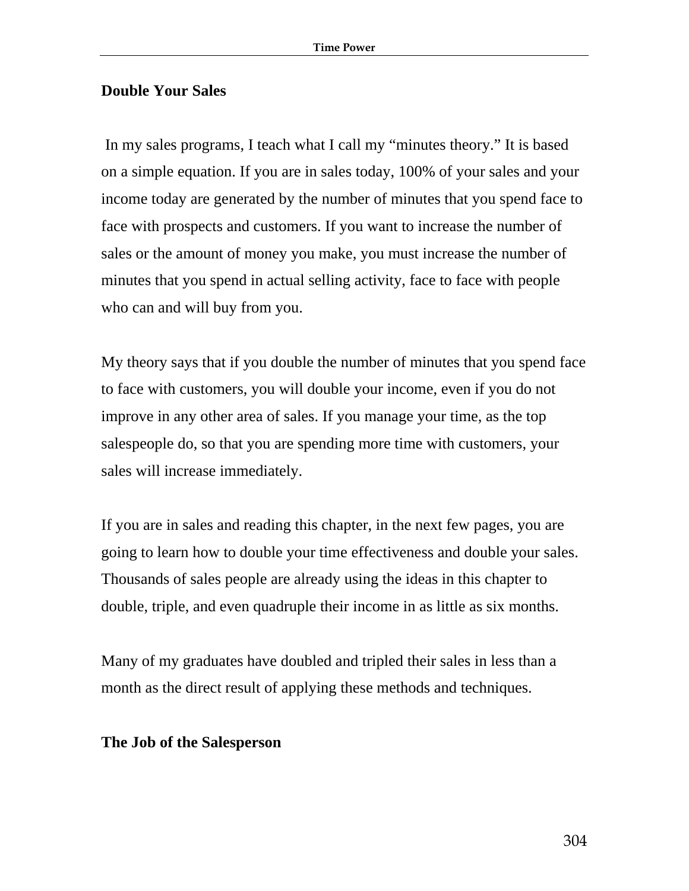## Double Your Sales

In my sales programs, I teach what I call my "minutes theory." It is based on a simple equation. If you are in sales today, 100% of your sales and your income today are generated by the number of minutes that you spend face to face with prospects and customers. If you want to increase the number of sales or the amount of money you make, you must increase the number of minutes that you spend in actual selling activity, face to face with people who can and will buy from you.

My theory says that if you double the number of minutes that you spend face to face with customers, you will double your income, even if you do not improve in any other area of sales. If you manage your time, as the top salespeople do, so that you are spending more time with customers, your sales will increase immediately.

If you are in sales and reading this chapter, in the next few pages, you are going to learn how to double your time effectiveness and double your sales. Thousands of sales people are already using the ideas in this chapter to double, triple, and even quadruple their income in as little as six months.

Many of my graduates have doubled and tripled their sales in less than a month as the direct result of applying these methods and techniques.

## The Job of the Salesperson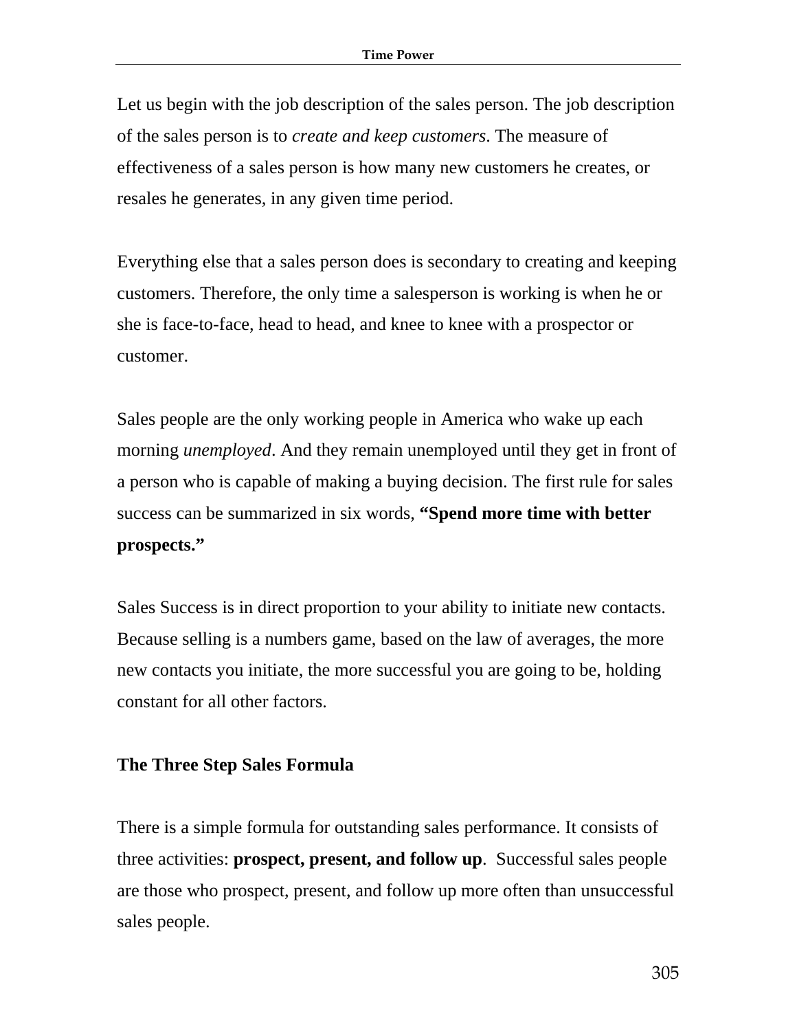Let us begin with the job description of the sales person. The job description of the sales person is to *create and keep customers*. The measure of effectiveness of a sales person is how many new customers he creates, or resales he generates, in any given time period.

Everything else that a sales person does is secondary to creating and keeping customers. Therefore, the only time a salesperson is working is when he or she is face-to-face, head to head, and knee to knee with a prospector or customer.

Sales people are the only working people in America who wake up each morning *unemployed*. And they remain unemployed until they get in front of a person who is capable of making a buying decision. The first rule for sales success can be summarized in six words, **"Spend more time with better prospects."**

Sales Success is in direct proportion to your ability to initiate new contacts. Because selling is a numbers game, based on the law of averages, the more new contacts you initiate, the more successful you are going to be, holding constant for all other factors.

## The Three Step Sales Formula

There is a simple formula for outstanding sales performance. It consists of three activities: **prospect, present, and follow up**. Successful sales people are those who prospect, present, and follow up more often than unsuccessful sales people.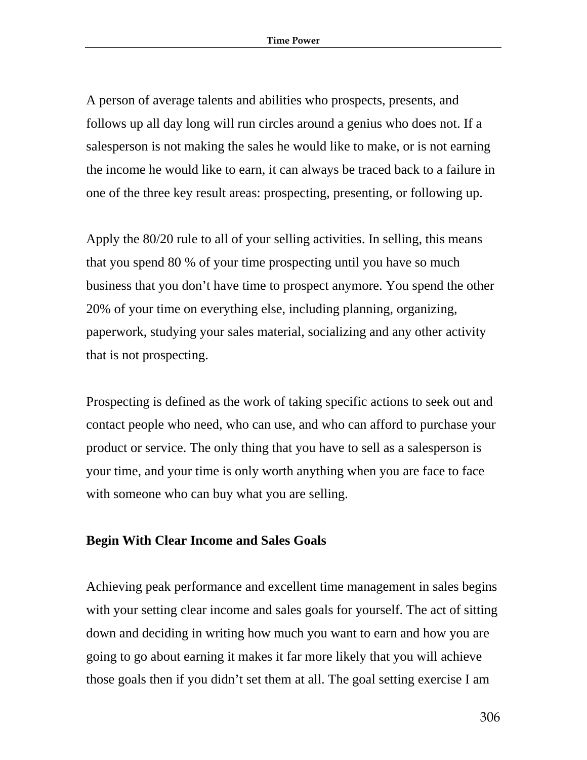A person of average talents and abilities who prospects, presents, and follows up all day long will run circles around a genius who does not. If a salesperson is not making the sales he would like to make, or is not earning the income he would like to earn, it can always be traced back to a failure in one of the three key result areas: prospecting, presenting, or following up.

Apply the 80/20 rule to all of your selling activities. In selling, this means that you spend 80 % of your time prospecting until you have so much business that you don't have time to prospect anymore. You spend the other 20% of your time on everything else, including planning, organizing, paperwork, studying your sales material, socializing and any other activity that is not prospecting.

Prospecting is defined as the work of taking specific actions to seek out and contact people who need, who can use, and who can afford to purchase your product or service. The only thing that you have to sell as a salesperson is your time, and your time is only worth anything when you are face to face with someone who can buy what you are selling.

**Begin With Clear Income and Sales Goals**

Achieving peak performance and excellent time management in sales begins with your setting clear income and sales goals for yourself. The act of sitting down and deciding in writing how much you want to earn and how you are going to go about earning it makes it far more likely that you will achieve those goals then if you didn't set them at all. The goal setting exercise I am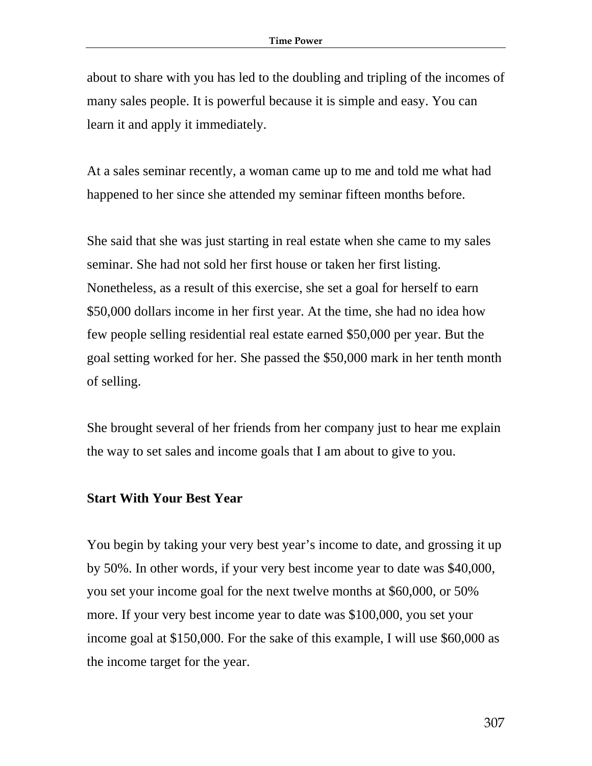about to share with you has led to the doubling and tripling of the incomes of many sales people. It is powerful because it is simple and easy. You can learn it and apply it immediately.

At a sales seminar recently, a woman came up to me and told me what had happened to her since she attended my seminar fifteen months before.

She said that she was just starting in real estate when she came to my sales seminar. She had not sold her first house or taken her first listing. Nonetheless, as a result of this exercise, she set a goal for herself to earn $50,000 dollars income in her first year. At the time, she had no idea how few people selling residential real estate earned $50,000 per year. But the goal setting worked for her. She passed the $50,000 mark in her tenth month of selling.

She brought several of her friends from her company just to hear me explain the way to set sales and income goals that I am about to give to you.

**Start With Your Best Year**

You begin by taking your very best year's income to date, and grossing it up by 50%. In other words, if your very best income year to date was $40,000, you set your income goal for the next twelve months at $60,000, or 50% more. If your very best income year to date was $100,000, you set your income goal at $150,000. For the sake of this example, I will use $60,000 as the income target for the year.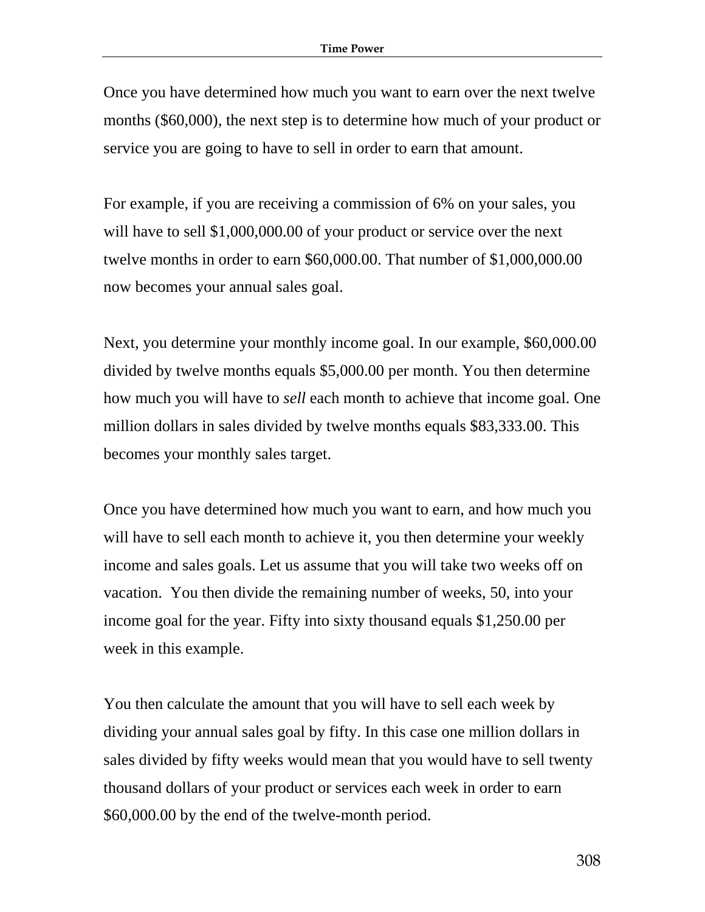Once you have determined how much you want to earn over the next twelve months ($60,000), the next step is to determine how much of your product or service you are going to have to sell in order to earn that amount.

For example, if you are receiving a commission of 6% on your sales, you will have to sell $1,000,000.00 of your product or service over the next twelve months in order to earn $60,000.00. That number of $1,000,000.00 now becomes your annual sales goal.

Next, you determine your monthly income goal. In our example, $60,000.00 divided by twelve months equals $5,000.00 per month. You then determine how much you will have to *sell* each month to achieve that income goal. One million dollars in sales divided by twelve months equals $83,333.00. This becomes your monthly sales target.

Once you have determined how much you want to earn, and how much you will have to sell each month to achieve it, you then determine your weekly income and sales goals. Let us assume that you will take two weeks off on vacation. You then divide the remaining number of weeks, 50, into your income goal for the year. Fifty into sixty thousand equals $1,250.00 per week in this example.

You then calculate the amount that you will have to sell each week by dividing your annual sales goal by fifty. In this case one million dollars in sales divided by fifty weeks would mean that you would have to sell twenty thousand dollars of your product or services each week in order to earn $60,000.00 by the end of the twelve-month period.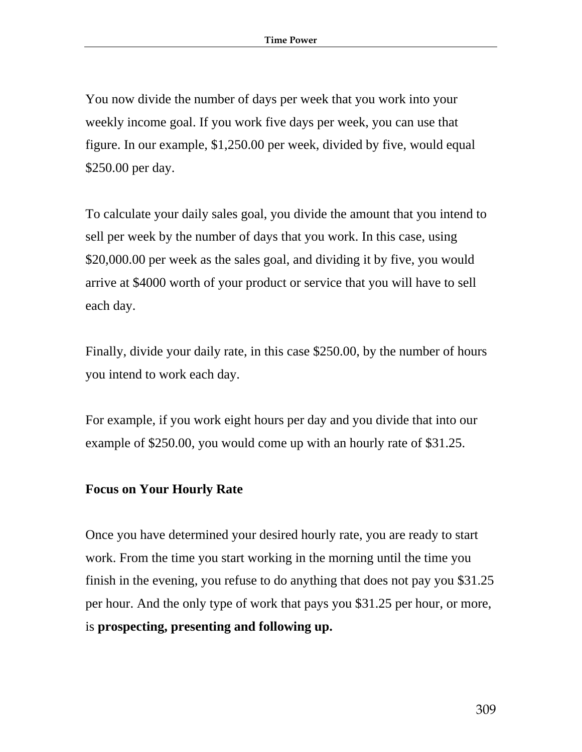You now divide the number of days per week that you work into your weekly income goal. If you work five days per week, you can use that figure. In our example, $1,250.00 per week, divided by five, would equal $250.00 per day.

To calculate your daily sales goal, you divide the amount that you intend to sell per week by the number of days that you work. In this case, using $20,000.00 per week as the sales goal, and dividing it by five, you would arrive at $4000 worth of your product or service that you will have to sell each day.

Finally, divide your daily rate, in this case $250.00, by the number of hours you intend to work each day.

For example, if you work eight hours per day and you divide that into our example of $250.00, you would come up with an hourly rate of $31.25.

**Focus on Your Hourly Rate**

Once you have determined your desired hourly rate, you are ready to start work. From the time you start working in the morning until the time you finish in the evening, you refuse to do anything that does not pay you $31.25 per hour. And the only type of work that pays you $31.25 per hour, or more, is **prospecting, presenting and following up.**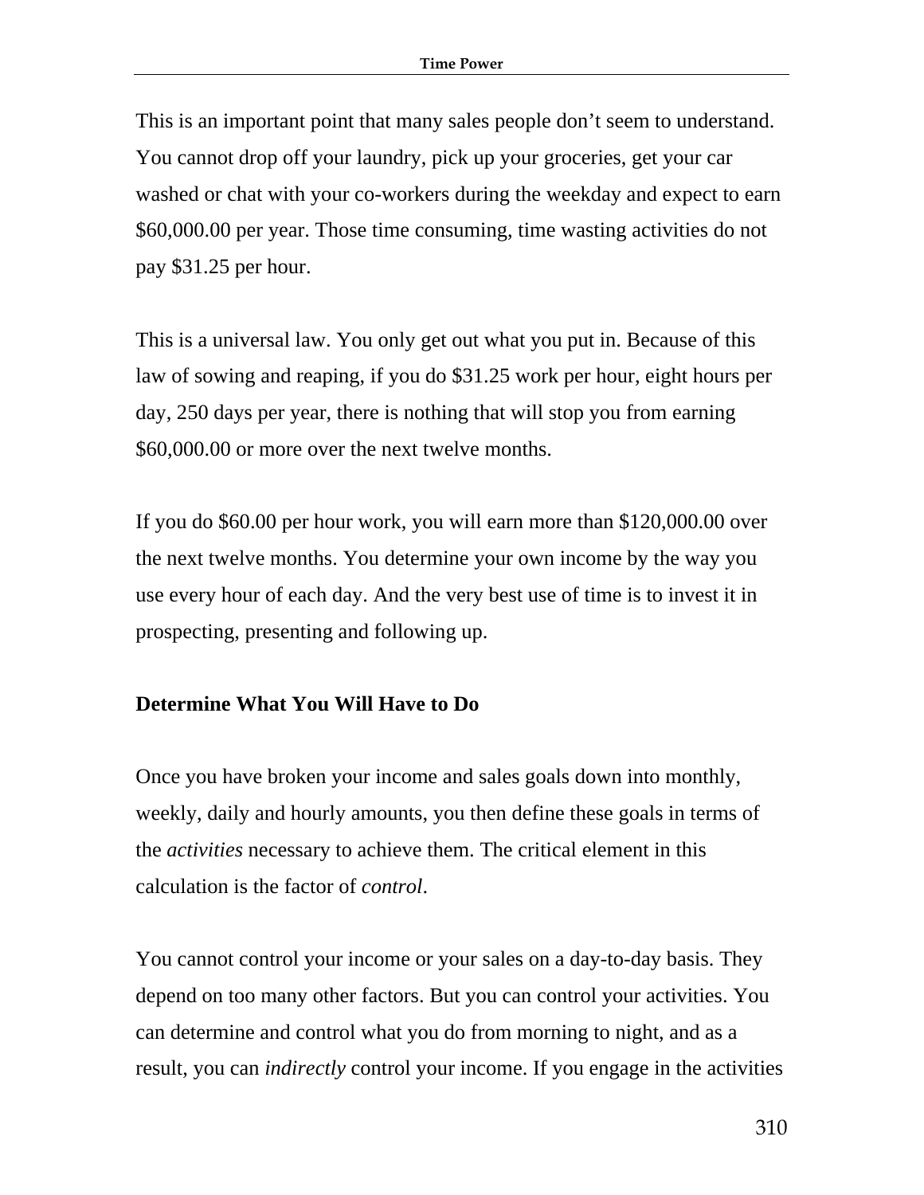This is an important point that many sales people don't seem to understand. You cannot drop off your laundry, pick up your groceries, get your car washed or chat with your co-workers during the weekday and expect to earn $60,000.00 per year. Those time consuming, time wasting activities do not pay $31.25 per hour.

This is a universal law. You only get out what you put in. Because of this law of sowing and reaping, if you do $31.25 work per hour, eight hours per day, 250 days per year, there is nothing that will stop you from earning $60,000.00 or more over the next twelve months.

If you do $60.00 per hour work, you will earn more than $120,000.00 over the next twelve months. You determine your own income by the way you use every hour of each day. And the very best use of time is to invest it in prospecting, presenting and following up.

**Determine What You Will Have to Do**

Once you have broken your income and sales goals down into monthly, weekly, daily and hourly amounts, you then define these goals in terms of the *activities* necessary to achieve them. The critical element in this calculation is the factor of *control*.

You cannot control your income or your sales on a day-to-day basis. They depend on too many other factors. But you can control your activities. You can determine and control what you do from morning to night, and as a result, you can *indirectly* control your income. If you engage in the activities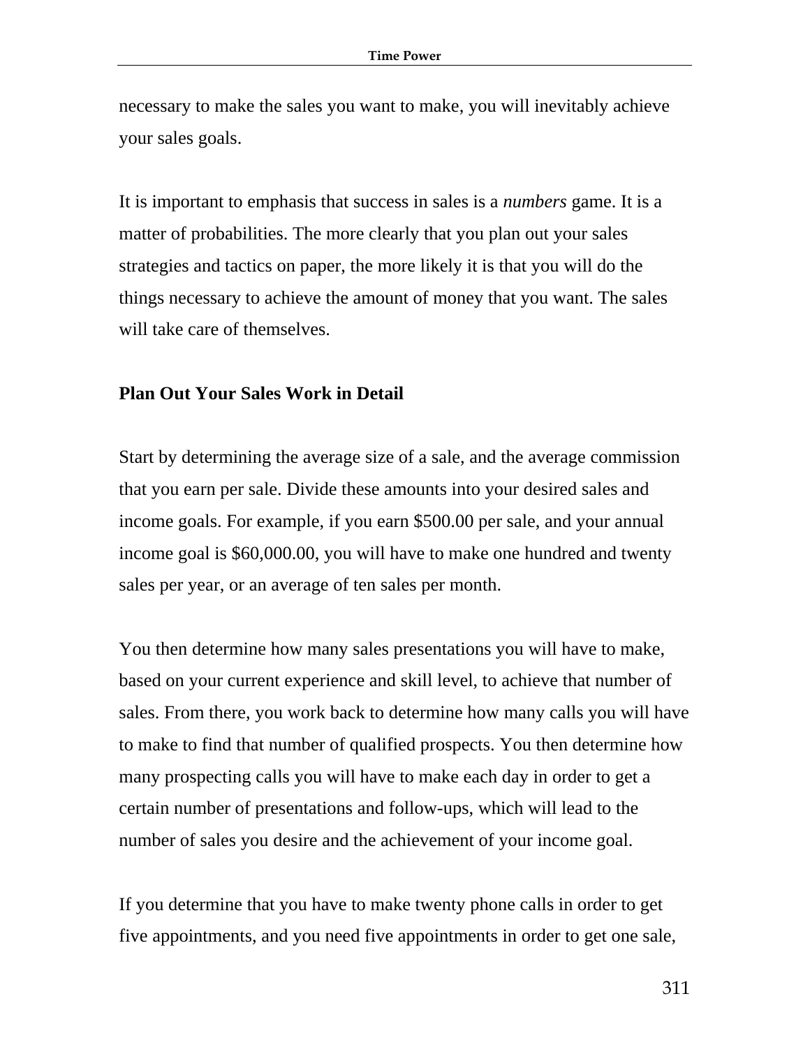necessary to make the sales you want to make, you will inevitably achieve your sales goals.

It is important to emphasis that success in sales is a *numbers* game. It is a matter of probabilities. The more clearly that you plan out your sales strategies and tactics on paper, the more likely it is that you will do the things necessary to achieve the amount of money that you want. The sales will take care of themselves.

**Plan Out Your Sales Work in Detail**

Start by determining the average size of a sale, and the average commission that you earn per sale. Divide these amounts into your desired sales and income goals. For example, if you earn $500.00 per sale, and your annual income goal is $60,000.00, you will have to make one hundred and twenty sales per year, or an average of ten sales per month.

You then determine how many sales presentations you will have to make, based on your current experience and skill level, to achieve that number of sales. From there, you work back to determine how many calls you will have to make to find that number of qualified prospects. You then determine how many prospecting calls you will have to make each day in order to get a certain number of presentations and follow-ups, which will lead to the number of sales you desire and the achievement of your income goal.

If you determine that you have to make twenty phone calls in order to get five appointments, and you need five appointments in order to get one sale,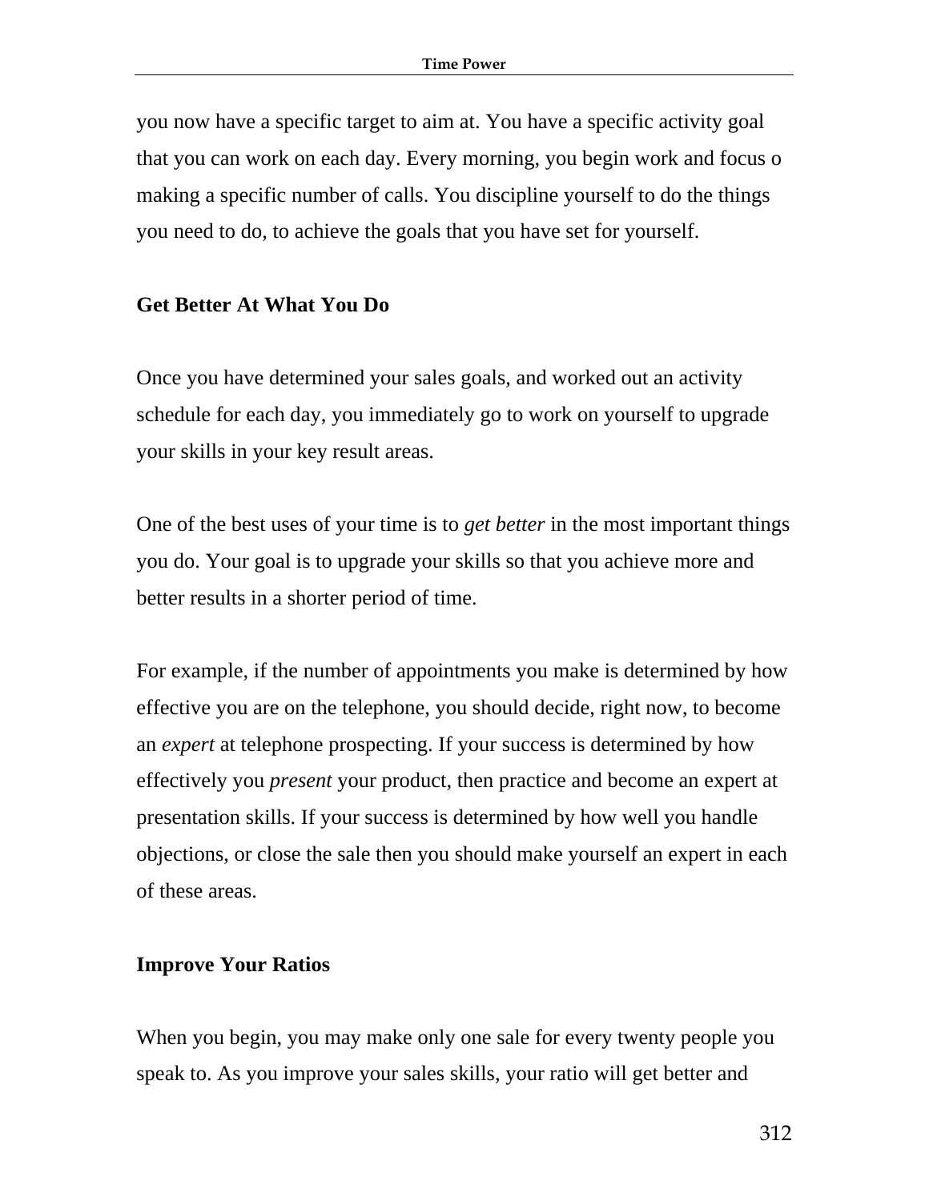you now have a specific target to aim at. You have a specific activity goal that you can work on each day. Every morning, you begin work and focus o making a specific number of calls. You discipline yourself to do the things you need to do, to achieve the goals that you have set for yourself.

**Get Better At What You Do**

Once you have determined your sales goals, and worked out an activity schedule for each day, you immediately go to work on yourself to upgrade your skills in your key result areas.

One of the best uses of your time is to *get better* in the most important things you do. Your goal is to upgrade your skills so that you achieve more and better results in a shorter period of time.

For example, if the number of appointments you make is determined by how effective you are on the telephone, you should decide, right now, to become an *expert* at telephone prospecting. If your success is determined by how effectively you *present* your product, then practice and become an expert at presentation skills. If your success is determined by how well you handle objections, or close the sale then you should make yourself an expert in each of these areas.

**Improve Your Ratios**

When you begin, you may make only one sale for every twenty people you speak to. As you improve your sales skills, your ratio will get better and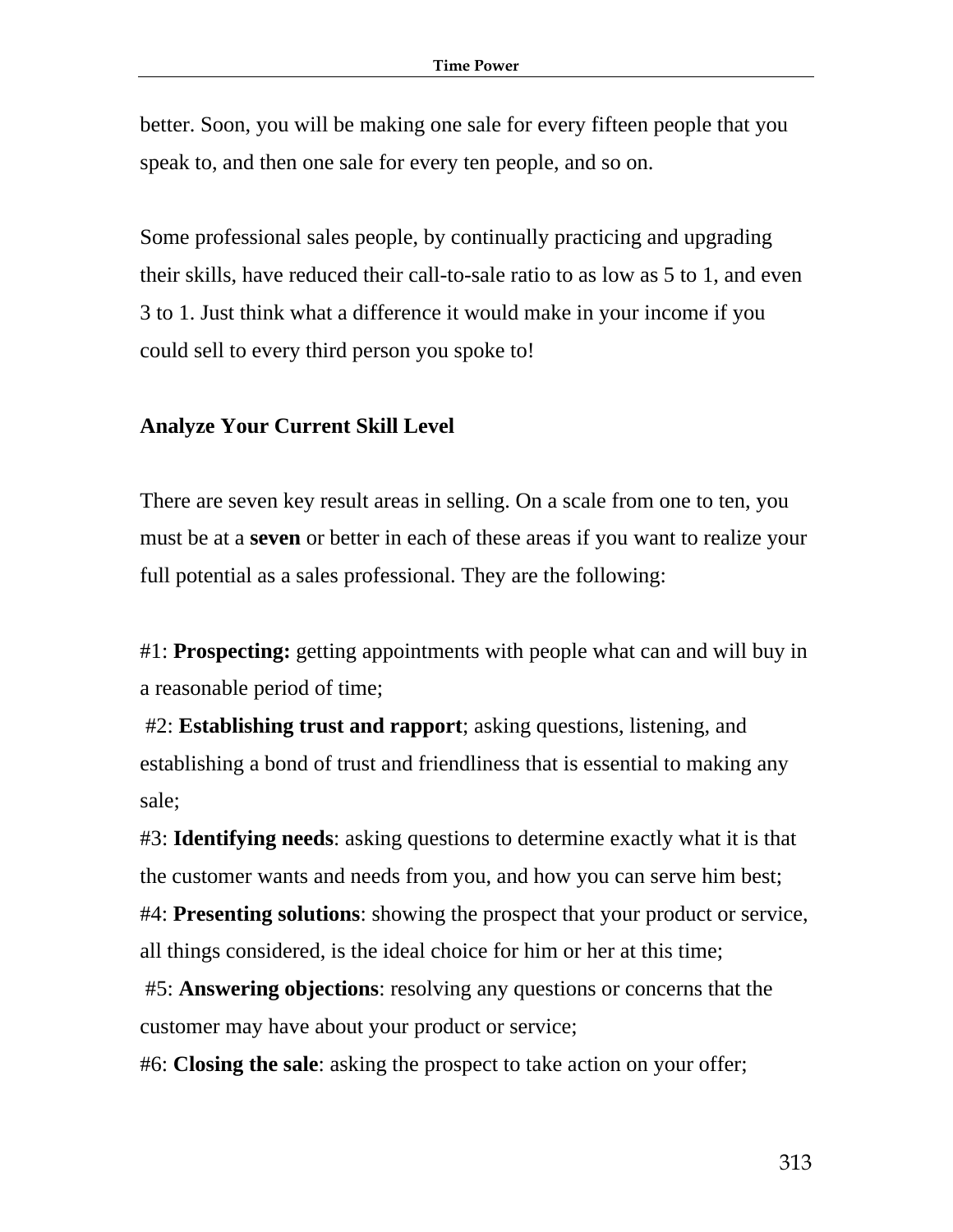better. Soon, you will be making one sale for every fifteen people that you speak to, and then one sale for every ten people, and so on.

Some professional sales people, by continually practicing and upgrading their skills, have reduced their call-to-sale ratio to as low as 5 to 1, and even 3 to 1. Just think what a difference it would make in your income if you could sell to every third person you spoke to!

## Analyze Your Current Skill Level

There are seven key result areas in selling. On a scale from one to ten, you must be at a **seven** or better in each of these areas if you want to realize your full potential as a sales professional. They are the following:

#1: **Prospecting:** getting appointments with people what can and will buy in a reasonable period of time;
#2: **Establishing trust and rapport**; asking questions, listening, and establishing a bond of trust and friendliness that is essential to making any sale;
#3: **Identifying needs**: asking questions to determine exactly what it is that the customer wants and needs from you, and how you can serve him best;
#4: **Presenting solutions**: showing the prospect that your product or service, all things considered, is the ideal choice for him or her at this time;
#5: **Answering objections**: resolving any questions or concerns that the customer may have about your product or service;
#6: **Closing the sale**: asking the prospect to take action on your offer;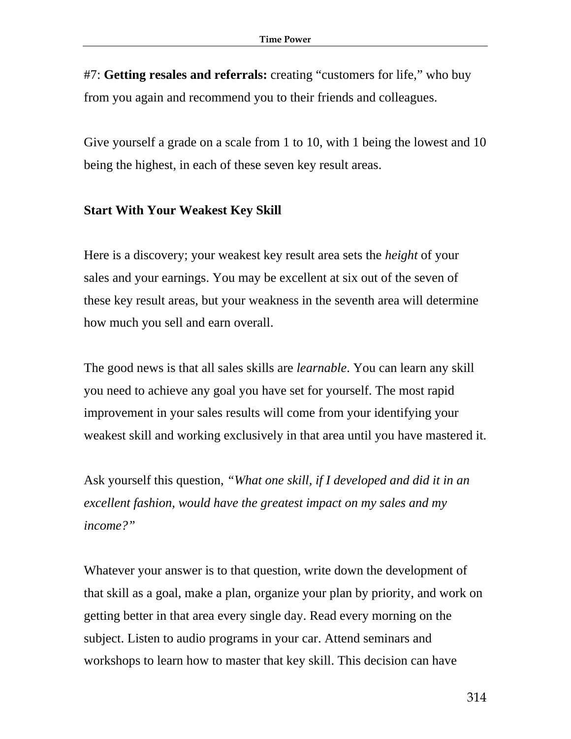#7: **Getting resales and referrals:** creating "customers for life," who buy from you again and recommend you to their friends and colleagues.

Give yourself a grade on a scale from 1 to 10, with 1 being the lowest and 10 being the highest, in each of these seven key result areas.

### Start With Your Weakest Key Skill

Here is a discovery; your weakest key result area sets the *height* of your sales and your earnings. You may be excellent at six out of the seven of these key result areas, but your weakness in the seventh area will determine how much you sell and earn overall.

The good news is that all sales skills are *learnable*. You can learn any skill you need to achieve any goal you have set for yourself. The most rapid improvement in your sales results will come from your identifying your weakest skill and working exclusively in that area until you have mastered it.

Ask yourself this question, *"What one skill, if I developed and did it in an excellent fashion, would have the greatest impact on my sales and my income?"*

Whatever your answer is to that question, write down the development of that skill as a goal, make a plan, organize your plan by priority, and work on getting better in that area every single day. Read every morning on the subject. Listen to audio programs in your car. Attend seminars and workshops to learn how to master that key skill. This decision can have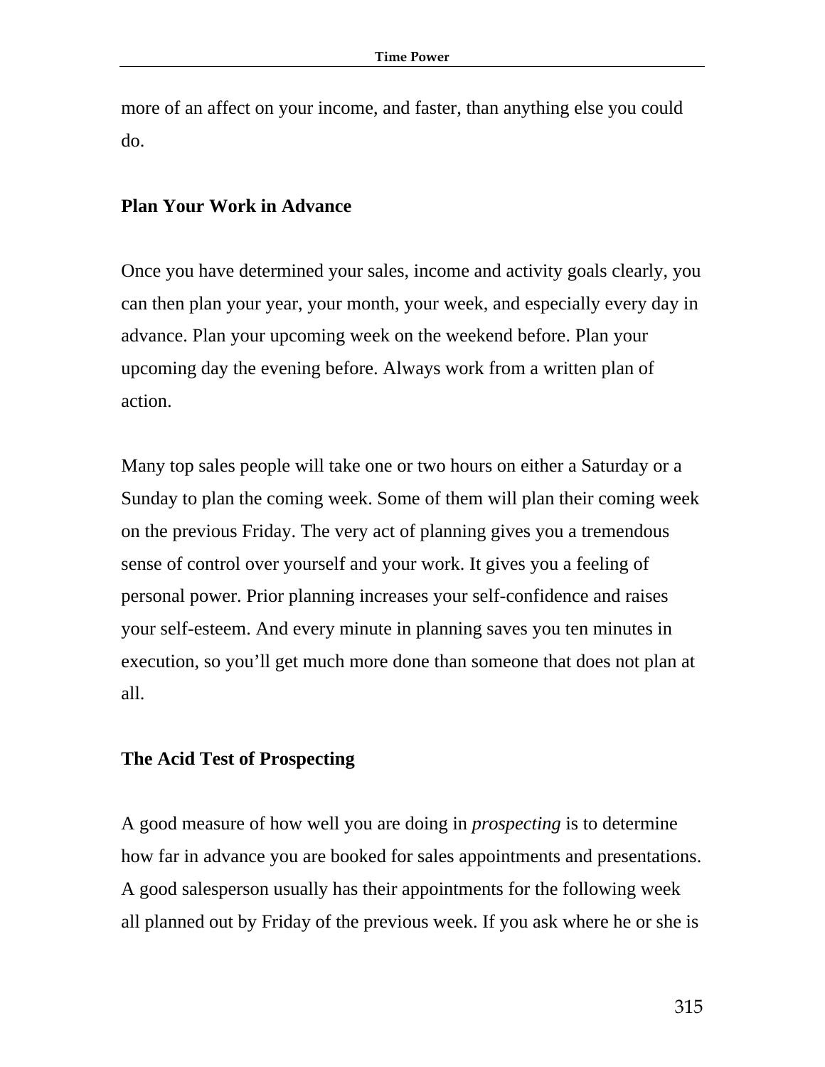more of an affect on your income, and faster, than anything else you could do.

## Plan Your Work in Advance

Once you have determined your sales, income and activity goals clearly, you can then plan your year, your month, your week, and especially every day in advance. Plan your upcoming week on the weekend before. Plan your upcoming day the evening before. Always work from a written plan of action.

Many top sales people will take one or two hours on either a Saturday or a Sunday to plan the coming week. Some of them will plan their coming week on the previous Friday. The very act of planning gives you a tremendous sense of control over yourself and your work. It gives you a feeling of personal power. Prior planning increases your self-confidence and raises your self-esteem. And every minute in planning saves you ten minutes in execution, so you'll get much more done than someone that does not plan at all.

## The Acid Test of Prospecting

A good measure of how well you are doing in *prospecting* is to determine how far in advance you are booked for sales appointments and presentations. A good salesperson usually has their appointments for the following week all planned out by Friday of the previous week. If you ask where he or she is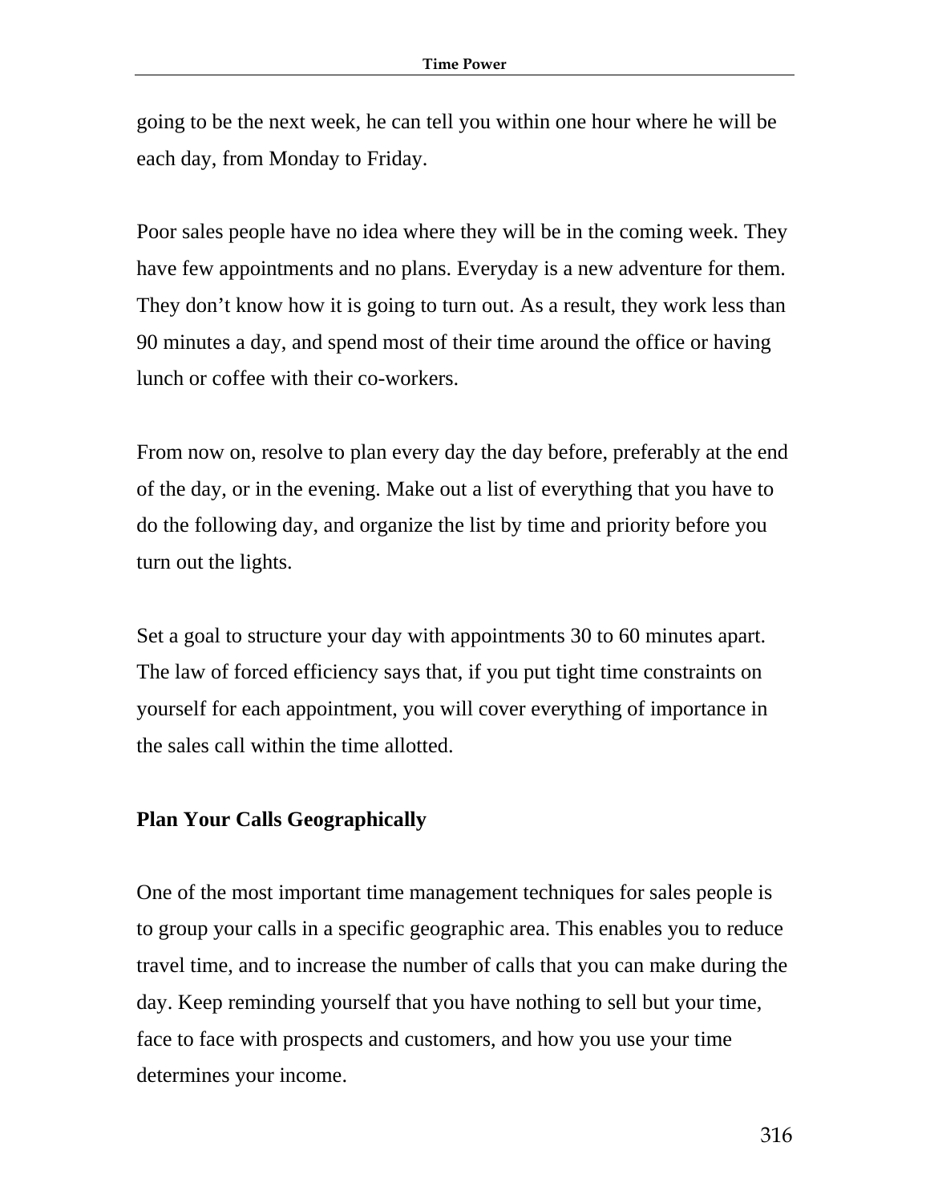going to be the next week, he can tell you within one hour where he will be each day, from Monday to Friday.

Poor sales people have no idea where they will be in the coming week. They have few appointments and no plans. Everyday is a new adventure for them. They don't know how it is going to turn out. As a result, they work less than 90 minutes a day, and spend most of their time around the office or having lunch or coffee with their co-workers.

From now on, resolve to plan every day the day before, preferably at the end of the day, or in the evening. Make out a list of everything that you have to do the following day, and organize the list by time and priority before you turn out the lights.

Set a goal to structure your day with appointments 30 to 60 minutes apart. The law of forced efficiency says that, if you put tight time constraints on yourself for each appointment, you will cover everything of importance in the sales call within the time allotted.

**Plan Your Calls Geographically**

One of the most important time management techniques for sales people is to group your calls in a specific geographic area. This enables you to reduce travel time, and to increase the number of calls that you can make during the day. Keep reminding yourself that you have nothing to sell but your time, face to face with prospects and customers, and how you use your time determines your income.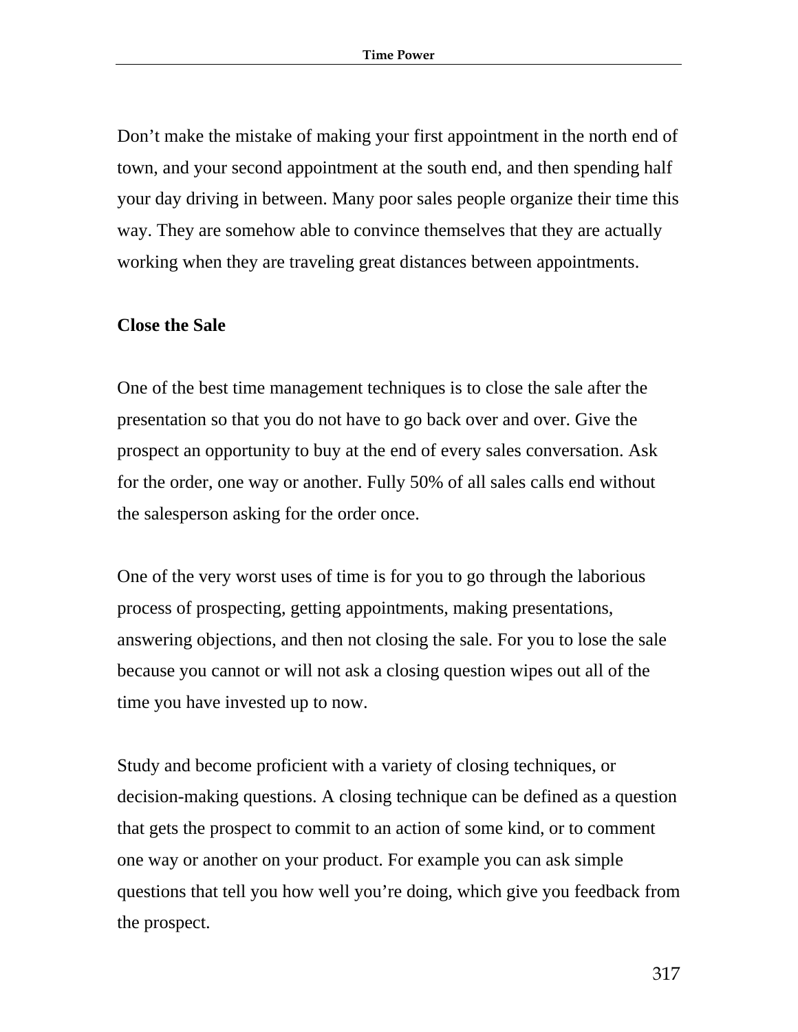Don’t make the mistake of making your first appointment in the north end of town, and your second appointment at the south end, and then spending half your day driving in between. Many poor sales people organize their time this way. They are somehow able to convince themselves that they are actually working when they are traveling great distances between appointments.

### Close the Sale

One of the best time management techniques is to close the sale after the presentation so that you do not have to go back over and over. Give the prospect an opportunity to buy at the end of every sales conversation. Ask for the order, one way or another. Fully 50% of all sales calls end without the salesperson asking for the order once.

One of the very worst uses of time is for you to go through the laborious process of prospecting, getting appointments, making presentations, answering objections, and then not closing the sale. For you to lose the sale because you cannot or will not ask a closing question wipes out all of the time you have invested up to now.

Study and become proficient with a variety of closing techniques, or decision-making questions. A closing technique can be defined as a question that gets the prospect to commit to an action of some kind, or to comment one way or another on your product. For example you can ask simple questions that tell you how well you’re doing, which give you feedback from the prospect.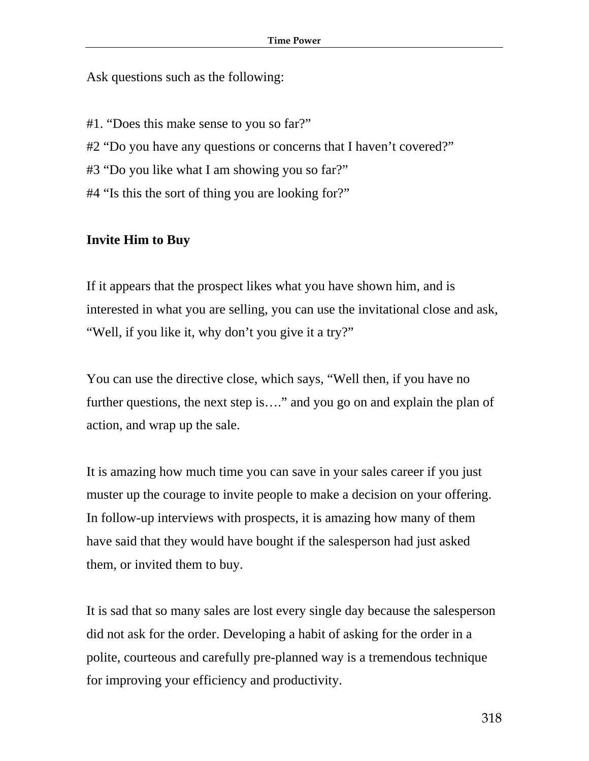Ask questions such as the following:

#1. “Does this make sense to you so far?”
#2 “Do you have any questions or concerns that I haven’t covered?”
#3 “Do you like what I am showing you so far?”
#4 “Is this the sort of thing you are looking for?”

**Invite Him to Buy**

If it appears that the prospect likes what you have shown him, and is interested in what you are selling, you can use the invitational close and ask, “Well, if you like it, why don’t you give it a try?”

You can use the directive close, which says, “Well then, if you have no further questions, the next step is….” and you go on and explain the plan of action, and wrap up the sale.

It is amazing how much time you can save in your sales career if you just muster up the courage to invite people to make a decision on your offering. In follow-up interviews with prospects, it is amazing how many of them have said that they would have bought if the salesperson had just asked them, or invited them to buy.

It is sad that so many sales are lost every single day because the salesperson did not ask for the order. Developing a habit of asking for the order in a polite, courteous and carefully pre-planned way is a tremendous technique for improving your efficiency and productivity.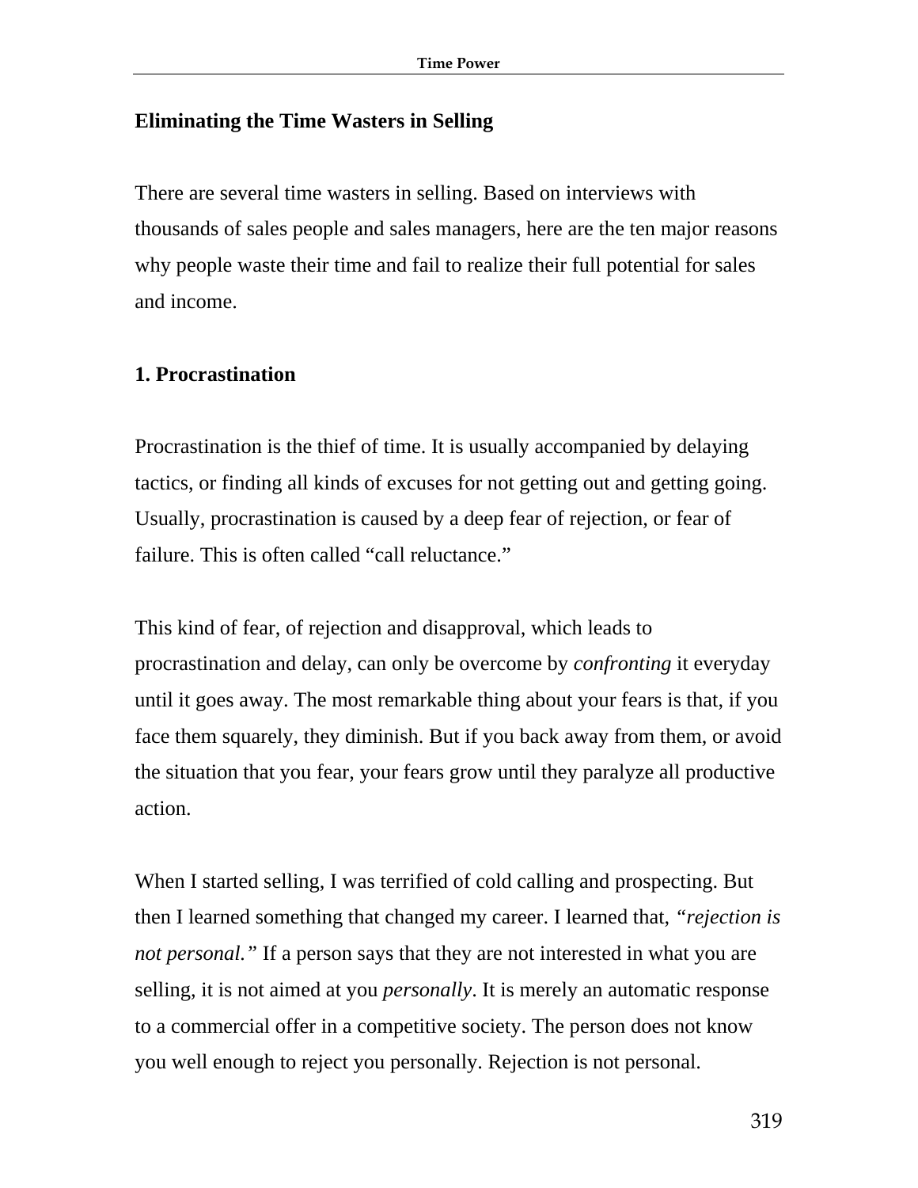## Eliminating the Time Wasters in Selling

There are several time wasters in selling. Based on interviews with thousands of sales people and sales managers, here are the ten major reasons why people waste their time and fail to realize their full potential for sales and income.

### 1. Procrastination

Procrastination is the thief of time. It is usually accompanied by delaying tactics, or finding all kinds of excuses for not getting out and getting going. Usually, procrastination is caused by a deep fear of rejection, or fear of failure. This is often called "call reluctance."

This kind of fear, of rejection and disapproval, which leads to procrastination and delay, can only be overcome by *confronting* it everyday until it goes away. The most remarkable thing about your fears is that, if you face them squarely, they diminish. But if you back away from them, or avoid the situation that you fear, your fears grow until they paralyze all productive action.

When I started selling, I was terrified of cold calling and prospecting. But then I learned something that changed my career. I learned that, *"rejection is not personal."* If a person says that they are not interested in what you are selling, it is not aimed at you *personally*. It is merely an automatic response to a commercial offer in a competitive society. The person does not know you well enough to reject you personally. Rejection is not personal.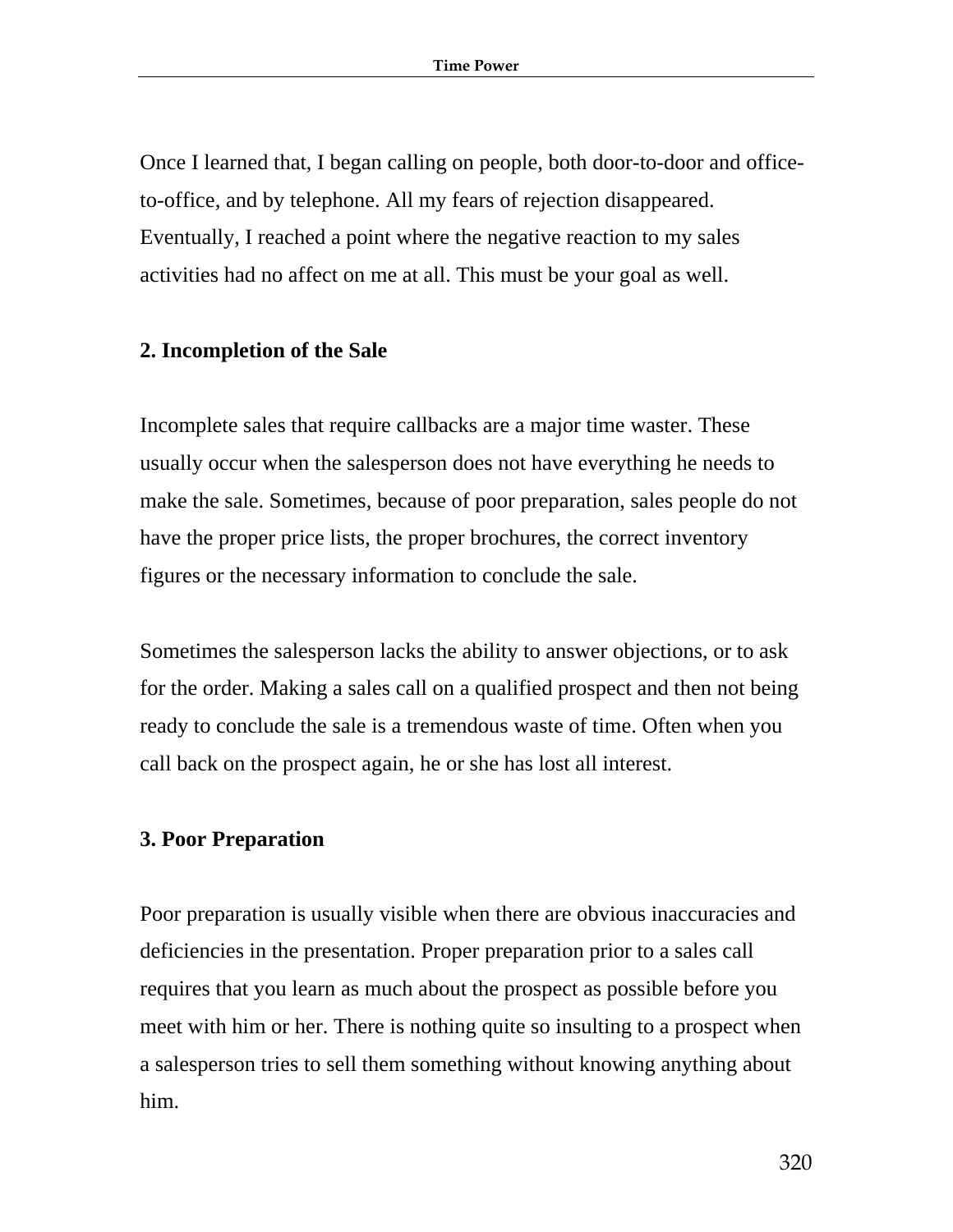Once I learned that, I began calling on people, both door-to-door and office-to-office, and by telephone. All my fears of rejection disappeared. Eventually, I reached a point where the negative reaction to my sales activities had no affect on me at all. This must be your goal as well.

**2. Incompletion of the Sale**

Incomplete sales that require callbacks are a major time waster. These usually occur when the salesperson does not have everything he needs to make the sale. Sometimes, because of poor preparation, sales people do not have the proper price lists, the proper brochures, the correct inventory figures or the necessary information to conclude the sale.

Sometimes the salesperson lacks the ability to answer objections, or to ask for the order. Making a sales call on a qualified prospect and then not being ready to conclude the sale is a tremendous waste of time. Often when you call back on the prospect again, he or she has lost all interest.

**3. Poor Preparation**

Poor preparation is usually visible when there are obvious inaccuracies and deficiencies in the presentation. Proper preparation prior to a sales call requires that you learn as much about the prospect as possible before you meet with him or her. There is nothing quite so insulting to a prospect when a salesperson tries to sell them something without knowing anything about him.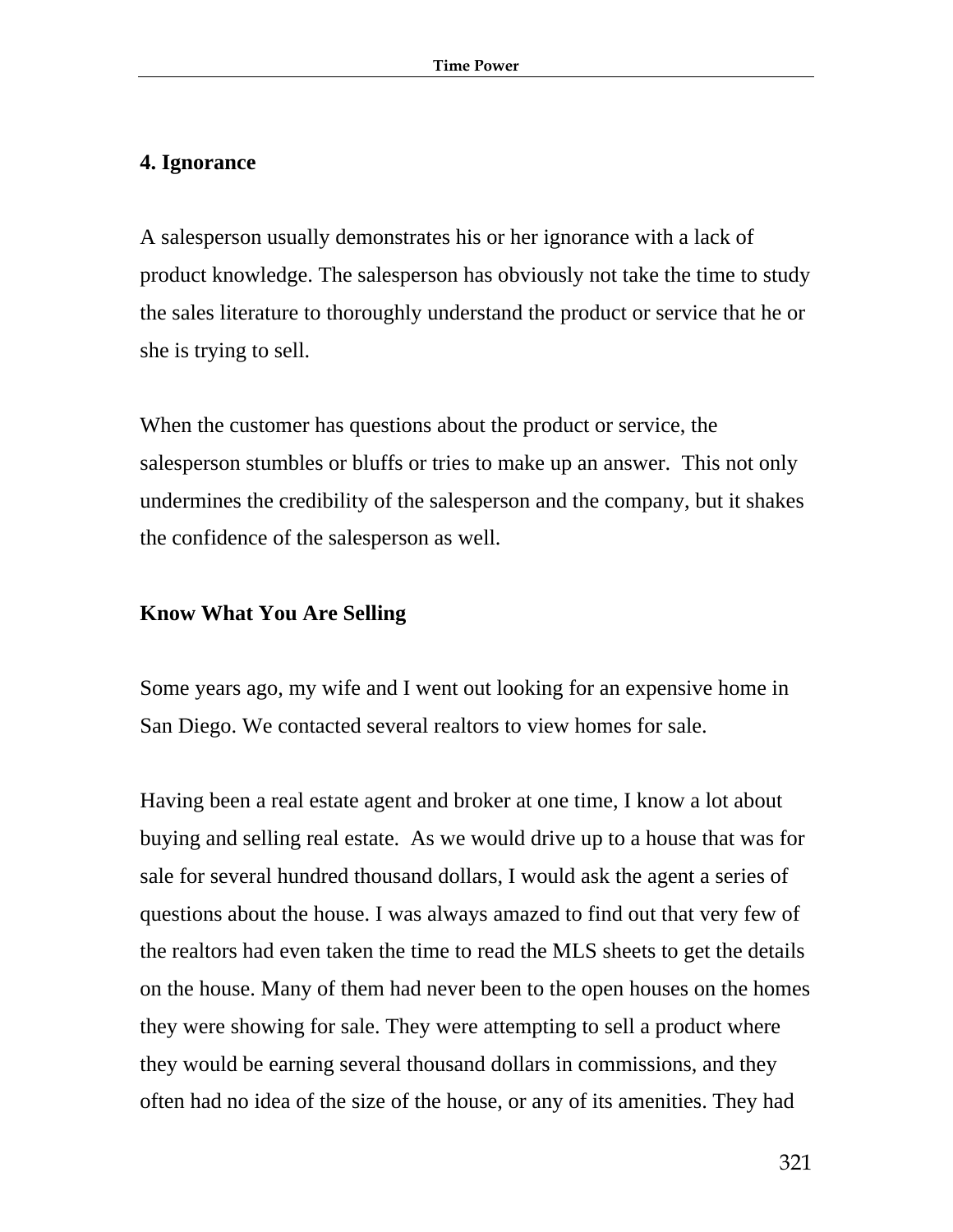## 4. Ignorance

A salesperson usually demonstrates his or her ignorance with a lack of product knowledge. The salesperson has obviously not take the time to study the sales literature to thoroughly understand the product or service that he or she is trying to sell.

When the customer has questions about the product or service, the salesperson stumbles or bluffs or tries to make up an answer. This not only undermines the credibility of the salesperson and the company, but it shakes the confidence of the salesperson as well.

## Know What You Are Selling

Some years ago, my wife and I went out looking for an expensive home in San Diego. We contacted several realtors to view homes for sale.

Having been a real estate agent and broker at one time, I know a lot about buying and selling real estate. As we would drive up to a house that was for sale for several hundred thousand dollars, I would ask the agent a series of questions about the house. I was always amazed to find out that very few of the realtors had even taken the time to read the MLS sheets to get the details on the house. Many of them had never been to the open houses on the homes they were showing for sale. They were attempting to sell a product where they would be earning several thousand dollars in commissions, and they often had no idea of the size of the house, or any of its amenities. They had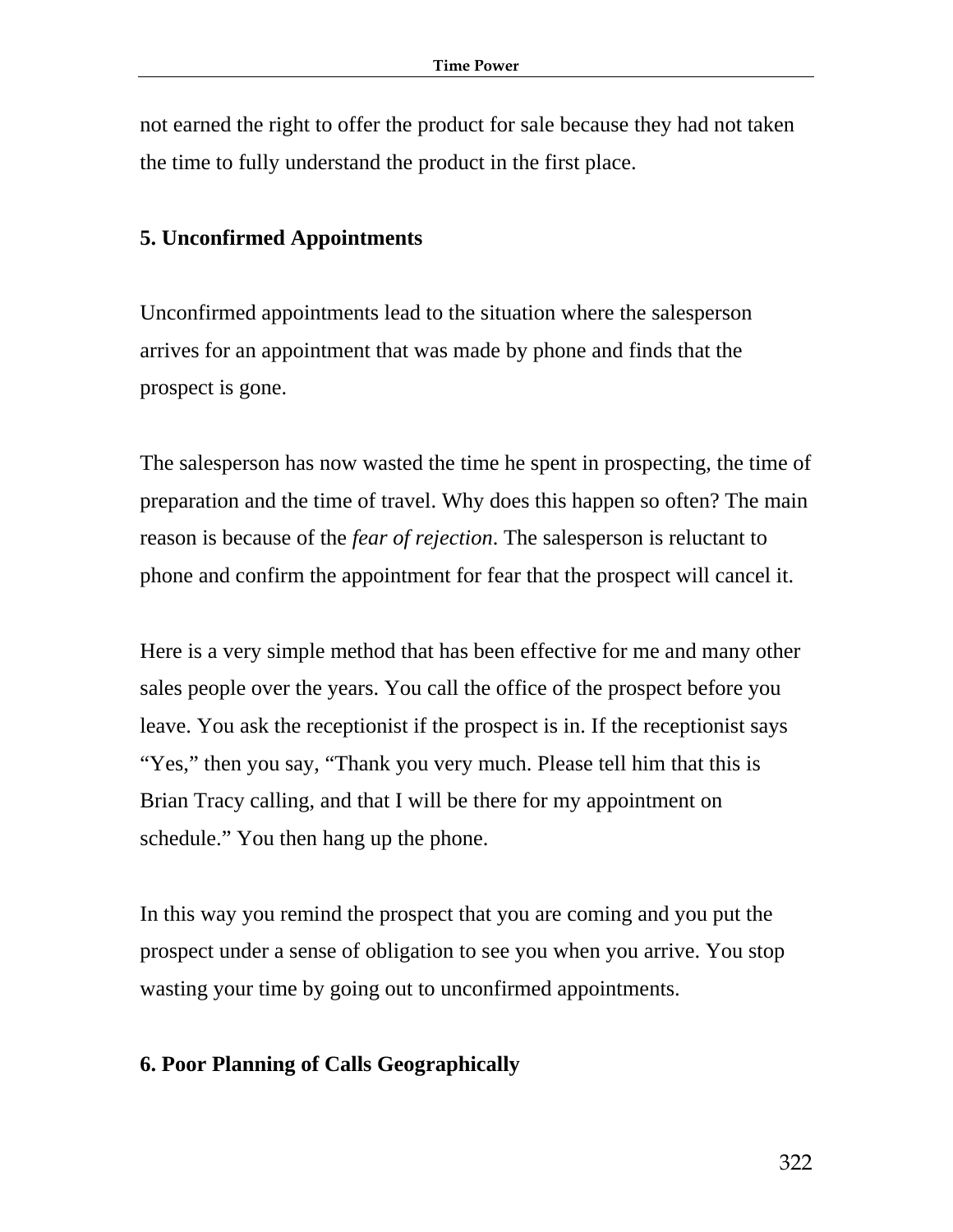not earned the right to offer the product for sale because they had not taken the time to fully understand the product in the first place.

### 5. Unconfirmed Appointments

Unconfirmed appointments lead to the situation where the salesperson arrives for an appointment that was made by phone and finds that the prospect is gone.

The salesperson has now wasted the time he spent in prospecting, the time of preparation and the time of travel. Why does this happen so often? The main reason is because of the *fear of rejection*. The salesperson is reluctant to phone and confirm the appointment for fear that the prospect will cancel it.

Here is a very simple method that has been effective for me and many other sales people over the years. You call the office of the prospect before you leave. You ask the receptionist if the prospect is in. If the receptionist says "Yes," then you say, "Thank you very much. Please tell him that this is Brian Tracy calling, and that I will be there for my appointment on schedule." You then hang up the phone.

In this way you remind the prospect that you are coming and you put the prospect under a sense of obligation to see you when you arrive. You stop wasting your time by going out to unconfirmed appointments.

### 6. Poor Planning of Calls Geographically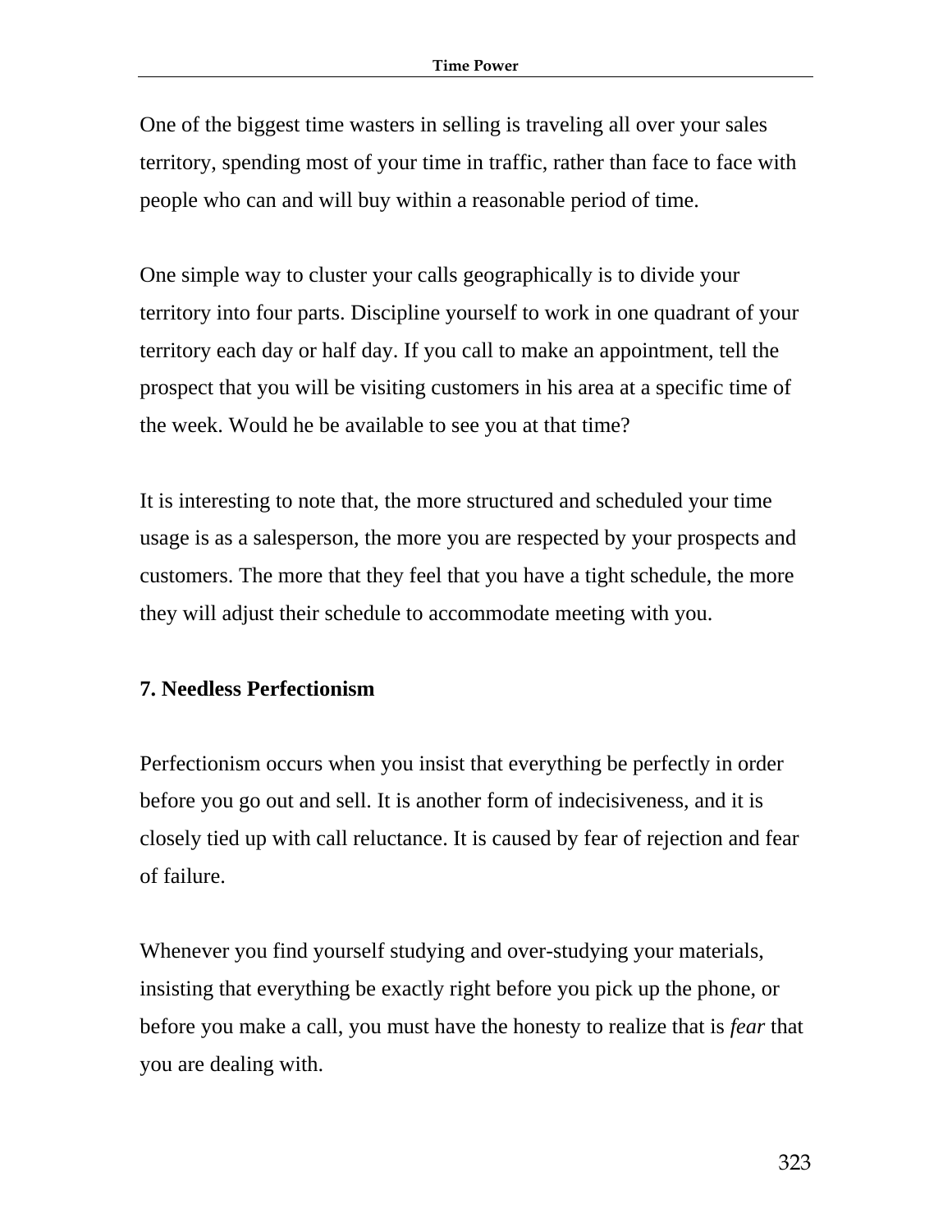One of the biggest time wasters in selling is traveling all over your sales territory, spending most of your time in traffic, rather than face to face with people who can and will buy within a reasonable period of time.

One simple way to cluster your calls geographically is to divide your territory into four parts. Discipline yourself to work in one quadrant of your territory each day or half day. If you call to make an appointment, tell the prospect that you will be visiting customers in his area at a specific time of the week. Would he be available to see you at that time?

It is interesting to note that, the more structured and scheduled your time usage is as a salesperson, the more you are respected by your prospects and customers. The more that they feel that you have a tight schedule, the more they will adjust their schedule to accommodate meeting with you.

### 7. Needless Perfectionism

Perfectionism occurs when you insist that everything be perfectly in order before you go out and sell. It is another form of indecisiveness, and it is closely tied up with call reluctance. It is caused by fear of rejection and fear of failure.

Whenever you find yourself studying and over-studying your materials, insisting that everything be exactly right before you pick up the phone, or before you make a call, you must have the honesty to realize that is *fear* that you are dealing with.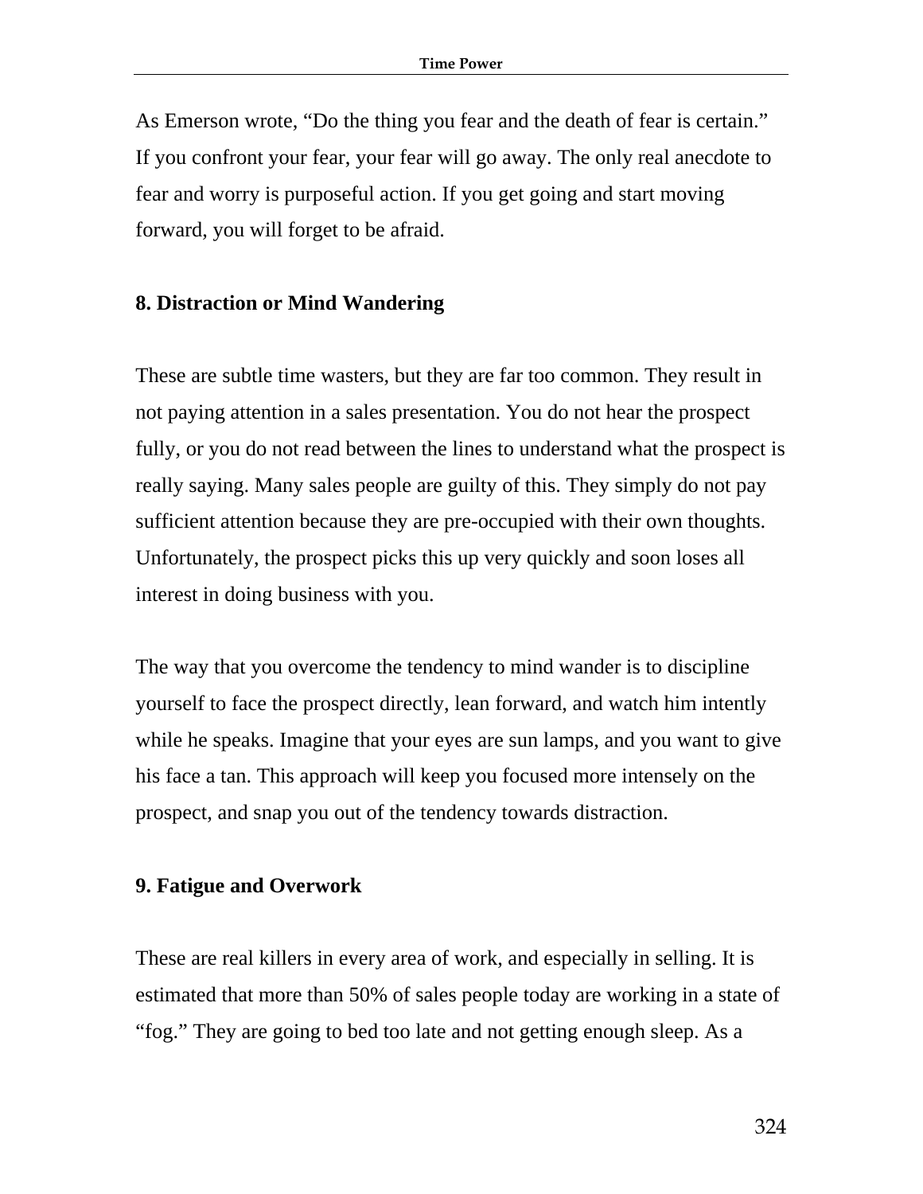As Emerson wrote, “Do the thing you fear and the death of fear is certain.” If you confront your fear, your fear will go away. The only real anecdote to fear and worry is purposeful action. If you get going and start moving forward, you will forget to be afraid.

**8. Distraction or Mind Wandering**

These are subtle time wasters, but they are far too common. They result in not paying attention in a sales presentation. You do not hear the prospect fully, or you do not read between the lines to understand what the prospect is really saying. Many sales people are guilty of this. They simply do not pay sufficient attention because they are pre-occupied with their own thoughts. Unfortunately, the prospect picks this up very quickly and soon loses all interest in doing business with you.

The way that you overcome the tendency to mind wander is to discipline yourself to face the prospect directly, lean forward, and watch him intently while he speaks. Imagine that your eyes are sun lamps, and you want to give his face a tan. This approach will keep you focused more intensely on the prospect, and snap you out of the tendency towards distraction.

**9. Fatigue and Overwork**

These are real killers in every area of work, and especially in selling. It is estimated that more than 50% of sales people today are working in a state of “fog.” They are going to bed too late and not getting enough sleep. As a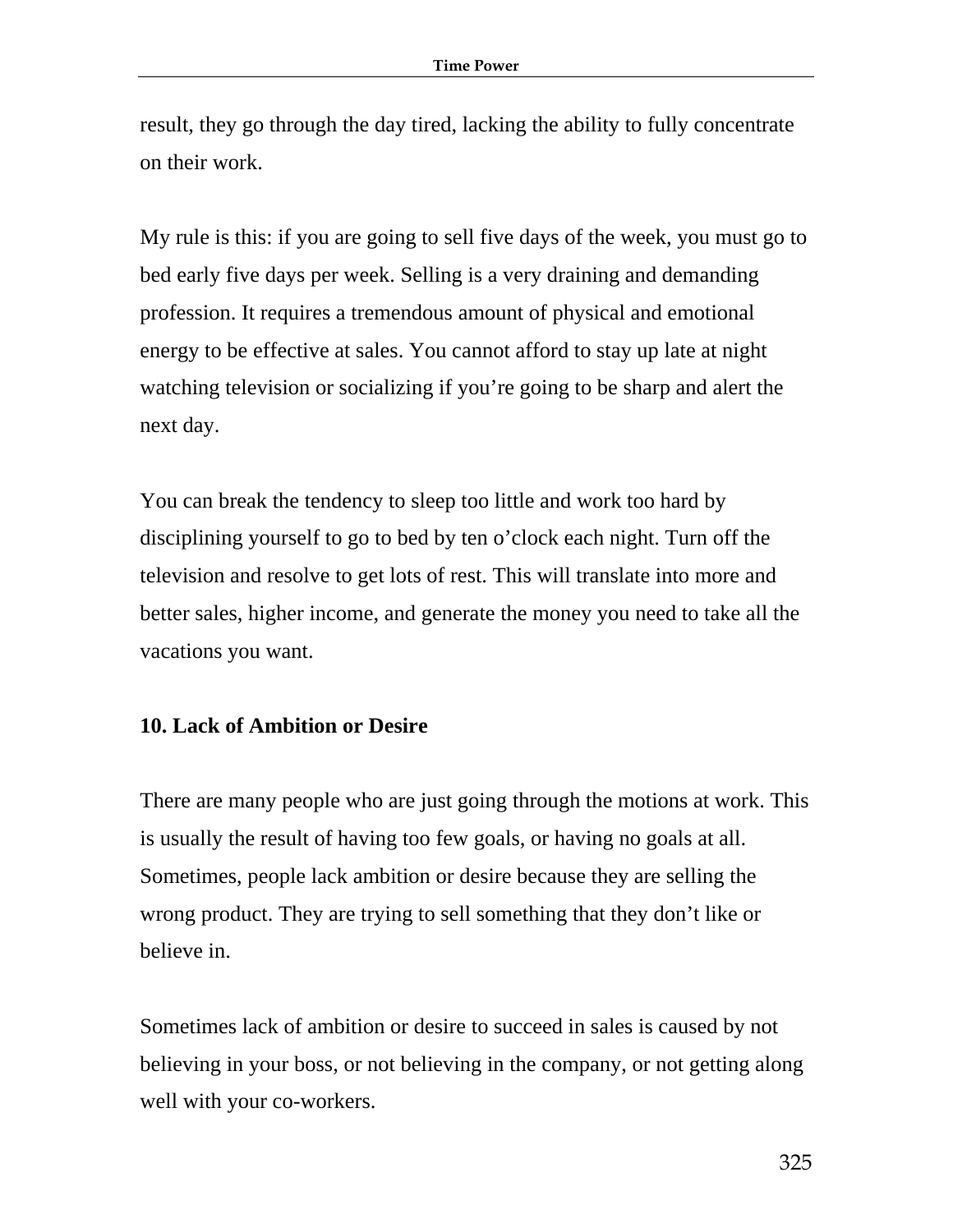result, they go through the day tired, lacking the ability to fully concentrate on their work.

My rule is this: if you are going to sell five days of the week, you must go to bed early five days per week. Selling is a very draining and demanding profession. It requires a tremendous amount of physical and emotional energy to be effective at sales. You cannot afford to stay up late at night watching television or socializing if you're going to be sharp and alert the next day.

You can break the tendency to sleep too little and work too hard by disciplining yourself to go to bed by ten o'clock each night. Turn off the television and resolve to get lots of rest. This will translate into more and better sales, higher income, and generate the money you need to take all the vacations you want.

**10. Lack of Ambition or Desire**

There are many people who are just going through the motions at work. This is usually the result of having too few goals, or having no goals at all. Sometimes, people lack ambition or desire because they are selling the wrong product. They are trying to sell something that they don't like or believe in.

Sometimes lack of ambition or desire to succeed in sales is caused by not believing in your boss, or not believing in the company, or not getting along well with your co-workers.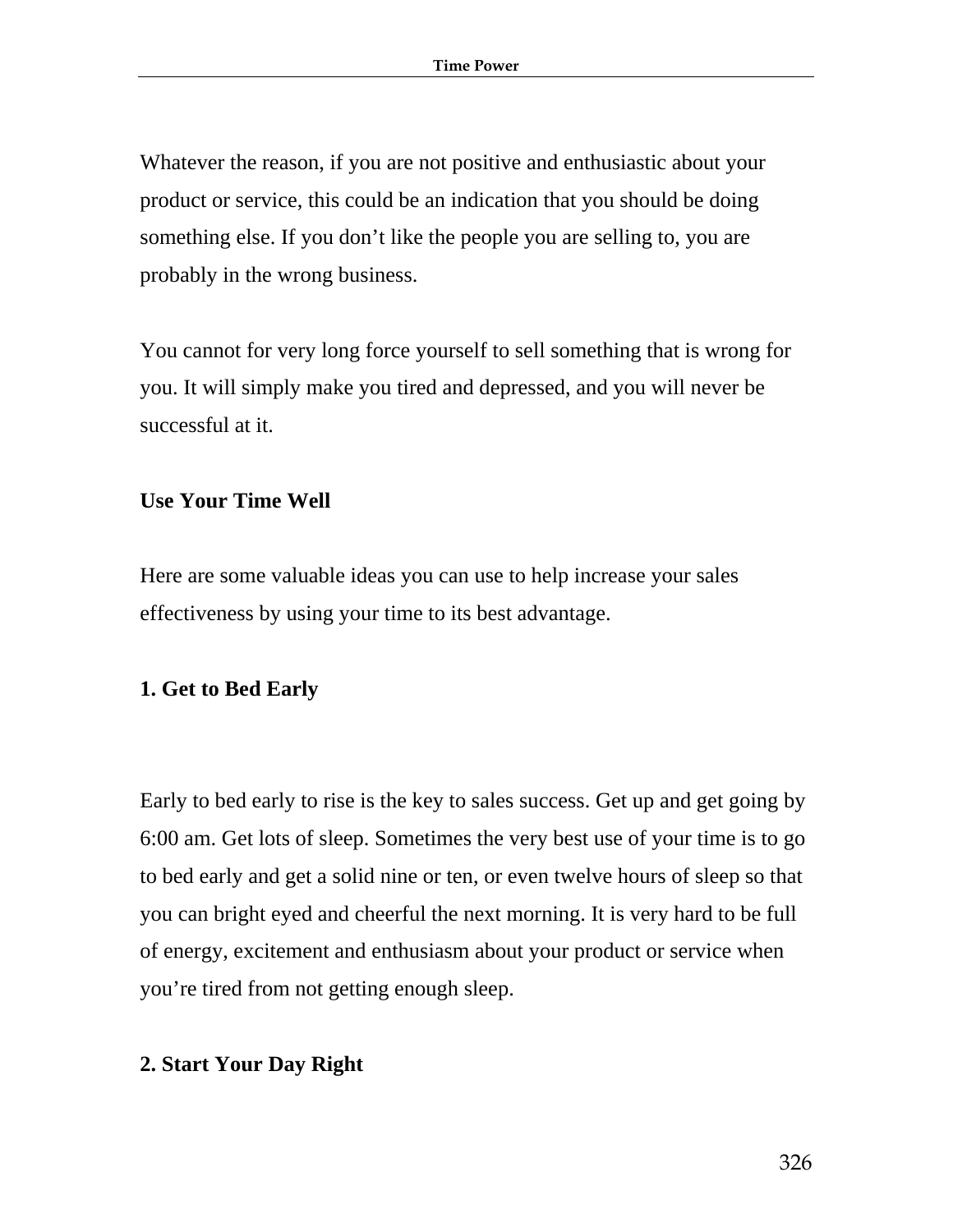Whatever the reason, if you are not positive and enthusiastic about your product or service, this could be an indication that you should be doing something else. If you don't like the people you are selling to, you are probably in the wrong business.

You cannot for very long force yourself to sell something that is wrong for you. It will simply make you tired and depressed, and you will never be successful at it.

**Use Your Time Well**

Here are some valuable ideas you can use to help increase your sales effectiveness by using your time to its best advantage.

**1. Get to Bed Early**

Early to bed early to rise is the key to sales success. Get up and get going by 6:00 am. Get lots of sleep. Sometimes the very best use of your time is to go to bed early and get a solid nine or ten, or even twelve hours of sleep so that you can bright eyed and cheerful the next morning. It is very hard to be full of energy, excitement and enthusiasm about your product or service when you're tired from not getting enough sleep.

**2. Start Your Day Right**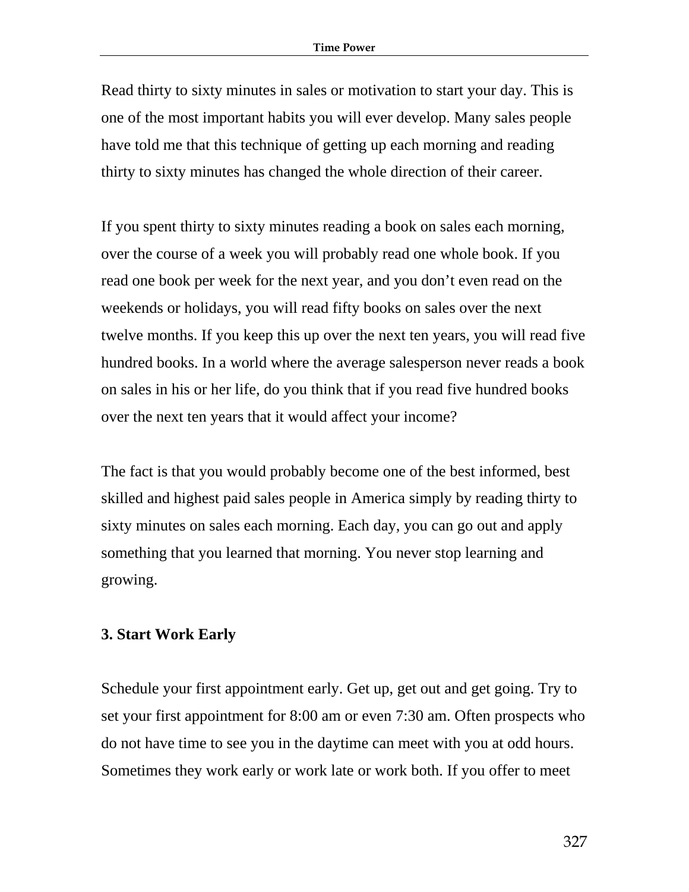Read thirty to sixty minutes in sales or motivation to start your day. This is one of the most important habits you will ever develop. Many sales people have told me that this technique of getting up each morning and reading thirty to sixty minutes has changed the whole direction of their career.

If you spent thirty to sixty minutes reading a book on sales each morning, over the course of a week you will probably read one whole book. If you read one book per week for the next year, and you don't even read on the weekends or holidays, you will read fifty books on sales over the next twelve months. If you keep this up over the next ten years, you will read five hundred books. In a world where the average salesperson never reads a book on sales in his or her life, do you think that if you read five hundred books over the next ten years that it would affect your income?

The fact is that you would probably become one of the best informed, best skilled and highest paid sales people in America simply by reading thirty to sixty minutes on sales each morning. Each day, you can go out and apply something that you learned that morning. You never stop learning and growing.

### 3. Start Work Early

Schedule your first appointment early. Get up, get out and get going. Try to set your first appointment for 8:00 am or even 7:30 am. Often prospects who do not have time to see you in the daytime can meet with you at odd hours. Sometimes they work early or work late or work both. If you offer to meet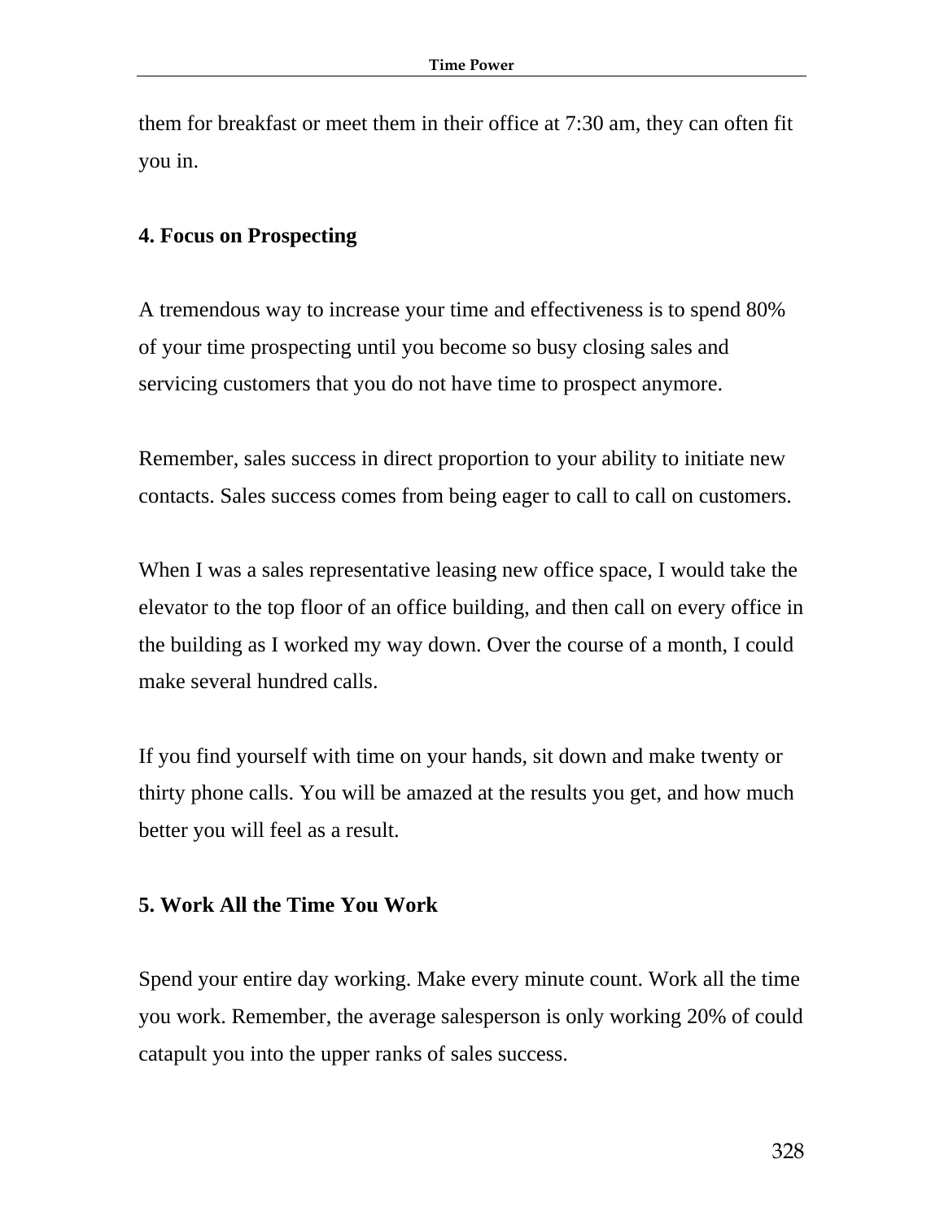them for breakfast or meet them in their office at 7:30 am, they can often fit you in.

**4. Focus on Prospecting**

A tremendous way to increase your time and effectiveness is to spend 80% of your time prospecting until you become so busy closing sales and servicing customers that you do not have time to prospect anymore.

Remember, sales success in direct proportion to your ability to initiate new contacts. Sales success comes from being eager to call to call on customers.

When I was a sales representative leasing new office space, I would take the elevator to the top floor of an office building, and then call on every office in the building as I worked my way down. Over the course of a month, I could make several hundred calls.

If you find yourself with time on your hands, sit down and make twenty or thirty phone calls. You will be amazed at the results you get, and how much better you will feel as a result.

**5. Work All the Time You Work**

Spend your entire day working. Make every minute count. Work all the time you work. Remember, the average salesperson is only working 20% of could catapult you into the upper ranks of sales success.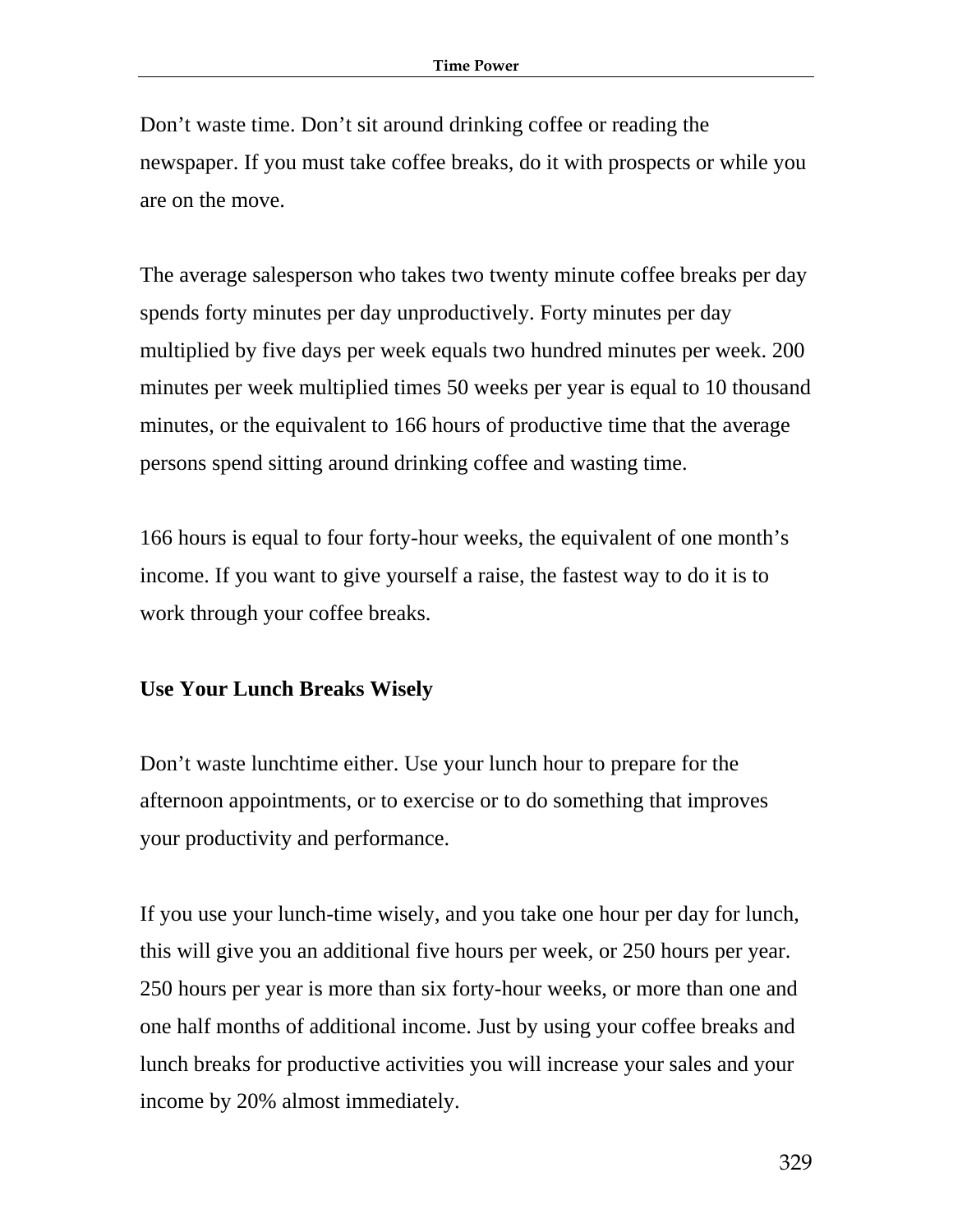Don't waste time. Don't sit around drinking coffee or reading the newspaper. If you must take coffee breaks, do it with prospects or while you are on the move.

The average salesperson who takes two twenty minute coffee breaks per day spends forty minutes per day unproductively. Forty minutes per day multiplied by five days per week equals two hundred minutes per week. 200 minutes per week multiplied times 50 weeks per year is equal to 10 thousand minutes, or the equivalent to 166 hours of productive time that the average persons spend sitting around drinking coffee and wasting time.

166 hours is equal to four forty-hour weeks, the equivalent of one month's income. If you want to give yourself a raise, the fastest way to do it is to work through your coffee breaks.

**Use Your Lunch Breaks Wisely**

Don't waste lunchtime either. Use your lunch hour to prepare for the afternoon appointments, or to exercise or to do something that improves your productivity and performance.

If you use your lunch-time wisely, and you take one hour per day for lunch, this will give you an additional five hours per week, or 250 hours per year. 250 hours per year is more than six forty-hour weeks, or more than one and one half months of additional income. Just by using your coffee breaks and lunch breaks for productive activities you will increase your sales and your income by 20% almost immediately.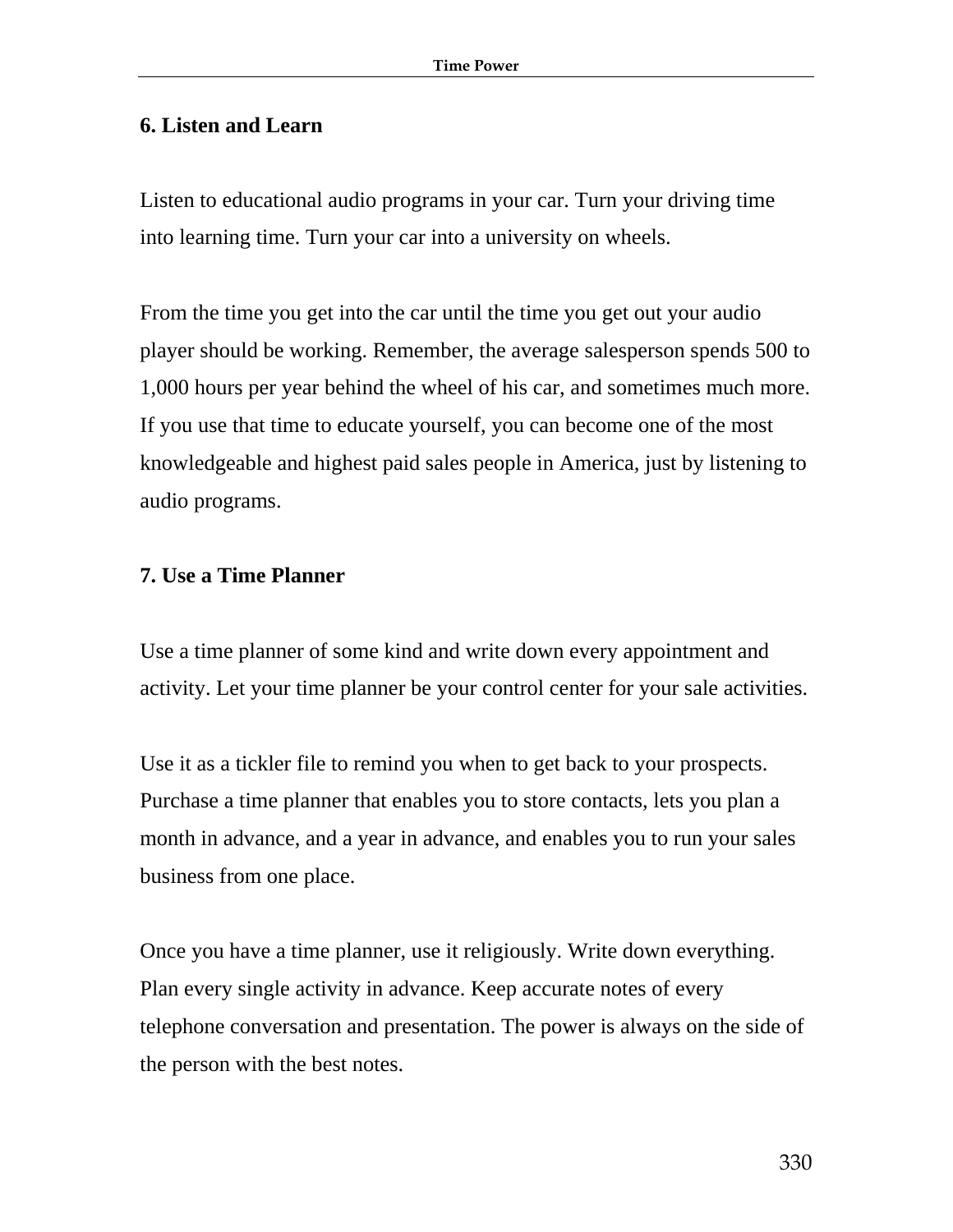### 6. Listen and Learn

Listen to educational audio programs in your car. Turn your driving time into learning time. Turn your car into a university on wheels.

From the time you get into the car until the time you get out your audio player should be working. Remember, the average salesperson spends 500 to 1,000 hours per year behind the wheel of his car, and sometimes much more. If you use that time to educate yourself, you can become one of the most knowledgeable and highest paid sales people in America, just by listening to audio programs.

### 7. Use a Time Planner

Use a time planner of some kind and write down every appointment and activity. Let your time planner be your control center for your sale activities.

Use it as a tickler file to remind you when to get back to your prospects. Purchase a time planner that enables you to store contacts, lets you plan a month in advance, and a year in advance, and enables you to run your sales business from one place.

Once you have a time planner, use it religiously. Write down everything. Plan every single activity in advance. Keep accurate notes of every telephone conversation and presentation. The power is always on the side of the person with the best notes.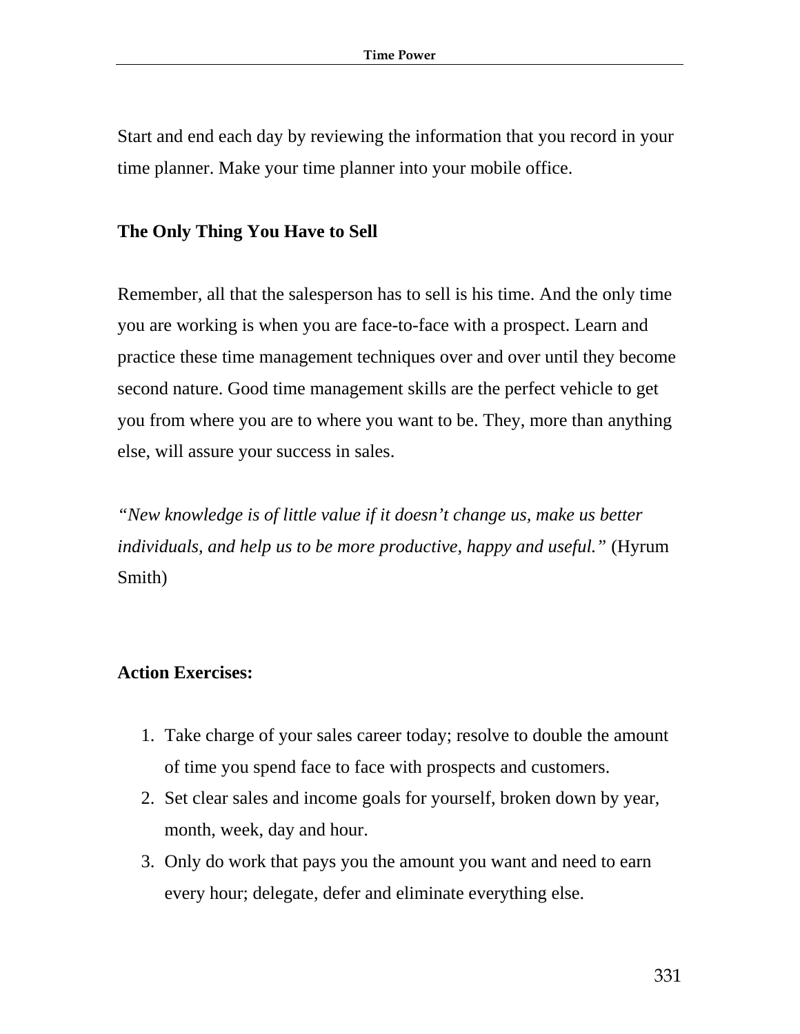Start and end each day by reviewing the information that you record in your time planner. Make your time planner into your mobile office.

## The Only Thing You Have to Sell

Remember, all that the salesperson has to sell is his time. And the only time you are working is when you are face-to-face with a prospect. Learn and practice these time management techniques over and over until they become second nature. Good time management skills are the perfect vehicle to get you from where you are to where you want to be. They, more than anything else, will assure your success in sales.

*"New knowledge is of little value if it doesn't change us, make us better individuals, and help us to be more productive, happy and useful."* (Hyrum Smith)

## Action Exercises:

1. Take charge of your sales career today; resolve to double the amount of time you spend face to face with prospects and customers.
2. Set clear sales and income goals for yourself, broken down by year, month, week, day and hour.
3. Only do work that pays you the amount you want and need to earn every hour; delegate, defer and eliminate everything else.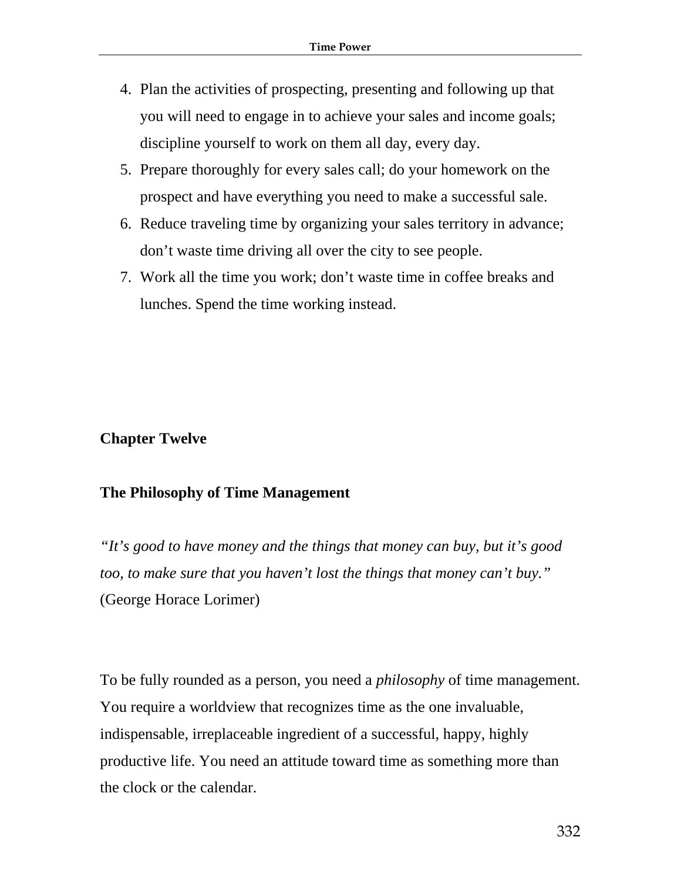4. Plan the activities of prospecting, presenting and following up that you will need to engage in to achieve your sales and income goals; discipline yourself to work on them all day, every day.
5. Prepare thoroughly for every sales call; do your homework on the prospect and have everything you need to make a successful sale.
6. Reduce traveling time by organizing your sales territory in advance; don't waste time driving all over the city to see people.
7. Work all the time you work; don't waste time in coffee breaks and lunches. Spend the time working instead.

## Chapter Twelve

## The Philosophy of Time Management

*"It's good to have money and the things that money can buy, but it's good too, to make sure that you haven't lost the things that money can't buy."* (George Horace Lorimer)

To be fully rounded as a person, you need a *philosophy* of time management. You require a worldview that recognizes time as the one invaluable, indispensable, irreplaceable ingredient of a successful, happy, highly productive life. You need an attitude toward time as something more than the clock or the calendar.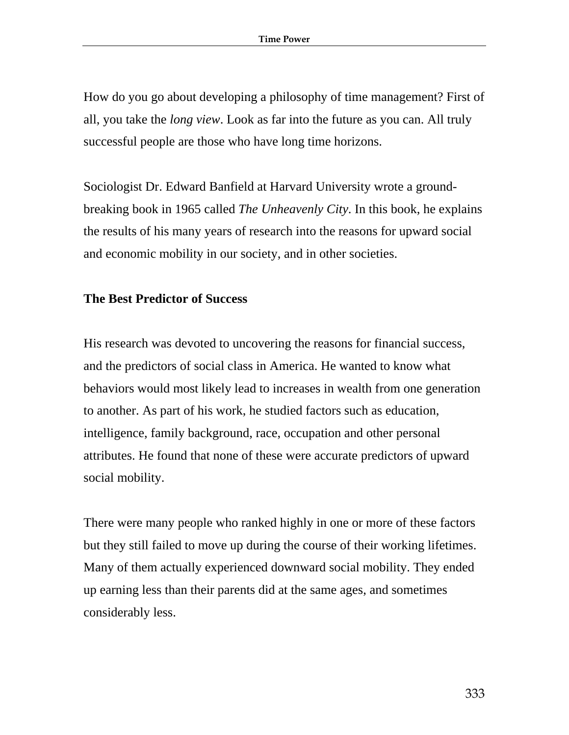How do you go about developing a philosophy of time management? First of all, you take the *long view*. Look as far into the future as you can. All truly successful people are those who have long time horizons.

Sociologist Dr. Edward Banfield at Harvard University wrote a ground-breaking book in 1965 called *The Unheavenly City*. In this book, he explains the results of his many years of research into the reasons for upward social and economic mobility in our society, and in other societies.

**The Best Predictor of Success**

His research was devoted to uncovering the reasons for financial success, and the predictors of social class in America. He wanted to know what behaviors would most likely lead to increases in wealth from one generation to another. As part of his work, he studied factors such as education, intelligence, family background, race, occupation and other personal attributes. He found that none of these were accurate predictors of upward social mobility.

There were many people who ranked highly in one or more of these factors but they still failed to move up during the course of their working lifetimes. Many of them actually experienced downward social mobility. They ended up earning less than their parents did at the same ages, and sometimes considerably less.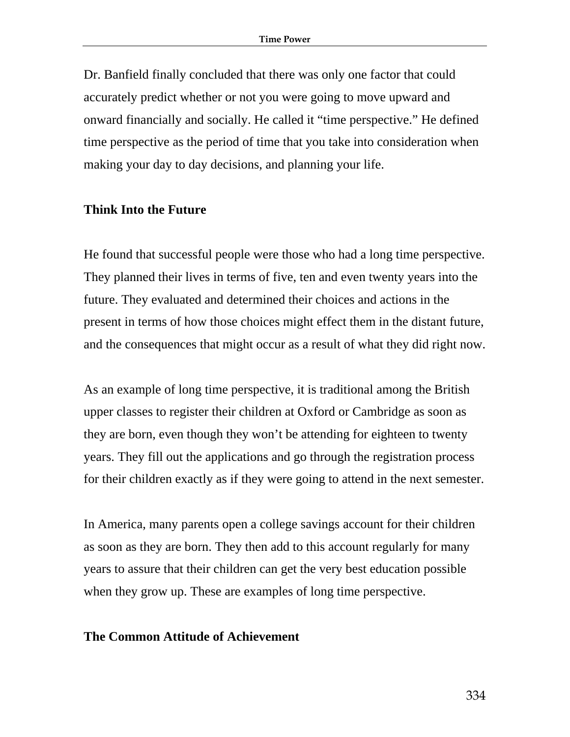Dr. Banfield finally concluded that there was only one factor that could accurately predict whether or not you were going to move upward and onward financially and socially. He called it “time perspective.” He defined time perspective as the period of time that you take into consideration when making your day to day decisions, and planning your life.

**Think Into the Future**

He found that successful people were those who had a long time perspective. They planned their lives in terms of five, ten and even twenty years into the future. They evaluated and determined their choices and actions in the present in terms of how those choices might effect them in the distant future, and the consequences that might occur as a result of what they did right now.

As an example of long time perspective, it is traditional among the British upper classes to register their children at Oxford or Cambridge as soon as they are born, even though they won’t be attending for eighteen to twenty years. They fill out the applications and go through the registration process for their children exactly as if they were going to attend in the next semester.

In America, many parents open a college savings account for their children as soon as they are born. They then add to this account regularly for many years to assure that their children can get the very best education possible when they grow up. These are examples of long time perspective.

**The Common Attitude of Achievement**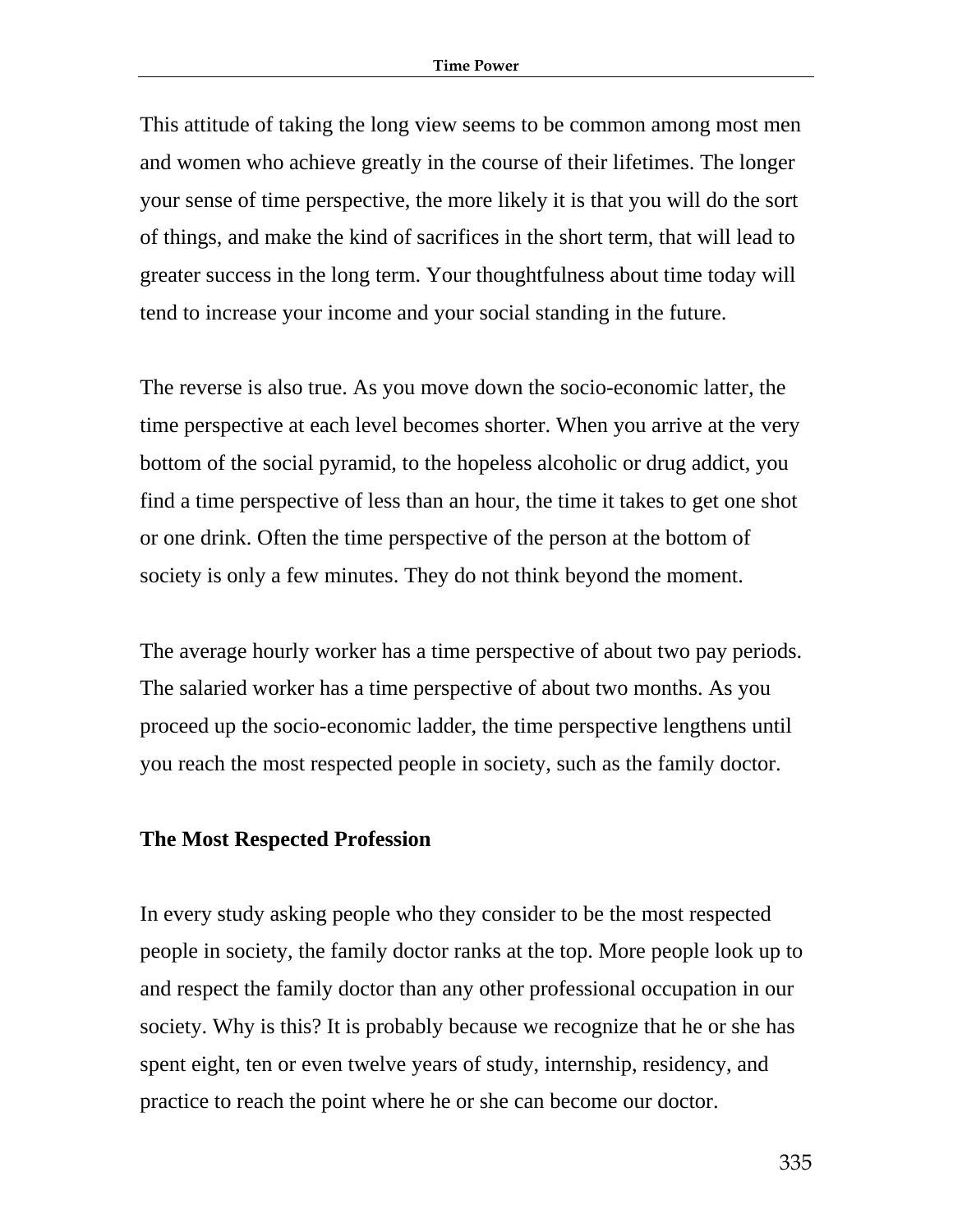This attitude of taking the long view seems to be common among most men and women who achieve greatly in the course of their lifetimes. The longer your sense of time perspective, the more likely it is that you will do the sort of things, and make the kind of sacrifices in the short term, that will lead to greater success in the long term. Your thoughtfulness about time today will tend to increase your income and your social standing in the future.

The reverse is also true. As you move down the socio-economic latter, the time perspective at each level becomes shorter. When you arrive at the very bottom of the social pyramid, to the hopeless alcoholic or drug addict, you find a time perspective of less than an hour, the time it takes to get one shot or one drink. Often the time perspective of the person at the bottom of society is only a few minutes. They do not think beyond the moment.

The average hourly worker has a time perspective of about two pay periods. The salaried worker has a time perspective of about two months. As you proceed up the socio-economic ladder, the time perspective lengthens until you reach the most respected people in society, such as the family doctor.

### The Most Respected Profession

In every study asking people who they consider to be the most respected people in society, the family doctor ranks at the top. More people look up to and respect the family doctor than any other professional occupation in our society. Why is this? It is probably because we recognize that he or she has spent eight, ten or even twelve years of study, internship, residency, and practice to reach the point where he or she can become our doctor.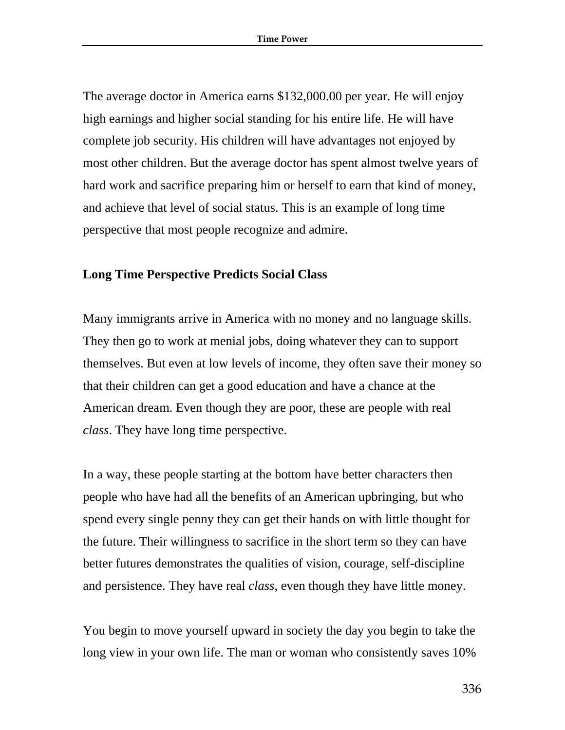The average doctor in America earns $132,000.00 per year. He will enjoy high earnings and higher social standing for his entire life. He will have complete job security. His children will have advantages not enjoyed by most other children. But the average doctor has spent almost twelve years of hard work and sacrifice preparing him or herself to earn that kind of money, and achieve that level of social status. This is an example of long time perspective that most people recognize and admire.

**Long Time Perspective Predicts Social Class**

Many immigrants arrive in America with no money and no language skills. They then go to work at menial jobs, doing whatever they can to support themselves. But even at low levels of income, they often save their money so that their children can get a good education and have a chance at the American dream. Even though they are poor, these are people with real *class*. They have long time perspective.

In a way, these people starting at the bottom have better characters then people who have had all the benefits of an American upbringing, but who spend every single penny they can get their hands on with little thought for the future. Their willingness to sacrifice in the short term so they can have better futures demonstrates the qualities of vision, courage, self-discipline and persistence. They have real *class*, even though they have little money.

You begin to move yourself upward in society the day you begin to take the long view in your own life. The man or woman who consistently saves 10%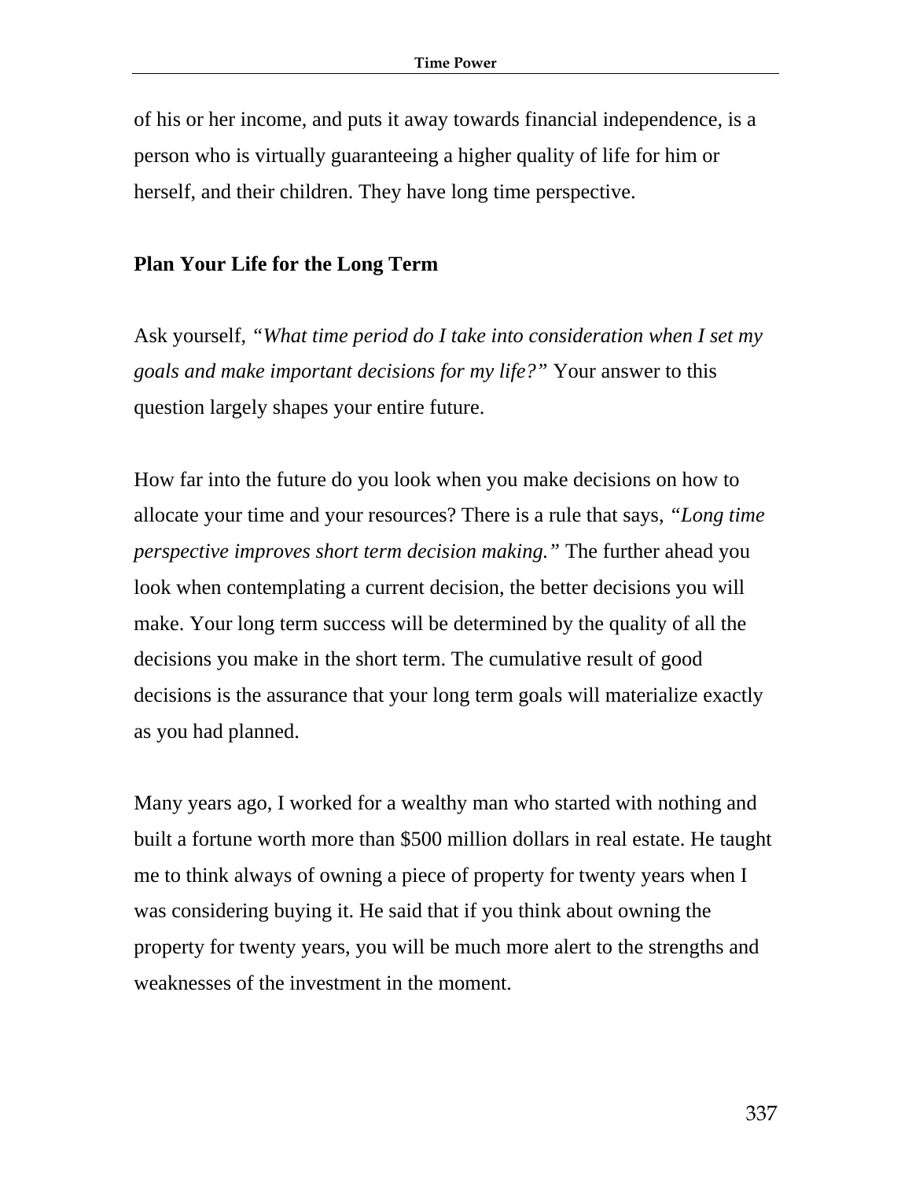of his or her income, and puts it away towards financial independence, is a person who is virtually guaranteeing a higher quality of life for him or herself, and their children. They have long time perspective.

**Plan Your Life for the Long Term**

Ask yourself, *"What time period do I take into consideration when I set my goals and make important decisions for my life?"* Your answer to this question largely shapes your entire future.

How far into the future do you look when you make decisions on how to allocate your time and your resources? There is a rule that says, *"Long time perspective improves short term decision making."* The further ahead you look when contemplating a current decision, the better decisions you will make. Your long term success will be determined by the quality of all the decisions you make in the short term. The cumulative result of good decisions is the assurance that your long term goals will materialize exactly as you had planned.

Many years ago, I worked for a wealthy man who started with nothing and built a fortune worth more than $500 million dollars in real estate. He taught me to think always of owning a piece of property for twenty years when I was considering buying it. He said that if you think about owning the property for twenty years, you will be much more alert to the strengths and weaknesses of the investment in the moment.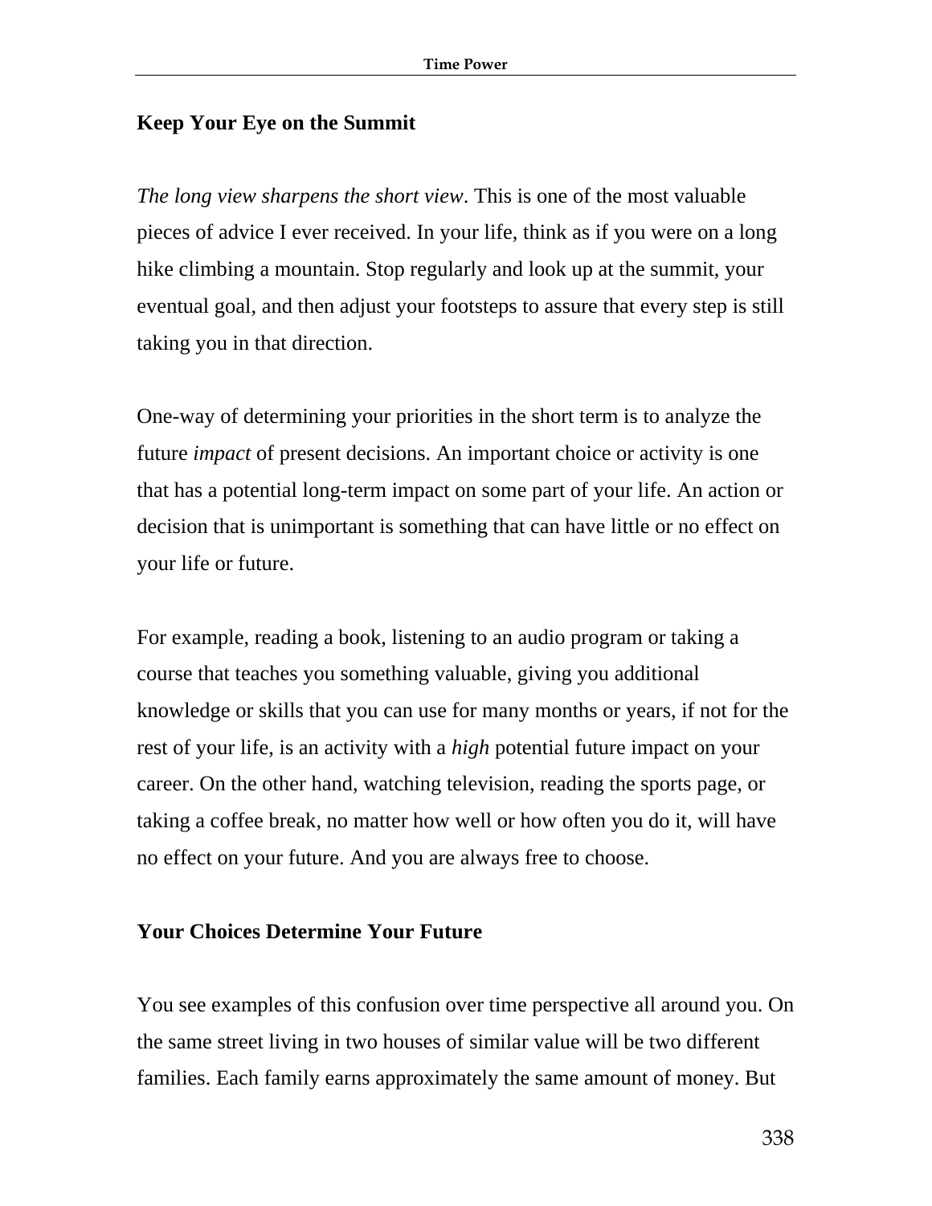## Keep Your Eye on the Summit

*The long view sharpens the short view*. This is one of the most valuable pieces of advice I ever received. In your life, think as if you were on a long hike climbing a mountain. Stop regularly and look up at the summit, your eventual goal, and then adjust your footsteps to assure that every step is still taking you in that direction.

One-way of determining your priorities in the short term is to analyze the future *impact* of present decisions. An important choice or activity is one that has a potential long-term impact on some part of your life. An action or decision that is unimportant is something that can have little or no effect on your life or future.

For example, reading a book, listening to an audio program or taking a course that teaches you something valuable, giving you additional knowledge or skills that you can use for many months or years, if not for the rest of your life, is an activity with a *high* potential future impact on your career. On the other hand, watching television, reading the sports page, or taking a coffee break, no matter how well or how often you do it, will have no effect on your future. And you are always free to choose.

## Your Choices Determine Your Future

You see examples of this confusion over time perspective all around you. On the same street living in two houses of similar value will be two different families. Each family earns approximately the same amount of money. But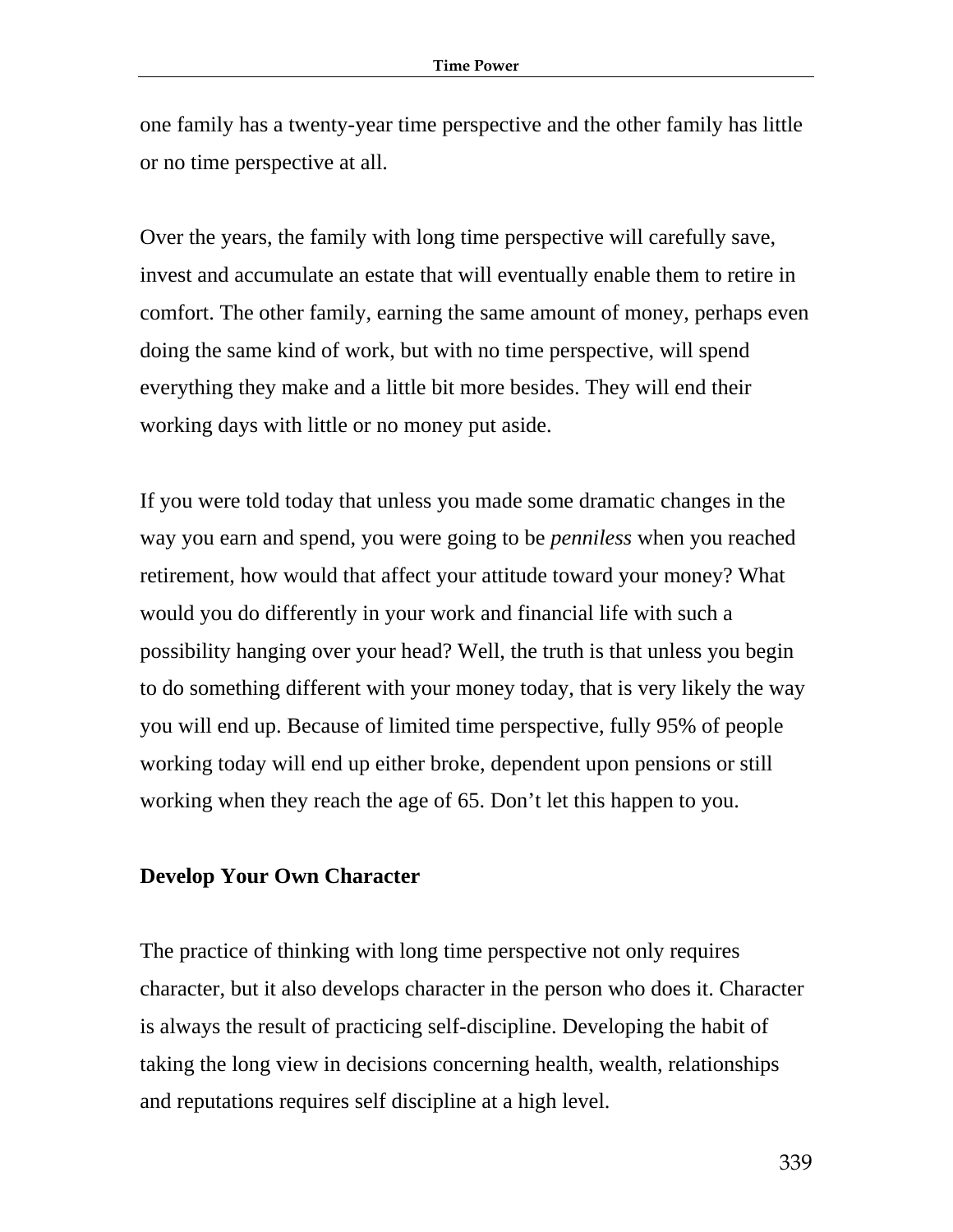one family has a twenty-year time perspective and the other family has little or no time perspective at all.

Over the years, the family with long time perspective will carefully save, invest and accumulate an estate that will eventually enable them to retire in comfort. The other family, earning the same amount of money, perhaps even doing the same kind of work, but with no time perspective, will spend everything they make and a little bit more besides. They will end their working days with little or no money put aside.

If you were told today that unless you made some dramatic changes in the way you earn and spend, you were going to be *penniless* when you reached retirement, how would that affect your attitude toward your money? What would you do differently in your work and financial life with such a possibility hanging over your head? Well, the truth is that unless you begin to do something different with your money today, that is very likely the way you will end up. Because of limited time perspective, fully 95% of people working today will end up either broke, dependent upon pensions or still working when they reach the age of 65. Don't let this happen to you.

### Develop Your Own Character

The practice of thinking with long time perspective not only requires character, but it also develops character in the person who does it. Character is always the result of practicing self-discipline. Developing the habit of taking the long view in decisions concerning health, wealth, relationships and reputations requires self discipline at a high level.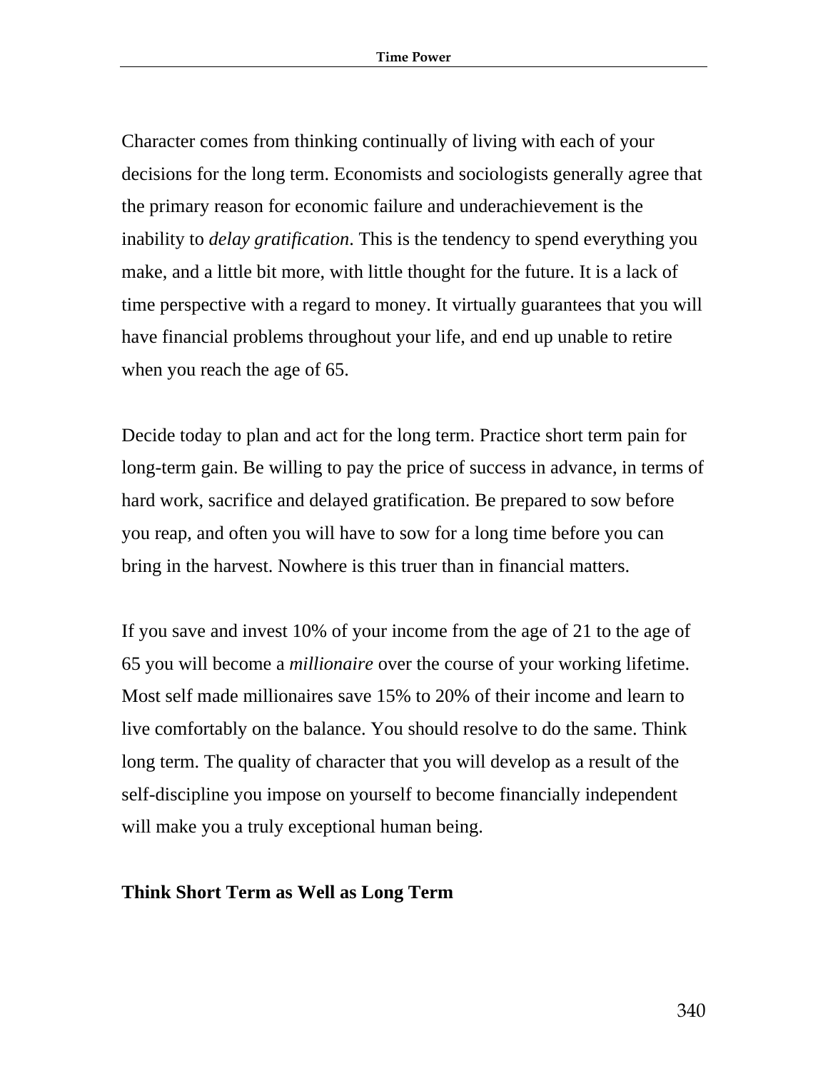Character comes from thinking continually of living with each of your decisions for the long term. Economists and sociologists generally agree that the primary reason for economic failure and underachievement is the inability to *delay gratification*. This is the tendency to spend everything you make, and a little bit more, with little thought for the future. It is a lack of time perspective with a regard to money. It virtually guarantees that you will have financial problems throughout your life, and end up unable to retire when you reach the age of 65.

Decide today to plan and act for the long term. Practice short term pain for long-term gain. Be willing to pay the price of success in advance, in terms of hard work, sacrifice and delayed gratification. Be prepared to sow before you reap, and often you will have to sow for a long time before you can bring in the harvest. Nowhere is this truer than in financial matters.

If you save and invest 10% of your income from the age of 21 to the age of 65 you will become a *millionaire* over the course of your working lifetime. Most self made millionaires save 15% to 20% of their income and learn to live comfortably on the balance. You should resolve to do the same. Think long term. The quality of character that you will develop as a result of the self-discipline you impose on yourself to become financially independent will make you a truly exceptional human being.

**Think Short Term as Well as Long Term**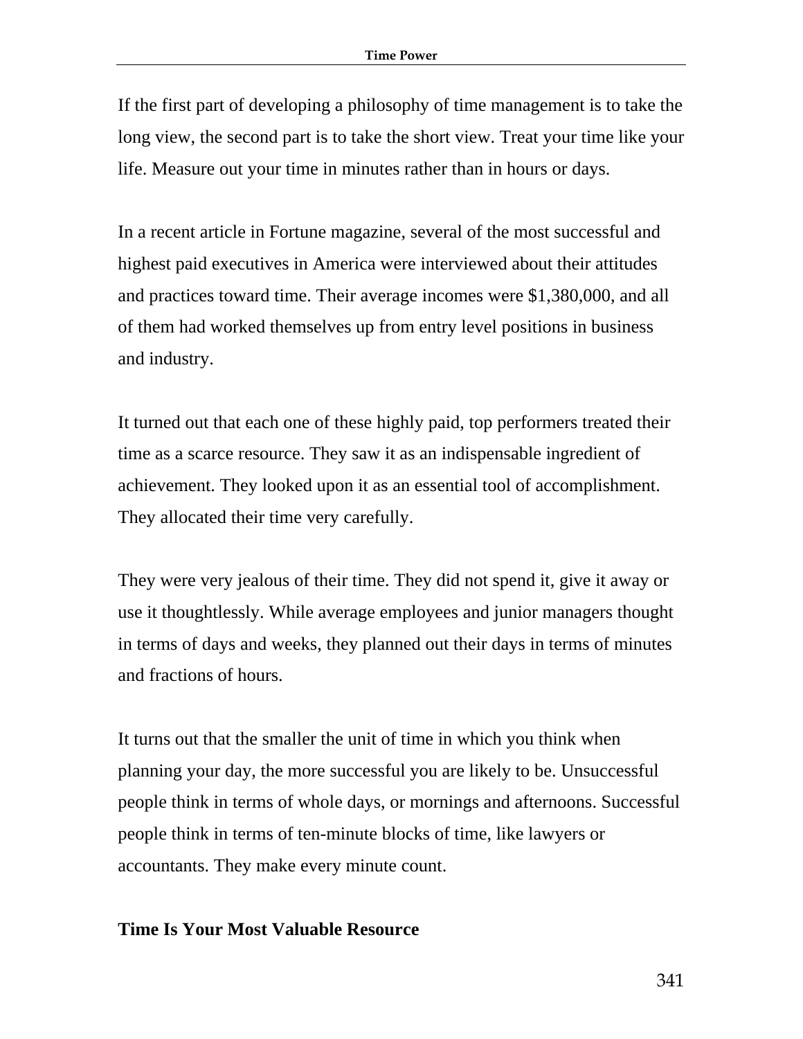If the first part of developing a philosophy of time management is to take the long view, the second part is to take the short view. Treat your time like your life. Measure out your time in minutes rather than in hours or days.

In a recent article in Fortune magazine, several of the most successful and highest paid executives in America were interviewed about their attitudes and practices toward time. Their average incomes were $1,380,000, and all of them had worked themselves up from entry level positions in business and industry.

It turned out that each one of these highly paid, top performers treated their time as a scarce resource. They saw it as an indispensable ingredient of achievement. They looked upon it as an essential tool of accomplishment. They allocated their time very carefully.

They were very jealous of their time. They did not spend it, give it away or use it thoughtlessly. While average employees and junior managers thought in terms of days and weeks, they planned out their days in terms of minutes and fractions of hours.

It turns out that the smaller the unit of time in which you think when planning your day, the more successful you are likely to be. Unsuccessful people think in terms of whole days, or mornings and afternoons. Successful people think in terms of ten-minute blocks of time, like lawyers or accountants. They make every minute count.

## Time Is Your Most Valuable Resource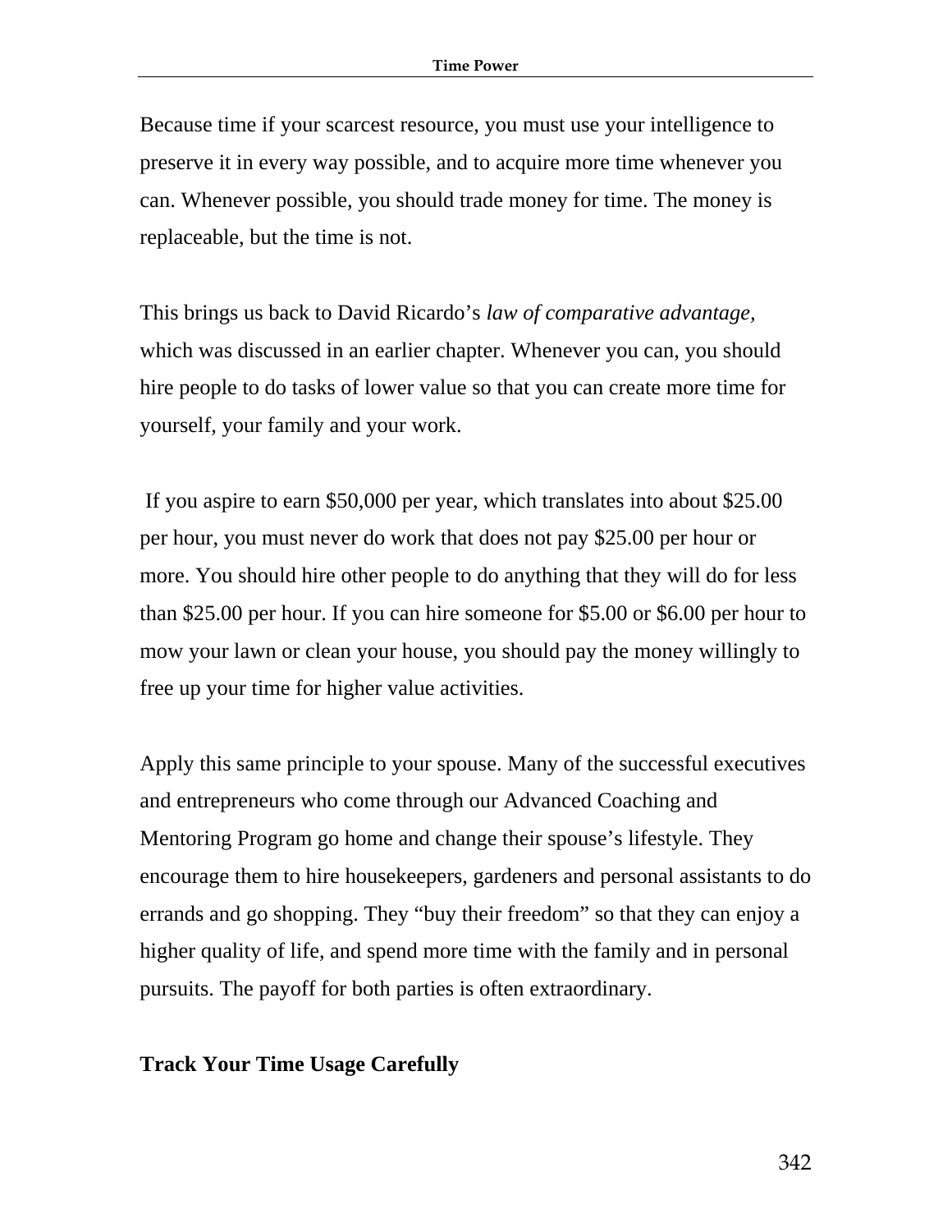Because time if your scarcest resource, you must use your intelligence to preserve it in every way possible, and to acquire more time whenever you can. Whenever possible, you should trade money for time. The money is replaceable, but the time is not.

This brings us back to David Ricardo's *law of comparative advantage,* which was discussed in an earlier chapter. Whenever you can, you should hire people to do tasks of lower value so that you can create more time for yourself, your family and your work.

If you aspire to earn $50,000 per year, which translates into about $25.00 per hour, you must never do work that does not pay $25.00 per hour or more. You should hire other people to do anything that they will do for less than $25.00 per hour. If you can hire someone for $5.00 or $6.00 per hour to mow your lawn or clean your house, you should pay the money willingly to free up your time for higher value activities.

Apply this same principle to your spouse. Many of the successful executives and entrepreneurs who come through our Advanced Coaching and Mentoring Program go home and change their spouse's lifestyle. They encourage them to hire housekeepers, gardeners and personal assistants to do errands and go shopping. They "buy their freedom" so that they can enjoy a higher quality of life, and spend more time with the family and in personal pursuits. The payoff for both parties is often extraordinary.

**Track Your Time Usage Carefully**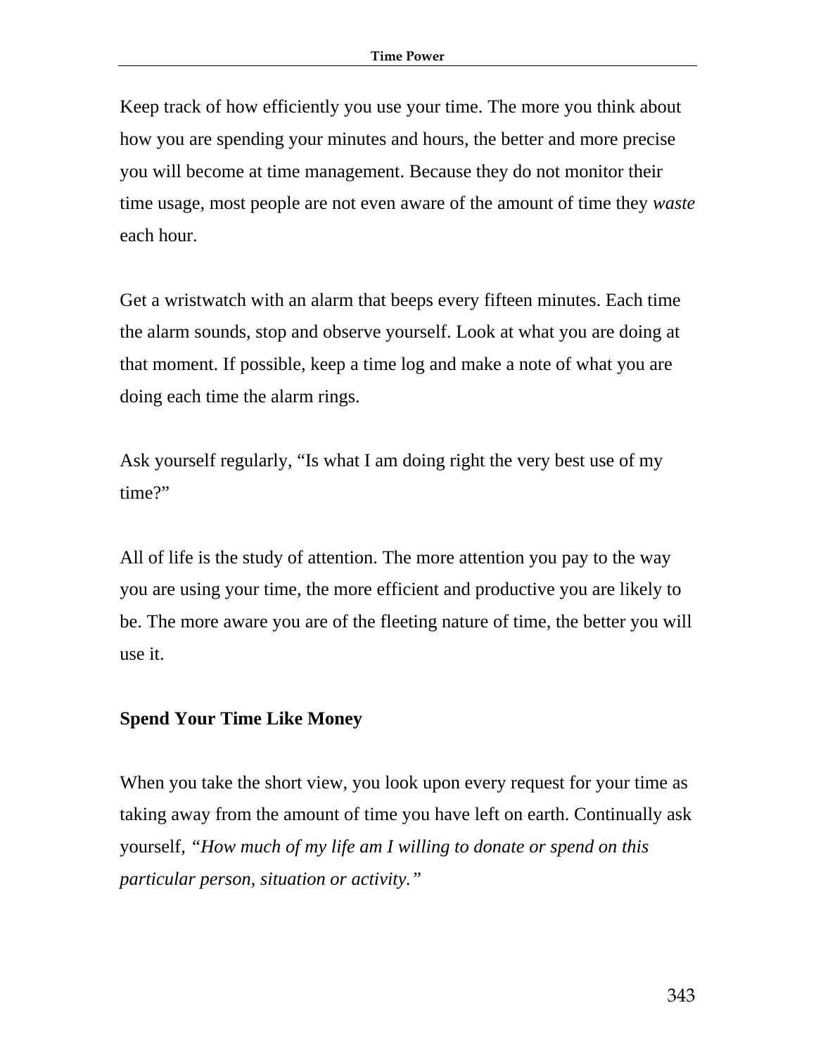Keep track of how efficiently you use your time. The more you think about how you are spending your minutes and hours, the better and more precise you will become at time management. Because they do not monitor their time usage, most people are not even aware of the amount of time they *waste* each hour.

Get a wristwatch with an alarm that beeps every fifteen minutes. Each time the alarm sounds, stop and observe yourself. Look at what you are doing at that moment. If possible, keep a time log and make a note of what you are doing each time the alarm rings.

Ask yourself regularly, "Is what I am doing right the very best use of my time?"

All of life is the study of attention. The more attention you pay to the way you are using your time, the more efficient and productive you are likely to be. The more aware you are of the fleeting nature of time, the better you will use it.

**Spend Your Time Like Money**

When you take the short view, you look upon every request for your time as taking away from the amount of time you have left on earth. Continually ask yourself, *"How much of my life am I willing to donate or spend on this particular person, situation or activity."*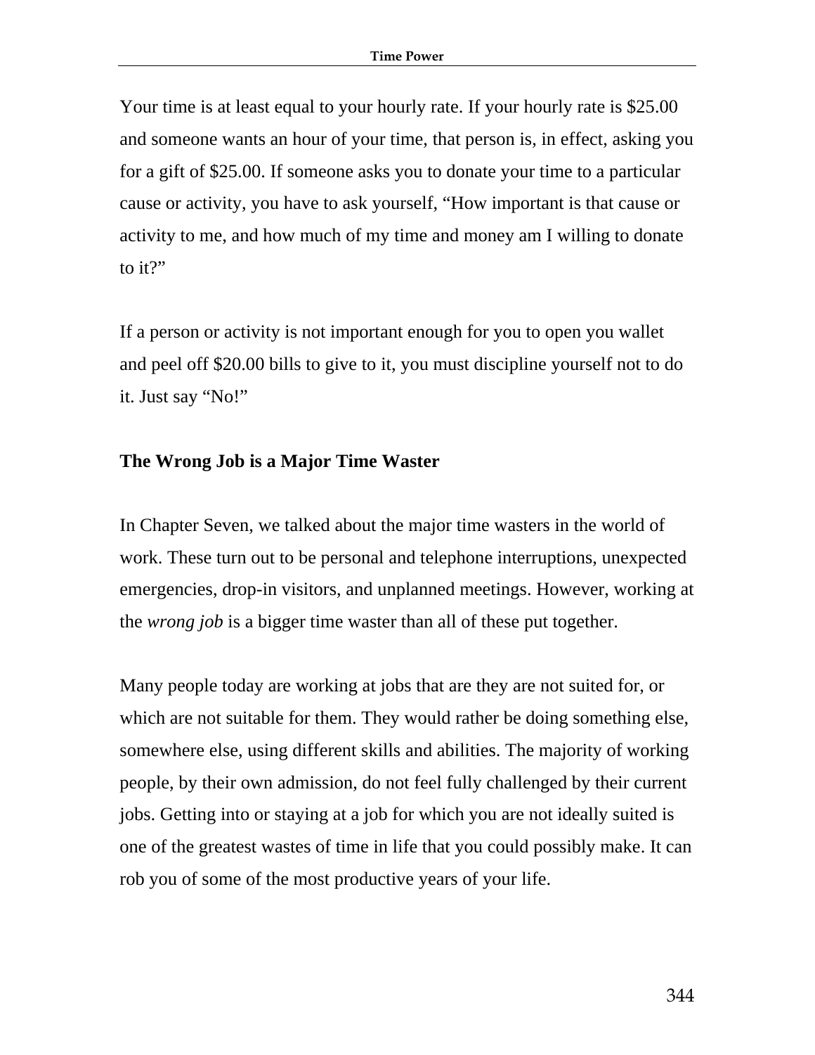Your time is at least equal to your hourly rate. If your hourly rate is $25.00 and someone wants an hour of your time, that person is, in effect, asking you for a gift of $25.00. If someone asks you to donate your time to a particular cause or activity, you have to ask yourself, "How important is that cause or activity to me, and how much of my time and money am I willing to donate to it?"

If a person or activity is not important enough for you to open you wallet and peel off $20.00 bills to give to it, you must discipline yourself not to do it. Just say "No!"

**The Wrong Job is a Major Time Waster**

In Chapter Seven, we talked about the major time wasters in the world of work. These turn out to be personal and telephone interruptions, unexpected emergencies, drop-in visitors, and unplanned meetings. However, working at the *wrong job* is a bigger time waster than all of these put together.

Many people today are working at jobs that are they are not suited for, or which are not suitable for them. They would rather be doing something else, somewhere else, using different skills and abilities. The majority of working people, by their own admission, do not feel fully challenged by their current jobs. Getting into or staying at a job for which you are not ideally suited is one of the greatest wastes of time in life that you could possibly make. It can rob you of some of the most productive years of your life.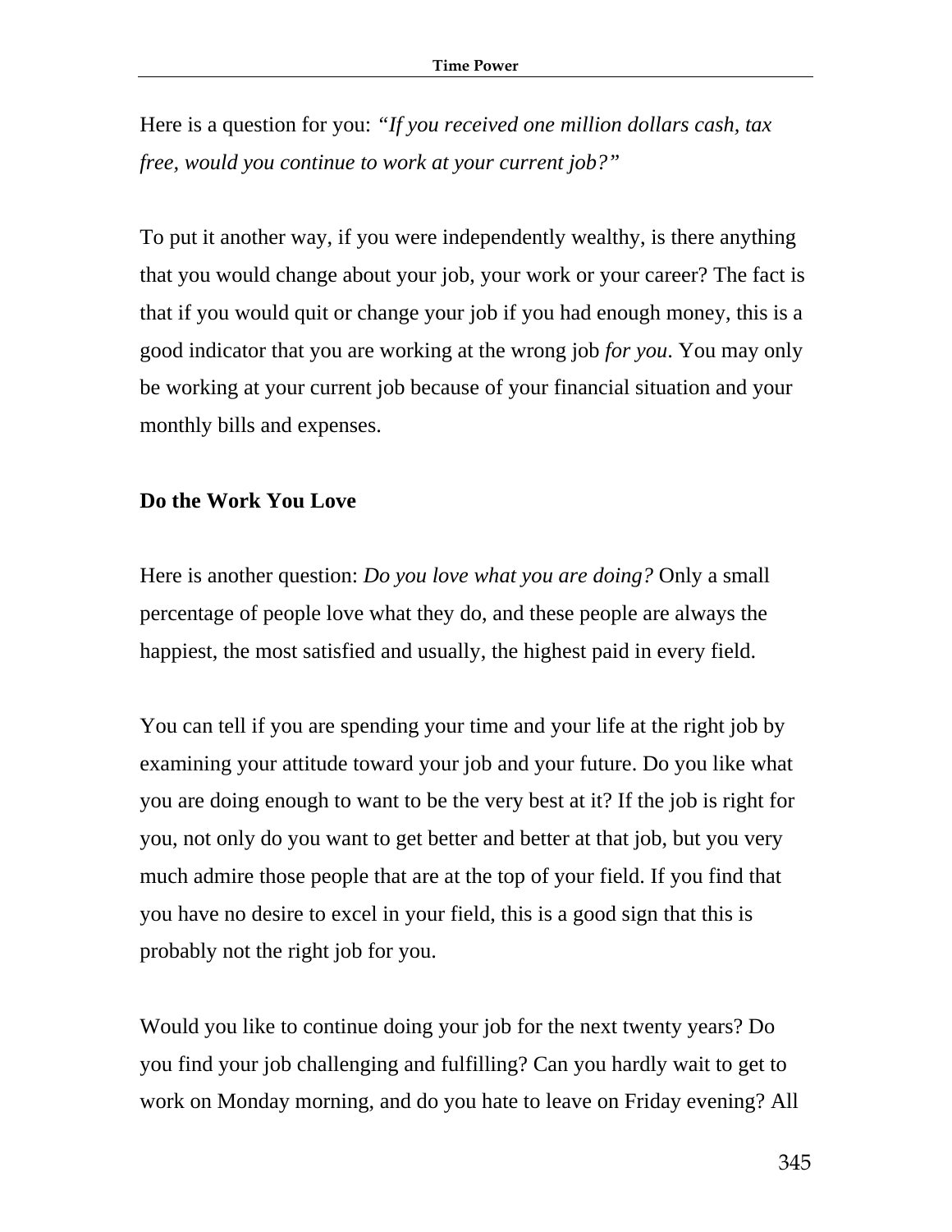Here is a question for you: *"If you received one million dollars cash, tax free, would you continue to work at your current job?"*

To put it another way, if you were independently wealthy, is there anything that you would change about your job, your work or your career? The fact is that if you would quit or change your job if you had enough money, this is a good indicator that you are working at the wrong job *for you*. You may only be working at your current job because of your financial situation and your monthly bills and expenses.

**Do the Work You Love**

Here is another question: *Do you love what you are doing?* Only a small percentage of people love what they do, and these people are always the happiest, the most satisfied and usually, the highest paid in every field.

You can tell if you are spending your time and your life at the right job by examining your attitude toward your job and your future. Do you like what you are doing enough to want to be the very best at it? If the job is right for you, not only do you want to get better and better at that job, but you very much admire those people that are at the top of your field. If you find that you have no desire to excel in your field, this is a good sign that this is probably not the right job for you.

Would you like to continue doing your job for the next twenty years? Do you find your job challenging and fulfilling? Can you hardly wait to get to work on Monday morning, and do you hate to leave on Friday evening? All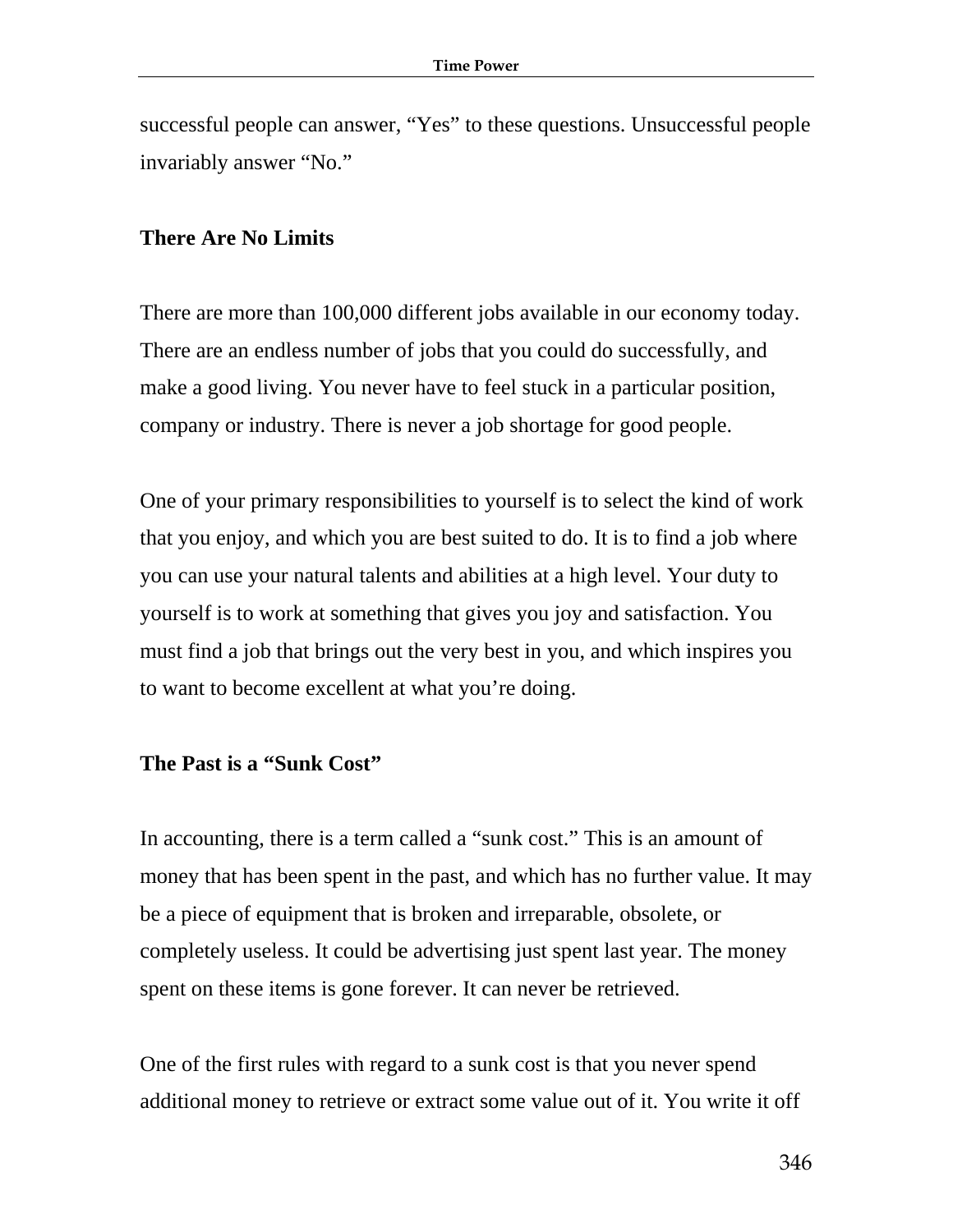successful people can answer, "Yes" to these questions. Unsuccessful people invariably answer "No."

## There Are No Limits

There are more than 100,000 different jobs available in our economy today. There are an endless number of jobs that you could do successfully, and make a good living. You never have to feel stuck in a particular position, company or industry. There is never a job shortage for good people.

One of your primary responsibilities to yourself is to select the kind of work that you enjoy, and which you are best suited to do. It is to find a job where you can use your natural talents and abilities at a high level. Your duty to yourself is to work at something that gives you joy and satisfaction. You must find a job that brings out the very best in you, and which inspires you to want to become excellent at what you're doing.

## The Past is a "Sunk Cost"

In accounting, there is a term called a "sunk cost." This is an amount of money that has been spent in the past, and which has no further value. It may be a piece of equipment that is broken and irreparable, obsolete, or completely useless. It could be advertising just spent last year. The money spent on these items is gone forever. It can never be retrieved.

One of the first rules with regard to a sunk cost is that you never spend additional money to retrieve or extract some value out of it. You write it off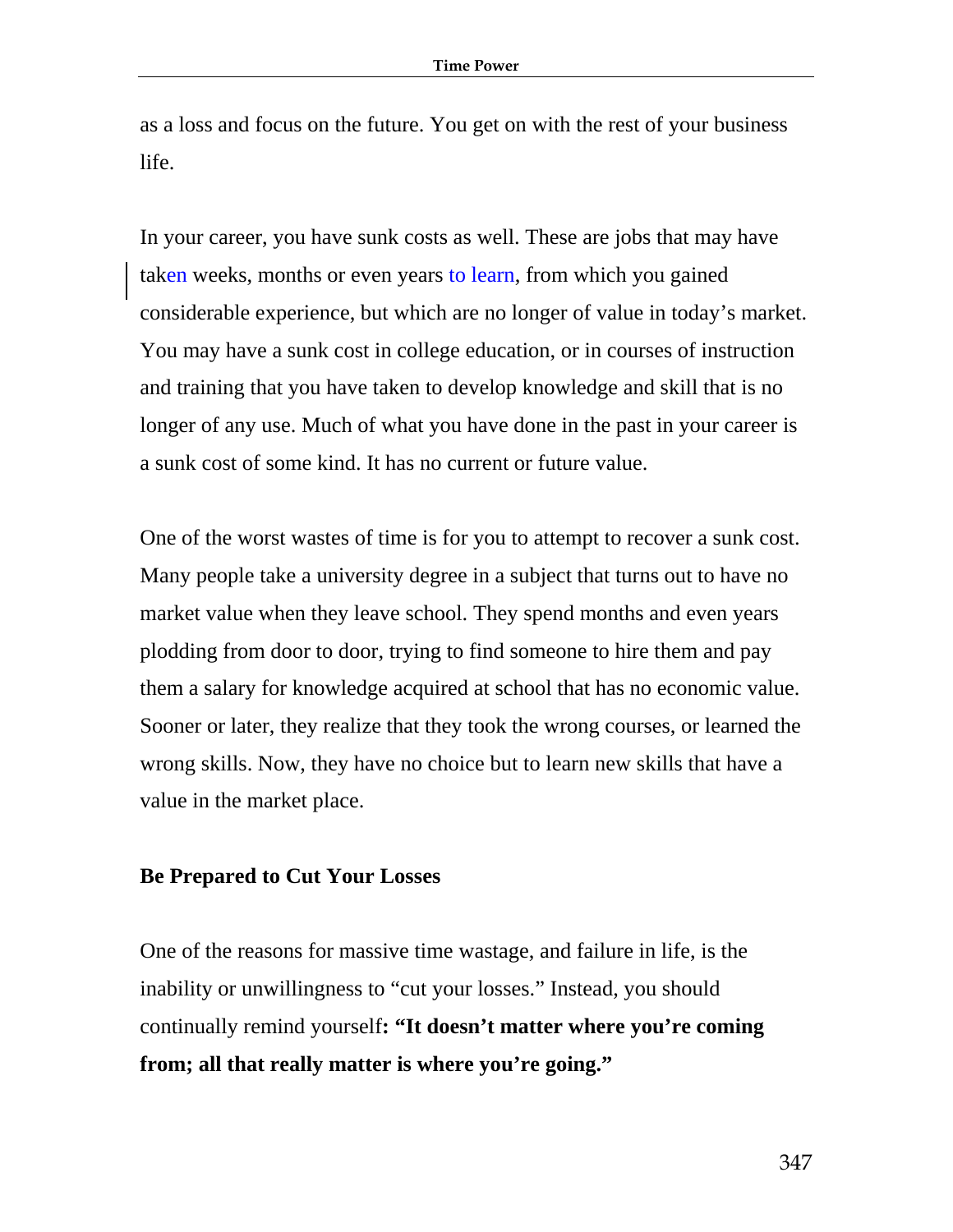as a loss and focus on the future. You get on with the rest of your business life.

In your career, you have sunk costs as well. These are jobs that may have taken weeks, months or even years to learn, from which you gained considerable experience, but which are no longer of value in today's market. You may have a sunk cost in college education, or in courses of instruction and training that you have taken to develop knowledge and skill that is no longer of any use. Much of what you have done in the past in your career is a sunk cost of some kind. It has no current or future value.

One of the worst wastes of time is for you to attempt to recover a sunk cost. Many people take a university degree in a subject that turns out to have no market value when they leave school. They spend months and even years plodding from door to door, trying to find someone to hire them and pay them a salary for knowledge acquired at school that has no economic value. Sooner or later, they realize that they took the wrong courses, or learned the wrong skills. Now, they have no choice but to learn new skills that have a value in the market place.

### Be Prepared to Cut Your Losses

One of the reasons for massive time wastage, and failure in life, is the inability or unwillingness to "cut your losses." Instead, you should continually remind yourself**: "It doesn't matter where you're coming from; all that really matter is where you're going."**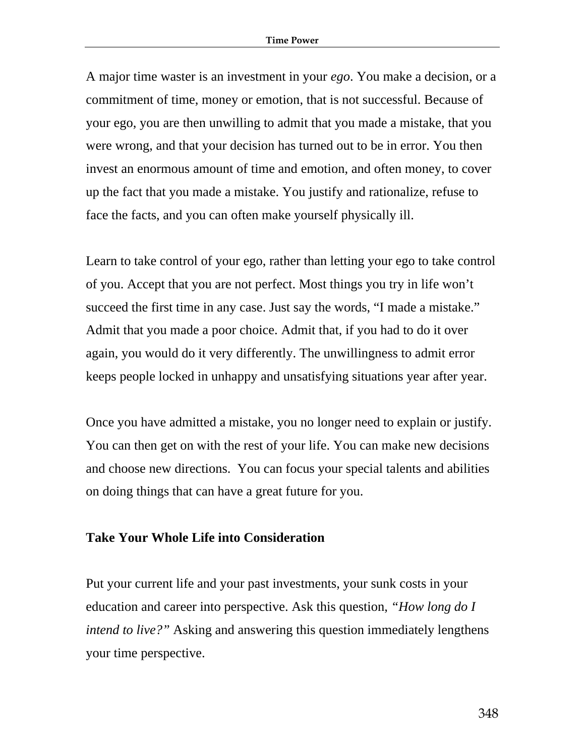A major time waster is an investment in your *ego*. You make a decision, or a commitment of time, money or emotion, that is not successful. Because of your ego, you are then unwilling to admit that you made a mistake, that you were wrong, and that your decision has turned out to be in error. You then invest an enormous amount of time and emotion, and often money, to cover up the fact that you made a mistake. You justify and rationalize, refuse to face the facts, and you can often make yourself physically ill.

Learn to take control of your ego, rather than letting your ego to take control of you. Accept that you are not perfect. Most things you try in life won't succeed the first time in any case. Just say the words, "I made a mistake." Admit that you made a poor choice. Admit that, if you had to do it over again, you would do it very differently. The unwillingness to admit error keeps people locked in unhappy and unsatisfying situations year after year.

Once you have admitted a mistake, you no longer need to explain or justify. You can then get on with the rest of your life. You can make new decisions and choose new directions. You can focus your special talents and abilities on doing things that can have a great future for you.

## Take Your Whole Life into Consideration

Put your current life and your past investments, your sunk costs in your education and career into perspective. Ask this question, *"How long do I intend to live?"* Asking and answering this question immediately lengthens your time perspective.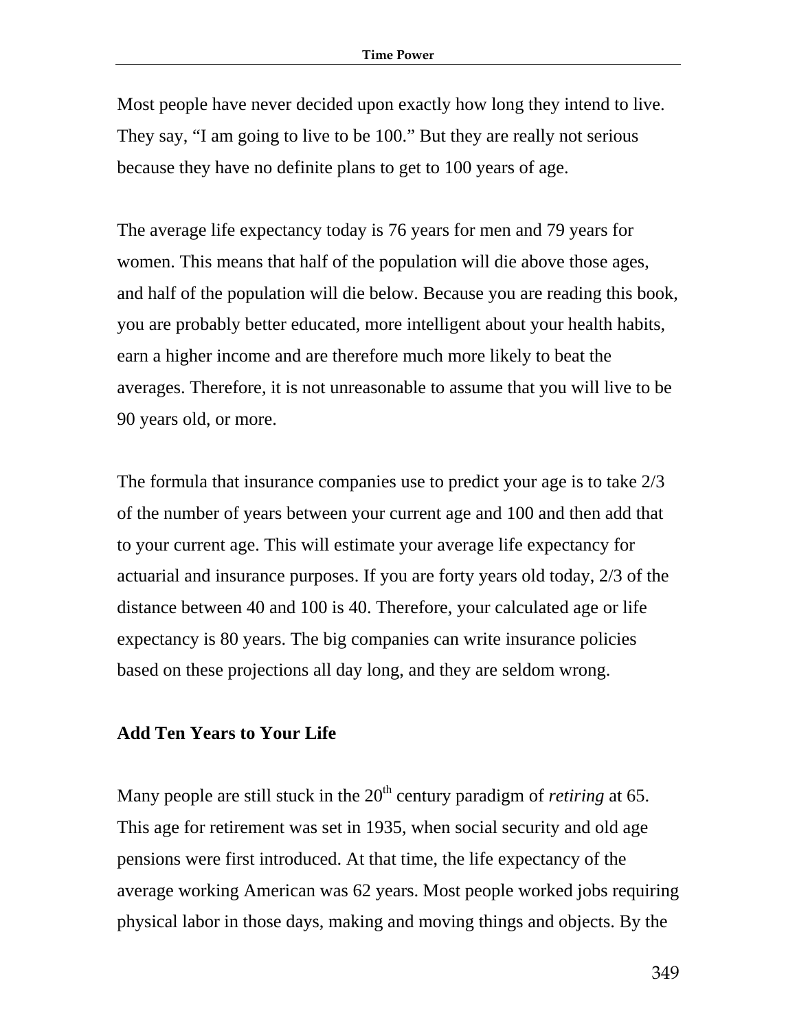Most people have never decided upon exactly how long they intend to live. They say, "I am going to live to be 100." But they are really not serious because they have no definite plans to get to 100 years of age.

The average life expectancy today is 76 years for men and 79 years for women. This means that half of the population will die above those ages, and half of the population will die below. Because you are reading this book, you are probably better educated, more intelligent about your health habits, earn a higher income and are therefore much more likely to beat the averages. Therefore, it is not unreasonable to assume that you will live to be 90 years old, or more.

The formula that insurance companies use to predict your age is to take 2/3 of the number of years between your current age and 100 and then add that to your current age. This will estimate your average life expectancy for actuarial and insurance purposes. If you are forty years old today, 2/3 of the distance between 40 and 100 is 40. Therefore, your calculated age or life expectancy is 80 years. The big companies can write insurance policies based on these projections all day long, and they are seldom wrong.

### Add Ten Years to Your Life

Many people are still stuck in the 20th century paradigm of *retiring* at 65. This age for retirement was set in 1935, when social security and old age pensions were first introduced. At that time, the life expectancy of the average working American was 62 years. Most people worked jobs requiring physical labor in those days, making and moving things and objects. By the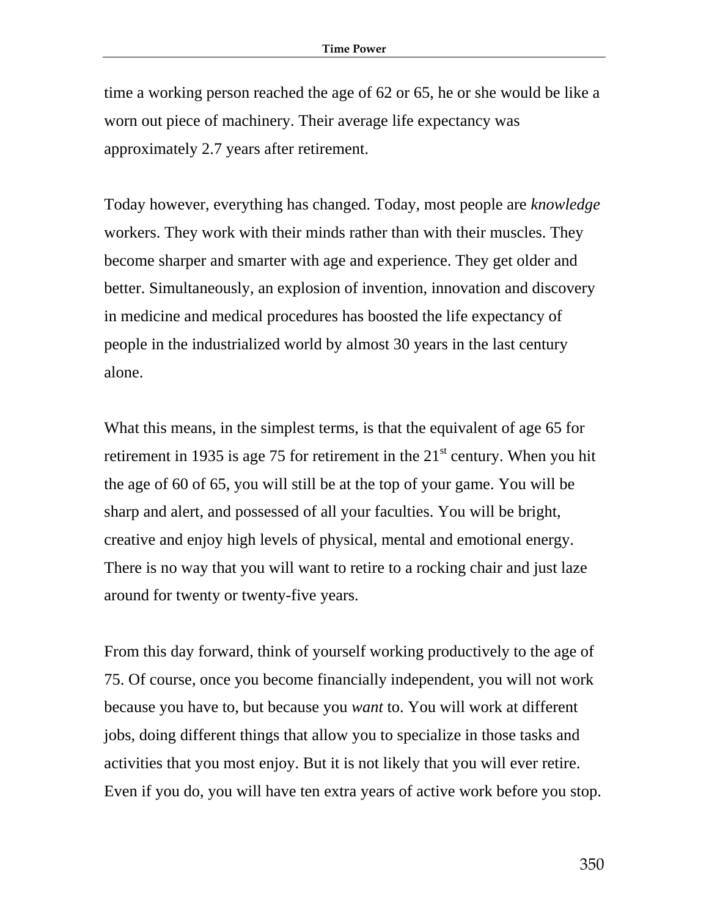time a working person reached the age of 62 or 65, he or she would be like a worn out piece of machinery. Their average life expectancy was approximately 2.7 years after retirement.

Today however, everything has changed. Today, most people are *knowledge* workers. They work with their minds rather than with their muscles. They become sharper and smarter with age and experience. They get older and better. Simultaneously, an explosion of invention, innovation and discovery in medicine and medical procedures has boosted the life expectancy of people in the industrialized world by almost 30 years in the last century alone.

What this means, in the simplest terms, is that the equivalent of age 65 for retirement in 1935 is age 75 for retirement in the 21st century. When you hit the age of 60 of 65, you will still be at the top of your game. You will be sharp and alert, and possessed of all your faculties. You will be bright, creative and enjoy high levels of physical, mental and emotional energy. There is no way that you will want to retire to a rocking chair and just laze around for twenty or twenty-five years.

From this day forward, think of yourself working productively to the age of 75. Of course, once you become financially independent, you will not work because you have to, but because you *want* to. You will work at different jobs, doing different things that allow you to specialize in those tasks and activities that you most enjoy. But it is not likely that you will ever retire. Even if you do, you will have ten extra years of active work before you stop.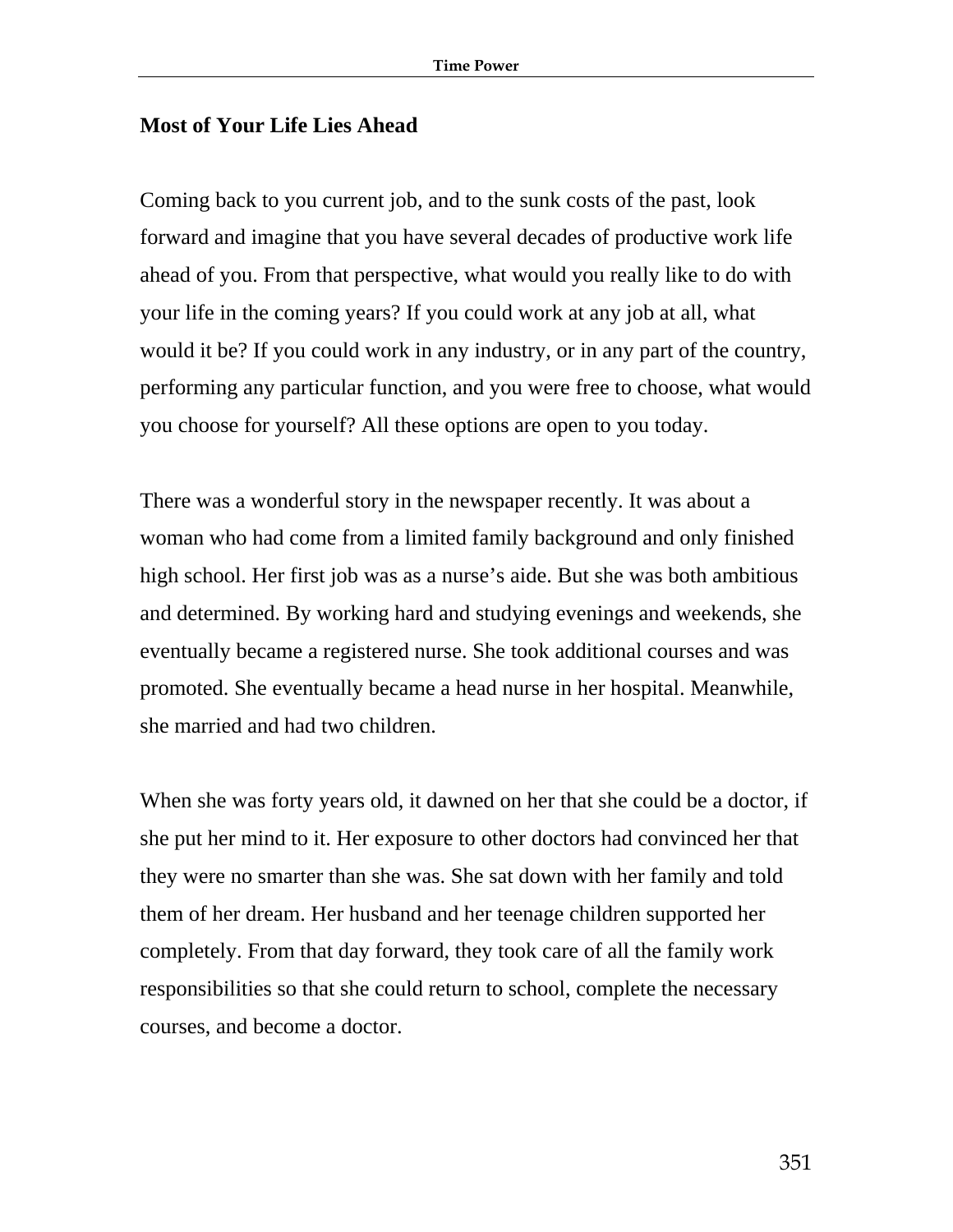## Most of Your Life Lies Ahead

Coming back to you current job, and to the sunk costs of the past, look forward and imagine that you have several decades of productive work life ahead of you. From that perspective, what would you really like to do with your life in the coming years? If you could work at any job at all, what would it be? If you could work in any industry, or in any part of the country, performing any particular function, and you were free to choose, what would you choose for yourself? All these options are open to you today.

There was a wonderful story in the newspaper recently. It was about a woman who had come from a limited family background and only finished high school. Her first job was as a nurse's aide. But she was both ambitious and determined. By working hard and studying evenings and weekends, she eventually became a registered nurse. She took additional courses and was promoted. She eventually became a head nurse in her hospital. Meanwhile, she married and had two children.

When she was forty years old, it dawned on her that she could be a doctor, if she put her mind to it. Her exposure to other doctors had convinced her that they were no smarter than she was. She sat down with her family and told them of her dream. Her husband and her teenage children supported her completely. From that day forward, they took care of all the family work responsibilities so that she could return to school, complete the necessary courses, and become a doctor.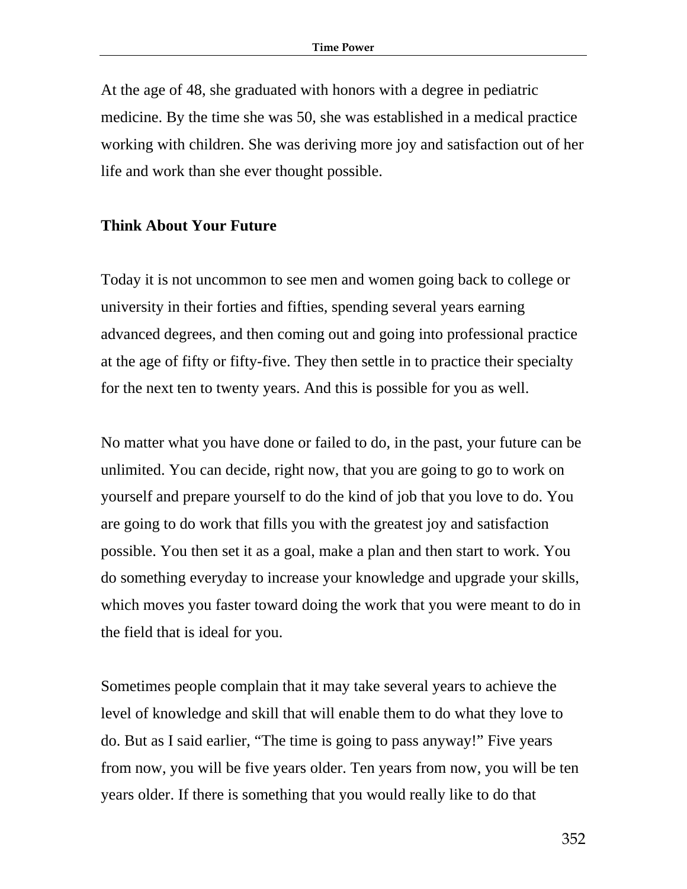At the age of 48, she graduated with honors with a degree in pediatric medicine. By the time she was 50, she was established in a medical practice working with children. She was deriving more joy and satisfaction out of her life and work than she ever thought possible.

## Think About Your Future

Today it is not uncommon to see men and women going back to college or university in their forties and fifties, spending several years earning advanced degrees, and then coming out and going into professional practice at the age of fifty or fifty-five. They then settle in to practice their specialty for the next ten to twenty years. And this is possible for you as well.

No matter what you have done or failed to do, in the past, your future can be unlimited. You can decide, right now, that you are going to go to work on yourself and prepare yourself to do the kind of job that you love to do. You are going to do work that fills you with the greatest joy and satisfaction possible. You then set it as a goal, make a plan and then start to work. You do something everyday to increase your knowledge and upgrade your skills, which moves you faster toward doing the work that you were meant to do in the field that is ideal for you.

Sometimes people complain that it may take several years to achieve the level of knowledge and skill that will enable them to do what they love to do. But as I said earlier, “The time is going to pass anyway!” Five years from now, you will be five years older. Ten years from now, you will be ten years older. If there is something that you would really like to do that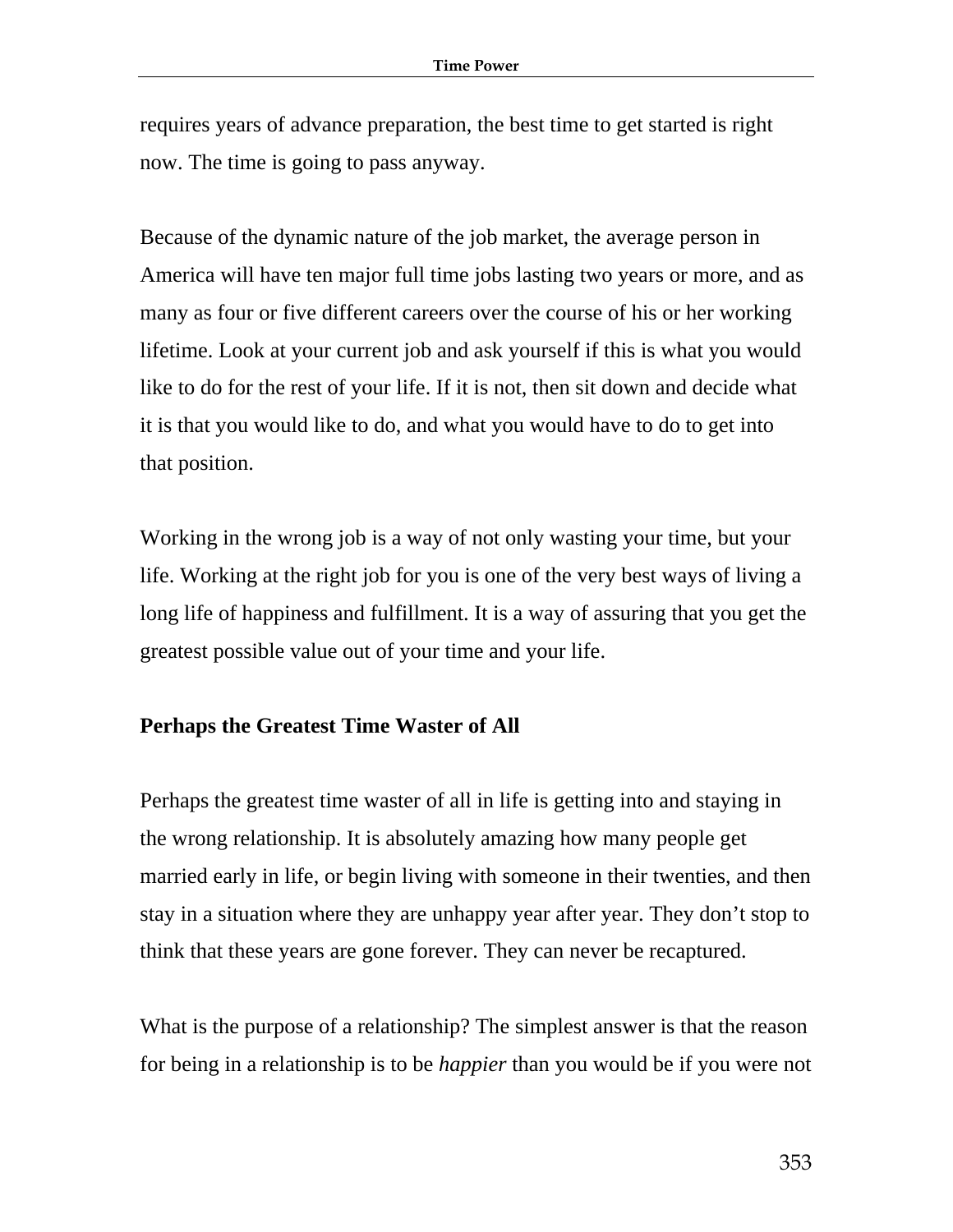requires years of advance preparation, the best time to get started is right now. The time is going to pass anyway.

Because of the dynamic nature of the job market, the average person in America will have ten major full time jobs lasting two years or more, and as many as four or five different careers over the course of his or her working lifetime. Look at your current job and ask yourself if this is what you would like to do for the rest of your life. If it is not, then sit down and decide what it is that you would like to do, and what you would have to do to get into that position.

Working in the wrong job is a way of not only wasting your time, but your life. Working at the right job for you is one of the very best ways of living a long life of happiness and fulfillment. It is a way of assuring that you get the greatest possible value out of your time and your life.

### Perhaps the Greatest Time Waster of All

Perhaps the greatest time waster of all in life is getting into and staying in the wrong relationship. It is absolutely amazing how many people get married early in life, or begin living with someone in their twenties, and then stay in a situation where they are unhappy year after year. They don't stop to think that these years are gone forever. They can never be recaptured.

What is the purpose of a relationship? The simplest answer is that the reason for being in a relationship is to be *happier* than you would be if you were not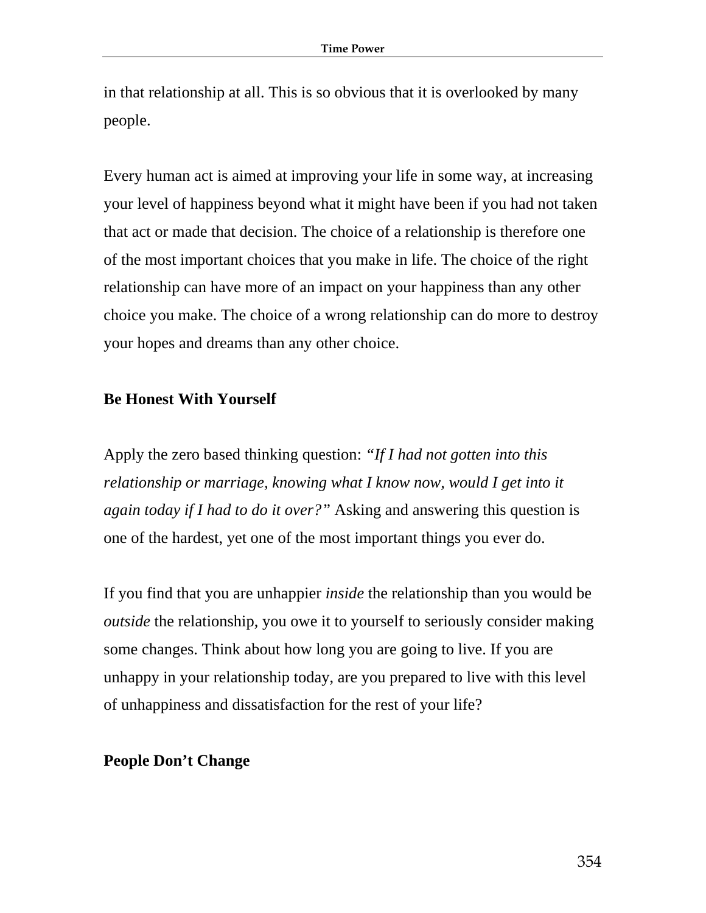in that relationship at all. This is so obvious that it is overlooked by many people.

Every human act is aimed at improving your life in some way, at increasing your level of happiness beyond what it might have been if you had not taken that act or made that decision. The choice of a relationship is therefore one of the most important choices that you make in life. The choice of the right relationship can have more of an impact on your happiness than any other choice you make. The choice of a wrong relationship can do more to destroy your hopes and dreams than any other choice.

## Be Honest With Yourself

Apply the zero based thinking question: *"If I had not gotten into this relationship or marriage, knowing what I know now, would I get into it again today if I had to do it over?"* Asking and answering this question is one of the hardest, yet one of the most important things you ever do.

If you find that you are unhappier *inside* the relationship than you would be *outside* the relationship, you owe it to yourself to seriously consider making some changes. Think about how long you are going to live. If you are unhappy in your relationship today, are you prepared to live with this level of unhappiness and dissatisfaction for the rest of your life?

## People Don't Change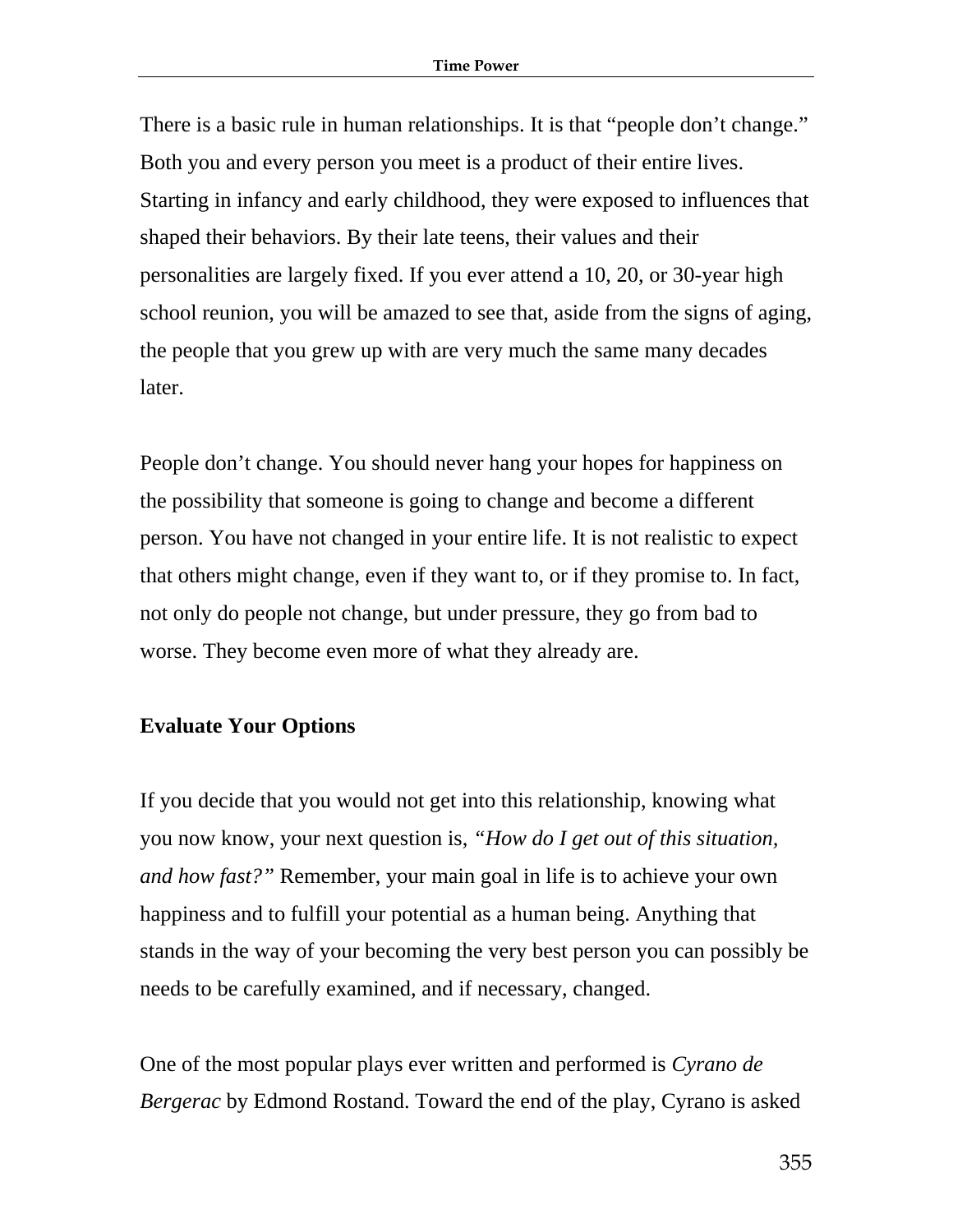There is a basic rule in human relationships. It is that "people don't change." Both you and every person you meet is a product of their entire lives. Starting in infancy and early childhood, they were exposed to influences that shaped their behaviors. By their late teens, their values and their personalities are largely fixed. If you ever attend a 10, 20, or 30-year high school reunion, you will be amazed to see that, aside from the signs of aging, the people that you grew up with are very much the same many decades later.

People don't change. You should never hang your hopes for happiness on the possibility that someone is going to change and become a different person. You have not changed in your entire life. It is not realistic to expect that others might change, even if they want to, or if they promise to. In fact, not only do people not change, but under pressure, they go from bad to worse. They become even more of what they already are.

### Evaluate Your Options

If you decide that you would not get into this relationship, knowing what you now know, your next question is, *"How do I get out of this situation, and how fast?"* Remember, your main goal in life is to achieve your own happiness and to fulfill your potential as a human being. Anything that stands in the way of your becoming the very best person you can possibly be needs to be carefully examined, and if necessary, changed.

One of the most popular plays ever written and performed is *Cyrano de Bergerac* by Edmond Rostand. Toward the end of the play, Cyrano is asked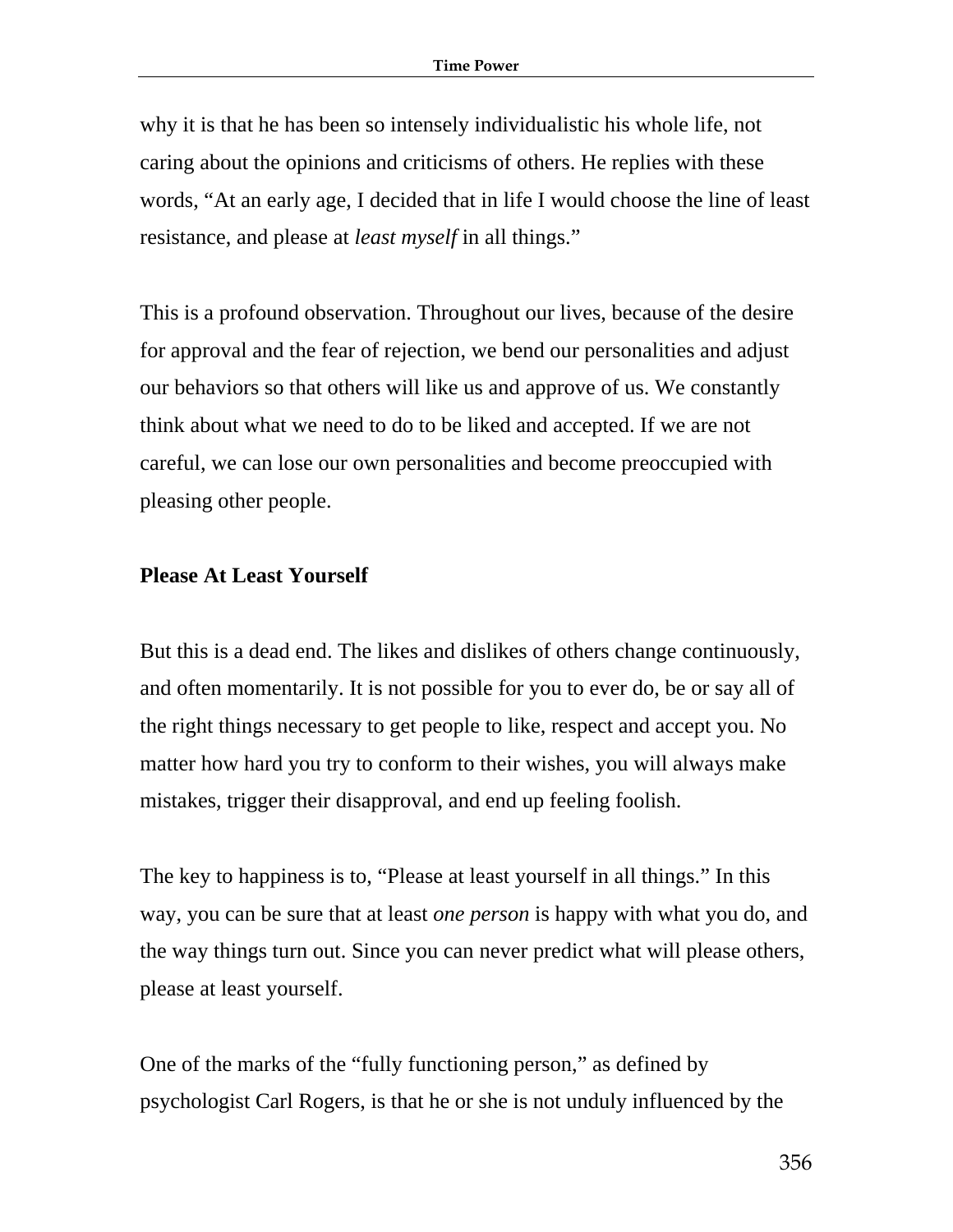why it is that he has been so intensely individualistic his whole life, not caring about the opinions and criticisms of others. He replies with these words, “At an early age, I decided that in life I would choose the line of least resistance, and please at *least myself* in all things.”

This is a profound observation. Throughout our lives, because of the desire for approval and the fear of rejection, we bend our personalities and adjust our behaviors so that others will like us and approve of us. We constantly think about what we need to do to be liked and accepted. If we are not careful, we can lose our own personalities and become preoccupied with pleasing other people.

**Please At Least Yourself**

But this is a dead end. The likes and dislikes of others change continuously, and often momentarily. It is not possible for you to ever do, be or say all of the right things necessary to get people to like, respect and accept you. No matter how hard you try to conform to their wishes, you will always make mistakes, trigger their disapproval, and end up feeling foolish.

The key to happiness is to, “Please at least yourself in all things.” In this way, you can be sure that at least *one person* is happy with what you do, and the way things turn out. Since you can never predict what will please others, please at least yourself.

One of the marks of the “fully functioning person,” as defined by psychologist Carl Rogers, is that he or she is not unduly influenced by the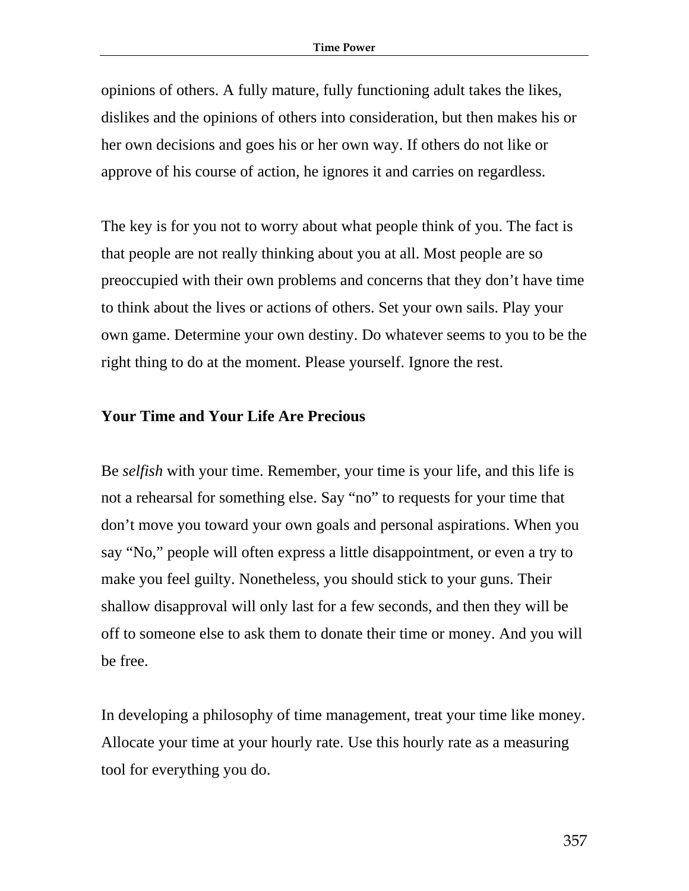opinions of others. A fully mature, fully functioning adult takes the likes, dislikes and the opinions of others into consideration, but then makes his or her own decisions and goes his or her own way. If others do not like or approve of his course of action, he ignores it and carries on regardless.

The key is for you not to worry about what people think of you. The fact is that people are not really thinking about you at all. Most people are so preoccupied with their own problems and concerns that they don't have time to think about the lives or actions of others. Set your own sails. Play your own game. Determine your own destiny. Do whatever seems to you to be the right thing to do at the moment. Please yourself. Ignore the rest.

## Your Time and Your Life Are Precious

Be *selfish* with your time. Remember, your time is your life, and this life is not a rehearsal for something else. Say "no" to requests for your time that don't move you toward your own goals and personal aspirations. When you say "No," people will often express a little disappointment, or even a try to make you feel guilty. Nonetheless, you should stick to your guns. Their shallow disapproval will only last for a few seconds, and then they will be off to someone else to ask them to donate their time or money. And you will be free.

In developing a philosophy of time management, treat your time like money. Allocate your time at your hourly rate. Use this hourly rate as a measuring tool for everything you do.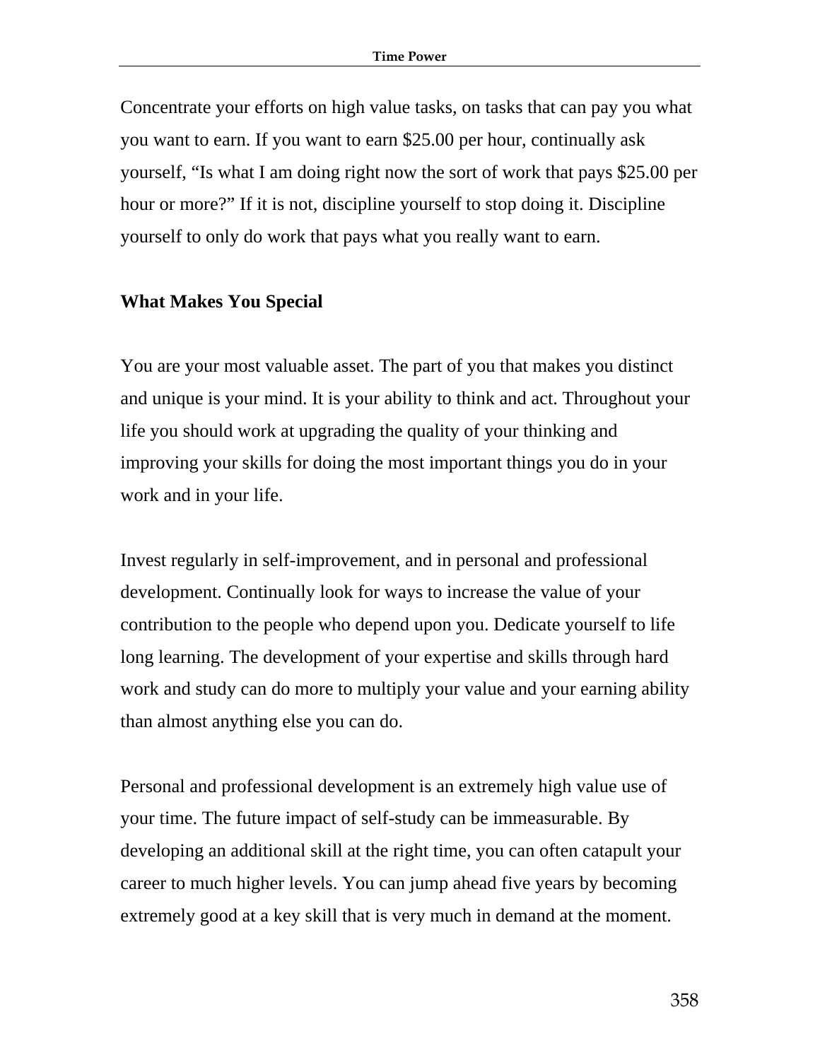Concentrate your efforts on high value tasks, on tasks that can pay you what you want to earn. If you want to earn $25.00 per hour, continually ask yourself, "Is what I am doing right now the sort of work that pays $25.00 per hour or more?" If it is not, discipline yourself to stop doing it. Discipline yourself to only do work that pays what you really want to earn.

**What Makes You Special**

You are your most valuable asset. The part of you that makes you distinct and unique is your mind. It is your ability to think and act. Throughout your life you should work at upgrading the quality of your thinking and improving your skills for doing the most important things you do in your work and in your life.

Invest regularly in self-improvement, and in personal and professional development. Continually look for ways to increase the value of your contribution to the people who depend upon you. Dedicate yourself to life long learning. The development of your expertise and skills through hard work and study can do more to multiply your value and your earning ability than almost anything else you can do.

Personal and professional development is an extremely high value use of your time. The future impact of self-study can be immeasurable. By developing an additional skill at the right time, you can often catapult your career to much higher levels. You can jump ahead five years by becoming extremely good at a key skill that is very much in demand at the moment.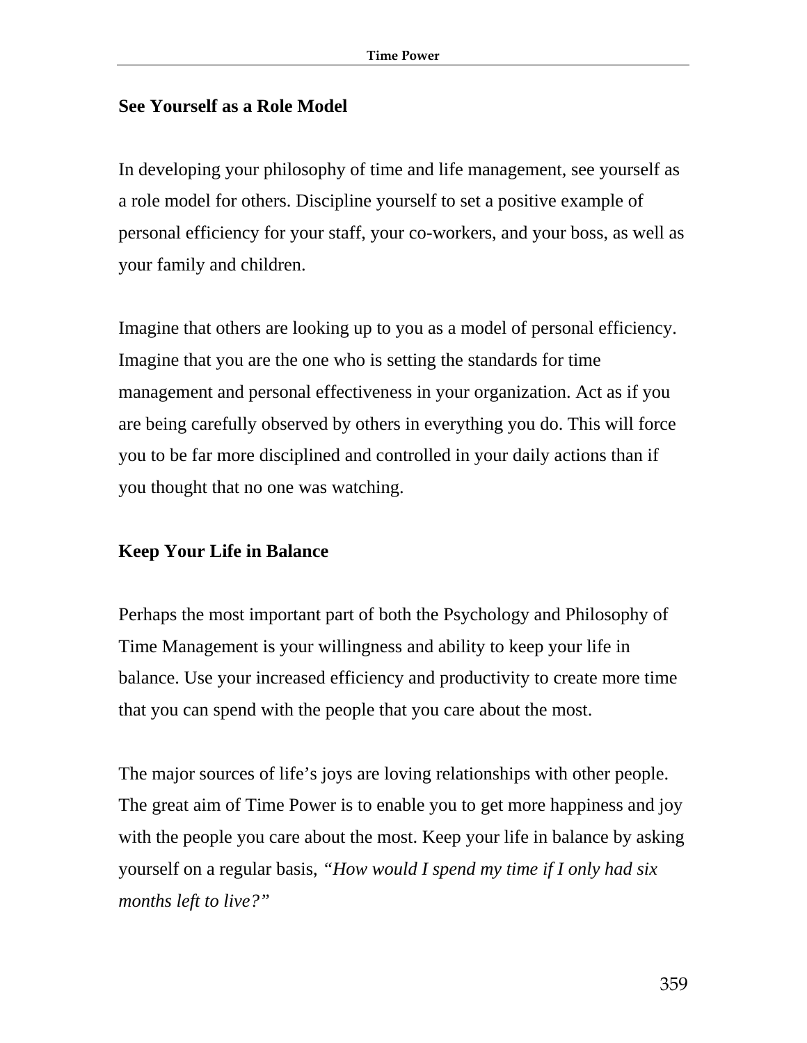## See Yourself as a Role Model

In developing your philosophy of time and life management, see yourself as a role model for others. Discipline yourself to set a positive example of personal efficiency for your staff, your co-workers, and your boss, as well as your family and children.

Imagine that others are looking up to you as a model of personal efficiency. Imagine that you are the one who is setting the standards for time management and personal effectiveness in your organization. Act as if you are being carefully observed by others in everything you do. This will force you to be far more disciplined and controlled in your daily actions than if you thought that no one was watching.

## Keep Your Life in Balance

Perhaps the most important part of both the Psychology and Philosophy of Time Management is your willingness and ability to keep your life in balance. Use your increased efficiency and productivity to create more time that you can spend with the people that you care about the most.

The major sources of life's joys are loving relationships with other people. The great aim of Time Power is to enable you to get more happiness and joy with the people you care about the most. Keep your life in balance by asking yourself on a regular basis, *"How would I spend my time if I only had six months left to live?"*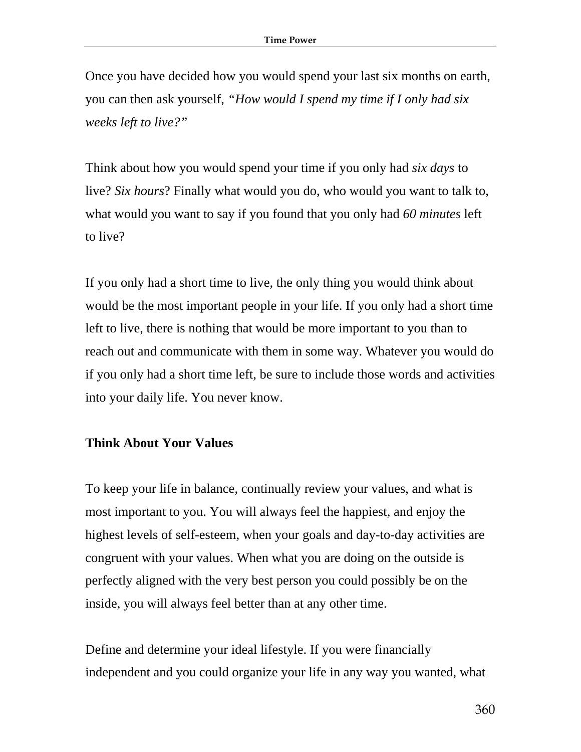Once you have decided how you would spend your last six months on earth, you can then ask yourself, *"How would I spend my time if I only had six weeks left to live?"*

Think about how you would spend your time if you only had *six days* to live? *Six hours*? Finally what would you do, who would you want to talk to, what would you want to say if you found that you only had *60 minutes* left to live?

If you only had a short time to live, the only thing you would think about would be the most important people in your life. If you only had a short time left to live, there is nothing that would be more important to you than to reach out and communicate with them in some way. Whatever you would do if you only had a short time left, be sure to include those words and activities into your daily life. You never know.

**Think About Your Values**

To keep your life in balance, continually review your values, and what is most important to you. You will always feel the happiest, and enjoy the highest levels of self-esteem, when your goals and day-to-day activities are congruent with your values. When what you are doing on the outside is perfectly aligned with the very best person you could possibly be on the inside, you will always feel better than at any other time.

Define and determine your ideal lifestyle. If you were financially independent and you could organize your life in any way you wanted, what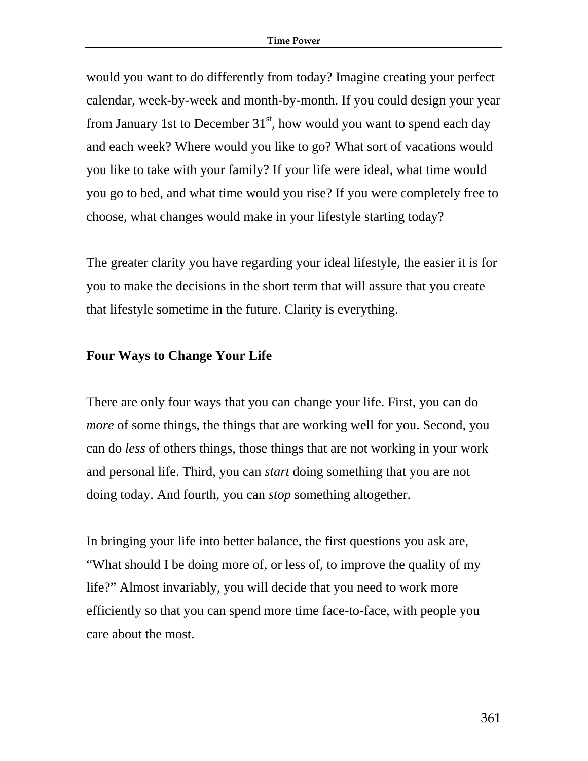would you want to do differently from today? Imagine creating your perfect calendar, week-by-week and month-by-month. If you could design your year from January 1st to December 31st, how would you want to spend each day and each week? Where would you like to go? What sort of vacations would you like to take with your family? If your life were ideal, what time would you go to bed, and what time would you rise? If you were completely free to choose, what changes would make in your lifestyle starting today?

The greater clarity you have regarding your ideal lifestyle, the easier it is for you to make the decisions in the short term that will assure that you create that lifestyle sometime in the future. Clarity is everything.

## Four Ways to Change Your Life

There are only four ways that you can change your life. First, you can do *more* of some things, the things that are working well for you. Second, you can do *less* of others things, those things that are not working in your work and personal life. Third, you can *start* doing something that you are not doing today. And fourth, you can *stop* something altogether.

In bringing your life into better balance, the first questions you ask are, "What should I be doing more of, or less of, to improve the quality of my life?" Almost invariably, you will decide that you need to work more efficiently so that you can spend more time face-to-face, with people you care about the most.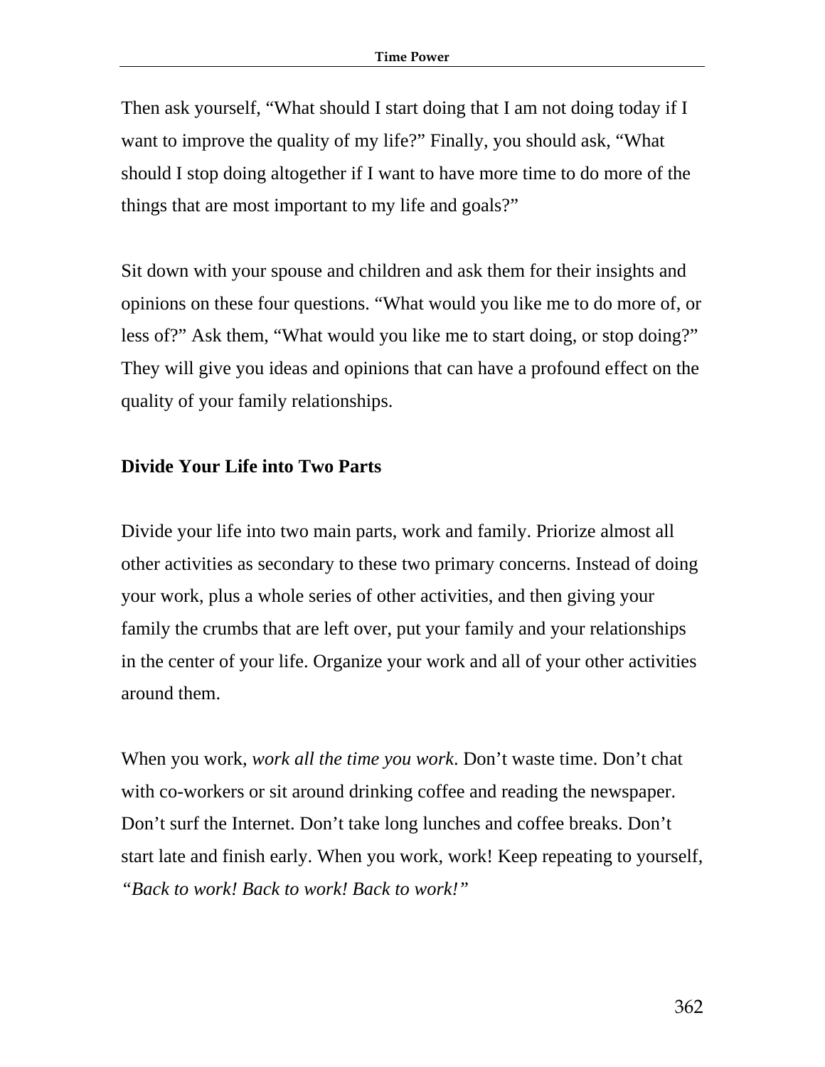Then ask yourself, "What should I start doing that I am not doing today if I want to improve the quality of my life?" Finally, you should ask, "What should I stop doing altogether if I want to have more time to do more of the things that are most important to my life and goals?"

Sit down with your spouse and children and ask them for their insights and opinions on these four questions. "What would you like me to do more of, or less of?" Ask them, "What would you like me to start doing, or stop doing?" They will give you ideas and opinions that can have a profound effect on the quality of your family relationships.

**Divide Your Life into Two Parts**

Divide your life into two main parts, work and family. Priorize almost all other activities as secondary to these two primary concerns. Instead of doing your work, plus a whole series of other activities, and then giving your family the crumbs that are left over, put your family and your relationships in the center of your life. Organize your work and all of your other activities around them.

When you work, *work all the time you work*. Don't waste time. Don't chat with co-workers or sit around drinking coffee and reading the newspaper. Don't surf the Internet. Don't take long lunches and coffee breaks. Don't start late and finish early. When you work, work! Keep repeating to yourself, *"Back to work! Back to work! Back to work!"*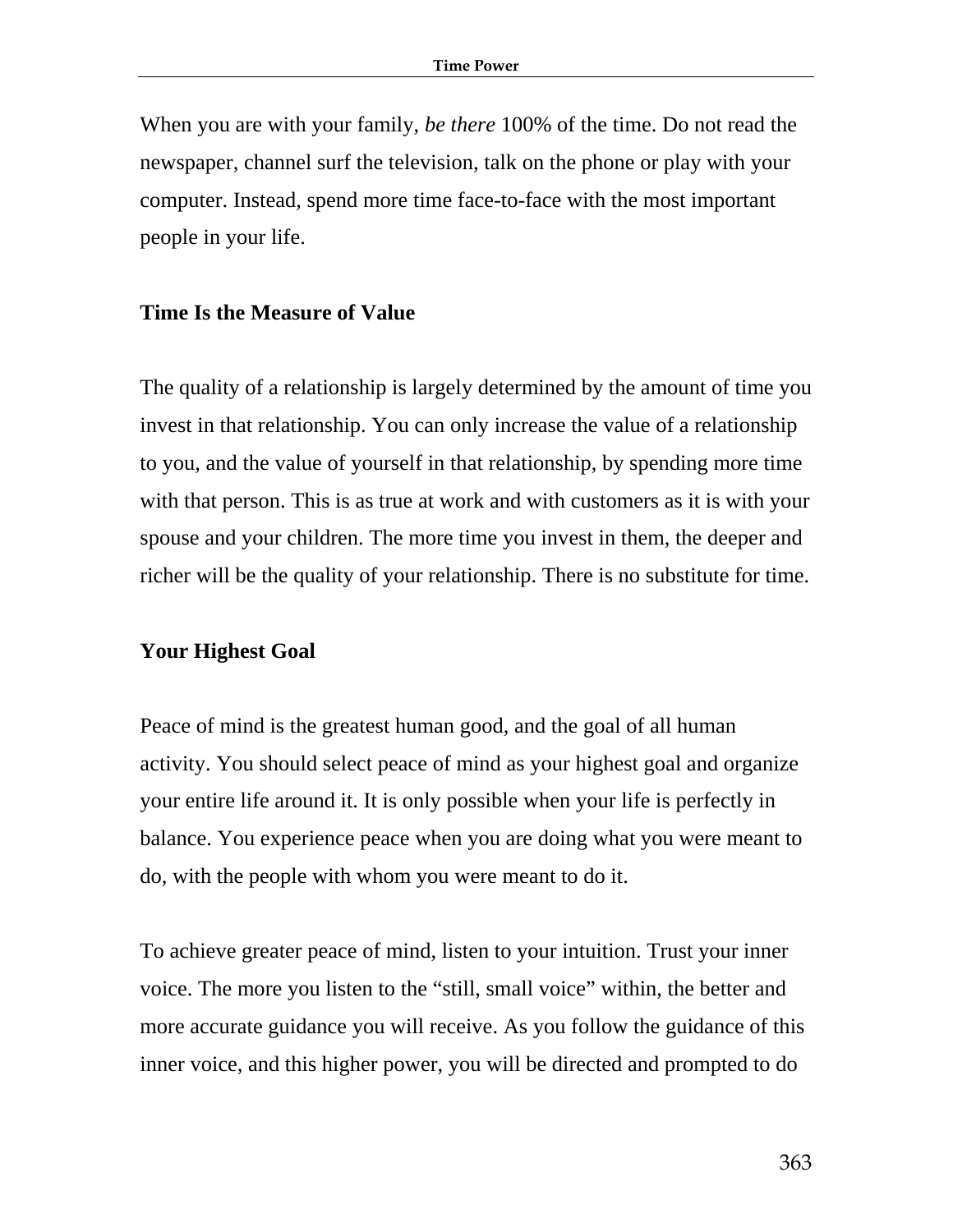When you are with your family, *be there* 100% of the time. Do not read the newspaper, channel surf the television, talk on the phone or play with your computer. Instead, spend more time face-to-face with the most important people in your life.

### Time Is the Measure of Value

The quality of a relationship is largely determined by the amount of time you invest in that relationship. You can only increase the value of a relationship to you, and the value of yourself in that relationship, by spending more time with that person. This is as true at work and with customers as it is with your spouse and your children. The more time you invest in them, the deeper and richer will be the quality of your relationship. There is no substitute for time.

### Your Highest Goal

Peace of mind is the greatest human good, and the goal of all human activity. You should select peace of mind as your highest goal and organize your entire life around it. It is only possible when your life is perfectly in balance. You experience peace when you are doing what you were meant to do, with the people with whom you were meant to do it.

To achieve greater peace of mind, listen to your intuition. Trust your inner voice. The more you listen to the “still, small voice” within, the better and more accurate guidance you will receive. As you follow the guidance of this inner voice, and this higher power, you will be directed and prompted to do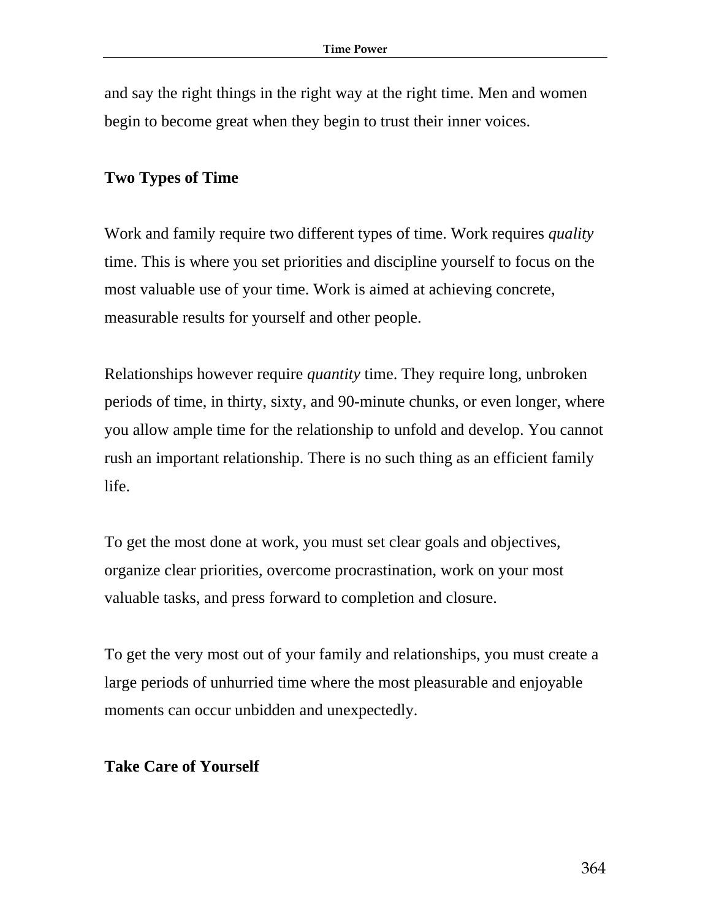and say the right things in the right way at the right time. Men and women begin to become great when they begin to trust their inner voices.

## Two Types of Time

Work and family require two different types of time. Work requires *quality* time. This is where you set priorities and discipline yourself to focus on the most valuable use of your time. Work is aimed at achieving concrete, measurable results for yourself and other people.

Relationships however require *quantity* time. They require long, unbroken periods of time, in thirty, sixty, and 90-minute chunks, or even longer, where you allow ample time for the relationship to unfold and develop. You cannot rush an important relationship. There is no such thing as an efficient family life.

To get the most done at work, you must set clear goals and objectives, organize clear priorities, overcome procrastination, work on your most valuable tasks, and press forward to completion and closure.

To get the very most out of your family and relationships, you must create a large periods of unhurried time where the most pleasurable and enjoyable moments can occur unbidden and unexpectedly.

## Take Care of Yourself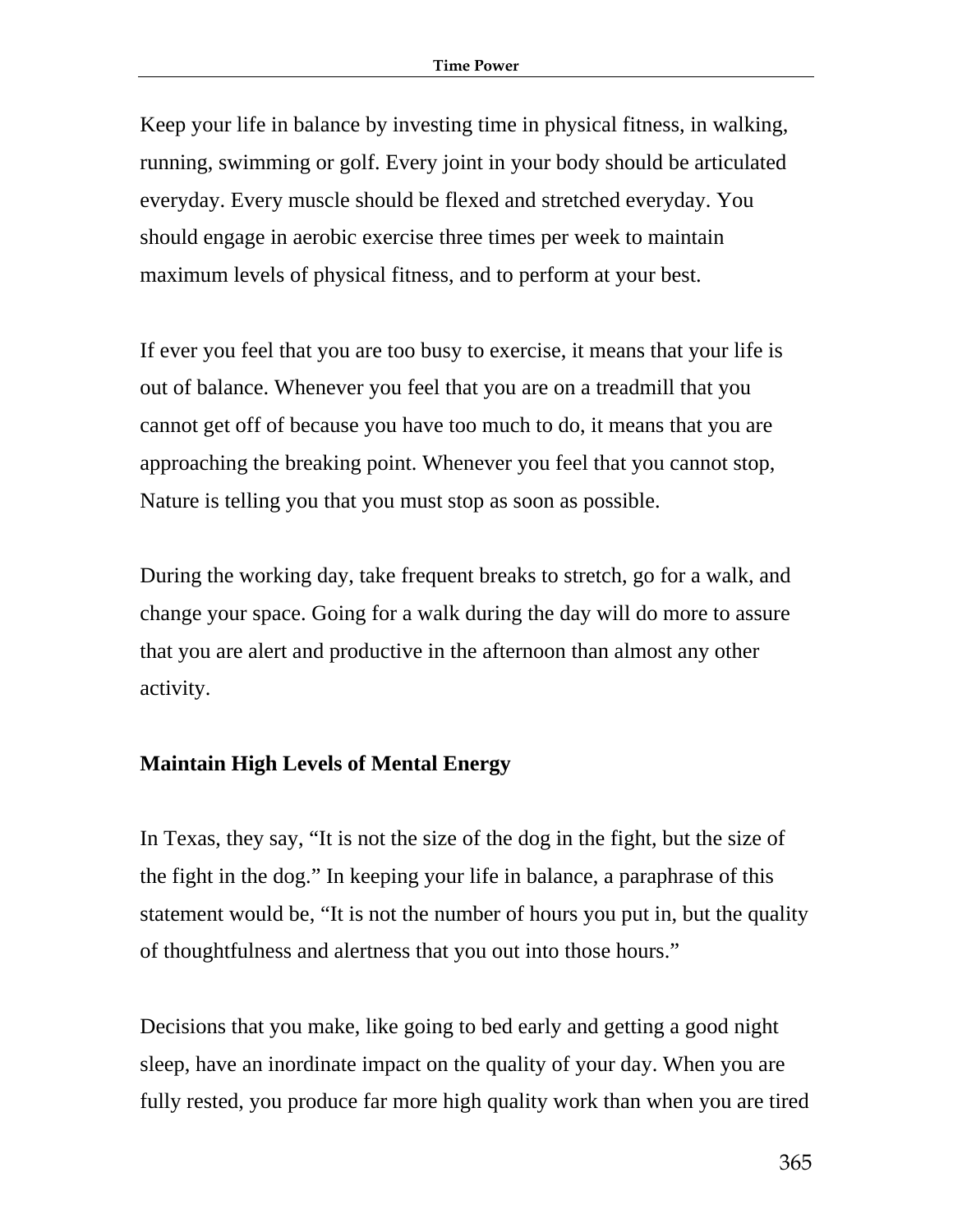Keep your life in balance by investing time in physical fitness, in walking, running, swimming or golf. Every joint in your body should be articulated everyday. Every muscle should be flexed and stretched everyday. You should engage in aerobic exercise three times per week to maintain maximum levels of physical fitness, and to perform at your best.

If ever you feel that you are too busy to exercise, it means that your life is out of balance. Whenever you feel that you are on a treadmill that you cannot get off of because you have too much to do, it means that you are approaching the breaking point. Whenever you feel that you cannot stop, Nature is telling you that you must stop as soon as possible.

During the working day, take frequent breaks to stretch, go for a walk, and change your space. Going for a walk during the day will do more to assure that you are alert and productive in the afternoon than almost any other activity.

**Maintain High Levels of Mental Energy**

In Texas, they say, "It is not the size of the dog in the fight, but the size of the fight in the dog." In keeping your life in balance, a paraphrase of this statement would be, "It is not the number of hours you put in, but the quality of thoughtfulness and alertness that you out into those hours."

Decisions that you make, like going to bed early and getting a good night sleep, have an inordinate impact on the quality of your day. When you are fully rested, you produce far more high quality work than when you are tired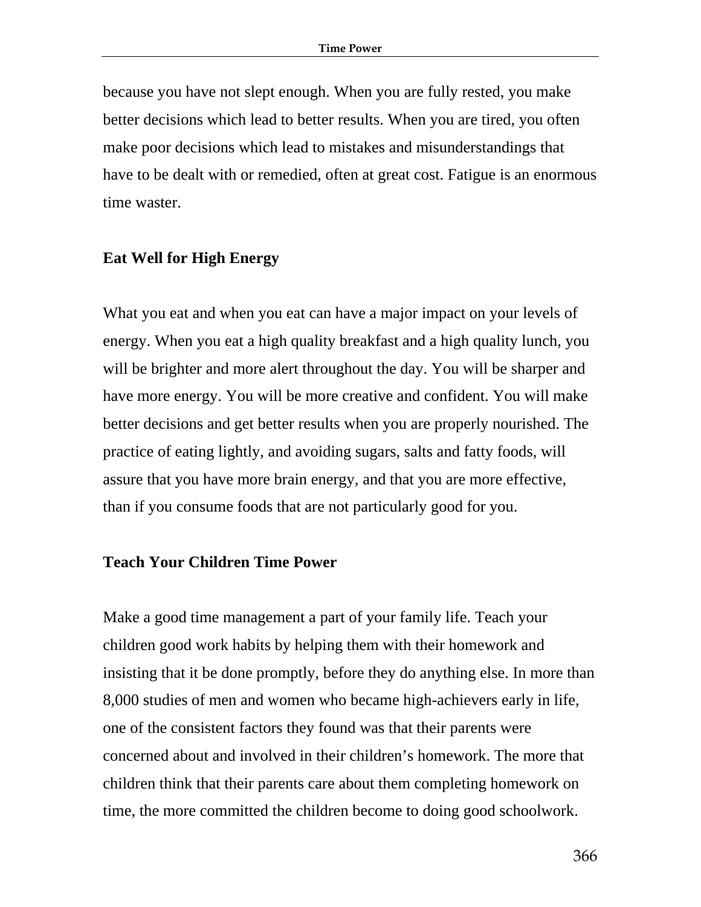because you have not slept enough. When you are fully rested, you make better decisions which lead to better results. When you are tired, you often make poor decisions which lead to mistakes and misunderstandings that have to be dealt with or remedied, often at great cost. Fatigue is an enormous time waster.

### Eat Well for High Energy

What you eat and when you eat can have a major impact on your levels of energy. When you eat a high quality breakfast and a high quality lunch, you will be brighter and more alert throughout the day. You will be sharper and have more energy. You will be more creative and confident. You will make better decisions and get better results when you are properly nourished. The practice of eating lightly, and avoiding sugars, salts and fatty foods, will assure that you have more brain energy, and that you are more effective, than if you consume foods that are not particularly good for you.

### Teach Your Children Time Power

Make a good time management a part of your family life. Teach your children good work habits by helping them with their homework and insisting that it be done promptly, before they do anything else. In more than 8,000 studies of men and women who became high-achievers early in life, one of the consistent factors they found was that their parents were concerned about and involved in their children's homework. The more that children think that their parents care about them completing homework on time, the more committed the children become to doing good schoolwork.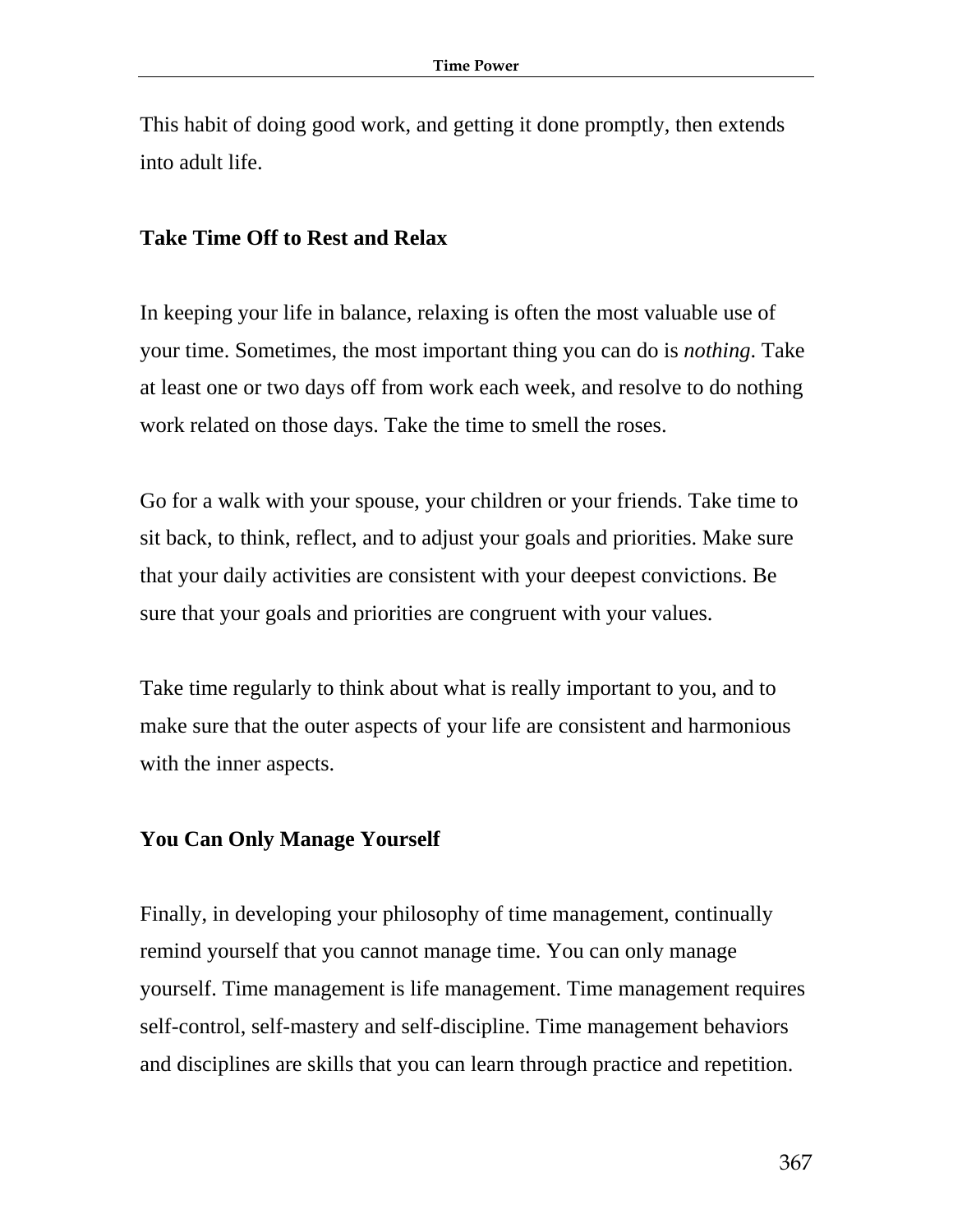This habit of doing good work, and getting it done promptly, then extends into adult life.

**Take Time Off to Rest and Relax**

In keeping your life in balance, relaxing is often the most valuable use of your time. Sometimes, the most important thing you can do is *nothing*. Take at least one or two days off from work each week, and resolve to do nothing work related on those days. Take the time to smell the roses.

Go for a walk with your spouse, your children or your friends. Take time to sit back, to think, reflect, and to adjust your goals and priorities. Make sure that your daily activities are consistent with your deepest convictions. Be sure that your goals and priorities are congruent with your values.

Take time regularly to think about what is really important to you, and to make sure that the outer aspects of your life are consistent and harmonious with the inner aspects.

**You Can Only Manage Yourself**

Finally, in developing your philosophy of time management, continually remind yourself that you cannot manage time. You can only manage yourself. Time management is life management. Time management requires self-control, self-mastery and self-discipline. Time management behaviors and disciplines are skills that you can learn through practice and repetition.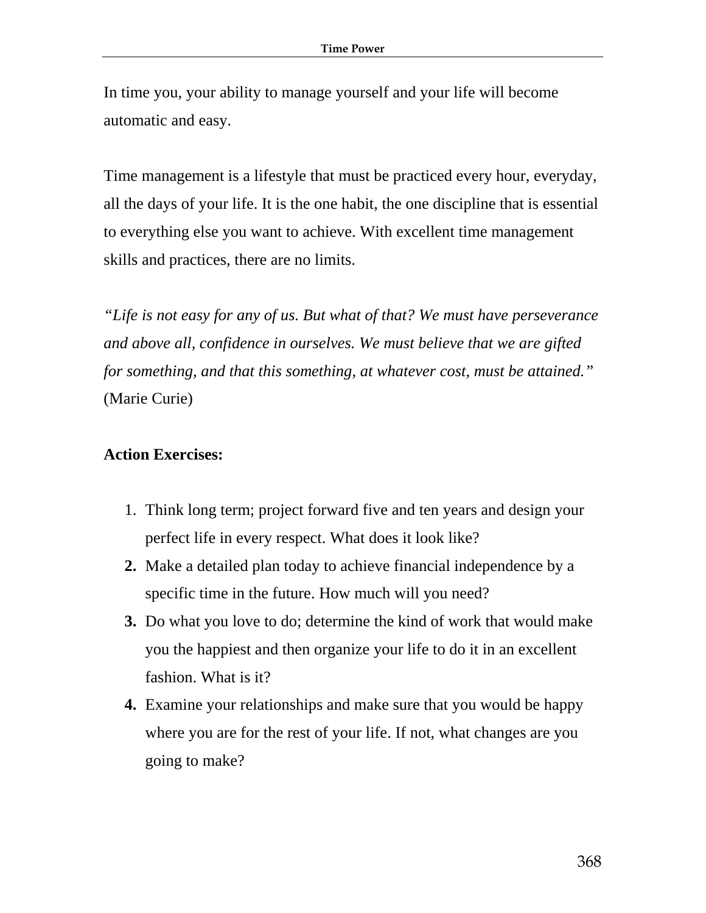In time you, your ability to manage yourself and your life will become automatic and easy.

Time management is a lifestyle that must be practiced every hour, everyday, all the days of your life. It is the one habit, the one discipline that is essential to everything else you want to achieve. With excellent time management skills and practices, there are no limits.

*“Life is not easy for any of us. But what of that? We must have perseverance and above all, confidence in ourselves. We must believe that we are gifted for something, and that this something, at whatever cost, must be attained.”* (Marie Curie)

**Action Exercises:**

1. Think long term; project forward five and ten years and design your perfect life in every respect. What does it look like?
2. Make a detailed plan today to achieve financial independence by a specific time in the future. How much will you need?
3. Do what you love to do; determine the kind of work that would make you the happiest and then organize your life to do it in an excellent fashion. What is it?
4. Examine your relationships and make sure that you would be happy where you are for the rest of your life. If not, what changes are you going to make?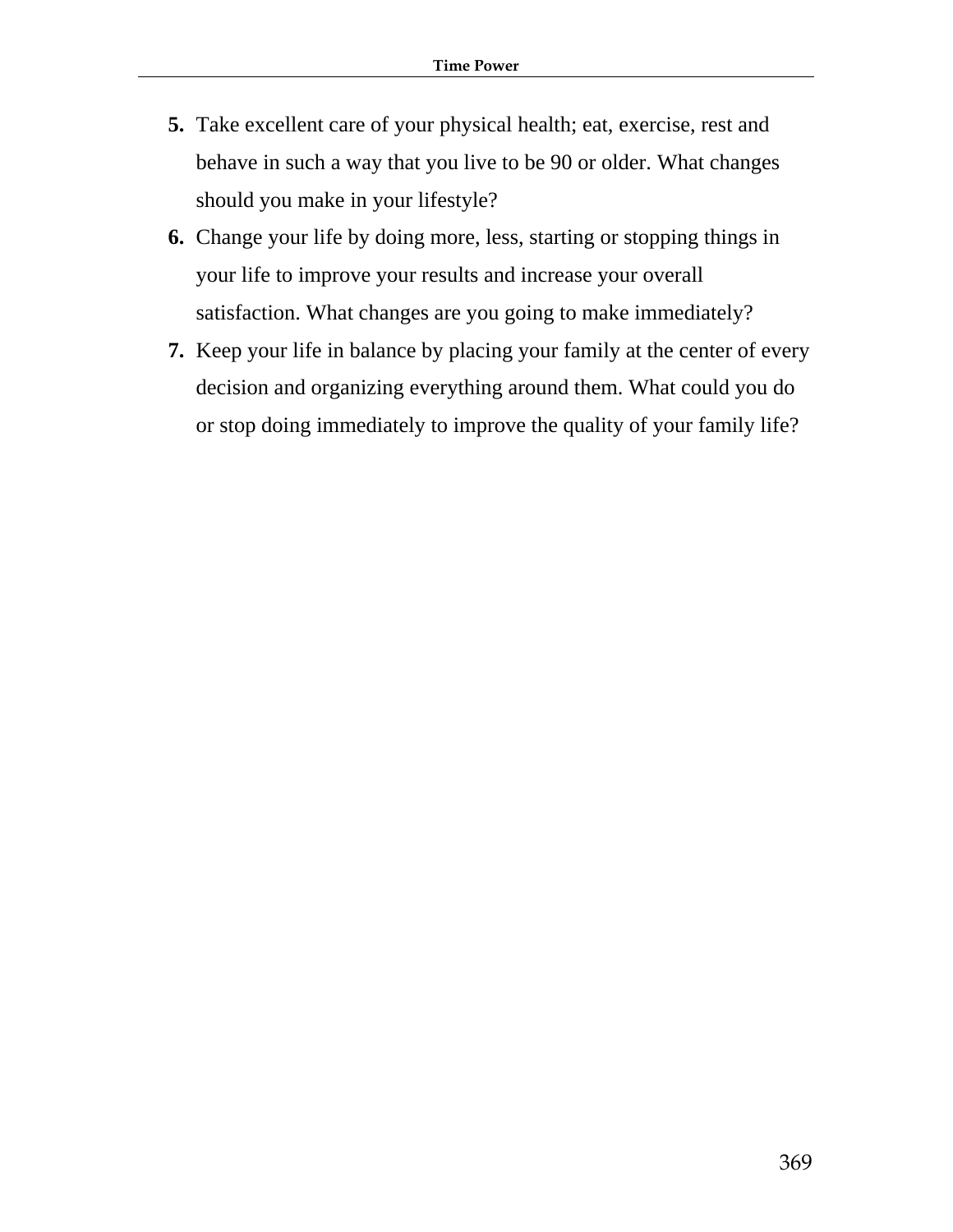5. Take excellent care of your physical health; eat, exercise, rest and behave in such a way that you live to be 90 or older. What changes should you make in your lifestyle?
6. Change your life by doing more, less, starting or stopping things in your life to improve your results and increase your overall satisfaction. What changes are you going to make immediately?
7. Keep your life in balance by placing your family at the center of every decision and organizing everything around them. What could you do or stop doing immediately to improve the quality of your family life?